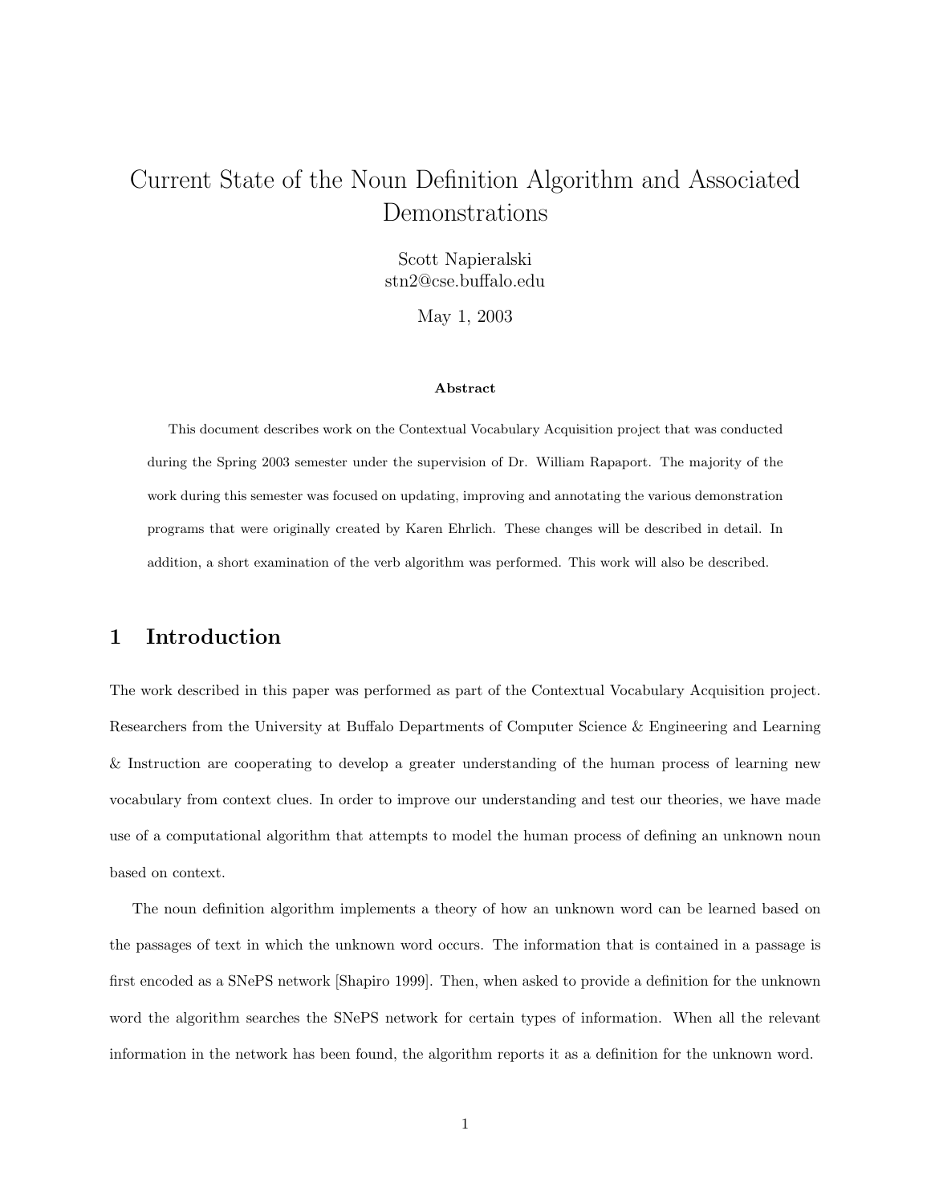# Current State of the Noun Definition Algorithm and Associated Demonstrations

Scott Napieralski
stn2@cse.buffalo.edu

May 1, 2003

**Abstract**

This document describes work on the Contextual Vocabulary Acquisition project that was conducted during the Spring 2003 semester under the supervision of Dr. William Rapaport. The majority of the work during this semester was focused on updating, improving and annotating the various demonstration programs that were originally created by Karen Ehrlich. These changes will be described in detail. In addition, a short examination of the verb algorithm was performed. This work will also be described.

## 1 Introduction

The work described in this paper was performed as part of the Contextual Vocabulary Acquisition project. Researchers from the University at Buffalo Departments of Computer Science & Engineering and Learning & Instruction are cooperating to develop a greater understanding of the human process of learning new vocabulary from context clues. In order to improve our understanding and test our theories, we have made use of a computational algorithm that attempts to model the human process of defining an unknown noun based on context.

The noun definition algorithm implements a theory of how an unknown word can be learned based on the passages of text in which the unknown word occurs. The information that is contained in a passage is first encoded as a SNePS network [Shapiro 1999]. Then, when asked to provide a definition for the unknown word the algorithm searches the SNePS network for certain types of information. When all the relevant information in the network has been found, the algorithm reports it as a definition for the unknown word.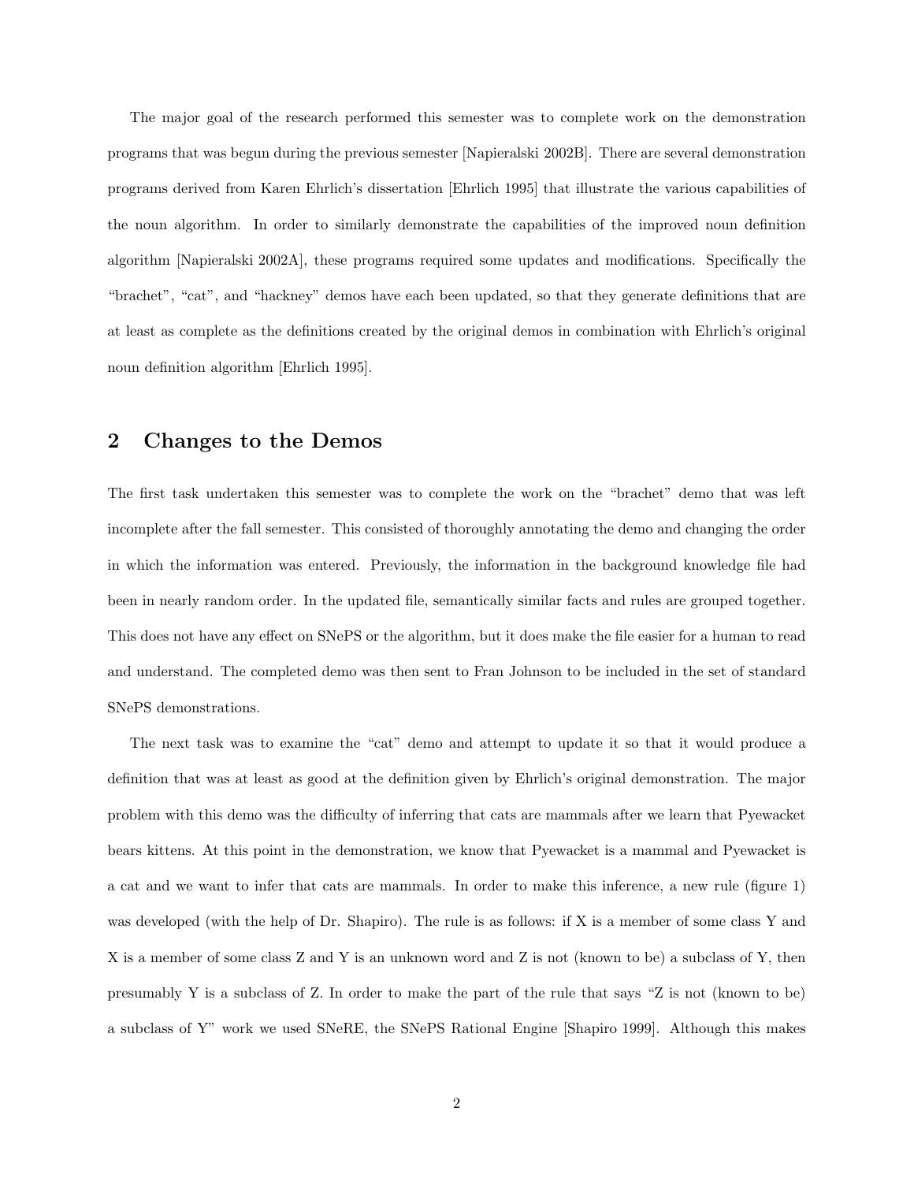The major goal of the research performed this semester was to complete work on the demonstration programs that was begun during the previous semester [Napieralski 2002B]. There are several demonstration programs derived from Karen Ehrlich's dissertation [Ehrlich 1995] that illustrate the various capabilities of the noun algorithm. In order to similarly demonstrate the capabilities of the improved noun definition algorithm [Napieralski 2002A], these programs required some updates and modifications. Specifically the "brachet", "cat", and "hackney" demos have each been updated, so that they generate definitions that are at least as complete as the definitions created by the original demos in combination with Ehrlich's original noun definition algorithm [Ehrlich 1995].

## 2 Changes to the Demos

The first task undertaken this semester was to complete the work on the "brachet" demo that was left incomplete after the fall semester. This consisted of thoroughly annotating the demo and changing the order in which the information was entered. Previously, the information in the background knowledge file had been in nearly random order. In the updated file, semantically similar facts and rules are grouped together. This does not have any effect on SNePS or the algorithm, but it does make the file easier for a human to read and understand. The completed demo was then sent to Fran Johnson to be included in the set of standard SNePS demonstrations.

The next task was to examine the "cat" demo and attempt to update it so that it would produce a definition that was at least as good at the definition given by Ehrlich's original demonstration. The major problem with this demo was the difficulty of inferring that cats are mammals after we learn that Pyewacket bears kittens. At this point in the demonstration, we know that Pyewacket is a mammal and Pyewacket is a cat and we want to infer that cats are mammals. In order to make this inference, a new rule (figure 1) was developed (with the help of Dr. Shapiro). The rule is as follows: if X is a member of some class Y and X is a member of some class Z and Y is an unknown word and Z is not (known to be) a subclass of Y, then presumably Y is a subclass of Z. In order to make the part of the rule that says "Z is not (known to be) a subclass of Y" work we used SNeRE, the SNePS Rational Engine [Shapiro 1999]. Although this makes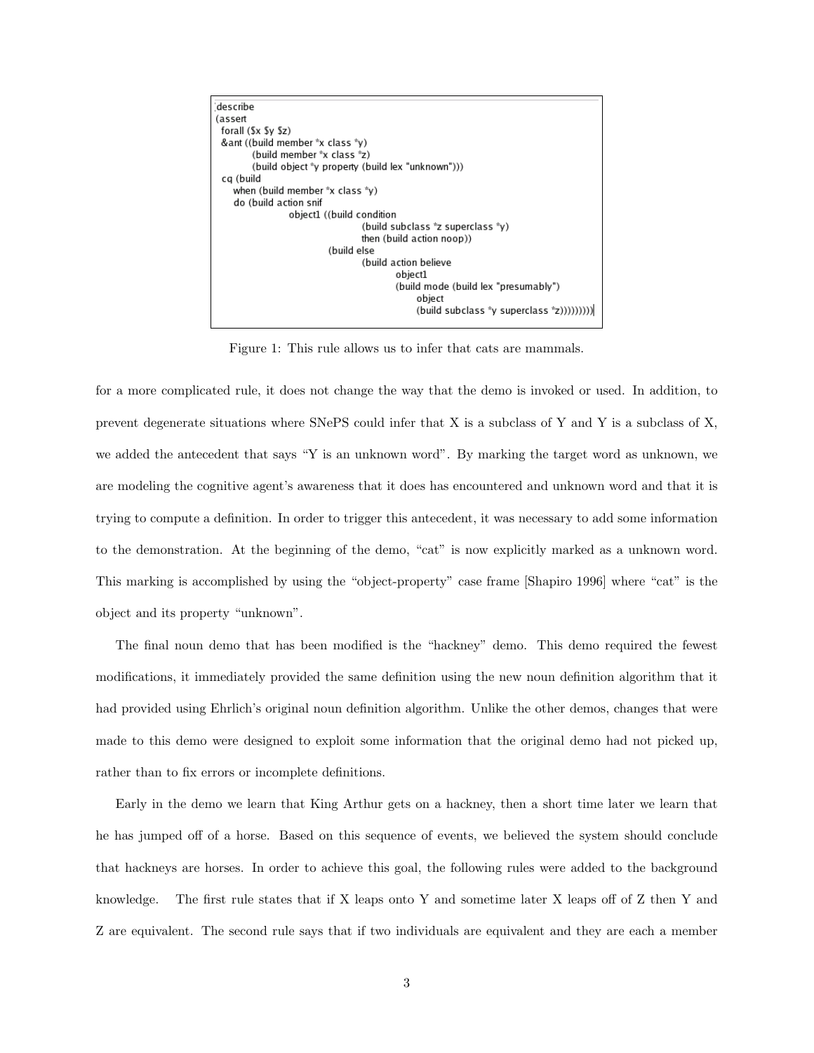```
;describe
(assert
  forall ($x $y $z)
  &ant ((build member *x class *y)
        (build member *x class *z)
        (build object *y property (build lex "unknown")))
  cq (build
     when (build member *x class *y)
     do (build action snif
               object1 ((build condition
                              (build subclass *z superclass *y)
                              then (build action noop))
                        (build else
                              (build action believe
                                     object1
                                     (build mode (build lex "presumably")
                                            object
                                            (build subclass *y superclass *z)))))))))
```

Figure 1: This rule allows us to infer that cats are mammals.

for a more complicated rule, it does not change the way that the demo is invoked or used. In addition, to prevent degenerate situations where SNePS could infer that X is a subclass of Y and Y is a subclass of X, we added the antecedent that says "Y is an unknown word". By marking the target word as unknown, we are modeling the cognitive agent's awareness that it does has encountered and unknown word and that it is trying to compute a definition. In order to trigger this antecedent, it was necessary to add some information to the demonstration. At the beginning of the demo, "cat" is now explicitly marked as a unknown word. This marking is accomplished by using the "object-property" case frame [Shapiro 1996] where "cat" is the object and its property "unknown".

The final noun demo that has been modified is the "hackney" demo. This demo required the fewest modifications, it immediately provided the same definition using the new noun definition algorithm that it had provided using Ehrlich's original noun definition algorithm. Unlike the other demos, changes that were made to this demo were designed to exploit some information that the original demo had not picked up, rather than to fix errors or incomplete definitions.

Early in the demo we learn that King Arthur gets on a hackney, then a short time later we learn that he has jumped off of a horse. Based on this sequence of events, we believed the system should conclude that hackneys are horses. In order to achieve this goal, the following rules were added to the background knowledge. The first rule states that if X leaps onto Y and sometime later X leaps off of Z then Y and Z are equivalent. The second rule says that if two individuals are equivalent and they are each a member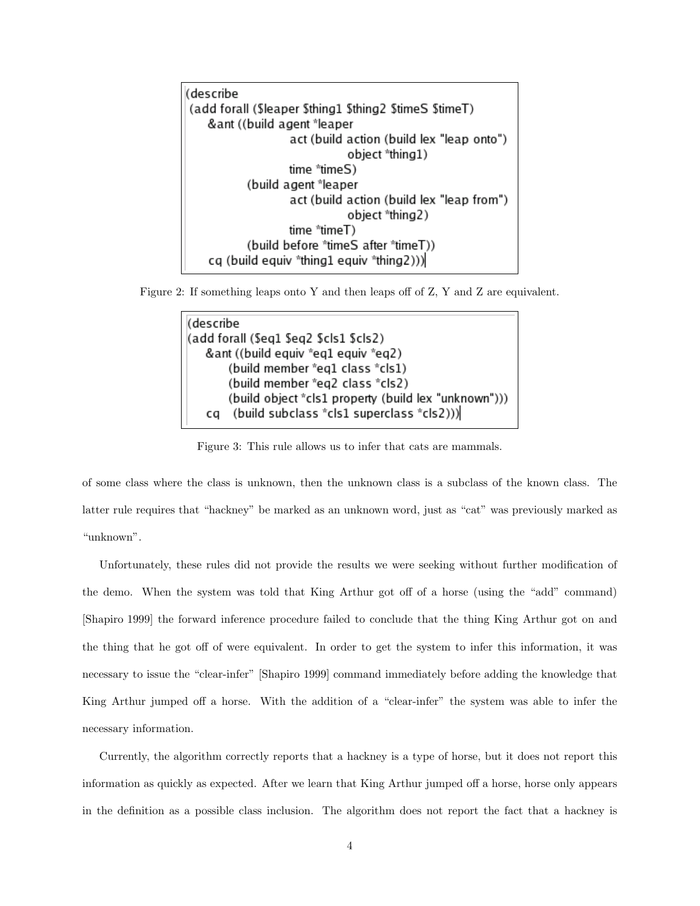```
(describe
 (add forall ($leaper $thing1 $thing2 $timeS $timeT)
    &ant ((build agent *leaper
                 act (build action (build lex "leap onto")
                            object *thing1)
                 time *timeS)
          (build agent *leaper
                 act (build action (build lex "leap from")
                            object *thing2)
                 time *timeT)
          (build before *timeS after *timeT))
    cq (build equiv *thing1 equiv *thing2)))
```

Figure 2: If something leaps onto Y and then leaps off of Z, Y and Z are equivalent.

```
(describe
(add forall ($eq1 $eq2 $cls1 $cls2)
   &ant ((build equiv *eq1 equiv *eq2)
        (build member *eq1 class *cls1)
        (build member *eq2 class *cls2)
        (build object *cls1 property (build lex "unknown")))
   cq   (build subclass *cls1 superclass *cls2)))
```

Figure 3: This rule allows us to infer that cats are mammals.

of some class where the class is unknown, then the unknown class is a subclass of the known class. The latter rule requires that "hackney" be marked as an unknown word, just as "cat" was previously marked as "unknown".

Unfortunately, these rules did not provide the results we were seeking without further modification of the demo. When the system was told that King Arthur got off of a horse (using the "add" command) [Shapiro 1999] the forward inference procedure failed to conclude that the thing King Arthur got on and the thing that he got off of were equivalent. In order to get the system to infer this information, it was necessary to issue the "clear-infer" [Shapiro 1999] command immediately before adding the knowledge that King Arthur jumped off a horse. With the addition of a "clear-infer" the system was able to infer the necessary information.

Currently, the algorithm correctly reports that a hackney is a type of horse, but it does not report this information as quickly as expected. After we learn that King Arthur jumped off a horse, horse only appears in the definition as a possible class inclusion. The algorithm does not report the fact that a hackney is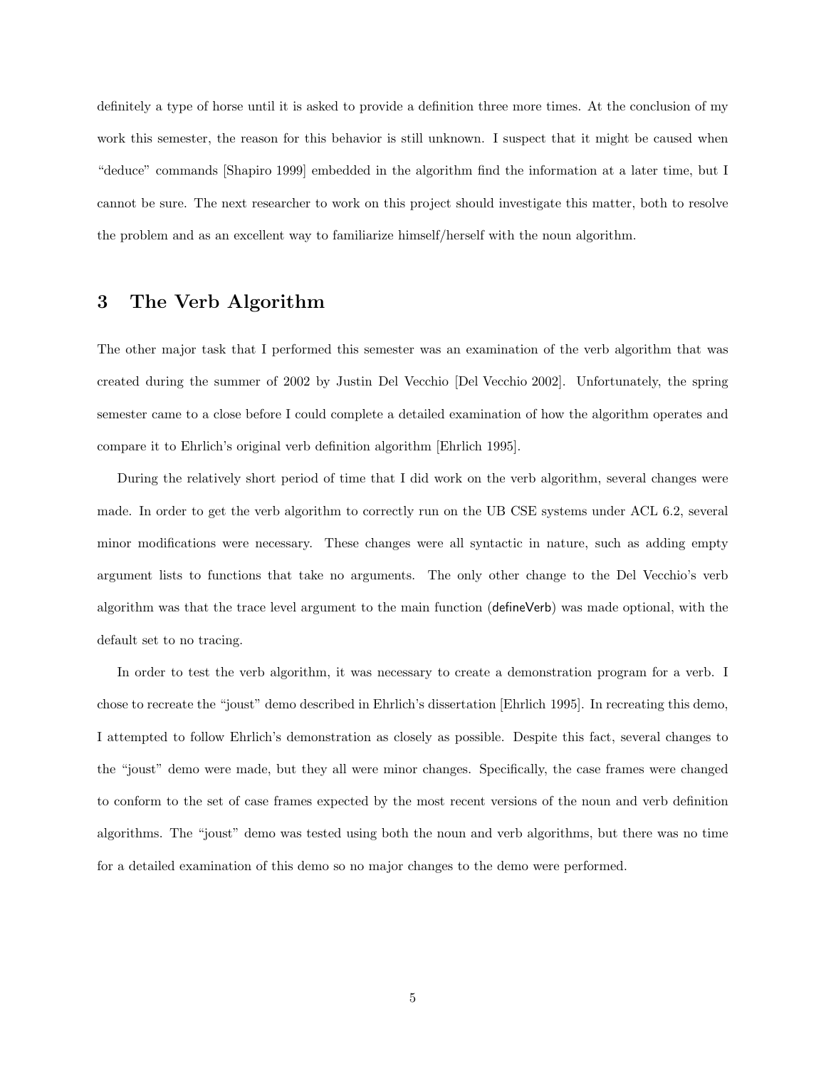definitely a type of horse until it is asked to provide a definition three more times. At the conclusion of my work this semester, the reason for this behavior is still unknown. I suspect that it might be caused when "deduce" commands [Shapiro 1999] embedded in the algorithm find the information at a later time, but I cannot be sure. The next researcher to work on this project should investigate this matter, both to resolve the problem and as an excellent way to familiarize himself/herself with the noun algorithm.

## 3 The Verb Algorithm

The other major task that I performed this semester was an examination of the verb algorithm that was created during the summer of 2002 by Justin Del Vecchio [Del Vecchio 2002]. Unfortunately, the spring semester came to a close before I could complete a detailed examination of how the algorithm operates and compare it to Ehrlich's original verb definition algorithm [Ehrlich 1995].

During the relatively short period of time that I did work on the verb algorithm, several changes were made. In order to get the verb algorithm to correctly run on the UB CSE systems under ACL 6.2, several minor modifications were necessary. These changes were all syntactic in nature, such as adding empty argument lists to functions that take no arguments. The only other change to the Del Vecchio's verb algorithm was that the trace level argument to the main function (defineVerb) was made optional, with the default set to no tracing.

In order to test the verb algorithm, it was necessary to create a demonstration program for a verb. I chose to recreate the "joust" demo described in Ehrlich's dissertation [Ehrlich 1995]. In recreating this demo, I attempted to follow Ehrlich's demonstration as closely as possible. Despite this fact, several changes to the "joust" demo were made, but they all were minor changes. Specifically, the case frames were changed to conform to the set of case frames expected by the most recent versions of the noun and verb definition algorithms. The "joust" demo was tested using both the noun and verb algorithms, but there was no time for a detailed examination of this demo so no major changes to the demo were performed.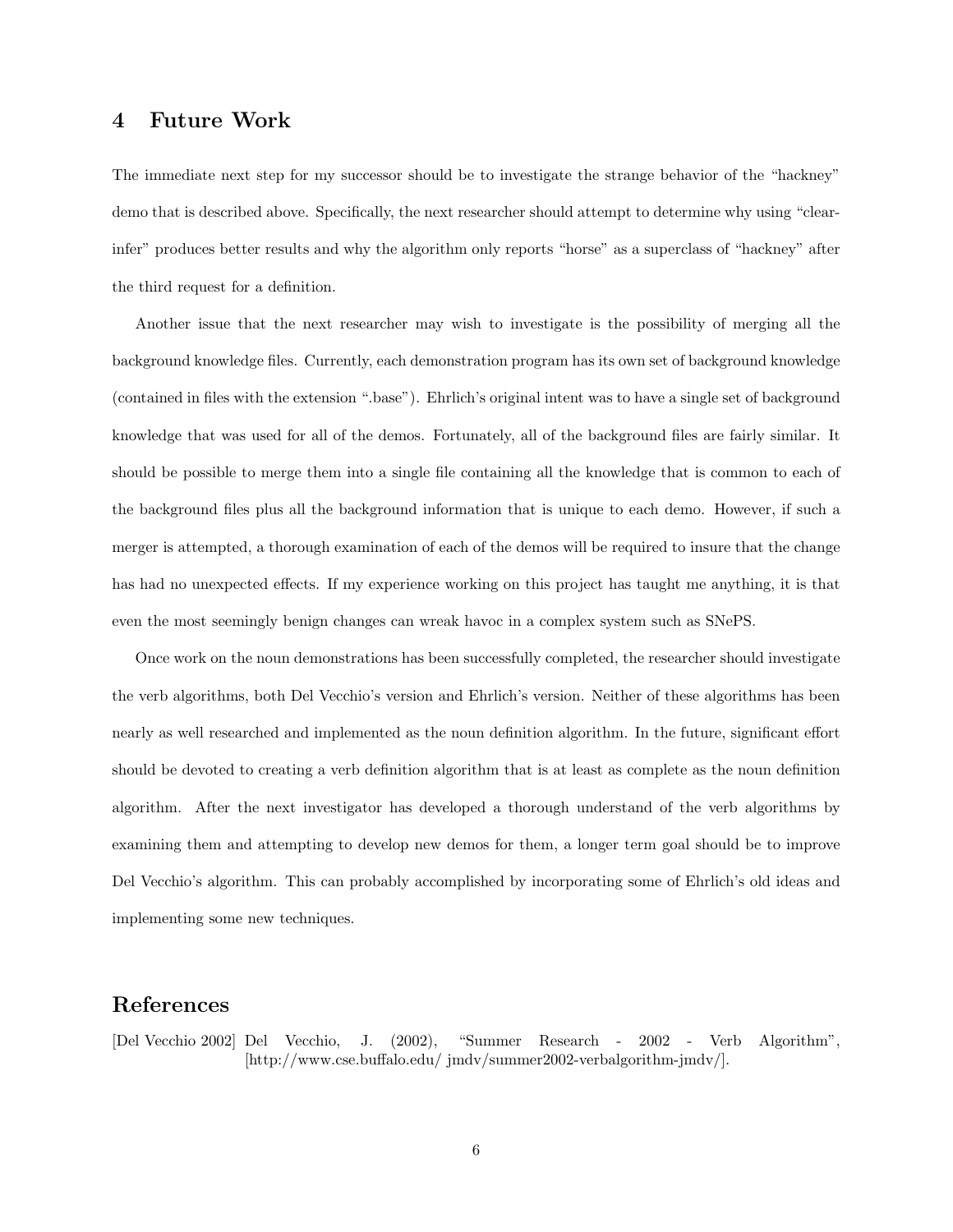## 4 Future Work

The immediate next step for my successor should be to investigate the strange behavior of the "hackney" demo that is described above. Specifically, the next researcher should attempt to determine why using "clear-infer" produces better results and why the algorithm only reports "horse" as a superclass of "hackney" after the third request for a definition.

Another issue that the next researcher may wish to investigate is the possibility of merging all the background knowledge files. Currently, each demonstration program has its own set of background knowledge (contained in files with the extension ".base"). Ehrlich's original intent was to have a single set of background knowledge that was used for all of the demos. Fortunately, all of the background files are fairly similar. It should be possible to merge them into a single file containing all the knowledge that is common to each of the background files plus all the background information that is unique to each demo. However, if such a merger is attempted, a thorough examination of each of the demos will be required to insure that the change has had no unexpected effects. If my experience working on this project has taught me anything, it is that even the most seemingly benign changes can wreak havoc in a complex system such as SNePS.

Once work on the noun demonstrations has been successfully completed, the researcher should investigate the verb algorithms, both Del Vecchio's version and Ehrlich's version. Neither of these algorithms has been nearly as well researched and implemented as the noun definition algorithm. In the future, significant effort should be devoted to creating a verb definition algorithm that is at least as complete as the noun definition algorithm. After the next investigator has developed a thorough understand of the verb algorithms by examining them and attempting to develop new demos for them, a longer term goal should be to improve Del Vecchio's algorithm. This can probably accomplished by incorporating some of Ehrlich's old ideas and implementing some new techniques.

## References

[Del Vecchio 2002] Del Vecchio, J. (2002), "Summer Research - 2002 - Verb Algorithm", [http://www.cse.buffalo.edu/ jmdv/summer2002-verbalgorithm-jmdv/].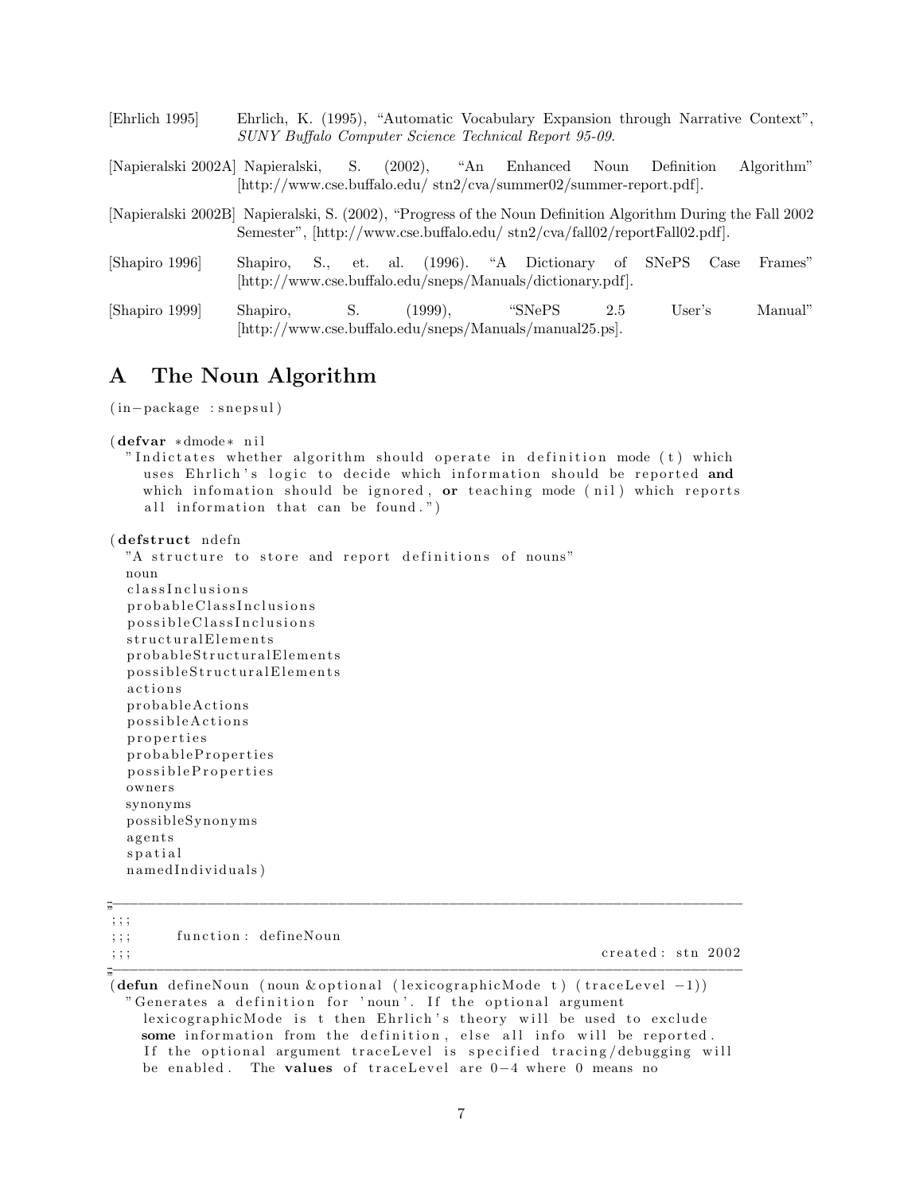[Ehrlich 1995] Ehrlich, K. (1995), "Automatic Vocabulary Expansion through Narrative Context", *SUNY Buffalo Computer Science Technical Report 95-09*.

[Napieralski 2002A] Napieralski, S. (2002), "An Enhanced Noun Definition Algorithm" [http://www.cse.buffalo.edu/ stn2/cva/summer02/summer-report.pdf].

[Napieralski 2002B] Napieralski, S. (2002), "Progress of the Noun Definition Algorithm During the Fall 2002 Semester", [http://www.cse.buffalo.edu/ stn2/cva/fall02/reportFall02.pdf].

[Shapiro 1996] Shapiro, S., et. al. (1996). "A Dictionary of SNePS Case Frames" [http://www.cse.buffalo.edu/sneps/Manuals/dictionary.pdf].

[Shapiro 1999] Shapiro, S. (1999), "SNePS 2.5 User's Manual" [http://www.cse.buffalo.edu/sneps/Manuals/manual25.ps].

# A The Noun Algorithm

```
(in-package :snepsul)

(defvar *dmode* nil
  "Indictates whether algorithm should operate in definition mode (t) which
    uses Ehrlich's logic to decide which information should be reported and
    which infomation should be ignored, or teaching mode (nil) which reports
    all information that can be found.")

(defstruct ndefn
  "A structure to store and report definitions of nouns"
  noun
  classInclusions
  probableClassInclusions
  possibleClassInclusions
  structuralElements
  probableStructuralElements
  possibleStructuralElements
  actions
  probableActions
  possibleActions
  properties
  probableProperties
  possibleProperties
  owners
  synonyms
  possibleSynonyms
  agents
  spatial
  namedIndividuals)

;------------------------------------------------------------------------------
;;;
;;;       function: defineNoun
;;;                                                         created: stn 2002
;------------------------------------------------------------------------------
(defun defineNoun (noun &optional (lexicographicMode t) (traceLevel -1))
  "Generates a definition for 'noun'. If the optional argument
    lexicographicMode is t then Ehrlich's theory will be used to exclude
    some information from the definition, else all info will be reported.
    If the optional argument traceLevel is specified tracing/debugging will
    be enabled. The values of traceLevel are 0-4 where 0 means no
```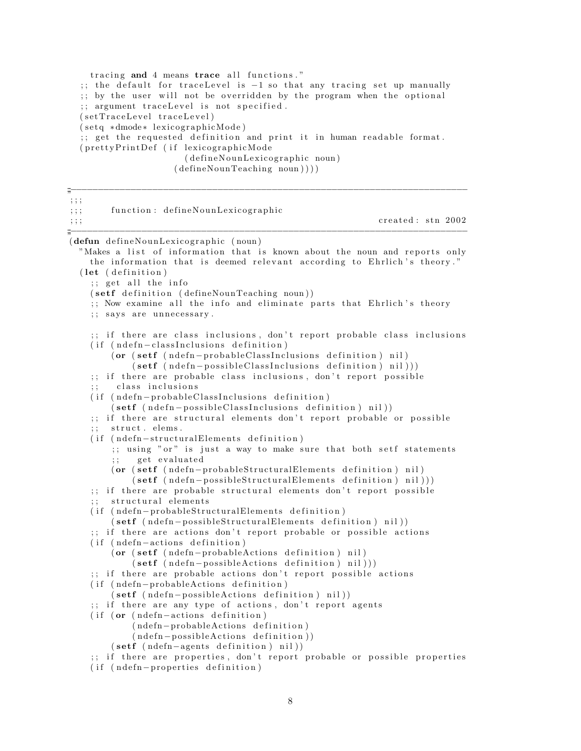```
    tracing and 4 means trace all functions."
  ;; the default for traceLevel is -1 so that any tracing set up manually
  ;; by the user will not be overridden by the program when the optional
  ;; argument traceLevel is not specified.
  (setTraceLevel traceLevel)
  (setq *dmode* lexicographicMode)
  ;; get the requested definition and print it in human readable format.
  (prettyPrintDef (if lexicographicMode
                      (defineNounLexicographic noun)
                    (defineNounTeaching noun))))

;-----------------------------------------------------------------------------
;;;
;;;     function: defineNounLexicographic
;;;                                                          created: stn 2002
;-----------------------------------------------------------------------------
(defun defineNounLexicographic (noun)
  "Makes a list of information that is known about the noun and reports only
    the information that is deemed relevant according to Ehrlich's theory."
  (let (definition)
    ;; get all the info
    (setf definition (defineNounTeaching noun))
    ;; Now examine all the info and eliminate parts that Ehrlich's theory
    ;; says are unnecessary.

    ;; if there are class inclusions, don't report probable class inclusions
    (if (ndefn-classInclusions definition)
        (or (setf (ndefn-probableClassInclusions definition) nil)
            (setf (ndefn-possibleClassInclusions definition) nil)))
    ;; if there are probable class inclusions, don't report possible
    ;;   class inclusions
    (if (ndefn-probableClassInclusions definition)
        (setf (ndefn-possibleClassInclusions definition) nil))
    ;; if there are structural elements don't report probable or possible
    ;;  struct. elems.
    (if (ndefn-structuralElements definition)
        ;; using "or" is just a way to make sure that both setf statements
        ;;   get evaluated
        (or (setf (ndefn-probableStructuralElements definition) nil)
            (setf (ndefn-possibleStructuralElements definition) nil)))
    ;; if there are probable structural elements don't report possible
    ;;  structural elements
    (if (ndefn-probableStructuralElements definition)
        (setf (ndefn-possibleStructuralElements definition) nil))
    ;; if there are actions don't report probable or possible actions
    (if (ndefn-actions definition)
        (or (setf (ndefn-probableActions definition) nil)
            (setf (ndefn-possibleActions definition) nil)))
    ;; if there are probable actions don't report possible actions
    (if (ndefn-probableActions definition)
        (setf (ndefn-possibleActions definition) nil))
    ;; if there are any type of actions, don't report agents
    (if (or (ndefn-actions definition)
            (ndefn-probableActions definition)
            (ndefn-possibleActions definition))
        (setf (ndefn-agents definition) nil))
    ;; if there are properties, don't report probable or possible properties
    (if (ndefn-properties definition)
```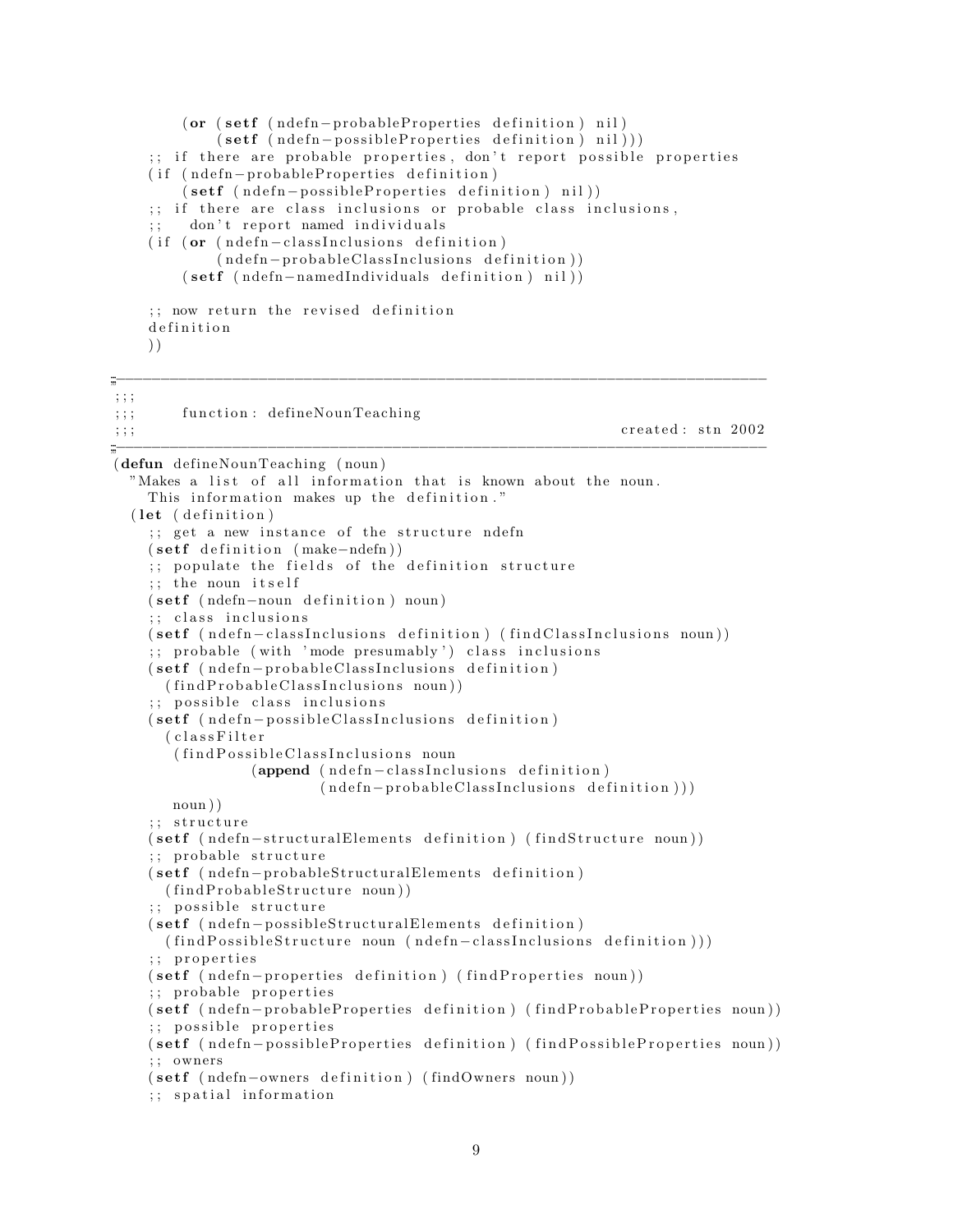```lisp
        (or (setf (ndefn-probableProperties definition) nil)
            (setf (ndefn-possibleProperties definition) nil)))
    ;; if there are probable properties, don't report possible properties
    (if (ndefn-probableProperties definition)
        (setf (ndefn-possibleProperties definition) nil))
    ;; if there are class inclusions or probable class inclusions,
    ;;   don't report named individuals
    (if (or (ndefn-classInclusions definition)
            (ndefn-probableClassInclusions definition))
        (setf (ndefn-namedIndividuals definition) nil))

    ;; now return the revised definition
    definition
    ))
```

```lisp
;;;-----------------------------------------------------------------------------
;;;
;;;      function: defineNounTeaching
;;;                                                            created: stn 2002
;;;-----------------------------------------------------------------------------
(defun defineNounTeaching (noun)
  "Makes a list of all information that is known about the noun.
   This information makes up the definition."
  (let (definition)
    ;; get a new instance of the structure ndefn
    (setf definition (make-ndefn))
    ;; populate the fields of the definition structure
    ;; the noun itself
    (setf (ndefn-noun definition) noun)
    ;; class inclusions
    (setf (ndefn-classInclusions definition) (findClassInclusions noun))
    ;; probable (with 'mode presumably') class inclusions
    (setf (ndefn-probableClassInclusions definition)
      (findProbableClassInclusions noun))
    ;; possible class inclusions
    (setf (ndefn-possibleClassInclusions definition)
      (classFilter
       (findPossibleClassInclusions noun
              (append (ndefn-classInclusions definition)
                      (ndefn-probableClassInclusions definition)))
       noun))
    ;; structure
    (setf (ndefn-structuralElements definition) (findStructure noun))
    ;; probable structure
    (setf (ndefn-probableStructuralElements definition)
      (findProbableStructure noun))
    ;; possible structure
    (setf (ndefn-possibleStructuralElements definition)
      (findPossibleStructure noun (ndefn-classInclusions definition)))
    ;; properties
    (setf (ndefn-properties definition) (findProperties noun))
    ;; probable properties
    (setf (ndefn-probableProperties definition) (findProbableProperties noun))
    ;; possible properties
    (setf (ndefn-possibleProperties definition) (findPossibleProperties noun))
    ;; owners
    (setf (ndefn-owners definition) (findOwners noun))
    ;; spatial information
```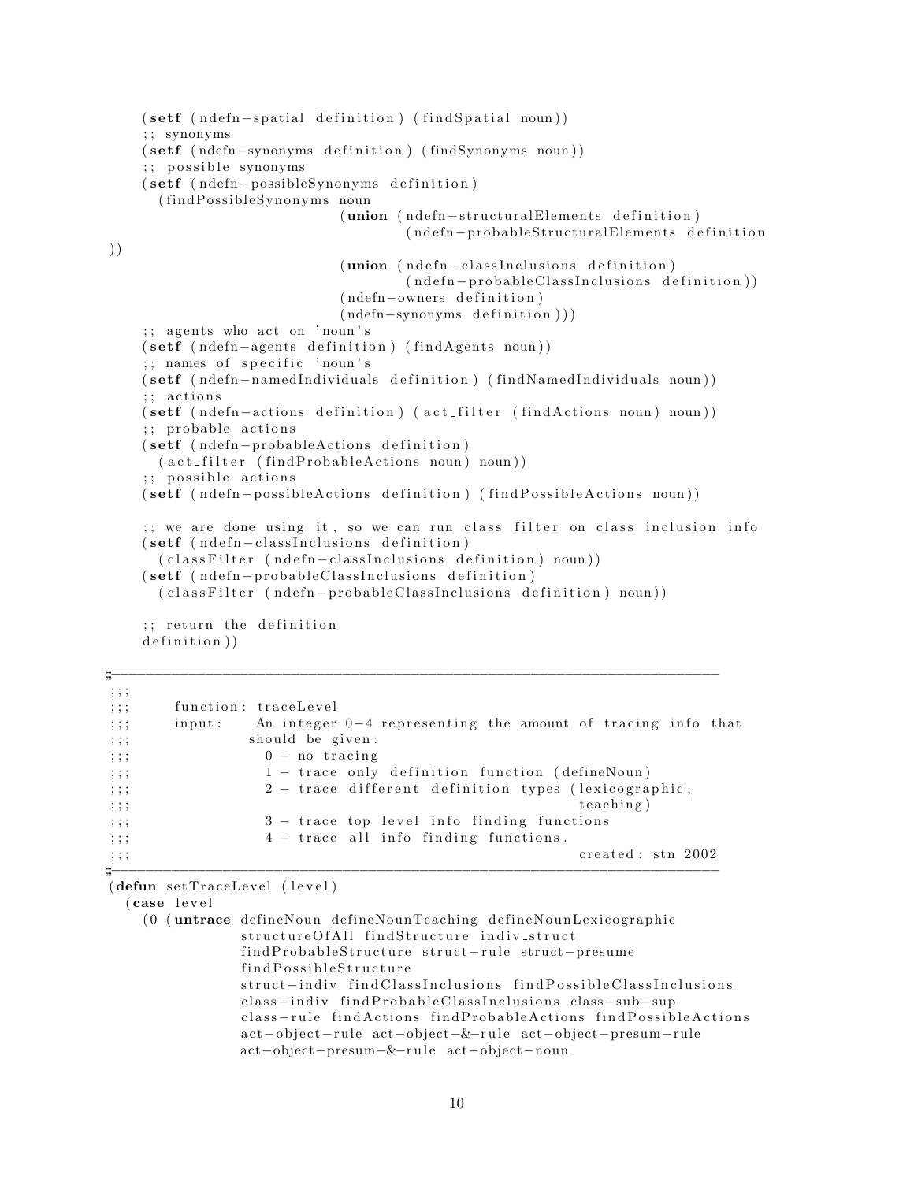```lisp
    (setf (ndefn-spatial definition) (findSpatial noun))
    ;; synonyms
    (setf (ndefn-synonyms definition) (findSynonyms noun))
    ;; possible synonyms
    (setf (ndefn-possibleSynonyms definition)
      (findPossibleSynonyms noun
                            (union (ndefn-structuralElements definition)
                                   (ndefn-probableStructuralElements definition
))
                            (union (ndefn-classInclusions definition)
                                   (ndefn-probableClassInclusions definition))
                            (ndefn-owners definition)
                            (ndefn-synonyms definition)))
    ;; agents who act on 'noun's
    (setf (ndefn-agents definition) (findAgents noun))
    ;; names of specific 'noun's
    (setf (ndefn-namedIndividuals definition) (findNamedIndividuals noun))
    ;; actions
    (setf (ndefn-actions definition) (act_filter (findActions noun) noun))
    ;; probable actions
    (setf (ndefn-probableActions definition)
      (act_filter (findProbableActions noun) noun))
    ;; possible actions
    (setf (ndefn-possibleActions definition) (findPossibleActions noun))

    ;; we are done using it, so we can run class filter on class inclusion info
    (setf (ndefn-classInclusions definition)
      (classFilter (ndefn-classInclusions definition) noun))
    (setf (ndefn-probableClassInclusions definition)
      (classFilter (ndefn-probableClassInclusions definition) noun))

    ;; return the definition
    definition))

;------------------------------------------------------------------------------
;;;
;;;      function: traceLevel
;;;      input:    An integer 0-4 representing the amount of tracing info that
;;;                should be given:
;;;                  0 - no tracing
;;;                  1 - trace only definition function (defineNoun)
;;;                  2 - trace different definition types (lexicographic,
;;;                                                        teaching)
;;;                  3 - trace top level info finding functions
;;;                  4 - trace all info finding functions.
;;;                                                        created: stn 2002
;------------------------------------------------------------------------------
(defun setTraceLevel (level)
  (case level
    (0 (untrace defineNoun defineNounTeaching defineNounLexicographic
               structureOfAll findStructure indiv_struct
               findProbableStructure struct-rule struct-presume
               findPossibleStructure
               struct-indiv findClassInclusions findPossibleClassInclusions
               class-indiv findProbableClassInclusions class-sub-sup
               class-rule findActions findProbableActions findPossibleActions
               act-object-rule act-object-&-rule act-object-presum-rule
               act-object-presum-&-rule act-object-noun
```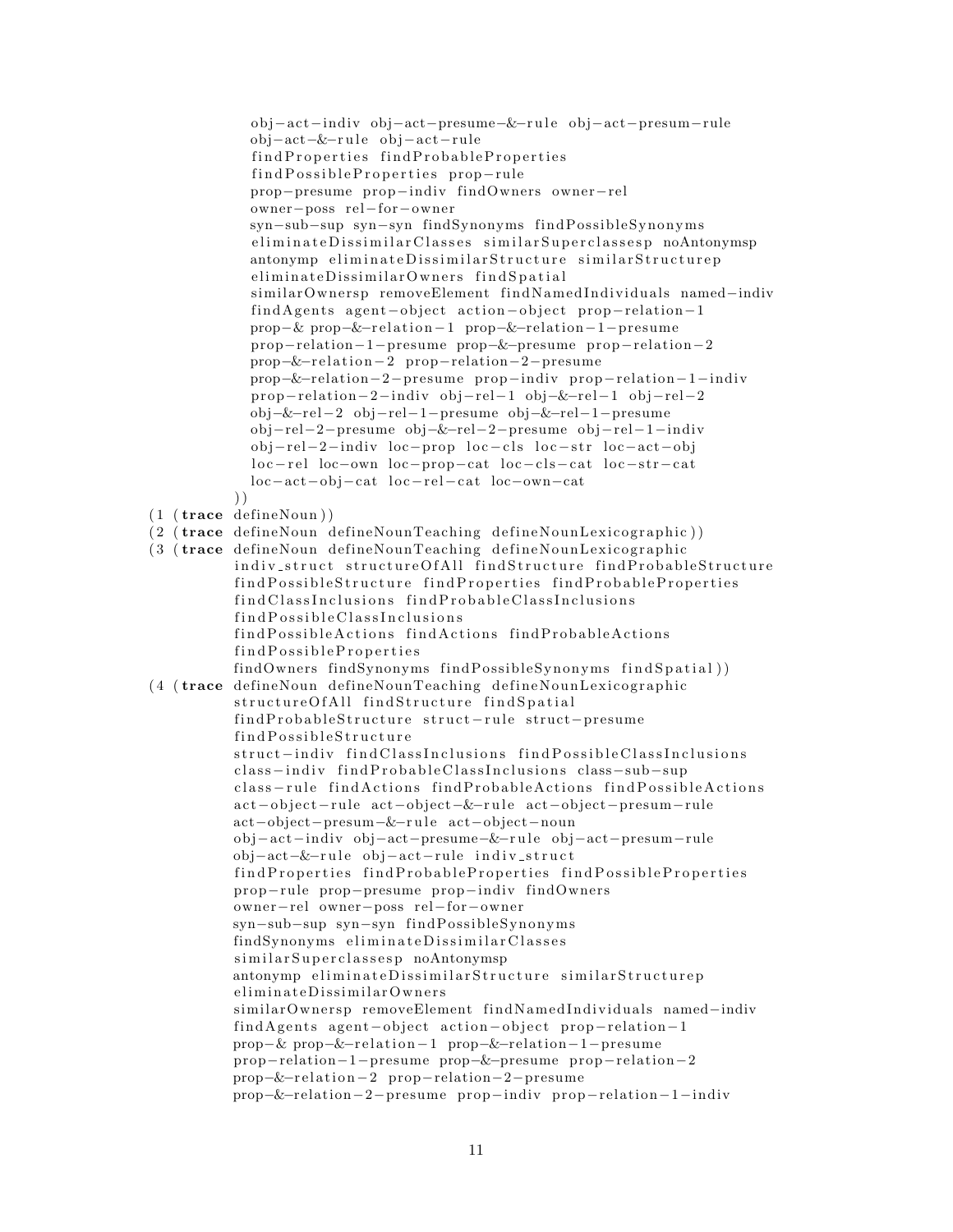```
            obj-act-indiv obj-act-presume-&-rule obj-act-presum-rule
            obj-act-&-rule obj-act-rule
            findProperties findProbableProperties
            findPossibleProperties prop-rule
            prop-presume prop-indiv findOwners owner-rel
            owner-poss rel-for-owner
            syn-sub-sup syn-syn findSynonyms findPossibleSynonyms
            eliminateDissimilarClasses similarSuperclassesp noAntonymsp
            antonymp eliminateDissimilarStructure similarStructurep
            eliminateDissimilarOwners findSpatial
            similarOwnersp removeElement findNamedIndividuals named-indiv
            findAgents agent-object action-object prop-relation-1
            prop-& prop-&-relation-1 prop-&-relation-1-presume
            prop-relation-1-presume prop-&-presume prop-relation-2
            prop-&-relation-2 prop-relation-2-presume
            prop-&-relation-2-presume prop-indiv prop-relation-1-indiv
            prop-relation-2-indiv obj-rel-1 obj-&-rel-1 obj-rel-2
            obj-&-rel-2 obj-rel-1-presume obj-&-rel-1-presume
            obj-rel-2-presume obj-&-rel-2-presume obj-rel-1-indiv
            obj-rel-2-indiv loc-prop loc-cls loc-str loc-act-obj
            loc-rel loc-own loc-prop-cat loc-cls-cat loc-str-cat
            loc-act-obj-cat loc-rel-cat loc-own-cat
          ))
(1 (trace defineNoun))
(2 (trace defineNoun defineNounTeaching defineNounLexicographic))
(3 (trace defineNoun defineNounTeaching defineNounLexicographic
          indiv_struct structureOfAll findStructure findProbableStructure
          findPossibleStructure findProperties findProbableProperties
          findClassInclusions findProbableClassInclusions
          findPossibleClassInclusions
          findPossibleActions findActions findProbableActions
          findPossibleProperties
          findOwners findSynonyms findPossibleSynonyms findSpatial))
(4 (trace defineNoun defineNounTeaching defineNounLexicographic
          structureOfAll findStructure findSpatial
          findProbableStructure struct-rule struct-presume
          findPossibleStructure
          struct-indiv findClassInclusions findPossibleClassInclusions
          class-indiv findProbableClassInclusions class-sub-sup
          class-rule findActions findProbableActions findPossibleActions
          act-object-rule act-object-&-rule act-object-presum-rule
          act-object-presum-&-rule act-object-noun
          obj-act-indiv obj-act-presume-&-rule obj-act-presum-rule
          obj-act-&-rule obj-act-rule indiv_struct
          findProperties findProbableProperties findPossibleProperties
          prop-rule prop-presume prop-indiv findOwners
          owner-rel owner-poss rel-for-owner
          syn-sub-sup syn-syn findPossibleSynonyms
          findSynonyms eliminateDissimilarClasses
          similarSuperclassesp noAntonymsp
          antonymp eliminateDissimilarStructure similarStructurep
          eliminateDissimilarOwners
          similarOwnersp removeElement findNamedIndividuals named-indiv
          findAgents agent-object action-object prop-relation-1
          prop-& prop-&-relation-1 prop-&-relation-1-presume
          prop-relation-1-presume prop-&-presume prop-relation-2
          prop-&-relation-2 prop-relation-2-presume
          prop-&-relation-2-presume prop-indiv prop-relation-1-indiv
```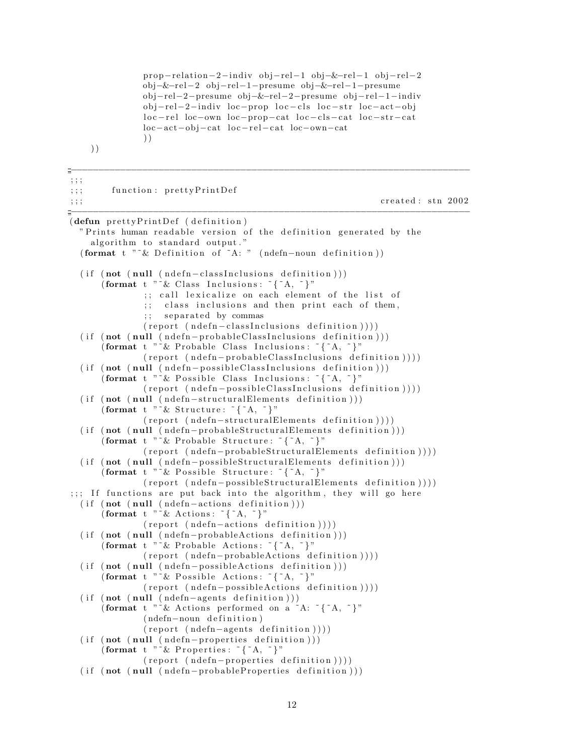```lisp
                prop-relation-2-indiv obj-rel-1 obj-&-rel-1 obj-rel-2
                obj-&-rel-2 obj-rel-1-presume obj-&-rel-1-presume
                obj-rel-2-presume obj-&-rel-2-presume obj-rel-1-indiv
                obj-rel-2-indiv loc-prop loc-cls loc-str loc-act-obj
                loc-rel loc-own loc-prop-cat loc-cls-cat loc-str-cat
                loc-act-obj-cat loc-rel-cat loc-own-cat
                ))
    ))

;------------------------------------------------------------------------------
;;;
;;;     function: prettyPrintDef
;;;                                                        created: stn 2002
;------------------------------------------------------------------------------
(defun prettyPrintDef (definition)
  "Prints human readable version of the definition generated by the
    algorithm to standard output."
  (format t "~& Definition of ~A: " (ndefn-noun definition))

  (if (not (null (ndefn-classInclusions definition)))
      (format t "~& Class Inclusions: ~{~A, ~}"
              ;; call lexicalize on each element of the list of
              ;;  class inclusions and then print each of them,
              ;;  separated by commas
              (report (ndefn-classInclusions definition))))
  (if (not (null (ndefn-probableClassInclusions definition)))
      (format t "~& Probable Class Inclusions: ~{~A, ~}"
              (report (ndefn-probableClassInclusions definition))))
  (if (not (null (ndefn-possibleClassInclusions definition)))
      (format t "~& Possible Class Inclusions: ~{~A, ~}"
              (report (ndefn-possibleClassInclusions definition))))
  (if (not (null (ndefn-structuralElements definition)))
      (format t "~& Structure: ~{~A, ~}"
              (report (ndefn-structuralElements definition))))
  (if (not (null (ndefn-probableStructuralElements definition)))
      (format t "~& Probable Structure: ~{~A, ~}"
              (report (ndefn-probableStructuralElements definition))))
  (if (not (null (ndefn-possibleStructuralElements definition)))
      (format t "~& Possible Structure: ~{~A, ~}"
              (report (ndefn-possibleStructuralElements definition))))
;;; If functions are put back into the algorithm, they will go here
  (if (not (null (ndefn-actions definition)))
      (format t "~& Actions: ~{~A, ~}"
              (report (ndefn-actions definition))))
  (if (not (null (ndefn-probableActions definition)))
      (format t "~& Probable Actions: ~{~A, ~}"
              (report (ndefn-probableActions definition))))
  (if (not (null (ndefn-possibleActions definition)))
      (format t "~& Possible Actions: ~{~A, ~}"
              (report (ndefn-possibleActions definition))))
  (if (not (null (ndefn-agents definition)))
      (format t "~& Actions performed on a ~A: ~{~A, ~}"
              (ndefn-noun definition)
              (report (ndefn-agents definition))))
  (if (not (null (ndefn-properties definition)))
      (format t "~& Properties: ~{~A, ~}"
              (report (ndefn-properties definition))))
  (if (not (null (ndefn-probableProperties definition)))
```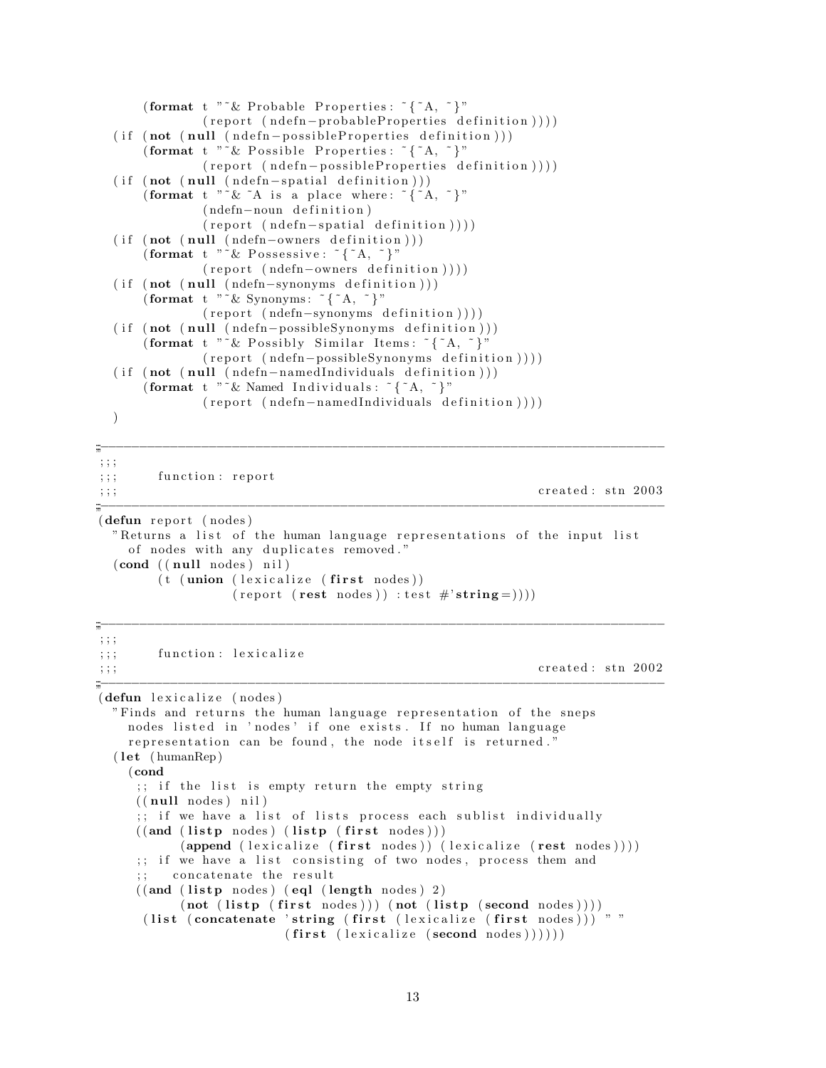```
      (format t "~& Probable Properties: ~{~A, ~}"
              (report (ndefn-probableProperties definition))))
  (if (not (null (ndefn-possibleProperties definition)))
      (format t "~& Possible Properties: ~{~A, ~}"
              (report (ndefn-possibleProperties definition))))
  (if (not (null (ndefn-spatial definition)))
      (format t "~& ~A is a place where: ~{~A, ~}"
              (ndefn-noun definition)
              (report (ndefn-spatial definition))))
  (if (not (null (ndefn-owners definition)))
      (format t "~& Possessive: ~{~A, ~}"
              (report (ndefn-owners definition))))
  (if (not (null (ndefn-synonyms definition)))
      (format t "~& Synonyms: ~{~A, ~}"
              (report (ndefn-synonyms definition))))
  (if (not (null (ndefn-possibleSynonyms definition)))
      (format t "~& Possibly Similar Items: ~{~A, ~}"
              (report (ndefn-possibleSynonyms definition))))
  (if (not (null (ndefn-namedIndividuals definition)))
      (format t "~& Named Individuals: ~{~A, ~}"
              (report (ndefn-namedIndividuals definition))))
  )

;-----------------------------------------------------------------------------
;;;
;;;     function: report
;;;                                                          created: stn 2003
;-----------------------------------------------------------------------------
(defun report (nodes)
  "Returns a list of the human language representations of the input list
    of nodes with any duplicates removed."
  (cond ((null nodes) nil)
        (t (union (lexicalize (first nodes))
                  (report (rest nodes)) :test #'string=))))

;-----------------------------------------------------------------------------
;;;
;;;     function: lexicalize
;;;                                                          created: stn 2002
;-----------------------------------------------------------------------------
(defun lexicalize (nodes)
  "Finds and returns the human language representation of the sneps
    nodes listed in 'nodes' if one exists. If no human language
    representation can be found, the node itself is returned."
  (let (humanRep)
    (cond
     ;; if the list is empty return the empty string
     ((null nodes) nil)
     ;; if we have a list of lists process each sublist individually
     ((and (listp nodes) (listp (first nodes)))
          (append (lexicalize (first nodes)) (lexicalize (rest nodes))))
     ;; if we have a list consisting of two nodes, process them and
     ;;   concatenate the result
     ((and (listp nodes) (eql (length nodes) 2)
          (not (listp (first nodes))) (not (listp (second nodes))))
      (list (concatenate 'string (first (lexicalize (first nodes))) " "
                         (first (lexicalize (second nodes))))))
```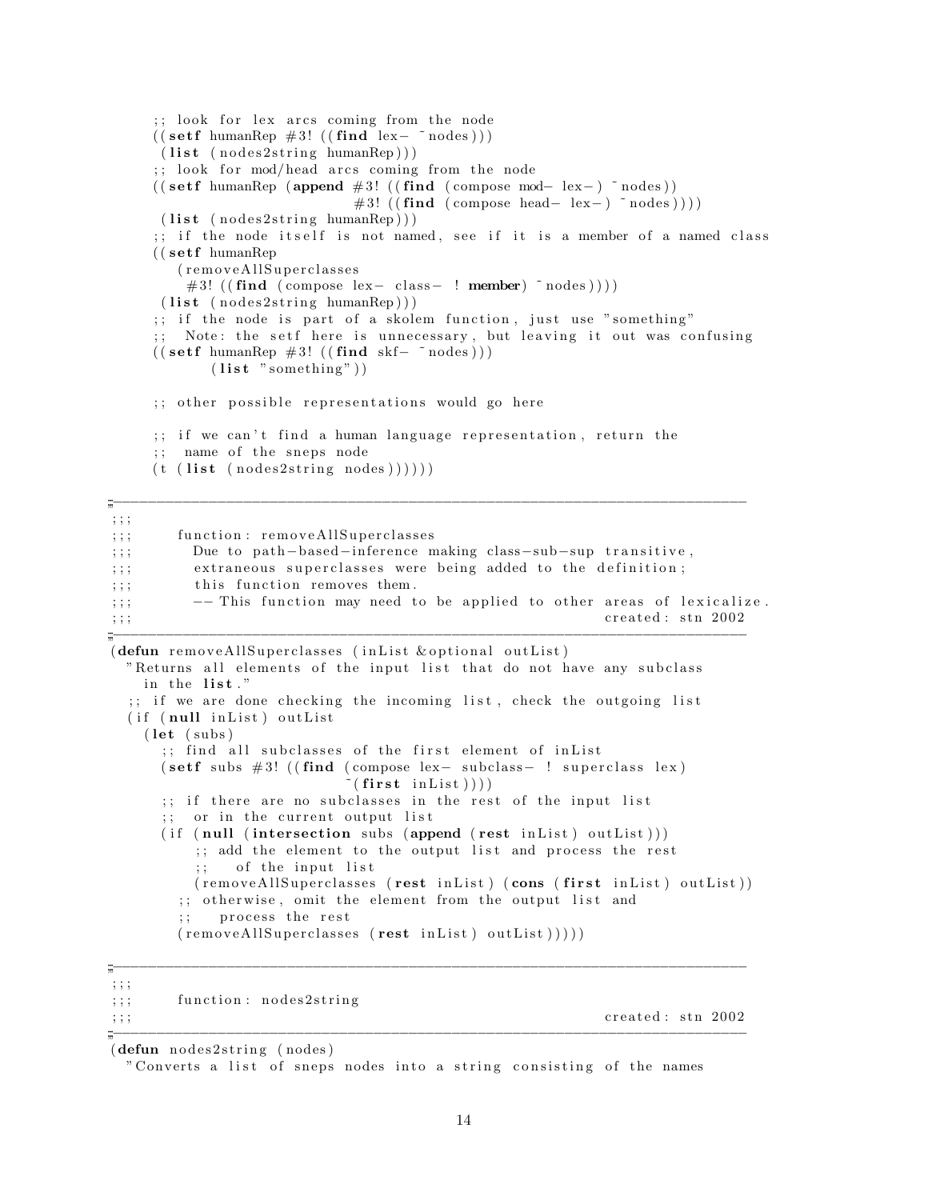```lisp
      ;; look for lex arcs coming from the node
      ((setf humanRep #3! ((find lex- ~nodes)))
       (list (nodes2string humanRep)))
      ;; look for mod/head arcs coming from the node
      ((setf humanRep (append #3! ((find (compose mod- lex-) ~nodes))
                              #3! ((find (compose head- lex-) ~nodes))))
       (list (nodes2string humanRep)))
      ;; if the node itself is not named, see if it is a member of a named class
      ((setf humanRep
         (removeAllSuperclasses
           #3! ((find (compose lex- class- ! member) ~nodes))))
       (list (nodes2string humanRep)))
      ;; if the node is part of a skolem function, just use "something"
      ;;  Note: the setf here is unnecessary, but leaving it out was confusing
      ((setf humanRep #3! ((find skf- ~nodes)))
            (list "something"))

      ;; other possible representations would go here

      ;; if we can't find a human language representation, return the
      ;;  name of the sneps node
      (t (list (nodes2string nodes))))))

;-----------------------------------------------------------------------------
;;;
;;;     function: removeAllSuperclasses
;;;       Due to path-based-inference making class-sub-sup transitive,
;;;       extraneous superclasses were being added to the definition;
;;;       this function removes them.
;;;       -- This function may need to be applied to other areas of lexicalize.
;;;                                                           created: stn 2002
;-----------------------------------------------------------------------------
(defun removeAllSuperclasses (inList &optional outList)
  "Returns all elements of the input list that do not have any subclass
    in the list."
   ;; if we are done checking the incoming list, check the outgoing list
  (if (null inList) outList
    (let (subs)
      ;; find all subclasses of the first element of inList
      (setf subs #3! ((find (compose lex- subclass- ! superclass lex)
                            ~(first inList))))
      ;; if there are no subclasses in the rest of the input list
      ;;  or in the current output list
      (if (null (intersection subs (append (rest inList) outList)))
          ;; add the element to the output list and process the rest
          ;;   of the input list
          (removeAllSuperclasses (rest inList) (cons (first inList) outList))
        ;; otherwise, omit the element from the output list and
        ;;   process the rest
        (removeAllSuperclasses (rest inList) outList)))))

;-----------------------------------------------------------------------------
;;;
;;;     function: nodes2string
;;;                                                           created: stn 2002
;-----------------------------------------------------------------------------
(defun nodes2string (nodes)
  "Converts a list of sneps nodes into a string consisting of the names
```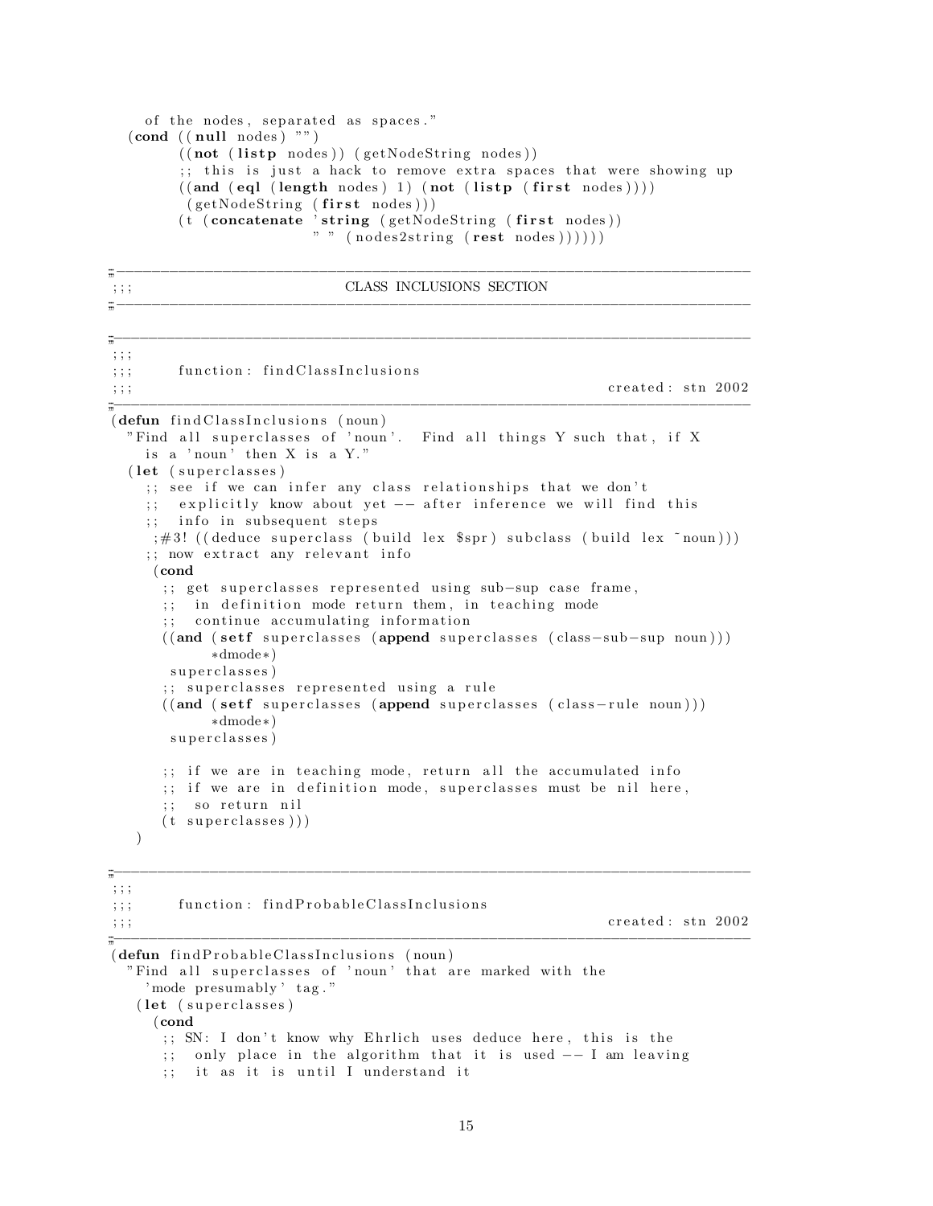```lisp
     of the nodes, separated as spaces."
  (cond ((null nodes) "")
        ((not (listp nodes)) (getNodeString nodes))
        ;; this is just a hack to remove extra spaces that were showing up
        ((and (eql (length nodes) 1) (not (listp (first nodes))))
         (getNodeString (first nodes)))
        (t (concatenate 'string (getNodeString (first nodes))
                        " " (nodes2string (rest nodes))))))

;;;-----------------------------------------------------------------------------
;;;                        CLASS INCLUSIONS SECTION
;;;-----------------------------------------------------------------------------

;;;-----------------------------------------------------------------------------
;;;
;;;      function: findClassInclusions
;;;                                                          created: stn 2002
;;;-----------------------------------------------------------------------------
(defun findClassInclusions (noun)
  "Find all superclasses of 'noun'.  Find all things Y such that, if X
    is a 'noun' then X is a Y."
  (let (superclasses)
    ;; see if we can infer any class relationships that we don't
    ;;  explicitly know about yet -- after inference we will find this
    ;;  info in subsequent steps
     ;#3! ((deduce superclass (build lex $spr) subclass (build lex ~noun)))
    ;; now extract any relevant info
     (cond
      ;; get superclasses represented using sub-sup case frame,
      ;;  in definition mode return them, in teaching mode
      ;;  continue accumulating information
      ((and (setf superclasses (append superclasses (class-sub-sup noun)))
            *dmode*)
       superclasses)
      ;; superclasses represented using a rule
      ((and (setf superclasses (append superclasses (class-rule noun)))
            *dmode*)
       superclasses)

      ;; if we are in teaching mode, return all the accumulated info
      ;; if we are in definition mode, superclasses must be nil here,
      ;;  so return nil
      (t superclasses)))
   )

;;;-----------------------------------------------------------------------------
;;;
;;;      function: findProbableClassInclusions
;;;                                                          created: stn 2002
;;;-----------------------------------------------------------------------------
(defun findProbableClassInclusions (noun)
  "Find all superclasses of 'noun' that are marked with the
    'mode presumably' tag."
   (let (superclasses)
     (cond
      ;; SN: I don't know why Ehrlich uses deduce here, this is the
      ;;  only place in the algorithm that it is used -- I am leaving
      ;;  it as it is until I understand it
```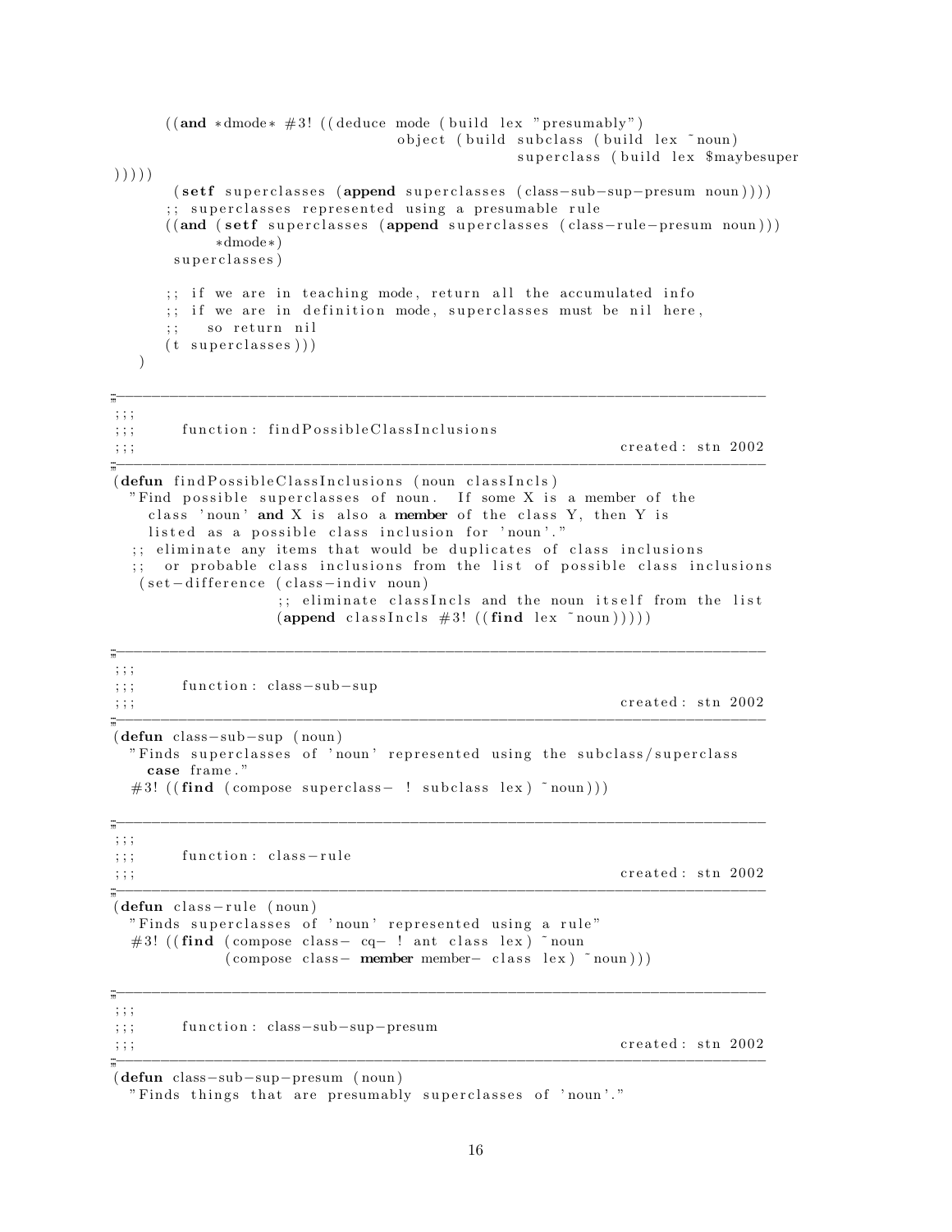```
      ((and *dmode* #3! ((deduce mode (build lex "presumably")
                               object (build subclass (build lex ~noun)
                                             superclass (build lex $maybesuper
)))))
       (setf superclasses (append superclasses (class-sub-sup-presum noun))))
      ;; superclasses represented using a presumable rule
      ((and (setf superclasses (append superclasses (class-rule-presum noun)))
            *dmode*)
       superclasses)

      ;; if we are in teaching mode, return all the accumulated info
      ;; if we are in definition mode, superclasses must be nil here,
      ;;   so return nil
      (t superclasses)))
   )

;------------------------------------------------------------------------------
;;;
;;;     function: findPossibleClassInclusions
;;;                                                        created: stn 2002
;------------------------------------------------------------------------------
(defun findPossibleClassInclusions (noun classIncls)
  "Find possible superclasses of noun.  If some X is a member of the
    class 'noun' and X is also a member of the class Y, then Y is
    listed as a possible class inclusion for 'noun'."
  ;; eliminate any items that would be duplicates of class inclusions
  ;;  or probable class inclusions from the list of possible class inclusions
   (set-difference (class-indiv noun)
                   ;; eliminate classIncls and the noun itself from the list
                   (append classIncls #3! ((find lex ~noun)))))

;------------------------------------------------------------------------------
;;;
;;;     function: class-sub-sup
;;;                                                        created: stn 2002
;------------------------------------------------------------------------------
(defun class-sub-sup (noun)
  "Finds superclasses of 'noun' represented using the subclass/superclass
    case frame."
  #3! ((find (compose superclass- ! subclass lex) ~noun)))

;------------------------------------------------------------------------------
;;;
;;;     function: class-rule
;;;                                                        created: stn 2002
;------------------------------------------------------------------------------
(defun class-rule (noun)
  "Finds superclasses of 'noun' represented using a rule"
  #3! ((find (compose class- cq- ! ant class lex) ~noun
             (compose class- member member- class lex) ~noun)))

;------------------------------------------------------------------------------
;;;
;;;     function: class-sub-sup-presum
;;;                                                        created: stn 2002
;------------------------------------------------------------------------------
(defun class-sub-sup-presum (noun)
  "Finds things that are presumably superclasses of 'noun'."
```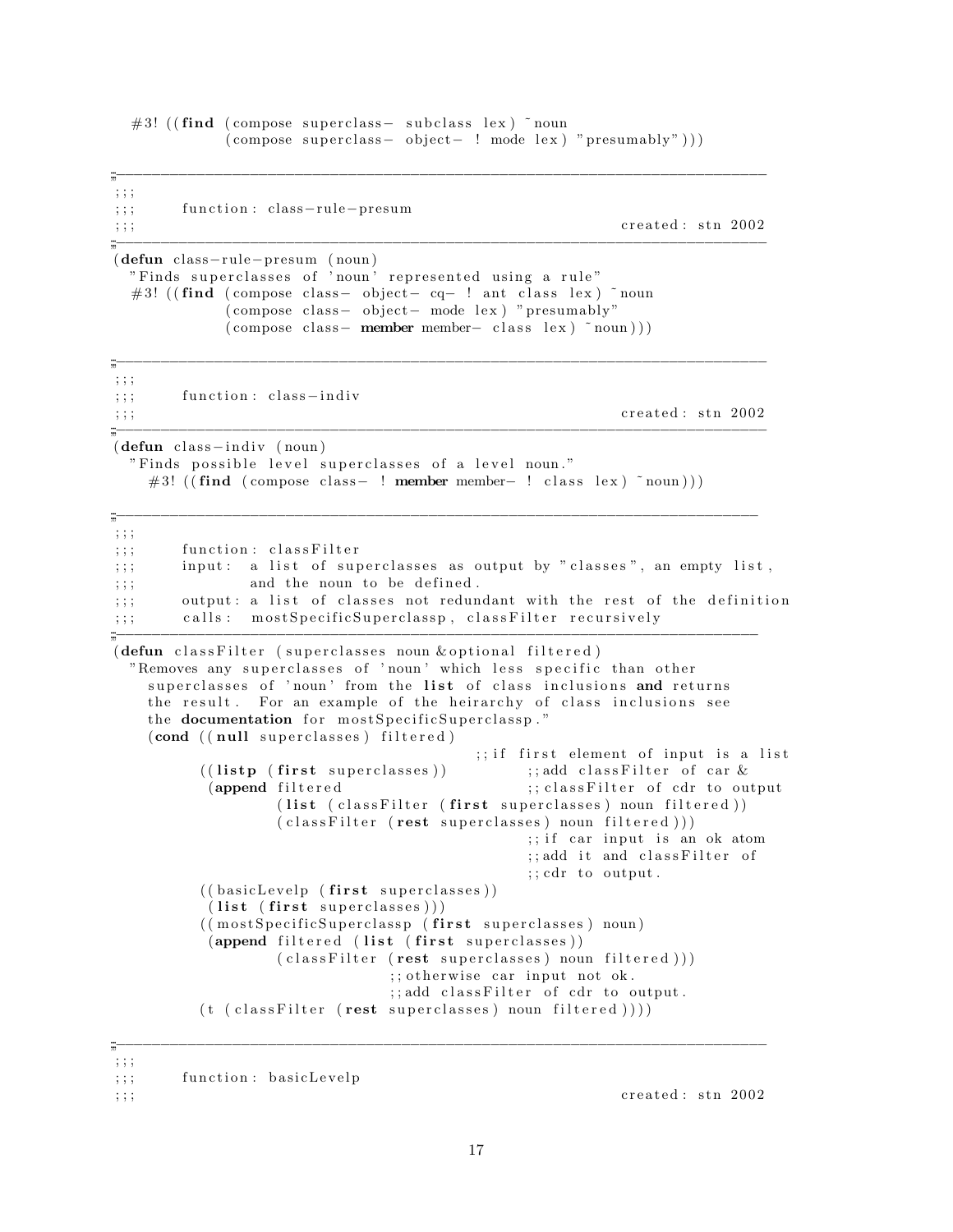```
  #3! ((find (compose superclass- subclass lex) ~noun
           (compose superclass- object- ! mode lex) "presumably")))

;-----------------------------------------------------------------------------
;;;
;;;     function: class-rule-presum
;;;                                                        created: stn 2002
;-----------------------------------------------------------------------------
(defun class-rule-presum (noun)
  "Finds superclasses of 'noun' represented using a rule"
  #3! ((find (compose class- object- cq- ! ant class lex) ~noun
           (compose class- object- mode lex) "presumably"
           (compose class- member member- class lex) ~noun)))

;-----------------------------------------------------------------------------
;;;
;;;     function: class-indiv
;;;                                                        created: stn 2002
;-----------------------------------------------------------------------------
(defun class-indiv (noun)
  "Finds possible level superclasses of a level noun."
    #3! ((find (compose class- ! member member- ! class lex) ~noun)))

;-----------------------------------------------------------------------------
;;;
;;;     function: classFilter
;;;     input:  a list of superclasses as output by "classes", an empty list,
;;;             and the noun to be defined.
;;;     output: a list of classes not redundant with the rest of the definition
;;;     calls:  mostSpecificSuperclassp, classFilter recursively
;-----------------------------------------------------------------------------
(defun classFilter (superclasses noun &optional filtered)
  "Removes any superclasses of 'noun' which less specific than other
    superclasses of 'noun' from the list of class inclusions and returns
    the result.  For an example of the heirarchy of class inclusions see
    the documentation for mostSpecificSuperclassp."
    (cond ((null superclasses) filtered)
                                          ;;if first element of input is a list
          ((listp (first superclasses))        ;;add classFilter of car &
           (append filtered                    ;;classFilter of cdr to output
                   (list (classFilter (first superclasses) noun filtered))
                   (classFilter (rest superclasses) noun filtered)))
                                               ;;if car input is an ok atom
                                               ;;add it and classFilter of
                                               ;;cdr to output.
          ((basicLevelp (first superclasses))
           (list (first superclasses)))
          ((mostSpecificSuperclassp (first superclasses) noun)
           (append filtered (list (first superclasses))
                   (classFilter (rest superclasses) noun filtered)))
                              ;;otherwise car input not ok.
                              ;;add classFilter of cdr to output.
          (t (classFilter (rest superclasses) noun filtered))))

;-----------------------------------------------------------------------------
;;;
;;;     function: basicLevelp
;;;                                                        created: stn 2002
```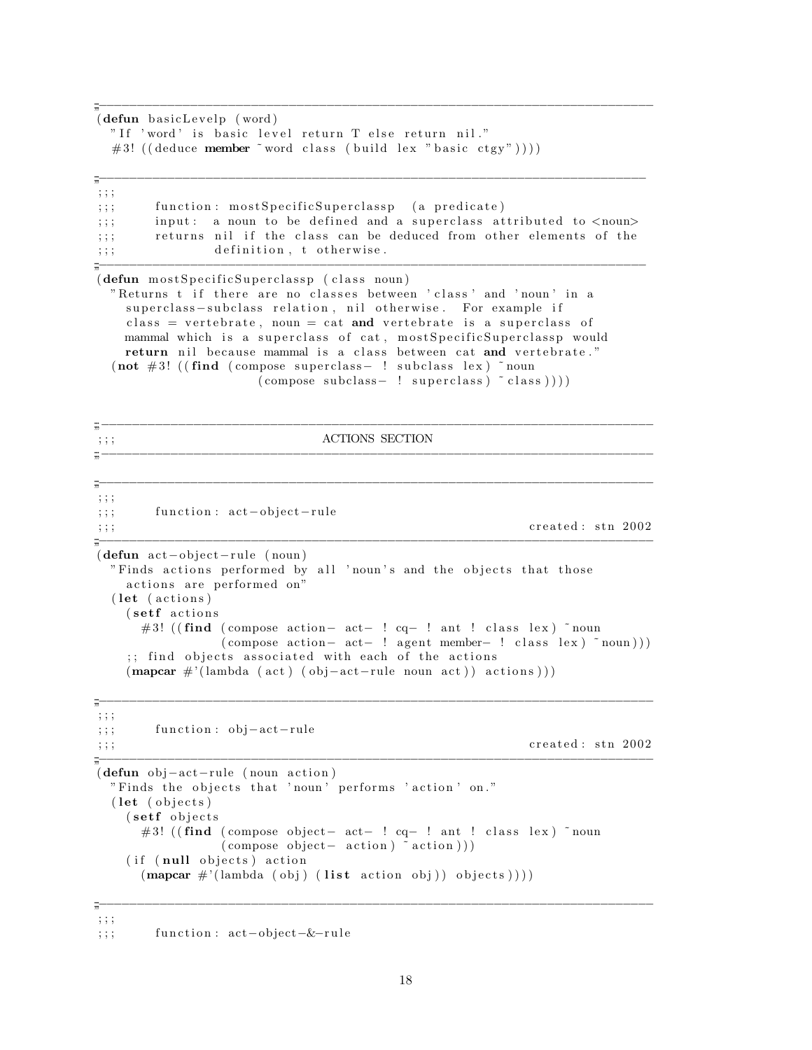```lisp
;------------------------------------------------------------------------------
(defun basicLevelp (word)
  "If 'word' is basic level return T else return nil."
  #3! ((deduce member ~word class (build lex "basic ctgy"))))

;------------------------------------------------------------------------------
;;;
;;;     function: mostSpecificSuperclassp  (a predicate)
;;;     input:  a noun to be defined and a superclass attributed to <noun>
;;;     returns nil if the class can be deduced from other elements of the
;;;             definition, t otherwise.
;------------------------------------------------------------------------------
(defun mostSpecificSuperclassp (class noun)
  "Returns t if there are no classes between 'class' and 'noun' in a
    superclass-subclass relation, nil otherwise.  For example if
    class = vertebrate, noun = cat and vertebrate is a superclass of
    mammal which is a superclass of cat, mostSpecificSuperclassp would
    return nil because mammal is a class between cat and vertebrate."
  (not #3! ((find (compose superclass- ! subclass lex) ~noun
                  (compose subclass- ! superclass) ~class))))


;------------------------------------------------------------------------------
;;;                              ACTIONS SECTION
;------------------------------------------------------------------------------

;------------------------------------------------------------------------------
;;;
;;;     function: act-object-rule
;;;                                                         created: stn 2002
;------------------------------------------------------------------------------
(defun act-object-rule (noun)
  "Finds actions performed by all 'noun's and the objects that those
    actions are performed on"
  (let (actions)
    (setf actions
      #3! ((find (compose action- act- ! cq- ! ant ! class lex) ~noun
                 (compose action- act- ! agent member- ! class lex) ~noun)))
    ;; find objects associated with each of the actions
    (mapcar #'(lambda (act) (obj-act-rule noun act)) actions)))

;------------------------------------------------------------------------------
;;;
;;;     function: obj-act-rule
;;;                                                         created: stn 2002
;------------------------------------------------------------------------------
(defun obj-act-rule (noun action)
  "Finds the objects that 'noun' performs 'action' on."
  (let (objects)
    (setf objects
      #3! ((find (compose object- act- ! cq- ! ant ! class lex) ~noun
                 (compose object- action) ~action)))
    (if (null objects) action
      (mapcar #'(lambda (obj) (list action obj)) objects))))

;------------------------------------------------------------------------------
;;;
;;;     function: act-object-&-rule
```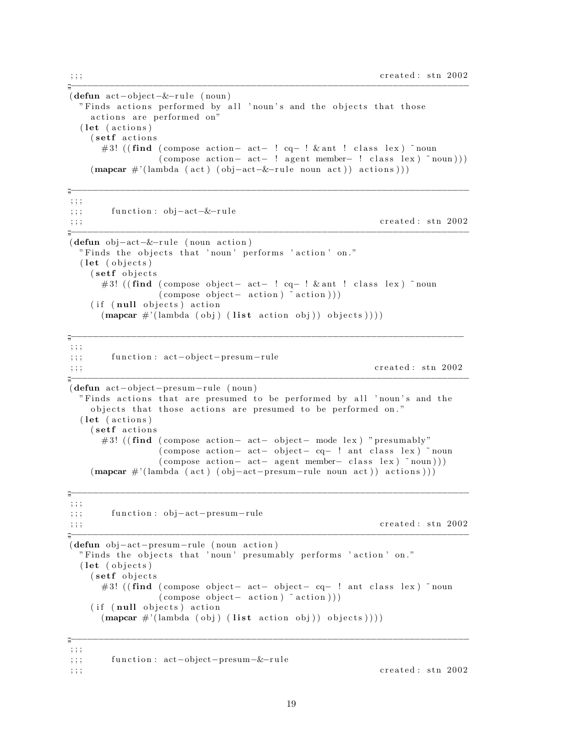```lisp
;;;                                                        created: stn 2002
;-----------------------------------------------------------------------------
(defun act-object-&-rule (noun)
  "Finds actions performed by all 'noun's and the objects that those
   actions are performed on"
  (let (actions)
    (setf actions
      #3! ((find (compose action- act- ! cq- ! &ant ! class lex) ~noun
                 (compose action- act- ! agent member- ! class lex) ~noun)))
    (mapcar #'(lambda (act) (obj-act-&-rule noun act)) actions)))

;-----------------------------------------------------------------------------
;;;
;;;      function: obj-act-&-rule
;;;                                                        created: stn 2002
;-----------------------------------------------------------------------------
(defun obj-act-&-rule (noun action)
  "Finds the objects that 'noun' performs 'action' on."
  (let (objects)
    (setf objects
      #3! ((find (compose object- act- ! cq- ! &ant ! class lex) ~noun
                 (compose object- action) ~action)))
    (if (null objects) action
      (mapcar #'(lambda (obj) (list action obj)) objects))))

;-----------------------------------------------------------------------------
;;;
;;;      function: act-object-presum-rule
;;;                                                        created: stn 2002
;-----------------------------------------------------------------------------
(defun act-object-presum-rule (noun)
  "Finds actions that are presumed to be performed by all 'noun's and the
   objects that those actions are presumed to be performed on."
  (let (actions)
    (setf actions
      #3! ((find (compose action- act- object- mode lex) "presumably"
                 (compose action- act- object- cq- ! ant class lex) ~noun
                 (compose action- act- agent member- class lex) ~noun)))
    (mapcar #'(lambda (act) (obj-act-presum-rule noun act)) actions)))

;-----------------------------------------------------------------------------
;;;
;;;      function: obj-act-presum-rule
;;;                                                        created: stn 2002
;-----------------------------------------------------------------------------
(defun obj-act-presum-rule (noun action)
  "Finds the objects that 'noun' presumably performs 'action' on."
  (let (objects)
    (setf objects
      #3! ((find (compose object- act- object- cq- ! ant class lex) ~noun
                 (compose object- action) ~action)))
    (if (null objects) action
      (mapcar #'(lambda (obj) (list action obj)) objects))))

;-----------------------------------------------------------------------------
;;;
;;;      function: act-object-presum-&-rule
;;;                                                        created: stn 2002
```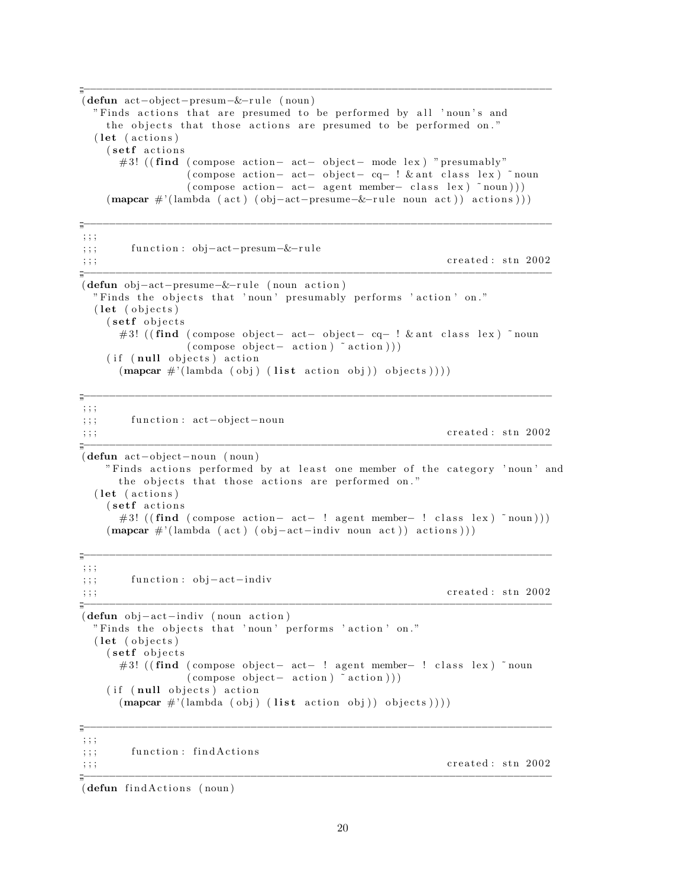```lisp
;-----------------------------------------------------------------------------
(defun act-object-presum-&-rule (noun)
  "Finds actions that are presumed to be performed by all 'noun's and
    the objects that those actions are presumed to be performed on."
  (let (actions)
    (setf actions
      #3! ((find (compose action- act- object- mode lex) "presumably"
                 (compose action- act- object- cq- ! &ant class lex) ~noun
                 (compose action- act- agent member- class lex) ~noun)))
    (mapcar #'(lambda (act) (obj-act-presume-&-rule noun act)) actions)))

;-----------------------------------------------------------------------------
;;;
;;;      function: obj-act-presum-&-rule
;;;                                                         created: stn 2002
;-----------------------------------------------------------------------------
(defun obj-act-presume-&-rule (noun action)
  "Finds the objects that 'noun' presumably performs 'action' on."
  (let (objects)
    (setf objects
      #3! ((find (compose object- act- object- cq- ! &ant class lex) ~noun
                 (compose object- action) ~action)))
    (if (null objects) action
      (mapcar #'(lambda (obj) (list action obj)) objects))))

;-----------------------------------------------------------------------------
;;;
;;;      function: act-object-noun
;;;                                                         created: stn 2002
;-----------------------------------------------------------------------------
(defun act-object-noun (noun)
    "Finds actions performed by at least one member of the category 'noun' and
      the objects that those actions are performed on."
  (let (actions)
    (setf actions
      #3! ((find (compose action- act- ! agent member- ! class lex) ~noun)))
    (mapcar #'(lambda (act) (obj-act-indiv noun act)) actions)))

;-----------------------------------------------------------------------------
;;;
;;;      function: obj-act-indiv
;;;                                                         created: stn 2002
;-----------------------------------------------------------------------------
(defun obj-act-indiv (noun action)
  "Finds the objects that 'noun' performs 'action' on."
  (let (objects)
    (setf objects
      #3! ((find (compose object- act- ! agent member- ! class lex) ~noun
                 (compose object- action) ~action)))
    (if (null objects) action
      (mapcar #'(lambda (obj) (list action obj)) objects))))

;-----------------------------------------------------------------------------
;;;
;;;      function: findActions
;;;                                                         created: stn 2002
;-----------------------------------------------------------------------------
(defun findActions (noun)
```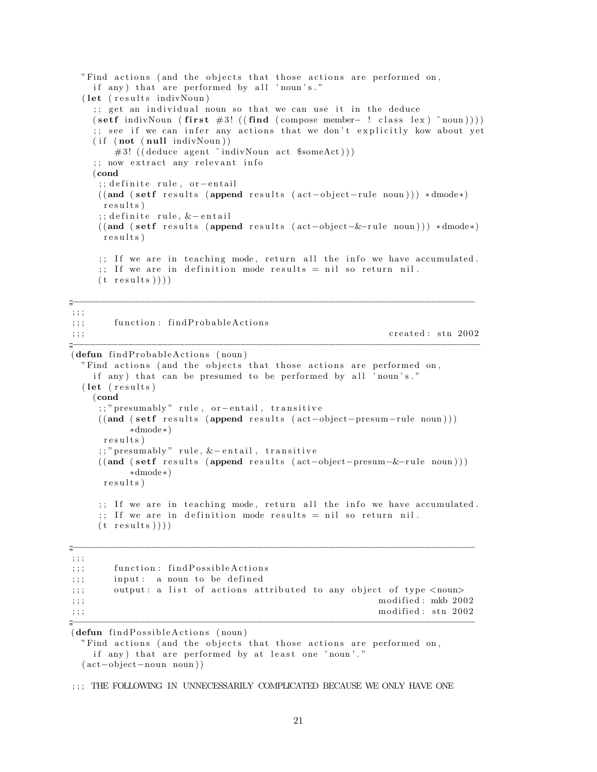```
  "Find actions (and the objects that those actions are performed on,
    if any) that are performed by all 'noun's."
  (let (results indivNoun)
    ;; get an individual noun so that we can use it in the deduce
    (setf indivNoun (first #3! ((find (compose member- ! class lex) ~noun))))
    ;; see if we can infer any actions that we don't explicitly kow about yet
    (if (not (null indivNoun))
        #3! ((deduce agent ~indivNoun act $someAct)))
    ;; now extract any relevant info
    (cond
     ;;definite rule, or-entail
     ((and (setf results (append results (act-object-rule noun))) *dmode*)
      results)
     ;;definite rule, &-entail
     ((and (setf results (append results (act-object-&-rule noun))) *dmode*)
      results)

     ;; If we are in teaching mode, return all the info we have accumulated.
     ;; If we are in definition mode results = nil so return nil.
     (t results))))

;-----------------------------------------------------------------------------
;;;
;;;     function: findProbableActions
;;;                                                         created: stn 2002
;-----------------------------------------------------------------------------
(defun findProbableActions (noun)
  "Find actions (and the objects that those actions are performed on,
    if any) that can be presumed to be performed by all 'noun's."
  (let (results)
    (cond
     ;;"presumably" rule, or-entail, transitive
     ((and (setf results (append results (act-object-presum-rule noun)))
           *dmode*)
      results)
     ;;"presumably" rule, &-entail, transitive
     ((and (setf results (append results (act-object-presum-&-rule noun)))
           *dmode*)
      results)

     ;; If we are in teaching mode, return all the info we have accumulated.
     ;; If we are in definition mode results = nil so return nil.
     (t results))))

;-----------------------------------------------------------------------------
;;;
;;;     function: findPossibleActions
;;;     input:  a noun to be defined
;;;     output: a list of actions attributed to any object of type <noun>
;;;                                                         modified: mkb 2002
;;;                                                         modified: stn 2002
;-----------------------------------------------------------------------------
(defun findPossibleActions (noun)
  "Find actions (and the objects that those actions are performed on,
    if any) that are performed by at least one 'noun'."
  (act-object-noun noun))

;;; THE FOLLOWING IN UNNECESSARILY COMPLICATED BECAUSE WE ONLY HAVE ONE
```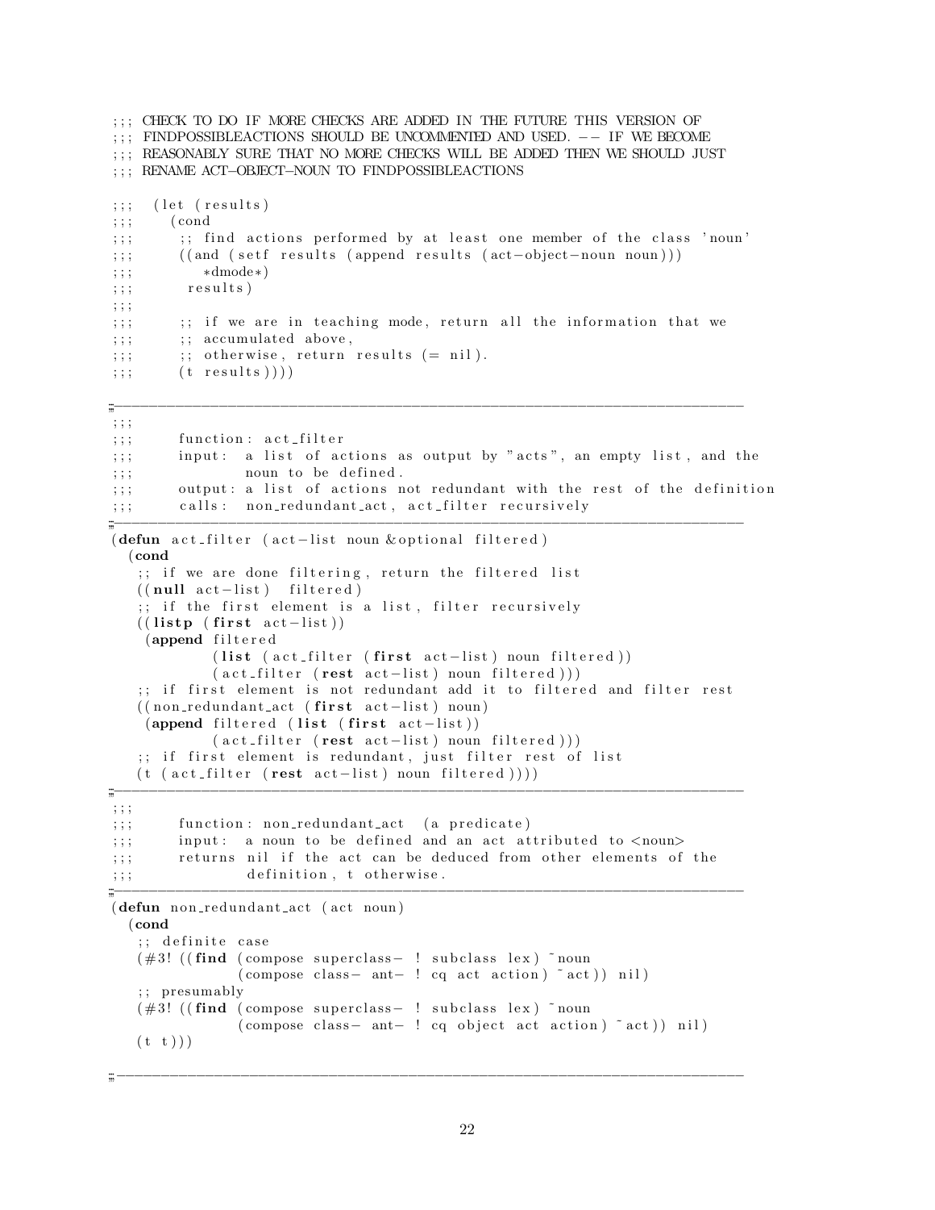```
;;; CHECK TO DO IF MORE CHECKS ARE ADDED IN THE FUTURE THIS VERSION OF
;;; FINDPOSSIBLEACTIONS SHOULD BE UNCOMMENTED AND USED. -- IF WE BECOME
;;; REASONABLY SURE THAT NO MORE CHECKS WILL BE ADDED THEN WE SHOULD JUST
;;; RENAME ACT-OBJECT-NOUN TO FINDPOSSIBLEACTIONS

;;;  (let (results)
;;;    (cond
;;;      ;; find actions performed by at least one member of the class 'noun'
;;;      ((and (setf results (append results (act-object-noun noun)))
;;;         *dmode*)
;;;       results)
;;;
;;;      ;; if we are in teaching mode, return all the information that we
;;;      ;; accumulated above,
;;;      ;; otherwise, return results (= nil).
;;;      (t results))))

;;-----------------------------------------------------------------------------
;;;
;;;      function: act_filter
;;;      input:  a list of actions as output by "acts", an empty list, and the
;;;              noun to be defined.
;;;      output: a list of actions not redundant with the rest of the definition
;;;      calls:  non_redundant_act, act_filter recursively
;;-----------------------------------------------------------------------------
(defun act_filter (act-list noun &optional filtered)
  (cond
   ;; if we are done filtering, return the filtered list
   ((null act-list) filtered)
   ;; if the first element is a list, filter recursively
   ((listp (first act-list))
    (append filtered
            (list (act_filter (first act-list) noun filtered))
            (act_filter (rest act-list) noun filtered)))
   ;; if first element is not redundant add it to filtered and filter rest
   ((non_redundant_act (first act-list) noun)
    (append filtered (list (first act-list))
            (act_filter (rest act-list) noun filtered)))
   ;; if first element is redundant, just filter rest of list
   (t (act_filter (rest act-list) noun filtered))))
;;-----------------------------------------------------------------------------
;;;
;;;      function: non_redundant_act  (a predicate)
;;;      input:  a noun to be defined and an act attributed to <noun>
;;;      returns nil if the act can be deduced from other elements of the
;;;              definition, t otherwise.
;;-----------------------------------------------------------------------------
(defun non_redundant_act (act noun)
  (cond
   ;; definite case
   (#3! ((find (compose superclass- ! subclass lex) ~noun
               (compose class- ant- ! cq act action) ~act)) nil)
   ;; presumably
   (#3! ((find (compose superclass- ! subclass lex) ~noun
               (compose class- ant- ! cq object act action) ~act)) nil)
   (t t)))

;;-----------------------------------------------------------------------------
```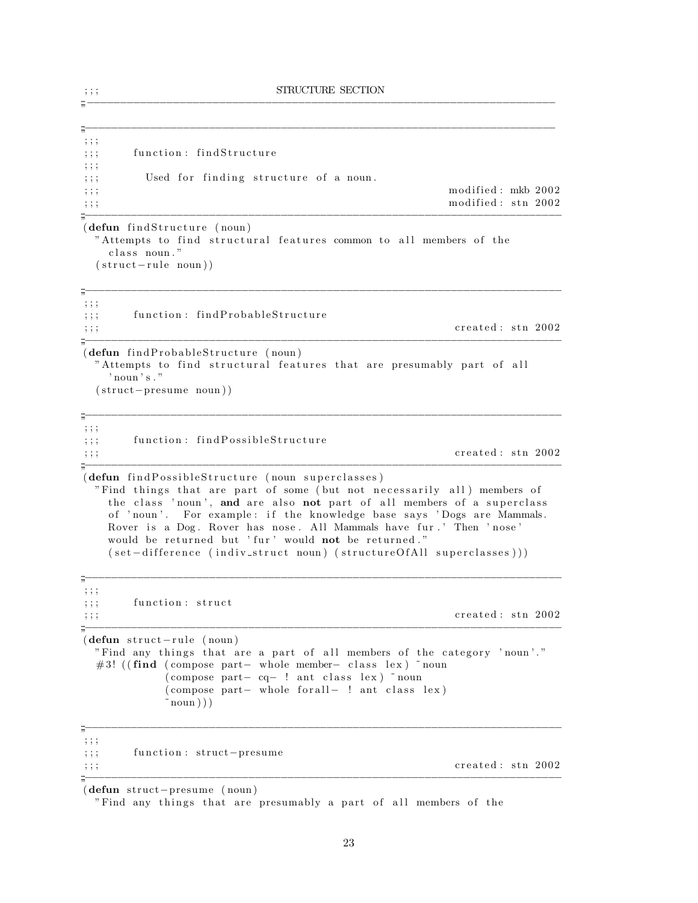```
;;;                              STRUCTURE SECTION
#|------------------------------------------------------------------------------

#|------------------------------------------------------------------------------
;;;
;;;     function: findStructure
;;;
;;;      Used for finding structure of a noun.
;;;                                                          modified: mkb 2002
;;;                                                          modified: stn 2002
#|------------------------------------------------------------------------------
(defun findStructure (noun)
  "Attempts to find structural features common to all members of the
    class noun."
  (struct-rule noun))

#|------------------------------------------------------------------------------
;;;
;;;     function: findProbableStructure
;;;                                                           created: stn 2002
#|------------------------------------------------------------------------------
(defun findProbableStructure (noun)
  "Attempts to find structural features that are presumably part of all
    'noun's."
  (struct-presume noun))

#|------------------------------------------------------------------------------
;;;
;;;     function: findPossibleStructure
;;;                                                           created: stn 2002
#|------------------------------------------------------------------------------
(defun findPossibleStructure (noun superclasses)
  "Find things that are part of some (but not necessarily all) members of
    the class 'noun', and are also not part of all members of a superclass
    of 'noun'.  For example: if the knowledge base says 'Dogs are Mammals.
    Rover is a Dog. Rover has nose. All Mammals have fur.' Then 'nose'
    would be returned but 'fur' would not be returned."
    (set-difference (indiv_struct noun) (structureOfAll superclasses)))

#|------------------------------------------------------------------------------
;;;
;;;     function: struct
;;;                                                           created: stn 2002
#|------------------------------------------------------------------------------
(defun struct-rule (noun)
  "Find any things that are a part of all members of the category 'noun'."
  #3! ((find (compose part- whole member- class lex) ~noun
             (compose part- cq- ! ant class lex) ~noun
             (compose part- whole forall- ! ant class lex)
             ~noun)))

#|------------------------------------------------------------------------------
;;;
;;;     function: struct-presume
;;;                                                           created: stn 2002
#|------------------------------------------------------------------------------
(defun struct-presume (noun)
  "Find any things that are presumably a part of all members of the
```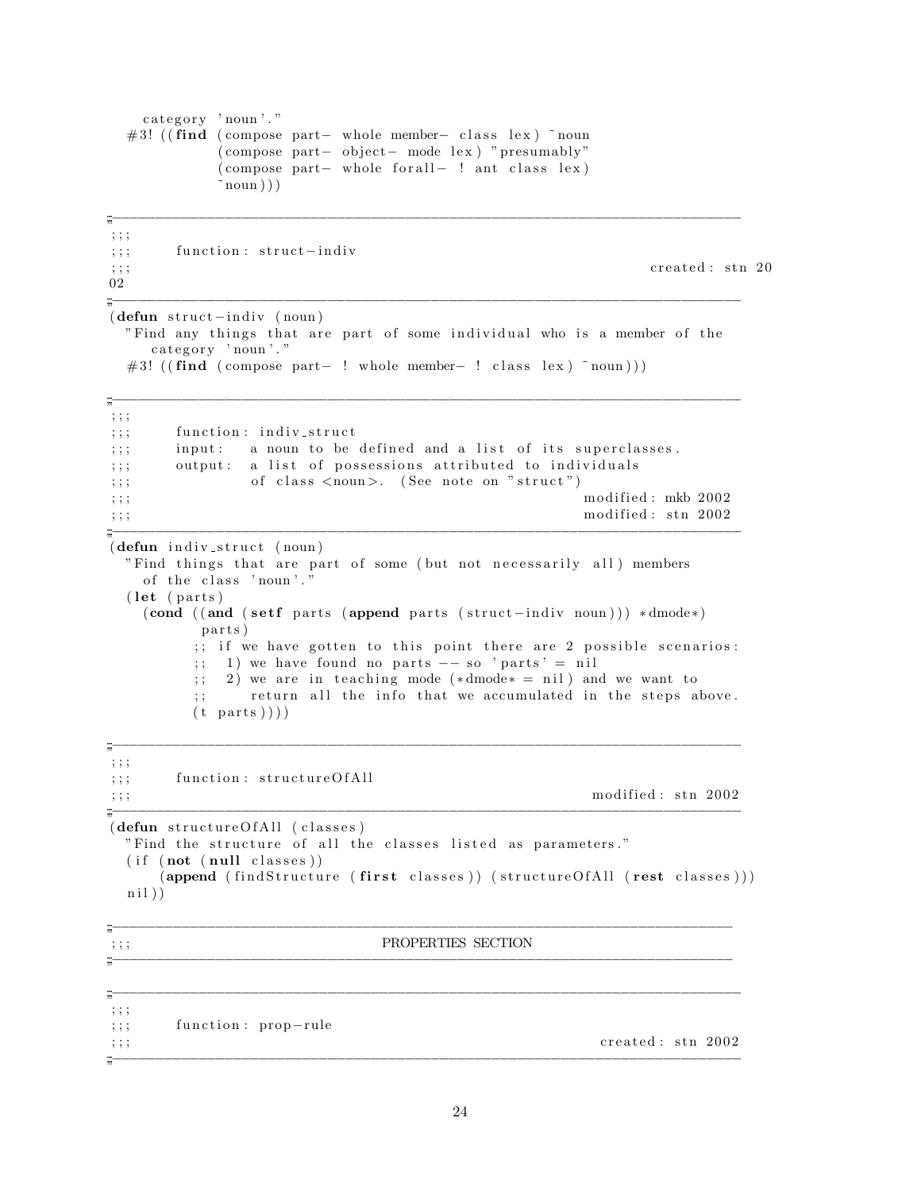```
    category 'noun'."
  #3! ((find (compose part- whole member- class lex) ~noun
             (compose part- object- mode lex) "presumably"
             (compose part- whole forall- ! ant class lex)
             ~noun)))

;-----------------------------------------------------------------------------
;;;
;;;     function: struct-indiv
;;;                                                        created: stn 20
02
;-----------------------------------------------------------------------------
(defun struct-indiv (noun)
  "Find any things that are part of some individual who is a member of the
     category 'noun'."
  #3! ((find (compose part- ! whole member- ! class lex) ~noun)))

;-----------------------------------------------------------------------------
;;;
;;;     function: indiv_struct
;;;     input:   a noun to be defined and a list of its superclasses.
;;;     output:  a list of possessions attributed to individuals
;;;              of class <noun>. (See note on "struct")
;;;                                                   modified: mkb 2002
;;;                                                   modified: stn 2002
;-----------------------------------------------------------------------------
(defun indiv_struct (noun)
  "Find things that are part of some (but not necessarily all) members
    of the class 'noun'."
  (let (parts)
    (cond ((and (setf parts (append parts (struct-indiv noun))) *dmode*)
           parts)
          ;; if we have gotten to this point there are 2 possible scenarios:
          ;;  1) we have found no parts -- so 'parts' = nil
          ;;  2) we are in teaching mode (*dmode* = nil) and we want to
          ;;     return all the info that we accumulated in the steps above.
          (t parts))))

;-----------------------------------------------------------------------------
;;;
;;;     function: structureOfAll
;;;                                                   modified: stn 2002
;-----------------------------------------------------------------------------
(defun structureOfAll (classes)
  "Find the structure of all the classes listed as parameters."
  (if (not (null classes))
      (append (findStructure (first classes)) (structureOfAll (rest classes)))
  nil))

;-----------------------------------------------------------------------------
;;;                          PROPERTIES SECTION
;-----------------------------------------------------------------------------

;-----------------------------------------------------------------------------
;;;
;;;     function: prop-rule
;;;                                                   created: stn 2002
;-----------------------------------------------------------------------------
```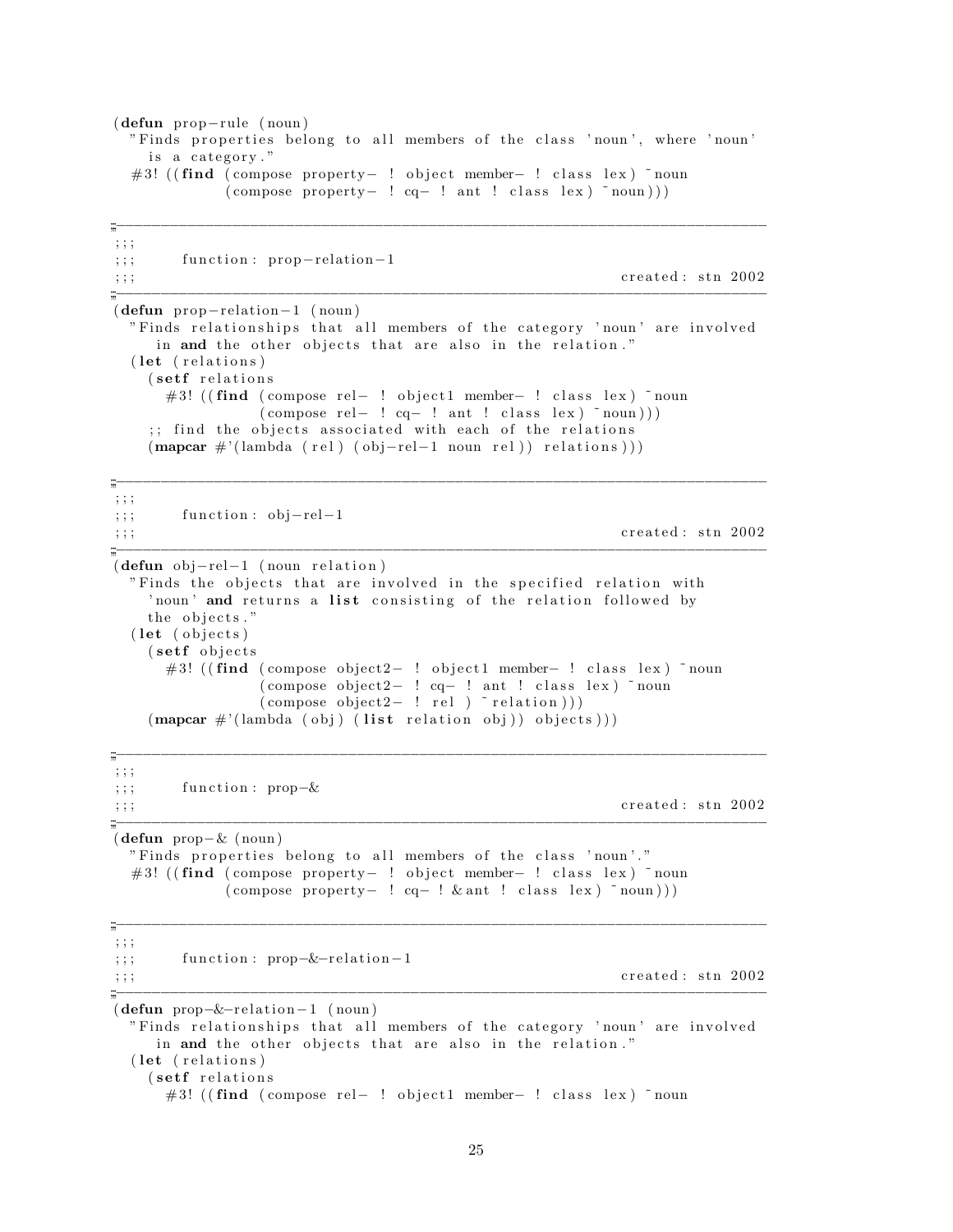```lisp
(defun prop-rule (noun)
  "Finds properties belong to all members of the class 'noun', where 'noun'
    is a category."
  #3! ((find (compose property- ! object member- ! class lex) ~noun
             (compose property- ! cq- ! ant ! class lex) ~noun)))

;------------------------------------------------------------------------------
;;;
;;;     function: prop-relation-1
;;;                                                          created: stn 2002
;------------------------------------------------------------------------------
(defun prop-relation-1 (noun)
  "Finds relationships that all members of the category 'noun' are involved
     in and the other objects that are also in the relation."
  (let (relations)
    (setf relations
      #3! ((find (compose rel- ! object1 member- ! class lex) ~noun
                 (compose rel- ! cq- ! ant ! class lex) ~noun)))
    ;; find the objects associated with each of the relations
    (mapcar #'(lambda (rel) (obj-rel-1 noun rel)) relations)))

;------------------------------------------------------------------------------
;;;
;;;     function: obj-rel-1
;;;                                                          created: stn 2002
;------------------------------------------------------------------------------
(defun obj-rel-1 (noun relation)
  "Finds the objects that are involved in the specified relation with
    'noun' and returns a list consisting of the relation followed by
    the objects."
  (let (objects)
    (setf objects
      #3! ((find (compose object2- ! object1 member- ! class lex) ~noun
                 (compose object2- ! cq- ! ant ! class lex) ~noun
                 (compose object2- ! rel ) ~relation)))
    (mapcar #'(lambda (obj) (list relation obj)) objects)))

;------------------------------------------------------------------------------
;;;
;;;     function: prop-&
;;;                                                          created: stn 2002
;------------------------------------------------------------------------------
(defun prop-& (noun)
  "Finds properties belong to all members of the class 'noun'."
  #3! ((find (compose property- ! object member- ! class lex) ~noun
             (compose property- ! cq- ! &ant ! class lex) ~noun)))

;------------------------------------------------------------------------------
;;;
;;;     function: prop-&-relation-1
;;;                                                          created: stn 2002
;------------------------------------------------------------------------------
(defun prop-&-relation-1 (noun)
  "Finds relationships that all members of the category 'noun' are involved
     in and the other objects that are also in the relation."
  (let (relations)
    (setf relations
      #3! ((find (compose rel- ! object1 member- ! class lex) ~noun
```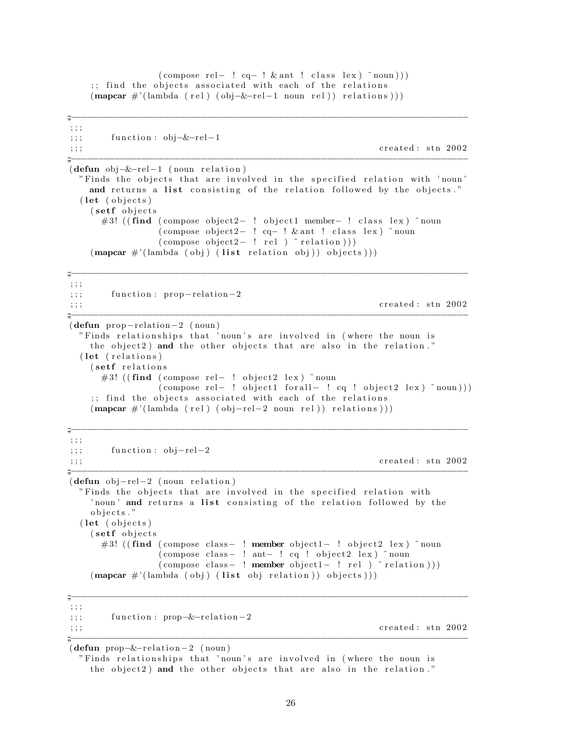```
                (compose rel- ! cq- ! &ant ! class lex) ~noun)))
    ;; find the objects associated with each of the relations
    (mapcar #'(lambda (rel) (obj-&-rel-1 noun rel)) relations)))

;-----------------------------------------------------------------------------
;;;
;;;      function: obj-&-rel-1
;;;                                                          created: stn 2002
;-----------------------------------------------------------------------------
(defun obj-&-rel-1 (noun relation)
  "Finds the objects that are involved in the specified relation with 'noun'
    and returns a list consisting of the relation followed by the objects."
  (let (objects)
    (setf objects
      #3! ((find (compose object2- ! object1 member- ! class lex) ~noun
                 (compose object2- ! cq- ! &ant ! class lex) ~noun
                 (compose object2- ! rel ) ~relation)))
    (mapcar #'(lambda (obj) (list relation obj)) objects)))

;-----------------------------------------------------------------------------
;;;
;;;      function: prop-relation-2
;;;                                                          created: stn 2002
;-----------------------------------------------------------------------------
(defun prop-relation-2 (noun)
  "Finds relationships that 'noun's are involved in (where the noun is
    the object2) and the other objects that are also in the relation."
  (let (relations)
    (setf relations
      #3! ((find (compose rel- ! object2 lex) ~noun
                 (compose rel- ! object1 forall- ! cq ! object2 lex) ~noun)))
    ;; find the objects associated with each of the relations
    (mapcar #'(lambda (rel) (obj-rel-2 noun rel)) relations)))

;-----------------------------------------------------------------------------
;;;
;;;      function: obj-rel-2
;;;                                                          created: stn 2002
;-----------------------------------------------------------------------------
(defun obj-rel-2 (noun relation)
  "Finds the objects that are involved in the specified relation with
    'noun' and returns a list consisting of the relation followed by the
    objects."
  (let (objects)
    (setf objects
      #3! ((find (compose class- ! member object1- ! object2 lex) ~noun
                 (compose class- ! ant- ! cq ! object2 lex) ~noun
                 (compose class- ! member object1- ! rel ) ~relation)))
    (mapcar #'(lambda (obj) (list obj relation)) objects)))

;-----------------------------------------------------------------------------
;;;
;;;      function: prop-&-relation-2
;;;                                                          created: stn 2002
;-----------------------------------------------------------------------------
(defun prop-&-relation-2 (noun)
  "Finds relationships that 'noun's are involved in (where the noun is
    the object2) and the other objects that are also in the relation."
```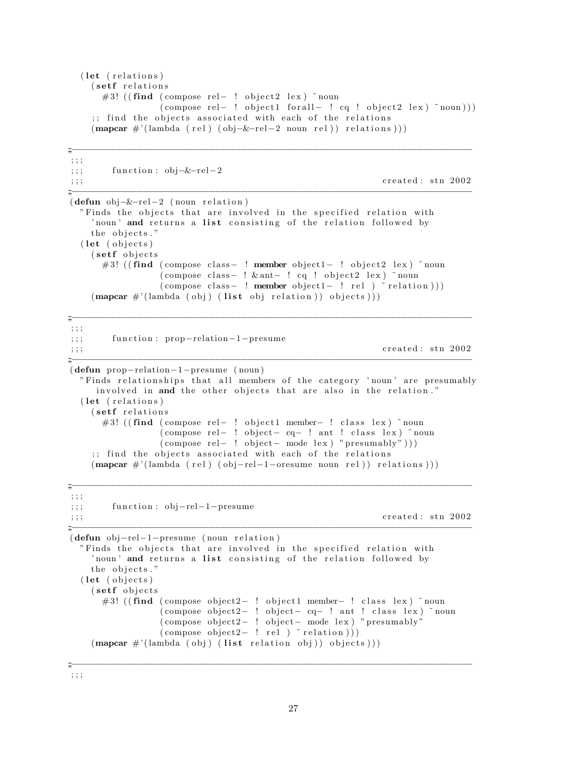```
  (let (relations)
    (setf relations
      #3! ((find (compose rel- ! object2 lex) ~noun
                 (compose rel- ! object1 forall- ! cq ! object2 lex) ~noun)))
    ;; find the objects associated with each of the relations
    (mapcar #'(lambda (rel) (obj-&-rel-2 noun rel)) relations)))

;-----------------------------------------------------------------------------
;;;
;;;     function: obj-&-rel-2
;;;                                                      created: stn 2002
;-----------------------------------------------------------------------------
(defun obj-&-rel-2 (noun relation)
  "Finds the objects that are involved in the specified relation with
   'noun' and returns a list consisting of the relation followed by
   the objects."
  (let (objects)
    (setf objects
      #3! ((find (compose class- ! member object1- ! object2 lex) ~noun
                 (compose class- ! &ant- ! cq ! object2 lex) ~noun
                 (compose class- ! member object1- ! rel ) ~relation)))
    (mapcar #'(lambda (obj) (list obj relation)) objects)))

;-----------------------------------------------------------------------------
;;;
;;;     function: prop-relation-1-presume
;;;                                                      created: stn 2002
;-----------------------------------------------------------------------------
(defun prop-relation-1-presume (noun)
  "Finds relationships that all members of the category 'noun' are presumably
    involved in and the other objects that are also in the relation."
  (let (relations)
    (setf relations
      #3! ((find (compose rel- ! object1 member- ! class lex) ~noun
                 (compose rel- ! object- cq- ! ant ! class lex) ~noun
                 (compose rel- ! object- mode lex) "presumably")))
    ;; find the objects associated with each of the relations
    (mapcar #'(lambda (rel) (obj-rel-1-oresume noun rel)) relations)))

;-----------------------------------------------------------------------------
;;;
;;;     function: obj-rel-1-presume
;;;                                                      created: stn 2002
;-----------------------------------------------------------------------------
(defun obj-rel-1-presume (noun relation)
  "Finds the objects that are involved in the specified relation with
   'noun' and returns a list consisting of the relation followed by
   the objects."
  (let (objects)
    (setf objects
      #3! ((find (compose object2- ! object1 member- ! class lex) ~noun
                 (compose object2- ! object- cq- ! ant ! class lex) ~noun
                 (compose object2- ! object- mode lex) "presumably"
                 (compose object2- ! rel ) ~relation)))
    (mapcar #'(lambda (obj) (list relation obj)) objects)))

;-----------------------------------------------------------------------------
;;;
```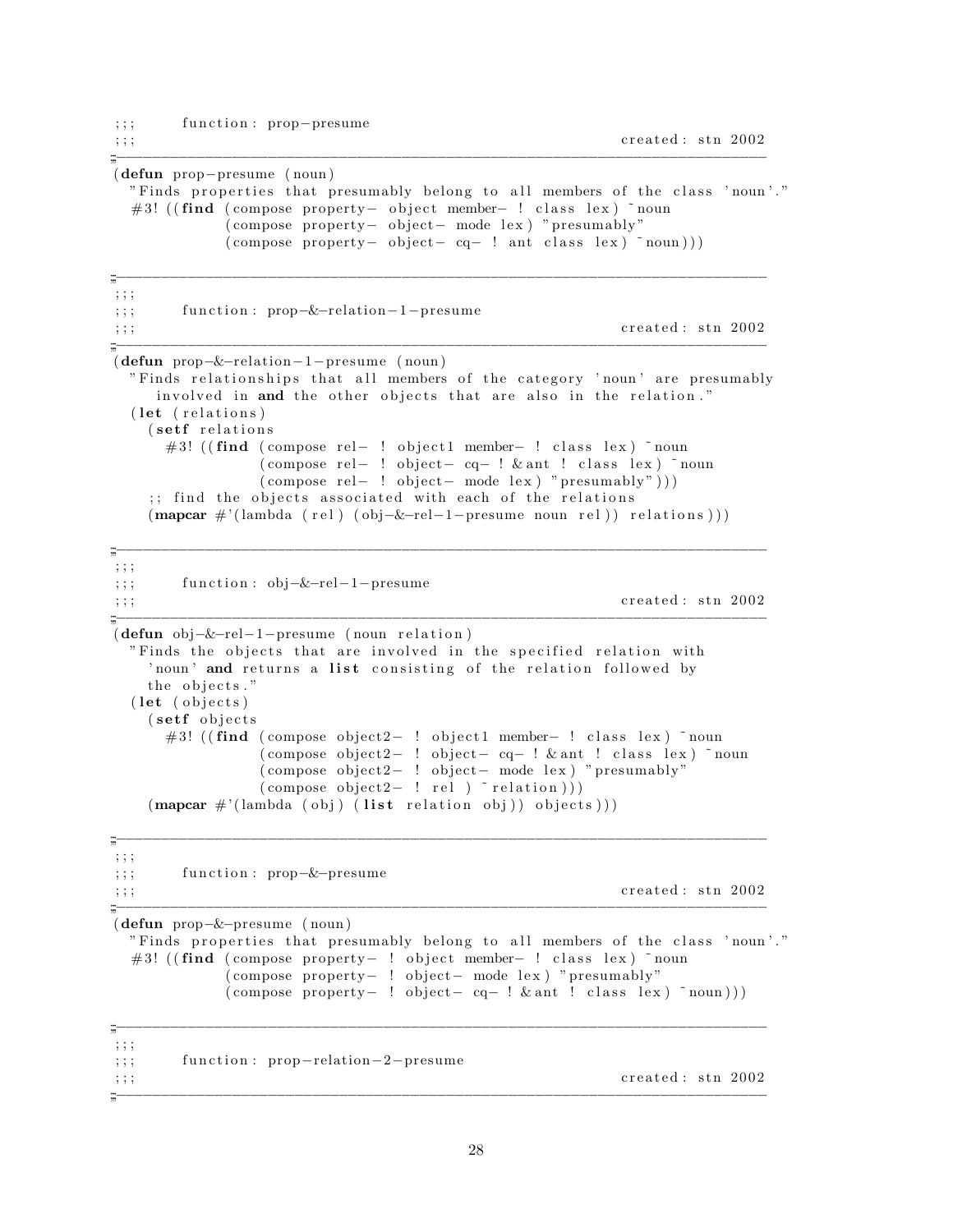```lisp
;;;      function: prop-presume
;;;                                                         created: stn 2002
;-----------------------------------------------------------------------------
(defun prop-presume (noun)
  "Finds properties that presumably belong to all members of the class 'noun'."
  #3! ((find (compose property- object member- ! class lex) ~noun
             (compose property- object- mode lex) "presumably"
             (compose property- object- cq- ! ant class lex) ~noun)))

;-----------------------------------------------------------------------------
;;;
;;;      function: prop-&-relation-1-presume
;;;                                                         created: stn 2002
;-----------------------------------------------------------------------------
(defun prop-&-relation-1-presume (noun)
  "Finds relationships that all members of the category 'noun' are presumably
    involved in and the other objects that are also in the relation."
  (let (relations)
    (setf relations
      #3! ((find (compose rel- ! object1 member- ! class lex) ~noun
                 (compose rel- ! object- cq- ! &ant ! class lex) ~noun
                 (compose rel- ! object- mode lex) "presumably")))
    ;; find the objects associated with each of the relations
    (mapcar #'(lambda (rel) (obj-&-rel-1-presume noun rel)) relations)))

;-----------------------------------------------------------------------------
;;;
;;;      function: obj-&-rel-1-presume
;;;                                                         created: stn 2002
;-----------------------------------------------------------------------------
(defun obj-&-rel-1-presume (noun relation)
  "Finds the objects that are involved in the specified relation with
    'noun' and returns a list consisting of the relation followed by
    the objects."
  (let (objects)
    (setf objects
      #3! ((find (compose object2- ! object1 member- ! class lex) ~noun
                 (compose object2- ! object- cq- ! &ant ! class lex) ~noun
                 (compose object2- ! object- mode lex) "presumably"
                 (compose object2- ! rel ) ~relation)))
    (mapcar #'(lambda (obj) (list relation obj)) objects)))

;-----------------------------------------------------------------------------
;;;
;;;      function: prop-&-presume
;;;                                                         created: stn 2002
;-----------------------------------------------------------------------------
(defun prop-&-presume (noun)
  "Finds properties that presumably belong to all members of the class 'noun'."
  #3! ((find (compose property- ! object member- ! class lex) ~noun
             (compose property- ! object- mode lex) "presumably"
             (compose property- ! object- cq- ! &ant ! class lex) ~noun)))

;-----------------------------------------------------------------------------
;;;
;;;      function: prop-relation-2-presume
;;;                                                         created: stn 2002
;-----------------------------------------------------------------------------
```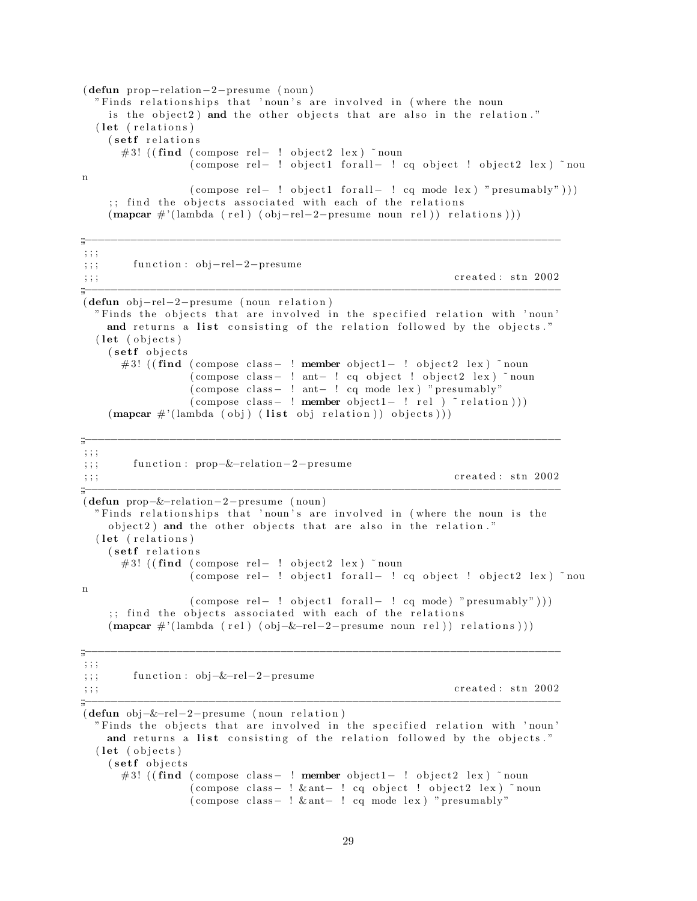```
(defun prop-relation-2-presume (noun)
  "Finds relationships that 'noun's are involved in (where the noun
    is the object2) and the other objects that are also in the relation."
  (let (relations)
    (setf relations
      #3! ((find (compose rel- ! object2 lex) ~noun
                 (compose rel- ! object1 forall- ! cq object ! object2 lex) ~nou
n
                 (compose rel- ! object1 forall- ! cq mode lex) "presumably")))
    ;; find the objects associated with each of the relations
    (mapcar #'(lambda (rel) (obj-rel-2-presume noun rel)) relations)))

;-----------------------------------------------------------------------------
;;;
;;;      function: obj-rel-2-presume
;;;                                                         created: stn 2002
;-----------------------------------------------------------------------------
(defun obj-rel-2-presume (noun relation)
  "Finds the objects that are involved in the specified relation with 'noun'
    and returns a list consisting of the relation followed by the objects."
  (let (objects)
    (setf objects
      #3! ((find (compose class- ! member object1- ! object2 lex) ~noun
                 (compose class- ! ant- ! cq object ! object2 lex) ~noun
                 (compose class- ! ant- ! cq mode lex) "presumably"
                 (compose class- ! member object1- ! rel ) ~relation)))
    (mapcar #'(lambda (obj) (list obj relation)) objects)))

;-----------------------------------------------------------------------------
;;;
;;;      function: prop-&-relation-2-presume
;;;                                                         created: stn 2002
;-----------------------------------------------------------------------------
(defun prop-&-relation-2-presume (noun)
  "Finds relationships that 'noun's are involved in (where the noun is the
    object2) and the other objects that are also in the relation."
  (let (relations)
    (setf relations
      #3! ((find (compose rel- ! object2 lex) ~noun
                 (compose rel- ! object1 forall- ! cq object ! object2 lex) ~nou
n
                 (compose rel- ! object1 forall- ! cq mode) "presumably")))
    ;; find the objects associated with each of the relations
    (mapcar #'(lambda (rel) (obj-&-rel-2-presume noun rel)) relations)))

;-----------------------------------------------------------------------------
;;;
;;;      function: obj-&-rel-2-presume
;;;                                                         created: stn 2002
;-----------------------------------------------------------------------------
(defun obj-&-rel-2-presume (noun relation)
  "Finds the objects that are involved in the specified relation with 'noun'
    and returns a list consisting of the relation followed by the objects."
  (let (objects)
    (setf objects
      #3! ((find (compose class- ! member object1- ! object2 lex) ~noun
                 (compose class- ! &ant- ! cq object ! object2 lex) ~noun
                 (compose class- ! &ant- ! cq mode lex) "presumably"
```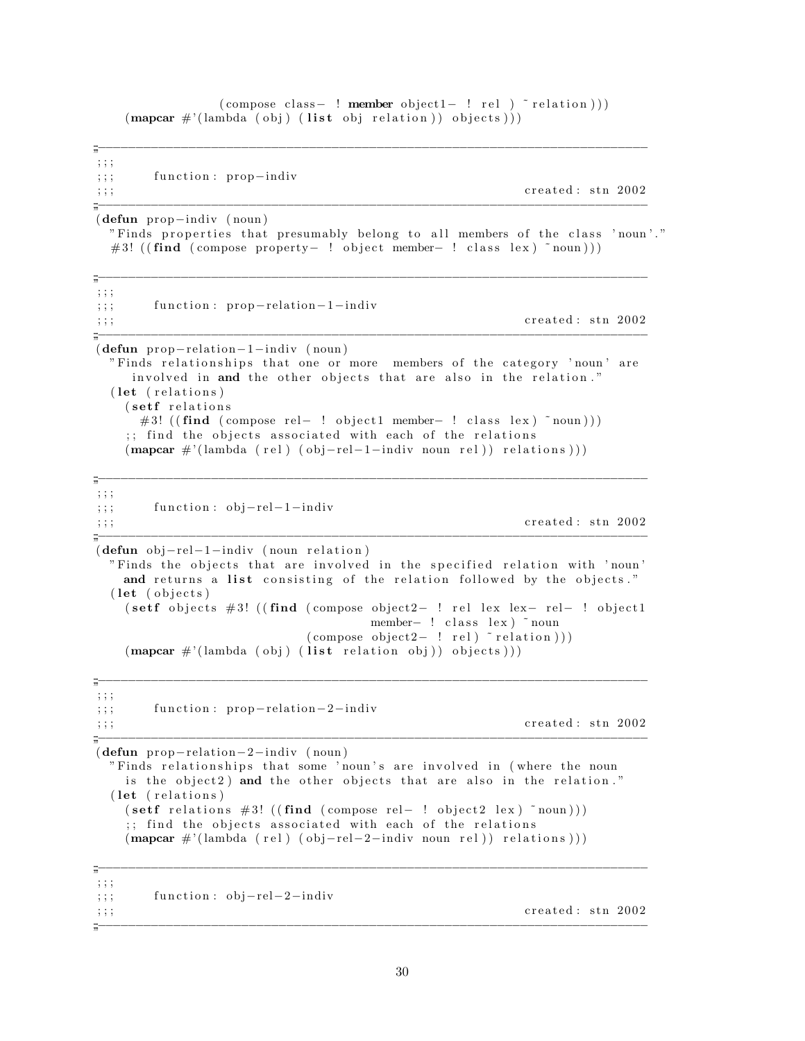```
                (compose class- ! member object1- ! rel ) ~relation)))
    (mapcar #'(lambda (obj) (list obj relation)) objects)))

;-----------------------------------------------------------------------------
;;;
;;;     function: prop-indiv
;;;                                                        created: stn 2002
;-----------------------------------------------------------------------------
(defun prop-indiv (noun)
  "Finds properties that presumably belong to all members of the class 'noun'."
  #3! ((find (compose property- ! object member- ! class lex) ~noun)))

;-----------------------------------------------------------------------------
;;;
;;;     function: prop-relation-1-indiv
;;;                                                        created: stn 2002
;-----------------------------------------------------------------------------
(defun prop-relation-1-indiv (noun)
  "Finds relationships that one or more  members of the category 'noun' are
     involved in and the other objects that are also in the relation."
  (let (relations)
    (setf relations
      #3! ((find (compose rel- ! object1 member- ! class lex) ~noun)))
    ;; find the objects associated with each of the relations
    (mapcar #'(lambda (rel) (obj-rel-1-indiv noun rel)) relations)))

;-----------------------------------------------------------------------------
;;;
;;;     function: obj-rel-1-indiv
;;;                                                        created: stn 2002
;-----------------------------------------------------------------------------
(defun obj-rel-1-indiv (noun relation)
  "Finds the objects that are involved in the specified relation with 'noun'
    and returns a list consisting of the relation followed by the objects."
  (let (objects)
    (setf objects #3! ((find (compose object2- ! rel lex lex- rel- ! object1
                                      member- ! class lex) ~noun
                             (compose object2- ! rel) ~relation)))
    (mapcar #'(lambda (obj) (list relation obj)) objects)))

;-----------------------------------------------------------------------------
;;;
;;;     function: prop-relation-2-indiv
;;;                                                        created: stn 2002
;-----------------------------------------------------------------------------
(defun prop-relation-2-indiv (noun)
  "Finds relationships that some 'noun's are involved in (where the noun
    is the object2) and the other objects that are also in the relation."
  (let (relations)
    (setf relations #3! ((find (compose rel- ! object2 lex) ~noun)))
    ;; find the objects associated with each of the relations
    (mapcar #'(lambda (rel) (obj-rel-2-indiv noun rel)) relations)))

;-----------------------------------------------------------------------------
;;;
;;;     function: obj-rel-2-indiv
;;;                                                        created: stn 2002
;-----------------------------------------------------------------------------
```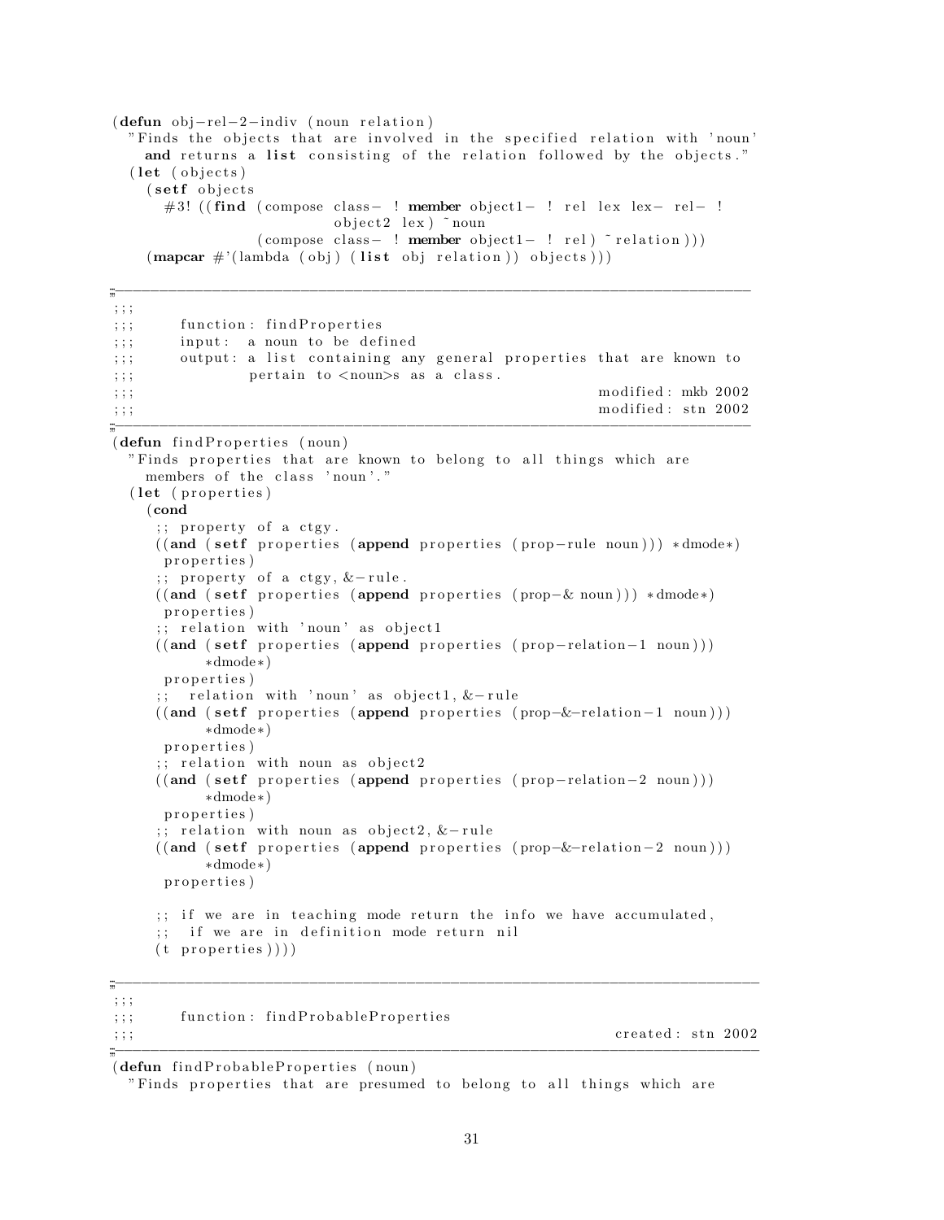```lisp
(defun obj-rel-2-indiv (noun relation)
  "Finds the objects that are involved in the specified relation with 'noun'
    and returns a list consisting of the relation followed by the objects."
  (let (objects)
    (setf objects
      #3! ((find (compose class- ! member object1- ! rel lex lex- rel- !
                          object2 lex) ~noun
                 (compose class- ! member object1- ! rel) ~relation)))
    (mapcar #'(lambda (obj) (list obj relation)) objects)))

;-----------------------------------------------------------------------------
;;;
;;;      function: findProperties
;;;      input:  a noun to be defined
;;;      output: a list containing any general properties that are known to
;;;              pertain to <noun>s as a class.
;;;                                                          modified: mkb 2002
;;;                                                          modified: stn 2002
;-----------------------------------------------------------------------------
(defun findProperties (noun)
  "Finds properties that are known to belong to all things which are
    members of the class 'noun'."
  (let (properties)
    (cond
     ;; property of a ctgy.
     ((and (setf properties (append properties (prop-rule noun))) *dmode*)
      properties)
     ;; property of a ctgy, &-rule.
     ((and (setf properties (append properties (prop-& noun))) *dmode*)
      properties)
     ;; relation with 'noun' as object1
     ((and (setf properties (append properties (prop-relation-1 noun)))
           *dmode*)
      properties)
     ;;  relation with 'noun' as object1, &-rule
     ((and (setf properties (append properties (prop-&-relation-1 noun)))
           *dmode*)
      properties)
     ;; relation with noun as object2
     ((and (setf properties (append properties (prop-relation-2 noun)))
           *dmode*)
      properties)
     ;; relation with noun as object2, &-rule
     ((and (setf properties (append properties (prop-&-relation-2 noun)))
           *dmode*)
      properties)

     ;; if we are in teaching mode return the info we have accumulated,
     ;;  if we are in definition mode return nil
     (t properties))))

;-----------------------------------------------------------------------------
;;;
;;;      function: findProbableProperties
;;;                                                            created: stn 2002
;-----------------------------------------------------------------------------
(defun findProbableProperties (noun)
  "Finds properties that are presumed to belong to all things which are
```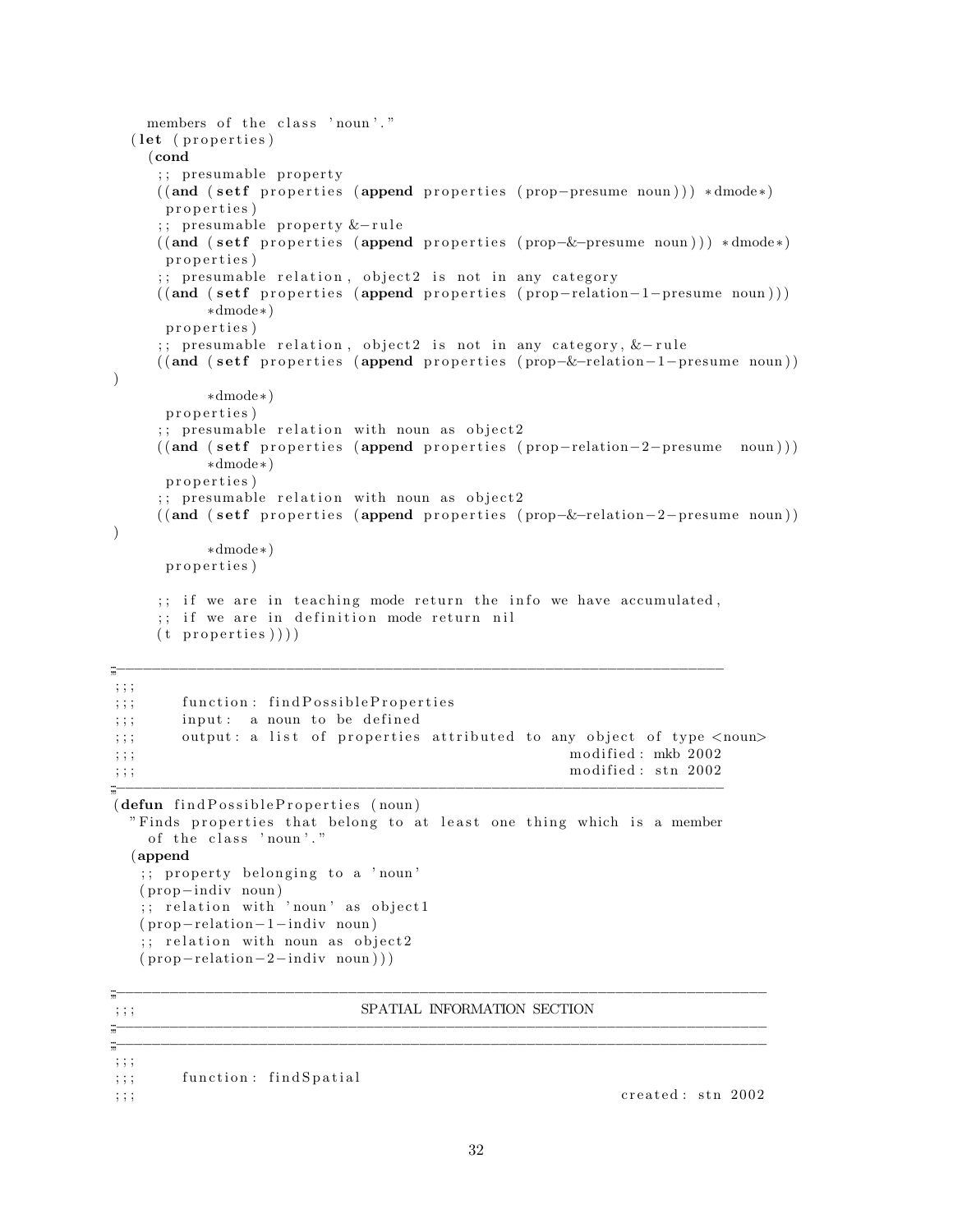```lisp
    members of the class 'noun'."
  (let (properties)
    (cond
     ;; presumable property
     ((and (setf properties (append properties (prop-presume noun))) *dmode*)
      properties)
     ;; presumable property &-rule
     ((and (setf properties (append properties (prop-&-presume noun))) *dmode*)
      properties)
     ;; presumable relation, object2 is not in any category
     ((and (setf properties (append properties (prop-relation-1-presume noun)))
           *dmode*)
      properties)
     ;; presumable relation, object2 is not in any category, &-rule
     ((and (setf properties (append properties (prop-&-relation-1-presume noun))
)
           *dmode*)
      properties)
     ;; presumable relation with noun as object2
     ((and (setf properties (append properties (prop-relation-2-presume  noun)))
           *dmode*)
      properties)
     ;; presumable relation with noun as object2
     ((and (setf properties (append properties (prop-&-relation-2-presume noun))
)
           *dmode*)
      properties)

     ;; if we are in teaching mode return the info we have accumulated,
     ;; if we are in definition mode return nil
     (t properties))))

;-----------------------------------------------------------------------
;;;
;;;     function: findPossibleProperties
;;;     input:  a noun to be defined
;;;     output: a list of properties attributed to any object of type <noun>
;;;                                                  modified: mkb 2002
;;;                                                  modified: stn 2002
;-----------------------------------------------------------------------
(defun findPossibleProperties (noun)
  "Finds properties that belong to at least one thing which is a member
    of the class 'noun'."
  (append
   ;; property belonging to a 'noun'
   (prop-indiv noun)
   ;; relation with 'noun' as object1
   (prop-relation-1-indiv noun)
   ;; relation with noun as object2
   (prop-relation-2-indiv noun)))

;-------------------------------------------------------------------------
;;;                        SPATIAL INFORMATION SECTION
;-------------------------------------------------------------------------
;-------------------------------------------------------------------------
;;;
;;;     function: findSpatial
;;;                                                         created: stn 2002
```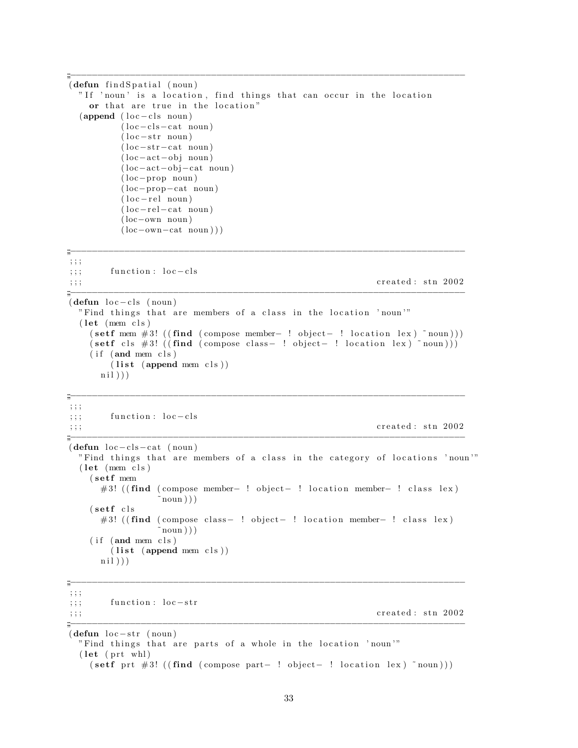```
;------------------------------------------------------------------------------
(defun findSpatial (noun)
  "If 'noun' is a location, find things that can occur in the location
    or that are true in the location"
  (append (loc-cls noun)
          (loc-cls-cat noun)
          (loc-str noun)
          (loc-str-cat noun)
          (loc-act-obj noun)
          (loc-act-obj-cat noun)
          (loc-prop noun)
          (loc-prop-cat noun)
          (loc-rel noun)
          (loc-rel-cat noun)
          (loc-own noun)
          (loc-own-cat noun)))

;------------------------------------------------------------------------------
;;;
;;;      function: loc-cls
;;;                                                    created: stn 2002
;------------------------------------------------------------------------------
(defun loc-cls (noun)
  "Find things that are members of a class in the location 'noun'"
  (let (mem cls)
    (setf mem #3! ((find (compose member- ! object- ! location lex) ~noun)))
    (setf cls #3! ((find (compose class- ! object- ! location lex) ~noun)))
    (if (and mem cls)
        (list (append mem cls))
      nil)))

;------------------------------------------------------------------------------
;;;
;;;      function: loc-cls
;;;                                                    created: stn 2002
;------------------------------------------------------------------------------
(defun loc-cls-cat (noun)
  "Find things that are members of a class in the category of locations 'noun'"
  (let (mem cls)
    (setf mem
      #3! ((find (compose member- ! object- ! location member- ! class lex)
                 ~noun)))
    (setf cls
      #3! ((find (compose class- ! object- ! location member- ! class lex)
                 ~noun)))
    (if (and mem cls)
        (list (append mem cls))
      nil)))

;------------------------------------------------------------------------------
;;;
;;;      function: loc-str
;;;                                                    created: stn 2002
;------------------------------------------------------------------------------
(defun loc-str (noun)
  "Find things that are parts of a whole in the location 'noun'"
  (let (prt whl)
    (setf prt #3! ((find (compose part- ! object- ! location lex) ~noun)))
```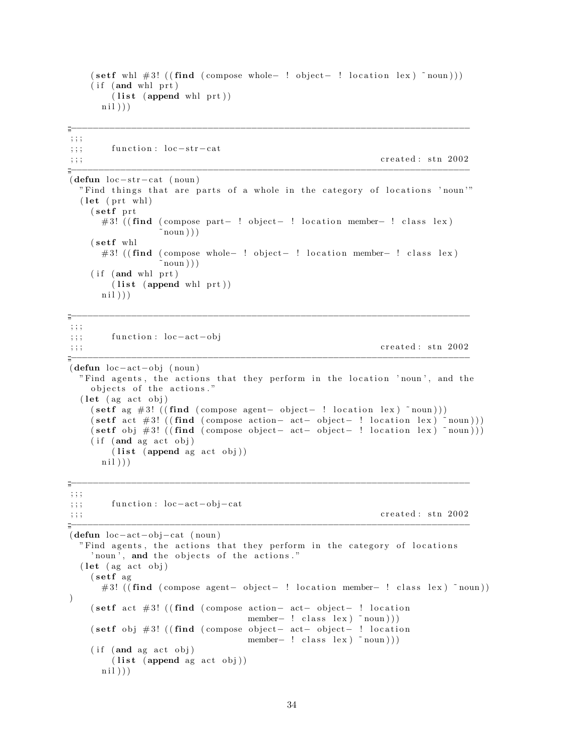```lisp
    (setf whl #3! ((find (compose whole- ! object- ! location lex) ~noun)))
    (if (and whl prt)
        (list (append whl prt))
      nil)))

;------------------------------------------------------------------------
;;;
;;;     function: loc-str-cat
;;;                                                     created: stn 2002
;------------------------------------------------------------------------
(defun loc-str-cat (noun)
  "Find things that are parts of a whole in the category of locations 'noun'"
  (let (prt whl)
    (setf prt
      #3! ((find (compose part- ! object- ! location member- ! class lex)
                 ~noun)))
    (setf whl
      #3! ((find (compose whole- ! object- ! location member- ! class lex)
                 ~noun)))
    (if (and whl prt)
        (list (append whl prt))
      nil)))

;------------------------------------------------------------------------
;;;
;;;     function: loc-act-obj
;;;                                                     created: stn 2002
;------------------------------------------------------------------------
(defun loc-act-obj (noun)
  "Find agents, the actions that they perform in the location 'noun', and the
    objects of the actions."
  (let (ag act obj)
    (setf ag #3! ((find (compose agent- object- ! location lex) ~noun)))
    (setf act #3! ((find (compose action- act- object- ! location lex) ~noun)))
    (setf obj #3! ((find (compose object- act- object- ! location lex) ~noun)))
    (if (and ag act obj)
        (list (append ag act obj))
      nil)))

;------------------------------------------------------------------------
;;;
;;;     function: loc-act-obj-cat
;;;                                                     created: stn 2002
;------------------------------------------------------------------------
(defun loc-act-obj-cat (noun)
  "Find agents, the actions that they perform in the category of locations
    'noun', and the objects of the actions."
  (let (ag act obj)
    (setf ag
      #3! ((find (compose agent- object- ! location member- ! class lex) ~noun))
)
    (setf act #3! ((find (compose action- act- object- ! location
                                  member- ! class lex) ~noun)))
    (setf obj #3! ((find (compose object- act- object- ! location
                                  member- ! class lex) ~noun)))
    (if (and ag act obj)
        (list (append ag act obj))
      nil)))
```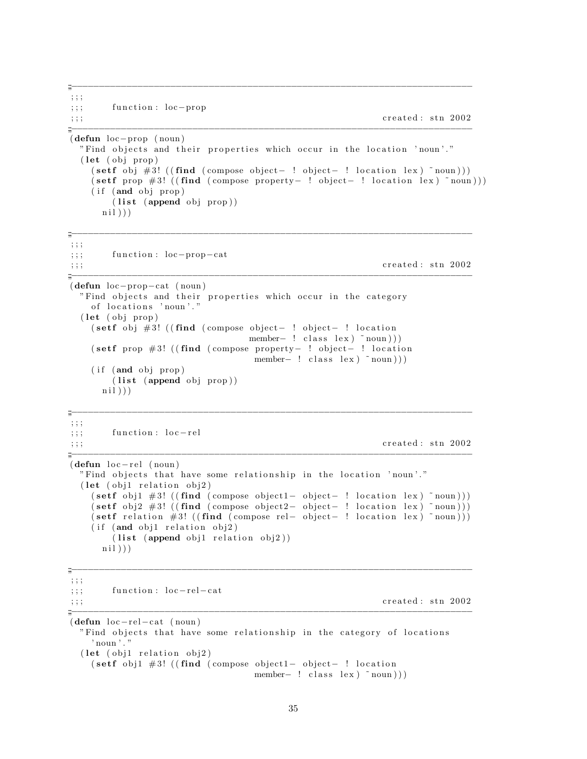```lisp
;-----------------------------------------------------------------------------
;;;
;;;      function: loc-prop
;;;                                                        created: stn 2002
;-----------------------------------------------------------------------------
(defun loc-prop (noun)
  "Find objects and their properties which occur in the location 'noun'."
  (let (obj prop)
    (setf obj #3! ((find (compose object- ! object- ! location lex) ~noun)))
    (setf prop #3! ((find (compose property- ! object- ! location lex) ~noun)))
    (if (and obj prop)
        (list (append obj prop))
      nil)))

;-----------------------------------------------------------------------------
;;;
;;;      function: loc-prop-cat
;;;                                                        created: stn 2002
;-----------------------------------------------------------------------------
(defun loc-prop-cat (noun)
  "Find objects and their properties which occur in the category
    of locations 'noun'."
  (let (obj prop)
    (setf obj #3! ((find (compose object- ! object- ! location
                                  member- ! class lex) ~noun)))
    (setf prop #3! ((find (compose property- ! object- ! location
                                   member- ! class lex) ~noun)))
    (if (and obj prop)
        (list (append obj prop))
      nil)))

;-----------------------------------------------------------------------------
;;;
;;;      function: loc-rel
;;;                                                        created: stn 2002
;-----------------------------------------------------------------------------
(defun loc-rel (noun)
  "Find objects that have some relationship in the location 'noun'."
  (let (obj1 relation obj2)
    (setf obj1 #3! ((find (compose object1- object- ! location lex) ~noun)))
    (setf obj2 #3! ((find (compose object2- object- ! location lex) ~noun)))
    (setf relation #3! ((find (compose rel- object- ! location lex) ~noun)))
    (if (and obj1 relation obj2)
        (list (append obj1 relation obj2))
      nil)))

;-----------------------------------------------------------------------------
;;;
;;;      function: loc-rel-cat
;;;                                                        created: stn 2002
;-----------------------------------------------------------------------------
(defun loc-rel-cat (noun)
  "Find objects that have some relationship in the category of locations
    'noun'."
  (let (obj1 relation obj2)
    (setf obj1 #3! ((find (compose object1- object- ! location
                                   member- ! class lex) ~noun)))
```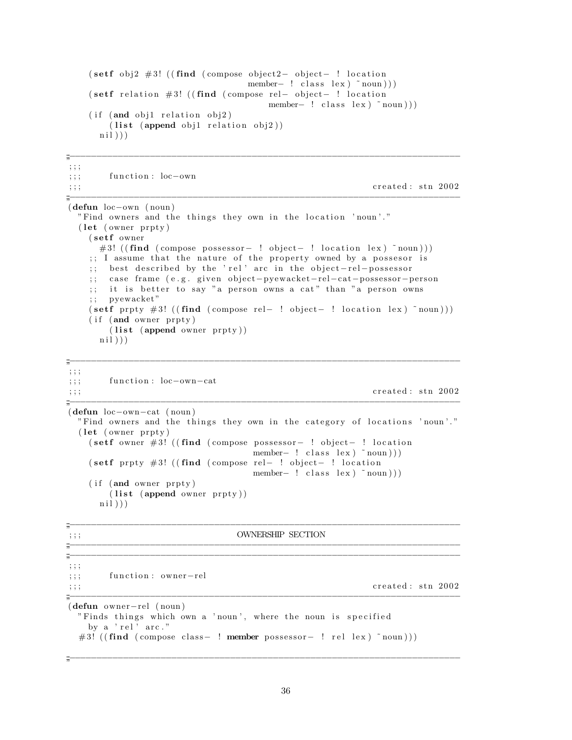```
    (setf obj2 #3! ((find (compose object2- object- ! location
                                   member- ! class lex) ~noun)))
    (setf relation #3! ((find (compose rel- object- ! location
                                        member- ! class lex) ~noun)))
    (if (and obj1 relation obj2)
        (list (append obj1 relation obj2))
      nil)))

;------------------------------------------------------------------------------
;;;
;;;      function: loc-own
;;;                                                          created: stn 2002
;------------------------------------------------------------------------------
(defun loc-own (noun)
  "Find owners and the things they own in the location 'noun'."
  (let (owner prpty)
    (setf owner
      #3! ((find (compose possessor- ! object- ! location lex) ~noun)))
    ;; I assume that the nature of the property owned by a possesor is
    ;;  best described by the 'rel' arc in the object-rel-possessor
    ;;  case frame (e.g. given object-pyewacket-rel-cat-possessor-person
    ;;  it is better to say "a person owns a cat" than "a person owns
    ;;  pyewacket"
    (setf prpty #3! ((find (compose rel- ! object- ! location lex) ~noun)))
    (if (and owner prpty)
        (list (append owner prpty))
      nil)))

;------------------------------------------------------------------------------
;;;
;;;      function: loc-own-cat
;;;                                                          created: stn 2002
;------------------------------------------------------------------------------
(defun loc-own-cat (noun)
  "Find owners and the things they own in the category of locations 'noun'."
  (let (owner prpty)
    (setf owner #3! ((find (compose possessor- ! object- ! location
                                    member- ! class lex) ~noun)))
    (setf prpty #3! ((find (compose rel- ! object- ! location
                                    member- ! class lex) ~noun)))
    (if (and owner prpty)
        (list (append owner prpty))
      nil)))

;------------------------------------------------------------------------------
;;;                            OWNERSHIP SECTION
;------------------------------------------------------------------------------
;------------------------------------------------------------------------------
;;;
;;;      function: owner-rel
;;;                                                          created: stn 2002
;------------------------------------------------------------------------------
(defun owner-rel (noun)
  "Finds things which own a 'noun', where the noun is specified
    by a 'rel' arc."
   #3! ((find (compose class- ! member possessor- ! rel lex) ~noun)))

;------------------------------------------------------------------------------
```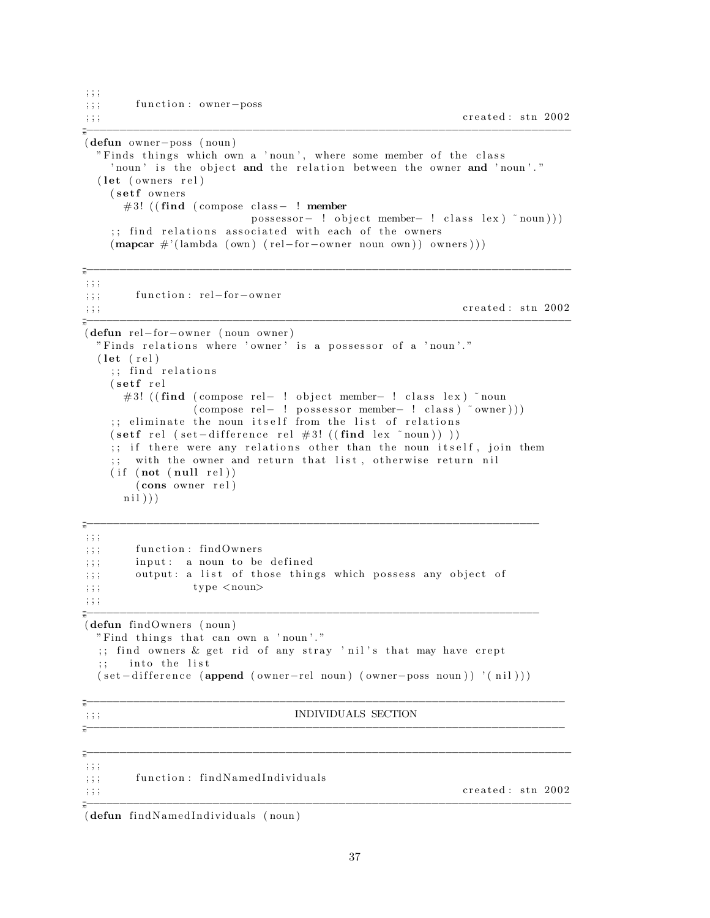```lisp
;;;
;;;     function: owner-poss
;;;                                                     created: stn 2002
;-----------------------------------------------------------------------------
(defun owner-poss (noun)
  "Finds things which own a 'noun', where some member of the class
    'noun' is the object and the relation between the owner and 'noun'."
  (let (owners rel)
    (setf owners
      #3! ((find (compose class- ! member
                          possessor- ! object member- ! class lex) ~noun)))
    ;; find relations associated with each of the owners
    (mapcar #'(lambda (own) (rel-for-owner noun own)) owners)))

;-----------------------------------------------------------------------------
;;;
;;;     function: rel-for-owner
;;;                                                     created: stn 2002
;-----------------------------------------------------------------------------
(defun rel-for-owner (noun owner)
  "Finds relations where 'owner' is a possessor of a 'noun'."
  (let (rel)
    ;; find relations
    (setf rel
      #3! ((find (compose rel- ! object member- ! class lex) ~noun
                 (compose rel- ! possessor member- ! class) ~owner)))
    ;; eliminate the noun itself from the list of relations
    (setf rel (set-difference rel #3! ((find lex ~noun)) ))
    ;; if there were any relations other than the noun itself, join them
    ;;  with the owner and return that list, otherwise return nil
    (if (not (null rel))
        (cons owner rel)
      nil)))

;-------------------------------------------------------------------------
;;;
;;;     function: findOwners
;;;     input:  a noun to be defined
;;;     output: a list of those things which possess any object of
;;;             type <noun>
;;;
;-------------------------------------------------------------------------
(defun findOwners (noun)
  "Find things that can own a 'noun'."
  ;; find owners & get rid of any stray 'nil's that may have crept
  ;;   into the list
  (set-difference (append (owner-rel noun) (owner-poss noun)) '(nil)))

;----------------------------------------------------------------------------
;;;                         INDIVIDUALS SECTION
;----------------------------------------------------------------------------

;-----------------------------------------------------------------------------
;;;
;;;     function: findNamedIndividuals
;;;                                                     created: stn 2002
;-----------------------------------------------------------------------------
(defun findNamedIndividuals (noun)
```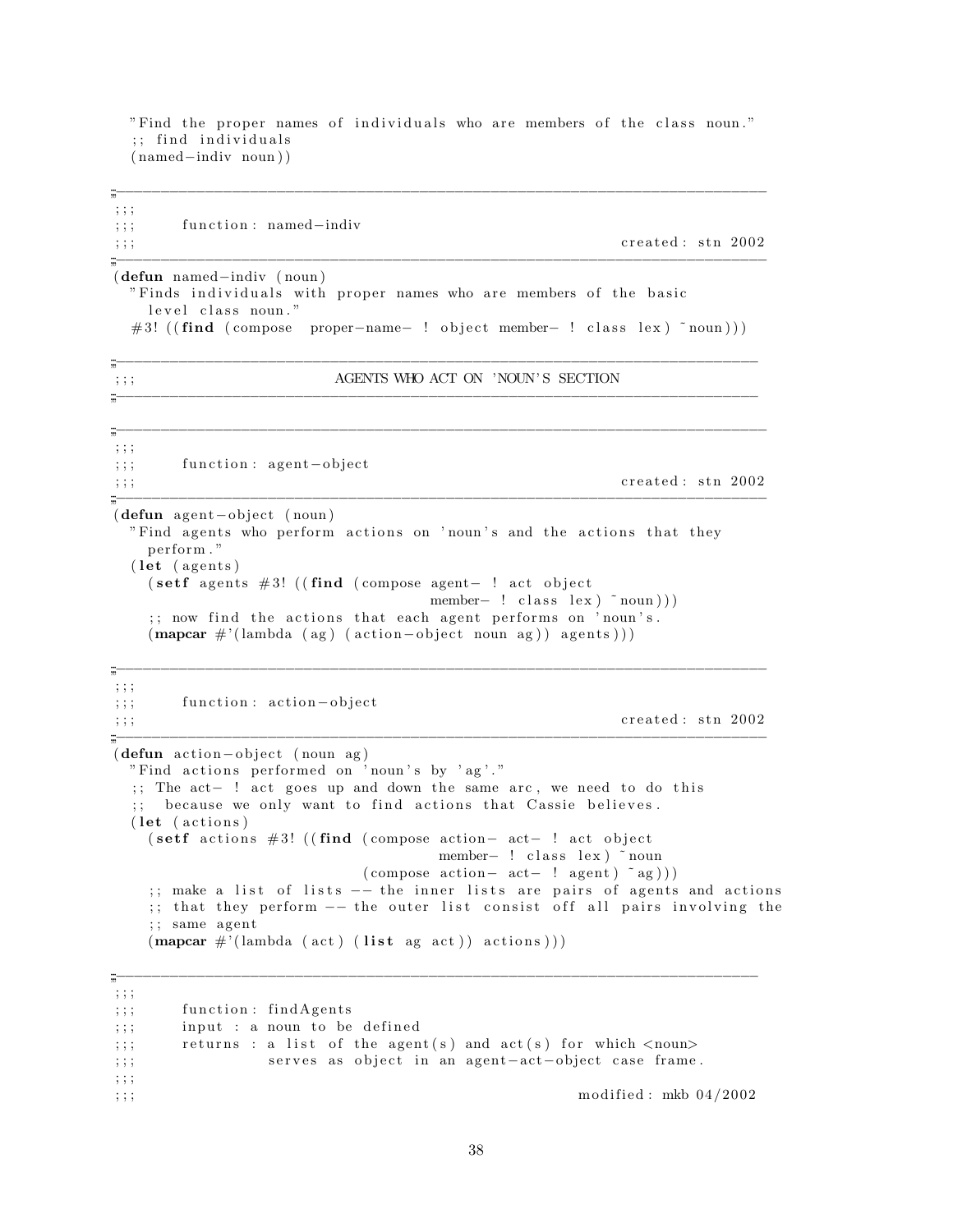```
  "Find the proper names of individuals who are members of the class noun."
  ;; find individuals
  (named-indiv noun))

;-----------------------------------------------------------------------------
;;;
;;;     function: named-indiv
;;;                                                          created: stn 2002
;-----------------------------------------------------------------------------
(defun named-indiv (noun)
  "Finds individuals with proper names who are members of the basic
    level class noun."
  #3! ((find (compose  proper-name- ! object member- ! class lex) ~noun)))

;-----------------------------------------------------------------------------
;;;                   AGENTS WHO ACT ON 'NOUN'S SECTION
;-----------------------------------------------------------------------------

;-----------------------------------------------------------------------------
;;;
;;;     function: agent-object
;;;                                                          created: stn 2002
;-----------------------------------------------------------------------------
(defun agent-object (noun)
  "Find agents who perform actions on 'noun's and the actions that they
    perform."
  (let (agents)
    (setf agents #3! ((find (compose agent- ! act object
                                member- ! class lex) ~noun)))
    ;; now find the actions that each agent performs on 'noun's.
    (mapcar #'(lambda (ag) (action-object noun ag)) agents)))

;-----------------------------------------------------------------------------
;;;
;;;     function: action-object
;;;                                                          created: stn 2002
;-----------------------------------------------------------------------------
(defun action-object (noun ag)
  "Find actions performed on 'noun's by 'ag'."
  ;; The act- ! act goes up and down the same arc, we need to do this
  ;;  because we only want to find actions that Cassie believes.
  (let (actions)
    (setf actions #3! ((find (compose action- act- ! act object
                                      member- ! class lex) ~noun
                            (compose action- act- ! agent) ~ag)))
    ;; make a list of lists -- the inner lists are pairs of agents and actions
    ;; that they perform -- the outer list consist off all pairs involving the
    ;; same agent
    (mapcar #'(lambda (act) (list ag act)) actions)))

;-----------------------------------------------------------------------------
;;;
;;;     function: findAgents
;;;     input : a noun to be defined
;;;     returns : a list of the agent(s) and act(s) for which <noun>
;;;               serves as object in an agent-act-object case frame.
;;;
;;;                                                        modified: mkb 04/2002
```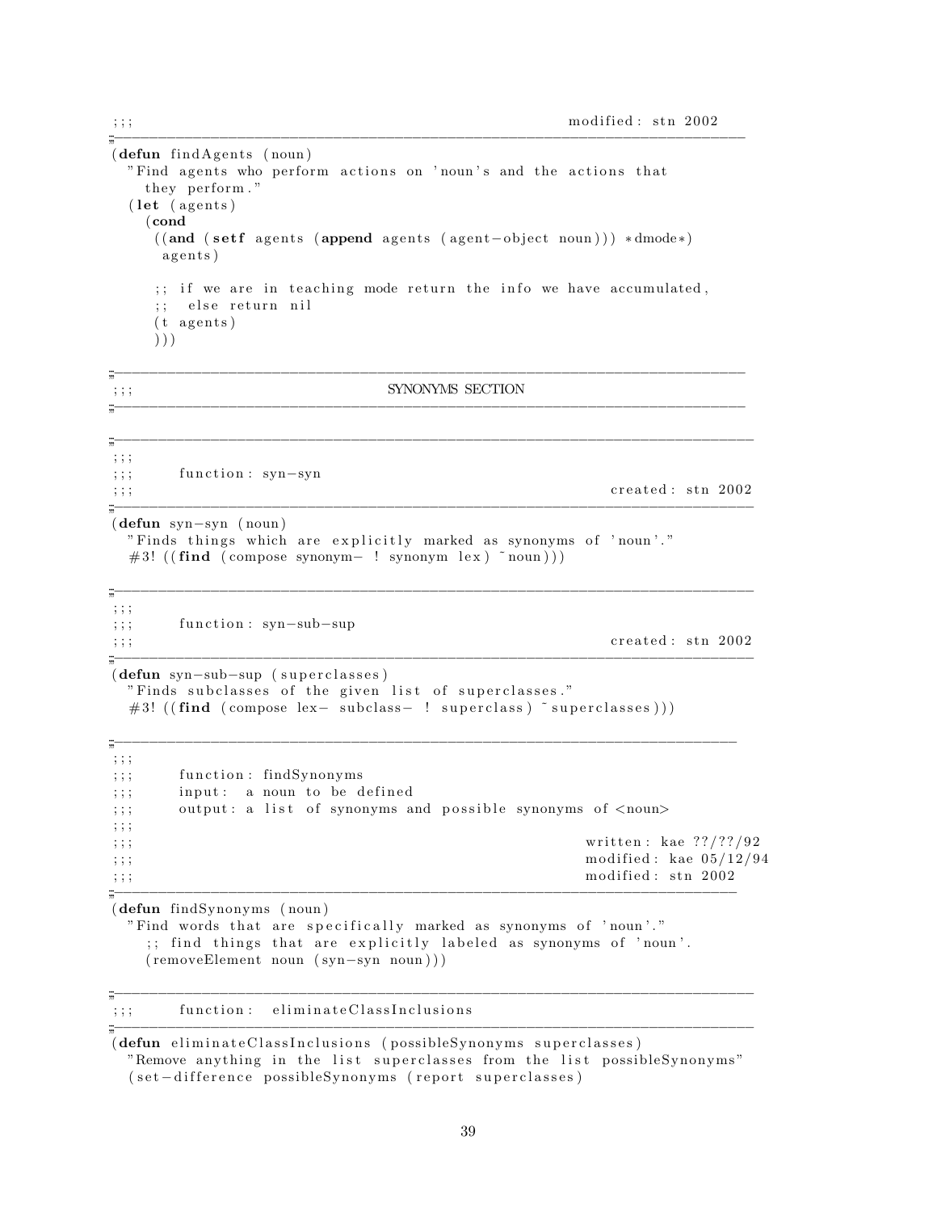```
;;;                                                   modified: stn 2002
;-----------------------------------------------------------------------
(defun findAgents (noun)
  "Find agents who perform actions on 'noun's and the actions that
    they perform."
  (let (agents)
    (cond
     ((and (setf agents (append agents (agent-object noun))) *dmode*)
      agents)

     ;; if we are in teaching mode return the info we have accumulated,
     ;;  else return nil
     (t agents)
     )))

;-----------------------------------------------------------------------
;;;                        SYNONYMS SECTION
;-----------------------------------------------------------------------

;-----------------------------------------------------------------------
;;;
;;;      function: syn-syn
;;;                                                   created: stn 2002
;-----------------------------------------------------------------------
(defun syn-syn (noun)
  "Finds things which are explicitly marked as synonyms of 'noun'."
  #3! ((find (compose synonym- ! synonym lex) ~noun)))

;-----------------------------------------------------------------------
;;;
;;;      function: syn-sub-sup
;;;                                                   created: stn 2002
;-----------------------------------------------------------------------
(defun syn-sub-sup (superclasses)
  "Finds subclasses of the given list of superclasses."
  #3! ((find (compose lex- subclass- ! superclass) ~superclasses)))

;-----------------------------------------------------------------------
;;;
;;;      function: findSynonyms
;;;      input:  a noun to be defined
;;;      output: a list of synonyms and possible synonyms of <noun>
;;;
;;;                                                written: kae ??/??/92
;;;                                                modified: kae 05/12/94
;;;                                                modified: stn 2002
;-----------------------------------------------------------------------
(defun findSynonyms (noun)
  "Find words that are specifically marked as synonyms of 'noun'."
    ;; find things that are explicitly labeled as synonyms of 'noun'.
    (removeElement noun (syn-syn noun)))

;-----------------------------------------------------------------------
;;;      function:  eliminateClassInclusions
;-----------------------------------------------------------------------
(defun eliminateClassInclusions (possibleSynonyms superclasses)
  "Remove anything in the list superclasses from the list possibleSynonyms"
  (set-difference possibleSynonyms (report superclasses)
```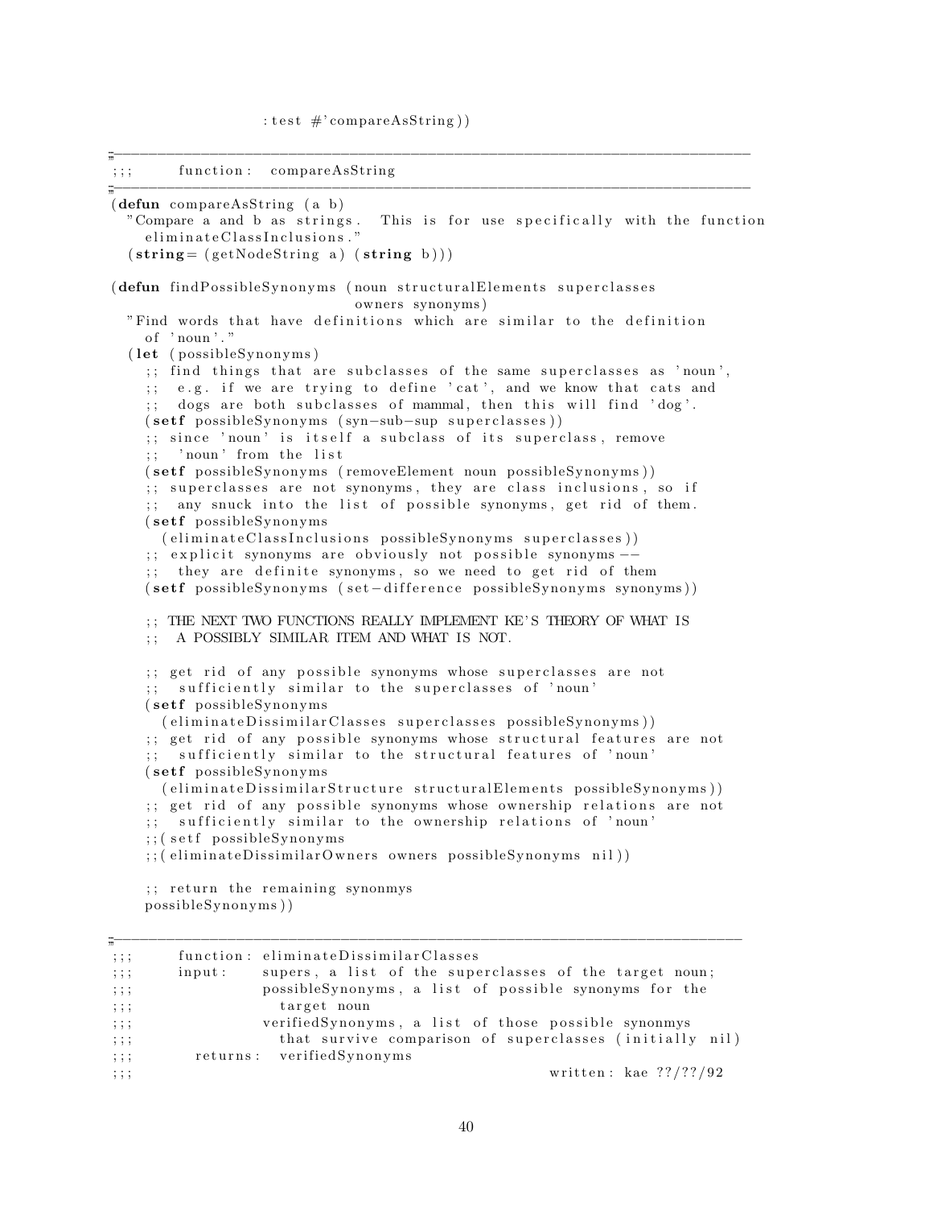```lisp
                :test #'compareAsString))

;;;-----------------------------------------------------------------------
;;;     function:  compareAsString
;;;-----------------------------------------------------------------------
(defun compareAsString (a b)
  "Compare a and b as strings.  This is for use specifically with the function
    eliminateClassInclusions."
  (string= (getNodeString a) (string b)))

(defun findPossibleSynonyms (noun structuralElements superclasses
                               owners synonyms)
  "Find words that have definitions which are similar to the definition
    of 'noun'."
  (let (possibleSynonyms)
    ;; find things that are subclasses of the same superclasses as 'noun',
    ;;  e.g. if we are trying to define 'cat', and we know that cats and
    ;;  dogs are both subclasses of mammal, then this will find 'dog'.
    (setf possibleSynonyms (syn-sub-sup superclasses))
    ;; since 'noun' is itself a subclass of its superclass, remove
    ;;  'noun' from the list
    (setf possibleSynonyms (removeElement noun possibleSynonyms))
    ;; superclasses are not synonyms, they are class inclusions, so if
    ;;  any snuck into the list of possible synonyms, get rid of them.
    (setf possibleSynonyms
      (eliminateClassInclusions possibleSynonyms superclasses))
    ;; explicit synonyms are obviously not possible synonyms --
    ;;  they are definite synonyms, so we need to get rid of them
    (setf possibleSynonyms (set-difference possibleSynonyms synonyms))

    ;; THE NEXT TWO FUNCTIONS REALLY IMPLEMENT KE'S THEORY OF WHAT IS
    ;;  A POSSIBLY SIMILAR ITEM AND WHAT IS NOT.

    ;; get rid of any possible synonyms whose superclasses are not
    ;;  sufficiently similar to the superclasses of 'noun'
    (setf possibleSynonyms
      (eliminateDissimilarClasses superclasses possibleSynonyms))
    ;; get rid of any possible synonyms whose structural features are not
    ;;  sufficiently similar to the structural features of 'noun'
    (setf possibleSynonyms
      (eliminateDissimilarStructure structuralElements possibleSynonyms))
    ;; get rid of any possible synonyms whose ownership relations are not
    ;;  sufficiently similar to the ownership relations of 'noun'
    ;;(setf possibleSynonyms
    ;;(eliminateDissimilarOwners owners possibleSynonyms nil))

    ;; return the remaining synonmys
    possibleSynonyms))

;;;-----------------------------------------------------------------------
;;;     function: eliminateDissimilarClasses
;;;     input:    supers, a list of the superclasses of the target noun;
;;;               possibleSynonyms, a list of possible synonyms for the
;;;                 target noun
;;;               verifiedSynonyms, a list of those possible synonmys
;;;                 that survive comparison of superclasses (initially nil)
;;;       returns:  verifiedSynonyms
;;;                                              written: kae ??/??/92
```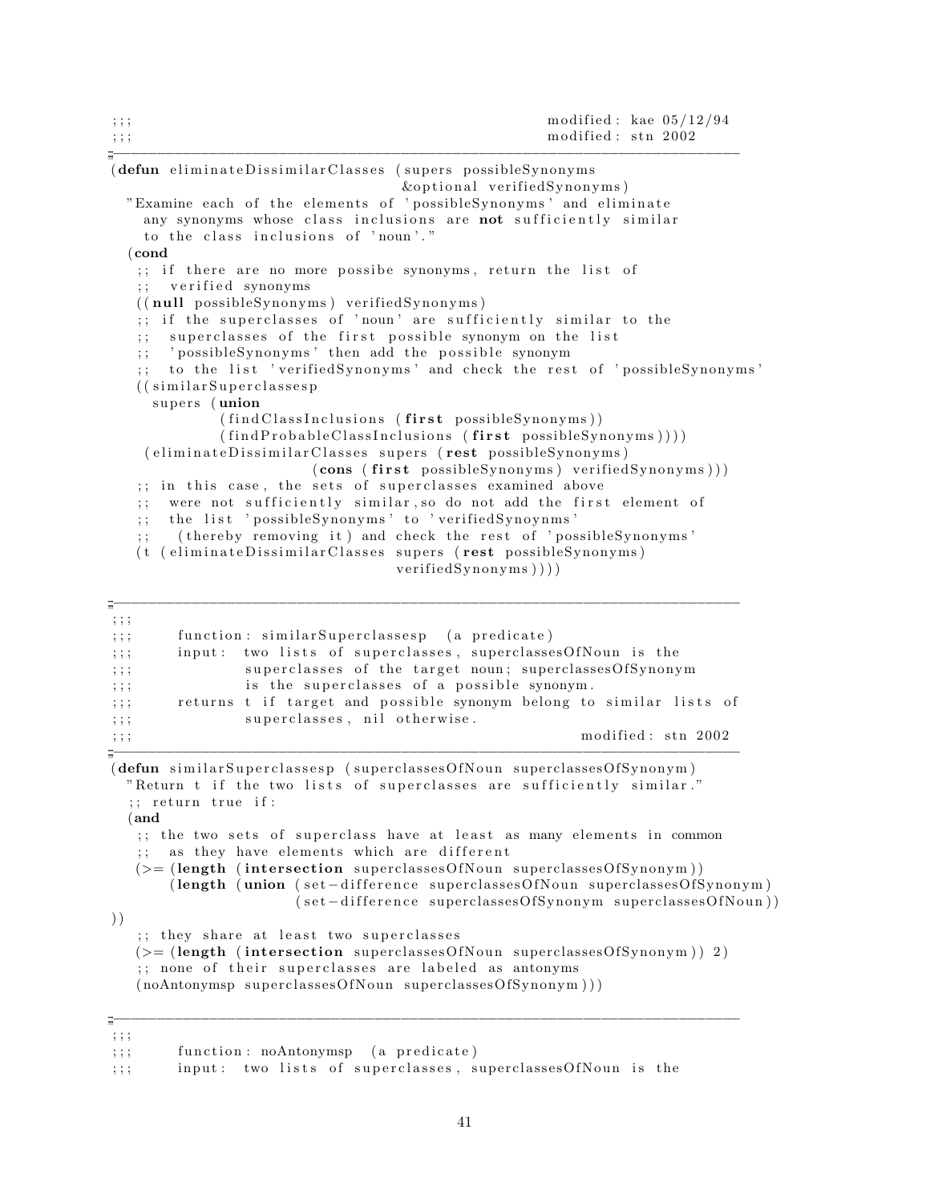```lisp
;;;                                                  modified: kae 05/12/94
;;;                                                  modified: stn 2002
;-------------------------------------------------------------------------------
(defun eliminateDissimilarClasses (supers possibleSynonyms
                                   &optional verifiedSynonyms)
  "Examine each of the elements of 'possibleSynonyms' and eliminate
    any synonyms whose class inclusions are not sufficiently similar
    to the class inclusions of 'noun'."
  (cond
   ;; if there are no more possibe synonyms, return the list of
   ;;  verified synonyms
   ((null possibleSynonyms) verifiedSynonyms)
   ;; if the superclasses of 'noun' are sufficiently similar to the
   ;;  superclasses of the first possible synonym on the list
   ;;  'possibleSynonyms' then add the possible synonym
   ;;  to the list 'verifiedSynonyms' and check the rest of 'possibleSynonyms'
   ((similarSuperclassesp
     supers (union
             (findClassInclusions (first possibleSynonyms))
             (findProbableClassInclusions (first possibleSynonyms))))
    (eliminateDissimilarClasses supers (rest possibleSynonyms)
                         (cons (first possibleSynonyms) verifiedSynonyms)))
   ;; in this case, the sets of superclasses examined above
   ;;  were not sufficiently similar,so do not add the first element of
   ;;  the list 'possibleSynonyms' to 'verifiedSynoynms'
   ;;   (thereby removing it) and check the rest of 'possibleSynonyms'
   (t (eliminateDissimilarClasses supers (rest possibleSynonyms)
                                  verifiedSynonyms))))

;-------------------------------------------------------------------------------
;;;
;;;      function: similarSuperclassesp  (a predicate)
;;;      input:  two lists of superclasses, superclassesOfNoun is the
;;;              superclasses of the target noun; superclassesOfSynonym
;;;              is the superclasses of a possible synonym.
;;;      returns t if target and possible synonym belong to similar lists of
;;;              superclasses, nil otherwise.
;;;                                                  modified: stn 2002
;-------------------------------------------------------------------------------
(defun similarSuperclassesp (superclassesOfNoun superclassesOfSynonym)
  "Return t if the two lists of superclasses are sufficiently similar."
  ;; return true if:
  (and
   ;; the two sets of superclass have at least as many elements in common
   ;;  as they have elements which are different
   (>= (length (intersection superclassesOfNoun superclassesOfSynonym))
       (length (union (set-difference superclassesOfNoun superclassesOfSynonym)
                      (set-difference superclassesOfSynonym superclassesOfNoun))
))
   ;; they share at least two superclasses
   (>= (length (intersection superclassesOfNoun superclassesOfSynonym)) 2)
   ;; none of their superclasses are labeled as antonyms
   (noAntonymsp superclassesOfNoun superclassesOfSynonym)))

;-------------------------------------------------------------------------------
;;;
;;;      function: noAntonymsp  (a predicate)
;;;      input:  two lists of superclasses, superclassesOfNoun is the
```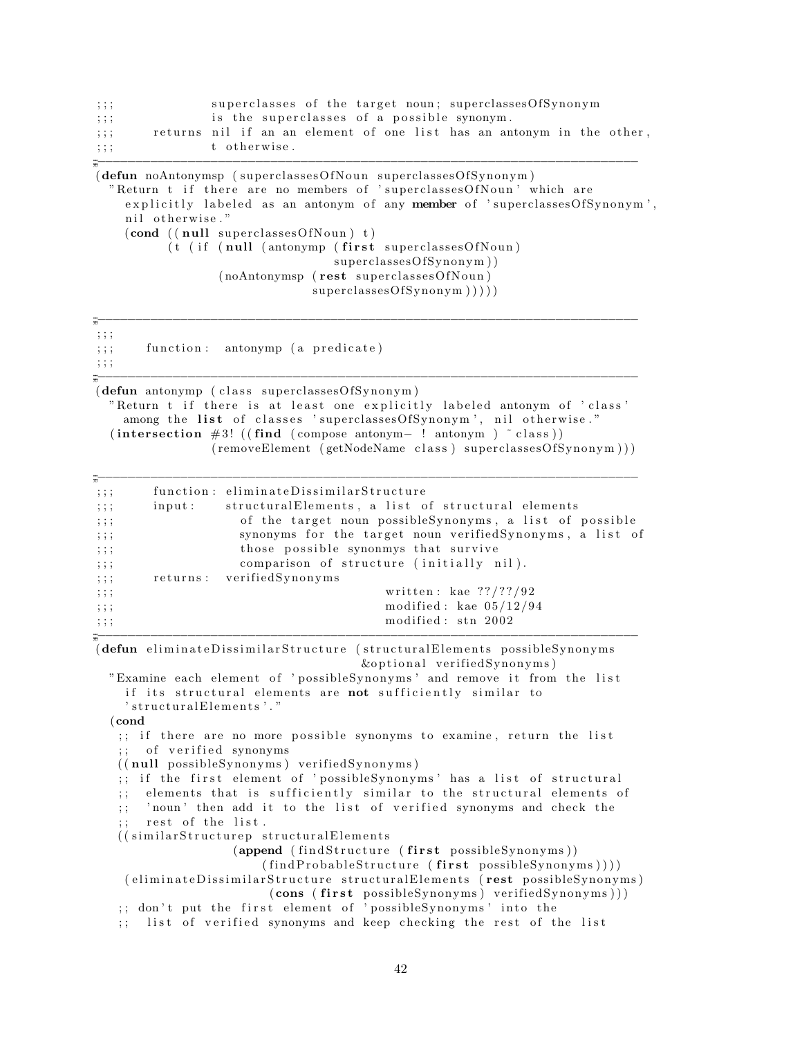```lisp
;;;              superclasses of the target noun; superclassesOfSynonym
;;;              is the superclasses of a possible synonym.
;;;      returns nil if an an element of one list has an antonym in the other,
;;;              t otherwise.
;-------------------------------------------------------------------------------
(defun noAntonymsp (superclassesOfNoun superclassesOfSynonym)
  "Return t if there are no members of 'superclassesOfNoun' which are
    explicitly labeled as an antonym of any member of 'superclassesOfSynonym',
    nil otherwise."
    (cond ((null superclassesOfNoun) t)
          (t (if (null (antonymp (first superclassesOfNoun)
                                 superclassesOfSynonym))
                 (noAntonymsp (rest superclassesOfNoun)
                              superclassesOfSynonym)))))

;-------------------------------------------------------------------------------
;;;
;;;    function:  antonymp (a predicate)
;;;
;-------------------------------------------------------------------------------
(defun antonymp (class superclassesOfSynonym)
  "Return t if there is at least one explicitly labeled antonym of 'class'
    among the list of classes 'superclassesOfSynonym', nil otherwise."
  (intersection #3! ((find (compose antonym- ! antonym ) ~class))
                (removeElement (getNodeName class) superclassesOfSynonym)))

;-------------------------------------------------------------------------------
;;;      function: eliminateDissimilarStructure
;;;      input:    structuralElements, a list of structural elements
;;;                  of the target noun possibleSynonyms, a list of possible
;;;                  synonyms for the target noun verifiedSynonyms, a list of
;;;                  those possible synonmys that survive
;;;                  comparison of structure (initially nil).
;;;      returns:  verifiedSynonyms
;;;                                      written: kae ??/??/92
;;;                                      modified: kae 05/12/94
;;;                                      modified: stn 2002
;-------------------------------------------------------------------------------
(defun eliminateDissimilarStructure (structuralElements possibleSynonyms
                                     &optional verifiedSynonyms)
  "Examine each element of 'possibleSynonyms' and remove it from the list
    if its structural elements are not sufficiently similar to
    'structuralElements'."
  (cond
   ;; if there are no more possible synonyms to examine, return the list
   ;;  of verified synonyms
   ((null possibleSynonyms) verifiedSynonyms)
   ;; if the first element of 'possibleSynonyms' has a list of structural
   ;;  elements that is sufficiently similar to the structural elements of
   ;;  'noun' then add it to the list of verified synonyms and check the
   ;;  rest of the list.
   ((similarStructurep structuralElements
                 (append (findStructure (first possibleSynonyms))
                     (findProbableStructure (first possibleSynonyms))))
    (eliminateDissimilarStructure structuralElements (rest possibleSynonyms)
                      (cons (first possibleSynonyms) verifiedSynonyms)))
   ;; don't put the first element of 'possibleSynonyms' into the
   ;;  list of verified synonyms and keep checking the rest of the list
```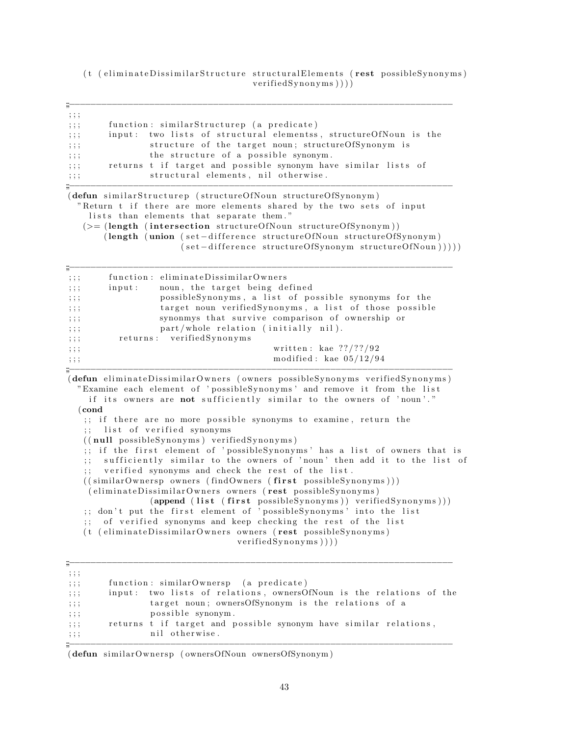```
   (t (eliminateDissimilarStructure structuralElements (rest possibleSynonyms)
                                     verifiedSynonyms))))

;------------------------------------------------------------------------------
;;;
;;;     function: similarStructurep (a predicate)
;;;     input:  two lists of structural elementss, structureOfNoun is the
;;;             structure of the target noun; structureOfSynonym is
;;;             the structure of a possible synonym.
;;;     returns t if target and possible synonym have similar lists of
;;;             structural elements, nil otherwise.
;------------------------------------------------------------------------------
(defun similarStructurep (structureOfNoun structureOfSynonym)
  "Return t if there are more elements shared by the two sets of input
    lists than elements that separate them."
   (>= (length (intersection structureOfNoun structureOfSynonym))
       (length (union (set-difference structureOfNoun structureOfSynonym)
                      (set-difference structureOfSynonym structureOfNoun)))))

;------------------------------------------------------------------------------
;;;     function: eliminateDissimilarOwners
;;;     input:    noun, the target being defined
;;;               possibleSynonyms, a list of possible synonyms for the
;;;               target noun verifiedSynonyms, a list of those possible
;;;               synonmys that survive comparison of ownership or
;;;               part/whole relation (initially nil).
;;;       returns:  verifiedSynonyms
;;;                                     written: kae ??/??/92
;;;                                     modified: kae 05/12/94
;------------------------------------------------------------------------------
(defun eliminateDissimilarOwners (owners possibleSynonyms verifiedSynonyms)
  "Examine each element of 'possibleSynonyms' and remove it from the list
    if its owners are not sufficiently similar to the owners of 'noun'."
  (cond
   ;; if there are no more possible synonyms to examine, return the
   ;;  list of verified synonyms
   ((null possibleSynonyms) verifiedSynonyms)
   ;; if the first element of 'possibleSynonyms' has a list of owners that is
   ;;  sufficiently similar to the owners of 'noun' then add it to the list of
   ;;  verified synonyms and check the rest of the list.
   ((similarOwnersp owners (findOwners (first possibleSynonyms)))
    (eliminateDissimilarOwners owners (rest possibleSynonyms)
             (append (list (first possibleSynonyms)) verifiedSynonyms)))
   ;; don't put the first element of 'possibleSynonyms' into the list
   ;;  of verified synonyms and keep checking the rest of the list
   (t (eliminateDissimilarOwners owners (rest possibleSynonyms)
                                 verifiedSynonyms))))

;------------------------------------------------------------------------------
;;;
;;;     function: similarOwnersp  (a predicate)
;;;     input:  two lists of relations, ownersOfNoun is the relations of the
;;;             target noun; ownersOfSynonym is the relations of a
;;;             possible synonym.
;;;     returns t if target and possible synonym have similar relations,
;;;             nil otherwise.
;------------------------------------------------------------------------------
(defun similarOwnersp (ownersOfNoun ownersOfSynonym)
```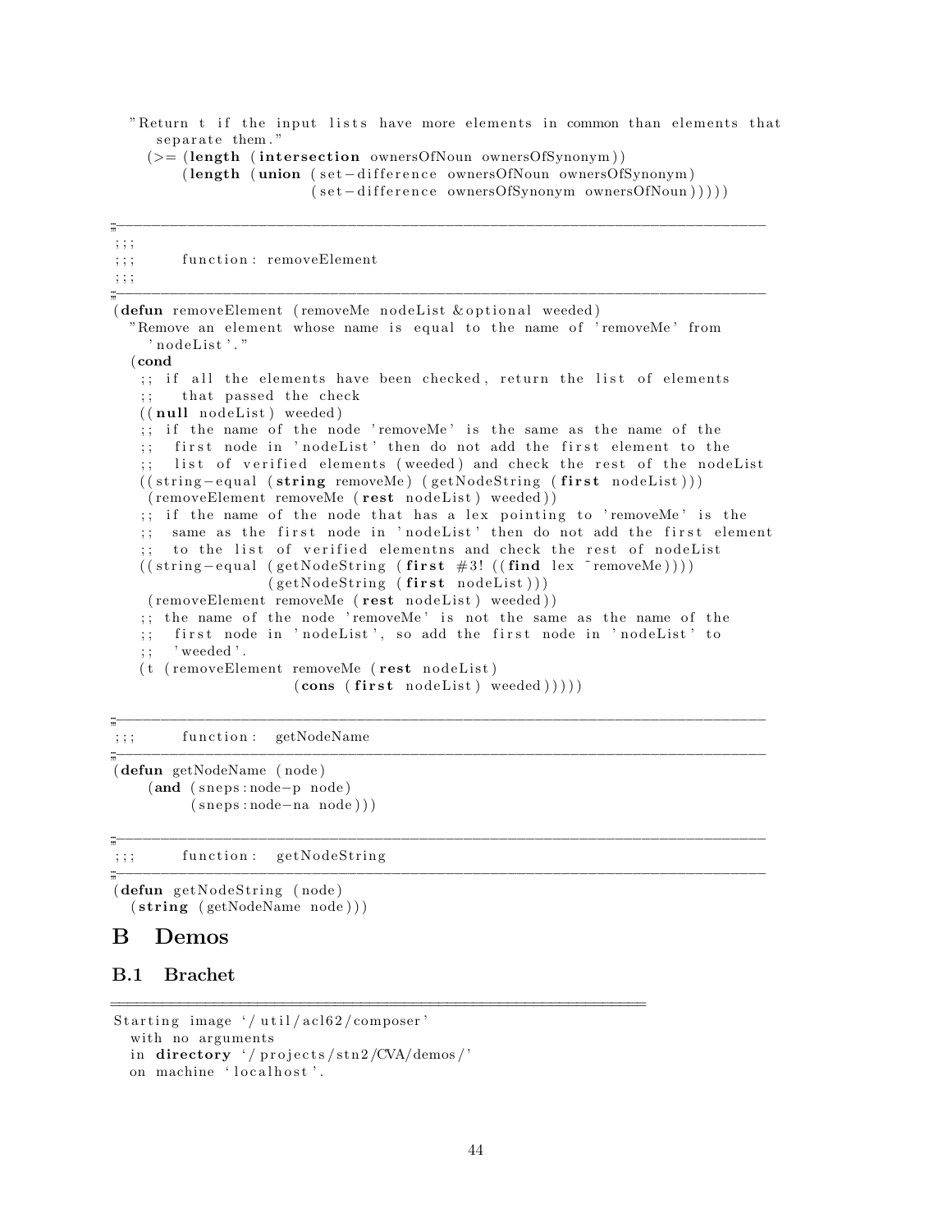```
  "Return t if the input lists have more elements in common than elements that
     separate them."
    (>= (length (intersection ownersOfNoun ownersOfSynonym))
        (length (union (set-difference ownersOfNoun ownersOfSynonym)
                       (set-difference ownersOfSynonym ownersOfNoun)))))

;-----------------------------------------------------------------------------
;;;
;;;      function: removeElement
;;;
;-----------------------------------------------------------------------------
(defun removeElement (removeMe nodeList &optional weeded)
  "Remove an element whose name is equal to the name of 'removeMe' from
    'nodeList'."
  (cond
   ;; if all the elements have been checked, return the list of elements
   ;;   that passed the check
   ((null nodeList) weeded)
   ;; if the name of the node 'removeMe' is the same as the name of the
   ;;  first node in 'nodeList' then do not add the first element to the
   ;;  list of verified elements (weeded) and check the rest of the nodeList
   ((string-equal (string removeMe) (getNodeString (first nodeList)))
    (removeElement removeMe (rest nodeList) weeded))
   ;; if the name of the node that has a lex pointing to 'removeMe' is the
   ;;  same as the first node in 'nodeList' then do not add the first element
   ;;  to the list of verified elementns and check the rest of nodeList
   ((string-equal (getNodeString (first #3! ((find lex ~removeMe))))
                  (getNodeString (first nodeList)))
    (removeElement removeMe (rest nodeList) weeded))
   ;; the name of the node 'removeMe' is not the same as the name of the
   ;;  first node in 'nodeList', so add the first node in 'nodeList' to
   ;;  'weeded'.
   (t (removeElement removeMe (rest nodeList)
                     (cons (first nodeList) weeded)))))

;-----------------------------------------------------------------------------
;;;      function:  getNodeName
;-----------------------------------------------------------------------------
(defun getNodeName (node)
    (and (sneps:node-p node)
         (sneps:node-na node)))

;-----------------------------------------------------------------------------
;;;      function:  getNodeString
;-----------------------------------------------------------------------------
(defun getNodeString (node)
  (string (getNodeName node)))
```

# B Demos

## B.1 Brachet

```
===========================================================================
Starting image '/util/acl62/composer'
  with no arguments
  in directory '/projects/stn2/CVA/demos/'
  on machine 'localhost'.
```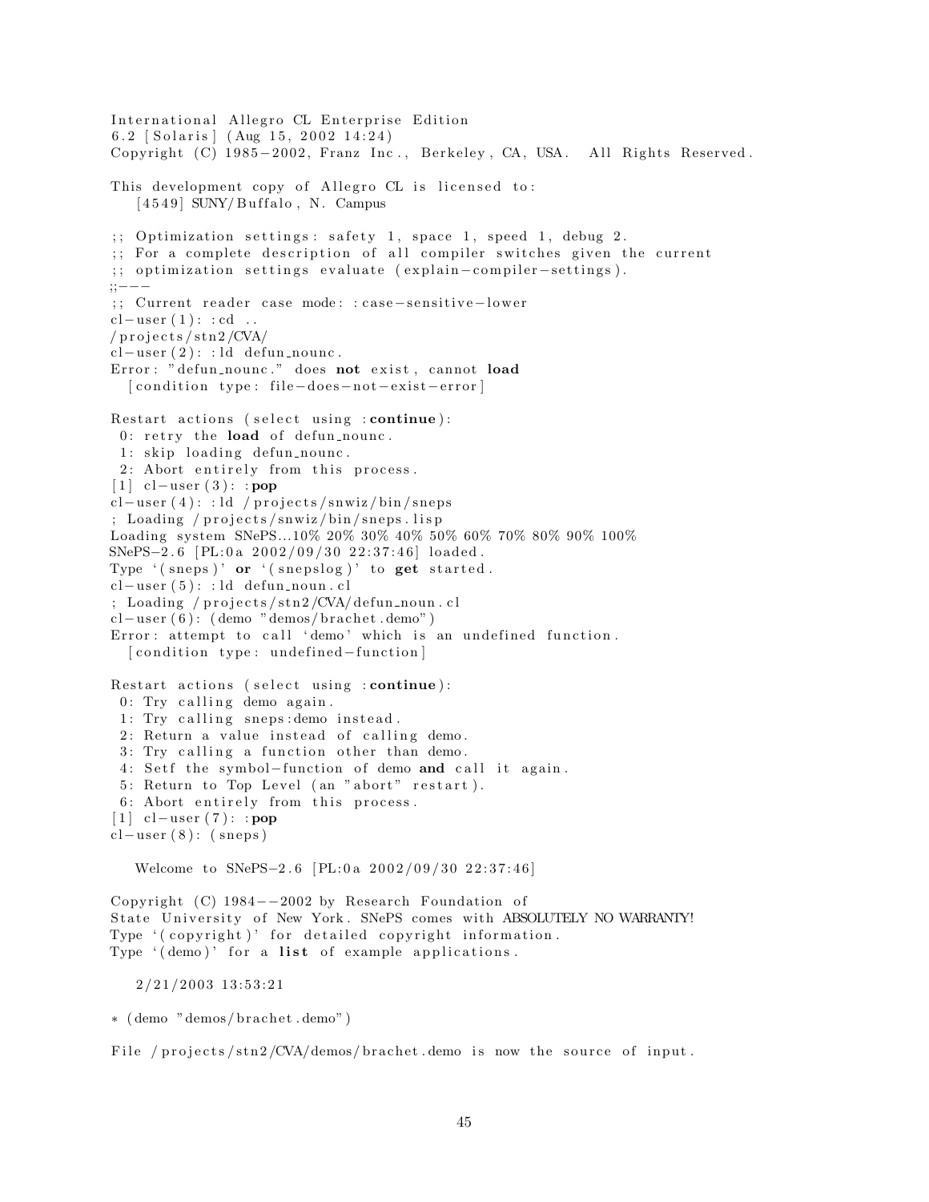```
International Allegro CL Enterprise Edition
6.2 [Solaris] (Aug 15, 2002 14:24)
Copyright (C) 1985-2002, Franz Inc., Berkeley, CA, USA.  All Rights Reserved.

This development copy of Allegro CL is licensed to:
   [4549] SUNY/Buffalo, N. Campus

;; Optimization settings: safety 1, space 1, speed 1, debug 2.
;; For a complete description of all compiler switches given the current
;; optimization settings evaluate (explain-compiler-settings).
;;---
;; Current reader case mode: :case-sensitive-lower
cl-user(1): :cd ..
/projects/stn2/CVA/
cl-user(2): :ld defun_nounc.
Error: "defun_nounc." does not exist, cannot load
  [condition type: file-does-not-exist-error]

Restart actions (select using :continue):
 0: retry the load of defun_nounc.
 1: skip loading defun_nounc.
 2: Abort entirely from this process.
[1] cl-user(3): :pop
cl-user(4): :ld /projects/snwiz/bin/sneps
; Loading /projects/snwiz/bin/sneps.lisp
Loading system SNePS...10% 20% 30% 40% 50% 60% 70% 80% 90% 100%
SNePS-2.6 [PL:0a 2002/09/30 22:37:46] loaded.
Type `(sneps)' or `(snepslog)' to get started.
cl-user(5): :ld defun_noun.cl
; Loading /projects/stn2/CVA/defun_noun.cl
cl-user(6): (demo "demos/brachet.demo")
Error: attempt to call `demo' which is an undefined function.
  [condition type: undefined-function]

Restart actions (select using :continue):
 0: Try calling demo again.
 1: Try calling sneps:demo instead.
 2: Return a value instead of calling demo.
 3: Try calling a function other than demo.
 4: Setf the symbol-function of demo and call it again.
 5: Return to Top Level (an "abort" restart).
 6: Abort entirely from this process.
[1] cl-user(7): :pop
cl-user(8): (sneps)

   Welcome to SNePS-2.6 [PL:0a 2002/09/30 22:37:46]

Copyright (C) 1984--2002 by Research Foundation of
State University of New York. SNePS comes with ABSOLUTELY NO WARRANTY!
Type `(copyright)' for detailed copyright information.
Type `(demo)' for a list of example applications.

   2/21/2003 13:53:21

* (demo "demos/brachet.demo")

File /projects/stn2/CVA/demos/brachet.demo is now the source of input.
```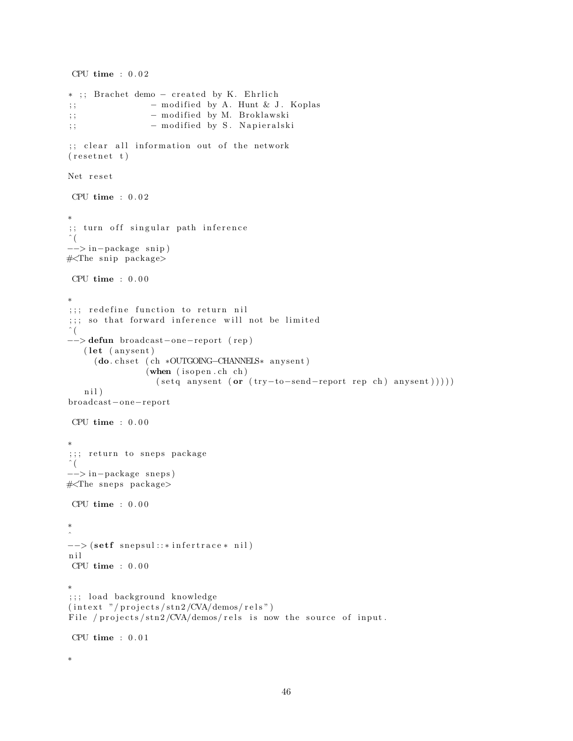```
 CPU time : 0.02

* ;; Brachet demo - created by K. Ehrlich
;;                - modified by A. Hunt & J. Koplas
;;                - modified by M. Broklawski
;;                - modified by S. Napieralski

;; clear all information out of the network
(resetnet t)

Net reset

 CPU time : 0.02

*
;; turn off singular path inference
^(
--> in-package snip)
#<The snip package>

 CPU time : 0.00

*
;;; redefine function to return nil
;;; so that forward inference will not be limited
^(
--> defun broadcast-one-report (rep)
   (let (anysent)
     (do.chset (ch *OUTGOING-CHANNELS* anysent)
               (when (isopen.ch ch)
                 (setq anysent (or (try-to-send-report rep ch) anysent)))))
   nil)
broadcast-one-report

 CPU time : 0.00

*
;;; return to sneps package
^(
--> in-package sneps)
#<The sneps package>

 CPU time : 0.00

*
^
--> (setf snepsul::*infertrace* nil)
nil
 CPU time : 0.00

*
;;; load background knowledge
(intext "/projects/stn2/CVA/demos/rels")
File /projects/stn2/CVA/demos/rels is now the source of input.

 CPU time : 0.01

*
```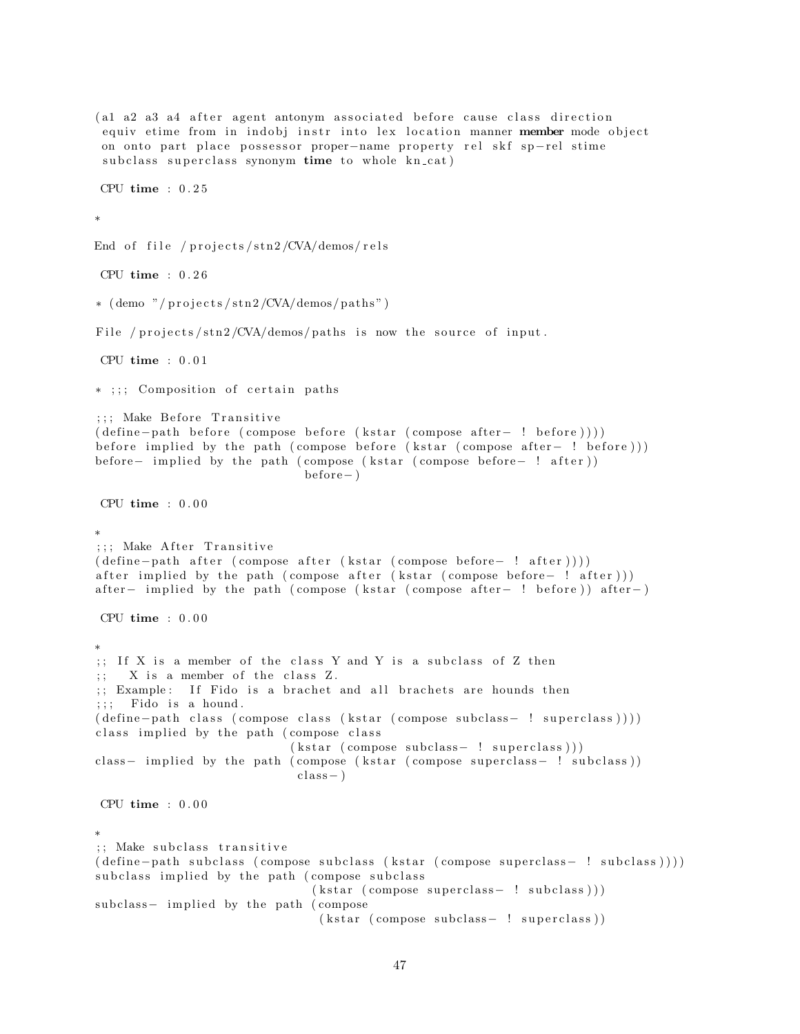```
(a1 a2 a3 a4 after agent antonym associated before cause class direction
 equiv etime from in indobj instr into lex location manner member mode object
 on onto part place possessor proper-name property rel skf sp-rel stime
 subclass superclass synonym time to whole kn_cat)

 CPU time : 0.25

*

End of file /projects/stn2/CVA/demos/rels

 CPU time : 0.26

* (demo "/projects/stn2/CVA/demos/paths")

File /projects/stn2/CVA/demos/paths is now the source of input.

 CPU time : 0.01

* ;;; Composition of certain paths

;;; Make Before Transitive
(define-path before (compose before (kstar (compose after- ! before))))
before implied by the path (compose before (kstar (compose after- ! before)))
before- implied by the path (compose (kstar (compose before- ! after))
                              before-)

 CPU time : 0.00

*
;;; Make After Transitive
(define-path after (compose after (kstar (compose before- ! after))))
after implied by the path (compose after (kstar (compose before- ! after)))
after- implied by the path (compose (kstar (compose after- ! before)) after-)

 CPU time : 0.00

*
;; If X is a member of the class Y and Y is a subclass of Z then
;;   X is a member of the class Z.
;; Example:  If Fido is a brachet and all brachets are hounds then
;;;  Fido is a hound.
(define-path class (compose class (kstar (compose subclass- ! superclass))))
class implied by the path (compose class
                             (kstar (compose subclass- ! superclass)))
class- implied by the path (compose (kstar (compose superclass- ! subclass))
                              class-)

 CPU time : 0.00

*
;; Make subclass transitive
(define-path subclass (compose subclass (kstar (compose superclass- ! subclass))))
subclass implied by the path (compose subclass
                                (kstar (compose superclass- ! subclass)))
subclass- implied by the path (compose
                                 (kstar (compose subclass- ! superclass))
```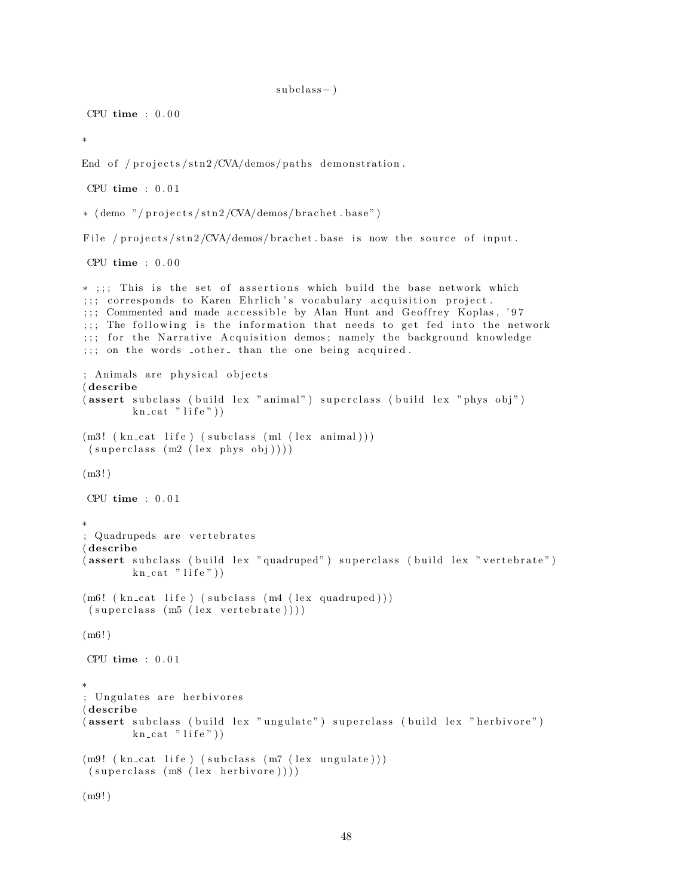```
                                subclass-)

 CPU time : 0.00

*

End of /projects/stn2/CVA/demos/paths demonstration.

 CPU time : 0.01

* (demo "/projects/stn2/CVA/demos/brachet.base")

File /projects/stn2/CVA/demos/brachet.base is now the source of input.

 CPU time : 0.00

* ;;; This is the set of assertions which build the base network which
;;; corresponds to Karen Ehrlich's vocabulary acquisition project.
;;; Commented and made accessible by Alan Hunt and Geoffrey Koplas, '97
;;; The following is the information that needs to get fed into the network
;;; for the Narrative Acquisition demos; namely the background knowledge
;;; on the words _other_ than the one being acquired.

; Animals are physical objects
(describe
(assert subclass (build lex "animal") superclass (build lex "phys obj")
        kn_cat "life"))

(m3! (kn_cat life) (subclass (m1 (lex animal)))
 (superclass (m2 (lex phys obj))))

(m3!)

 CPU time : 0.01

*
; Quadrupeds are vertebrates
(describe
(assert subclass (build lex "quadruped") superclass (build lex "vertebrate")
        kn_cat "life"))

(m6! (kn_cat life) (subclass (m4 (lex quadruped)))
 (superclass (m5 (lex vertebrate))))

(m6!)

 CPU time : 0.01

*
; Ungulates are herbivores
(describe
(assert subclass (build lex "ungulate") superclass (build lex "herbivore")
        kn_cat "life"))

(m9! (kn_cat life) (subclass (m7 (lex ungulate)))
 (superclass (m8 (lex herbivore))))

(m9!)
```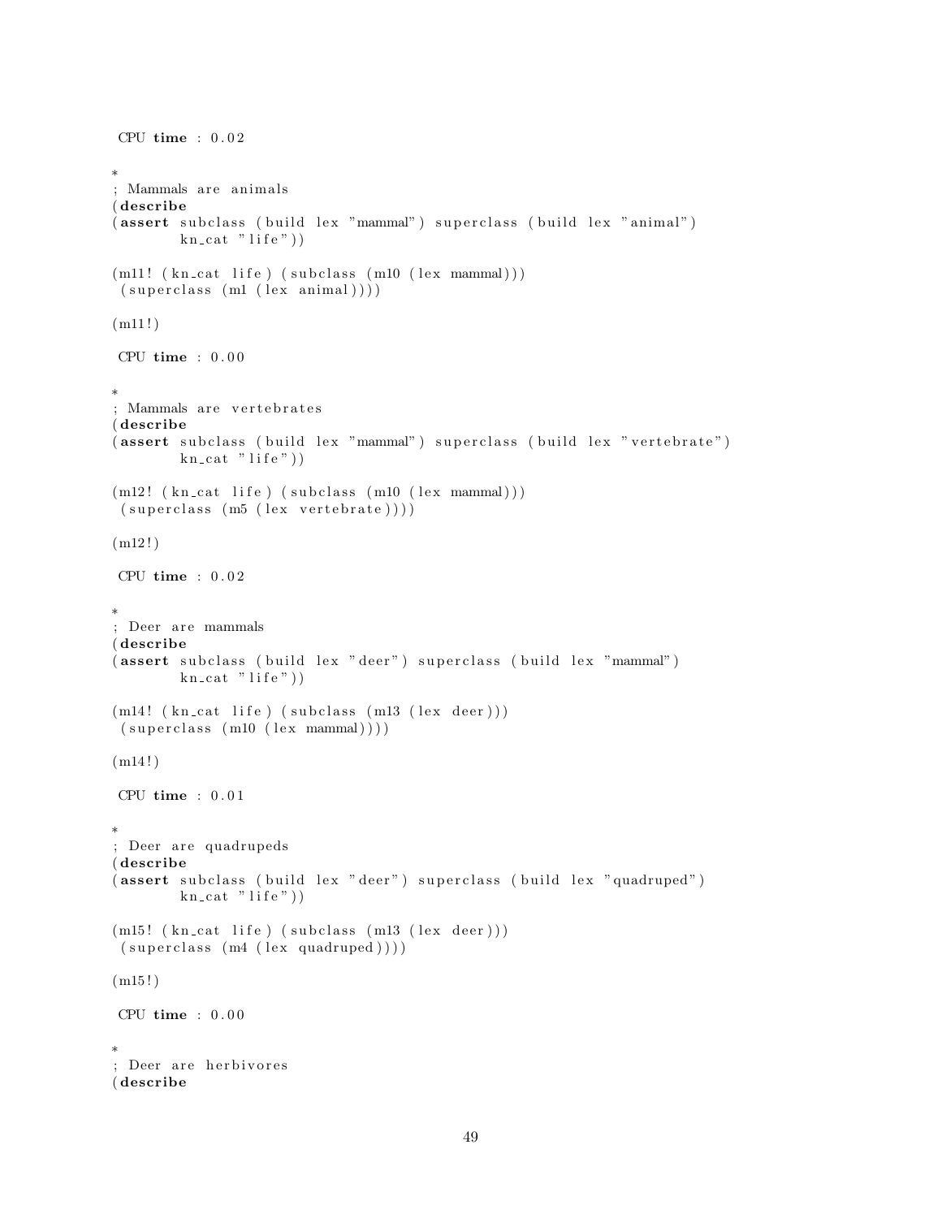```
 CPU time : 0.02

*
; Mammals are animals
(describe
(assert subclass (build lex "mammal") superclass (build lex "animal")
        kn_cat "life"))

(m11! (kn_cat life) (subclass (m10 (lex mammal)))
 (superclass (m1 (lex animal))))

(m11!)

 CPU time : 0.00

*
; Mammals are vertebrates
(describe
(assert subclass (build lex "mammal") superclass (build lex "vertebrate")
        kn_cat "life"))

(m12! (kn_cat life) (subclass (m10 (lex mammal)))
 (superclass (m5 (lex vertebrate))))

(m12!)

 CPU time : 0.02

*
; Deer are mammals
(describe
(assert subclass (build lex "deer") superclass (build lex "mammal")
        kn_cat "life"))

(m14! (kn_cat life) (subclass (m13 (lex deer)))
 (superclass (m10 (lex mammal))))

(m14!)

 CPU time : 0.01

*
; Deer are quadrupeds
(describe
(assert subclass (build lex "deer") superclass (build lex "quadruped")
        kn_cat "life"))

(m15! (kn_cat life) (subclass (m13 (lex deer)))
 (superclass (m4 (lex quadruped))))

(m15!)

 CPU time : 0.00

*
; Deer are herbivores
(describe
```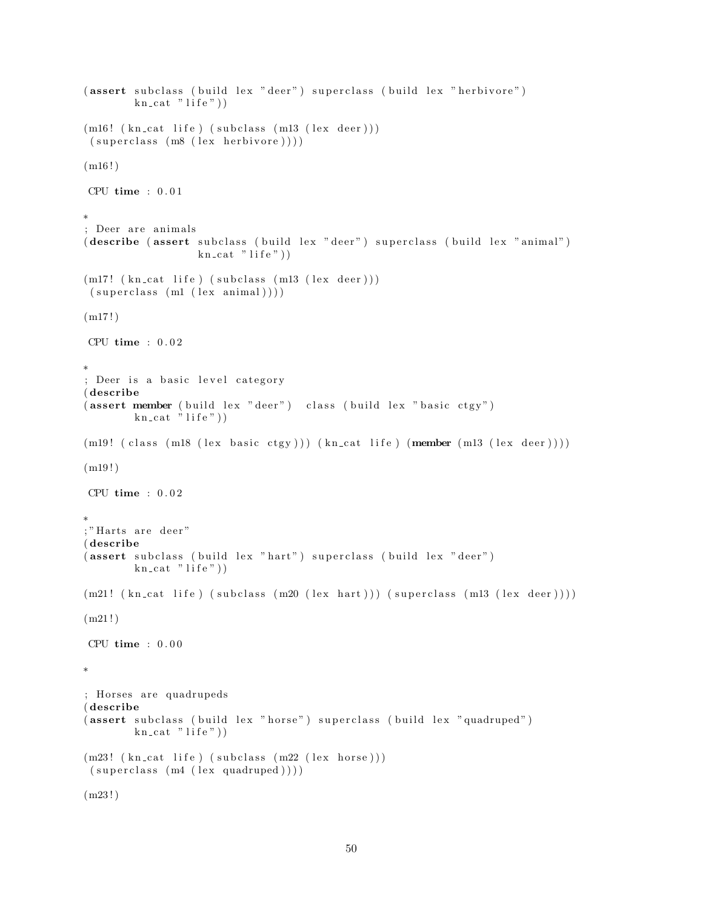```
(assert subclass (build lex "deer") superclass (build lex "herbivore")
        kn_cat "life"))

(m16! (kn_cat life) (subclass (m13 (lex deer)))
 (superclass (m8 (lex herbivore))))

(m16!)

 CPU time : 0.01

*
; Deer are animals
(describe (assert subclass (build lex "deer") superclass (build lex "animal")
                  kn_cat "life"))

(m17! (kn_cat life) (subclass (m13 (lex deer)))
 (superclass (m1 (lex animal))))

(m17!)

 CPU time : 0.02

*
; Deer is a basic level category
(describe
(assert member (build lex "deer")  class (build lex "basic ctgy")
        kn_cat "life"))

(m19! (class (m18 (lex basic ctgy))) (kn_cat life) (member (m13 (lex deer))))

(m19!)

 CPU time : 0.02

*
;"Harts are deer"
(describe
(assert subclass (build lex "hart") superclass (build lex "deer")
        kn_cat "life"))

(m21! (kn_cat life) (subclass (m20 (lex hart))) (superclass (m13 (lex deer))))

(m21!)

 CPU time : 0.00

*

; Horses are quadrupeds
(describe
(assert subclass (build lex "horse") superclass (build lex "quadruped")
        kn_cat "life"))

(m23! (kn_cat life) (subclass (m22 (lex horse)))
 (superclass (m4 (lex quadruped))))

(m23!)
```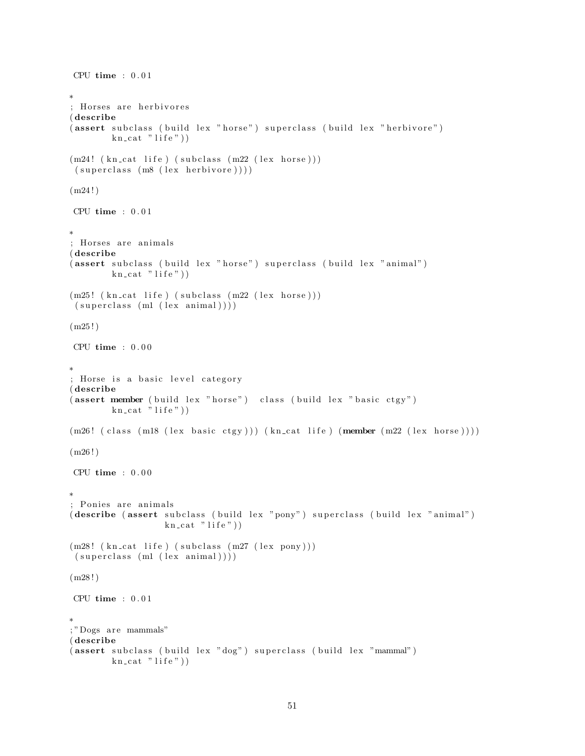```
 CPU time : 0.01

*
; Horses are herbivores
(describe
(assert subclass (build lex "horse") superclass (build lex "herbivore")
        kn_cat "life"))

(m24! (kn_cat life) (subclass (m22 (lex horse)))
 (superclass (m8 (lex herbivore))))

(m24!)

 CPU time : 0.01

*
; Horses are animals
(describe
(assert subclass (build lex "horse") superclass (build lex "animal")
        kn_cat "life"))

(m25! (kn_cat life) (subclass (m22 (lex horse)))
 (superclass (m1 (lex animal))))

(m25!)

 CPU time : 0.00

*
; Horse is a basic level category
(describe
(assert member (build lex "horse")  class (build lex "basic ctgy")
        kn_cat "life"))

(m26! (class (m18 (lex basic ctgy))) (kn_cat life) (member (m22 (lex horse))))

(m26!)

 CPU time : 0.00

*
; Ponies are animals
(describe (assert subclass (build lex "pony") superclass (build lex "animal")
                  kn_cat "life"))

(m28! (kn_cat life) (subclass (m27 (lex pony)))
 (superclass (m1 (lex animal))))

(m28!)

 CPU time : 0.01

*
;"Dogs are mammals"
(describe
(assert subclass (build lex "dog") superclass (build lex "mammal")
        kn_cat "life"))
```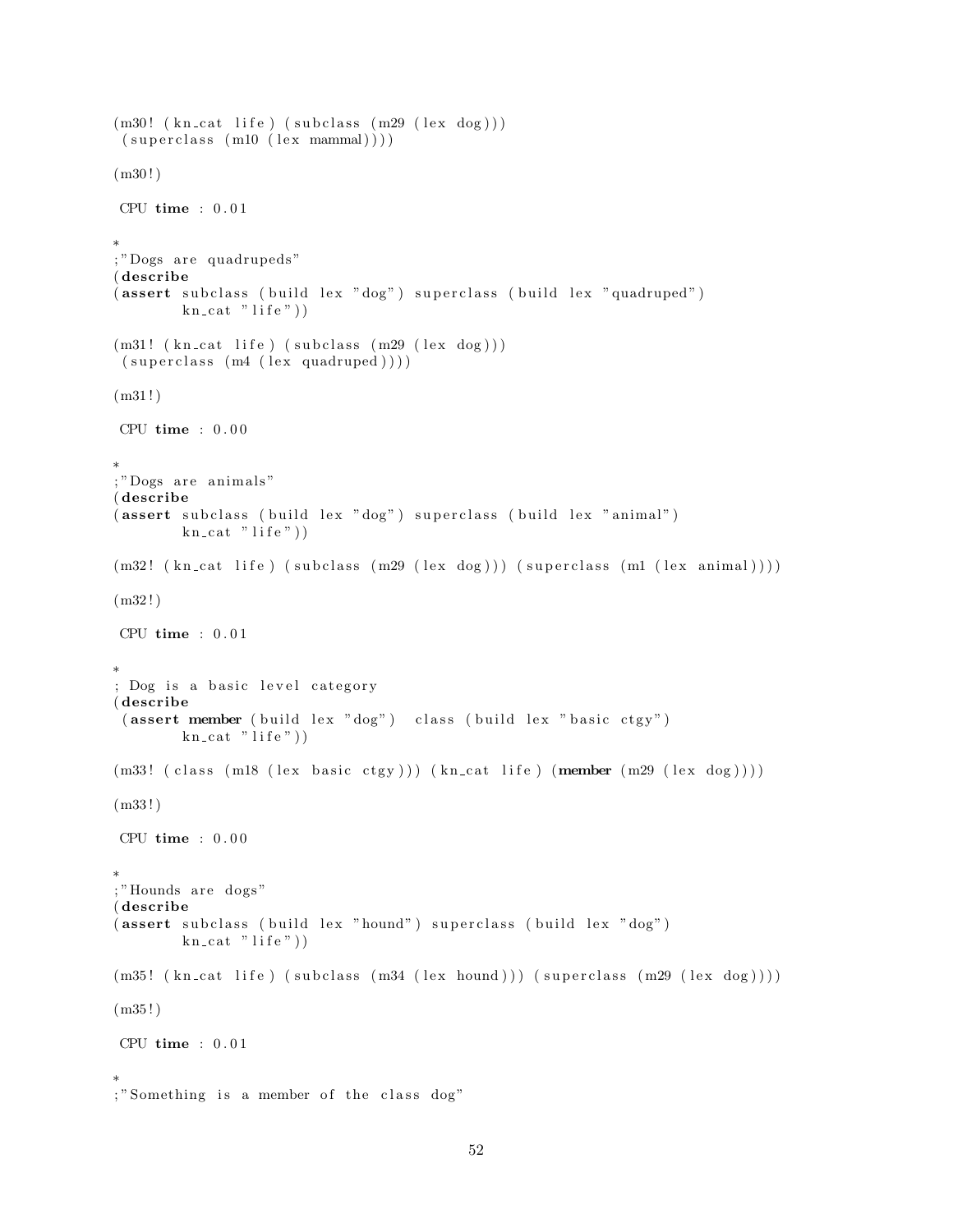```
(m30! (kn_cat life) (subclass (m29 (lex dog)))
 (superclass (m10 (lex mammal))))

(m30!)

 CPU time : 0.01

*
;"Dogs are quadrupeds"
(describe
(assert subclass (build lex "dog") superclass (build lex "quadruped")
        kn_cat "life"))

(m31! (kn_cat life) (subclass (m29 (lex dog)))
 (superclass (m4 (lex quadruped))))

(m31!)

 CPU time : 0.00

*
;"Dogs are animals"
(describe
(assert subclass (build lex "dog") superclass (build lex "animal")
        kn_cat "life"))

(m32! (kn_cat life) (subclass (m29 (lex dog))) (superclass (m1 (lex animal))))

(m32!)

 CPU time : 0.01

*
; Dog is a basic level category
(describe
 (assert member (build lex "dog")  class (build lex "basic ctgy")
        kn_cat "life"))

(m33! (class (m18 (lex basic ctgy))) (kn_cat life) (member (m29 (lex dog))))

(m33!)

 CPU time : 0.00

*
;"Hounds are dogs"
(describe
(assert subclass (build lex "hound") superclass (build lex "dog")
        kn_cat "life"))

(m35! (kn_cat life) (subclass (m34 (lex hound))) (superclass (m29 (lex dog))))

(m35!)

 CPU time : 0.01

*
;"Something is a member of the class dog"
```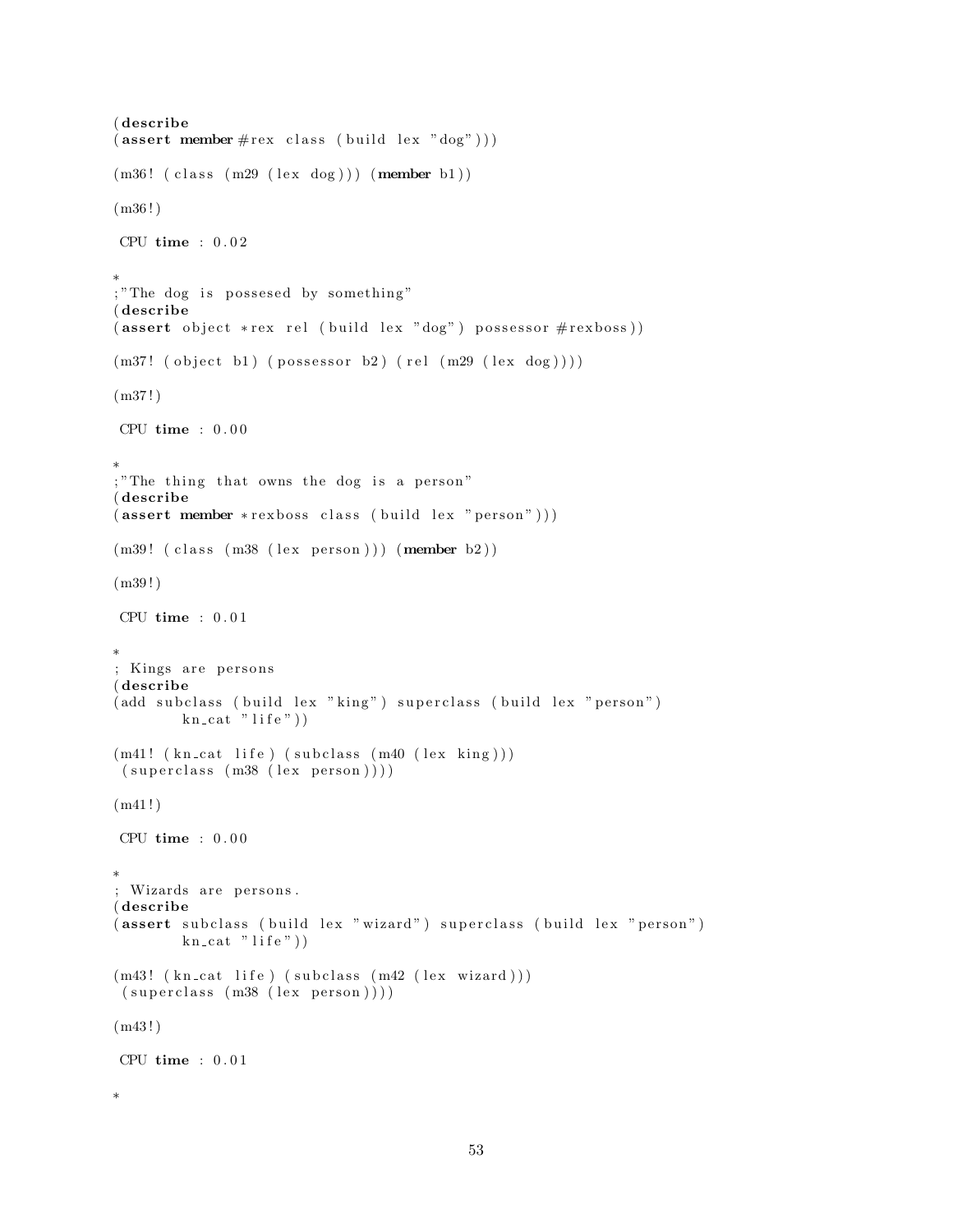```
(describe
(assert member #rex class (build lex "dog")))

(m36! (class (m29 (lex dog))) (member b1))

(m36!)

 CPU time : 0.02

*
;"The dog is possesed by something"
(describe
(assert object *rex rel (build lex "dog") possessor #rexboss))

(m37! (object b1) (possessor b2) (rel (m29 (lex dog))))

(m37!)

 CPU time : 0.00

*
;"The thing that owns the dog is a person"
(describe
(assert member *rexboss class (build lex "person")))

(m39! (class (m38 (lex person))) (member b2))

(m39!)

 CPU time : 0.01

*
; Kings are persons
(describe
(add subclass (build lex "king") superclass (build lex "person")
        kn_cat "life"))

(m41! (kn_cat life) (subclass (m40 (lex king)))
 (superclass (m38 (lex person))))

(m41!)

 CPU time : 0.00

*
; Wizards are persons.
(describe
(assert subclass (build lex "wizard") superclass (build lex "person")
        kn_cat "life"))

(m43! (kn_cat life) (subclass (m42 (lex wizard)))
 (superclass (m38 (lex person))))

(m43!)

 CPU time : 0.01

*
```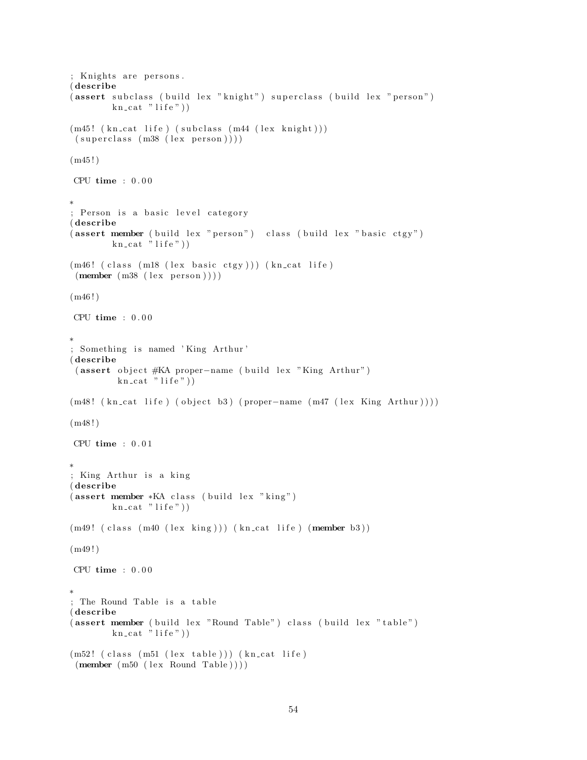```
; Knights are persons.
(describe
(assert subclass (build lex "knight") superclass (build lex "person")
        kn_cat "life"))

(m45! (kn_cat life) (subclass (m44 (lex knight)))
 (superclass (m38 (lex person))))

(m45!)

 CPU time : 0.00

*
; Person is a basic level category
(describe
(assert member (build lex "person")  class (build lex "basic ctgy")
        kn_cat "life"))

(m46! (class (m18 (lex basic ctgy))) (kn_cat life)
 (member (m38 (lex person))))

(m46!)

 CPU time : 0.00

*
; Something is named 'King Arthur'
(describe
 (assert object #KA proper-name (build lex "King Arthur")
         kn_cat "life"))

(m48! (kn_cat life) (object b3) (proper-name (m47 (lex King Arthur))))

(m48!)

 CPU time : 0.01

*
; King Arthur is a king
(describe
(assert member *KA class (build lex "king")
        kn_cat "life"))

(m49! (class (m40 (lex king))) (kn_cat life) (member b3))

(m49!)

 CPU time : 0.00

*
; The Round Table is a table
(describe
(assert member (build lex "Round Table") class (build lex "table")
        kn_cat "life"))

(m52! (class (m51 (lex table))) (kn_cat life)
 (member (m50 (lex Round Table))))
```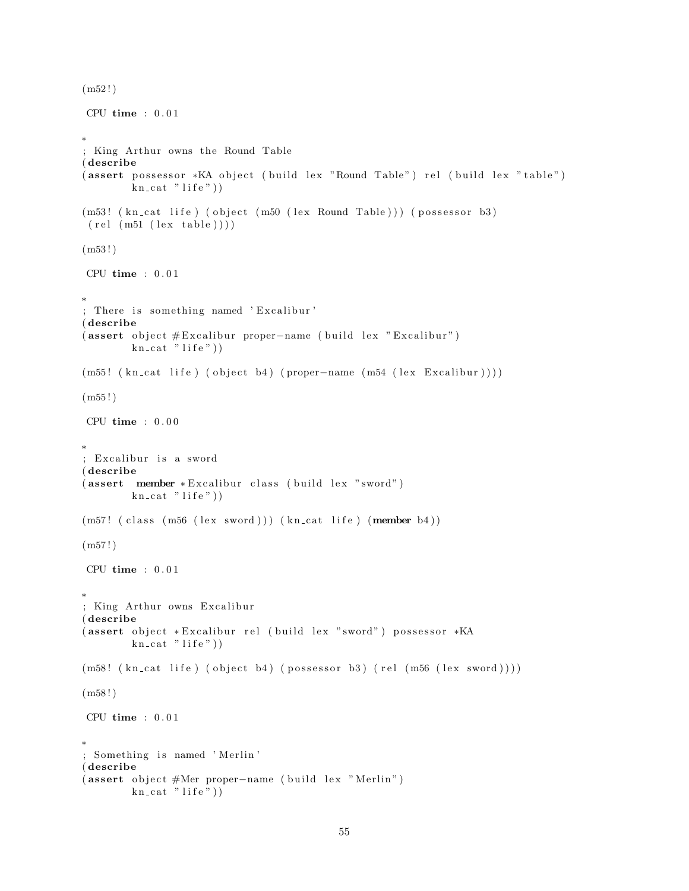```
(m52!)

 CPU time : 0.01

*
; King Arthur owns the Round Table
(describe
(assert possessor *KA object (build lex "Round Table") rel (build lex "table")
        kn_cat "life"))

(m53! (kn_cat life) (object (m50 (lex Round Table))) (possessor b3)
 (rel (m51 (lex table))))

(m53!)

 CPU time : 0.01

*
; There is something named 'Excalibur'
(describe
(assert object #Excalibur proper-name (build lex "Excalibur")
        kn_cat "life"))

(m55! (kn_cat life) (object b4) (proper-name (m54 (lex Excalibur))))

(m55!)

 CPU time : 0.00

*
; Excalibur is a sword
(describe
(assert  member *Excalibur class (build lex "sword")
        kn_cat "life"))

(m57! (class (m56 (lex sword))) (kn_cat life) (member b4))

(m57!)

 CPU time : 0.01

*
; King Arthur owns Excalibur
(describe
(assert object *Excalibur rel (build lex "sword") possessor *KA
        kn_cat "life"))

(m58! (kn_cat life) (object b4) (possessor b3) (rel (m56 (lex sword))))

(m58!)

 CPU time : 0.01

*
; Something is named 'Merlin'
(describe
(assert object #Mer proper-name (build lex "Merlin")
        kn_cat "life"))
```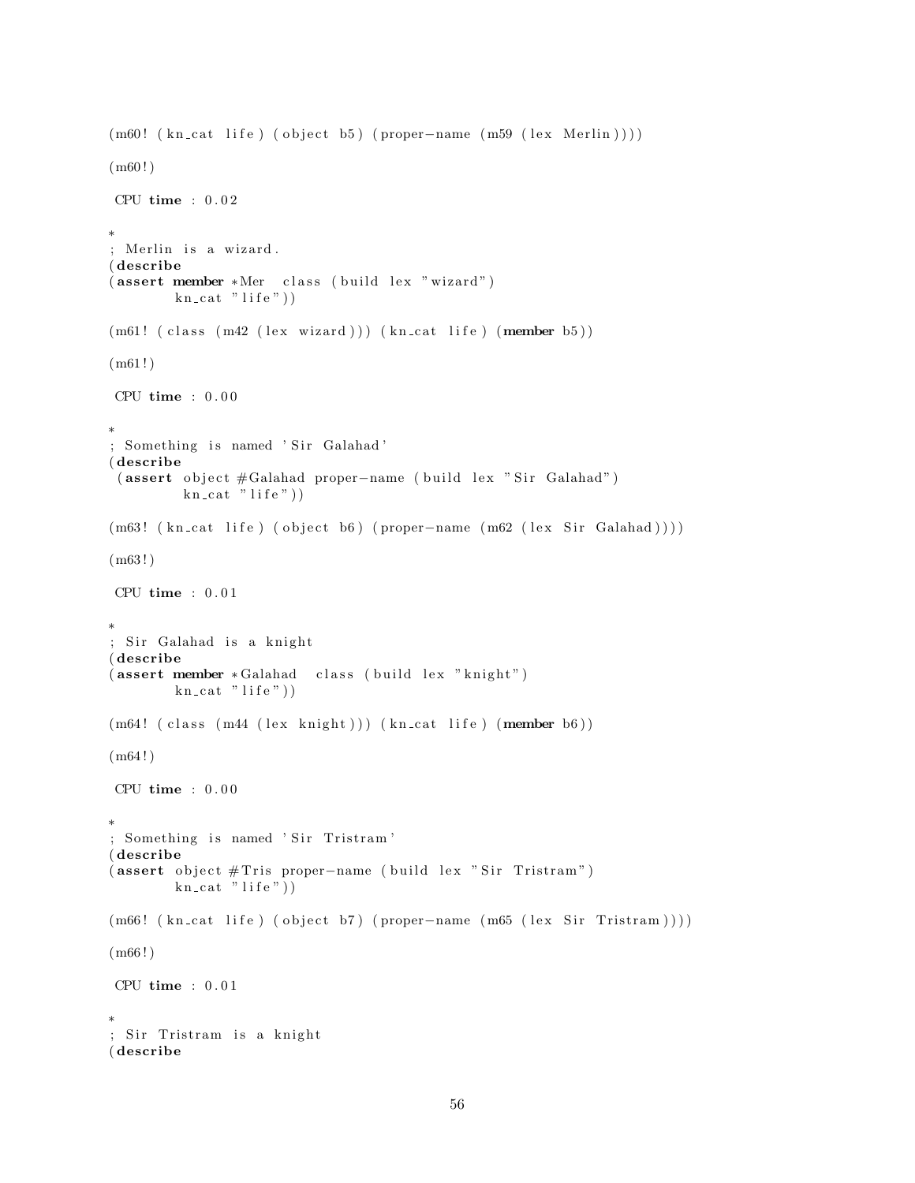```
(m60! (kn_cat life) (object b5) (proper-name (m59 (lex Merlin))))

(m60!)

 CPU time : 0.02

*
; Merlin is a wizard.
(describe
(assert member *Mer  class (build lex "wizard")
        kn_cat "life"))

(m61! (class (m42 (lex wizard))) (kn_cat life) (member b5))

(m61!)

 CPU time : 0.00

*
; Something is named 'Sir Galahad'
(describe
 (assert object #Galahad proper-name (build lex "Sir Galahad")
         kn_cat "life"))

(m63! (kn_cat life) (object b6) (proper-name (m62 (lex Sir Galahad))))

(m63!)

 CPU time : 0.01

*
; Sir Galahad is a knight
(describe
(assert member *Galahad  class (build lex "knight")
        kn_cat "life"))

(m64! (class (m44 (lex knight))) (kn_cat life) (member b6))

(m64!)

 CPU time : 0.00

*
; Something is named 'Sir Tristram'
(describe
(assert object #Tris proper-name (build lex "Sir Tristram")
        kn_cat "life"))

(m66! (kn_cat life) (object b7) (proper-name (m65 (lex Sir Tristram))))

(m66!)

 CPU time : 0.01

*
; Sir Tristram is a knight
(describe
```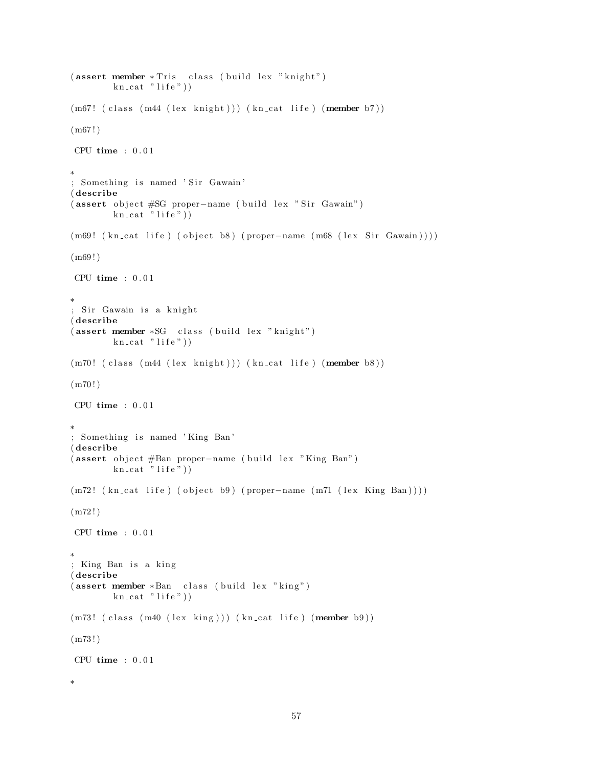```
(assert member *Tris  class (build lex "knight")
        kn_cat "life"))

(m67! (class (m44 (lex knight))) (kn_cat life) (member b7))

(m67!)

 CPU time : 0.01

*
; Something is named 'Sir Gawain'
(describe
(assert object #SG proper-name (build lex "Sir Gawain")
        kn_cat "life"))

(m69! (kn_cat life) (object b8) (proper-name (m68 (lex Sir Gawain))))

(m69!)

 CPU time : 0.01

*
; Sir Gawain is a knight
(describe
(assert member *SG  class (build lex "knight")
        kn_cat "life"))

(m70! (class (m44 (lex knight))) (kn_cat life) (member b8))

(m70!)

 CPU time : 0.01

*
; Something is named 'King Ban'
(describe
(assert object #Ban proper-name (build lex "King Ban")
        kn_cat "life"))

(m72! (kn_cat life) (object b9) (proper-name (m71 (lex King Ban))))

(m72!)

 CPU time : 0.01

*
; King Ban is a king
(describe
(assert member *Ban  class (build lex "king")
        kn_cat "life"))

(m73! (class (m40 (lex king))) (kn_cat life) (member b9))

(m73!)

 CPU time : 0.01

*
```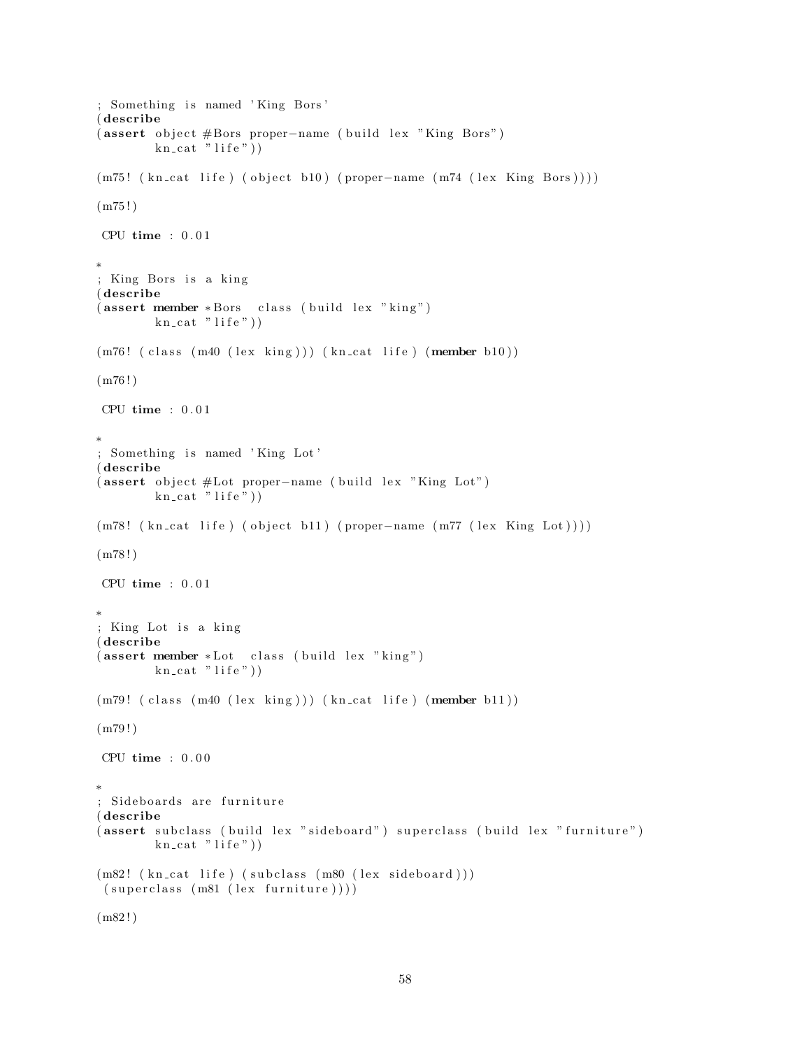```
; Something is named 'King Bors'
(describe
(assert object #Bors proper-name (build lex "King Bors")
        kn_cat "life"))

(m75! (kn_cat life) (object b10) (proper-name (m74 (lex King Bors))))

(m75!)

 CPU time : 0.01

*
; King Bors is a king
(describe
(assert member *Bors  class (build lex "king")
        kn_cat "life"))

(m76! (class (m40 (lex king))) (kn_cat life) (member b10))

(m76!)

 CPU time : 0.01

*
; Something is named 'King Lot'
(describe
(assert object #Lot proper-name (build lex "King Lot")
        kn_cat "life"))

(m78! (kn_cat life) (object b11) (proper-name (m77 (lex King Lot))))

(m78!)

 CPU time : 0.01

*
; King Lot is a king
(describe
(assert member *Lot  class (build lex "king")
        kn_cat "life"))

(m79! (class (m40 (lex king))) (kn_cat life) (member b11))

(m79!)

 CPU time : 0.00

*
; Sideboards are furniture
(describe
(assert subclass (build lex "sideboard") superclass (build lex "furniture")
        kn_cat "life"))

(m82! (kn_cat life) (subclass (m80 (lex sideboard)))
 (superclass (m81 (lex furniture))))

(m82!)
```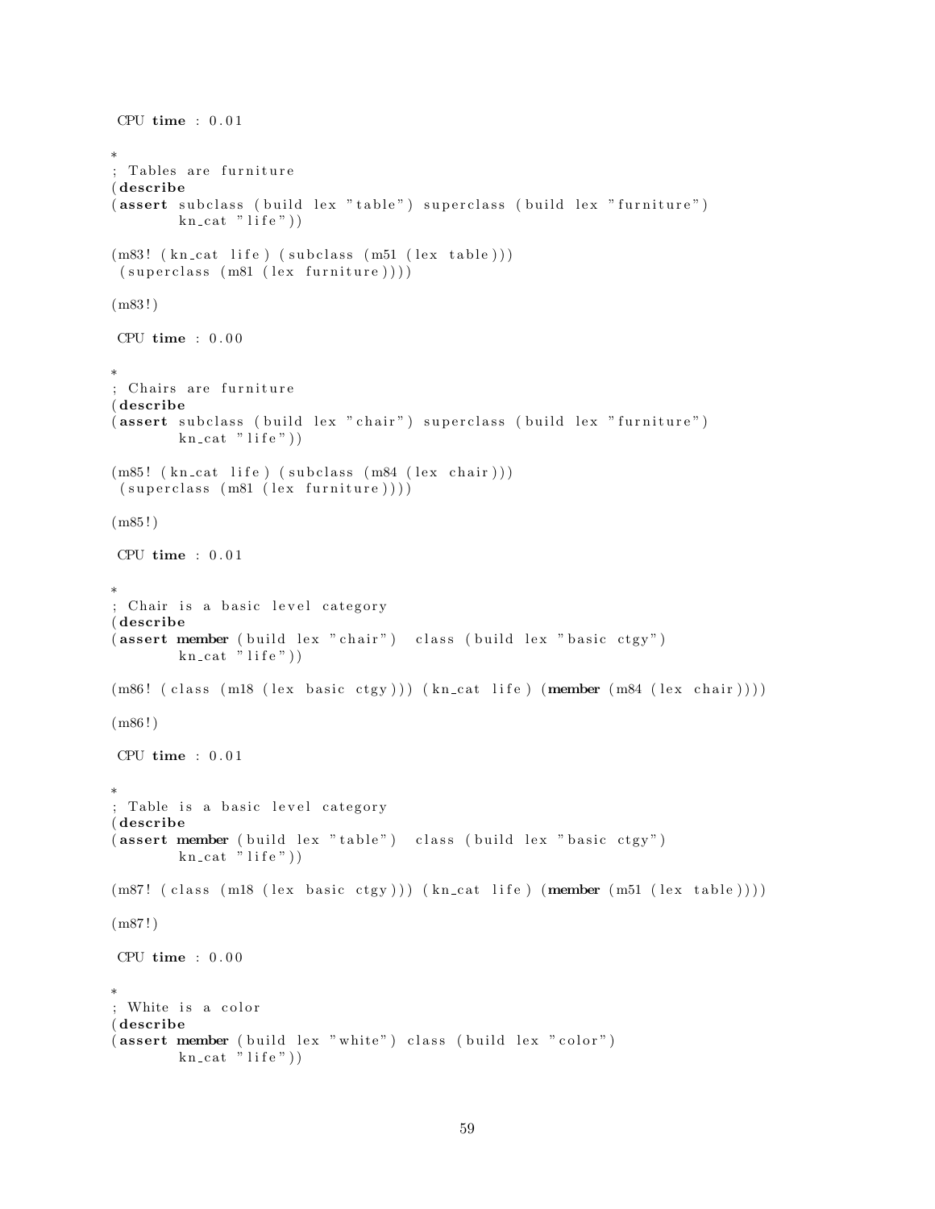```
 CPU time : 0.01

*
; Tables are furniture
(describe
(assert subclass (build lex "table") superclass (build lex "furniture")
        kn_cat "life"))

(m83! (kn_cat life) (subclass (m51 (lex table)))
 (superclass (m81 (lex furniture))))

(m83!)

 CPU time : 0.00

*
; Chairs are furniture
(describe
(assert subclass (build lex "chair") superclass (build lex "furniture")
        kn_cat "life"))

(m85! (kn_cat life) (subclass (m84 (lex chair)))
 (superclass (m81 (lex furniture))))

(m85!)

 CPU time : 0.01

*
; Chair is a basic level category
(describe
(assert member (build lex "chair")  class (build lex "basic ctgy")
        kn_cat "life"))

(m86! (class (m18 (lex basic ctgy))) (kn_cat life) (member (m84 (lex chair))))

(m86!)

 CPU time : 0.01

*
; Table is a basic level category
(describe
(assert member (build lex "table")  class (build lex "basic ctgy")
        kn_cat "life"))

(m87! (class (m18 (lex basic ctgy))) (kn_cat life) (member (m51 (lex table))))

(m87!)

 CPU time : 0.00

*
; White is a color
(describe
(assert member (build lex "white") class (build lex "color")
        kn_cat "life"))
```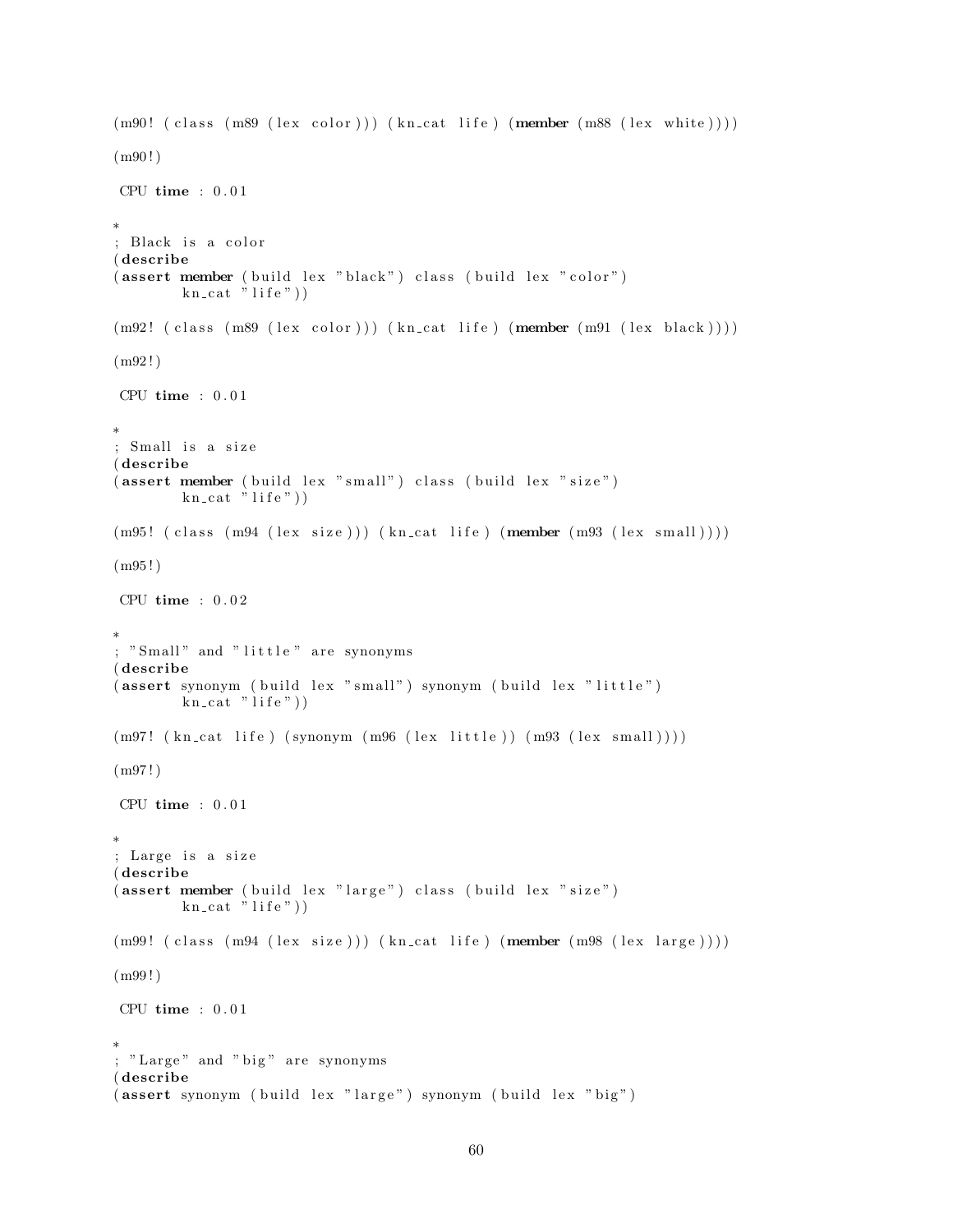```
(m90! (class (m89 (lex color))) (kn_cat life) (member (m88 (lex white))))

(m90!)

 CPU time : 0.01

*
; Black is a color
(describe
(assert member (build lex "black") class (build lex "color")
        kn_cat "life"))

(m92! (class (m89 (lex color))) (kn_cat life) (member (m91 (lex black))))

(m92!)

 CPU time : 0.01

*
; Small is a size
(describe
(assert member (build lex "small") class (build lex "size")
        kn_cat "life"))

(m95! (class (m94 (lex size))) (kn_cat life) (member (m93 (lex small))))

(m95!)

 CPU time : 0.02

*
; "Small" and "little" are synonyms
(describe
(assert synonym (build lex "small") synonym (build lex "little")
        kn_cat "life"))

(m97! (kn_cat life) (synonym (m96 (lex little)) (m93 (lex small))))

(m97!)

 CPU time : 0.01

*
; Large is a size
(describe
(assert member (build lex "large") class (build lex "size")
        kn_cat "life"))

(m99! (class (m94 (lex size))) (kn_cat life) (member (m98 (lex large))))

(m99!)

 CPU time : 0.01

*
; "Large" and "big" are synonyms
(describe
(assert synonym (build lex "large") synonym (build lex "big")
```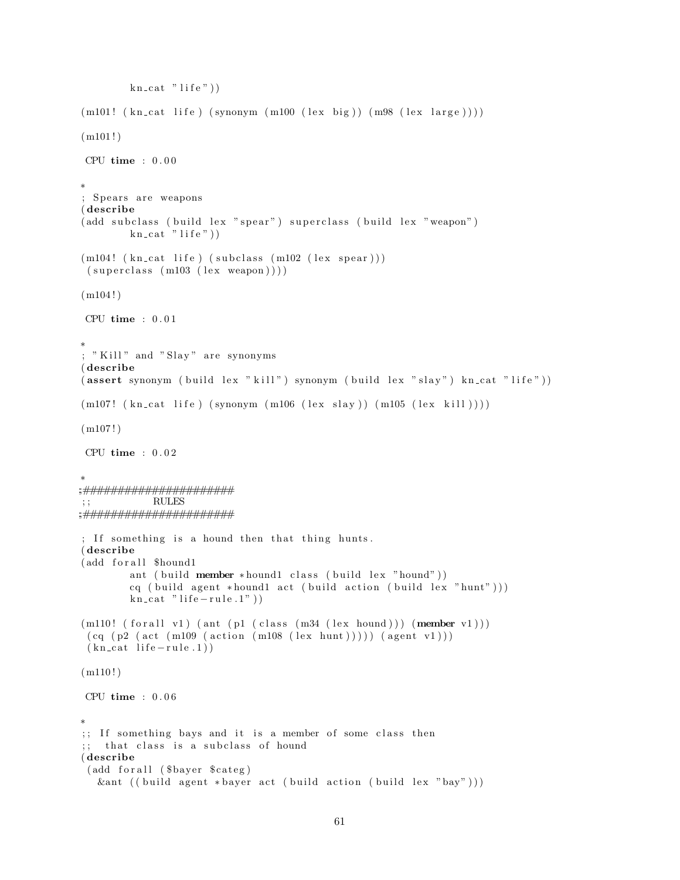```
        kn_cat "life"))

(m101! (kn_cat life) (synonym (m100 (lex big)) (m98 (lex large))))

(m101!)

 CPU time : 0.00

*
; Spears are weapons
(describe
(add subclass (build lex "spear") superclass (build lex "weapon")
        kn_cat "life"))

(m104! (kn_cat life) (subclass (m102 (lex spear)))
 (superclass (m103 (lex weapon))))

(m104!)

 CPU time : 0.01

*
; "Kill" and "Slay" are synonyms
(describe
(assert synonym (build lex "kill") synonym (build lex "slay") kn_cat "life"))

(m107! (kn_cat life) (synonym (m106 (lex slay)) (m105 (lex kill))))

(m107!)

 CPU time : 0.02

*
;;#####################
;;           RULES
;;#####################

; If something is a hound then that thing hunts.
(describe
(add forall $hound1
        ant (build member *hound1 class (build lex "hound"))
        cq (build agent *hound1 act (build action (build lex "hunt")))
        kn_cat "life-rule.1"))

(m110! (forall v1) (ant (p1 (class (m34 (lex hound))) (member v1)))
 (cq (p2 (act (m109 (action (m108 (lex hunt))))) (agent v1)))
 (kn_cat life-rule.1))

(m110!)

 CPU time : 0.06

*
;; If something bays and it is a member of some class then
;;  that class is a subclass of hound
(describe
 (add forall ($bayer $categ)
   &ant ((build agent *bayer act (build action (build lex "bay")))
```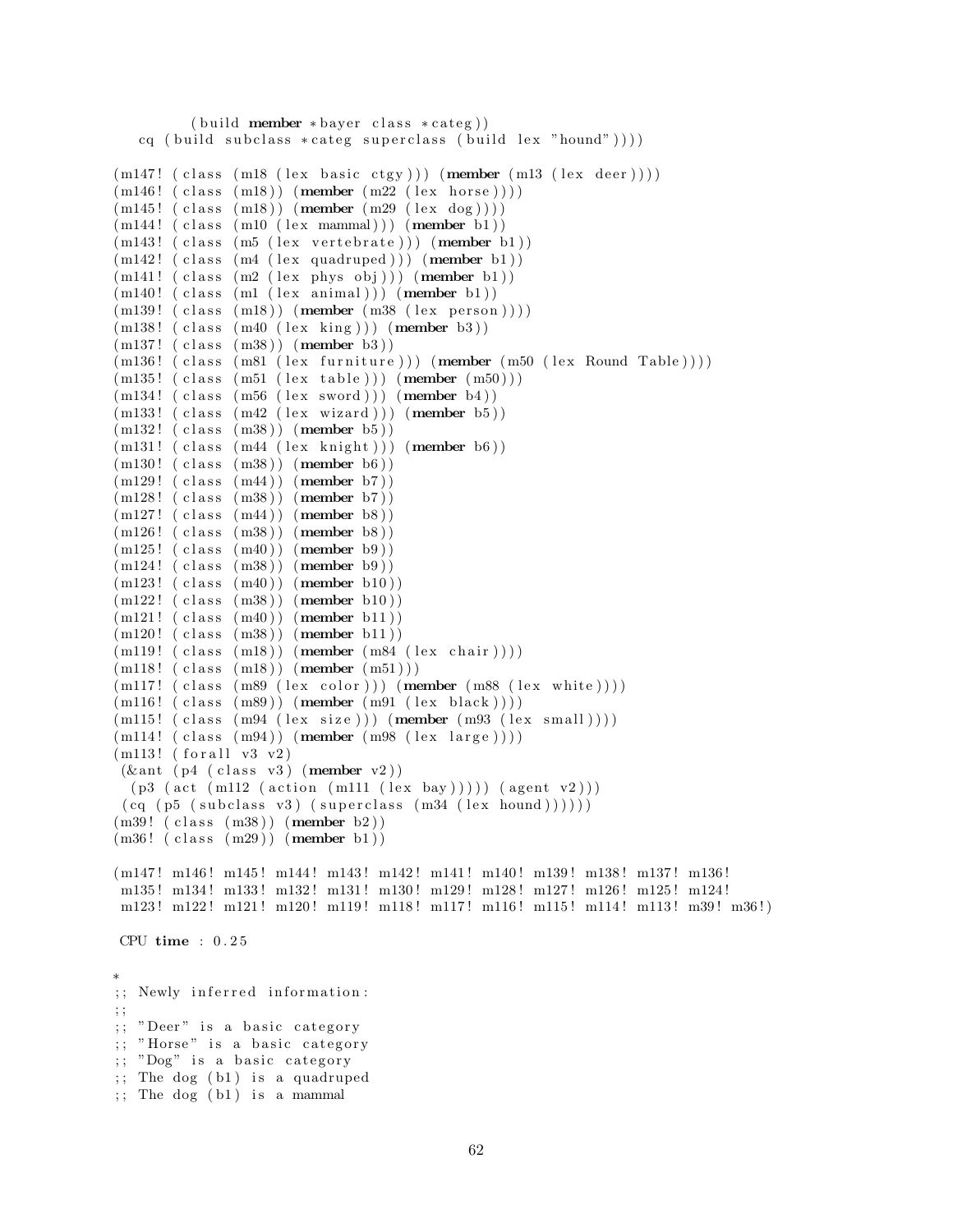```
        (build member *bayer class *categ))
   cq (build subclass *categ superclass (build lex "hound"))))

(m147! (class (m18 (lex basic ctgy))) (member (m13 (lex deer))))
(m146! (class (m18)) (member (m22 (lex horse))))
(m145! (class (m18)) (member (m29 (lex dog))))
(m144! (class (m10 (lex mammal))) (member b1))
(m143! (class (m5 (lex vertebrate))) (member b1))
(m142! (class (m4 (lex quadruped))) (member b1))
(m141! (class (m2 (lex phys obj))) (member b1))
(m140! (class (m1 (lex animal))) (member b1))
(m139! (class (m18)) (member (m38 (lex person))))
(m138! (class (m40 (lex king))) (member b3))
(m137! (class (m38)) (member b3))
(m136! (class (m81 (lex furniture))) (member (m50 (lex Round Table))))
(m135! (class (m51 (lex table))) (member (m50)))
(m134! (class (m56 (lex sword))) (member b4))
(m133! (class (m42 (lex wizard))) (member b5))
(m132! (class (m38)) (member b5))
(m131! (class (m44 (lex knight))) (member b6))
(m130! (class (m38)) (member b6))
(m129! (class (m44)) (member b7))
(m128! (class (m38)) (member b7))
(m127! (class (m44)) (member b8))
(m126! (class (m38)) (member b8))
(m125! (class (m40)) (member b9))
(m124! (class (m38)) (member b9))
(m123! (class (m40)) (member b10))
(m122! (class (m38)) (member b10))
(m121! (class (m40)) (member b11))
(m120! (class (m38)) (member b11))
(m119! (class (m18)) (member (m84 (lex chair))))
(m118! (class (m18)) (member (m51)))
(m117! (class (m89 (lex color))) (member (m88 (lex white))))
(m116! (class (m89)) (member (m91 (lex black))))
(m115! (class (m94 (lex size))) (member (m93 (lex small))))
(m114! (class (m94)) (member (m98 (lex large))))
(m113! (forall v3 v2)
 (&ant (p4 (class v3) (member v2))
  (p3 (act (m112 (action (m111 (lex bay))))) (agent v2)))
 (cq (p5 (subclass v3) (superclass (m34 (lex hound))))))
(m39! (class (m38)) (member b2))
(m36! (class (m29)) (member b1))

(m147! m146! m145! m144! m143! m142! m141! m140! m139! m138! m137! m136!
 m135! m134! m133! m132! m131! m130! m129! m128! m127! m126! m125! m124!
 m123! m122! m121! m120! m119! m118! m117! m116! m115! m114! m113! m39! m36!)

 CPU time : 0.25

*
;; Newly inferred information:
;;
;; "Deer" is a basic category
;; "Horse" is a basic category
;; "Dog" is a basic category
;; The dog (b1) is a quadruped
;; The dog (b1) is a mammal
```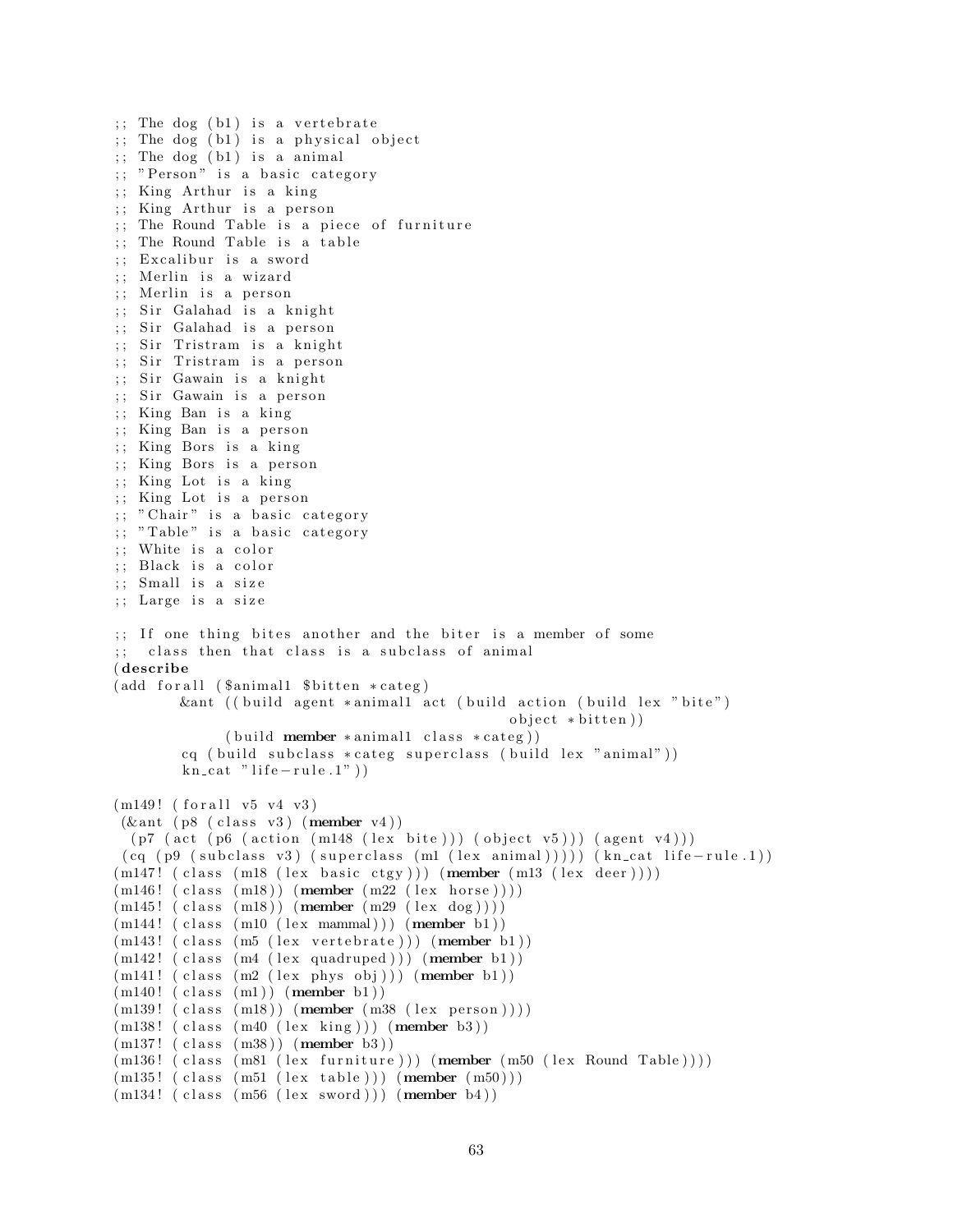```
;; The dog (b1) is a vertebrate
;; The dog (b1) is a physical object
;; The dog (b1) is a animal
;; "Person" is a basic category
;; King Arthur is a king
;; King Arthur is a person
;; The Round Table is a piece of furniture
;; The Round Table is a table
;; Excalibur is a sword
;; Merlin is a wizard
;; Merlin is a person
;; Sir Galahad is a knight
;; Sir Galahad is a person
;; Sir Tristram is a knight
;; Sir Tristram is a person
;; Sir Gawain is a knight
;; Sir Gawain is a person
;; King Ban is a king
;; King Ban is a person
;; King Bors is a king
;; King Bors is a person
;; King Lot is a king
;; King Lot is a person
;; "Chair" is a basic category
;; "Table" is a basic category
;; White is a color
;; Black is a color
;; Small is a size
;; Large is a size

;; If one thing bites another and the biter is a member of some
;;  class then that class is a subclass of animal
(describe
(add forall ($animal1 $bitten *categ)
        &ant ((build agent *animal1 act (build action (build lex "bite")
                                                object *bitten))
              (build member *animal1 class *categ))
        cq (build subclass *categ superclass (build lex "animal"))
        kn_cat "life-rule.1"))

(m149! (forall v5 v4 v3)
 (&ant (p8 (class v3) (member v4))
  (p7 (act (p6 (action (m148 (lex bite))) (object v5))) (agent v4)))
 (cq (p9 (subclass v3) (superclass (m1 (lex animal))))) (kn_cat life-rule.1))
(m147! (class (m18 (lex basic ctgy))) (member (m13 (lex deer))))
(m146! (class (m18)) (member (m22 (lex horse))))
(m145! (class (m18)) (member (m29 (lex dog))))
(m144! (class (m10 (lex mammal))) (member b1))
(m143! (class (m5 (lex vertebrate))) (member b1))
(m142! (class (m4 (lex quadruped))) (member b1))
(m141! (class (m2 (lex phys obj))) (member b1))
(m140! (class (m1)) (member b1))
(m139! (class (m18)) (member (m38 (lex person))))
(m138! (class (m40 (lex king))) (member b3))
(m137! (class (m38)) (member b3))
(m136! (class (m81 (lex furniture))) (member (m50 (lex Round Table))))
(m135! (class (m51 (lex table))) (member (m50)))
(m134! (class (m56 (lex sword))) (member b4))
```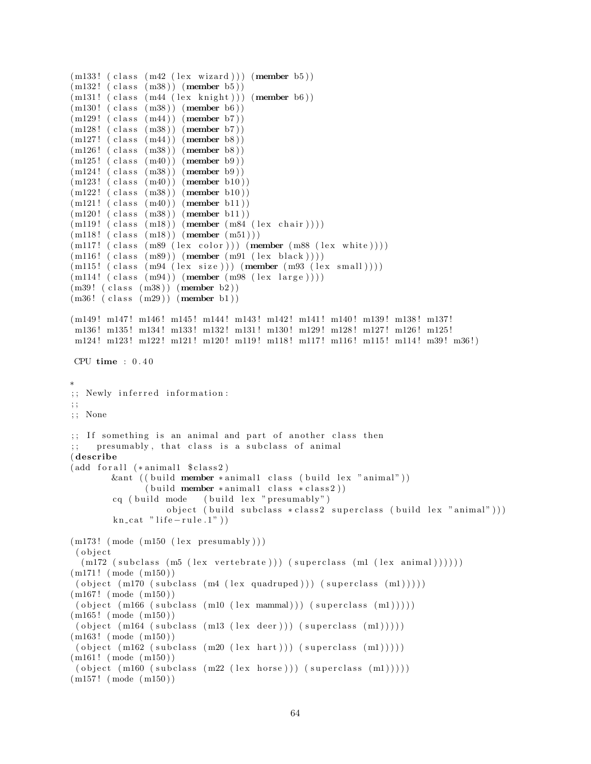```
(m133! (class (m42 (lex wizard))) (member b5))
(m132! (class (m38)) (member b5))
(m131! (class (m44 (lex knight))) (member b6))
(m130! (class (m38)) (member b6))
(m129! (class (m44)) (member b7))
(m128! (class (m38)) (member b7))
(m127! (class (m44)) (member b8))
(m126! (class (m38)) (member b8))
(m125! (class (m40)) (member b9))
(m124! (class (m38)) (member b9))
(m123! (class (m40)) (member b10))
(m122! (class (m38)) (member b10))
(m121! (class (m40)) (member b11))
(m120! (class (m38)) (member b11))
(m119! (class (m18)) (member (m84 (lex chair))))
(m118! (class (m18)) (member (m51)))
(m117! (class (m89 (lex color))) (member (m88 (lex white))))
(m116! (class (m89)) (member (m91 (lex black))))
(m115! (class (m94 (lex size))) (member (m93 (lex small))))
(m114! (class (m94)) (member (m98 (lex large))))
(m39! (class (m38)) (member b2))
(m36! (class (m29)) (member b1))

(m149! m147! m146! m145! m144! m143! m142! m141! m140! m139! m138! m137!
 m136! m135! m134! m133! m132! m131! m130! m129! m128! m127! m126! m125!
 m124! m123! m122! m121! m120! m119! m118! m117! m116! m115! m114! m39! m36!)

 CPU time : 0.40

*
;; Newly inferred information:
;;
;; None

;; If something is an animal and part of another class then
;;   presumably, that class is a subclass of animal
(describe
(add forall (*animal1 $class2)
        &ant ((build member *animal1 class (build lex "animal"))
              (build member *animal1 class *class2))
        cq (build mode   (build lex "presumably")
                  object (build subclass *class2 superclass (build lex "animal")))
        kn_cat "life-rule.1"))

(m173! (mode (m150 (lex presumably)))
 (object
  (m172 (subclass (m5 (lex vertebrate))) (superclass (m1 (lex animal))))))
(m171! (mode (m150))
 (object (m170 (subclass (m4 (lex quadruped))) (superclass (m1)))))
(m167! (mode (m150))
 (object (m166 (subclass (m10 (lex mammal))) (superclass (m1)))))
(m165! (mode (m150))
 (object (m164 (subclass (m13 (lex deer))) (superclass (m1)))))
(m163! (mode (m150))
 (object (m162 (subclass (m20 (lex hart))) (superclass (m1)))))
(m161! (mode (m150))
 (object (m160 (subclass (m22 (lex horse))) (superclass (m1)))))
(m157! (mode (m150))
```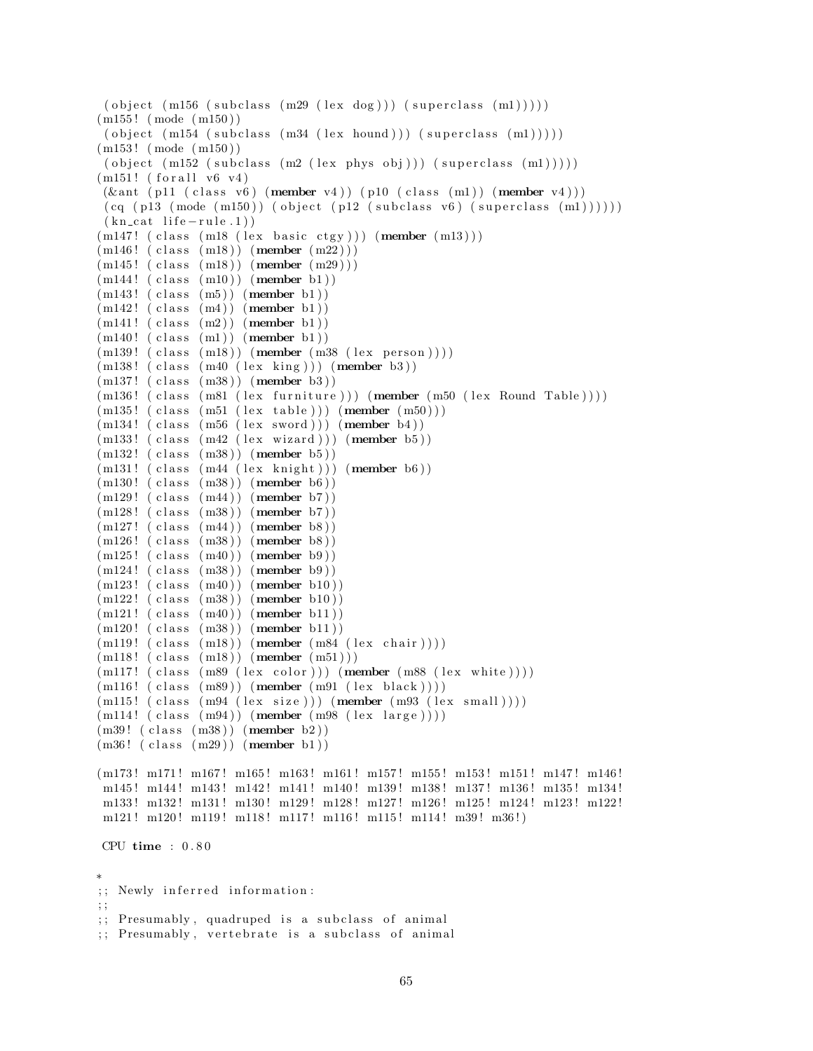```
 (object (m156 (subclass (m29 (lex dog))) (superclass (m1)))))
(m155! (mode (m150))
 (object (m154 (subclass (m34 (lex hound))) (superclass (m1)))))
(m153! (mode (m150))
 (object (m152 (subclass (m2 (lex phys obj))) (superclass (m1)))))
(m151! (forall v6 v4)
 (&ant (p11 (class v6) (member v4)) (p10 (class (m1)) (member v4)))
 (cq (p13 (mode (m150)) (object (p12 (subclass v6) (superclass (m1))))))
 (kn_cat life-rule.1))
(m147! (class (m18 (lex basic ctgy))) (member (m13)))
(m146! (class (m18)) (member (m22)))
(m145! (class (m18)) (member (m29)))
(m144! (class (m10)) (member b1))
(m143! (class (m5)) (member b1))
(m142! (class (m4)) (member b1))
(m141! (class (m2)) (member b1))
(m140! (class (m1)) (member b1))
(m139! (class (m18)) (member (m38 (lex person))))
(m138! (class (m40 (lex king))) (member b3))
(m137! (class (m38)) (member b3))
(m136! (class (m81 (lex furniture))) (member (m50 (lex Round Table))))
(m135! (class (m51 (lex table))) (member (m50)))
(m134! (class (m56 (lex sword))) (member b4))
(m133! (class (m42 (lex wizard))) (member b5))
(m132! (class (m38)) (member b5))
(m131! (class (m44 (lex knight))) (member b6))
(m130! (class (m38)) (member b6))
(m129! (class (m44)) (member b7))
(m128! (class (m38)) (member b7))
(m127! (class (m44)) (member b8))
(m126! (class (m38)) (member b8))
(m125! (class (m40)) (member b9))
(m124! (class (m38)) (member b9))
(m123! (class (m40)) (member b10))
(m122! (class (m38)) (member b10))
(m121! (class (m40)) (member b11))
(m120! (class (m38)) (member b11))
(m119! (class (m18)) (member (m84 (lex chair))))
(m118! (class (m18)) (member (m51)))
(m117! (class (m89 (lex color))) (member (m88 (lex white))))
(m116! (class (m89)) (member (m91 (lex black))))
(m115! (class (m94 (lex size))) (member (m93 (lex small))))
(m114! (class (m94)) (member (m98 (lex large))))
(m39! (class (m38)) (member b2))
(m36! (class (m29)) (member b1))

(m173! m171! m167! m165! m163! m161! m157! m155! m153! m151! m147! m146!
 m145! m144! m143! m142! m141! m140! m139! m138! m137! m136! m135! m134!
 m133! m132! m131! m130! m129! m128! m127! m126! m125! m124! m123! m122!
 m121! m120! m119! m118! m117! m116! m115! m114! m39! m36!)

 CPU time : 0.80

*
;; Newly inferred information:
;;
;; Presumably, quadruped is a subclass of animal
;; Presumably, vertebrate is a subclass of animal
```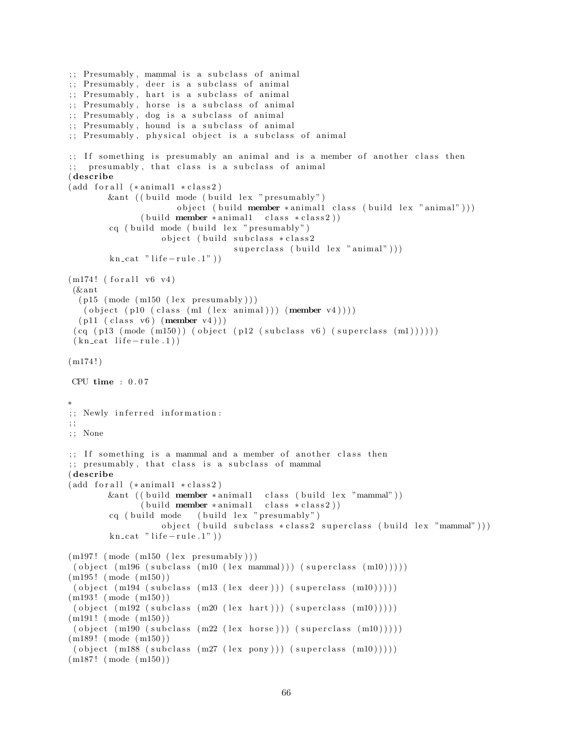```
;; Presumably, mammal is a subclass of animal
;; Presumably, deer is a subclass of animal
;; Presumably, hart is a subclass of animal
;; Presumably, horse is a subclass of animal
;; Presumably, dog is a subclass of animal
;; Presumably, hound is a subclass of animal
;; Presumably, physical object is a subclass of animal

;; If something is presumably an animal and is a member of another class then
;;  presumably, that class is a subclass of animal
(describe
(add forall (*animal1 *class2)
        &ant ((build mode (build lex "presumably")
                    object (build member *animal1 class (build lex "animal")))
              (build member *animal1  class *class2))
        cq (build mode (build lex "presumably")
                  object (build subclass *class2
                                superclass (build lex "animal")))
        kn_cat "life-rule.1"))

(m174! (forall v6 v4)
 (&ant
  (p15 (mode (m150 (lex presumably)))
   (object (p10 (class (m1 (lex animal))) (member v4))))
  (p11 (class v6) (member v4)))
 (cq (p13 (mode (m150)) (object (p12 (subclass v6) (superclass (m1))))))
 (kn_cat life-rule.1))

(m174!)

 CPU time : 0.07

*
;; Newly inferred information:
;;
;; None

;; If something is a mammal and a member of another class then
;; presumably, that class is a subclass of mammal
(describe
(add forall (*animal1 *class2)
        &ant ((build member *animal1  class (build lex "mammal"))
              (build member *animal1  class *class2))
        cq (build mode   (build lex "presumably")
                  object (build subclass *class2 superclass (build lex "mammal")))
        kn_cat "life-rule.1"))

(m197! (mode (m150 (lex presumably)))
 (object (m196 (subclass (m10 (lex mammal))) (superclass (m10)))))
(m195! (mode (m150))
 (object (m194 (subclass (m13 (lex deer))) (superclass (m10)))))
(m193! (mode (m150))
 (object (m192 (subclass (m20 (lex hart))) (superclass (m10)))))
(m191! (mode (m150))
 (object (m190 (subclass (m22 (lex horse))) (superclass (m10)))))
(m189! (mode (m150))
 (object (m188 (subclass (m27 (lex pony))) (superclass (m10)))))
(m187! (mode (m150))
```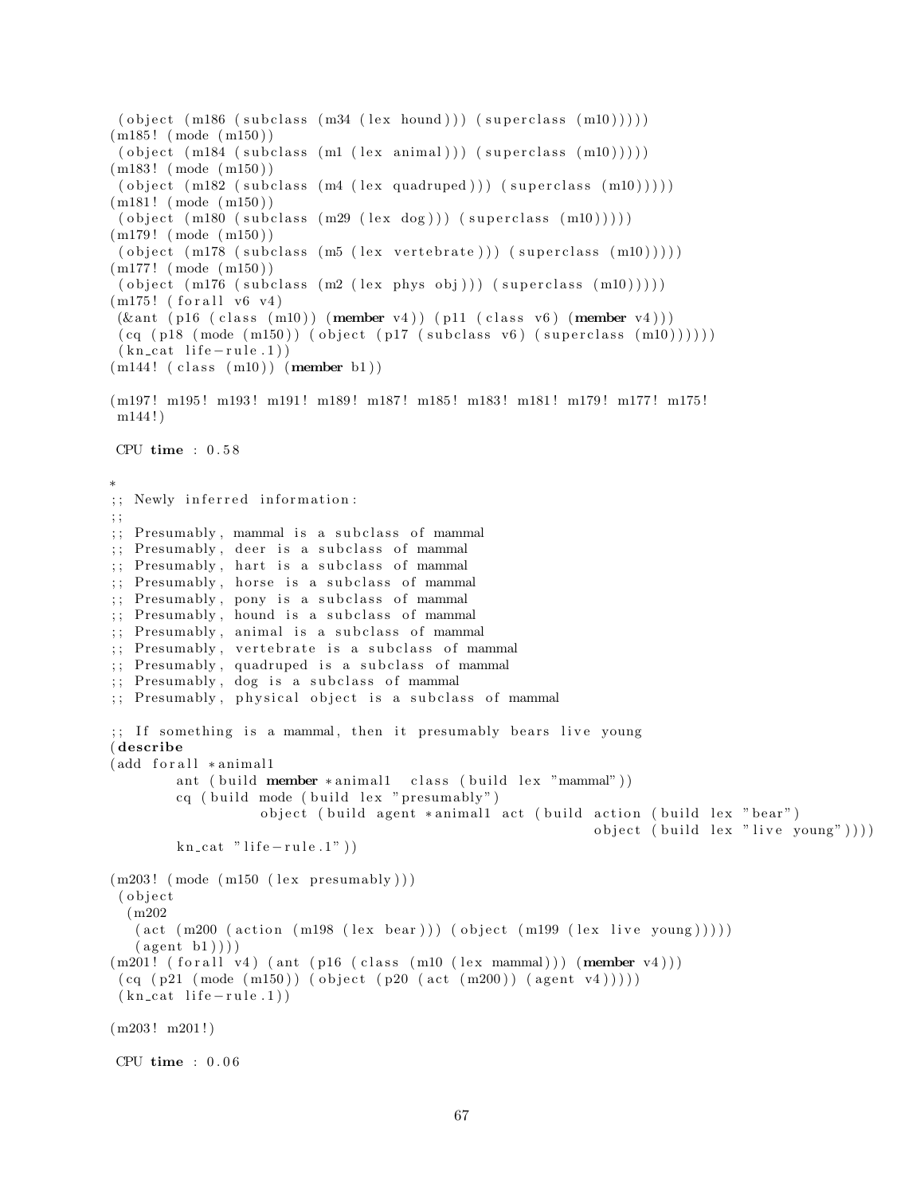```
 (object (m186 (subclass (m34 (lex hound))) (superclass (m10)))))
(m185! (mode (m150))
 (object (m184 (subclass (m1 (lex animal))) (superclass (m10)))))
(m183! (mode (m150))
 (object (m182 (subclass (m4 (lex quadruped))) (superclass (m10)))))
(m181! (mode (m150))
 (object (m180 (subclass (m29 (lex dog))) (superclass (m10)))))
(m179! (mode (m150))
 (object (m178 (subclass (m5 (lex vertebrate))) (superclass (m10)))))
(m177! (mode (m150))
 (object (m176 (subclass (m2 (lex phys obj))) (superclass (m10)))))
(m175! (forall v6 v4)
 (&ant (p16 (class (m10)) (member v4)) (p11 (class v6) (member v4)))
 (cq (p18 (mode (m150)) (object (p17 (subclass v6) (superclass (m10))))))
 (kn_cat life-rule.1))
(m144! (class (m10)) (member b1))

(m197! m195! m193! m191! m189! m187! m185! m183! m181! m179! m177! m175!
 m144!)

 CPU time : 0.58

*
;; Newly inferred information:
;;
;; Presumably, mammal is a subclass of mammal
;; Presumably, deer is a subclass of mammal
;; Presumably, hart is a subclass of mammal
;; Presumably, horse is a subclass of mammal
;; Presumably, pony is a subclass of mammal
;; Presumably, hound is a subclass of mammal
;; Presumably, animal is a subclass of mammal
;; Presumably, vertebrate is a subclass of mammal
;; Presumably, quadruped is a subclass of mammal
;; Presumably, dog is a subclass of mammal
;; Presumably, physical object is a subclass of mammal

;; If something is a mammal, then it presumably bears live young
(describe
(add forall *animal1
        ant (build member *animal1  class (build lex "mammal"))
        cq (build mode (build lex "presumably")
                  object (build agent *animal1 act (build action (build lex "bear")
                                                          object (build lex "live young"))))
        kn_cat "life-rule.1"))

(m203! (mode (m150 (lex presumably)))
 (object
  (m202
   (act (m200 (action (m198 (lex bear))) (object (m199 (lex live young)))))
   (agent b1))))
(m201! (forall v4) (ant (p16 (class (m10 (lex mammal))) (member v4)))
 (cq (p21 (mode (m150)) (object (p20 (act (m200)) (agent v4)))))
 (kn_cat life-rule.1))

(m203! m201!)

 CPU time : 0.06
```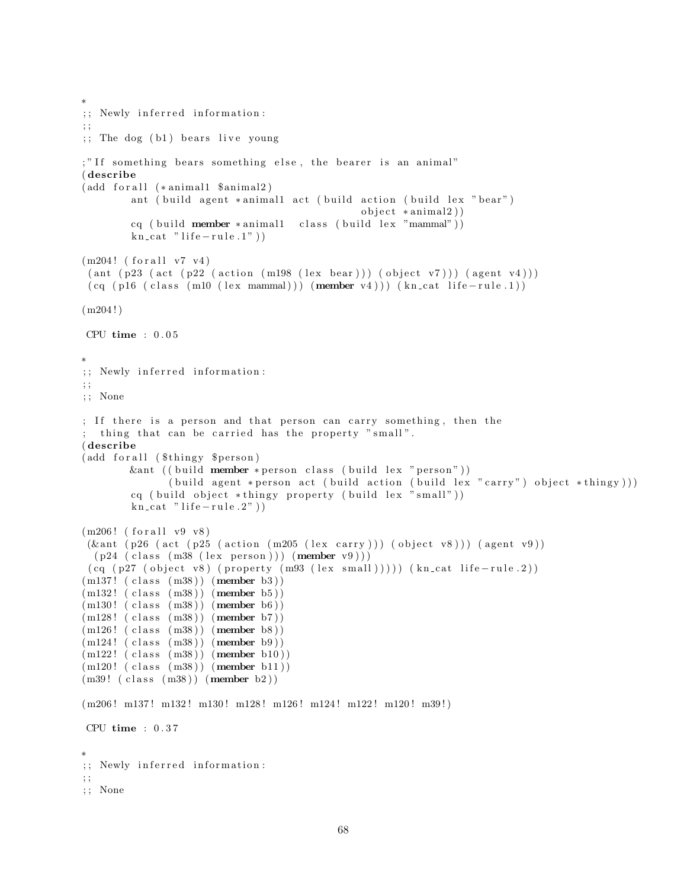```
*
;; Newly inferred information:
;;
;; The dog (b1) bears live young

;"If something bears something else, the bearer is an animal"
(describe
(add forall (*animal1 $animal2)
        ant (build agent *animal1 act (build action (build lex "bear")
                                              object *animal2))
        cq (build member *animal1  class (build lex "mammal"))
        kn_cat "life-rule.1"))

(m204! (forall v7 v4)
 (ant (p23 (act (p22 (action (m198 (lex bear))) (object v7))) (agent v4)))
 (cq (p16 (class (m10 (lex mammal))) (member v4))) (kn_cat life-rule.1))

(m204!)

 CPU time : 0.05

*
;; Newly inferred information:
;;
;; None

; If there is a person and that person can carry something, then the
;  thing that can be carried has the property "small".
(describe
(add forall ($thingy $person)
        &ant ((build member *person class (build lex "person"))
              (build agent *person act (build action (build lex "carry") object *thingy)))
        cq (build object *thingy property (build lex "small"))
        kn_cat "life-rule.2"))

(m206! (forall v9 v8)
 (&ant (p26 (act (p25 (action (m205 (lex carry))) (object v8))) (agent v9))
  (p24 (class (m38 (lex person))) (member v9)))
 (cq (p27 (object v8) (property (m93 (lex small))))) (kn_cat life-rule.2))
(m137! (class (m38)) (member b3))
(m132! (class (m38)) (member b5))
(m130! (class (m38)) (member b6))
(m128! (class (m38)) (member b7))
(m126! (class (m38)) (member b8))
(m124! (class (m38)) (member b9))
(m122! (class (m38)) (member b10))
(m120! (class (m38)) (member b11))
(m39! (class (m38)) (member b2))

(m206! m137! m132! m130! m128! m126! m124! m122! m120! m39!)

 CPU time : 0.37

*
;; Newly inferred information:
;;
;; None
```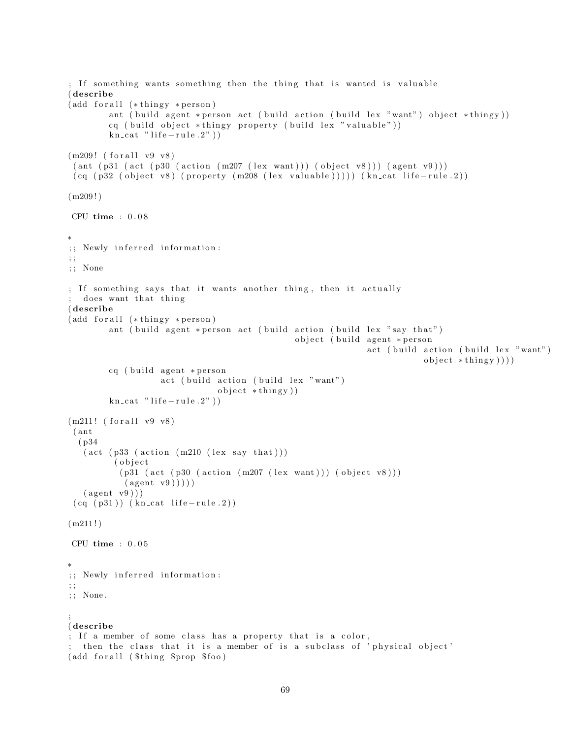```
; If something wants something then the thing that is wanted is valuable
(describe
(add forall (*thingy *person)
        ant (build agent *person act (build action (build lex "want") object *thingy))
        cq (build object *thingy property (build lex "valuable"))
        kn_cat "life-rule.2"))

(m209! (forall v9 v8)
 (ant (p31 (act (p30 (action (m207 (lex want))) (object v8))) (agent v9)))
 (cq (p32 (object v8) (property (m208 (lex valuable))))) (kn_cat life-rule.2))

(m209!)

 CPU time : 0.08

*
;; Newly inferred information:
;;
;; None

; If something says that it wants another thing, then it actually
;  does want that thing
(describe
(add forall (*thingy *person)
        ant (build agent *person act (build action (build lex "say that")
                                            object (build agent *person
                                                          act (build action (build lex "want")
                                                                      object *thingy))))
        cq (build agent *person
                  act (build action (build lex "want")
                              object *thingy))
        kn_cat "life-rule.2"))

(m211! (forall v9 v8)
 (ant
  (p34
   (act (p33 (action (m210 (lex say that)))
         (object
          (p31 (act (p30 (action (m207 (lex want))) (object v8)))
           (agent v9)))))
   (agent v9)))
 (cq (p31)) (kn_cat life-rule.2))

(m211!)

 CPU time : 0.05

*
;; Newly inferred information:
;;
;; None.

;
(describe
; If a member of some class has a property that is a color,
;  then the class that it is a member of is a subclass of 'physical object'
(add forall ($thing $prop $foo)
```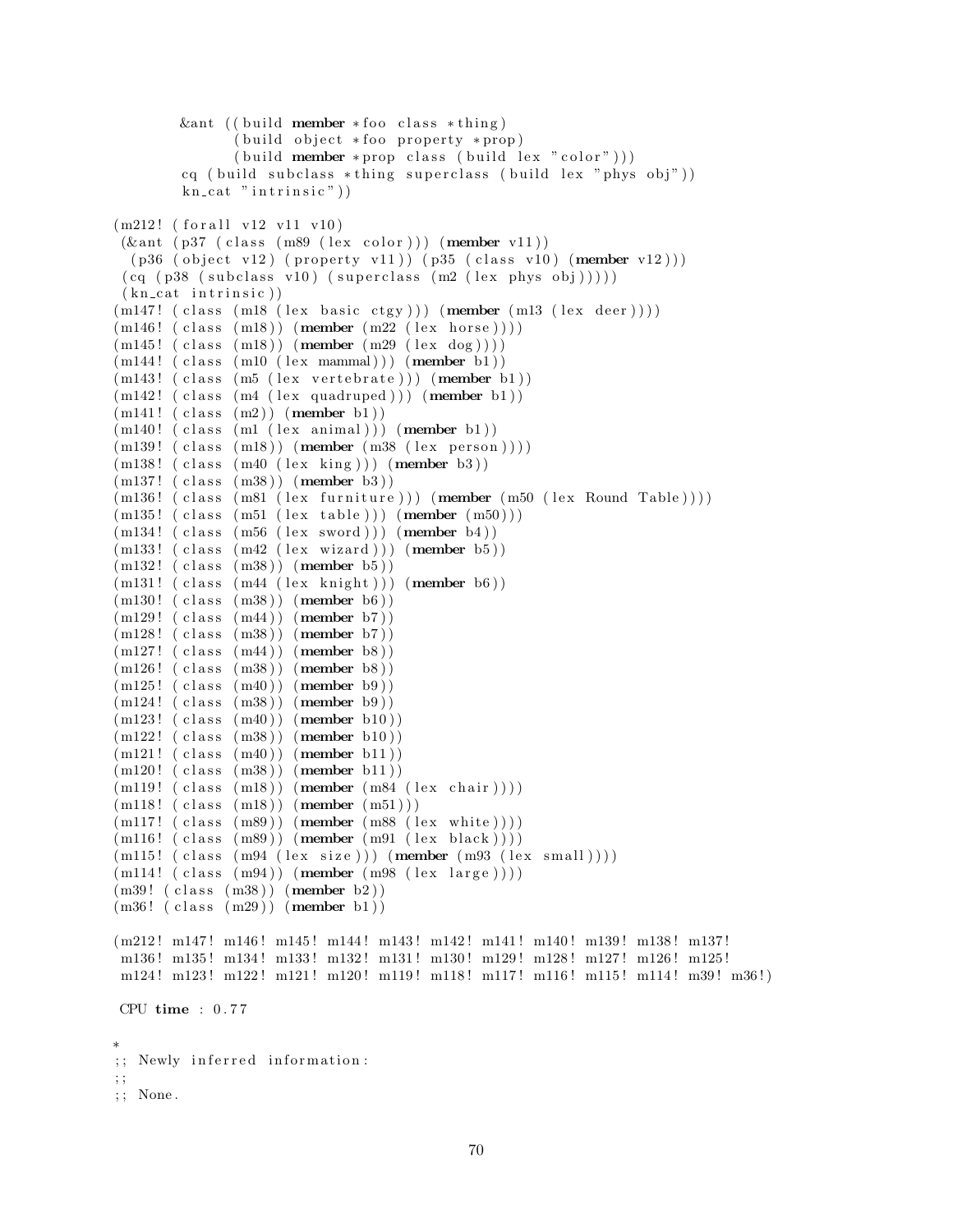```
        &ant ((build member *foo class *thing)
              (build object *foo property *prop)
              (build member *prop class (build lex "color")))
        cq (build subclass *thing superclass (build lex "phys obj"))
        kn_cat "intrinsic"))

(m212! (forall v12 v11 v10)
 (&ant (p37 (class (m89 (lex color))) (member v11))
  (p36 (object v12) (property v11)) (p35 (class v10) (member v12)))
 (cq (p38 (subclass v10) (superclass (m2 (lex phys obj)))))
 (kn_cat intrinsic))
(m147! (class (m18 (lex basic ctgy))) (member (m13 (lex deer))))
(m146! (class (m18)) (member (m22 (lex horse))))
(m145! (class (m18)) (member (m29 (lex dog))))
(m144! (class (m10 (lex mammal))) (member b1))
(m143! (class (m5 (lex vertebrate))) (member b1))
(m142! (class (m4 (lex quadruped))) (member b1))
(m141! (class (m2)) (member b1))
(m140! (class (m1 (lex animal))) (member b1))
(m139! (class (m18)) (member (m38 (lex person))))
(m138! (class (m40 (lex king))) (member b3))
(m137! (class (m38)) (member b3))
(m136! (class (m81 (lex furniture))) (member (m50 (lex Round Table))))
(m135! (class (m51 (lex table))) (member (m50)))
(m134! (class (m56 (lex sword))) (member b4))
(m133! (class (m42 (lex wizard))) (member b5))
(m132! (class (m38)) (member b5))
(m131! (class (m44 (lex knight))) (member b6))
(m130! (class (m38)) (member b6))
(m129! (class (m44)) (member b7))
(m128! (class (m38)) (member b7))
(m127! (class (m44)) (member b8))
(m126! (class (m38)) (member b8))
(m125! (class (m40)) (member b9))
(m124! (class (m38)) (member b9))
(m123! (class (m40)) (member b10))
(m122! (class (m38)) (member b10))
(m121! (class (m40)) (member b11))
(m120! (class (m38)) (member b11))
(m119! (class (m18)) (member (m84 (lex chair))))
(m118! (class (m18)) (member (m51)))
(m117! (class (m89)) (member (m88 (lex white))))
(m116! (class (m89)) (member (m91 (lex black))))
(m115! (class (m94 (lex size))) (member (m93 (lex small))))
(m114! (class (m94)) (member (m98 (lex large))))
(m39! (class (m38)) (member b2))
(m36! (class (m29)) (member b1))

(m212! m147! m146! m145! m144! m143! m142! m141! m140! m139! m138! m137!
 m136! m135! m134! m133! m132! m131! m130! m129! m128! m127! m126! m125!
 m124! m123! m122! m121! m120! m119! m118! m117! m116! m115! m114! m39! m36!)

 CPU time : 0.77

*
;; Newly inferred information:
;;
;; None.
```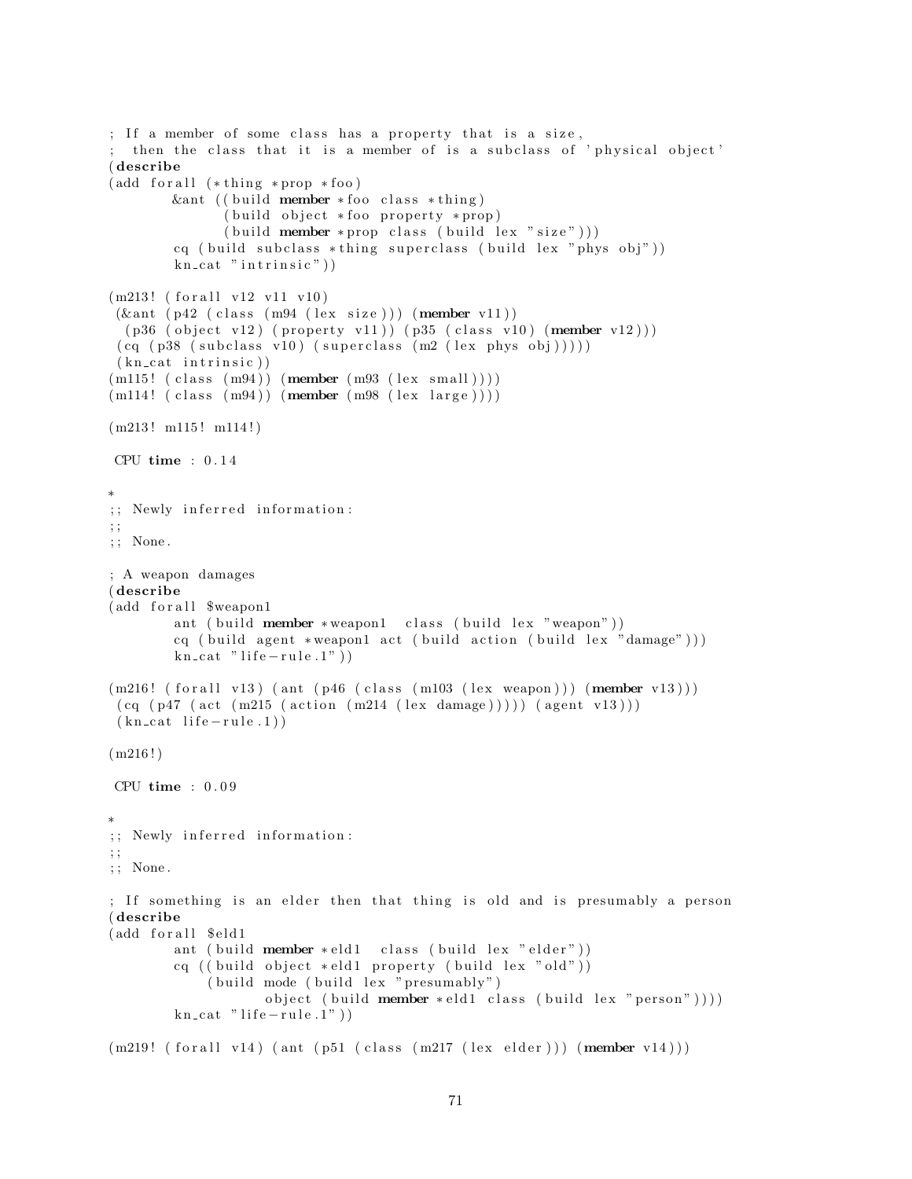```
; If a member of some class has a property that is a size,
;  then the class that it is a member of is a subclass of 'physical object'
(describe
(add forall (*thing *prop *foo)
       &ant ((build member *foo class *thing)
             (build object *foo property *prop)
             (build member *prop class (build lex "size")))
        cq (build subclass *thing superclass (build lex "phys obj"))
        kn_cat "intrinsic"))

(m213! (forall v12 v11 v10)
 (&ant (p42 (class (m94 (lex size))) (member v11))
  (p36 (object v12) (property v11)) (p35 (class v10) (member v12)))
 (cq (p38 (subclass v10) (superclass (m2 (lex phys obj)))))
 (kn_cat intrinsic))
(m115! (class (m94)) (member (m93 (lex small))))
(m114! (class (m94)) (member (m98 (lex large))))

(m213! m115! m114!)

 CPU time : 0.14

*
;; Newly inferred information:
;;
;; None.

; A weapon damages
(describe
(add forall $weapon1
        ant (build member *weapon1  class (build lex "weapon"))
        cq (build agent *weapon1 act (build action (build lex "damage")))
        kn_cat "life-rule.1"))

(m216! (forall v13) (ant (p46 (class (m103 (lex weapon))) (member v13)))
 (cq (p47 (act (m215 (action (m214 (lex damage))))) (agent v13)))
 (kn_cat life-rule.1))

(m216!)

 CPU time : 0.09

*
;; Newly inferred information:
;;
;; None.

; If something is an elder then that thing is old and is presumably a person
(describe
(add forall $eld1
        ant (build member *eld1  class (build lex "elder"))
        cq ((build object *eld1 property (build lex "old"))
            (build mode (build lex "presumably")
                   object (build member *eld1 class (build lex "person"))))
        kn_cat "life-rule.1"))

(m219! (forall v14) (ant (p51 (class (m217 (lex elder))) (member v14)))
```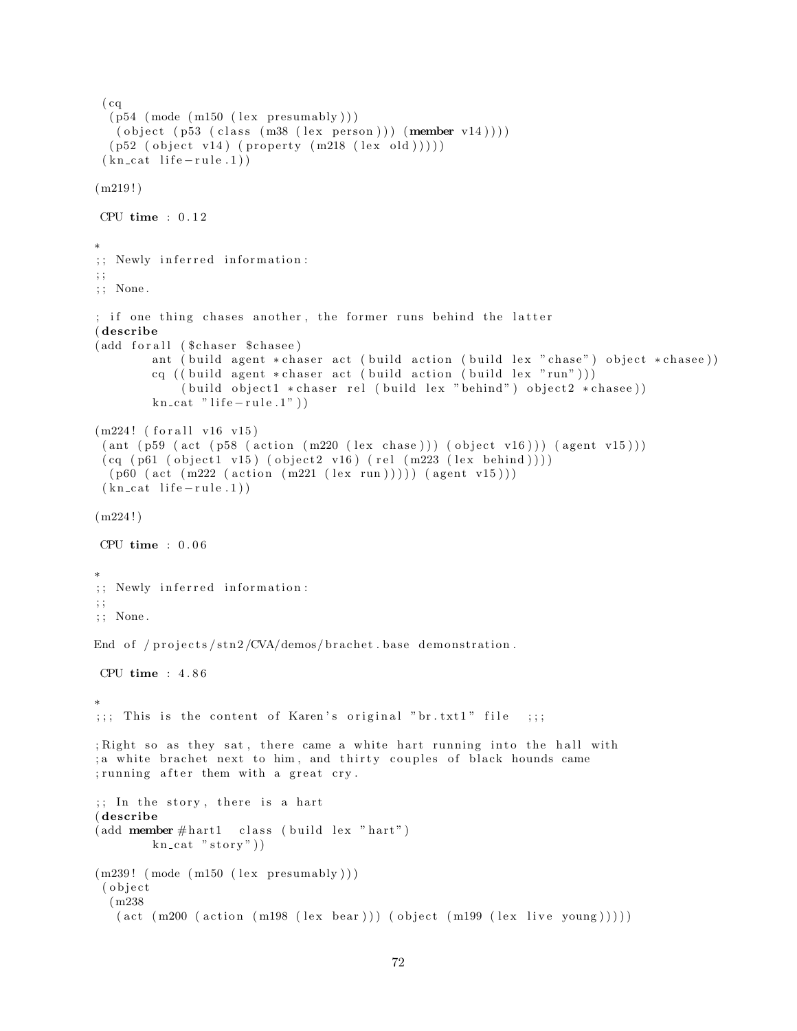```
 (cq
  (p54 (mode (m150 (lex presumably)))
   (object (p53 (class (m38 (lex person))) (member v14))))
  (p52 (object v14) (property (m218 (lex old)))))
 (kn_cat life-rule.1))

(m219!)

 CPU time : 0.12

*
;; Newly inferred information:
;;
;; None.

; if one thing chases another, the former runs behind the latter
(describe
(add forall ($chaser $chasee)
        ant (build agent *chaser act (build action (build lex "chase") object *chasee))
        cq ((build agent *chaser act (build action (build lex "run")))
            (build object1 *chaser rel (build lex "behind") object2 *chasee))
        kn_cat "life-rule.1"))

(m224! (forall v16 v15)
 (ant (p59 (act (p58 (action (m220 (lex chase))) (object v16))) (agent v15)))
 (cq (p61 (object1 v15) (object2 v16) (rel (m223 (lex behind))))
  (p60 (act (m222 (action (m221 (lex run))))) (agent v15)))
 (kn_cat life-rule.1))

(m224!)

 CPU time : 0.06

*
;; Newly inferred information:
;;
;; None.

End of /projects/stn2/CVA/demos/brachet.base demonstration.

 CPU time : 4.86

*
;;; This is the content of Karen's original "br.txt1" file  ;;;

;Right so as they sat, there came a white hart running into the hall with
;a white brachet next to him, and thirty couples of black hounds came
;running after them with a great cry.

;; In the story, there is a hart
(describe
(add member #hart1  class (build lex "hart")
        kn_cat "story"))

(m239! (mode (m150 (lex presumably)))
 (object
  (m238
   (act (m200 (action (m198 (lex bear))) (object (m199 (lex live young)))))
```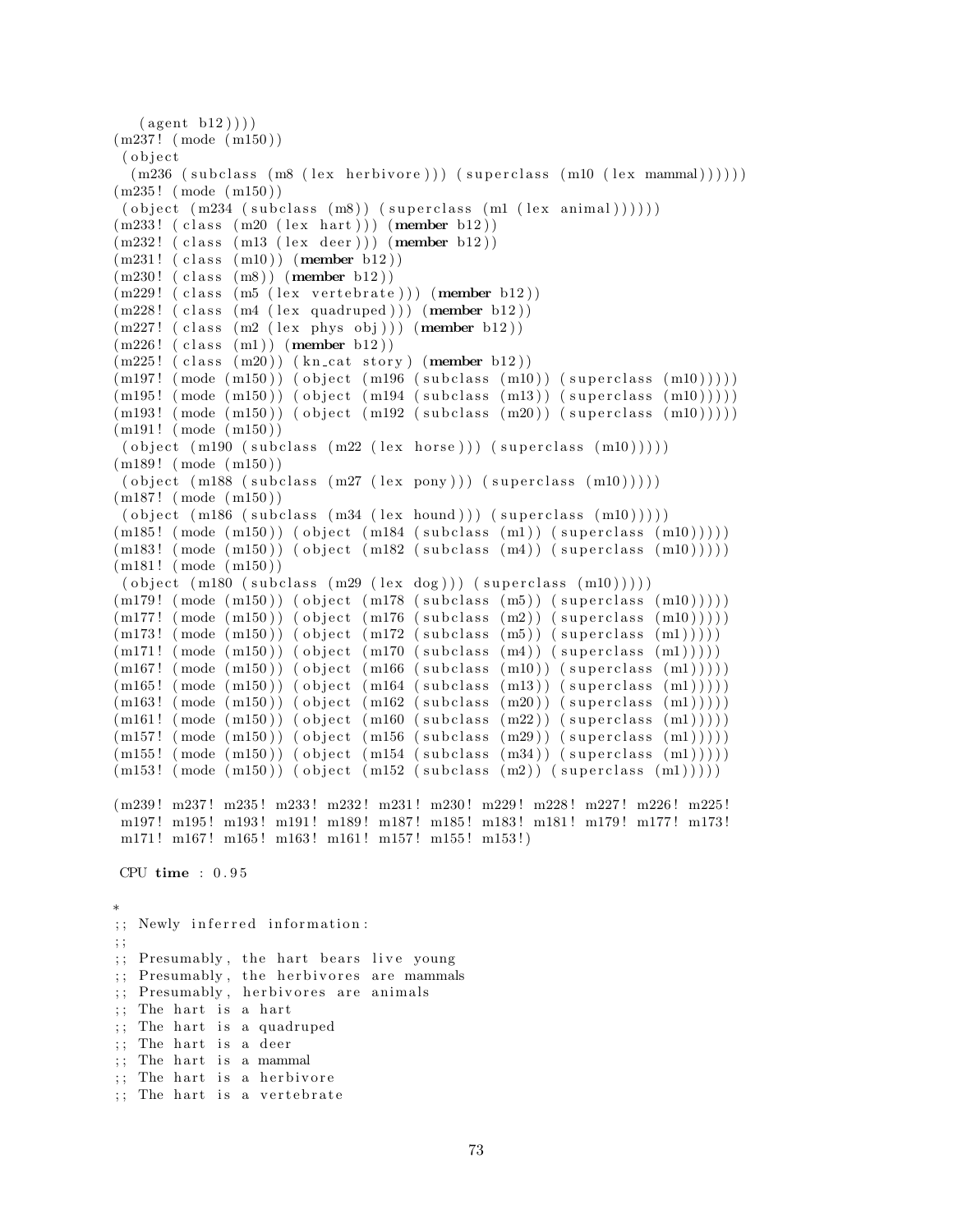```
   (agent b12))))
(m237! (mode (m150))
 (object
  (m236 (subclass (m8 (lex herbivore))) (superclass (m10 (lex mammal))))))
(m235! (mode (m150))
 (object (m234 (subclass (m8)) (superclass (m1 (lex animal))))))
(m233! (class (m20 (lex hart))) (member b12))
(m232! (class (m13 (lex deer))) (member b12))
(m231! (class (m10)) (member b12))
(m230! (class (m8)) (member b12))
(m229! (class (m5 (lex vertebrate))) (member b12))
(m228! (class (m4 (lex quadruped))) (member b12))
(m227! (class (m2 (lex phys obj))) (member b12))
(m226! (class (m1)) (member b12))
(m225! (class (m20)) (kn_cat story) (member b12))
(m197! (mode (m150)) (object (m196 (subclass (m10)) (superclass (m10)))))
(m195! (mode (m150)) (object (m194 (subclass (m13)) (superclass (m10)))))
(m193! (mode (m150)) (object (m192 (subclass (m20)) (superclass (m10)))))
(m191! (mode (m150))
 (object (m190 (subclass (m22 (lex horse))) (superclass (m10)))))
(m189! (mode (m150))
 (object (m188 (subclass (m27 (lex pony))) (superclass (m10)))))
(m187! (mode (m150))
 (object (m186 (subclass (m34 (lex hound))) (superclass (m10)))))
(m185! (mode (m150)) (object (m184 (subclass (m1)) (superclass (m10)))))
(m183! (mode (m150)) (object (m182 (subclass (m4)) (superclass (m10)))))
(m181! (mode (m150))
 (object (m180 (subclass (m29 (lex dog))) (superclass (m10)))))
(m179! (mode (m150)) (object (m178 (subclass (m5)) (superclass (m10)))))
(m177! (mode (m150)) (object (m176 (subclass (m2)) (superclass (m10)))))
(m173! (mode (m150)) (object (m172 (subclass (m5)) (superclass (m1)))))
(m171! (mode (m150)) (object (m170 (subclass (m4)) (superclass (m1)))))
(m167! (mode (m150)) (object (m166 (subclass (m10)) (superclass (m1)))))
(m165! (mode (m150)) (object (m164 (subclass (m13)) (superclass (m1)))))
(m163! (mode (m150)) (object (m162 (subclass (m20)) (superclass (m1)))))
(m161! (mode (m150)) (object (m160 (subclass (m22)) (superclass (m1)))))
(m157! (mode (m150)) (object (m156 (subclass (m29)) (superclass (m1)))))
(m155! (mode (m150)) (object (m154 (subclass (m34)) (superclass (m1)))))
(m153! (mode (m150)) (object (m152 (subclass (m2)) (superclass (m1)))))

(m239! m237! m235! m233! m232! m231! m230! m229! m228! m227! m226! m225!
 m197! m195! m193! m191! m189! m187! m185! m183! m181! m179! m177! m173!
 m171! m167! m165! m163! m161! m157! m155! m153!)

 CPU time : 0.95

*
;; Newly inferred information:
;;
;; Presumably, the hart bears live young
;; Presumably, the herbivores are mammals
;; Presumably, herbivores are animals
;; The hart is a hart
;; The hart is a quadruped
;; The hart is a deer
;; The hart is a mammal
;; The hart is a herbivore
;; The hart is a vertebrate
```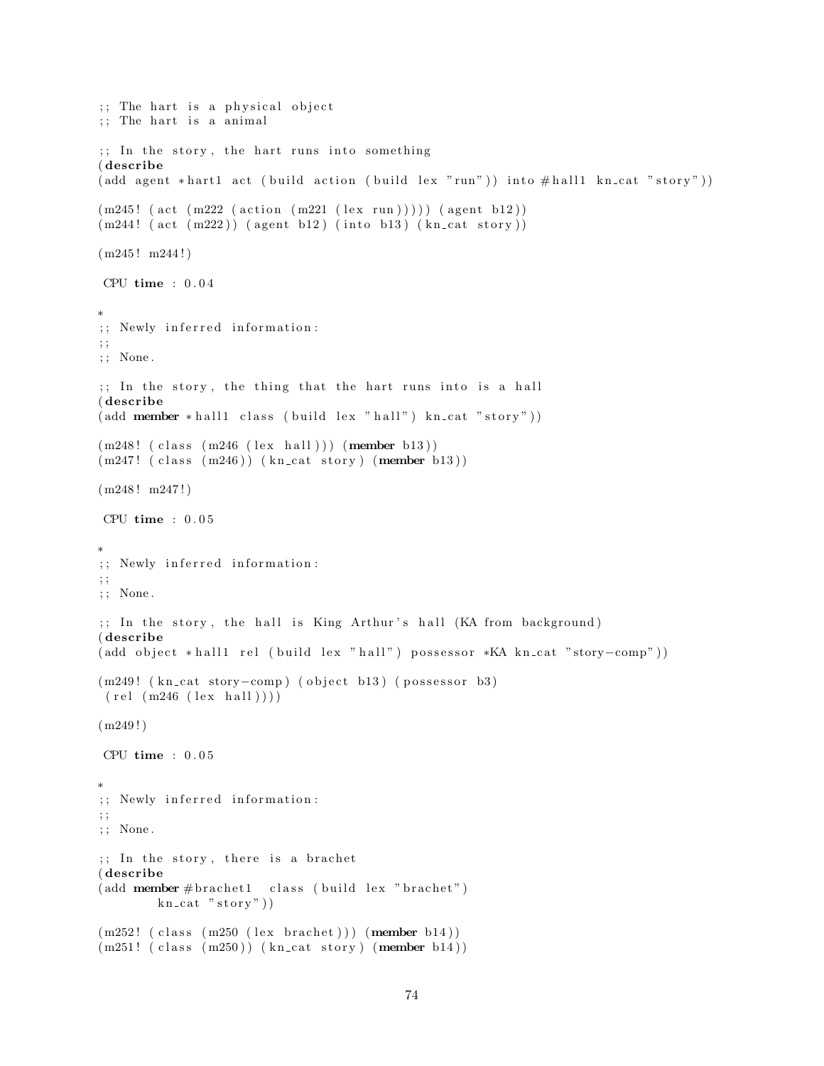```
;; The hart is a physical object
;; The hart is a animal

;; In the story, the hart runs into something
(describe
(add agent *hart1 act (build action (build lex "run")) into #hall1 kn_cat "story"))

(m245! (act (m222 (action (m221 (lex run))))) (agent b12))
(m244! (act (m222)) (agent b12) (into b13) (kn_cat story))

(m245! m244!)

 CPU time : 0.04

*
;; Newly inferred information:
;;
;; None.

;; In the story, the thing that the hart runs into is a hall
(describe
(add member *hall1 class (build lex "hall") kn_cat "story"))

(m248! (class (m246 (lex hall))) (member b13))
(m247! (class (m246)) (kn_cat story) (member b13))

(m248! m247!)

 CPU time : 0.05

*
;; Newly inferred information:
;;
;; None.

;; In the story, the hall is King Arthur's hall (KA from background)
(describe
(add object *hall1 rel (build lex "hall") possessor *KA kn_cat "story-comp"))

(m249! (kn_cat story-comp) (object b13) (possessor b3)
 (rel (m246 (lex hall))))

(m249!)

 CPU time : 0.05

*
;; Newly inferred information:
;;
;; None.

;; In the story, there is a brachet
(describe
(add member #brachet1  class (build lex "brachet")
        kn_cat "story"))

(m252! (class (m250 (lex brachet))) (member b14))
(m251! (class (m250)) (kn_cat story) (member b14))
```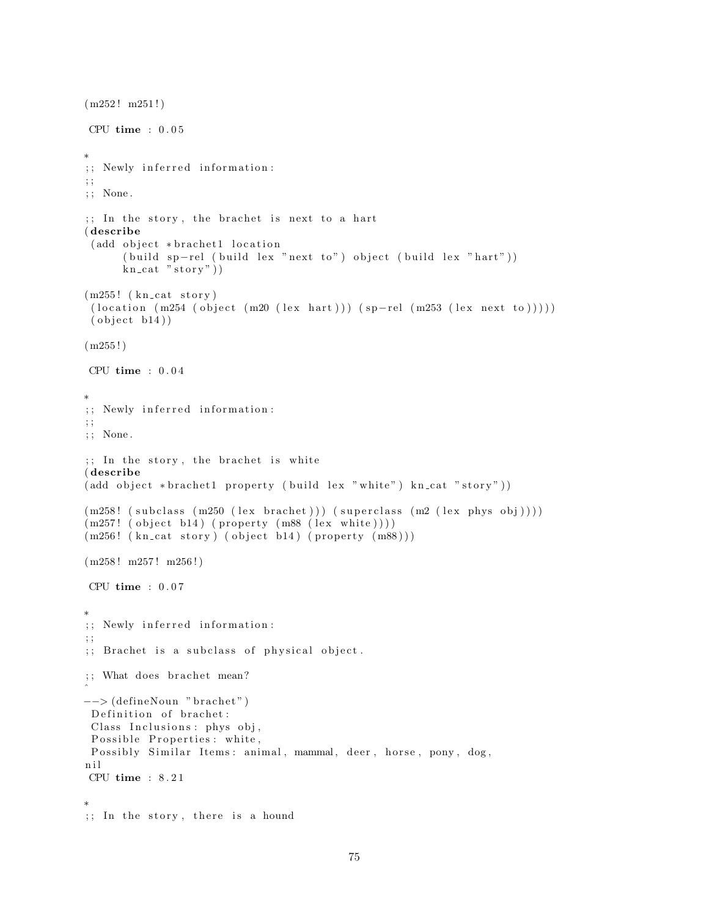```
(m252! m251!)

 CPU time : 0.05

*
;; Newly inferred information:
;;
;; None.

;; In the story, the brachet is next to a hart
(describe
 (add object *brachet1 location
      (build sp-rel (build lex "next to") object (build lex "hart"))
      kn_cat "story"))

(m255! (kn_cat story)
 (location (m254 (object (m20 (lex hart))) (sp-rel (m253 (lex next to)))))
 (object b14))

(m255!)

 CPU time : 0.04

*
;; Newly inferred information:
;;
;; None.

;; In the story, the brachet is white
(describe
(add object *brachet1 property (build lex "white") kn_cat "story"))

(m258! (subclass (m250 (lex brachet))) (superclass (m2 (lex phys obj))))
(m257! (object b14) (property (m88 (lex white))))
(m256! (kn_cat story) (object b14) (property (m88)))

(m258! m257! m256!)

 CPU time : 0.07

*
;; Newly inferred information:
;;
;; Brachet is a subclass of physical object.

;; What does brachet mean?
^
--> (defineNoun "brachet")
 Definition of brachet:
 Class Inclusions: phys obj,
 Possible Properties: white,
 Possibly Similar Items: animal, mammal, deer, horse, pony, dog,
nil
 CPU time : 8.21

*
;; In the story, there is a hound
```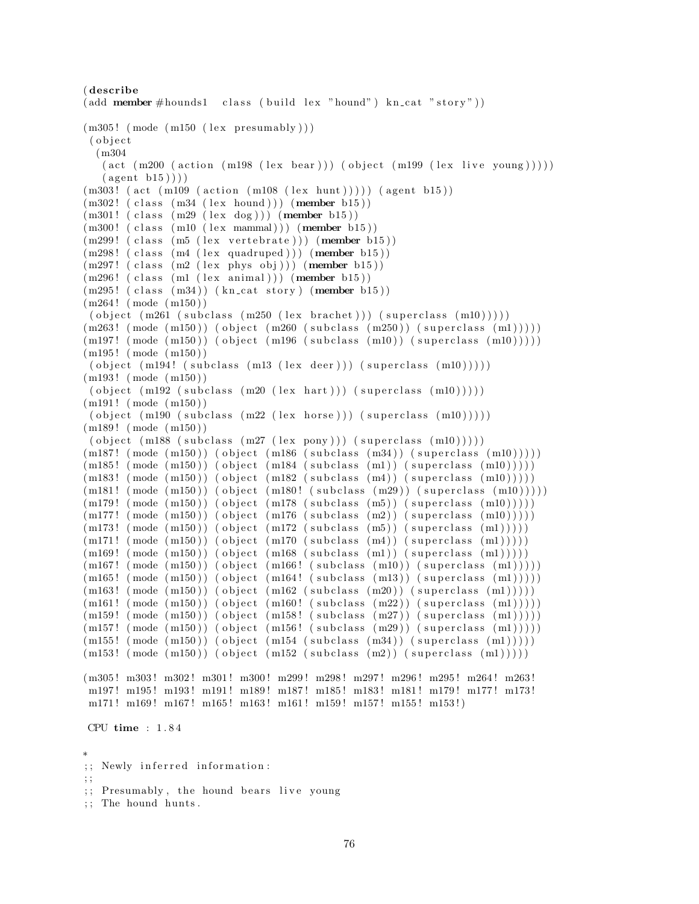```
(describe
(add member #hounds1  class (build lex "hound") kn_cat "story"))

(m305! (mode (m150 (lex presumably)))
 (object
  (m304
   (act (m200 (action (m198 (lex bear))) (object (m199 (lex live young)))))
   (agent b15))))
(m303! (act (m109 (action (m108 (lex hunt))))) (agent b15))
(m302! (class (m34 (lex hound))) (member b15))
(m301! (class (m29 (lex dog))) (member b15))
(m300! (class (m10 (lex mammal))) (member b15))
(m299! (class (m5 (lex vertebrate))) (member b15))
(m298! (class (m4 (lex quadruped))) (member b15))
(m297! (class (m2 (lex phys obj))) (member b15))
(m296! (class (m1 (lex animal))) (member b15))
(m295! (class (m34)) (kn_cat story) (member b15))
(m264! (mode (m150))
 (object (m261 (subclass (m250 (lex brachet))) (superclass (m10)))))
(m263! (mode (m150)) (object (m260 (subclass (m250)) (superclass (m1)))))
(m197! (mode (m150)) (object (m196 (subclass (m10)) (superclass (m10)))))
(m195! (mode (m150))
 (object (m194! (subclass (m13 (lex deer))) (superclass (m10)))))
(m193! (mode (m150))
 (object (m192 (subclass (m20 (lex hart))) (superclass (m10)))))
(m191! (mode (m150))
 (object (m190 (subclass (m22 (lex horse))) (superclass (m10)))))
(m189! (mode (m150))
 (object (m188 (subclass (m27 (lex pony))) (superclass (m10)))))
(m187! (mode (m150)) (object (m186 (subclass (m34)) (superclass (m10)))))
(m185! (mode (m150)) (object (m184 (subclass (m1)) (superclass (m10)))))
(m183! (mode (m150)) (object (m182 (subclass (m4)) (superclass (m10)))))
(m181! (mode (m150)) (object (m180! (subclass (m29)) (superclass (m10)))))
(m179! (mode (m150)) (object (m178 (subclass (m5)) (superclass (m10)))))
(m177! (mode (m150)) (object (m176 (subclass (m2)) (superclass (m10)))))
(m173! (mode (m150)) (object (m172 (subclass (m5)) (superclass (m1)))))
(m171! (mode (m150)) (object (m170 (subclass (m4)) (superclass (m1)))))
(m169! (mode (m150)) (object (m168 (subclass (m1)) (superclass (m1)))))
(m167! (mode (m150)) (object (m166! (subclass (m10)) (superclass (m1)))))
(m165! (mode (m150)) (object (m164! (subclass (m13)) (superclass (m1)))))
(m163! (mode (m150)) (object (m162 (subclass (m20)) (superclass (m1)))))
(m161! (mode (m150)) (object (m160! (subclass (m22)) (superclass (m1)))))
(m159! (mode (m150)) (object (m158! (subclass (m27)) (superclass (m1)))))
(m157! (mode (m150)) (object (m156! (subclass (m29)) (superclass (m1)))))
(m155! (mode (m150)) (object (m154 (subclass (m34)) (superclass (m1)))))
(m153! (mode (m150)) (object (m152 (subclass (m2)) (superclass (m1)))))

(m305! m303! m302! m301! m300! m299! m298! m297! m296! m295! m264! m263!
 m197! m195! m193! m191! m189! m187! m185! m183! m181! m179! m177! m173!
 m171! m169! m167! m165! m163! m161! m159! m157! m155! m153!)

 CPU time : 1.84

*
;; Newly inferred information:
;;
;; Presumably, the hound bears live young
;; The hound hunts.
```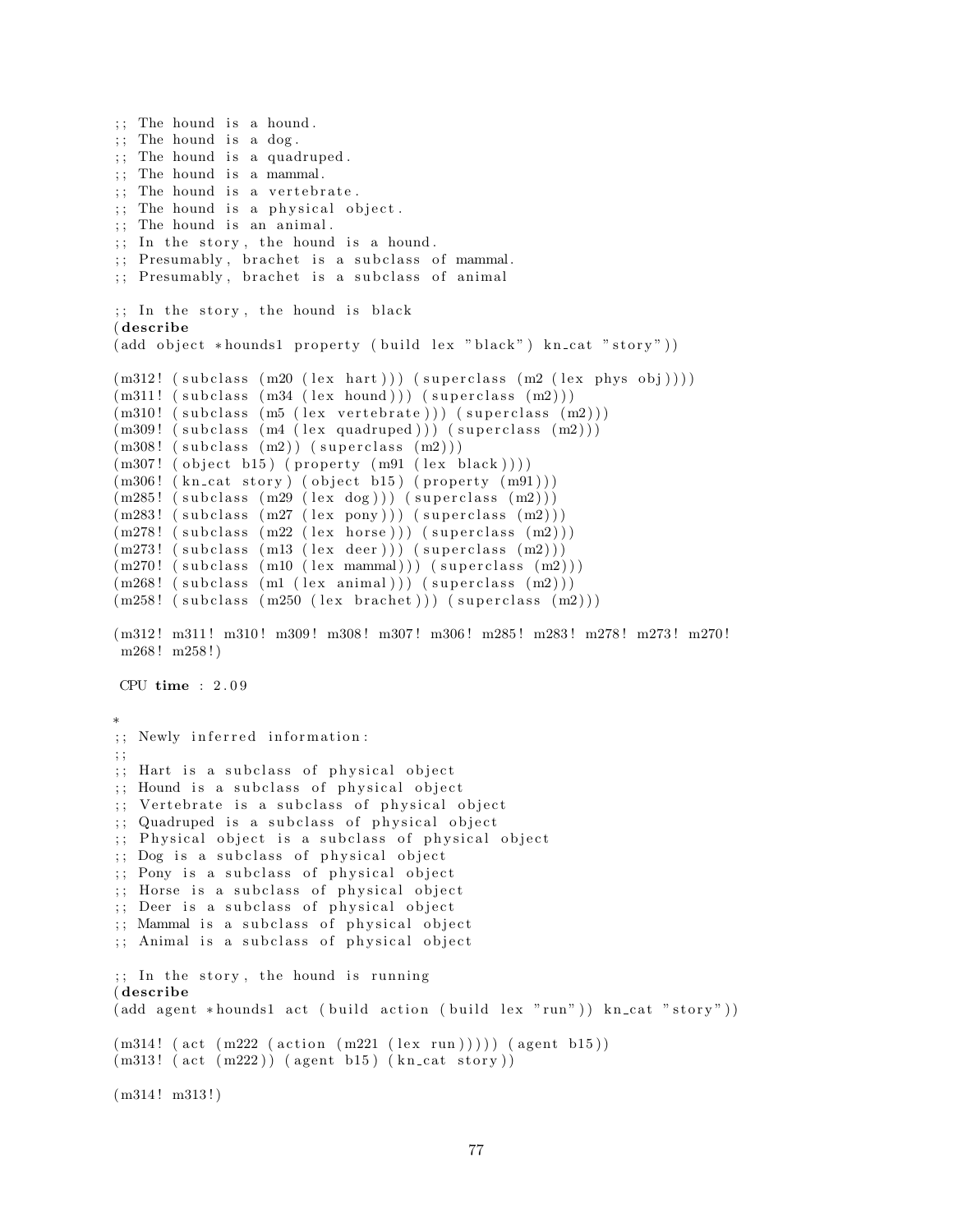```
;; The hound is a hound.
;; The hound is a dog.
;; The hound is a quadruped.
;; The hound is a mammal.
;; The hound is a vertebrate.
;; The hound is a physical object.
;; The hound is an animal.
;; In the story, the hound is a hound.
;; Presumably, brachet is a subclass of mammal.
;; Presumably, brachet is a subclass of animal

;; In the story, the hound is black
(describe
(add object *hounds1 property (build lex "black") kn_cat "story"))

(m312! (subclass (m20 (lex hart))) (superclass (m2 (lex phys obj))))
(m311! (subclass (m34 (lex hound))) (superclass (m2)))
(m310! (subclass (m5 (lex vertebrate))) (superclass (m2)))
(m309! (subclass (m4 (lex quadruped))) (superclass (m2)))
(m308! (subclass (m2)) (superclass (m2)))
(m307! (object b15) (property (m91 (lex black))))
(m306! (kn_cat story) (object b15) (property (m91)))
(m285! (subclass (m29 (lex dog))) (superclass (m2)))
(m283! (subclass (m27 (lex pony))) (superclass (m2)))
(m278! (subclass (m22 (lex horse))) (superclass (m2)))
(m273! (subclass (m13 (lex deer))) (superclass (m2)))
(m270! (subclass (m10 (lex mammal))) (superclass (m2)))
(m268! (subclass (m1 (lex animal))) (superclass (m2)))
(m258! (subclass (m250 (lex brachet))) (superclass (m2)))

(m312! m311! m310! m309! m308! m307! m306! m285! m283! m278! m273! m270!
 m268! m258!)

 CPU time : 2.09

*
;; Newly inferred information:
;;
;; Hart is a subclass of physical object
;; Hound is a subclass of physical object
;; Vertebrate is a subclass of physical object
;; Quadruped is a subclass of physical object
;; Physical object is a subclass of physical object
;; Dog is a subclass of physical object
;; Pony is a subclass of physical object
;; Horse is a subclass of physical object
;; Deer is a subclass of physical object
;; Mammal is a subclass of physical object
;; Animal is a subclass of physical object

;; In the story, the hound is running
(describe
(add agent *hounds1 act (build action (build lex "run")) kn_cat "story"))

(m314! (act (m222 (action (m221 (lex run))))) (agent b15))
(m313! (act (m222)) (agent b15) (kn_cat story))

(m314! m313!)
```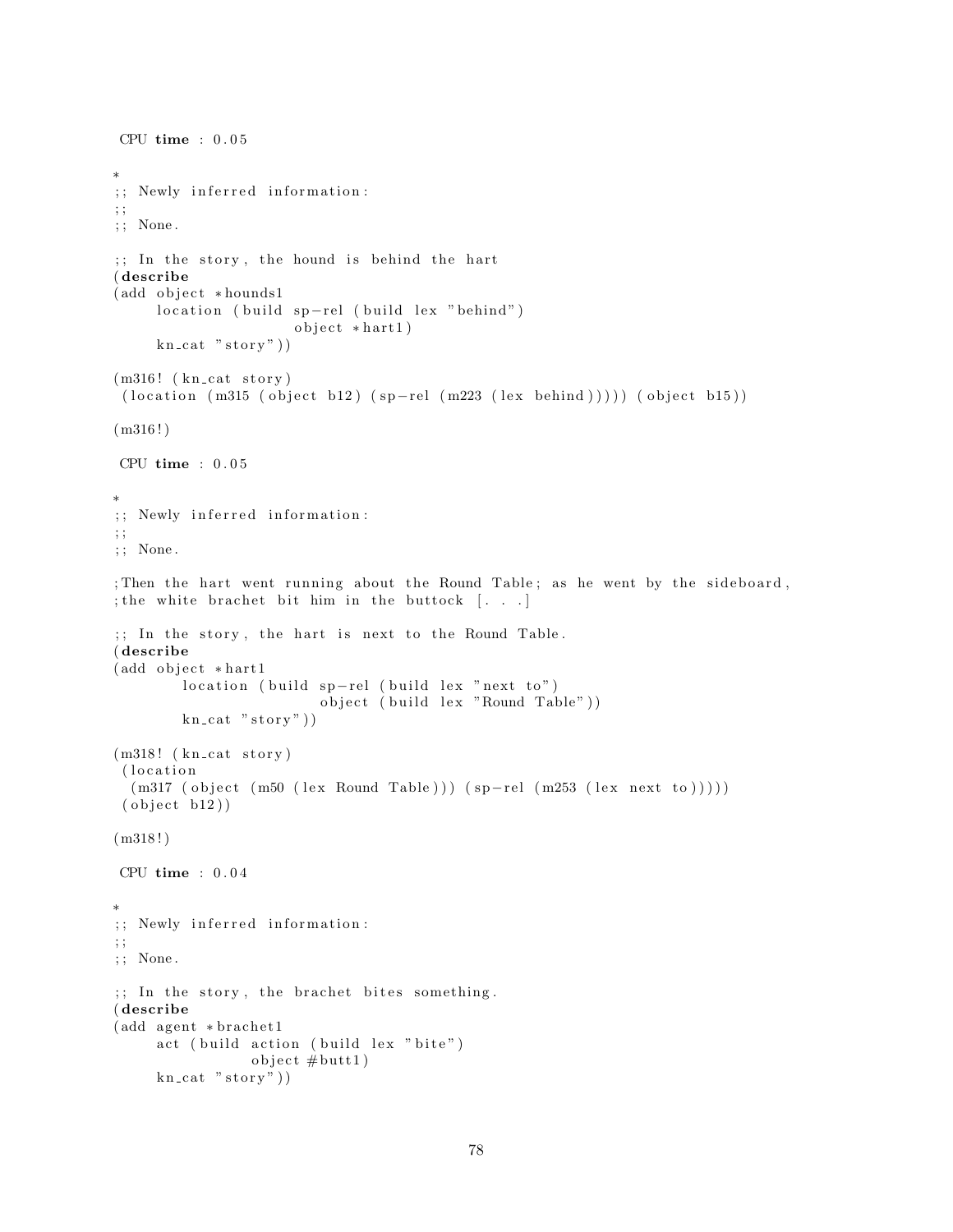```
 CPU time : 0.05

*
;; Newly inferred information:
;;
;; None.

;; In the story, the hound is behind the hart
(describe
(add object *hounds1
     location (build sp-rel (build lex "behind")
                     object *hart1)
     kn_cat "story"))

(m316! (kn_cat story)
 (location (m315 (object b12) (sp-rel (m223 (lex behind))))) (object b15))

(m316!)

 CPU time : 0.05

*
;; Newly inferred information:
;;
;; None.

;Then the hart went running about the Round Table; as he went by the sideboard,
;the white brachet bit him in the buttock [. . .]

;; In the story, the hart is next to the Round Table.
(describe
(add object *hart1
        location (build sp-rel (build lex "next to")
                        object (build lex "Round Table"))
        kn_cat "story"))

(m318! (kn_cat story)
 (location
  (m317 (object (m50 (lex Round Table))) (sp-rel (m253 (lex next to)))))
 (object b12))

(m318!)

 CPU time : 0.04

*
;; Newly inferred information:
;;
;; None.

;; In the story, the brachet bites something.
(describe
(add agent *brachet1
     act (build action (build lex "bite")
                object #butt1)
     kn_cat "story"))
```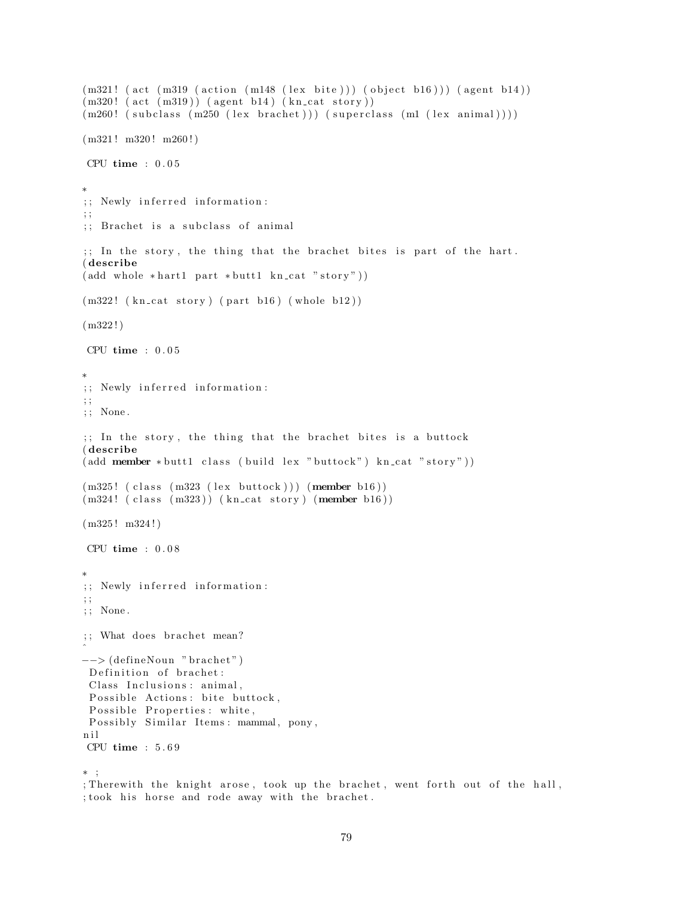```
(m321! (act (m319 (action (m148 (lex bite))) (object b16))) (agent b14))
(m320! (act (m319)) (agent b14) (kn_cat story))
(m260! (subclass (m250 (lex brachet))) (superclass (m1 (lex animal))))

(m321! m320! m260!)

 CPU time : 0.05

*
;; Newly inferred information:
;;
;; Brachet is a subclass of animal

;; In the story, the thing that the brachet bites is part of the hart.
(describe
(add whole *hart1 part *butt1 kn_cat "story"))

(m322! (kn_cat story) (part b16) (whole b12))

(m322!)

 CPU time : 0.05

*
;; Newly inferred information:
;;
;; None.

;; In the story, the thing that the brachet bites is a buttock
(describe
(add member *butt1 class (build lex "buttock") kn_cat "story"))

(m325! (class (m323 (lex buttock))) (member b16))
(m324! (class (m323)) (kn_cat story) (member b16))

(m325! m324!)

 CPU time : 0.08

*
;; Newly inferred information:
;;
;; None.

;; What does brachet mean?
^
--> (defineNoun "brachet")
 Definition of brachet:
 Class Inclusions: animal,
 Possible Actions: bite buttock,
 Possible Properties: white,
 Possibly Similar Items: mammal, pony,
nil
 CPU time : 5.69

* ;
;Therewith the knight arose, took up the brachet, went forth out of the hall,
;took his horse and rode away with the brachet.
```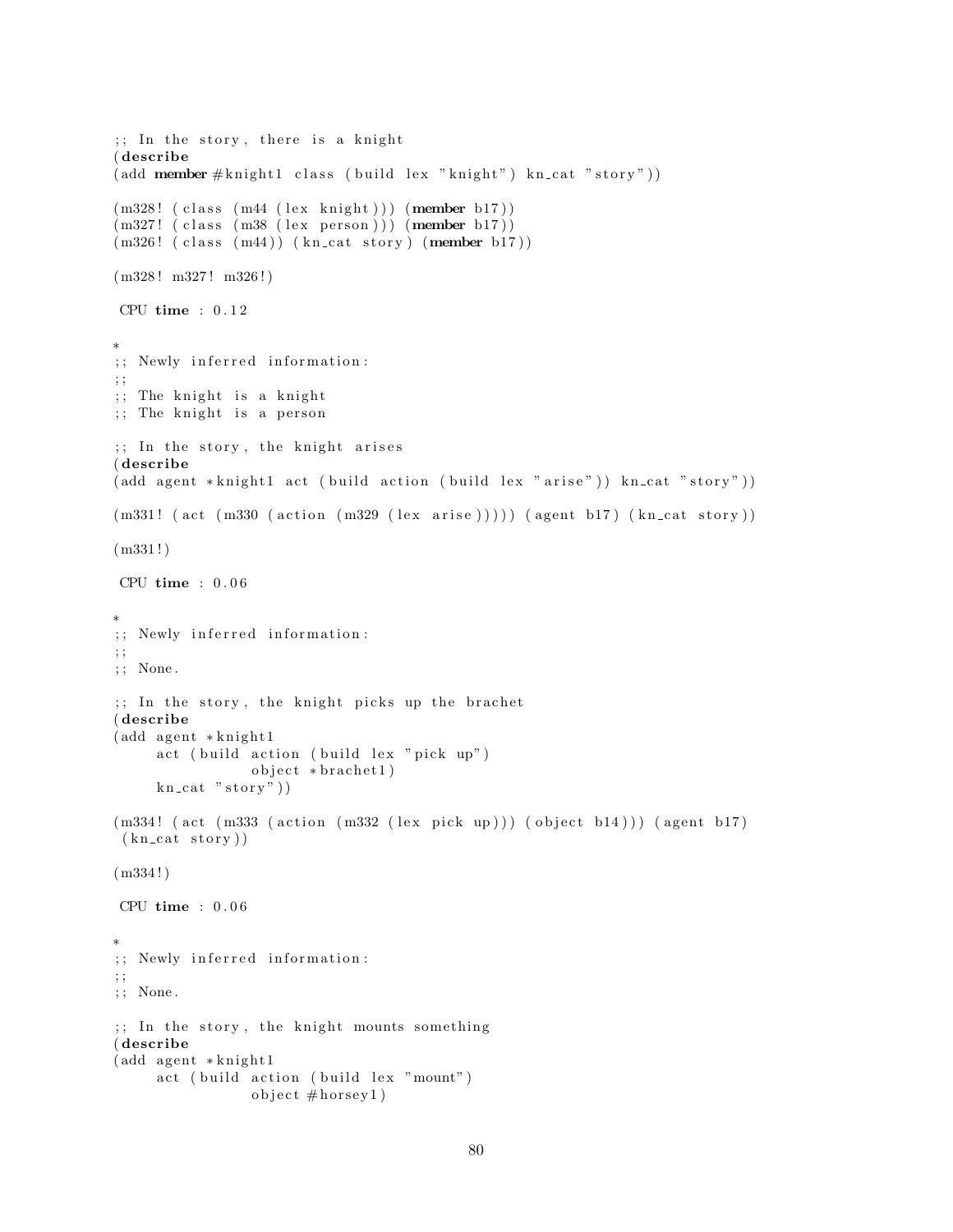```
;; In the story, there is a knight
(describe
(add member #knight1 class (build lex "knight") kn_cat "story"))

(m328! (class (m44 (lex knight))) (member b17))
(m327! (class (m38 (lex person))) (member b17))
(m326! (class (m44)) (kn_cat story) (member b17))

(m328! m327! m326!)

 CPU time : 0.12

*
;; Newly inferred information:
;;
;; The knight is a knight
;; The knight is a person

;; In the story, the knight arises
(describe
(add agent *knight1 act (build action (build lex "arise")) kn_cat "story"))

(m331! (act (m330 (action (m329 (lex arise))))) (agent b17) (kn_cat story))

(m331!)

 CPU time : 0.06

*
;; Newly inferred information:
;;
;; None.

;; In the story, the knight picks up the brachet
(describe
(add agent *knight1
     act (build action (build lex "pick up")
                object *brachet1)
     kn_cat "story"))

(m334! (act (m333 (action (m332 (lex pick up))) (object b14))) (agent b17)
 (kn_cat story))

(m334!)

 CPU time : 0.06

*
;; Newly inferred information:
;;
;; None.

;; In the story, the knight mounts something
(describe
(add agent *knight1
     act (build action (build lex "mount")
                object #horsey1)
```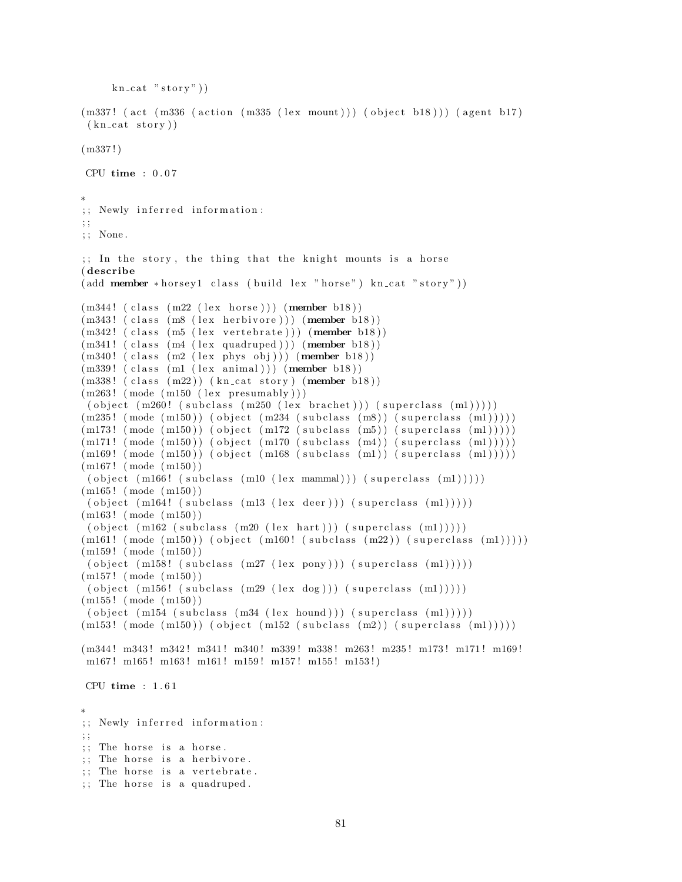```
     kn_cat "story"))

(m337! (act (m336 (action (m335 (lex mount))) (object b18))) (agent b17)
 (kn_cat story))

(m337!)

 CPU time : 0.07

*
;; Newly inferred information:
;;
;; None.

;; In the story, the thing that the knight mounts is a horse
(describe
(add member *horsey1 class (build lex "horse") kn_cat "story"))

(m344! (class (m22 (lex horse))) (member b18))
(m343! (class (m8 (lex herbivore))) (member b18))
(m342! (class (m5 (lex vertebrate))) (member b18))
(m341! (class (m4 (lex quadruped))) (member b18))
(m340! (class (m2 (lex phys obj))) (member b18))
(m339! (class (m1 (lex animal))) (member b18))
(m338! (class (m22)) (kn_cat story) (member b18))
(m263! (mode (m150 (lex presumably)))
 (object (m260! (subclass (m250 (lex brachet))) (superclass (m1)))))
(m235! (mode (m150)) (object (m234 (subclass (m8)) (superclass (m1)))))
(m173! (mode (m150)) (object (m172 (subclass (m5)) (superclass (m1)))))
(m171! (mode (m150)) (object (m170 (subclass (m4)) (superclass (m1)))))
(m169! (mode (m150)) (object (m168 (subclass (m1)) (superclass (m1)))))
(m167! (mode (m150))
 (object (m166! (subclass (m10 (lex mammal))) (superclass (m1)))))
(m165! (mode (m150))
 (object (m164! (subclass (m13 (lex deer))) (superclass (m1)))))
(m163! (mode (m150))
 (object (m162 (subclass (m20 (lex hart))) (superclass (m1)))))
(m161! (mode (m150)) (object (m160! (subclass (m22)) (superclass (m1)))))
(m159! (mode (m150))
 (object (m158! (subclass (m27 (lex pony))) (superclass (m1)))))
(m157! (mode (m150))
 (object (m156! (subclass (m29 (lex dog))) (superclass (m1)))))
(m155! (mode (m150))
 (object (m154 (subclass (m34 (lex hound))) (superclass (m1)))))
(m153! (mode (m150)) (object (m152 (subclass (m2)) (superclass (m1)))))

(m344! m343! m342! m341! m340! m339! m338! m263! m235! m173! m171! m169!
 m167! m165! m163! m161! m159! m157! m155! m153!)

 CPU time : 1.61

*
;; Newly inferred information:
;;
;; The horse is a horse.
;; The horse is a herbivore.
;; The horse is a vertebrate.
;; The horse is a quadruped.
```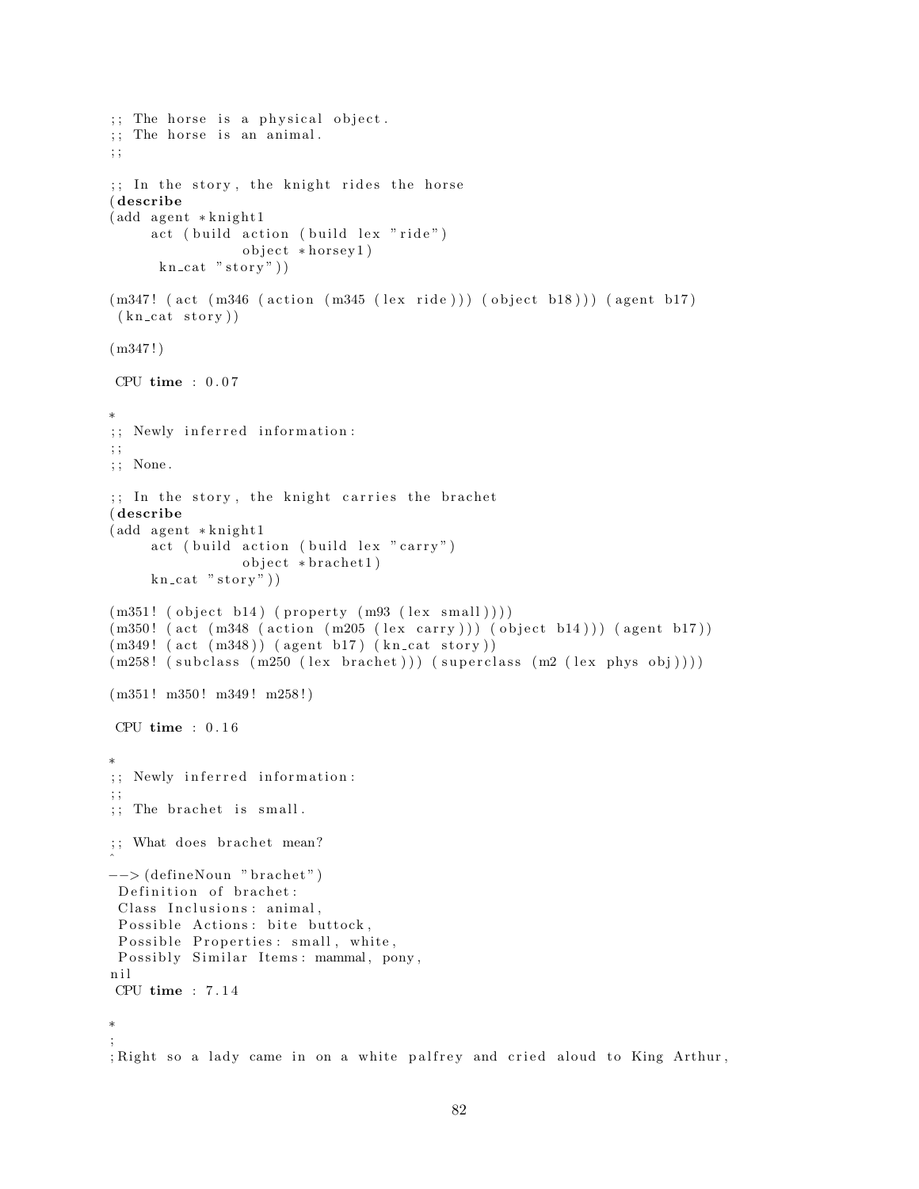```
;; The horse is a physical object.
;; The horse is an animal.
;;

;; In the story, the knight rides the horse
(describe
(add agent *knight1
     act (build action (build lex "ride")
                object *horsey1)
      kn_cat "story"))

(m347! (act (m346 (action (m345 (lex ride))) (object b18))) (agent b17)
 (kn_cat story))

(m347!)

 CPU time : 0.07

*
;; Newly inferred information:
;;
;; None.

;; In the story, the knight carries the brachet
(describe
(add agent *knight1
     act (build action (build lex "carry")
                object *brachet1)
     kn_cat "story"))

(m351! (object b14) (property (m93 (lex small))))
(m350! (act (m348 (action (m205 (lex carry))) (object b14))) (agent b17))
(m349! (act (m348)) (agent b17) (kn_cat story))
(m258! (subclass (m250 (lex brachet))) (superclass (m2 (lex phys obj))))

(m351! m350! m349! m258!)

 CPU time : 0.16

*
;; Newly inferred information:
;;
;; The brachet is small.

;; What does brachet mean?
^
-->(defineNoun "brachet")
 Definition of brachet:
 Class Inclusions: animal,
 Possible Actions: bite buttock,
 Possible Properties: small, white,
 Possibly Similar Items: mammal, pony,
nil
 CPU time : 7.14

*
;
;Right so a lady came in on a white palfrey and cried aloud to King Arthur,
```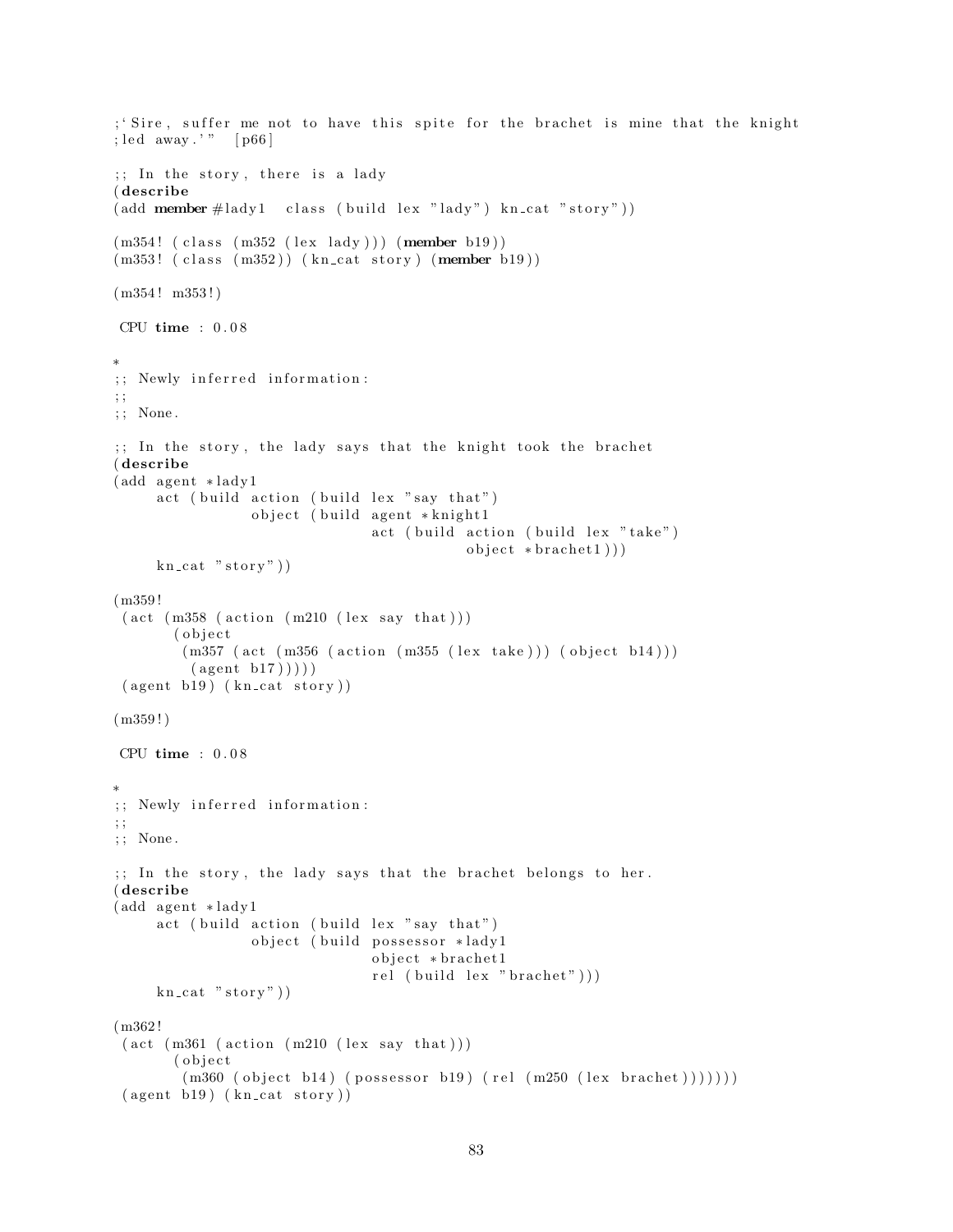```
;'Sire, suffer me not to have this spite for the brachet is mine that the knight
;led away.'"  [p66]

;; In the story, there is a lady
(describe
(add member #lady1  class (build lex "lady") kn_cat "story"))

(m354! (class (m352 (lex lady))) (member b19))
(m353! (class (m352)) (kn_cat story) (member b19))

(m354! m353!)

 CPU time : 0.08

*
;; Newly inferred information:
;;
;; None.

;; In the story, the lady says that the knight took the brachet
(describe
(add agent *lady1
     act (build action (build lex "say that")
                object (build agent *knight1
                              act (build action (build lex "take")
                                         object *brachet1)))
     kn_cat "story"))

(m359!
 (act (m358 (action (m210 (lex say that)))
       (object
        (m357 (act (m356 (action (m355 (lex take))) (object b14)))
         (agent b17)))))
 (agent b19) (kn_cat story))

(m359!)

 CPU time : 0.08

*
;; Newly inferred information:
;;
;; None.

;; In the story, the lady says that the brachet belongs to her.
(describe
(add agent *lady1
     act (build action (build lex "say that")
                object (build possessor *lady1
                              object *brachet1
                              rel (build lex "brachet")))
     kn_cat "story"))

(m362!
 (act (m361 (action (m210 (lex say that)))
       (object
        (m360 (object b14) (possessor b19) (rel (m250 (lex brachet)))))))
 (agent b19) (kn_cat story))
```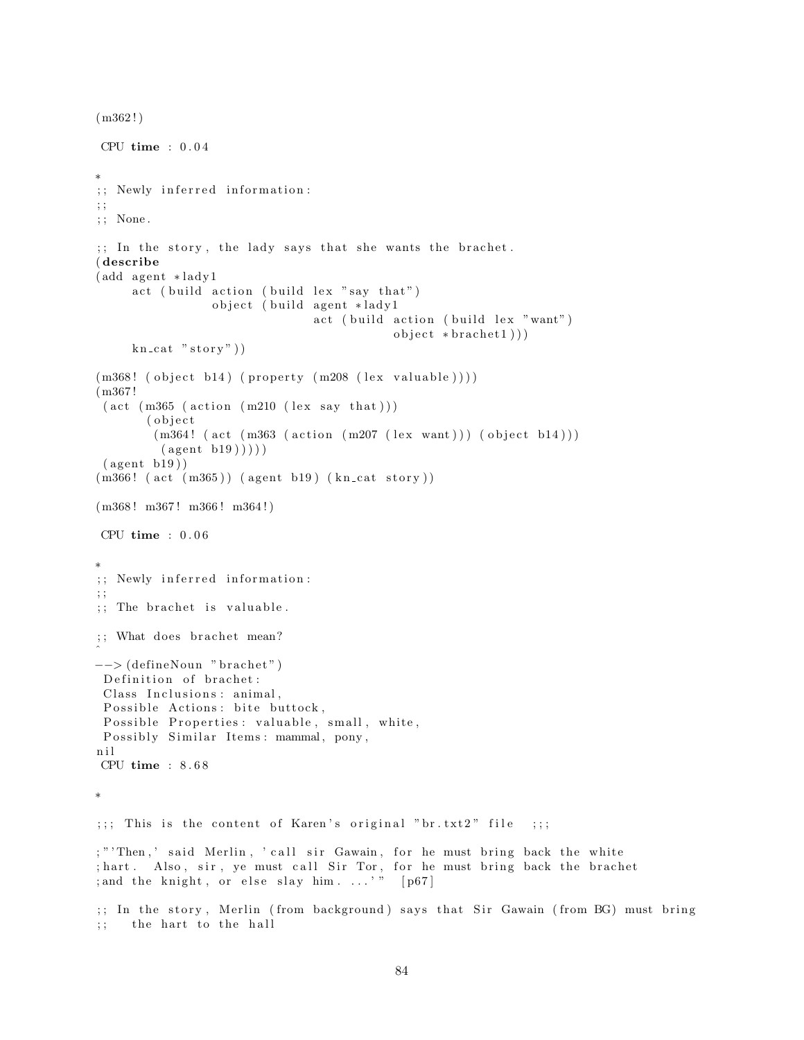```
(m362!)

 CPU time : 0.04

*
;; Newly inferred information:
;;
;; None.

;; In the story, the lady says that she wants the brachet.
(describe
(add agent *lady1
     act (build action (build lex "say that")
                object (build agent *lady1
                              act (build action (build lex "want")
                                         object *brachet1)))
     kn_cat "story"))

(m368! (object b14) (property (m208 (lex valuable))))
(m367!
 (act (m365 (action (m210 (lex say that)))
       (object
        (m364! (act (m363 (action (m207 (lex want))) (object b14)))
         (agent b19)))))
 (agent b19))
(m366! (act (m365)) (agent b19) (kn_cat story))

(m368! m367! m366! m364!)

 CPU time : 0.06

*
;; Newly inferred information:
;;
;; The brachet is valuable.

;; What does brachet mean?
^
-->(defineNoun "brachet")
 Definition of brachet:
 Class Inclusions: animal,
 Possible Actions: bite buttock,
 Possible Properties: valuable, small, white,
 Possibly Similar Items: mammal, pony,
nil
 CPU time : 8.68

*

;;; This is the content of Karen's original "br.txt2" file   ;;;

;"'Then,' said Merlin, 'call sir Gawain, for he must bring back the white
;hart.  Also, sir, ye must call Sir Tor, for he must bring back the brachet
;and the knight, or else slay him. ...'"  [p67]

;; In the story, Merlin (from background) says that Sir Gawain (from BG) must bring
;;   the hart to the hall
```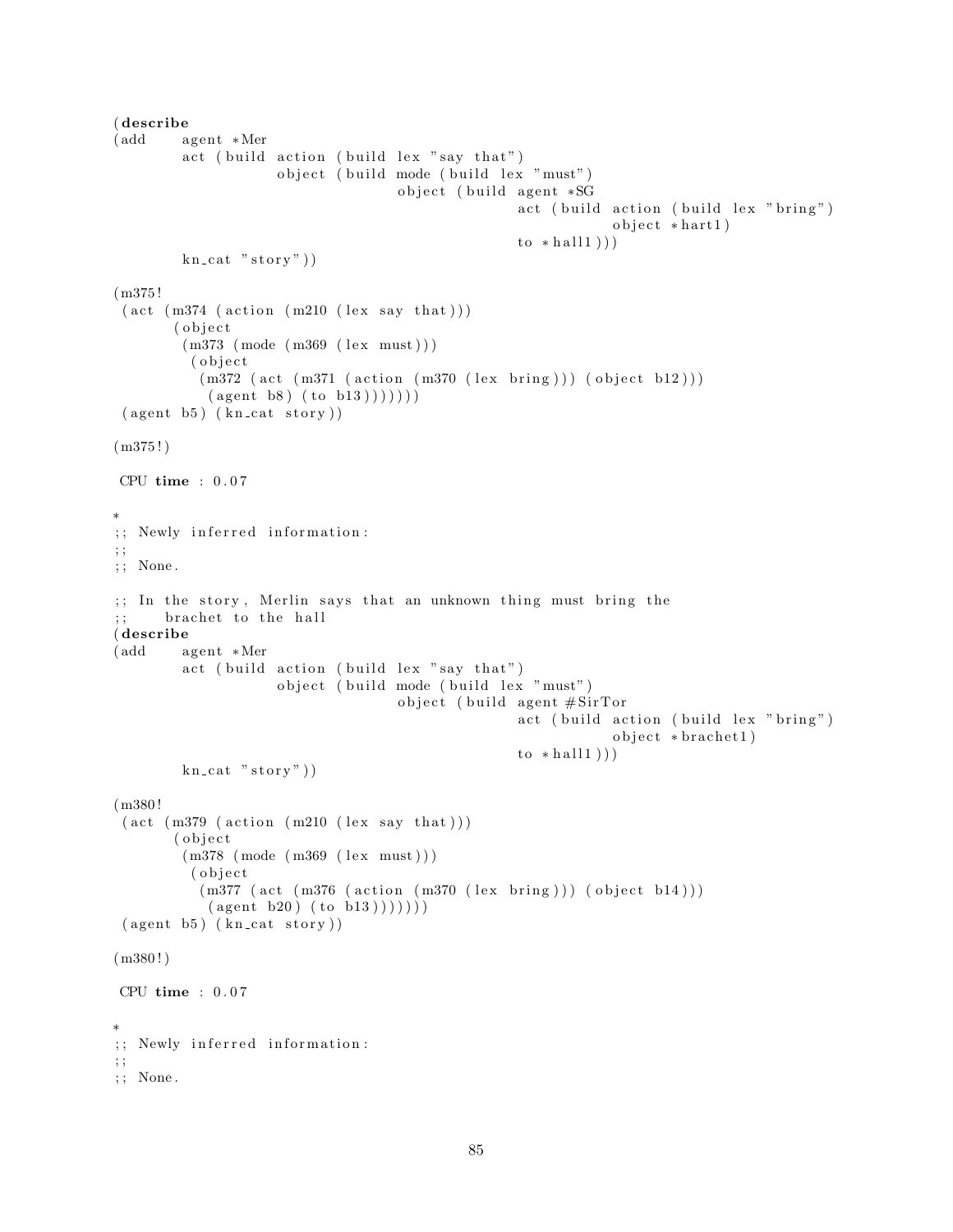```
(describe
(add    agent *Mer
        act (build action (build lex "say that")
                   object (build mode (build lex "must")
                                 object (build agent *SG
                                               act (build action (build lex "bring")
                                                          object *hart1)
                                               to *hall1)))
        kn_cat "story"))

(m375!
 (act (m374 (action (m210 (lex say that)))
       (object
        (m373 (mode (m369 (lex must)))
         (object
          (m372 (act (m371 (action (m370 (lex bring))) (object b12)))
           (agent b8) (to b13)))))))
 (agent b5) (kn_cat story))

(m375!)

 CPU time : 0.07

*
;; Newly inferred information:
;;
;; None.

;; In the story, Merlin says that an unknown thing must bring the
;;    brachet to the hall
(describe
(add    agent *Mer
        act (build action (build lex "say that")
                   object (build mode (build lex "must")
                                 object (build agent #SirTor
                                               act (build action (build lex "bring")
                                                          object *brachet1)
                                               to *hall1)))
        kn_cat "story"))

(m380!
 (act (m379 (action (m210 (lex say that)))
       (object
        (m378 (mode (m369 (lex must)))
         (object
          (m377 (act (m376 (action (m370 (lex bring))) (object b14)))
           (agent b20) (to b13)))))))
 (agent b5) (kn_cat story))

(m380!)

 CPU time : 0.07

*
;; Newly inferred information:
;;
;; None.
```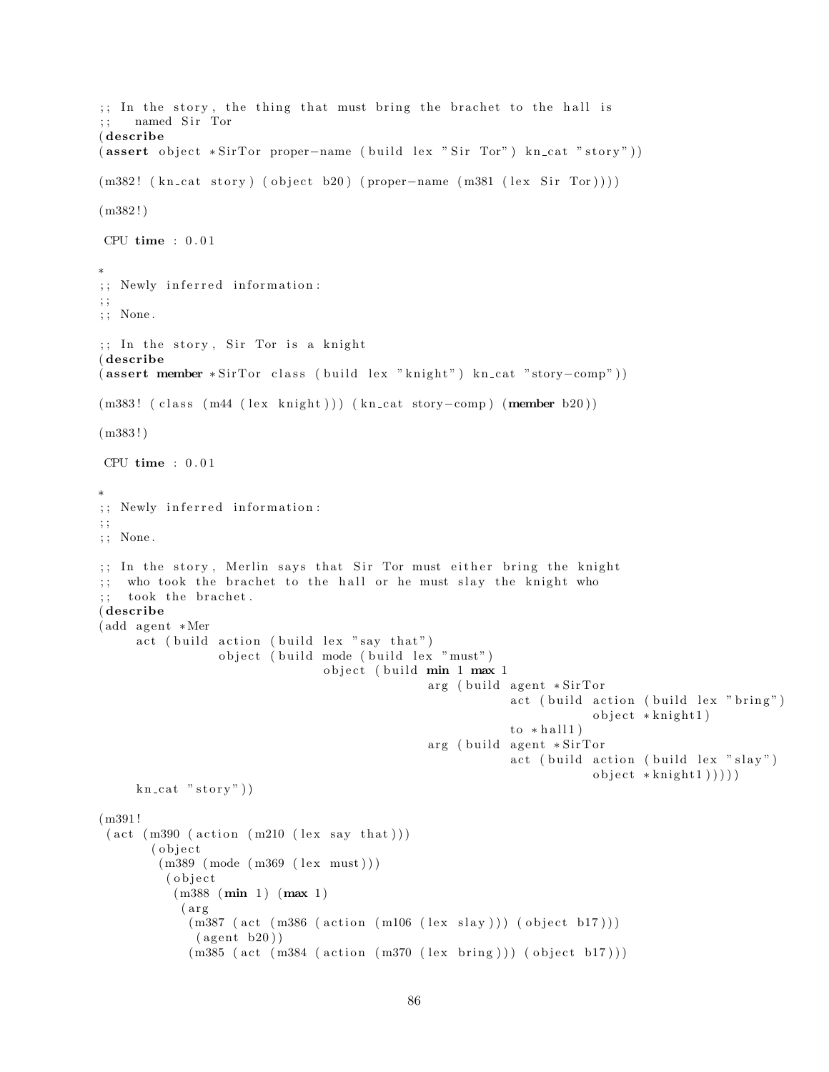```
;; In the story, the thing that must bring the brachet to the hall is
;;   named Sir Tor
(describe
(assert object *SirTor proper-name (build lex "Sir Tor") kn_cat "story"))

(m382! (kn_cat story) (object b20) (proper-name (m381 (lex Sir Tor))))

(m382!)

 CPU time : 0.01

*
;; Newly inferred information:
;;
;; None.

;; In the story, Sir Tor is a knight
(describe
(assert member *SirTor class (build lex "knight") kn_cat "story-comp"))

(m383! (class (m44 (lex knight))) (kn_cat story-comp) (member b20))

(m383!)

 CPU time : 0.01

*
;; Newly inferred information:
;;
;; None.

;; In the story, Merlin says that Sir Tor must either bring the knight
;;  who took the brachet to the hall or he must slay the knight who
;;  took the brachet.
(describe
(add agent *Mer
     act (build action (build lex "say that")
                object (build mode (build lex "must")
                              object (build min 1 max 1
                                            arg (build agent *SirTor
                                                       act (build action (build lex "bring")
                                                                  object *knight1)
                                                       to *hall1)
                                            arg (build agent *SirTor
                                                       act (build action (build lex "slay")
                                                                  object *knight1)))))
     kn_cat "story"))

(m391!
 (act (m390 (action (m210 (lex say that)))
       (object
        (m389 (mode (m369 (lex must)))
         (object
          (m388 (min 1) (max 1)
           (arg
            (m387 (act (m386 (action (m106 (lex slay))) (object b17)))
             (agent b20))
            (m385 (act (m384 (action (m370 (lex bring))) (object b17)))
```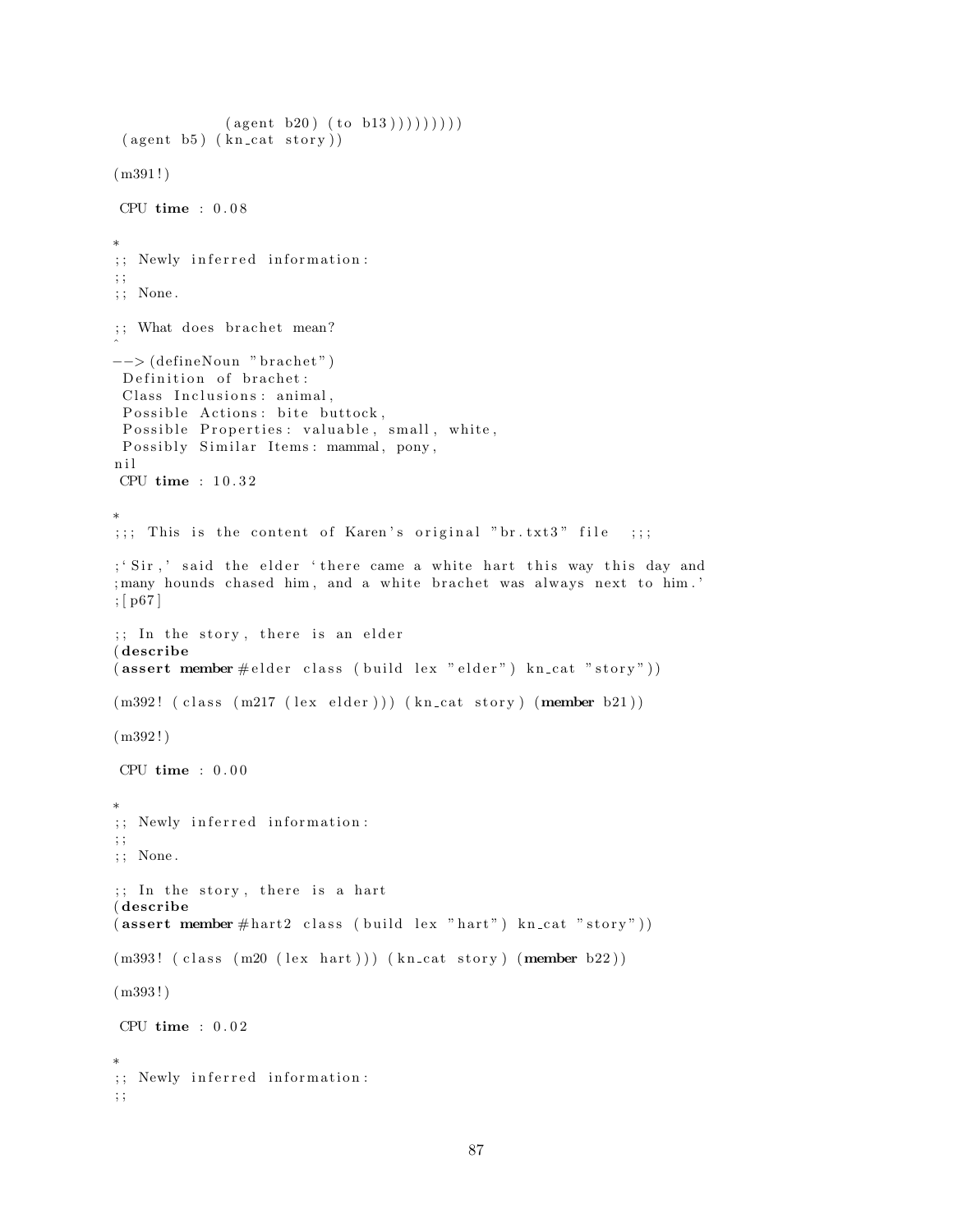```
             (agent b20) (to b13)))))))))
 (agent b5) (kn_cat story))

(m391!)

 CPU time : 0.08

*
;; Newly inferred information:
;;
;; None.

;; What does brachet mean?
^
-->(defineNoun "brachet")
 Definition of brachet:
 Class Inclusions: animal,
 Possible Actions: bite buttock,
 Possible Properties: valuable, small, white,
 Possibly Similar Items: mammal, pony,
nil
 CPU time : 10.32

*
;;; This is the content of Karen's original "br.txt3" file  ;;;

;'Sir,' said the elder 'there came a white hart this way this day and
;many hounds chased him, and a white brachet was always next to him.'
;[p67]

;; In the story, there is an elder
(describe
(assert member #elder class (build lex "elder") kn_cat "story"))

(m392! (class (m217 (lex elder))) (kn_cat story) (member b21))

(m392!)

 CPU time : 0.00

*
;; Newly inferred information:
;;
;; None.

;; In the story, there is a hart
(describe
(assert member #hart2 class (build lex "hart") kn_cat "story"))

(m393! (class (m20 (lex hart))) (kn_cat story) (member b22))

(m393!)

 CPU time : 0.02

*
;; Newly inferred information:
;;
```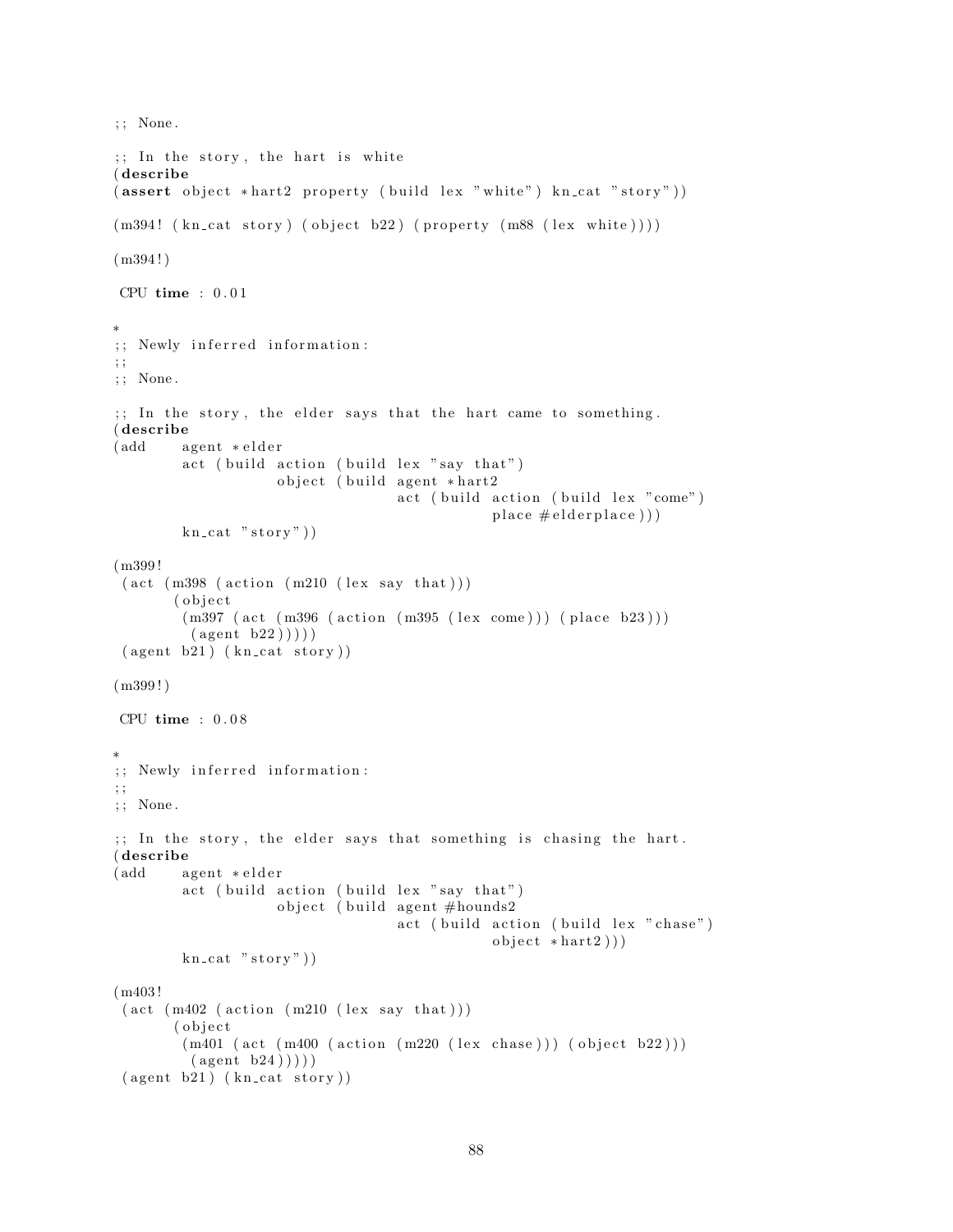```
;; None.

;; In the story, the hart is white
(describe
(assert object *hart2 property (build lex "white") kn_cat "story"))

(m394! (kn_cat story) (object b22) (property (m88 (lex white))))

(m394!)

 CPU time : 0.01

*
;; Newly inferred information:
;;
;; None.

;; In the story, the elder says that the hart came to something.
(describe
(add    agent *elder
        act (build action (build lex "say that")
                   object (build agent *hart2
                                 act (build action (build lex "come")
                                            place #elderplace)))
        kn_cat "story"))

(m399!
 (act (m398 (action (m210 (lex say that)))
       (object
        (m397 (act (m396 (action (m395 (lex come))) (place b23)))
         (agent b22)))))
 (agent b21) (kn_cat story))

(m399!)

 CPU time : 0.08

*
;; Newly inferred information:
;;
;; None.

;; In the story, the elder says that something is chasing the hart.
(describe
(add    agent *elder
        act (build action (build lex "say that")
                   object (build agent #hounds2
                                 act (build action (build lex "chase")
                                            object *hart2)))
        kn_cat "story"))

(m403!
 (act (m402 (action (m210 (lex say that)))
       (object
        (m401 (act (m400 (action (m220 (lex chase))) (object b22)))
         (agent b24)))))
 (agent b21) (kn_cat story))
```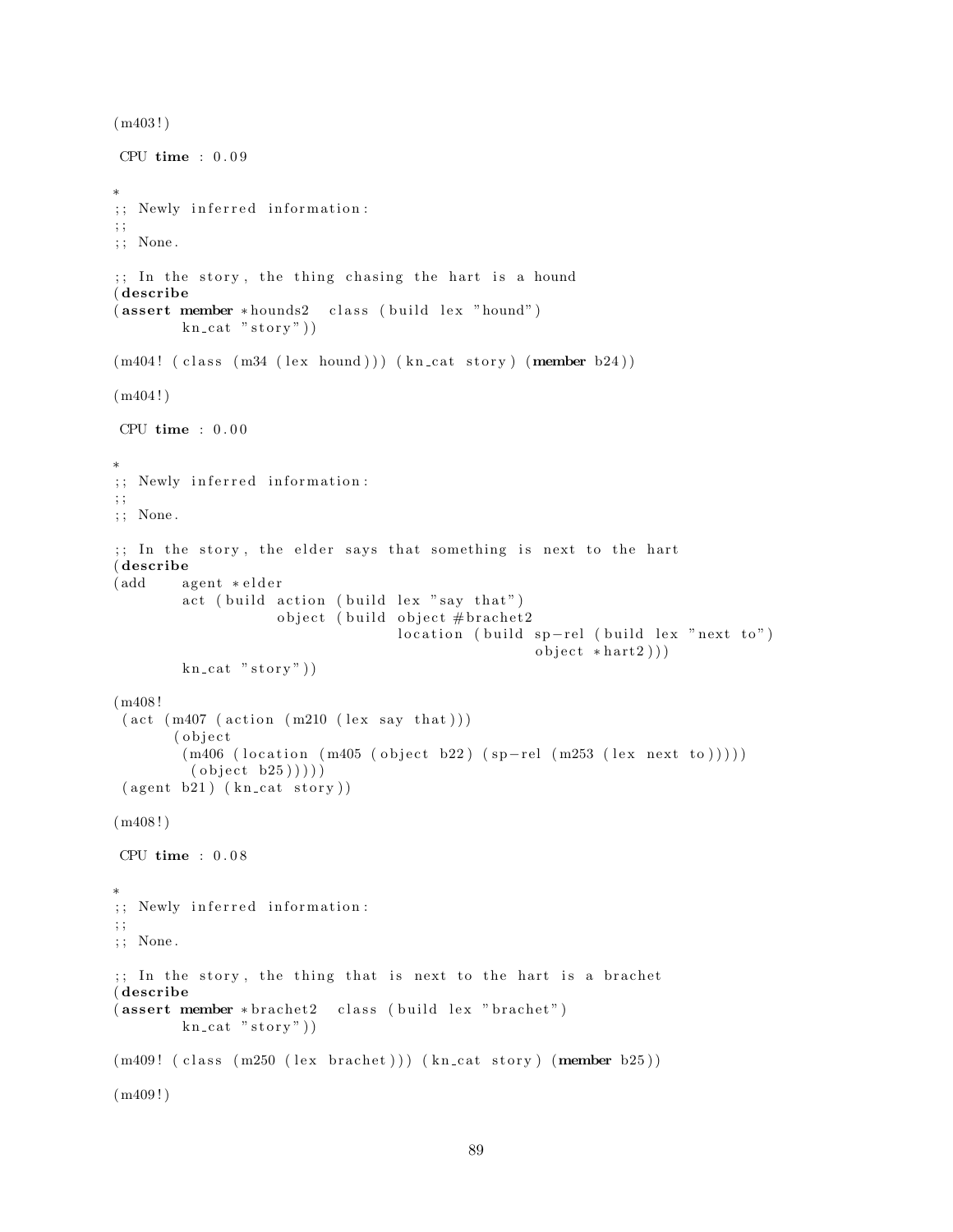```
(m403!)

 CPU time : 0.09

*
;; Newly inferred information:
;;
;; None.

;; In the story, the thing chasing the hart is a hound
(describe
(assert member *hounds2  class (build lex "hound")
        kn_cat "story"))

(m404! (class (m34 (lex hound))) (kn_cat story) (member b24))

(m404!)

 CPU time : 0.00

*
;; Newly inferred information:
;;
;; None.

;; In the story, the elder says that something is next to the hart
(describe
(add    agent *elder
        act (build action (build lex "say that")
                   object (build object #brachet2
                                 location (build sp-rel (build lex "next to")
                                                 object *hart2)))
        kn_cat "story"))

(m408!
 (act (m407 (action (m210 (lex say that)))
       (object
        (m406 (location (m405 (object b22) (sp-rel (m253 (lex next to)))))
         (object b25)))))
 (agent b21) (kn_cat story))

(m408!)

 CPU time : 0.08

*
;; Newly inferred information:
;;
;; None.

;; In the story, the thing that is next to the hart is a brachet
(describe
(assert member *brachet2  class (build lex "brachet")
        kn_cat "story"))

(m409! (class (m250 (lex brachet))) (kn_cat story) (member b25))

(m409!)
```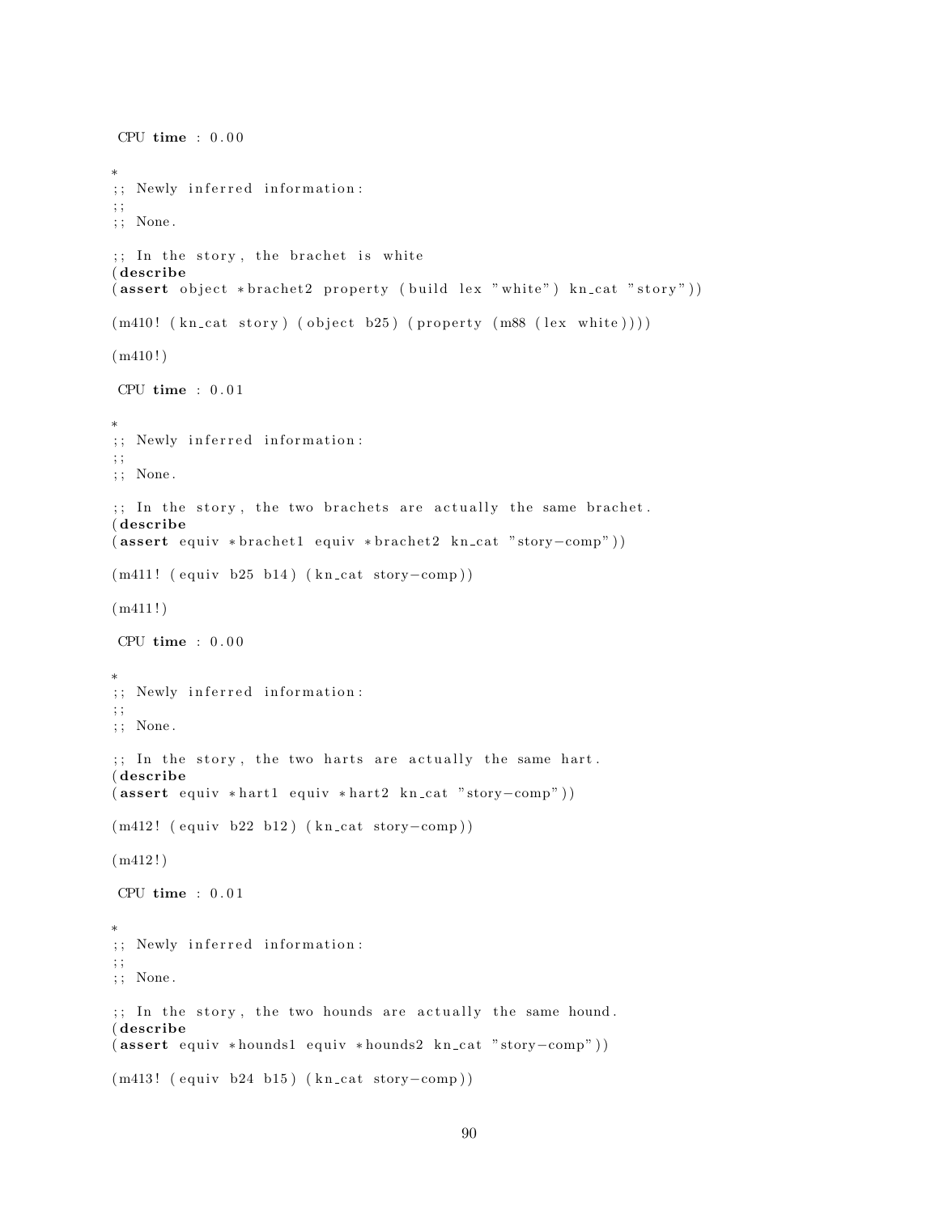```
 CPU time : 0.00

*
;; Newly inferred information:
;;
;; None.

;; In the story, the brachet is white
(describe
(assert object *brachet2 property (build lex "white") kn_cat "story"))

(m410! (kn_cat story) (object b25) (property (m88 (lex white))))

(m410!)

 CPU time : 0.01

*
;; Newly inferred information:
;;
;; None.

;; In the story, the two brachets are actually the same brachet.
(describe
(assert equiv *brachet1 equiv *brachet2 kn_cat "story-comp"))

(m411! (equiv b25 b14) (kn_cat story-comp))

(m411!)

 CPU time : 0.00

*
;; Newly inferred information:
;;
;; None.

;; In the story, the two harts are actually the same hart.
(describe
(assert equiv *hart1 equiv *hart2 kn_cat "story-comp"))

(m412! (equiv b22 b12) (kn_cat story-comp))

(m412!)

 CPU time : 0.01

*
;; Newly inferred information:
;;
;; None.

;; In the story, the two hounds are actually the same hound.
(describe
(assert equiv *hounds1 equiv *hounds2 kn_cat "story-comp"))

(m413! (equiv b24 b15) (kn_cat story-comp))
```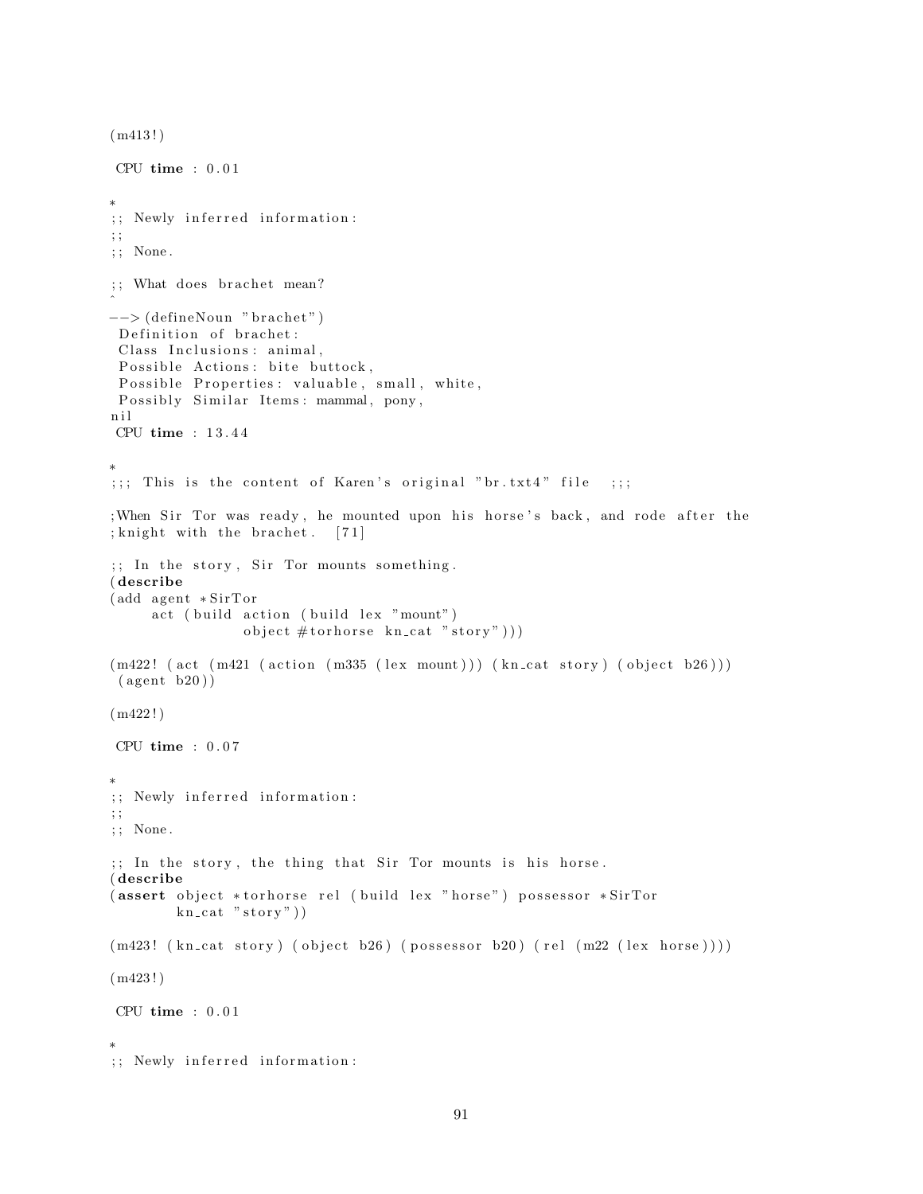```
(m413!)

 CPU time : 0.01

*
;; Newly inferred information:
;;
;; None.

;; What does brachet mean?
^
--> (defineNoun "brachet")
 Definition of brachet:
 Class Inclusions: animal,
 Possible Actions: bite buttock,
 Possible Properties: valuable, small, white,
 Possibly Similar Items: mammal, pony,
nil
 CPU time : 13.44

*
;;; This is the content of Karen's original "br.txt4" file ;;;

;When Sir Tor was ready, he mounted upon his horse's back, and rode after the
;knight with the brachet. [71]

;; In the story, Sir Tor mounts something.
(describe
(add agent *SirTor
     act (build action (build lex "mount")
                object #torhorse kn_cat "story")))

(m422! (act (m421 (action (m335 (lex mount))) (kn_cat story) (object b26)))
 (agent b20))

(m422!)

 CPU time : 0.07

*
;; Newly inferred information:
;;
;; None.

;; In the story, the thing that Sir Tor mounts is his horse.
(describe
(assert object *torhorse rel (build lex "horse") possessor *SirTor
        kn_cat "story"))

(m423! (kn_cat story) (object b26) (possessor b20) (rel (m22 (lex horse))))

(m423!)

 CPU time : 0.01

*
;; Newly inferred information:
```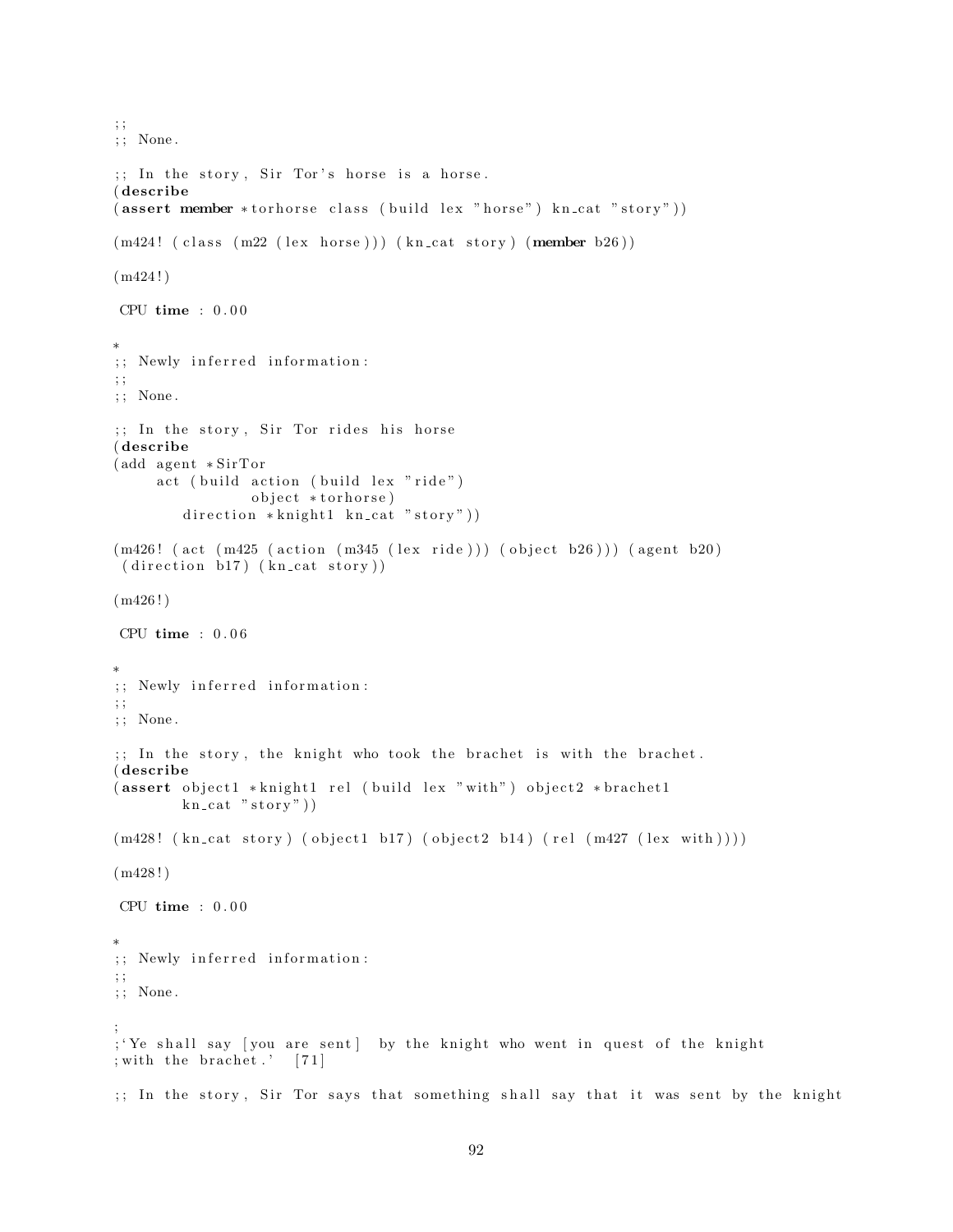```
;;
;; None.

;; In the story, Sir Tor's horse is a horse.
(describe
(assert member *torhorse class (build lex "horse") kn_cat "story"))

(m424! (class (m22 (lex horse))) (kn_cat story) (member b26))

(m424!)

 CPU time : 0.00

*
;; Newly inferred information:
;;
;; None.

;; In the story, Sir Tor rides his horse
(describe
(add agent *SirTor
     act (build action (build lex "ride")
                object *torhorse)
        direction *knight1 kn_cat "story"))

(m426! (act (m425 (action (m345 (lex ride))) (object b26))) (agent b20)
 (direction b17) (kn_cat story))

(m426!)

 CPU time : 0.06

*
;; Newly inferred information:
;;
;; None.

;; In the story, the knight who took the brachet is with the brachet.
(describe
(assert object1 *knight1 rel (build lex "with") object2 *brachet1
        kn_cat "story"))

(m428! (kn_cat story) (object1 b17) (object2 b14) (rel (m427 (lex with))))

(m428!)

 CPU time : 0.00

*
;; Newly inferred information:
;;
;; None.

;
;'Ye shall say [you are sent]  by the knight who went in quest of the knight
;with the brachet.'  [71]

;; In the story, Sir Tor says that something shall say that it was sent by the knight
```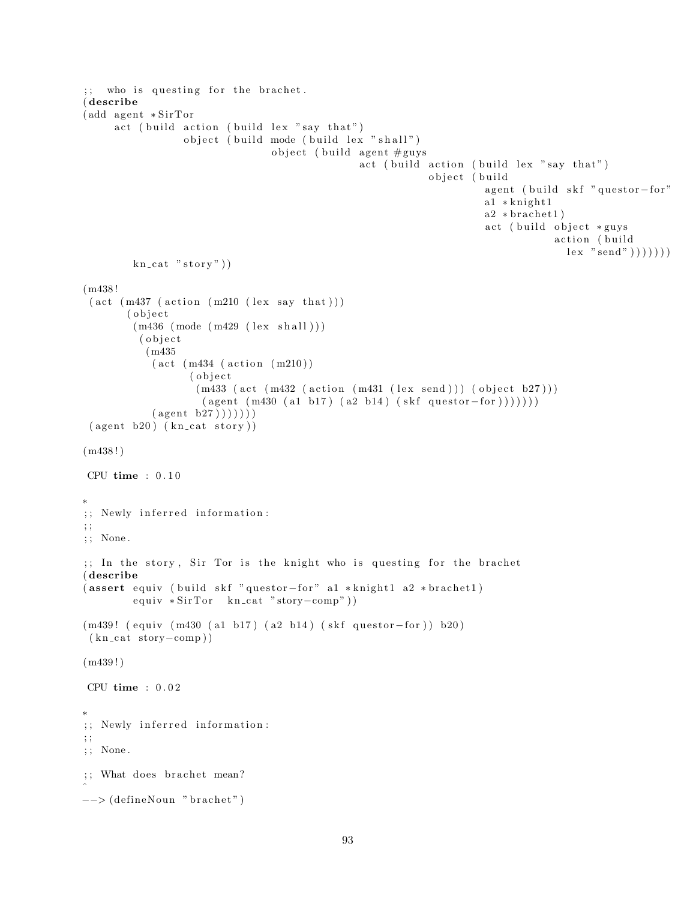```
;;  who is questing for the brachet.
(describe
(add agent *SirTor
     act (build action (build lex "say that")
                object (build mode (build lex "shall")
                              object (build agent #guys
                                            act (build action (build lex "say that")
                                                       object (build
                                                               agent (build skf "questor-for"
                                                               a1 *knight1
                                                               a2 *brachet1)
                                                               act (build object *guys
                                                                          action (build
                                                                            lex "send")))))))
        kn_cat "story"))

(m438!
 (act (m437 (action (m210 (lex say that)))
       (object
        (m436 (mode (m429 (lex shall)))
         (object
          (m435
           (act (m434 (action (m210))
                 (object
                  (m433 (act (m432 (action (m431 (lex send))) (object b27)))
                   (agent (m430 (a1 b17) (a2 b14) (skf questor-for)))))))
           (agent b27)))))))
 (agent b20) (kn_cat story))

(m438!)

 CPU time : 0.10

*
;; Newly inferred information:
;;
;; None.

;; In the story, Sir Tor is the knight who is questing for the brachet
(describe
(assert equiv (build skf "questor-for" a1 *knight1 a2 *brachet1)
        equiv *SirTor  kn_cat "story-comp"))

(m439! (equiv (m430 (a1 b17) (a2 b14) (skf questor-for)) b20)
 (kn_cat story-comp))

(m439!)

 CPU time : 0.02

*
;; Newly inferred information:
;;
;; None.

;; What does brachet mean?
^
--> (defineNoun "brachet")
```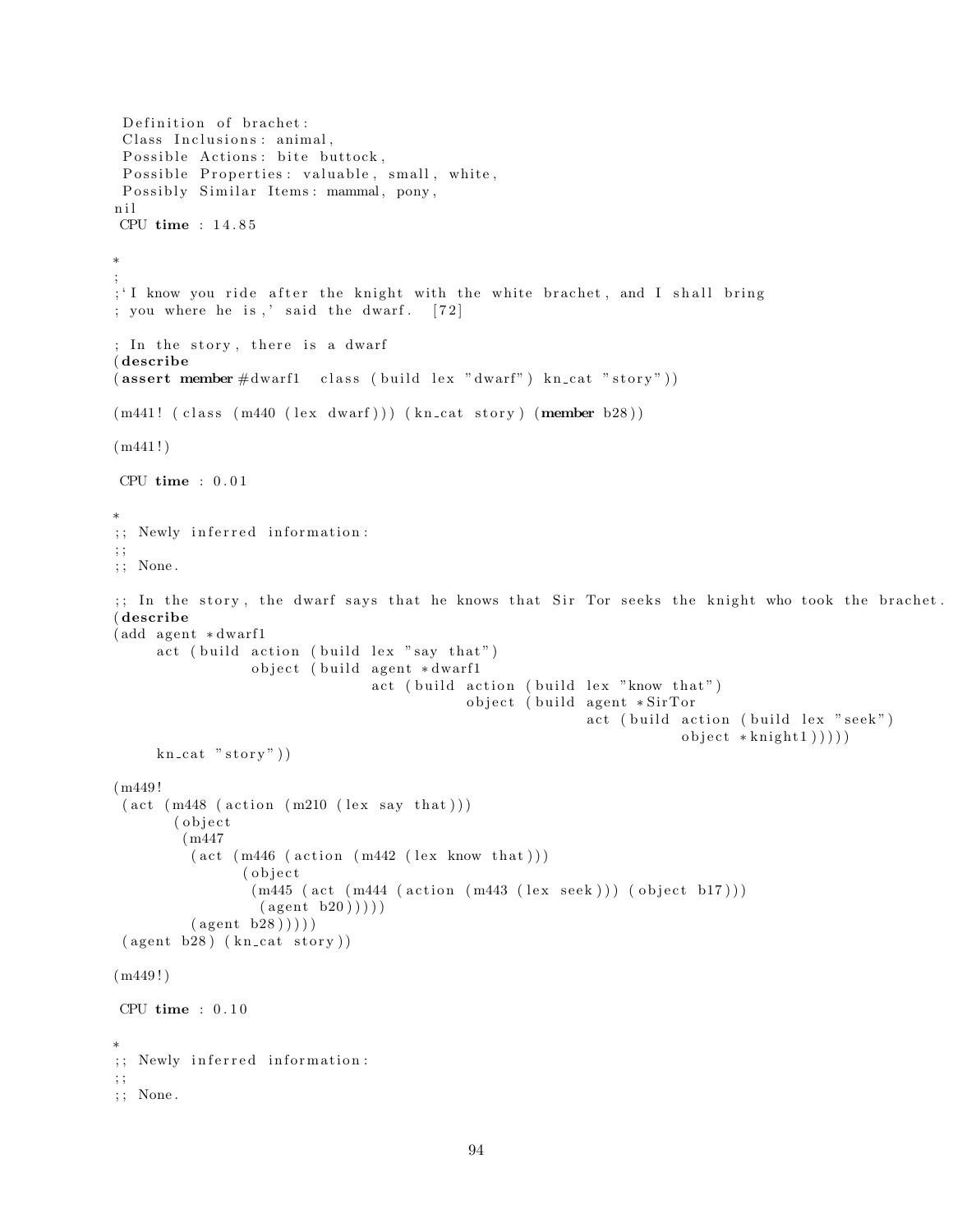```
 Definition of brachet:
 Class Inclusions: animal,
 Possible Actions: bite buttock,
 Possible Properties: valuable, small, white,
 Possibly Similar Items: mammal, pony,
nil
 CPU time : 14.85

*
;
;'I know you ride after the knight with the white brachet, and I shall bring
; you where he is,' said the dwarf.  [72]

; In the story, there is a dwarf
(describe
(assert member #dwarf1  class (build lex "dwarf") kn_cat "story"))

(m441! (class (m440 (lex dwarf))) (kn_cat story) (member b28))

(m441!)

 CPU time : 0.01

*
;; Newly inferred information:
;;
;; None.

;; In the story, the dwarf says that he knows that Sir Tor seeks the knight who took the brachet.
(describe
(add agent *dwarf1
     act (build action (build lex "say that")
                object (build agent *dwarf1
                              act (build action (build lex "know that")
                                         object (build agent *SirTor
                                                       act (build action (build lex "seek")
                                                                  object *knight1)))))
     kn_cat "story"))

(m449!
 (act (m448 (action (m210 (lex say that)))
       (object
        (m447
         (act (m446 (action (m442 (lex know that)))
               (object
                (m445 (act (m444 (action (m443 (lex seek))) (object b17)))
                 (agent b20)))))
         (agent b28)))))
 (agent b28) (kn_cat story))

(m449!)

 CPU time : 0.10

*
;; Newly inferred information:
;;
;; None.
```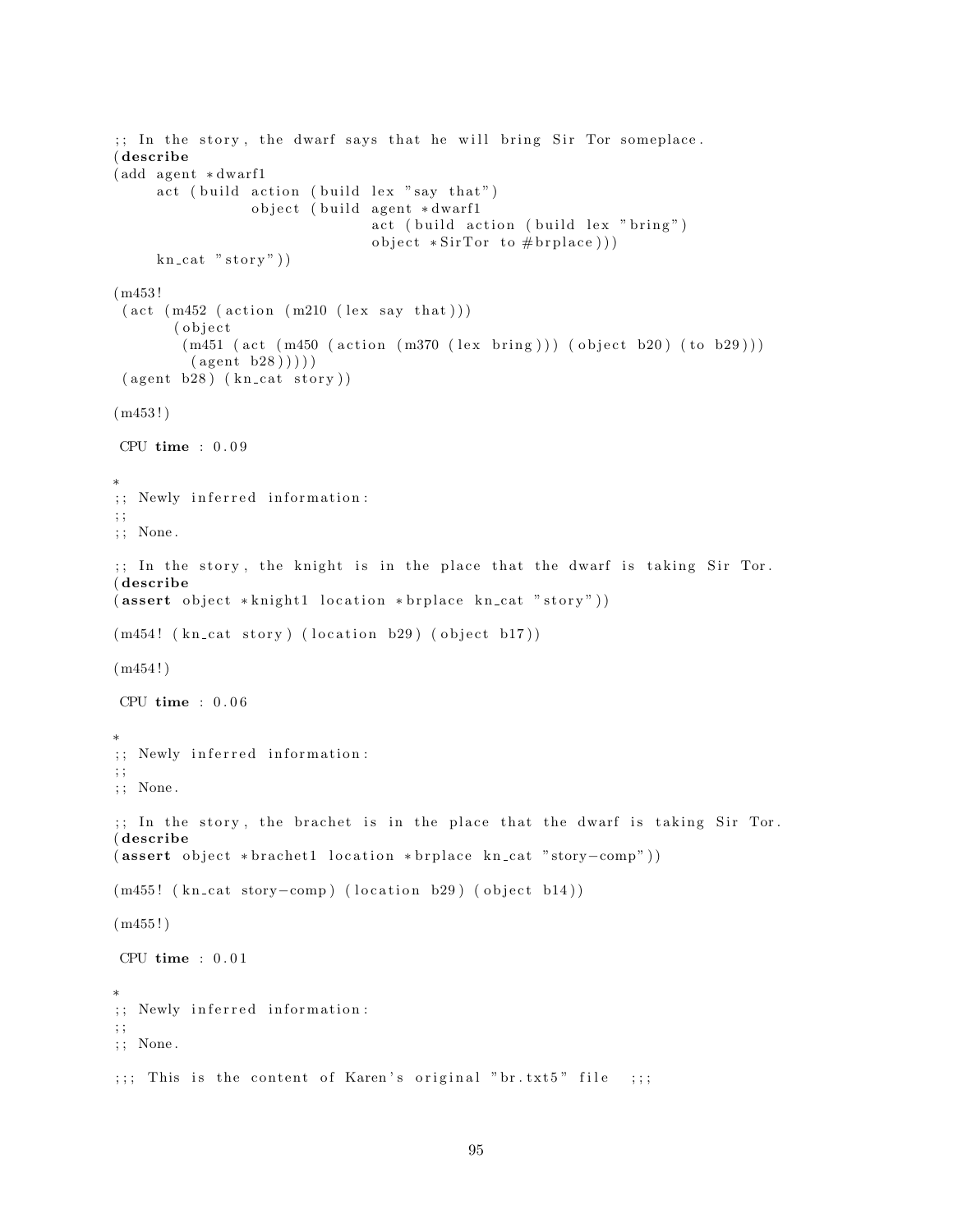```
;; In the story, the dwarf says that he will bring Sir Tor someplace.
(describe
(add agent *dwarf1
     act (build action (build lex "say that")
                object (build agent *dwarf1
                              act (build action (build lex "bring")
                              object *SirTor to #brplace)))
     kn_cat "story"))

(m453!
 (act (m452 (action (m210 (lex say that)))
       (object
        (m451 (act (m450 (action (m370 (lex bring))) (object b20) (to b29)))
         (agent b28)))))
 (agent b28) (kn_cat story))

(m453!)

 CPU time : 0.09

*
;; Newly inferred information:
;;
;; None.

;; In the story, the knight is in the place that the dwarf is taking Sir Tor.
(describe
(assert object *knight1 location *brplace kn_cat "story"))

(m454! (kn_cat story) (location b29) (object b17))

(m454!)

 CPU time : 0.06

*
;; Newly inferred information:
;;
;; None.

;; In the story, the brachet is in the place that the dwarf is taking Sir Tor.
(describe
(assert object *brachet1 location *brplace kn_cat "story-comp"))

(m455! (kn_cat story-comp) (location b29) (object b14))

(m455!)

 CPU time : 0.01

*
;; Newly inferred information:
;;
;; None.

;;; This is the content of Karen's original "br.txt5" file   ;;;
```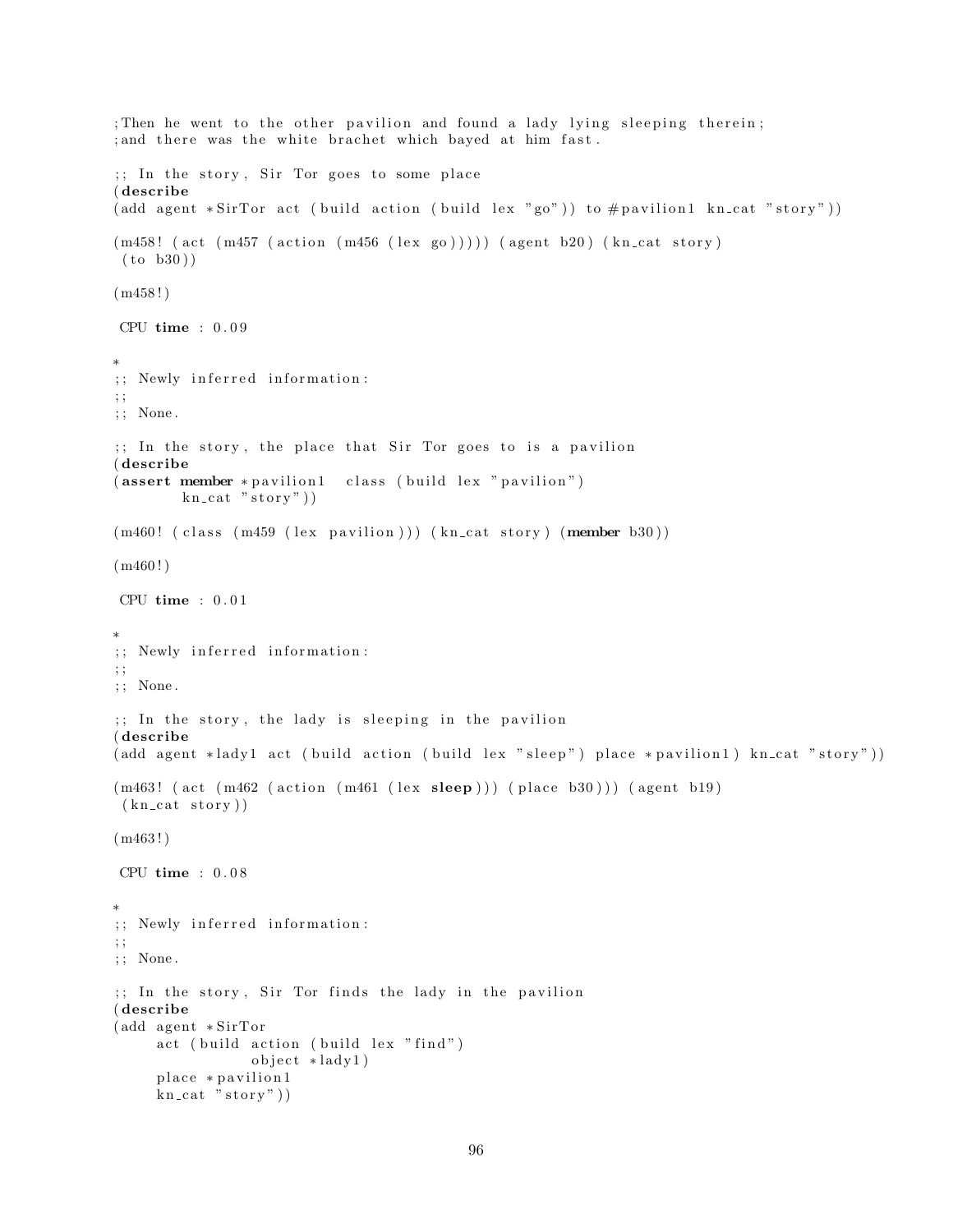```
;Then he went to the other pavilion and found a lady lying sleeping therein;
;and there was the white brachet which bayed at him fast.

;; In the story, Sir Tor goes to some place
(describe
(add agent *SirTor act (build action (build lex "go")) to #pavilion1 kn_cat "story"))

(m458! (act (m457 (action (m456 (lex go))))) (agent b20) (kn_cat story)
 (to b30))

(m458!)

 CPU time : 0.09

*
;; Newly inferred information:
;;
;; None.

;; In the story, the place that Sir Tor goes to is a pavilion
(describe
(assert member *pavilion1  class (build lex "pavilion")
        kn_cat "story"))

(m460! (class (m459 (lex pavilion))) (kn_cat story) (member b30))

(m460!)

 CPU time : 0.01

*
;; Newly inferred information:
;;
;; None.

;; In the story, the lady is sleeping in the pavilion
(describe
(add agent *lady1 act (build action (build lex "sleep") place *pavilion1) kn_cat "story"))

(m463! (act (m462 (action (m461 (lex sleep))) (place b30))) (agent b19)
 (kn_cat story))

(m463!)

 CPU time : 0.08

*
;; Newly inferred information:
;;
;; None.

;; In the story, Sir Tor finds the lady in the pavilion
(describe
(add agent *SirTor
     act (build action (build lex "find")
                object *lady1)
     place *pavilion1
     kn_cat "story"))
```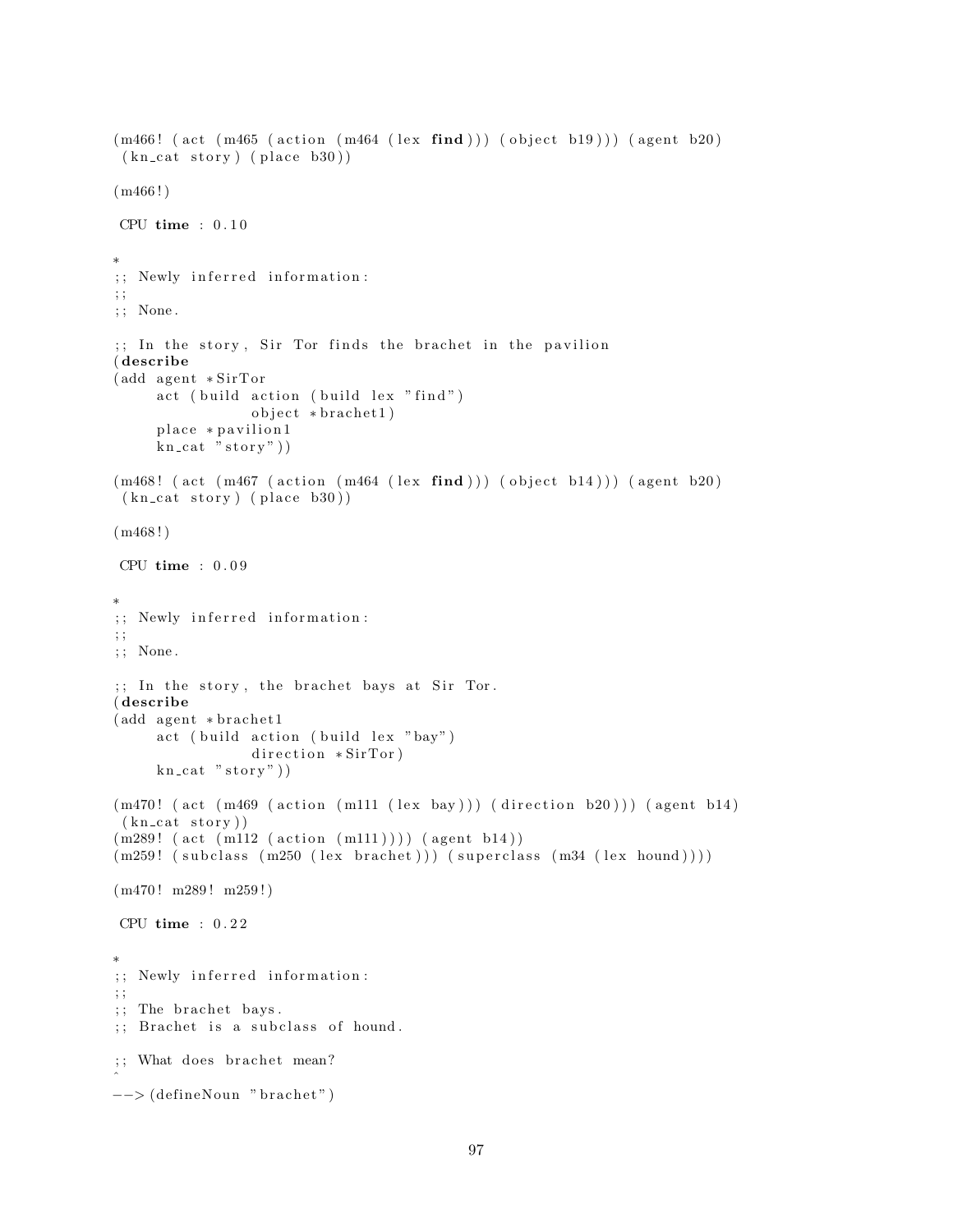```
(m466! (act (m465 (action (m464 (lex find))) (object b19))) (agent b20)
 (kn_cat story) (place b30))

(m466!)

 CPU time : 0.10

*
;; Newly inferred information:
;;
;; None.

;; In the story, Sir Tor finds the brachet in the pavilion
(describe
(add agent *SirTor
     act (build action (build lex "find")
               object *brachet1)
     place *pavilion1
     kn_cat "story"))

(m468! (act (m467 (action (m464 (lex find))) (object b14))) (agent b20)
 (kn_cat story) (place b30))

(m468!)

 CPU time : 0.09

*
;; Newly inferred information:
;;
;; None.

;; In the story, the brachet bays at Sir Tor.
(describe
(add agent *brachet1
     act (build action (build lex "bay")
               direction *SirTor)
     kn_cat "story"))

(m470! (act (m469 (action (m111 (lex bay))) (direction b20))) (agent b14)
 (kn_cat story))
(m289! (act (m112 (action (m111)))) (agent b14))
(m259! (subclass (m250 (lex brachet))) (superclass (m34 (lex hound))))

(m470! m289! m259!)

 CPU time : 0.22

*
;; Newly inferred information:
;;
;; The brachet bays.
;; Brachet is a subclass of hound.

;; What does brachet mean?
^
-->(defineNoun "brachet")
```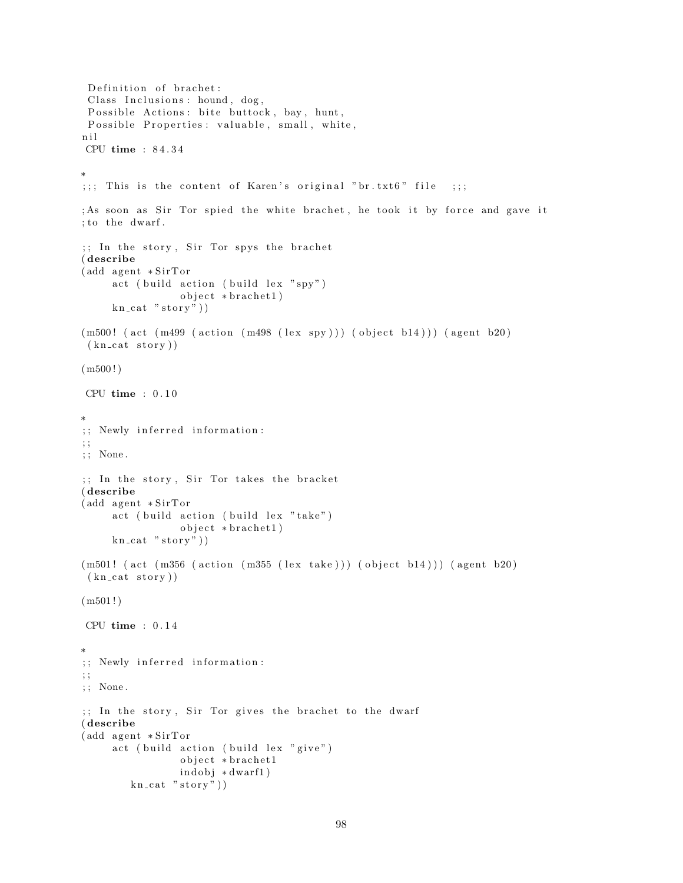```
 Definition of brachet:
 Class Inclusions: hound, dog,
 Possible Actions: bite buttock, bay, hunt,
 Possible Properties: valuable, small, white,
nil
 CPU time : 84.34

*
;;; This is the content of Karen's original "br.txt6" file  ;;;

;As soon as Sir Tor spied the white brachet, he took it by force and gave it
;to the dwarf.

;; In the story, Sir Tor spys the brachet
(describe
(add agent *SirTor
     act (build action (build lex "spy")
                object *brachet1)
     kn_cat "story"))

(m500! (act (m499 (action (m498 (lex spy))) (object b14))) (agent b20)
 (kn_cat story))

(m500!)

 CPU time : 0.10

*
;; Newly inferred information:
;;
;; None.

;; In the story, Sir Tor takes the bracket
(describe
(add agent *SirTor
     act (build action (build lex "take")
                object *brachet1)
     kn_cat "story"))

(m501! (act (m356 (action (m355 (lex take))) (object b14))) (agent b20)
 (kn_cat story))

(m501!)

 CPU time : 0.14

*
;; Newly inferred information:
;;
;; None.

;; In the story, Sir Tor gives the brachet to the dwarf
(describe
(add agent *SirTor
     act (build action (build lex "give")
                object *brachet1
                indobj *dwarf1)
        kn_cat "story"))
```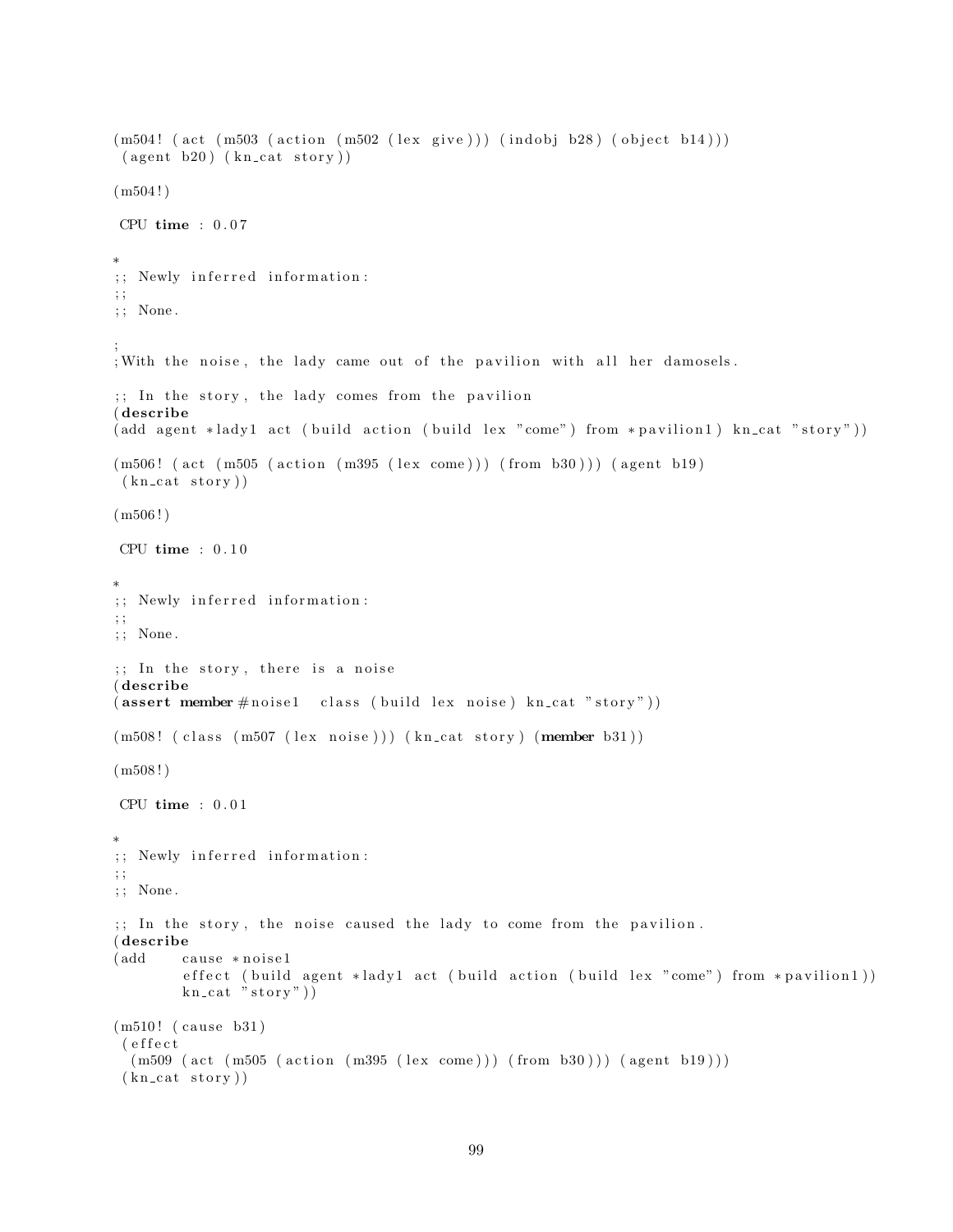```
(m504! (act (m503 (action (m502 (lex give))) (indobj b28) (object b14)))
 (agent b20) (kn_cat story))

(m504!)

 CPU time : 0.07

*
;; Newly inferred information:
;;
;; None.

;
;With the noise, the lady came out of the pavilion with all her damosels.

;; In the story, the lady comes from the pavilion
(describe
(add agent *lady1 act (build action (build lex "come") from *pavilion1) kn_cat "story"))

(m506! (act (m505 (action (m395 (lex come))) (from b30))) (agent b19)
 (kn_cat story))

(m506!)

 CPU time : 0.10

*
;; Newly inferred information:
;;
;; None.

;; In the story, there is a noise
(describe
(assert member #noise1  class (build lex noise) kn_cat "story"))

(m508! (class (m507 (lex noise))) (kn_cat story) (member b31))

(m508!)

 CPU time : 0.01

*
;; Newly inferred information:
;;
;; None.

;; In the story, the noise caused the lady to come from the pavilion.
(describe
(add    cause *noise1
        effect (build agent *lady1 act (build action (build lex "come") from *pavilion1))
        kn_cat "story"))

(m510! (cause b31)
 (effect
  (m509 (act (m505 (action (m395 (lex come))) (from b30))) (agent b19)))
 (kn_cat story))
```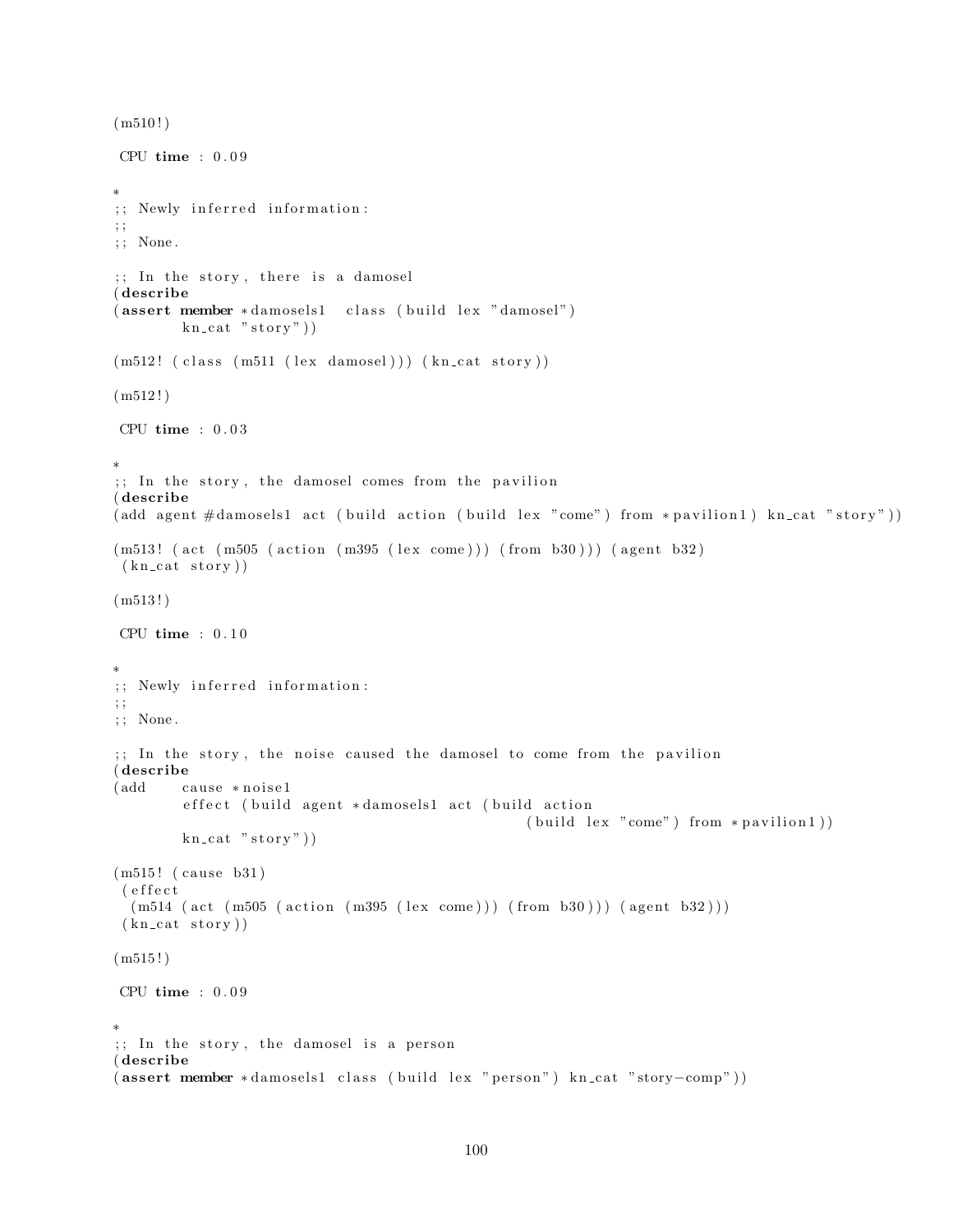```
(m510!)

 CPU time : 0.09

*
;; Newly inferred information:
;;
;; None.

;; In the story, there is a damosel
(describe
(assert member *damosels1  class (build lex "damosel")
        kn_cat "story"))

(m512! (class (m511 (lex damosel))) (kn_cat story))

(m512!)

 CPU time : 0.03

*
;; In the story, the damosel comes from the pavilion
(describe
(add agent #damosels1 act (build action (build lex "come") from *pavilion1) kn_cat "story"))

(m513! (act (m505 (action (m395 (lex come))) (from b30))) (agent b32)
 (kn_cat story))

(m513!)

 CPU time : 0.10

*
;; Newly inferred information:
;;
;; None.

;; In the story, the noise caused the damosel to come from the pavilion
(describe
(add    cause *noise1
        effect (build agent *damosels1 act (build action
                                              (build lex "come") from *pavilion1))
        kn_cat "story"))

(m515! (cause b31)
 (effect
  (m514 (act (m505 (action (m395 (lex come))) (from b30))) (agent b32)))
 (kn_cat story))

(m515!)

 CPU time : 0.09

*
;; In the story, the damosel is a person
(describe
(assert member *damosels1 class (build lex "person") kn_cat "story-comp"))
```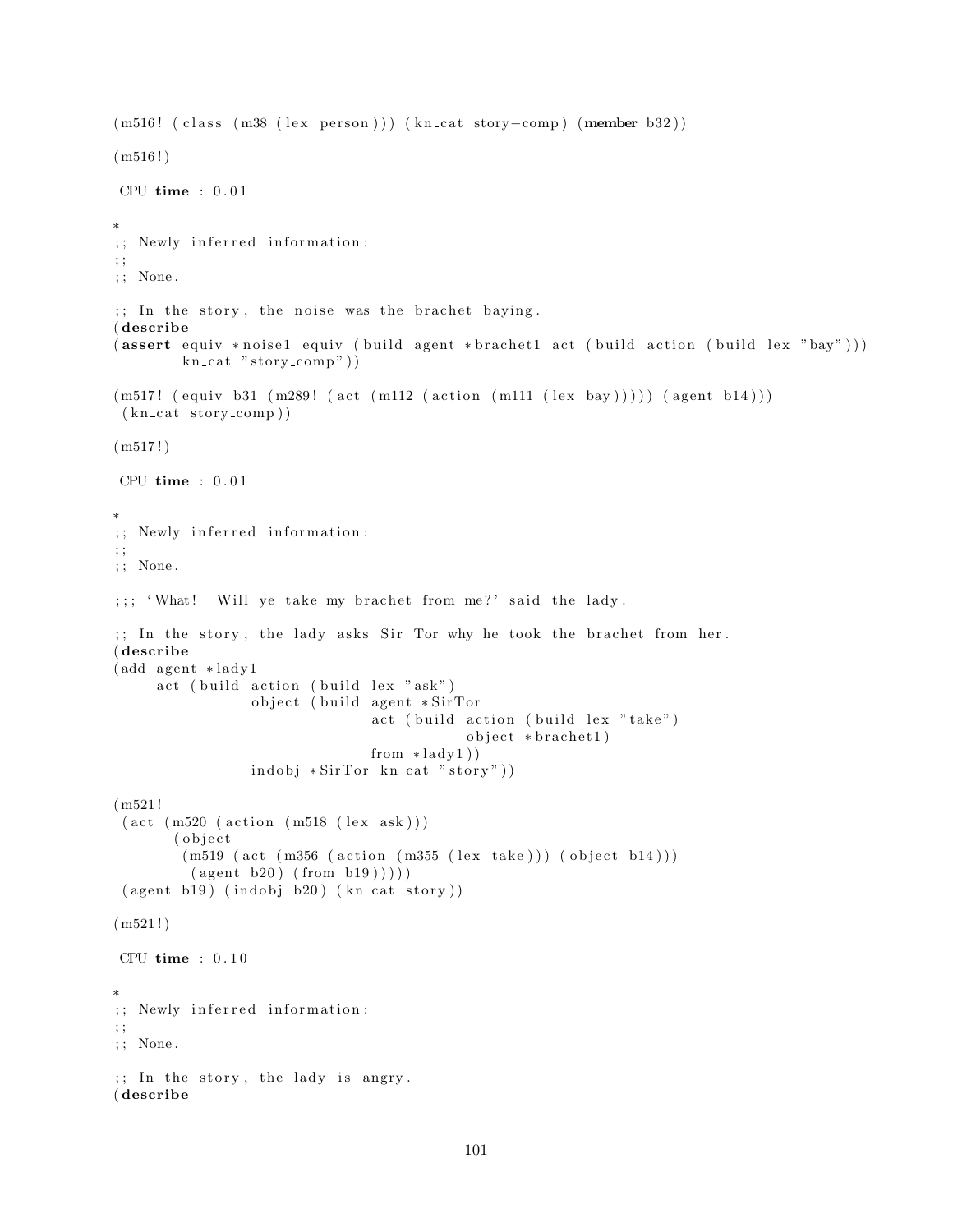```
(m516! (class (m38 (lex person))) (kn_cat story-comp) (member b32))

(m516!)

 CPU time : 0.01

*
;; Newly inferred information:
;;
;; None.

;; In the story, the noise was the brachet baying.
(describe
(assert equiv *noise1 equiv (build agent *brachet1 act (build action (build lex "bay")))
        kn_cat "story_comp"))

(m517! (equiv b31 (m289! (act (m112 (action (m111 (lex bay))))) (agent b14)))
 (kn_cat story_comp))

(m517!)

 CPU time : 0.01

*
;; Newly inferred information:
;;
;; None.

;;; 'What!  Will ye take my brachet from me?' said the lady.

;; In the story, the lady asks Sir Tor why he took the brachet from her.
(describe
(add agent *lady1
     act (build action (build lex "ask")
                object (build agent *SirTor
                              act (build action (build lex "take")
                                         object *brachet1)
                              from *lady1))
                indobj *SirTor kn_cat "story"))

(m521!
 (act (m520 (action (m518 (lex ask)))
       (object
        (m519 (act (m356 (action (m355 (lex take))) (object b14)))
         (agent b20) (from b19)))))
 (agent b19) (indobj b20) (kn_cat story))

(m521!)

 CPU time : 0.10

*
;; Newly inferred information:
;;
;; None.

;; In the story, the lady is angry.
(describe
```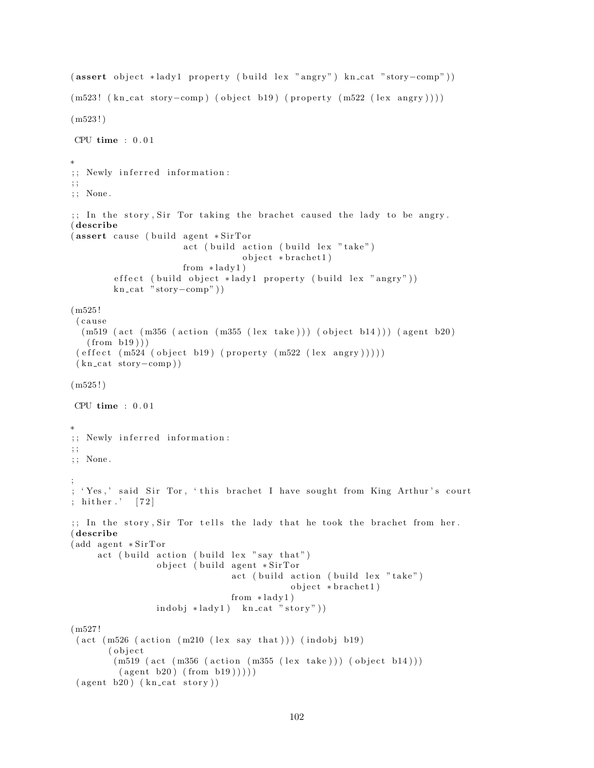```
(assert object *lady1 property (build lex "angry") kn_cat "story-comp"))

(m523! (kn_cat story-comp) (object b19) (property (m522 (lex angry))))

(m523!)

 CPU time : 0.01

*
;; Newly inferred information:
;;
;; None.

;; In the story, Sir Tor taking the brachet caused the lady to be angry.
(describe
(assert cause (build agent *SirTor
                     act (build action (build lex "take")
                                object *brachet1)
                     from *lady1)
        effect (build object *lady1 property (build lex "angry"))
        kn_cat "story-comp"))

(m525!
 (cause
  (m519 (act (m356 (action (m355 (lex take))) (object b14))) (agent b20)
   (from b19)))
 (effect (m524 (object b19) (property (m522 (lex angry)))))
 (kn_cat story-comp))

(m525!)

 CPU time : 0.01

*
;; Newly inferred information:
;;
;; None.

;
; 'Yes,' said Sir Tor, 'this brachet I have sought from King Arthur's court
; hither.'  [72]

;; In the story, Sir Tor tells the lady that he took the brachet from her.
(describe
(add agent *SirTor
     act (build action (build lex "say that")
                object (build agent *SirTor
                              act (build action (build lex "take")
                                         object *brachet1)
                              from *lady1)
                indobj *lady1)  kn_cat "story"))

(m527!
 (act (m526 (action (m210 (lex say that))) (indobj b19)
       (object
        (m519 (act (m356 (action (m355 (lex take))) (object b14)))
         (agent b20) (from b19)))))
 (agent b20) (kn_cat story))
```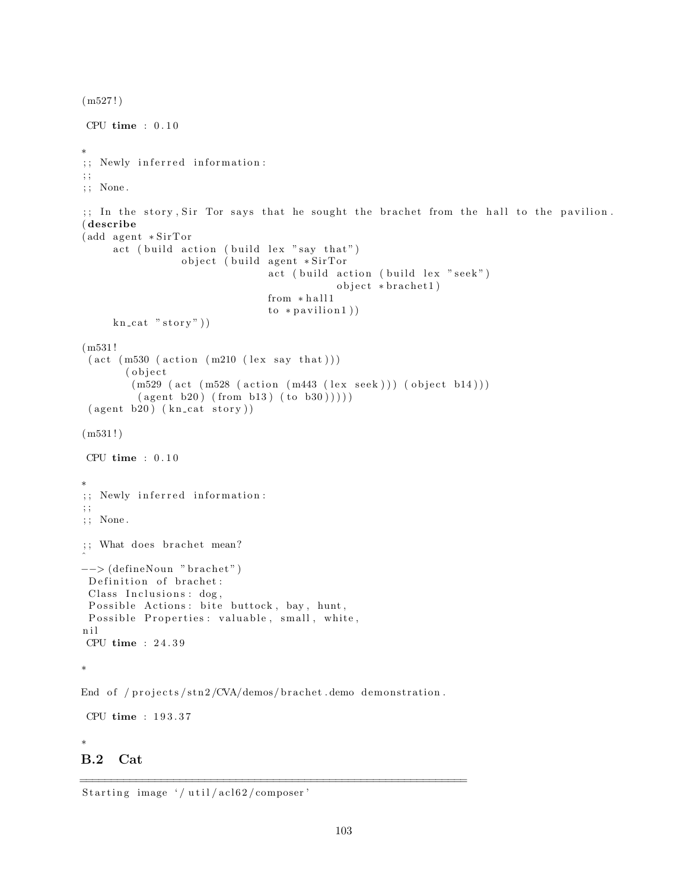```
(m527!)

 CPU time : 0.10

*
;; Newly inferred information:
;;
;; None.

;; In the story, Sir Tor says that he sought the brachet from the hall to the pavilion.
(describe
(add agent *SirTor
     act (build action (build lex "say that")
                object (build agent *SirTor
                              act (build action (build lex "seek")
                                         object *brachet1)
                              from *hall1
                              to *pavilion1))
     kn_cat "story"))

(m531!
 (act (m530 (action (m210 (lex say that)))
       (object
        (m529 (act (m528 (action (m443 (lex seek))) (object b14)))
         (agent b20) (from b13) (to b30)))))
 (agent b20) (kn_cat story))

(m531!)

 CPU time : 0.10

*
;; Newly inferred information:
;;
;; None.

;; What does brachet mean?
^
-->(defineNoun "brachet")
 Definition of brachet:
 Class Inclusions: dog,
 Possible Actions: bite buttock, bay, hunt,
 Possible Properties: valuable, small, white,
nil
 CPU time : 24.39

*

End of /projects/stn2/CVA/demos/brachet.demo demonstration.

 CPU time : 193.37

*
```

## B.2 Cat

```
================================================================
Starting image '/util/acl62/composer'
```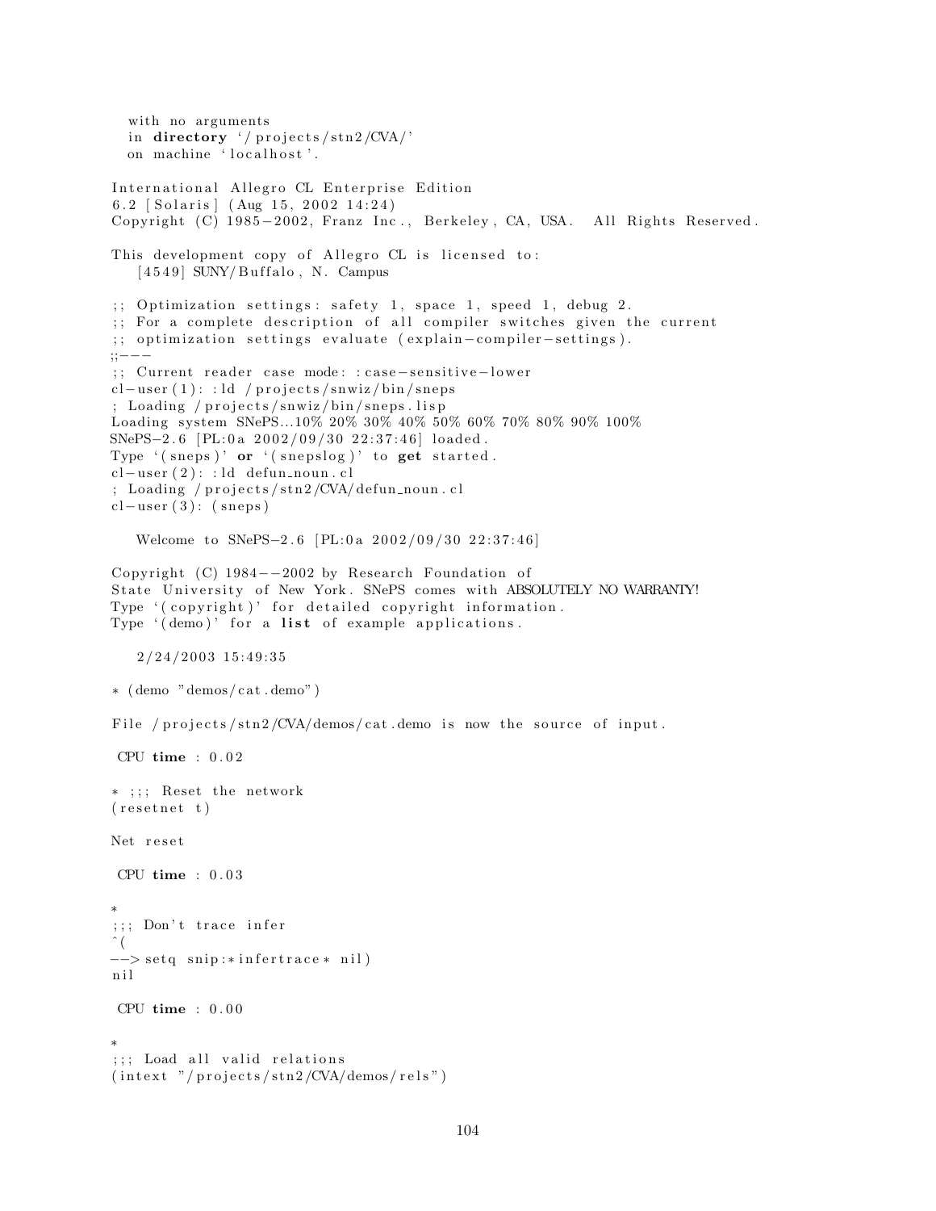```
  with no arguments
  in directory '/projects/stn2/CVA/'
  on machine 'localhost'.

International Allegro CL Enterprise Edition
6.2 [Solaris] (Aug 15, 2002 14:24)
Copyright (C) 1985-2002, Franz Inc., Berkeley, CA, USA.  All Rights Reserved.

This development copy of Allegro CL is licensed to:
   [4549] SUNY/Buffalo, N. Campus

;; Optimization settings: safety 1, space 1, speed 1, debug 2.
;; For a complete description of all compiler switches given the current
;; optimization settings evaluate (explain-compiler-settings).
;;---
;; Current reader case mode: :case-sensitive-lower
cl-user(1): :ld /projects/snwiz/bin/sneps
; Loading /projects/snwiz/bin/sneps.lisp
Loading system SNePS...10% 20% 30% 40% 50% 60% 70% 80% 90% 100%
SNePS-2.6 [PL:0a 2002/09/30 22:37:46] loaded.
Type '(sneps)' or '(snepslog)' to get started.
cl-user(2): :ld defun_noun.cl
; Loading /projects/stn2/CVA/defun_noun.cl
cl-user(3): (sneps)

   Welcome to SNePS-2.6 [PL:0a 2002/09/30 22:37:46]

Copyright (C) 1984--2002 by Research Foundation of
State University of New York. SNePS comes with ABSOLUTELY NO WARRANTY!
Type '(copyright)' for detailed copyright information.
Type '(demo)' for a list of example applications.

   2/24/2003 15:49:35

* (demo "demos/cat.demo")

File /projects/stn2/CVA/demos/cat.demo is now the source of input.

 CPU time : 0.02

* ;;; Reset the network
(resetnet t)

Net reset

 CPU time : 0.03

*
;;; Don't trace infer
^(
--> setq snip:*infertrace* nil)
nil

 CPU time : 0.00

*
;;; Load all valid relations
(intext "/projects/stn2/CVA/demos/rels")
```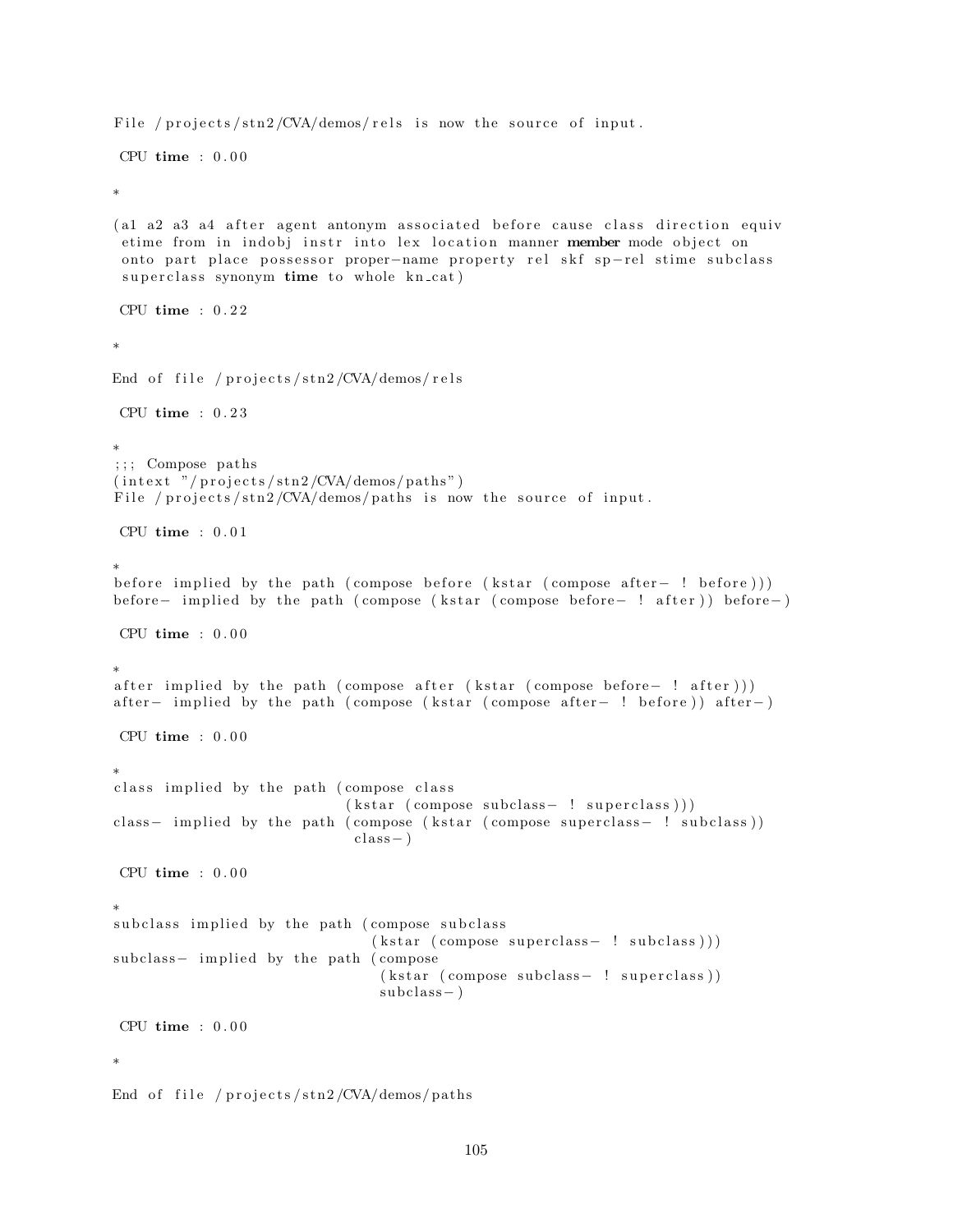```
File /projects/stn2/CVA/demos/rels is now the source of input.

 CPU time : 0.00

*

(a1 a2 a3 a4 after agent antonym associated before cause class direction equiv
 etime from in indobj instr into lex location manner member mode object on
 onto part place possessor proper-name property rel skf sp-rel stime subclass
 superclass synonym time to whole kn_cat)

 CPU time : 0.22

*

End of file /projects/stn2/CVA/demos/rels

 CPU time : 0.23

*
;;; Compose paths
(intext "/projects/stn2/CVA/demos/paths")
File /projects/stn2/CVA/demos/paths is now the source of input.

 CPU time : 0.01

*
before implied by the path (compose before (kstar (compose after- ! before)))
before- implied by the path (compose (kstar (compose before- ! after)) before-)

 CPU time : 0.00

*
after implied by the path (compose after (kstar (compose before- ! after)))
after- implied by the path (compose (kstar (compose after- ! before)) after-)

 CPU time : 0.00

*
class implied by the path (compose class
                          (kstar (compose subclass- ! superclass)))
class- implied by the path (compose (kstar (compose superclass- ! subclass))
                           class-)

 CPU time : 0.00

*
subclass implied by the path (compose subclass
                             (kstar (compose superclass- ! subclass)))
subclass- implied by the path (compose
                              (kstar (compose subclass- ! superclass))
                              subclass-)

 CPU time : 0.00

*

End of file /projects/stn2/CVA/demos/paths
```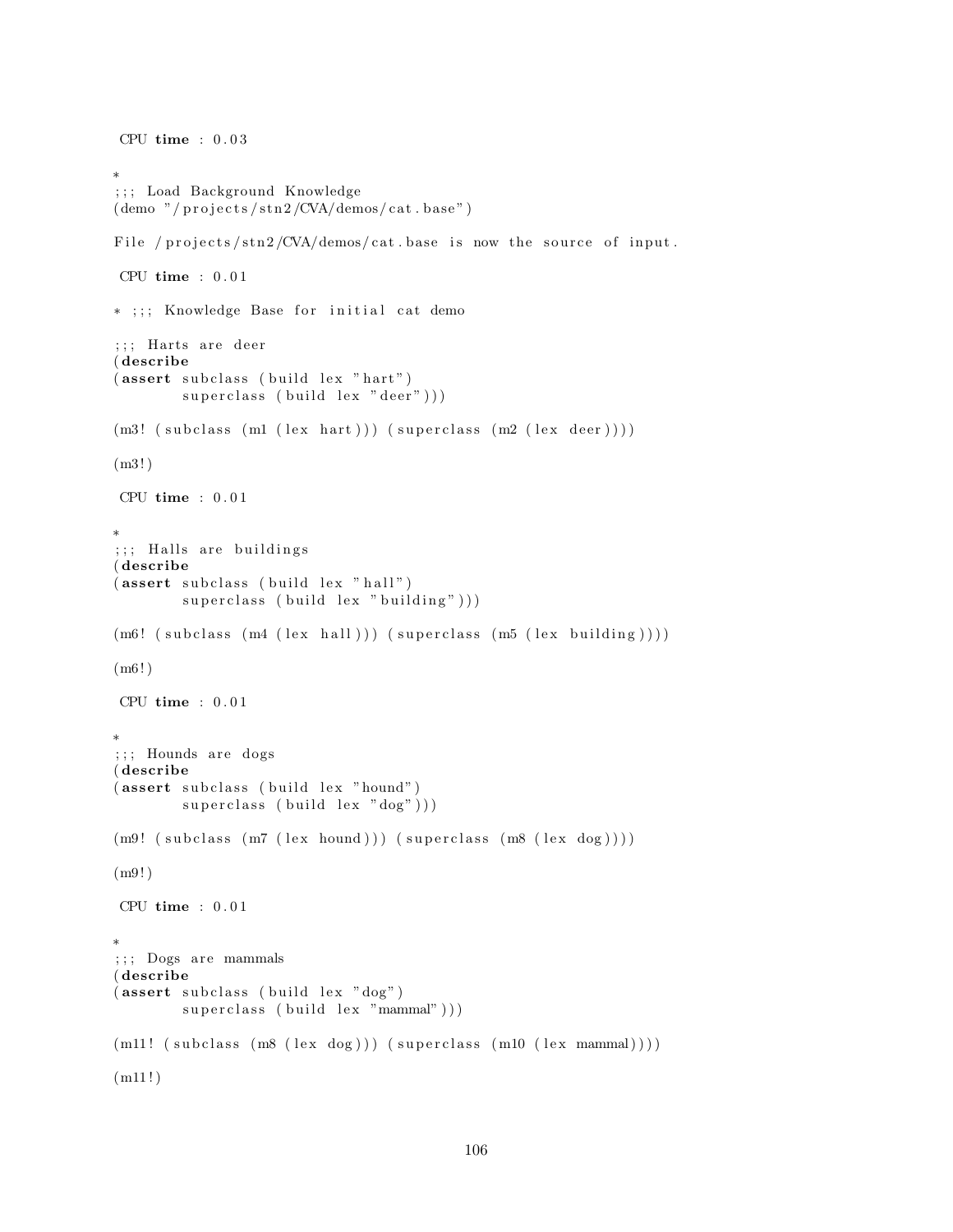```
 CPU time : 0.03

*
;;; Load Background Knowledge
(demo "/projects/stn2/CVA/demos/cat.base")

File /projects/stn2/CVA/demos/cat.base is now the source of input.

 CPU time : 0.01

* ;;; Knowledge Base for initial cat demo

;;; Harts are deer
(describe
(assert subclass (build lex "hart")
        superclass (build lex "deer")))

(m3! (subclass (m1 (lex hart))) (superclass (m2 (lex deer))))

(m3!)

 CPU time : 0.01

*
;;; Halls are buildings
(describe
(assert subclass (build lex "hall")
        superclass (build lex "building")))

(m6! (subclass (m4 (lex hall))) (superclass (m5 (lex building))))

(m6!)

 CPU time : 0.01

*
;;; Hounds are dogs
(describe
(assert subclass (build lex "hound")
        superclass (build lex "dog")))

(m9! (subclass (m7 (lex hound))) (superclass (m8 (lex dog))))

(m9!)

 CPU time : 0.01

*
;;; Dogs are mammals
(describe
(assert subclass (build lex "dog")
        superclass (build lex "mammal")))

(m11! (subclass (m8 (lex dog))) (superclass (m10 (lex mammal))))

(m11!)
```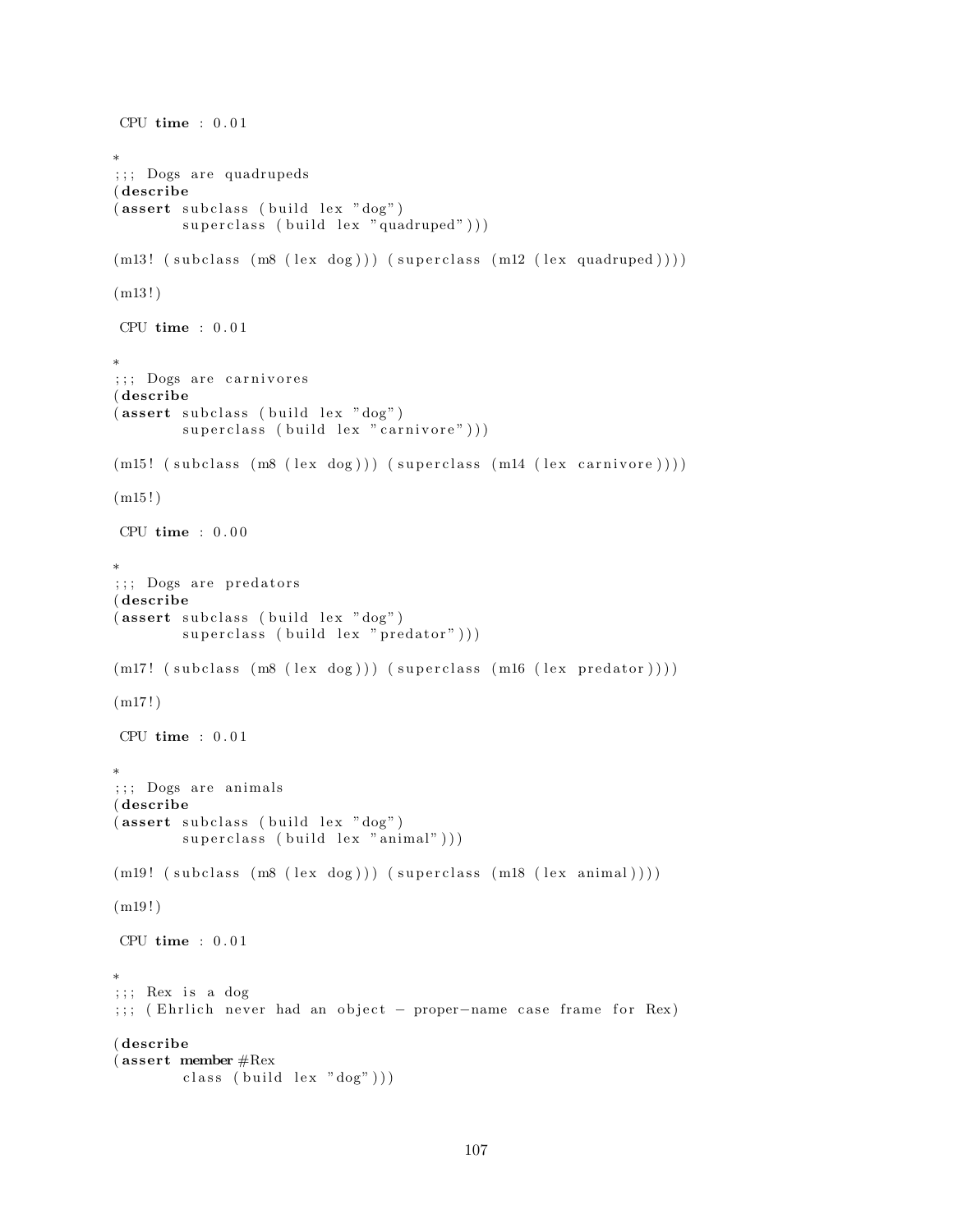```
 CPU time : 0.01

*
;;; Dogs are quadrupeds
(describe
(assert subclass (build lex "dog")
        superclass (build lex "quadruped")))

(m13! (subclass (m8 (lex dog))) (superclass (m12 (lex quadruped))))

(m13!)

 CPU time : 0.01

*
;;; Dogs are carnivores
(describe
(assert subclass (build lex "dog")
        superclass (build lex "carnivore")))

(m15! (subclass (m8 (lex dog))) (superclass (m14 (lex carnivore))))

(m15!)

 CPU time : 0.00

*
;;; Dogs are predators
(describe
(assert subclass (build lex "dog")
        superclass (build lex "predator")))

(m17! (subclass (m8 (lex dog))) (superclass (m16 (lex predator))))

(m17!)

 CPU time : 0.01

*
;;; Dogs are animals
(describe
(assert subclass (build lex "dog")
        superclass (build lex "animal")))

(m19! (subclass (m8 (lex dog))) (superclass (m18 (lex animal))))

(m19!)

 CPU time : 0.01

*
;;; Rex is a dog
;;; (Ehrlich never had an object - proper-name case frame for Rex)

(describe
(assert member #Rex
        class (build lex "dog")))
```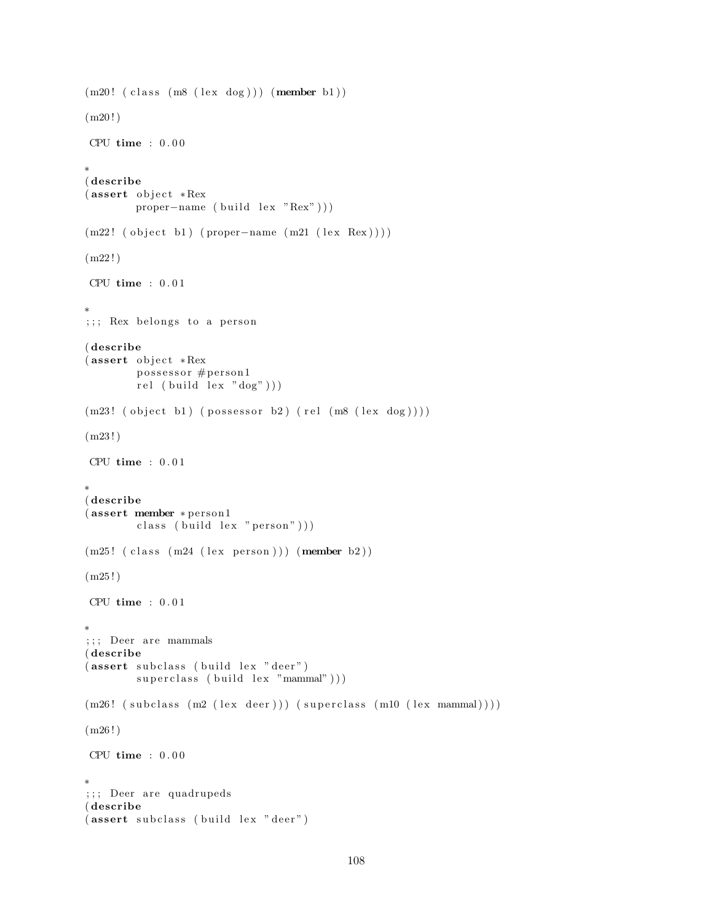```
(m20! (class (m8 (lex dog))) (member b1))

(m20!)

 CPU time : 0.00

*
(describe
(assert object *Rex
        proper-name (build lex "Rex")))

(m22! (object b1) (proper-name (m21 (lex Rex))))

(m22!)

 CPU time : 0.01

*
;;; Rex belongs to a person

(describe
(assert object *Rex
        possessor #person1
        rel (build lex "dog")))

(m23! (object b1) (possessor b2) (rel (m8 (lex dog))))

(m23!)

 CPU time : 0.01

*
(describe
(assert member *person1
        class (build lex "person")))

(m25! (class (m24 (lex person))) (member b2))

(m25!)

 CPU time : 0.01

*
;;; Deer are mammals
(describe
(assert subclass (build lex "deer")
        superclass (build lex "mammal")))

(m26! (subclass (m2 (lex deer))) (superclass (m10 (lex mammal))))

(m26!)

 CPU time : 0.00

*
;;; Deer are quadrupeds
(describe
(assert subclass (build lex "deer")
```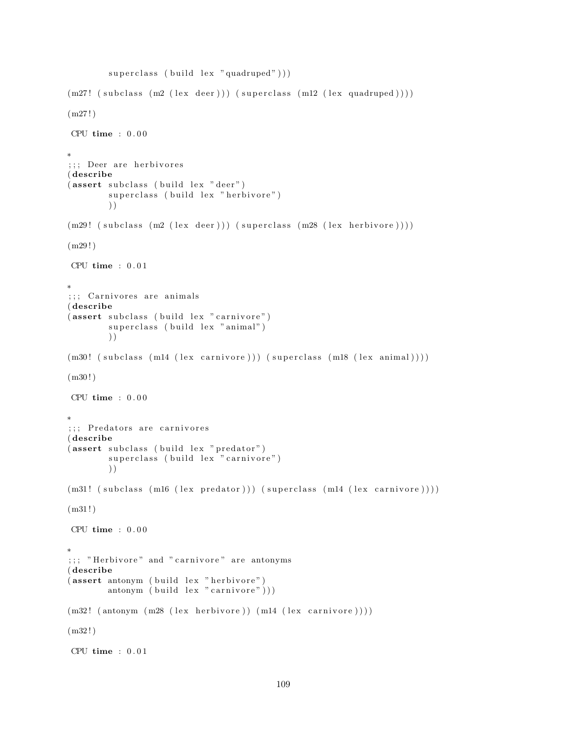```
        superclass (build lex "quadruped")))

(m27! (subclass (m2 (lex deer))) (superclass (m12 (lex quadruped))))

(m27!)

 CPU time : 0.00

*
;;; Deer are herbivores
(describe
(assert subclass (build lex "deer")
        superclass (build lex "herbivore")
        ))

(m29! (subclass (m2 (lex deer))) (superclass (m28 (lex herbivore))))

(m29!)

 CPU time : 0.01

*
;;; Carnivores are animals
(describe
(assert subclass (build lex "carnivore")
        superclass (build lex "animal")
        ))

(m30! (subclass (m14 (lex carnivore))) (superclass (m18 (lex animal))))

(m30!)

 CPU time : 0.00

*
;;; Predators are carnivores
(describe
(assert subclass (build lex "predator")
        superclass (build lex "carnivore")
        ))

(m31! (subclass (m16 (lex predator))) (superclass (m14 (lex carnivore))))

(m31!)

 CPU time : 0.00

*
;;; "Herbivore" and "carnivore" are antonyms
(describe
(assert antonym (build lex "herbivore")
        antonym (build lex "carnivore")))

(m32! (antonym (m28 (lex herbivore)) (m14 (lex carnivore))))

(m32!)

 CPU time : 0.01
```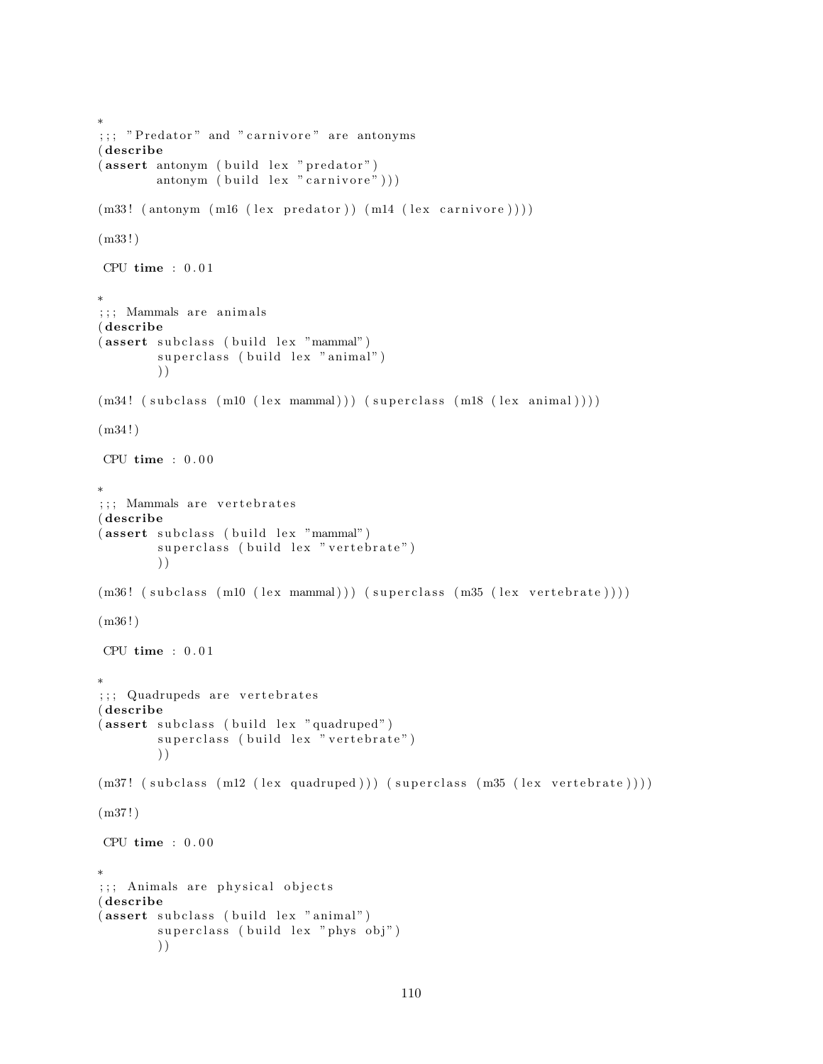```
*
;;; "Predator" and "carnivore" are antonyms
(describe
(assert antonym (build lex "predator")
        antonym (build lex "carnivore")))

(m33! (antonym (m16 (lex predator)) (m14 (lex carnivore))))

(m33!)

 CPU time : 0.01

*
;;; Mammals are animals
(describe
(assert subclass (build lex "mammal")
        superclass (build lex "animal")
        ))

(m34! (subclass (m10 (lex mammal))) (superclass (m18 (lex animal))))

(m34!)

 CPU time : 0.00

*
;;; Mammals are vertebrates
(describe
(assert subclass (build lex "mammal")
        superclass (build lex "vertebrate")
        ))

(m36! (subclass (m10 (lex mammal))) (superclass (m35 (lex vertebrate))))

(m36!)

 CPU time : 0.01

*
;;; Quadrupeds are vertebrates
(describe
(assert subclass (build lex "quadruped")
        superclass (build lex "vertebrate")
        ))

(m37! (subclass (m12 (lex quadruped))) (superclass (m35 (lex vertebrate))))

(m37!)

 CPU time : 0.00

*
;;; Animals are physical objects
(describe
(assert subclass (build lex "animal")
        superclass (build lex "phys obj")
        ))
```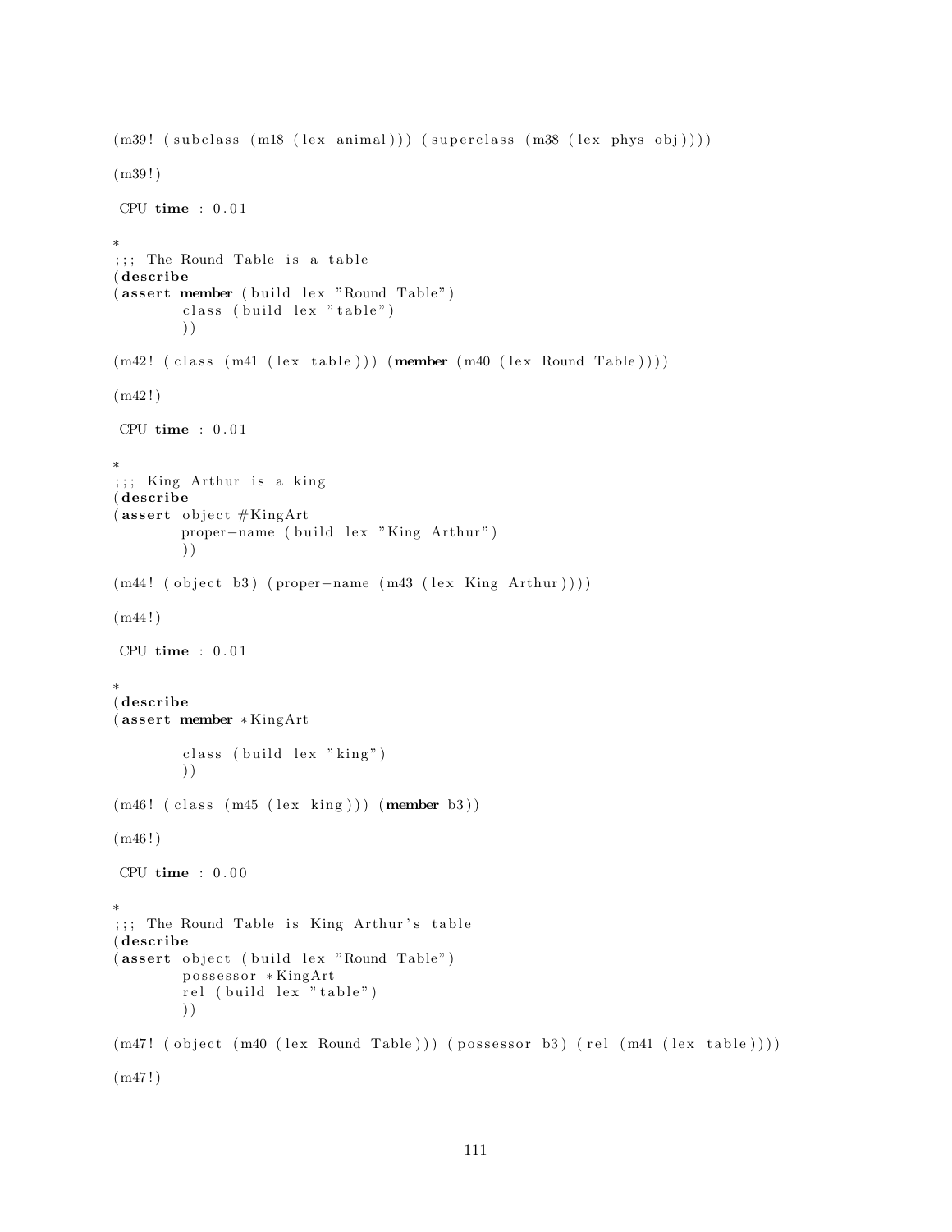```
(m39! (subclass (m18 (lex animal))) (superclass (m38 (lex phys obj))))

(m39!)

 CPU time : 0.01

*
;;; The Round Table is a table
(describe
(assert member (build lex "Round Table")
        class (build lex "table")
        ))

(m42! (class (m41 (lex table))) (member (m40 (lex Round Table))))

(m42!)

 CPU time : 0.01

*
;;; King Arthur is a king
(describe
(assert object #KingArt
        proper-name (build lex "King Arthur")
        ))

(m44! (object b3) (proper-name (m43 (lex King Arthur))))

(m44!)

 CPU time : 0.01

*
(describe
(assert member *KingArt

        class (build lex "king")
        ))

(m46! (class (m45 (lex king))) (member b3))

(m46!)

 CPU time : 0.00

*
;;; The Round Table is King Arthur's table
(describe
(assert object (build lex "Round Table")
        possessor *KingArt
        rel (build lex "table")
        ))

(m47! (object (m40 (lex Round Table))) (possessor b3) (rel (m41 (lex table))))

(m47!)
```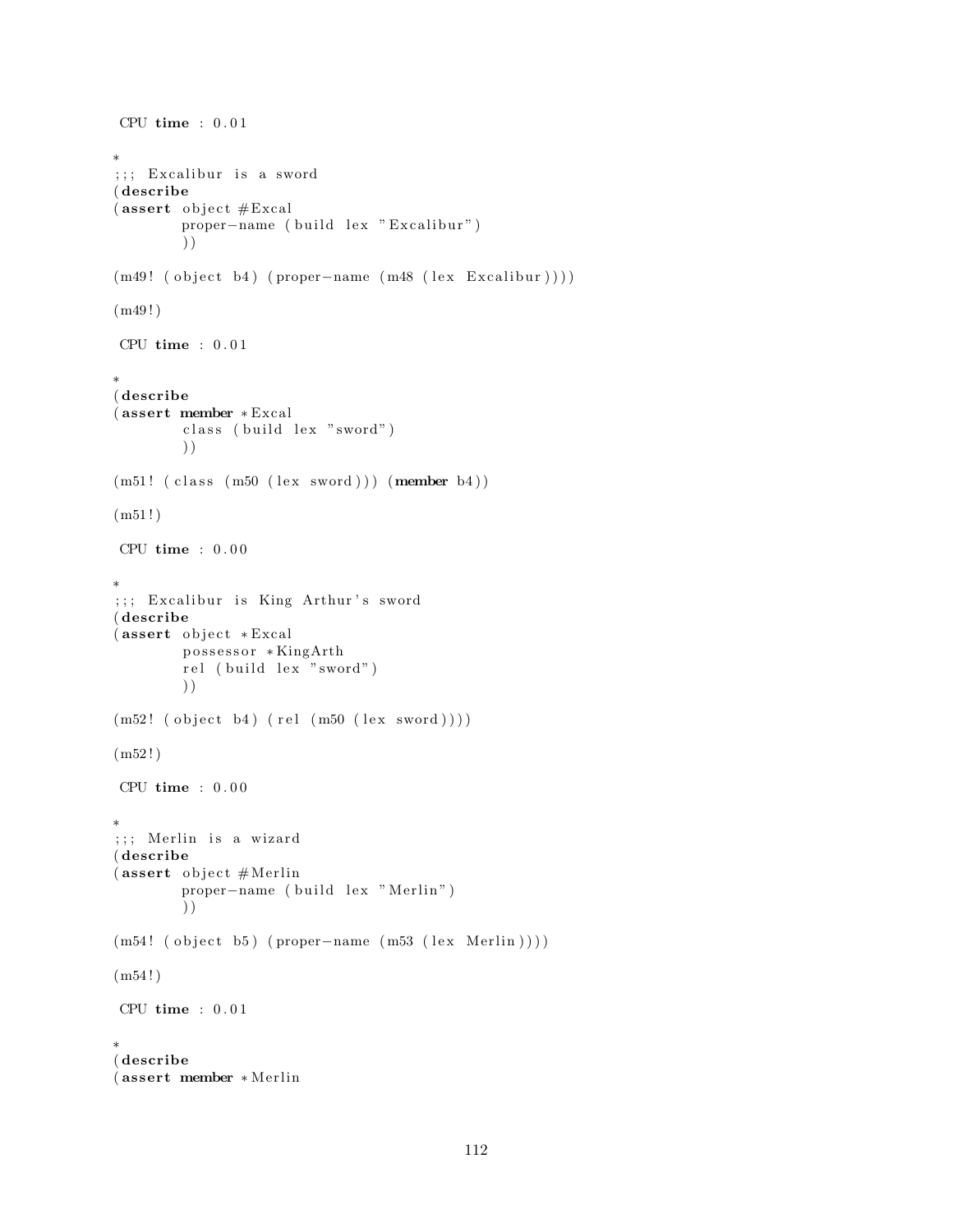```
 CPU time : 0.01

*
;;; Excalibur is a sword
(describe
(assert object #Excal
        proper-name (build lex "Excalibur")
        ))

(m49! (object b4) (proper-name (m48 (lex Excalibur))))

(m49!)

 CPU time : 0.01

*
(describe
(assert member *Excal
        class (build lex "sword")
        ))

(m51! (class (m50 (lex sword))) (member b4))

(m51!)

 CPU time : 0.00

*
;;; Excalibur is King Arthur's sword
(describe
(assert object *Excal
        possessor *KingArth
        rel (build lex "sword")
        ))

(m52! (object b4) (rel (m50 (lex sword))))

(m52!)

 CPU time : 0.00

*
;;; Merlin is a wizard
(describe
(assert object #Merlin
        proper-name (build lex "Merlin")
        ))

(m54! (object b5) (proper-name (m53 (lex Merlin))))

(m54!)

 CPU time : 0.01

*
(describe
(assert member *Merlin
```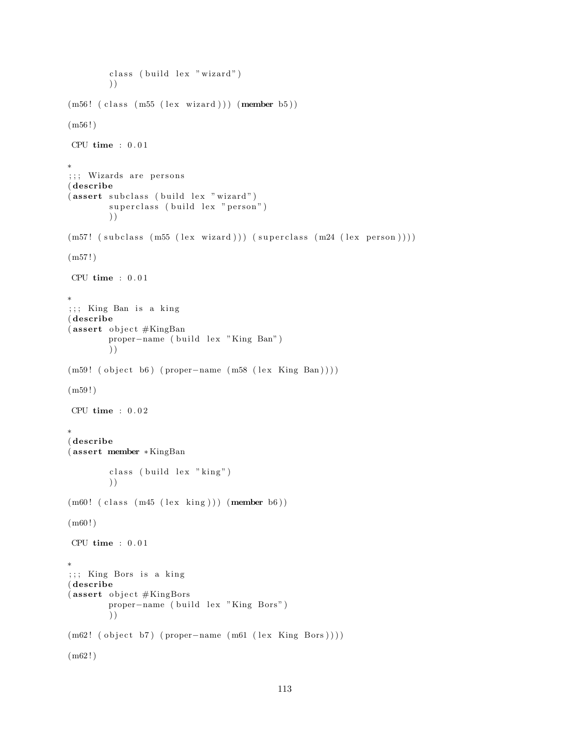```
        class (build lex "wizard")
        ))

(m56! (class (m55 (lex wizard))) (member b5))

(m56!)

 CPU time : 0.01

*
;;; Wizards are persons
(describe
(assert subclass (build lex "wizard")
        superclass (build lex "person")
        ))

(m57! (subclass (m55 (lex wizard))) (superclass (m24 (lex person))))

(m57!)

 CPU time : 0.01

*
;;; King Ban is a king
(describe
(assert object #KingBan
        proper-name (build lex "King Ban")
        ))

(m59! (object b6) (proper-name (m58 (lex King Ban))))

(m59!)

 CPU time : 0.02

*
(describe
(assert member *KingBan

        class (build lex "king")
        ))

(m60! (class (m45 (lex king))) (member b6))

(m60!)

 CPU time : 0.01

*
;;; King Bors is a king
(describe
(assert object #KingBors
        proper-name (build lex "King Bors")
        ))

(m62! (object b7) (proper-name (m61 (lex King Bors))))

(m62!)
```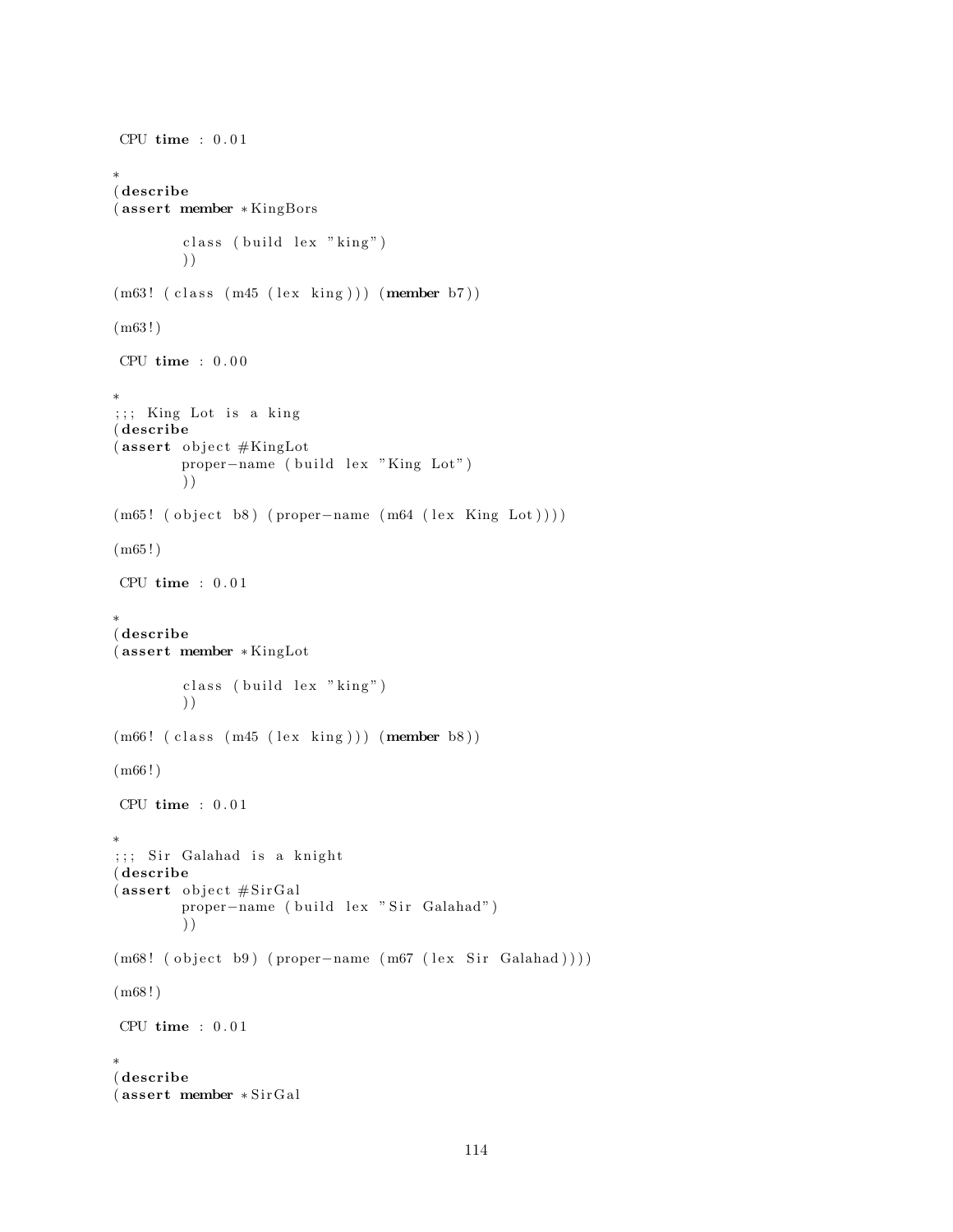```
 CPU time : 0.01

*
(describe
(assert member *KingBors

        class (build lex "king")
        ))

(m63! (class (m45 (lex king))) (member b7))

(m63!)

 CPU time : 0.00

*
;;; King Lot is a king
(describe
(assert object #KingLot
        proper-name (build lex "King Lot")
        ))

(m65! (object b8) (proper-name (m64 (lex King Lot))))

(m65!)

 CPU time : 0.01

*
(describe
(assert member *KingLot

        class (build lex "king")
        ))

(m66! (class (m45 (lex king))) (member b8))

(m66!)

 CPU time : 0.01

*
;;; Sir Galahad is a knight
(describe
(assert object #SirGal
        proper-name (build lex "Sir Galahad")
        ))

(m68! (object b9) (proper-name (m67 (lex Sir Galahad))))

(m68!)

 CPU time : 0.01

*
(describe
(assert member *SirGal
```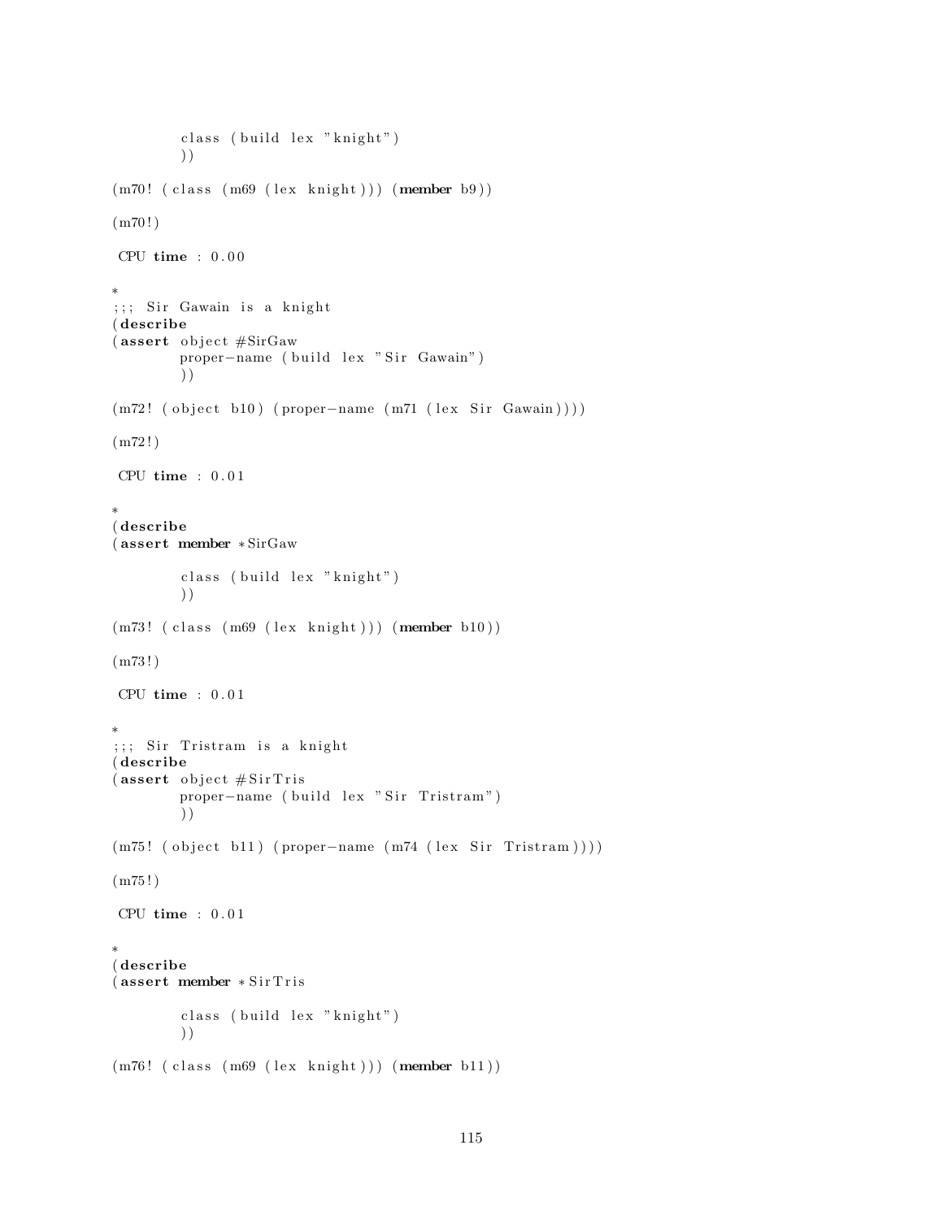```
        class (build lex "knight")
        ))

(m70! (class (m69 (lex knight))) (member b9))

(m70!)

 CPU time : 0.00

*
;;; Sir Gawain is a knight
(describe
(assert object #SirGaw
        proper-name (build lex "Sir Gawain")
        ))

(m72! (object b10) (proper-name (m71 (lex Sir Gawain))))

(m72!)

 CPU time : 0.01

*
(describe
(assert member *SirGaw

        class (build lex "knight")
        ))

(m73! (class (m69 (lex knight))) (member b10))

(m73!)

 CPU time : 0.01

*
;;; Sir Tristram is a knight
(describe
(assert object #SirTris
        proper-name (build lex "Sir Tristram")
        ))

(m75! (object b11) (proper-name (m74 (lex Sir Tristram))))

(m75!)

 CPU time : 0.01

*
(describe
(assert member *SirTris

        class (build lex "knight")
        ))

(m76! (class (m69 (lex knight))) (member b11))
```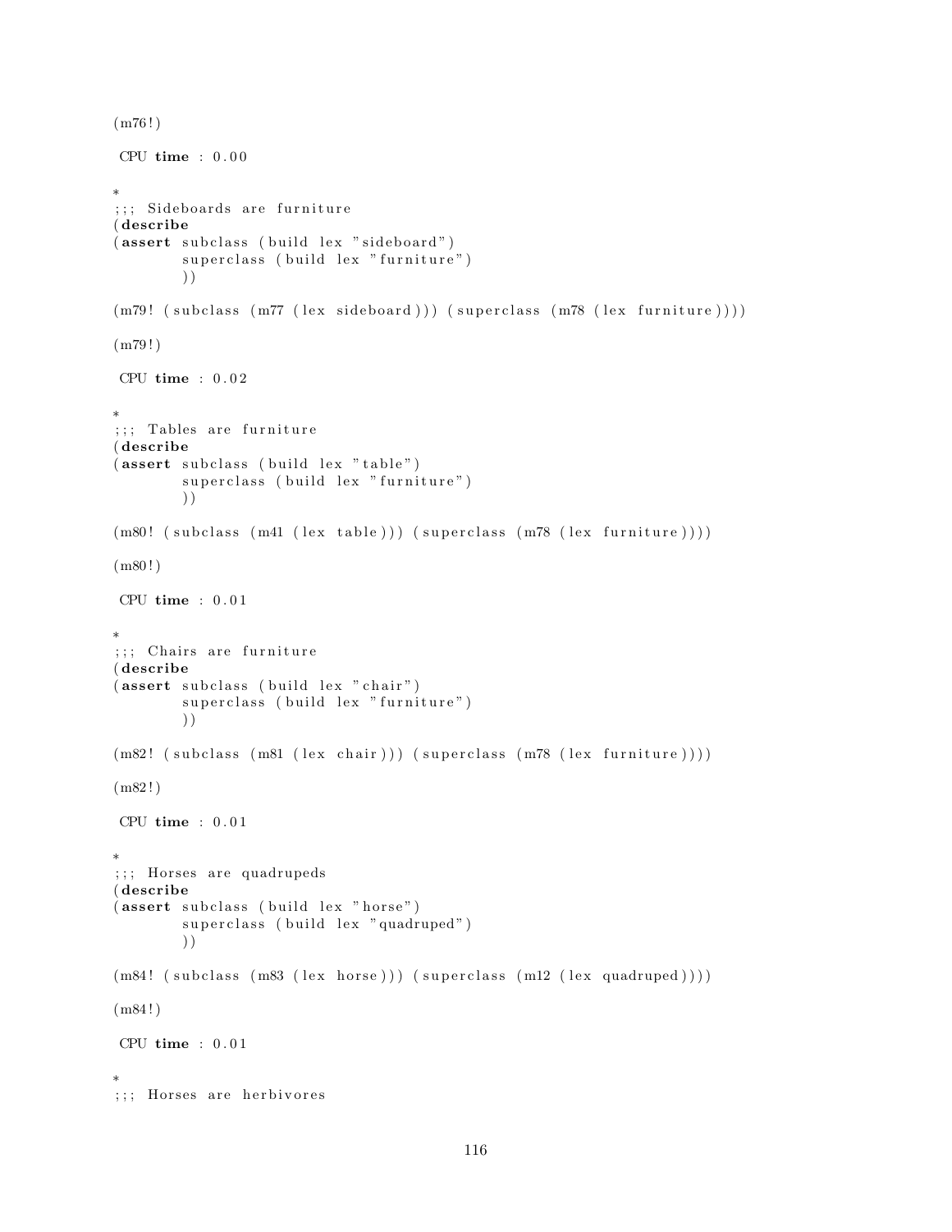```
(m76!)

 CPU time : 0.00

*
;;; Sideboards are furniture
(describe
(assert subclass (build lex "sideboard")
        superclass (build lex "furniture")
        ))

(m79! (subclass (m77 (lex sideboard))) (superclass (m78 (lex furniture))))

(m79!)

 CPU time : 0.02

*
;;; Tables are furniture
(describe
(assert subclass (build lex "table")
        superclass (build lex "furniture")
        ))

(m80! (subclass (m41 (lex table))) (superclass (m78 (lex furniture))))

(m80!)

 CPU time : 0.01

*
;;; Chairs are furniture
(describe
(assert subclass (build lex "chair")
        superclass (build lex "furniture")
        ))

(m82! (subclass (m81 (lex chair))) (superclass (m78 (lex furniture))))

(m82!)

 CPU time : 0.01

*
;;; Horses are quadrupeds
(describe
(assert subclass (build lex "horse")
        superclass (build lex "quadruped")
        ))

(m84! (subclass (m83 (lex horse))) (superclass (m12 (lex quadruped))))

(m84!)

 CPU time : 0.01

*
;;; Horses are herbivores
```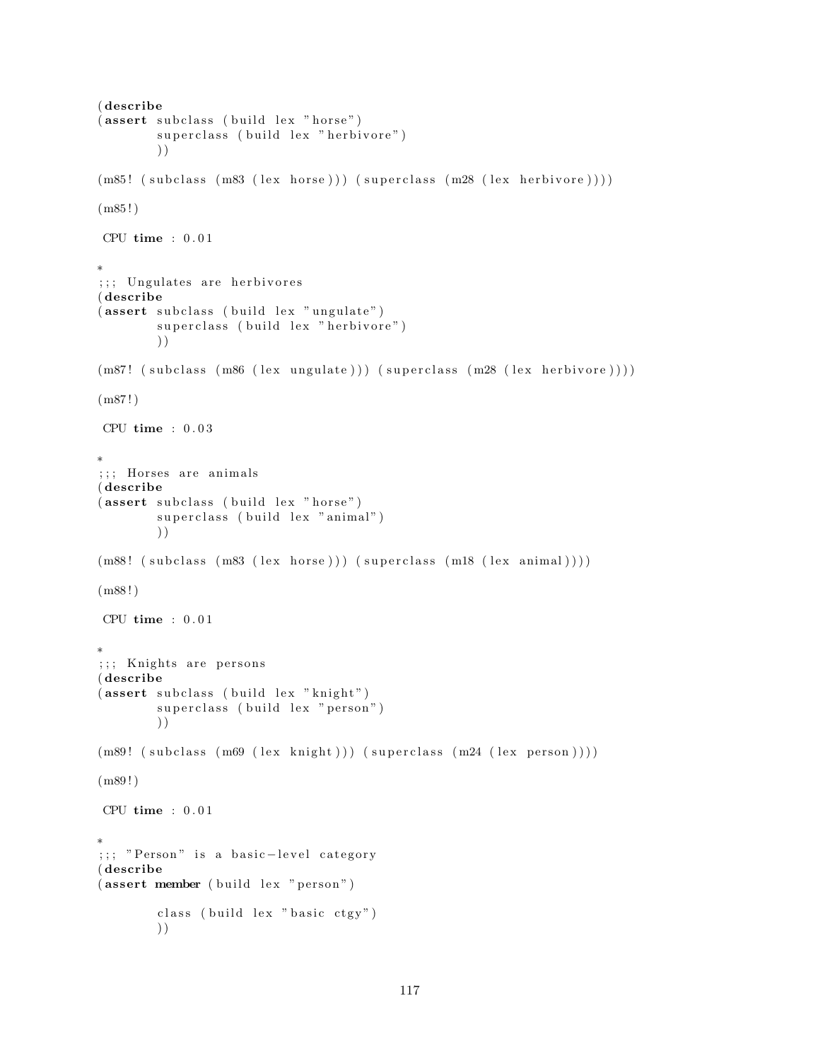```
(describe
(assert subclass (build lex "horse")
        superclass (build lex "herbivore")
        ))

(m85! (subclass (m83 (lex horse))) (superclass (m28 (lex herbivore))))

(m85!)

 CPU time : 0.01

*
;;; Ungulates are herbivores
(describe
(assert subclass (build lex "ungulate")
        superclass (build lex "herbivore")
        ))

(m87! (subclass (m86 (lex ungulate))) (superclass (m28 (lex herbivore))))

(m87!)

 CPU time : 0.03

*
;;; Horses are animals
(describe
(assert subclass (build lex "horse")
        superclass (build lex "animal")
        ))

(m88! (subclass (m83 (lex horse))) (superclass (m18 (lex animal))))

(m88!)

 CPU time : 0.01

*
;;; Knights are persons
(describe
(assert subclass (build lex "knight")
        superclass (build lex "person")
        ))

(m89! (subclass (m69 (lex knight))) (superclass (m24 (lex person))))

(m89!)

 CPU time : 0.01

*
;;; "Person" is a basic-level category
(describe
(assert member (build lex "person")

        class (build lex "basic ctgy")
        ))
```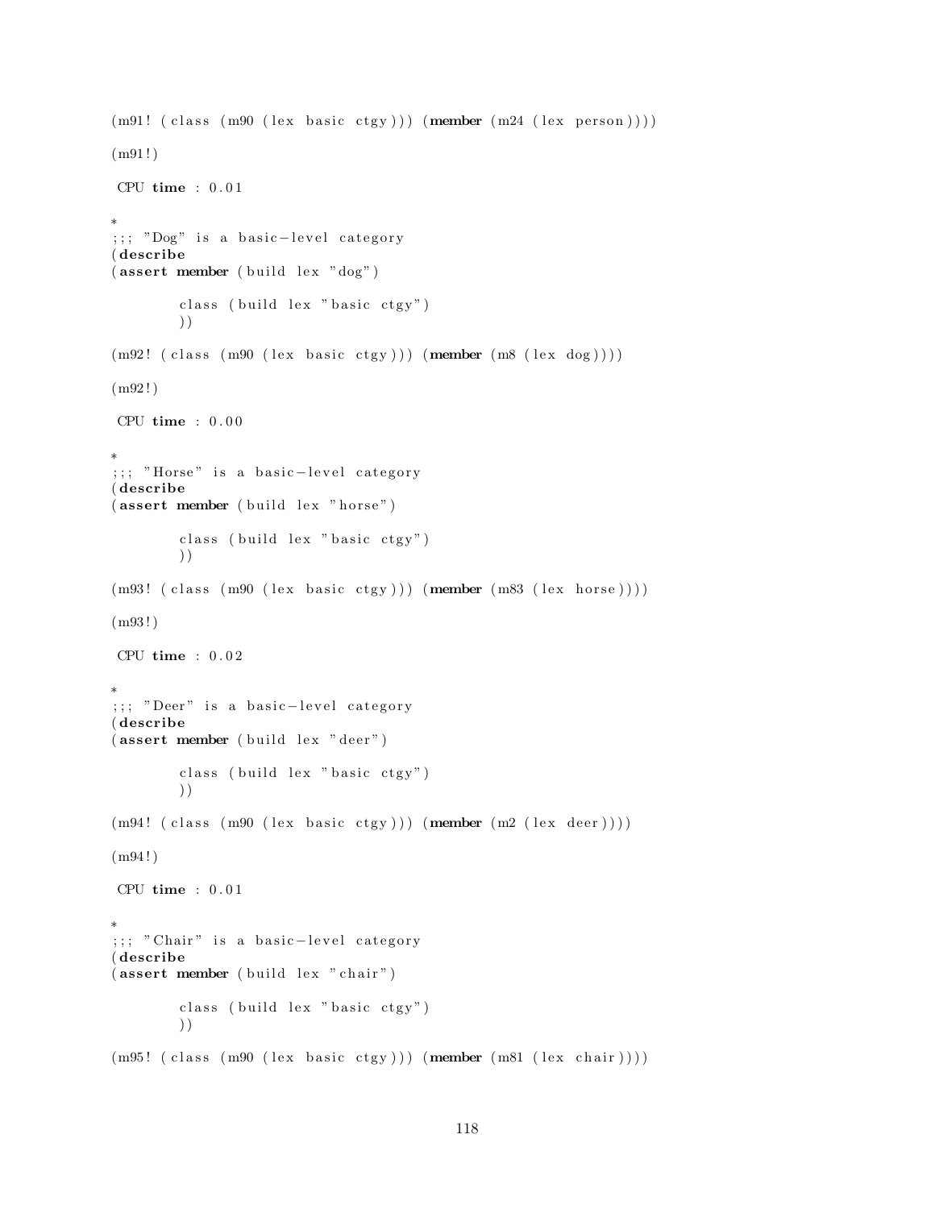```
(m91! (class (m90 (lex basic ctgy))) (member (m24 (lex person))))

(m91!)

 CPU time : 0.01

*
;;; "Dog" is a basic-level category
(describe
(assert member (build lex "dog")

        class (build lex "basic ctgy")
        ))

(m92! (class (m90 (lex basic ctgy))) (member (m8 (lex dog))))

(m92!)

 CPU time : 0.00

*
;;; "Horse" is a basic-level category
(describe
(assert member (build lex "horse")

        class (build lex "basic ctgy")
        ))

(m93! (class (m90 (lex basic ctgy))) (member (m83 (lex horse))))

(m93!)

 CPU time : 0.02

*
;;; "Deer" is a basic-level category
(describe
(assert member (build lex "deer")

        class (build lex "basic ctgy")
        ))

(m94! (class (m90 (lex basic ctgy))) (member (m2 (lex deer))))

(m94!)

 CPU time : 0.01

*
;;; "Chair" is a basic-level category
(describe
(assert member (build lex "chair")

        class (build lex "basic ctgy")
        ))

(m95! (class (m90 (lex basic ctgy))) (member (m81 (lex chair))))
```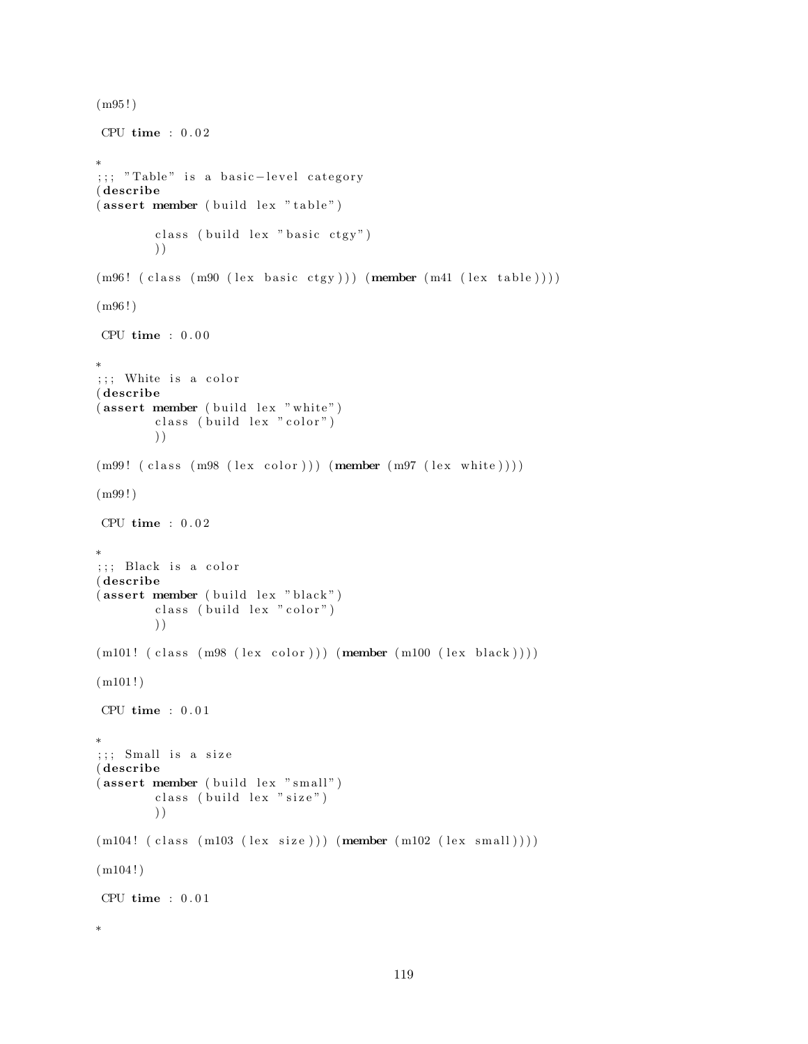```
(m95!)

 CPU time : 0.02

*
;;; "Table" is a basic-level category
(describe
(assert member (build lex "table")

        class (build lex "basic ctgy")
        ))

(m96! (class (m90 (lex basic ctgy))) (member (m41 (lex table))))

(m96!)

 CPU time : 0.00

*
;;; White is a color
(describe
(assert member (build lex "white")
        class (build lex "color")
        ))

(m99! (class (m98 (lex color))) (member (m97 (lex white))))

(m99!)

 CPU time : 0.02

*
;;; Black is a color
(describe
(assert member (build lex "black")
        class (build lex "color")
        ))

(m101! (class (m98 (lex color))) (member (m100 (lex black))))

(m101!)

 CPU time : 0.01

*
;;; Small is a size
(describe
(assert member (build lex "small")
        class (build lex "size")
        ))

(m104! (class (m103 (lex size))) (member (m102 (lex small))))

(m104!)

 CPU time : 0.01

*
```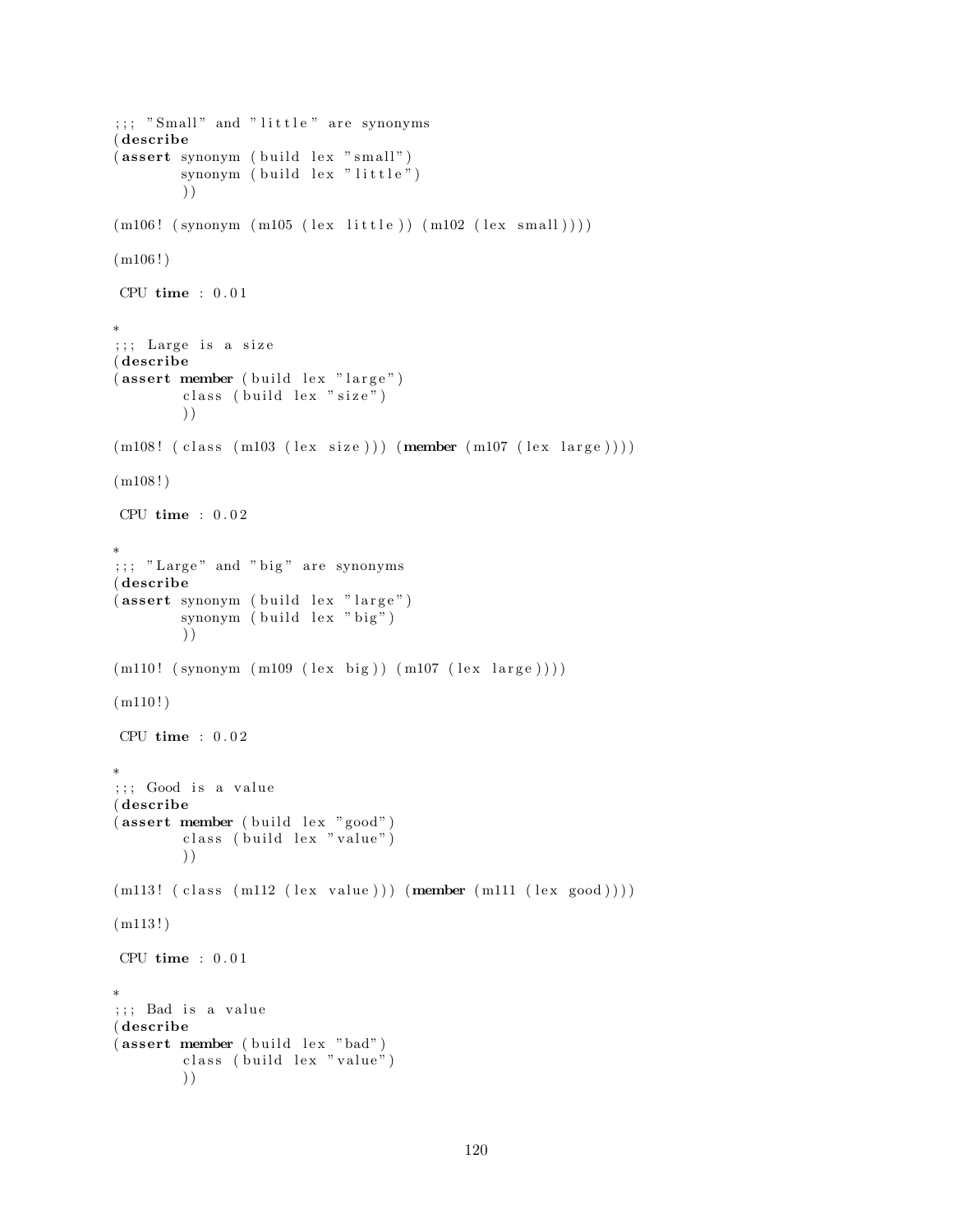```
;;; "Small" and "little" are synonyms
(describe
(assert synonym (build lex "small")
        synonym (build lex "little")
        ))

(m106! (synonym (m105 (lex little)) (m102 (lex small))))

(m106!)

 CPU time : 0.01

*
;;; Large is a size
(describe
(assert member (build lex "large")
        class (build lex "size")
        ))

(m108! (class (m103 (lex size))) (member (m107 (lex large))))

(m108!)

 CPU time : 0.02

*
;;; "Large" and "big" are synonyms
(describe
(assert synonym (build lex "large")
        synonym (build lex "big")
        ))

(m110! (synonym (m109 (lex big)) (m107 (lex large))))

(m110!)

 CPU time : 0.02

*
;;; Good is a value
(describe
(assert member (build lex "good")
        class (build lex "value")
        ))

(m113! (class (m112 (lex value))) (member (m111 (lex good))))

(m113!)

 CPU time : 0.01

*
;;; Bad is a value
(describe
(assert member (build lex "bad")
        class (build lex "value")
        ))
```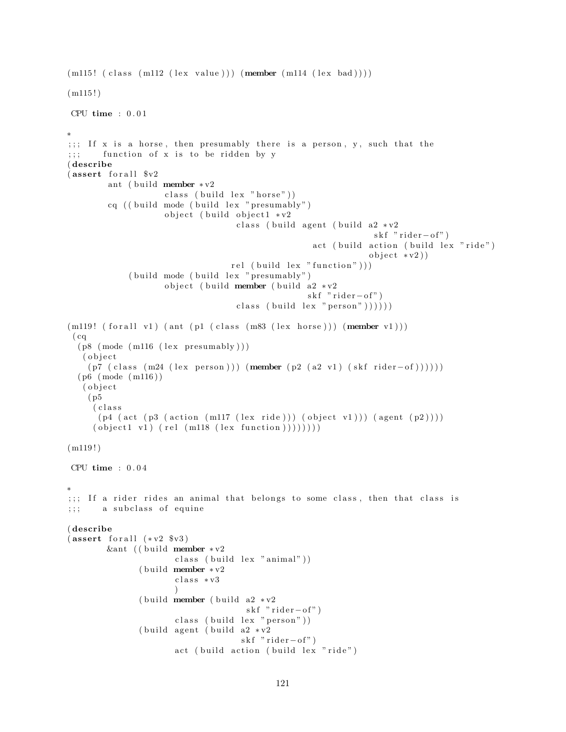```
(m115! (class (m112 (lex value))) (member (m114 (lex bad))))

(m115!)

 CPU time : 0.01

*
;;; If x is a horse, then presumably there is a person, y, such that the
;;;    function of x is to be ridden by y
(describe
(assert forall $v2
        ant (build member *v2
                   class (build lex "horse"))
        cq ((build mode (build lex "presumably")
                   object (build object1 *v2
                                 class (build agent (build a2 *v2
                                                          skf "rider-of")
                                              act (build action (build lex "ride")
                                                         object *v2))
                                 rel (build lex "function")))
            (build mode (build lex "presumably")
                   object (build member (build a2 *v2
                                              skf "rider-of")
                                 class (build lex "person"))))))

(m119! (forall v1) (ant (p1 (class (m83 (lex horse))) (member v1)))
 (cq
  (p8 (mode (m116 (lex presumably)))
   (object
    (p7 (class (m24 (lex person))) (member (p2 (a2 v1) (skf rider-of))))))
  (p6 (mode (m116))
   (object
    (p5
     (class
      (p4 (act (p3 (action (m117 (lex ride))) (object v1))) (agent (p2))))
     (object1 v1) (rel (m118 (lex function))))))))

(m119!)

 CPU time : 0.04

*
;;; If a rider rides an animal that belongs to some class, then that class is
;;;    a subclass of equine

(describe
(assert forall (*v2 $v3)
        &ant ((build member *v2
                     class (build lex "animal"))
              (build member *v2
                     class *v3
                     )
              (build member (build a2 *v2
                                   skf "rider-of")
                     class (build lex "person"))
              (build agent (build a2 *v2
                                  skf "rider-of")
                     act (build action (build lex "ride")
```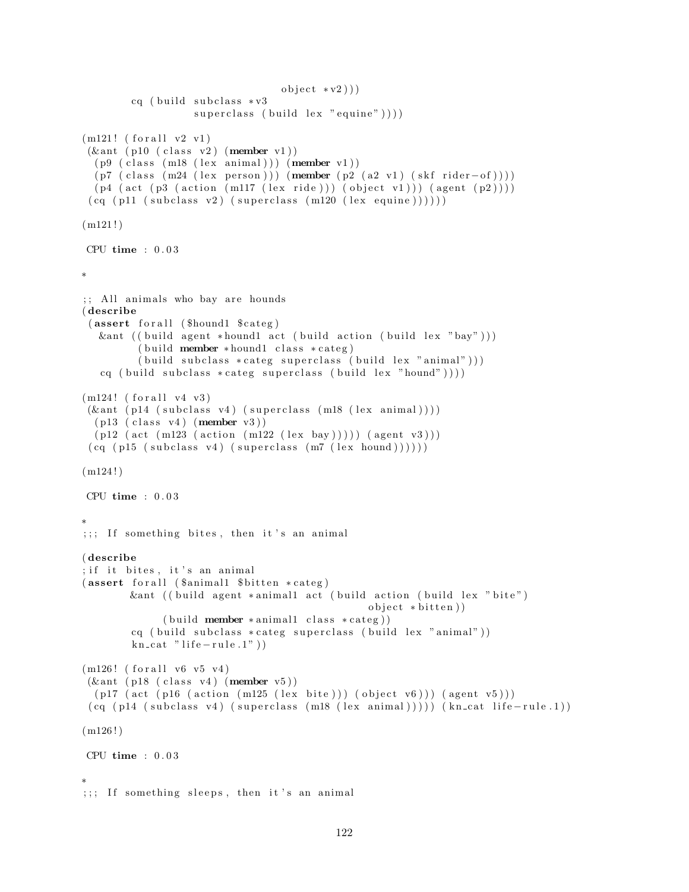```
                              object *v2)))
        cq (build subclass *v3
                  superclass (build lex "equine"))))

(m121! (forall v2 v1)
 (&ant (p10 (class v2) (member v1))
  (p9 (class (m18 (lex animal))) (member v1))
  (p7 (class (m24 (lex person))) (member (p2 (a2 v1) (skf rider-of))))
  (p4 (act (p3 (action (m117 (lex ride))) (object v1))) (agent (p2))))
 (cq (p11 (subclass v2) (superclass (m120 (lex equine))))))

(m121!)

 CPU time : 0.03

*

;; All animals who bay are hounds
(describe
 (assert forall ($hound1 $categ)
   &ant ((build agent *hound1 act (build action (build lex "bay")))
         (build member *hound1 class *categ)
         (build subclass *categ superclass (build lex "animal")))
   cq (build subclass *categ superclass (build lex "hound"))))

(m124! (forall v4 v3)
 (&ant (p14 (subclass v4) (superclass (m18 (lex animal))))
  (p13 (class v4) (member v3))
  (p12 (act (m123 (action (m122 (lex bay))))) (agent v3)))
 (cq (p15 (subclass v4) (superclass (m7 (lex hound))))))

(m124!)

 CPU time : 0.03

*
;;; If something bites, then it's an animal

(describe
;if it bites, it's an animal
(assert forall ($animal1 $bitten *categ)
       &ant ((build agent *animal1 act (build action (build lex "bite")
                                               object *bitten))
             (build member *animal1 class *categ))
        cq (build subclass *categ superclass (build lex "animal"))
        kn_cat "life-rule.1"))

(m126! (forall v6 v5 v4)
 (&ant (p18 (class v4) (member v5))
  (p17 (act (p16 (action (m125 (lex bite))) (object v6))) (agent v5)))
 (cq (p14 (subclass v4) (superclass (m18 (lex animal))))) (kn_cat life-rule.1))

(m126!)

 CPU time : 0.03

*
;;; If something sleeps, then it's an animal
```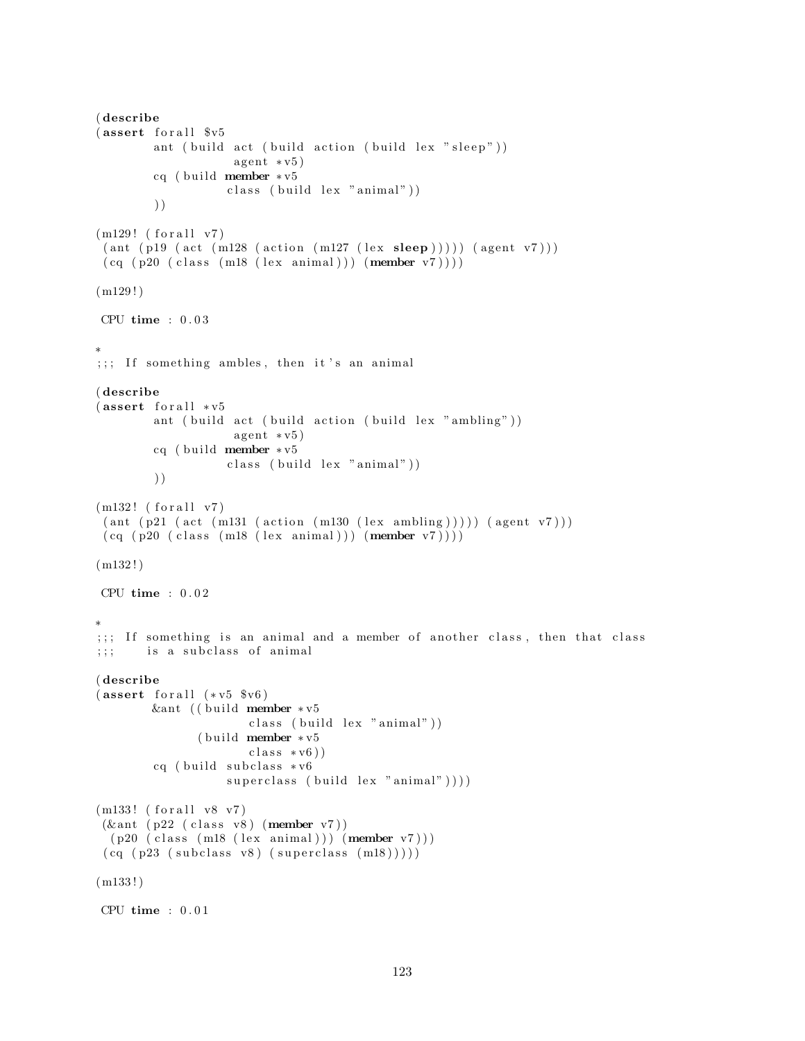```
(describe
(assert forall $v5
        ant (build act (build action (build lex "sleep"))
                   agent *v5)
        cq (build member *v5
                  class (build lex "animal"))
        ))

(m129! (forall v7)
 (ant (p19 (act (m128 (action (m127 (lex sleep))))) (agent v7)))
 (cq (p20 (class (m18 (lex animal))) (member v7))))

(m129!)

 CPU time : 0.03

*
;;; If something ambles, then it's an animal

(describe
(assert forall *v5
        ant (build act (build action (build lex "ambling"))
                   agent *v5)
        cq (build member *v5
                  class (build lex "animal"))
        ))

(m132! (forall v7)
 (ant (p21 (act (m131 (action (m130 (lex ambling))))) (agent v7)))
 (cq (p20 (class (m18 (lex animal))) (member v7))))

(m132!)

 CPU time : 0.02

*
;;; If something is an animal and a member of another class, then that class
;;;     is a subclass of animal

(describe
(assert forall (*v5 $v6)
        &ant ((build member *v5
                     class (build lex "animal"))
              (build member *v5
                     class *v6))
        cq (build subclass *v6
                  superclass (build lex "animal"))))

(m133! (forall v8 v7)
 (&ant (p22 (class v8) (member v7))
  (p20 (class (m18 (lex animal))) (member v7)))
 (cq (p23 (subclass v8) (superclass (m18)))))

(m133!)

 CPU time : 0.01
```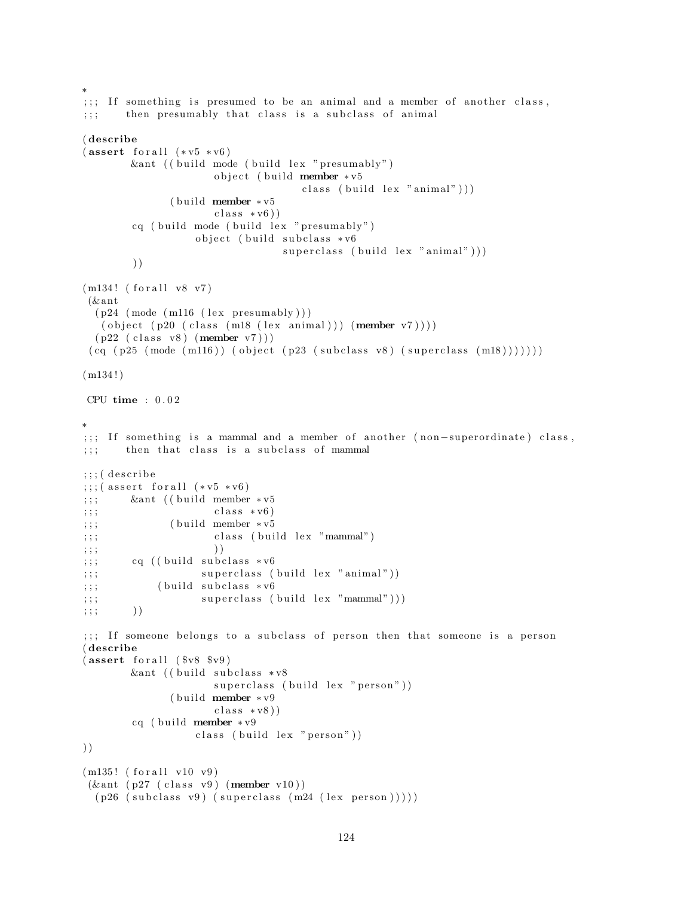```
*
;;; If something is presumed to be an animal and a member of another class,
;;;    then presumably that class is a subclass of animal

(describe
(assert forall (*v5 *v6)
        &ant ((build mode (build lex "presumably")
                     object (build member *v5
                                   class (build lex "animal")))
              (build member *v5
                     class *v6))
        cq (build mode (build lex "presumably")
                  object (build subclass *v6
                                superclass (build lex "animal")))
        ))

(m134! (forall v8 v7)
 (&ant
  (p24 (mode (m116 (lex presumably)))
   (object (p20 (class (m18 (lex animal))) (member v7))))
  (p22 (class v8) (member v7)))
 (cq (p25 (mode (m116)) (object (p23 (subclass v8) (superclass (m18)))))))

(m134!)

 CPU time : 0.02

*
;;; If something is a mammal and a member of another (non-superordinate) class,
;;;    then that class is a subclass of mammal

;;;(describe
;;;(assert forall (*v5 *v6)
;;;      &ant ((build member *v5
;;;                   class *v6)
;;;            (build member *v5
;;;                   class (build lex "mammal")
;;;                   ))
;;;      cq ((build subclass *v6
;;;                 superclass (build lex "animal"))
;;;          (build subclass *v6
;;;                 superclass (build lex "mammal")))
;;;      ))

;;; If someone belongs to a subclass of person then that someone is a person
(describe
(assert forall ($v8 $v9)
        &ant ((build subclass *v8
                     superclass (build lex "person"))
              (build member *v9
                     class *v8))
        cq (build member *v9
                  class (build lex "person"))
))

(m135! (forall v10 v9)
 (&ant (p27 (class v9) (member v10))
  (p26 (subclass v9) (superclass (m24 (lex person)))))
```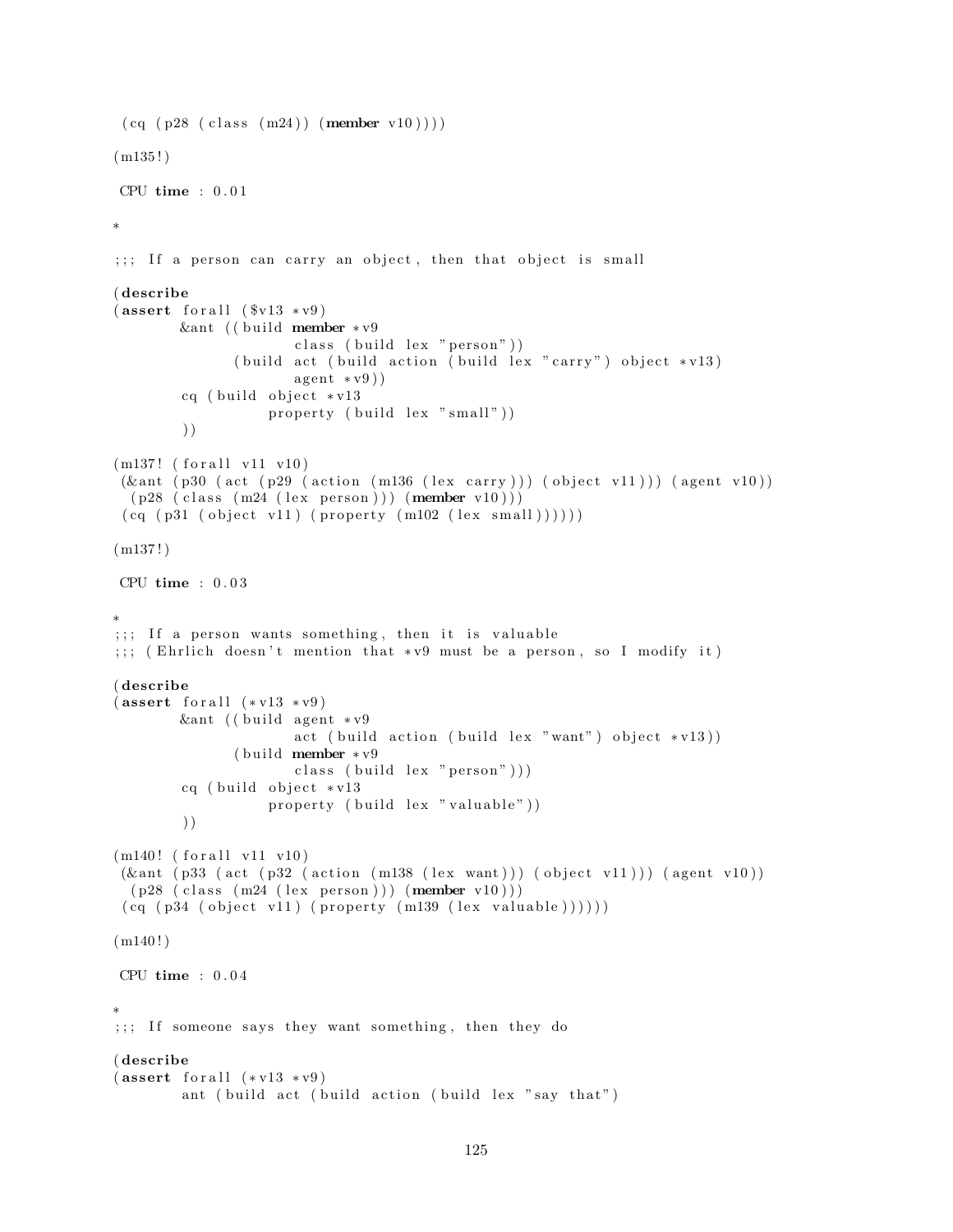```
 (cq (p28 (class (m24)) (member v10))))

(m135!)

 CPU time : 0.01

*

;;; If a person can carry an object, then that object is small

(describe
(assert forall ($v13 *v9)
        &ant ((build member *v9
                     class (build lex "person"))
              (build act (build action (build lex "carry") object *v13)
                     agent *v9))
        cq (build object *v13
                  property (build lex "small"))
        ))

(m137! (forall v11 v10)
 (&ant (p30 (act (p29 (action (m136 (lex carry))) (object v11))) (agent v10))
  (p28 (class (m24 (lex person))) (member v10)))
 (cq (p31 (object v11) (property (m102 (lex small))))))

(m137!)

 CPU time : 0.03

*
;;; If a person wants something, then it is valuable
;;; (Ehrlich doesn't mention that *v9 must be a person, so I modify it)

(describe
(assert forall (*v13 *v9)
        &ant ((build agent *v9
                     act (build action (build lex "want") object *v13))
              (build member *v9
                     class (build lex "person")))
        cq (build object *v13
                  property (build lex "valuable"))
        ))

(m140! (forall v11 v10)
 (&ant (p33 (act (p32 (action (m138 (lex want))) (object v11))) (agent v10))
  (p28 (class (m24 (lex person))) (member v10)))
 (cq (p34 (object v11) (property (m139 (lex valuable))))))

(m140!)

 CPU time : 0.04

*
;;; If someone says they want something, then they do

(describe
(assert forall (*v13 *v9)
        ant (build act (build action (build lex "say that")
```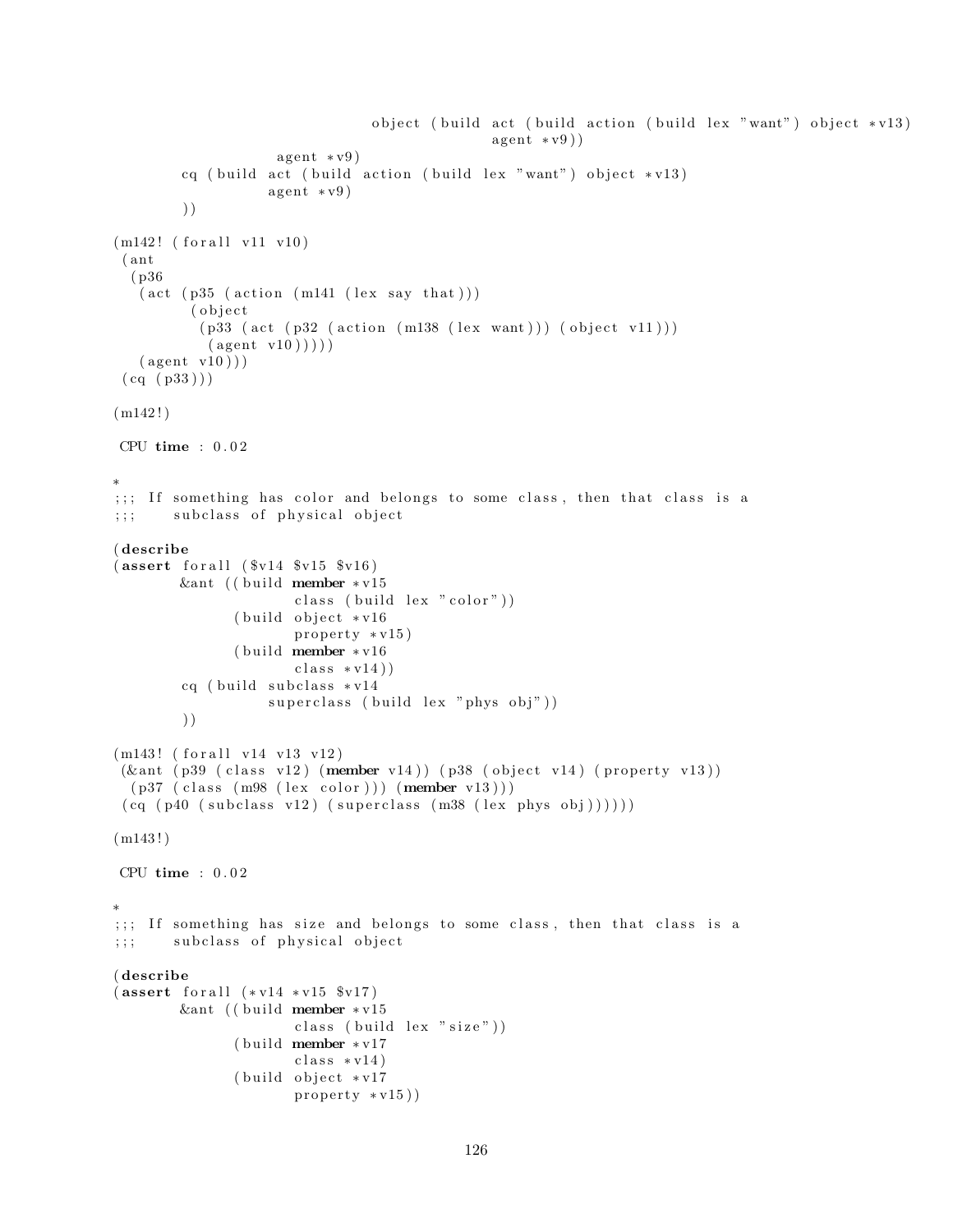```
                              object (build act (build action (build lex "want") object *v13)
                                            agent *v9))
                   agent *v9)
        cq (build act (build action (build lex "want") object *v13)
                  agent *v9)
        ))

(m142! (forall v11 v10)
 (ant
  (p36
   (act (p35 (action (m141 (lex say that)))
         (object
          (p33 (act (p32 (action (m138 (lex want))) (object v11)))
           (agent v10)))))
   (agent v10)))
 (cq (p33)))

(m142!)

 CPU time : 0.02

*
;;; If something has color and belongs to some class, then that class is a
;;;    subclass of physical object

(describe
(assert forall ($v14 $v15 $v16)
        &ant ((build member *v15
                     class (build lex "color"))
              (build object *v16
                     property *v15)
              (build member *v16
                     class *v14))
        cq (build subclass *v14
                  superclass (build lex "phys obj"))
        ))

(m143! (forall v14 v13 v12)
 (&ant (p39 (class v12) (member v14)) (p38 (object v14) (property v13))
  (p37 (class (m98 (lex color))) (member v13)))
 (cq (p40 (subclass v12) (superclass (m38 (lex phys obj))))))

(m143!)

 CPU time : 0.02

*
;;; If something has size and belongs to some class, then that class is a
;;;    subclass of physical object

(describe
(assert forall (*v14 *v15 $v17)
        &ant ((build member *v15
                     class (build lex "size"))
              (build member *v17
                     class *v14)
              (build object *v17
                     property *v15))
```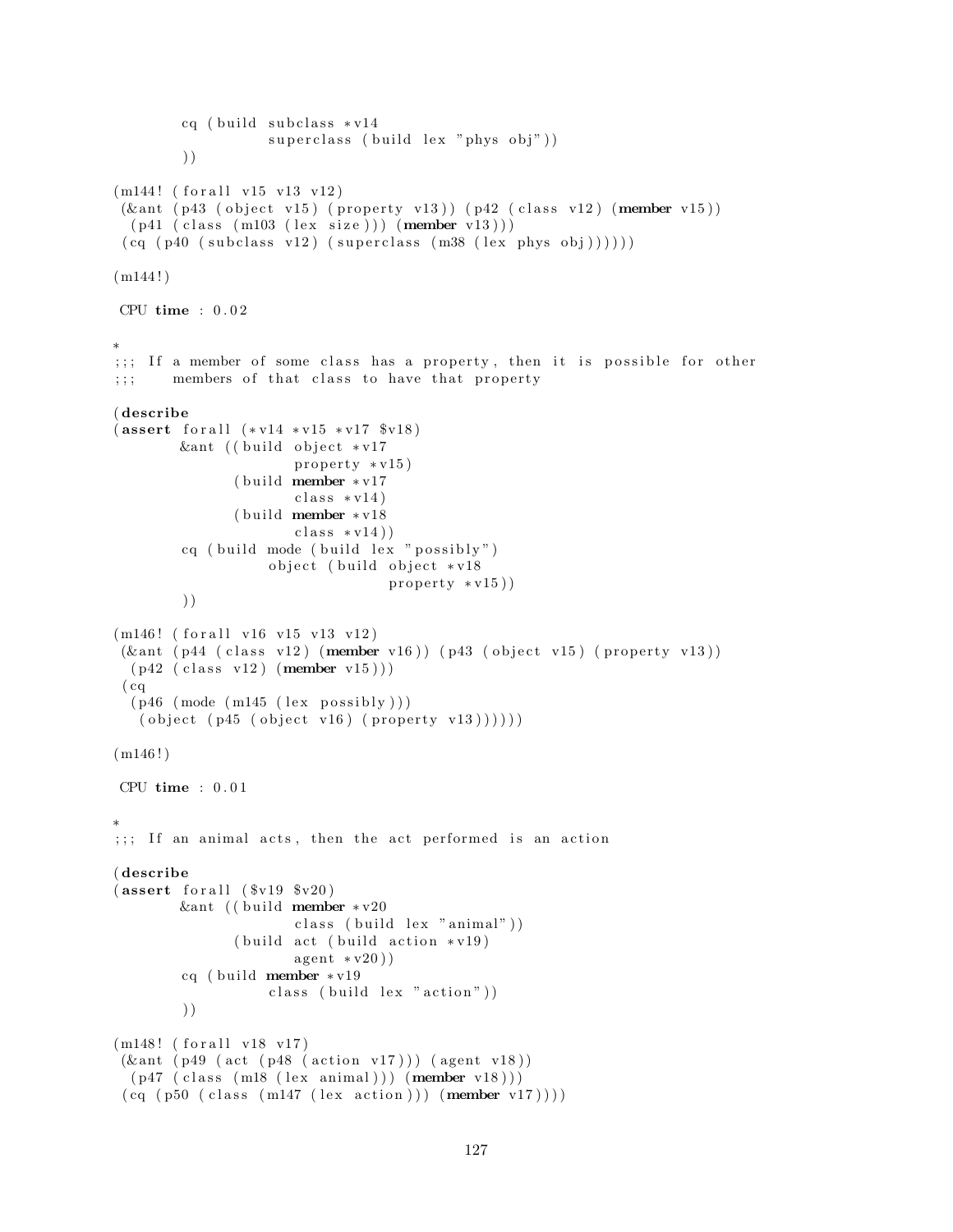```
        cq (build subclass *v14
                  superclass (build lex "phys obj"))
        ))

(m144! (forall v15 v13 v12)
 (&ant (p43 (object v15) (property v13)) (p42 (class v12) (member v15))
  (p41 (class (m103 (lex size))) (member v13)))
 (cq (p40 (subclass v12) (superclass (m38 (lex phys obj))))))

(m144!)

 CPU time : 0.02

*
;;; If a member of some class has a property, then it is possible for other
;;;     members of that class to have that property

(describe
(assert forall (*v14 *v15 *v17 $v18)
        &ant ((build object *v17
                     property *v15)
              (build member *v17
                     class *v14)
              (build member *v18
                     class *v14))
        cq (build mode (build lex "possibly")
                  object (build object *v18
                                property *v15))
        ))

(m146! (forall v16 v15 v13 v12)
 (&ant (p44 (class v12) (member v16)) (p43 (object v15) (property v13))
  (p42 (class v12) (member v15)))
 (cq
  (p46 (mode (m145 (lex possibly)))
   (object (p45 (object v16) (property v13))))))

(m146!)

 CPU time : 0.01

*
;;; If an animal acts, then the act performed is an action

(describe
(assert forall ($v19 $v20)
        &ant ((build member *v20
                     class (build lex "animal"))
              (build act (build action *v19)
                     agent *v20))
        cq (build member *v19
                  class (build lex "action"))
        ))

(m148! (forall v18 v17)
 (&ant (p49 (act (p48 (action v17))) (agent v18))
  (p47 (class (m18 (lex animal))) (member v18)))
 (cq (p50 (class (m147 (lex action))) (member v17))))
```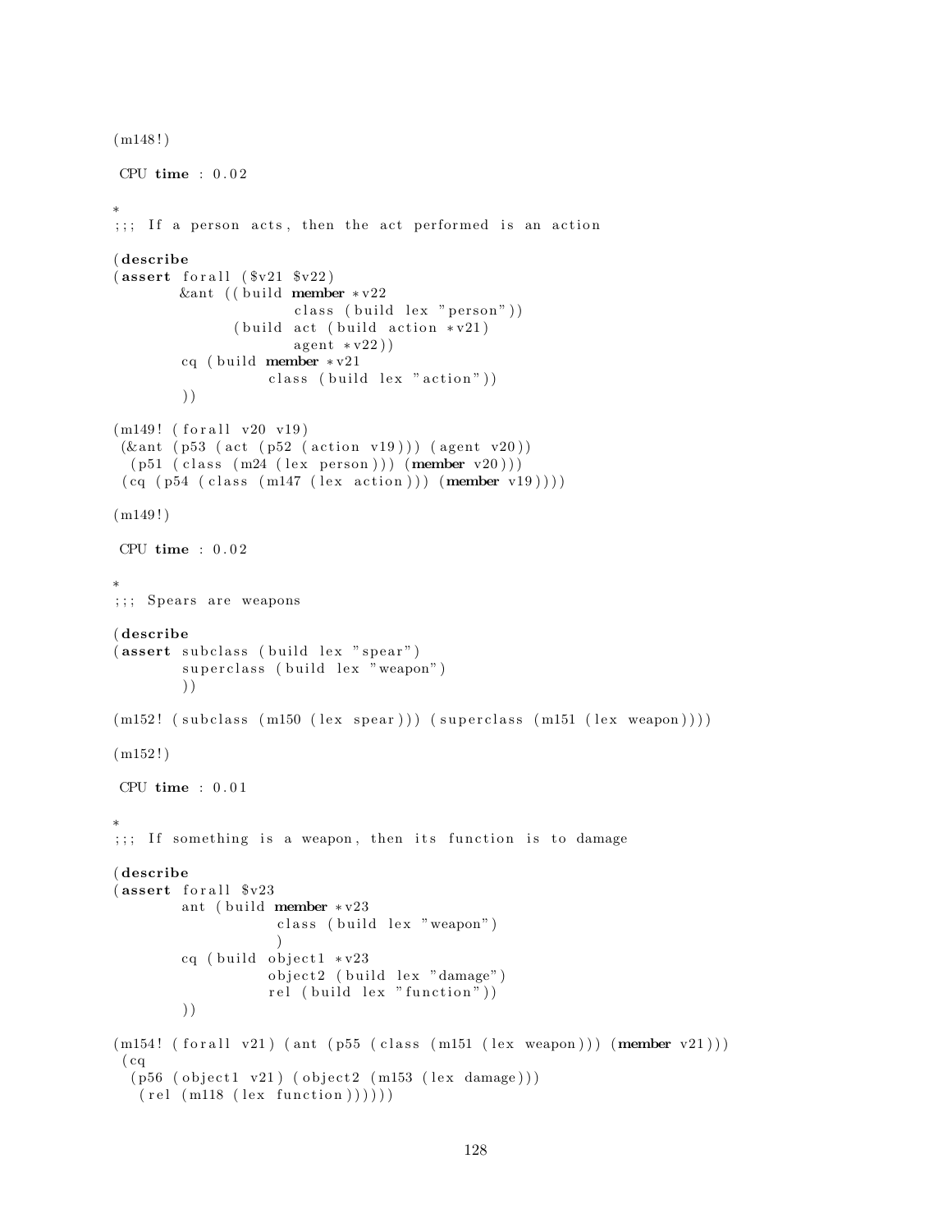```
(m148!)

 CPU time : 0.02

*
;;; If a person acts, then the act performed is an action

(describe
(assert forall ($v21 $v22)
        &ant ((build member *v22
                     class (build lex "person"))
              (build act (build action *v21)
                     agent *v22))
        cq (build member *v21
                  class (build lex "action"))
        ))

(m149! (forall v20 v19)
 (&ant (p53 (act (p52 (action v19))) (agent v20))
  (p51 (class (m24 (lex person))) (member v20)))
 (cq (p54 (class (m147 (lex action))) (member v19))))

(m149!)

 CPU time : 0.02

*
;;; Spears are weapons

(describe
(assert subclass (build lex "spear")
        superclass (build lex "weapon")
        ))

(m152! (subclass (m150 (lex spear))) (superclass (m151 (lex weapon))))

(m152!)

 CPU time : 0.01

*
;;; If something is a weapon, then its function is to damage

(describe
(assert forall $v23
        ant (build member *v23
                   class (build lex "weapon")
                   )
        cq (build object1 *v23
                  object2 (build lex "damage")
                  rel (build lex "function"))
        ))

(m154! (forall v21) (ant (p55 (class (m151 (lex weapon))) (member v21)))
 (cq
  (p56 (object1 v21) (object2 (m153 (lex damage)))
   (rel (m118 (lex function))))))
```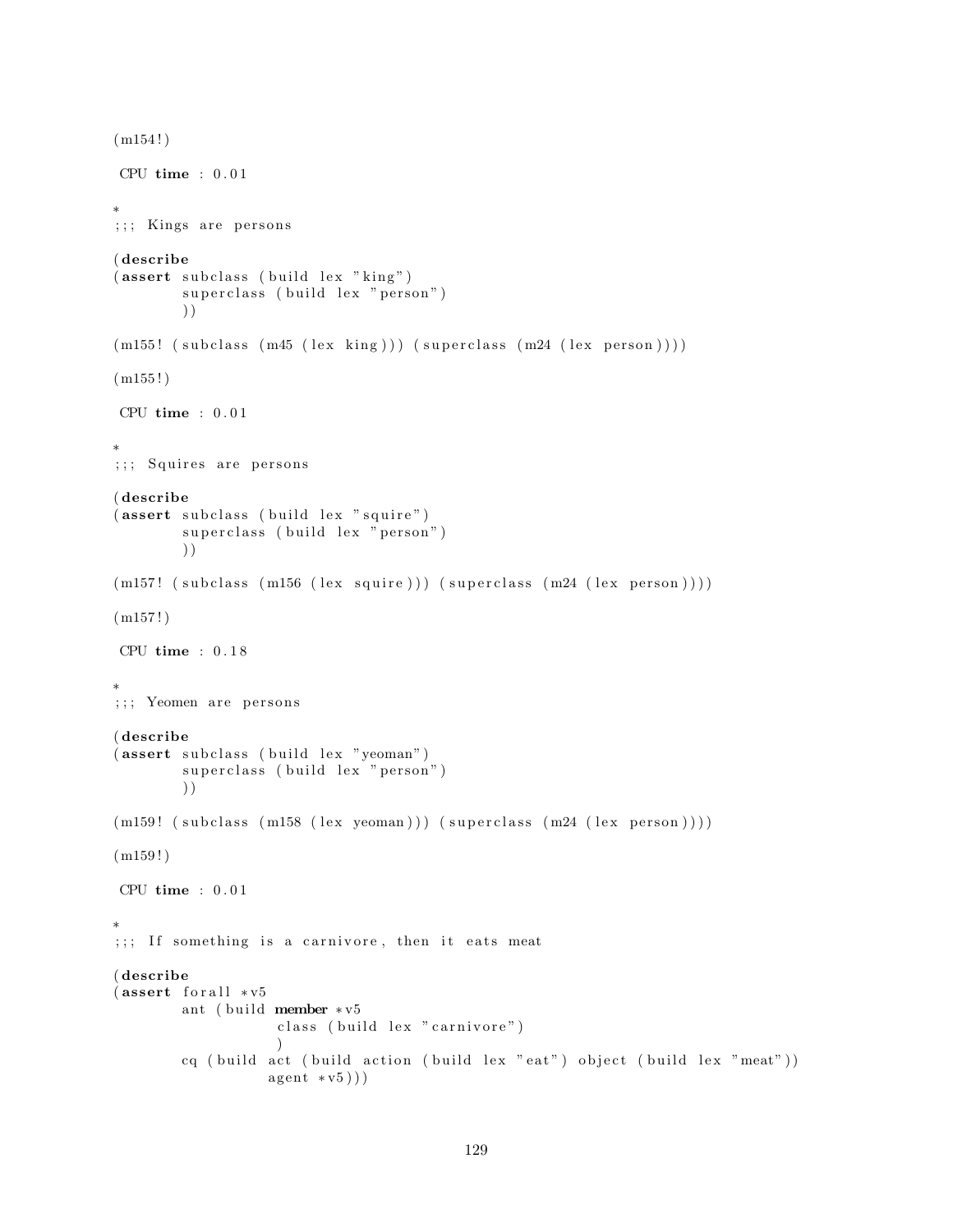```
(m154!)

 CPU time : 0.01

*
;;; Kings are persons

(describe
(assert subclass (build lex "king")
        superclass (build lex "person")
        ))

(m155! (subclass (m45 (lex king))) (superclass (m24 (lex person))))

(m155!)

 CPU time : 0.01

*
;;; Squires are persons

(describe
(assert subclass (build lex "squire")
        superclass (build lex "person")
        ))

(m157! (subclass (m156 (lex squire))) (superclass (m24 (lex person))))

(m157!)

 CPU time : 0.18

*
;;; Yeomen are persons

(describe
(assert subclass (build lex "yeoman")
        superclass (build lex "person")
        ))

(m159! (subclass (m158 (lex yeoman))) (superclass (m24 (lex person))))

(m159!)

 CPU time : 0.01

*
;;; If something is a carnivore, then it eats meat

(describe
(assert forall *v5
        ant (build member *v5
                   class (build lex "carnivore")
                   )
        cq (build act (build action (build lex "eat") object (build lex "meat"))
                  agent *v5)))
```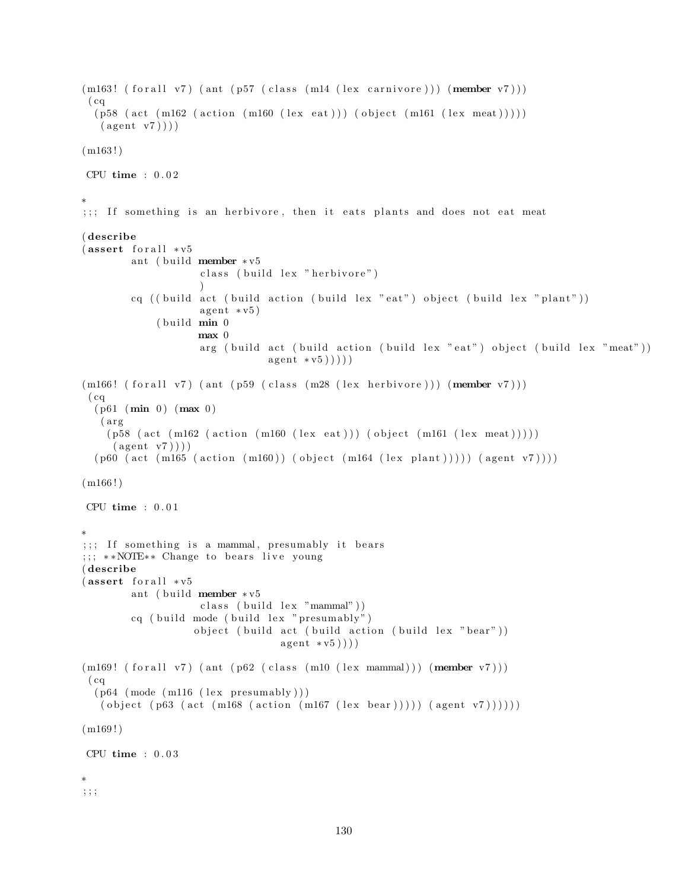```
(m163! (forall v7) (ant (p57 (class (m14 (lex carnivore))) (member v7)))
 (cq
  (p58 (act (m162 (action (m160 (lex eat))) (object (m161 (lex meat)))))
   (agent v7))))

(m163!)

 CPU time : 0.02

*
;;; If something is an herbivore, then it eats plants and does not eat meat

(describe
(assert forall *v5
        ant (build member *v5
                   class (build lex "herbivore")
                   )
        cq ((build act (build action (build lex "eat") object (build lex "plant"))
                   agent *v5)
             (build min 0
                    max 0
                    arg (build act (build action (build lex "eat") object (build lex "meat"))
                               agent *v5)))))

(m166! (forall v7) (ant (p59 (class (m28 (lex herbivore))) (member v7)))
 (cq
  (p61 (min 0) (max 0)
   (arg
    (p58 (act (m162 (action (m160 (lex eat))) (object (m161 (lex meat)))))
     (agent v7))))
  (p60 (act (m165 (action (m160)) (object (m164 (lex plant))))) (agent v7))))

(m166!)

 CPU time : 0.01

*
;;; If something is a mammal, presumably it bears
;;; **NOTE** Change to bears live young
(describe
(assert forall *v5
        ant (build member *v5
                   class (build lex "mammal"))
        cq (build mode (build lex "presumably")
                  object (build act (build action (build lex "bear"))
                                agent *v5))))

(m169! (forall v7) (ant (p62 (class (m10 (lex mammal))) (member v7)))
 (cq
  (p64 (mode (m116 (lex presumably)))
   (object (p63 (act (m168 (action (m167 (lex bear))))) (agent v7))))))

(m169!)

 CPU time : 0.03

*
;;;
```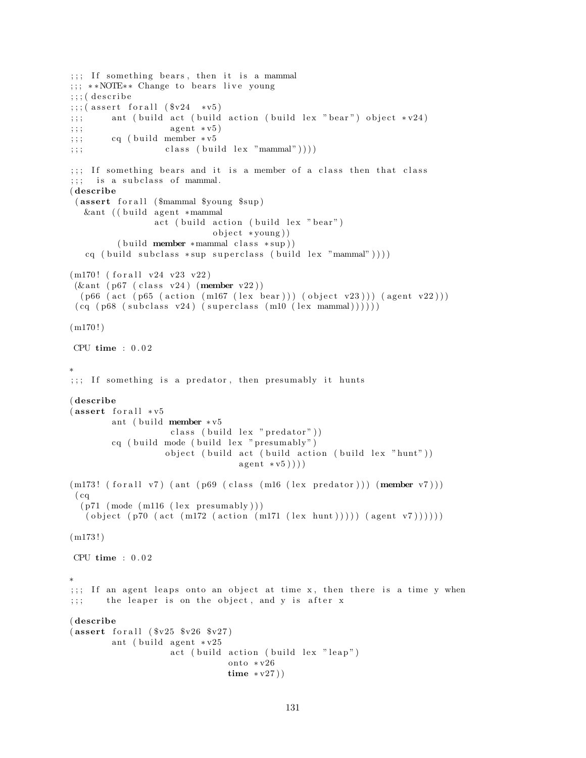```
;;; If something bears, then it is a mammal
;;; **NOTE** Change to bears live young
;;;(describe
;;;(assert forall ($v24  *v5)
;;;      ant (build act (build action (build lex "bear") object *v24)
;;;                 agent *v5)
;;;      cq (build member *v5
;;;                class (build lex "mammal"))))

;;; If something bears and it is a member of a class then that class
;;;  is a subclass of mammal.
(describe
 (assert forall ($mammal $young $sup)
   &ant ((build agent *mammal
               act (build action (build lex "bear")
                          object *young))
         (build member *mammal class *sup))
   cq (build subclass *sup superclass (build lex "mammal"))))

(m170! (forall v24 v23 v22)
 (&ant (p67 (class v24) (member v22))
  (p66 (act (p65 (action (m167 (lex bear))) (object v23))) (agent v22)))
 (cq (p68 (subclass v24) (superclass (m10 (lex mammal))))))

(m170!)

 CPU time : 0.02

*
;;; If something is a predator, then presumably it hunts

(describe
(assert forall *v5
        ant (build member *v5
                   class (build lex "predator"))
        cq (build mode (build lex "presumably")
                  object (build act (build action (build lex "hunt"))
                                agent *v5))))

(m173! (forall v7) (ant (p69 (class (m16 (lex predator))) (member v7)))
 (cq
  (p71 (mode (m116 (lex presumably)))
   (object (p70 (act (m172 (action (m171 (lex hunt))))) (agent v7))))))

(m173!)

 CPU time : 0.02

*
;;; If an agent leaps onto an object at time x, then there is a time y when
;;;    the leaper is on the object, and y is after x

(describe
(assert forall ($v25 $v26 $v27)
        ant (build agent *v25
                   act (build action (build lex "leap")
                              onto *v26
                              time *v27))
```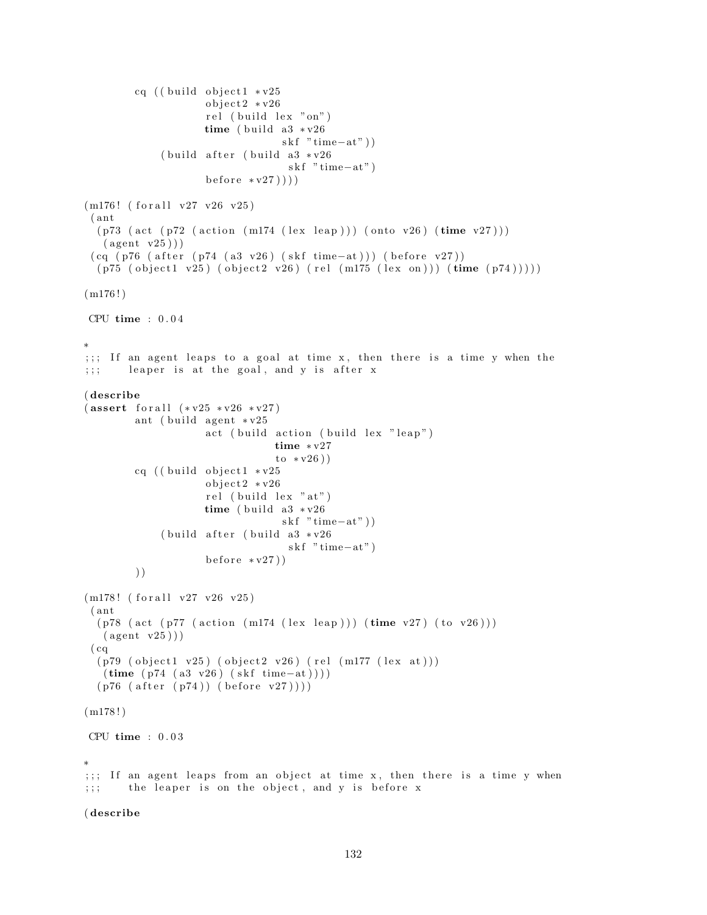```
        cq ((build object1 *v25
                   object2 *v26
                   rel (build lex "on")
                   time (build a3 *v26
                               skf "time-at"))
             (build after (build a3 *v26
                                 skf "time-at")
                    before *v27))))

(m176! (forall v27 v26 v25)
 (ant
  (p73 (act (p72 (action (m174 (lex leap))) (onto v26) (time v27)))
   (agent v25)))
 (cq (p76 (after (p74 (a3 v26) (skf time-at))) (before v27))
  (p75 (object1 v25) (object2 v26) (rel (m175 (lex on))) (time (p74)))))

(m176!)

 CPU time : 0.04

*
;;; If an agent leaps to a goal at time x, then there is a time y when the
;;;     leaper is at the goal, and y is after x

(describe
(assert forall (*v25 *v26 *v27)
        ant (build agent *v25
                   act (build action (build lex "leap")
                              time *v27
                              to *v26))
        cq ((build object1 *v25
                   object2 *v26
                   rel (build lex "at")
                   time (build a3 *v26
                               skf "time-at"))
             (build after (build a3 *v26
                                 skf "time-at")
                    before *v27))
        ))

(m178! (forall v27 v26 v25)
 (ant
  (p78 (act (p77 (action (m174 (lex leap))) (time v27) (to v26)))
   (agent v25)))
 (cq
  (p79 (object1 v25) (object2 v26) (rel (m177 (lex at)))
   (time (p74 (a3 v26) (skf time-at))))
  (p76 (after (p74)) (before v27))))

(m178!)

 CPU time : 0.03

*
;;; If an agent leaps from an object at time x, then there is a time y when
;;;     the leaper is on the object, and y is before x

(describe
```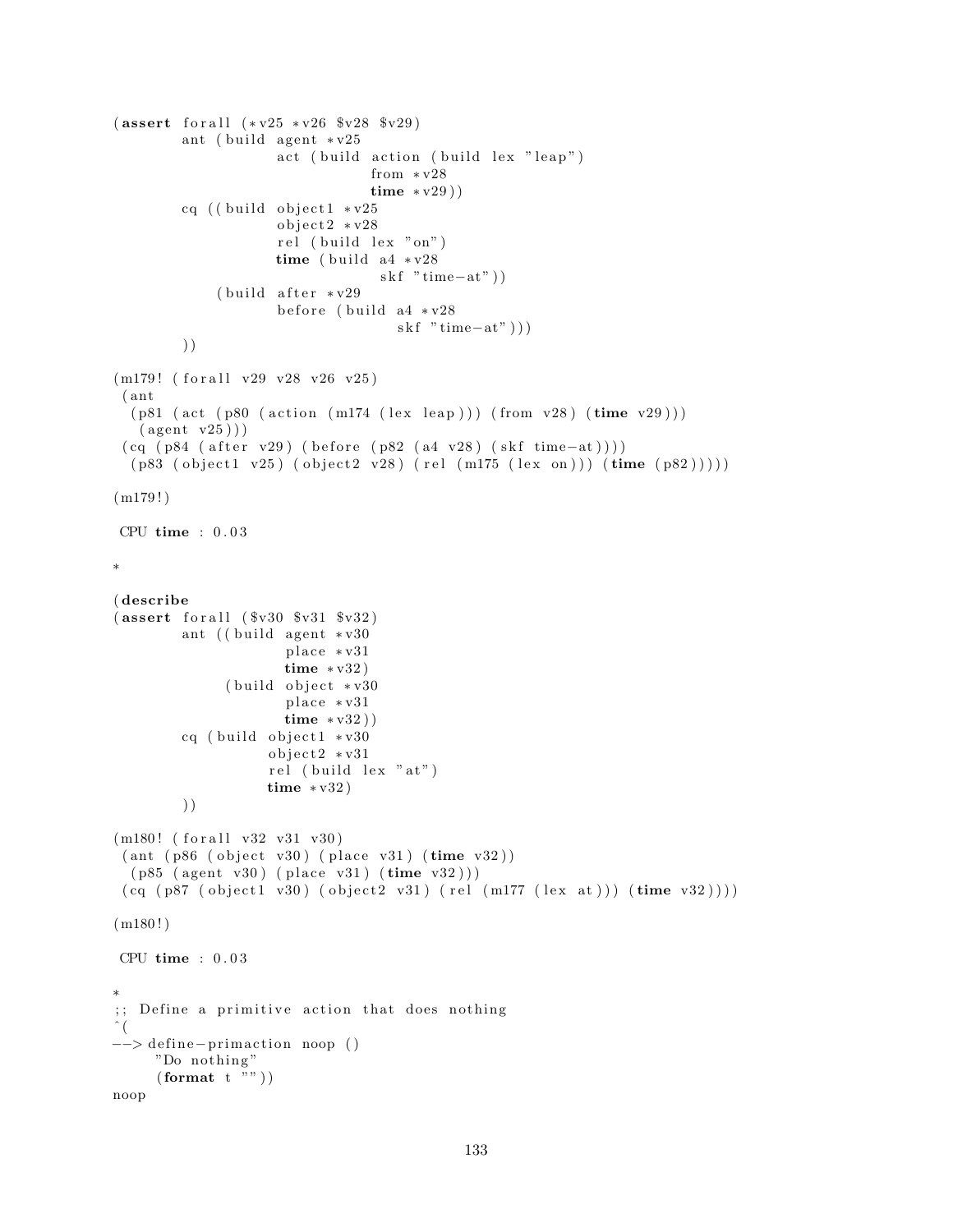```
(assert forall (*v25 *v26 $v28 $v29)
        ant (build agent *v25
                   act (build action (build lex "leap")
                              from *v28
                              time *v29))
        cq ((build object1 *v25
                   object2 *v28
                   rel (build lex "on")
                   time (build a4 *v28
                               skf "time-at"))
            (build after *v29
                   before (build a4 *v28
                                 skf "time-at")))
        ))

(m179! (forall v29 v28 v26 v25)
 (ant
  (p81 (act (p80 (action (m174 (lex leap))) (from v28) (time v29)))
   (agent v25)))
 (cq (p84 (after v29) (before (p82 (a4 v28) (skf time-at))))
  (p83 (object1 v25) (object2 v28) (rel (m175 (lex on))) (time (p82)))))

(m179!)

 CPU time : 0.03

*

(describe
(assert forall ($v30 $v31 $v32)
        ant ((build agent *v30
                    place *v31
                    time *v32)
             (build object *v30
                    place *v31
                    time *v32))
        cq (build object1 *v30
                  object2 *v31
                  rel (build lex "at")
                  time *v32)
        ))

(m180! (forall v32 v31 v30)
 (ant (p86 (object v30) (place v31) (time v32))
  (p85 (agent v30) (place v31) (time v32)))
 (cq (p87 (object1 v30) (object2 v31) (rel (m177 (lex at))) (time v32))))

(m180!)

 CPU time : 0.03

*
;; Define a primitive action that does nothing
^(
--> define-primaction noop ()
     "Do nothing"
     (format t ""))
noop
```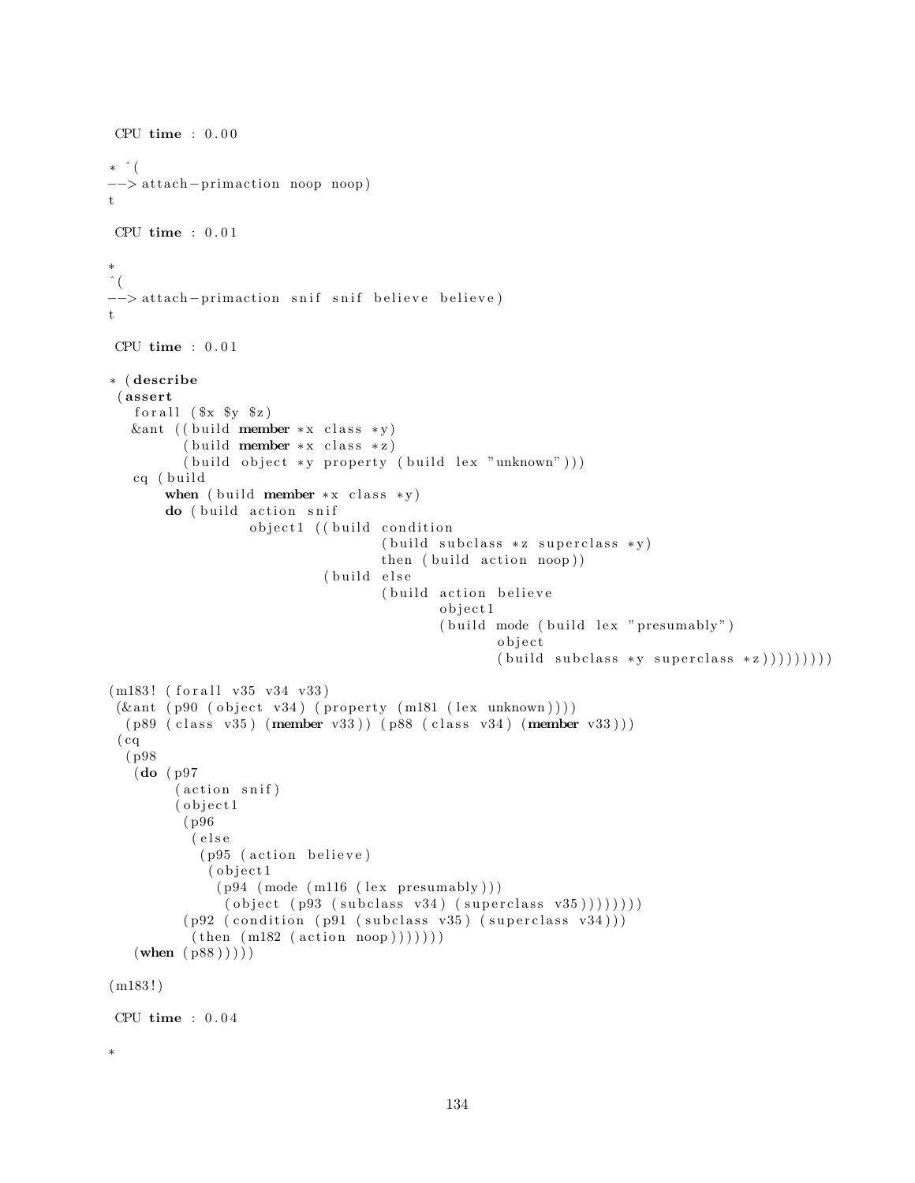```
 CPU time : 0.00

* ^(
--> attach-primaction noop noop)
t

 CPU time : 0.01

*
^(
--> attach-primaction snif snif believe believe)
t

 CPU time : 0.01

* (describe
 (assert
   forall ($x $y $z)
   &ant ((build member *x class *y)
         (build member *x class *z)
         (build object *y property (build lex "unknown")))
   cq (build
        when (build member *x class *y)
        do (build action snif
                  object1 ((build condition
                                  (build subclass *z superclass *y)
                                  then (build action noop))
                           (build else
                                  (build action believe
                                         object1
                                         (build mode (build lex "presumably")
                                                object
                                                (build subclass *y superclass *z)))))))))

(m183! (forall v35 v34 v33)
 (&ant (p90 (object v34) (property (m181 (lex unknown))))
  (p89 (class v35) (member v33)) (p88 (class v34) (member v33)))
 (cq
  (p98
   (do (p97
        (action snif)
        (object1
         (p96
          (else
           (p95 (action believe)
            (object1
             (p94 (mode (m116 (lex presumably)))
              (object (p93 (subclass v34) (superclass v35))))))))
         (p92 (condition (p91 (subclass v35) (superclass v34)))
          (then (m182 (action noop)))))))
   (when (p88)))))

(m183!)

 CPU time : 0.04

*
```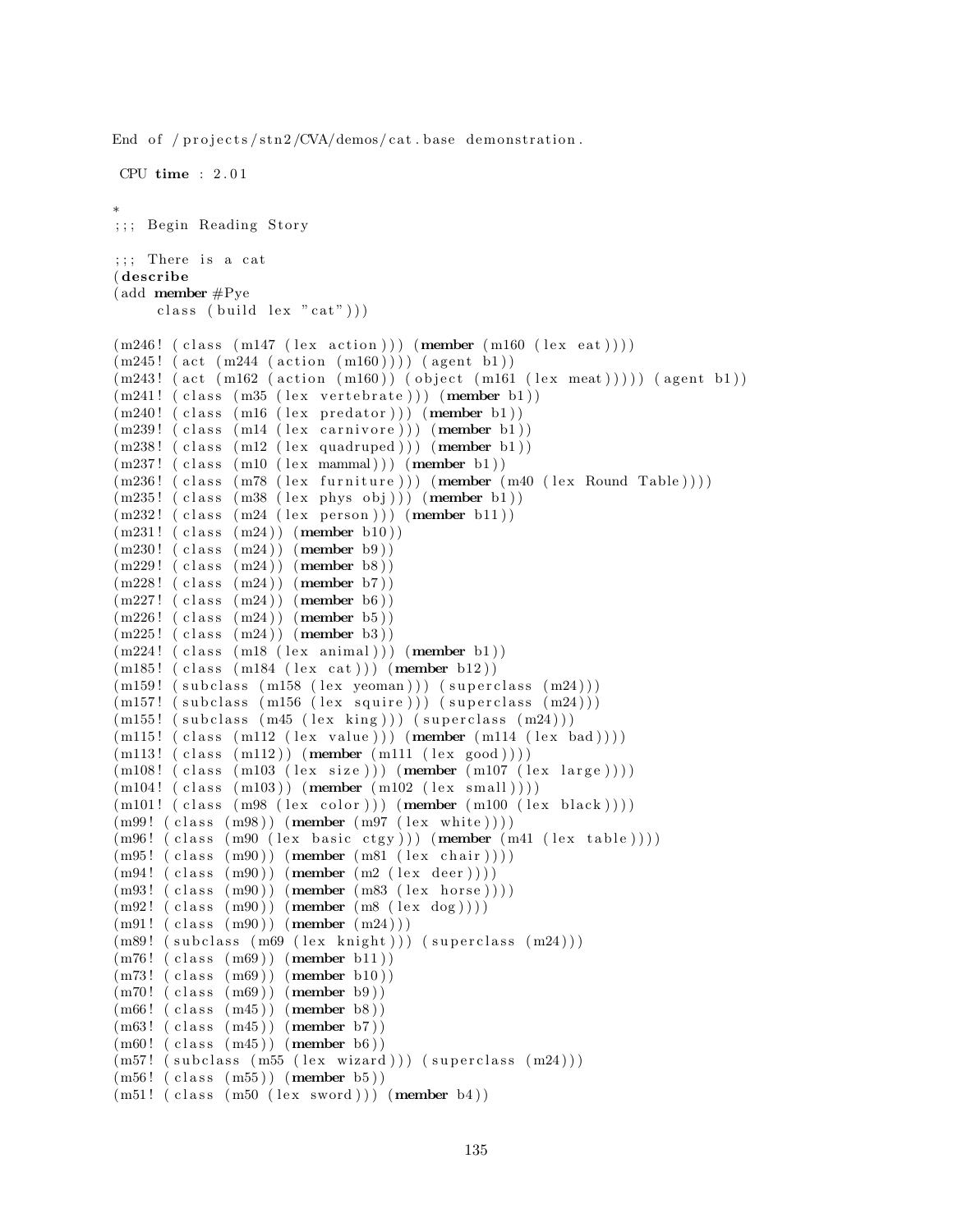```
End of /projects/stn2/CVA/demos/cat.base demonstration.

 CPU time : 2.01

*
;;; Begin Reading Story

;;; There is a cat
(describe
(add member #Pye
     class (build lex "cat")))

(m246! (class (m147 (lex action))) (member (m160 (lex eat))))
(m245! (act (m244 (action (m160)))) (agent b1))
(m243! (act (m162 (action (m160)) (object (m161 (lex meat))))) (agent b1))
(m241! (class (m35 (lex vertebrate))) (member b1))
(m240! (class (m16 (lex predator))) (member b1))
(m239! (class (m14 (lex carnivore))) (member b1))
(m238! (class (m12 (lex quadruped))) (member b1))
(m237! (class (m10 (lex mammal))) (member b1))
(m236! (class (m78 (lex furniture))) (member (m40 (lex Round Table))))
(m235! (class (m38 (lex phys obj))) (member b1))
(m232! (class (m24 (lex person))) (member b11))
(m231! (class (m24)) (member b10))
(m230! (class (m24)) (member b9))
(m229! (class (m24)) (member b8))
(m228! (class (m24)) (member b7))
(m227! (class (m24)) (member b6))
(m226! (class (m24)) (member b5))
(m225! (class (m24)) (member b3))
(m224! (class (m18 (lex animal))) (member b1))
(m185! (class (m184 (lex cat))) (member b12))
(m159! (subclass (m158 (lex yeoman))) (superclass (m24)))
(m157! (subclass (m156 (lex squire))) (superclass (m24)))
(m155! (subclass (m45 (lex king))) (superclass (m24)))
(m115! (class (m112 (lex value))) (member (m114 (lex bad))))
(m113! (class (m112)) (member (m111 (lex good))))
(m108! (class (m103 (lex size))) (member (m107 (lex large))))
(m104! (class (m103)) (member (m102 (lex small))))
(m101! (class (m98 (lex color))) (member (m100 (lex black))))
(m99! (class (m98)) (member (m97 (lex white))))
(m96! (class (m90 (lex basic ctgy))) (member (m41 (lex table))))
(m95! (class (m90)) (member (m81 (lex chair))))
(m94! (class (m90)) (member (m2 (lex deer))))
(m93! (class (m90)) (member (m83 (lex horse))))
(m92! (class (m90)) (member (m8 (lex dog))))
(m91! (class (m90)) (member (m24)))
(m89! (subclass (m69 (lex knight))) (superclass (m24)))
(m76! (class (m69)) (member b11))
(m73! (class (m69)) (member b10))
(m70! (class (m69)) (member b9))
(m66! (class (m45)) (member b8))
(m63! (class (m45)) (member b7))
(m60! (class (m45)) (member b6))
(m57! (subclass (m55 (lex wizard))) (superclass (m24)))
(m56! (class (m55)) (member b5))
(m51! (class (m50 (lex sword))) (member b4))
```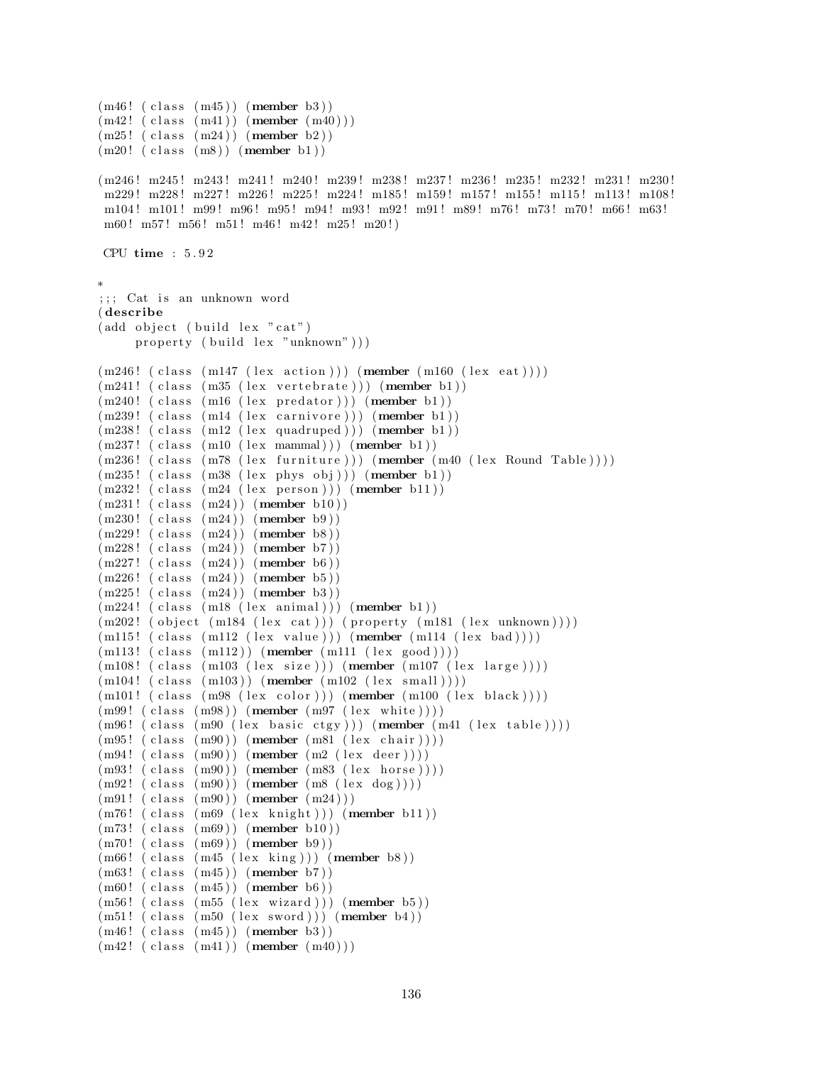```
(m46! (class (m45)) (member b3))
(m42! (class (m41)) (member (m40)))
(m25! (class (m24)) (member b2))
(m20! (class (m8)) (member b1))

(m246! m245! m243! m241! m240! m239! m238! m237! m236! m235! m232! m231! m230!
 m229! m228! m227! m226! m225! m224! m185! m159! m157! m155! m115! m113! m108!
 m104! m101! m99! m96! m95! m94! m93! m92! m91! m89! m76! m73! m70! m66! m63!
 m60! m57! m56! m51! m46! m42! m25! m20!)

 CPU time : 5.92

*
;;; Cat is an unknown word
(describe
(add object (build lex "cat")
     property (build lex "unknown")))

(m246! (class (m147 (lex action))) (member (m160 (lex eat))))
(m241! (class (m35 (lex vertebrate))) (member b1))
(m240! (class (m16 (lex predator))) (member b1))
(m239! (class (m14 (lex carnivore))) (member b1))
(m238! (class (m12 (lex quadruped))) (member b1))
(m237! (class (m10 (lex mammal))) (member b1))
(m236! (class (m78 (lex furniture))) (member (m40 (lex Round Table))))
(m235! (class (m38 (lex phys obj))) (member b1))
(m232! (class (m24 (lex person))) (member b11))
(m231! (class (m24)) (member b10))
(m230! (class (m24)) (member b9))
(m229! (class (m24)) (member b8))
(m228! (class (m24)) (member b7))
(m227! (class (m24)) (member b6))
(m226! (class (m24)) (member b5))
(m225! (class (m24)) (member b3))
(m224! (class (m18 (lex animal))) (member b1))
(m202! (object (m184 (lex cat))) (property (m181 (lex unknown))))
(m115! (class (m112 (lex value))) (member (m114 (lex bad))))
(m113! (class (m112)) (member (m111 (lex good))))
(m108! (class (m103 (lex size))) (member (m107 (lex large))))
(m104! (class (m103)) (member (m102 (lex small))))
(m101! (class (m98 (lex color))) (member (m100 (lex black))))
(m99! (class (m98)) (member (m97 (lex white))))
(m96! (class (m90 (lex basic ctgy))) (member (m41 (lex table))))
(m95! (class (m90)) (member (m81 (lex chair))))
(m94! (class (m90)) (member (m2 (lex deer))))
(m93! (class (m90)) (member (m83 (lex horse))))
(m92! (class (m90)) (member (m8 (lex dog))))
(m91! (class (m90)) (member (m24)))
(m76! (class (m69 (lex knight))) (member b11))
(m73! (class (m69)) (member b10))
(m70! (class (m69)) (member b9))
(m66! (class (m45 (lex king))) (member b8))
(m63! (class (m45)) (member b7))
(m60! (class (m45)) (member b6))
(m56! (class (m55 (lex wizard))) (member b5))
(m51! (class (m50 (lex sword))) (member b4))
(m46! (class (m45)) (member b3))
(m42! (class (m41)) (member (m40)))
```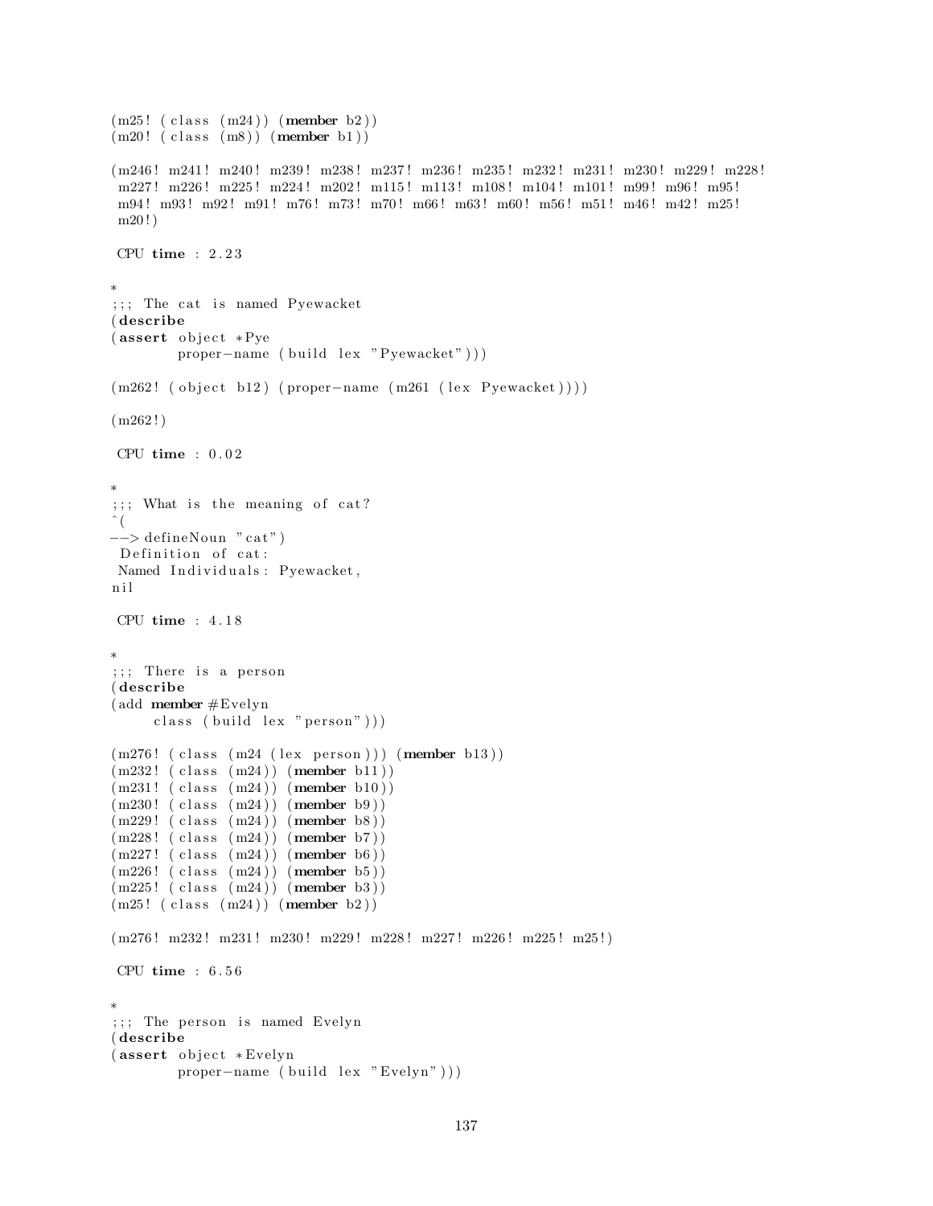```
(m25! (class (m24)) (member b2))
(m20! (class (m8)) (member b1))

(m246! m241! m240! m239! m238! m237! m236! m235! m232! m231! m230! m229! m228!
 m227! m226! m225! m224! m202! m115! m113! m108! m104! m101! m99! m96! m95!
 m94! m93! m92! m91! m76! m73! m70! m66! m63! m60! m56! m51! m46! m42! m25!
 m20!)

 CPU time : 2.23

*
;;; The cat is named Pyewacket
(describe
(assert object *Pye
        proper-name (build lex "Pyewacket")))

(m262! (object b12) (proper-name (m261 (lex Pyewacket))))

(m262!)

 CPU time : 0.02

*
;;; What is the meaning of cat?
^(
--> defineNoun "cat")
 Definition of cat:
 Named Individuals: Pyewacket,
nil

 CPU time : 4.18

*
;;; There is a person
(describe
(add member #Evelyn
     class (build lex "person")))

(m276! (class (m24 (lex person))) (member b13))
(m232! (class (m24)) (member b11))
(m231! (class (m24)) (member b10))
(m230! (class (m24)) (member b9))
(m229! (class (m24)) (member b8))
(m228! (class (m24)) (member b7))
(m227! (class (m24)) (member b6))
(m226! (class (m24)) (member b5))
(m225! (class (m24)) (member b3))
(m25! (class (m24)) (member b2))

(m276! m232! m231! m230! m229! m228! m227! m226! m225! m25!)

 CPU time : 6.56

*
;;; The person is named Evelyn
(describe
(assert object *Evelyn
        proper-name (build lex "Evelyn")))
```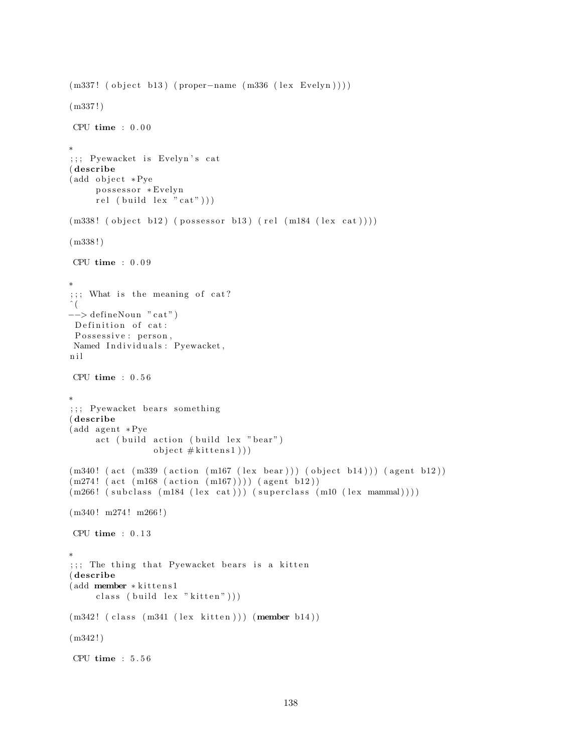```
(m337! (object b13) (proper-name (m336 (lex Evelyn))))

(m337!)

 CPU time : 0.00

*
;;; Pyewacket is Evelyn's cat
(describe
(add object *Pye
     possessor *Evelyn
     rel (build lex "cat")))

(m338! (object b12) (possessor b13) (rel (m184 (lex cat))))

(m338!)

 CPU time : 0.09

*
;;; What is the meaning of cat?
^(
--> defineNoun "cat")
 Definition of cat:
 Possessive: person,
 Named Individuals: Pyewacket,
nil

 CPU time : 0.56

*
;;; Pyewacket bears something
(describe
(add agent *Pye
     act (build action (build lex "bear")
                object #kittens1)))

(m340! (act (m339 (action (m167 (lex bear))) (object b14))) (agent b12))
(m274! (act (m168 (action (m167)))) (agent b12))
(m266! (subclass (m184 (lex cat))) (superclass (m10 (lex mammal))))

(m340! m274! m266!)

 CPU time : 0.13

*
;;; The thing that Pyewacket bears is a kitten
(describe
(add member *kittens1
     class (build lex "kitten")))

(m342! (class (m341 (lex kitten))) (member b14))

(m342!)

 CPU time : 5.56
```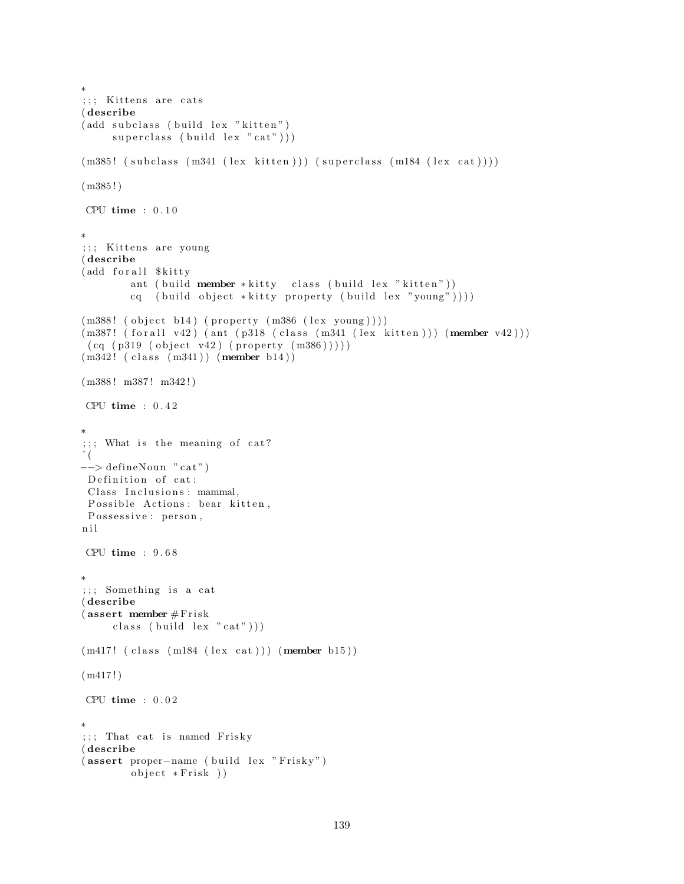```
*
;;; Kittens are cats
(describe
(add subclass (build lex "kitten")
     superclass (build lex "cat")))

(m385! (subclass (m341 (lex kitten))) (superclass (m184 (lex cat))))

(m385!)

 CPU time : 0.10

*
;;; Kittens are young
(describe
(add forall $kitty
        ant (build member *kitty  class (build lex "kitten"))
        cq  (build object *kitty property (build lex "young"))))

(m388! (object b14) (property (m386 (lex young))))
(m387! (forall v42) (ant (p318 (class (m341 (lex kitten))) (member v42)))
 (cq (p319 (object v42) (property (m386)))))
(m342! (class (m341)) (member b14))

(m388! m387! m342!)

 CPU time : 0.42

*
;;; What is the meaning of cat?
^(
--> defineNoun "cat")
 Definition of cat:
 Class Inclusions: mammal,
 Possible Actions: bear kitten,
 Possessive: person,
nil

 CPU time : 9.68

*
;;; Something is a cat
(describe
(assert member #Frisk
     class (build lex "cat")))

(m417! (class (m184 (lex cat))) (member b15))

(m417!)

 CPU time : 0.02

*
;;; That cat is named Frisky
(describe
(assert proper-name (build lex "Frisky")
        object *Frisk ))
```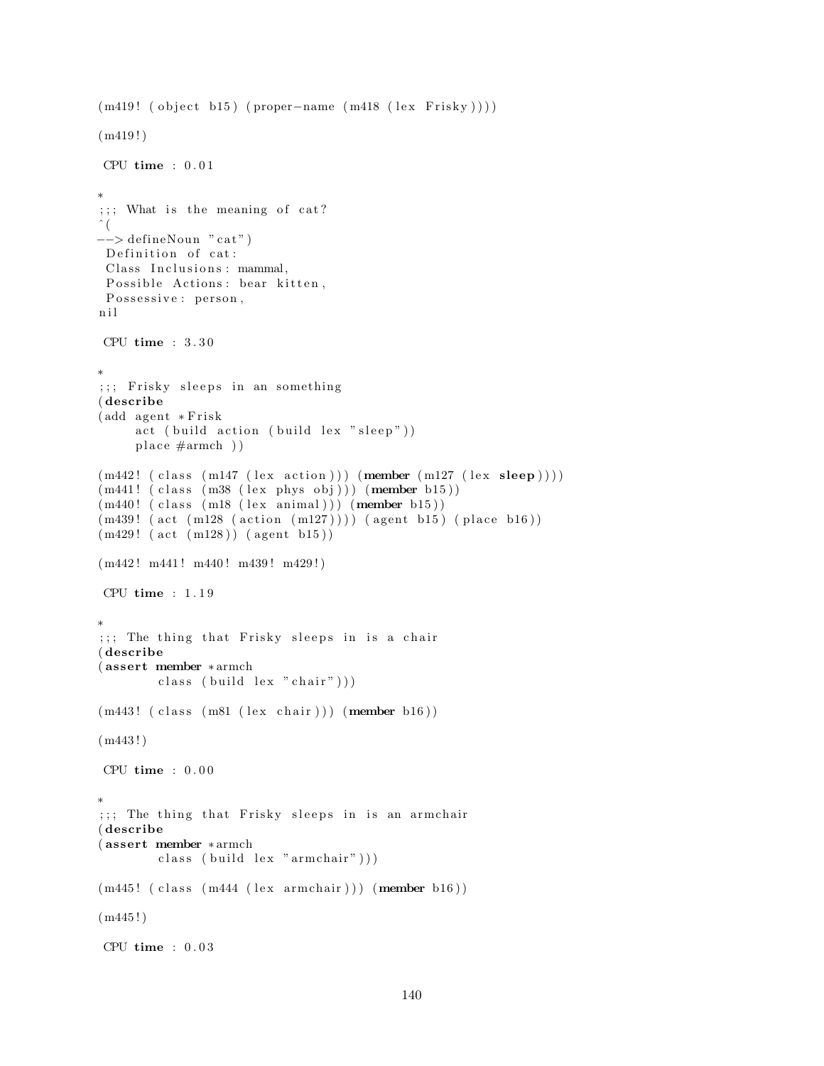```
(m419! (object b15) (proper-name (m418 (lex Frisky))))

(m419!)

 CPU time : 0.01

*
;;; What is the meaning of cat?
^(
--> defineNoun "cat")
 Definition of cat:
 Class Inclusions: mammal,
 Possible Actions: bear kitten,
 Possessive: person,
nil

 CPU time : 3.30

*
;;; Frisky sleeps in an something
(describe
(add agent *Frisk
     act (build action (build lex "sleep"))
     place #armch ))

(m442! (class (m147 (lex action))) (member (m127 (lex sleep))))
(m441! (class (m38 (lex phys obj))) (member b15))
(m440! (class (m18 (lex animal))) (member b15))
(m439! (act (m128 (action (m127)))) (agent b15) (place b16))
(m429! (act (m128)) (agent b15))

(m442! m441! m440! m439! m429!)

 CPU time : 1.19

*
;;; The thing that Frisky sleeps in is a chair
(describe
(assert member *armch
        class (build lex "chair")))

(m443! (class (m81 (lex chair))) (member b16))

(m443!)

 CPU time : 0.00

*
;;; The thing that Frisky sleeps in is an armchair
(describe
(assert member *armch
        class (build lex "armchair")))

(m445! (class (m444 (lex armchair))) (member b16))

(m445!)

 CPU time : 0.03
```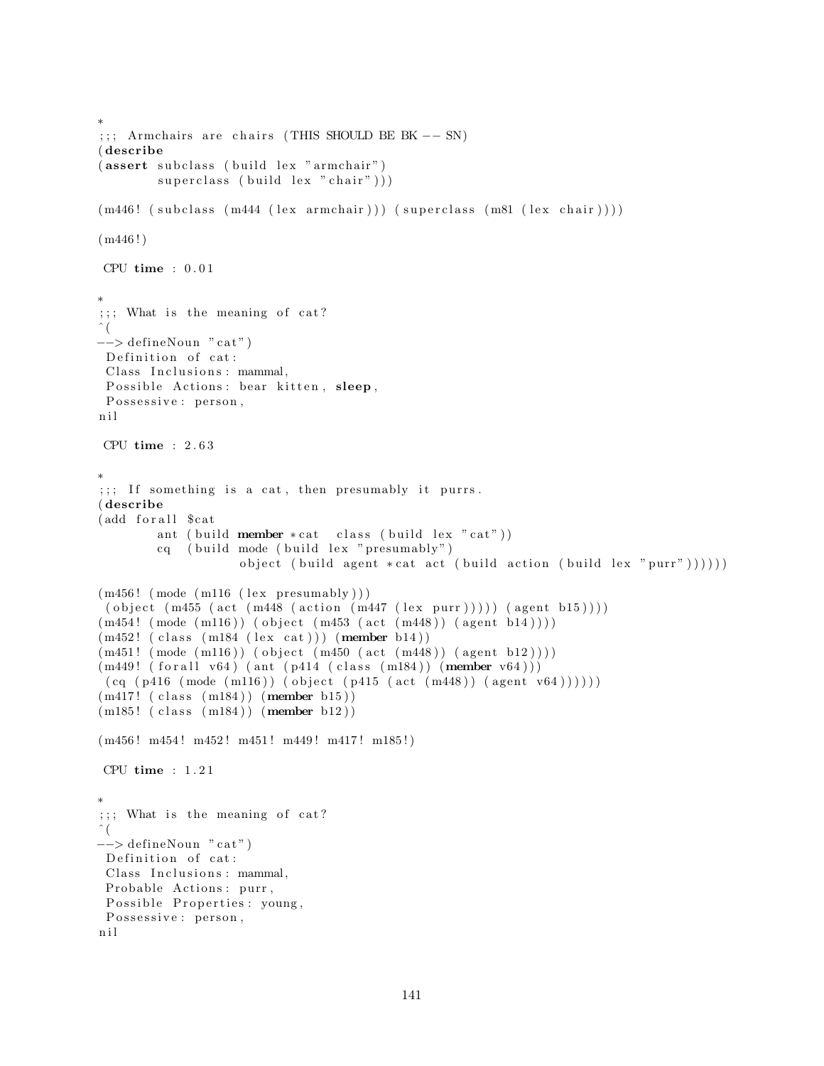```
*
;;; Armchairs are chairs (THIS SHOULD BE BK -- SN)
(describe
(assert subclass (build lex "armchair")
        superclass (build lex "chair")))

(m446! (subclass (m444 (lex armchair))) (superclass (m81 (lex chair))))

(m446!)

 CPU time : 0.01

*
;;; What is the meaning of cat?
^(
--> defineNoun "cat")
 Definition of cat:
 Class Inclusions: mammal,
 Possible Actions: bear kitten, sleep,
 Possessive: person,
nil

 CPU time : 2.63

*
;;; If something is a cat, then presumably it purrs.
(describe
(add forall $cat
        ant (build member *cat  class (build lex "cat"))
        cq  (build mode (build lex "presumably")
                   object (build agent *cat act (build action (build lex "purr"))))))

(m456! (mode (m116 (lex presumably)))
 (object (m455 (act (m448 (action (m447 (lex purr))))) (agent b15))))
(m454! (mode (m116)) (object (m453 (act (m448)) (agent b14))))
(m452! (class (m184 (lex cat))) (member b14))
(m451! (mode (m116)) (object (m450 (act (m448)) (agent b12))))
(m449! (forall v64) (ant (p414 (class (m184)) (member v64)))
 (cq (p416 (mode (m116)) (object (p415 (act (m448)) (agent v64))))))
(m417! (class (m184)) (member b15))
(m185! (class (m184)) (member b12))

(m456! m454! m452! m451! m449! m417! m185!)

 CPU time : 1.21

*
;;; What is the meaning of cat?
^(
--> defineNoun "cat")
 Definition of cat:
 Class Inclusions: mammal,
 Probable Actions: purr,
 Possible Properties: young,
 Possessive: person,
nil
```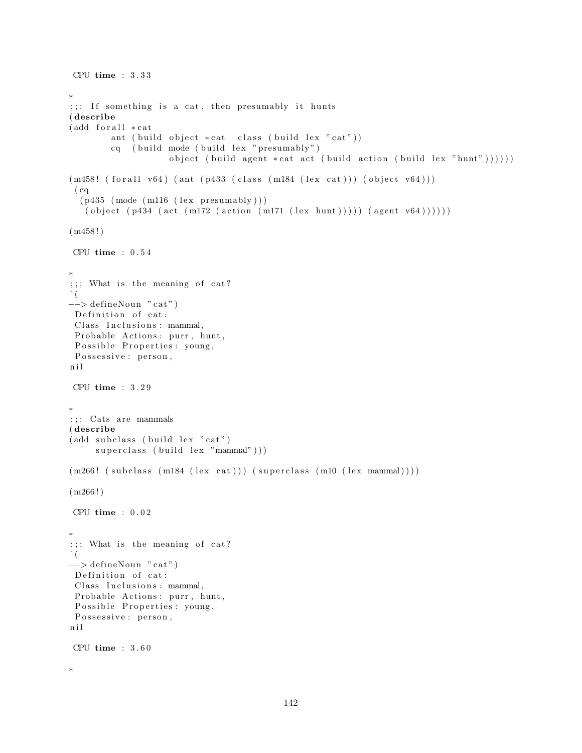```
 CPU time : 3.33

*
;;; If something is a cat, then presumably it hunts
(describe
(add forall *cat
        ant (build object *cat  class (build lex "cat"))
        cq  (build mode (build lex "presumably")
                   object (build agent *cat act (build action (build lex "hunt"))))))

(m458! (forall v64) (ant (p433 (class (m184 (lex cat))) (object v64)))
 (cq
  (p435 (mode (m116 (lex presumably)))
   (object (p434 (act (m172 (action (m171 (lex hunt))))) (agent v64))))))

(m458!)

 CPU time : 0.54

*
;;; What is the meaning of cat?
^(
--> defineNoun "cat")
 Definition of cat:
 Class Inclusions: mammal,
 Probable Actions: purr, hunt,
 Possible Properties: young,
 Possessive: person,
nil

 CPU time : 3.29

*
;;; Cats are mammals
(describe
(add subclass (build lex "cat")
     superclass (build lex "mammal")))

(m266! (subclass (m184 (lex cat))) (superclass (m10 (lex mammal))))

(m266!)

 CPU time : 0.02

*
;;; What is the meaning of cat?
^(
--> defineNoun "cat")
 Definition of cat:
 Class Inclusions: mammal,
 Probable Actions: purr, hunt,
 Possible Properties: young,
 Possessive: person,
nil

 CPU time : 3.60

*
```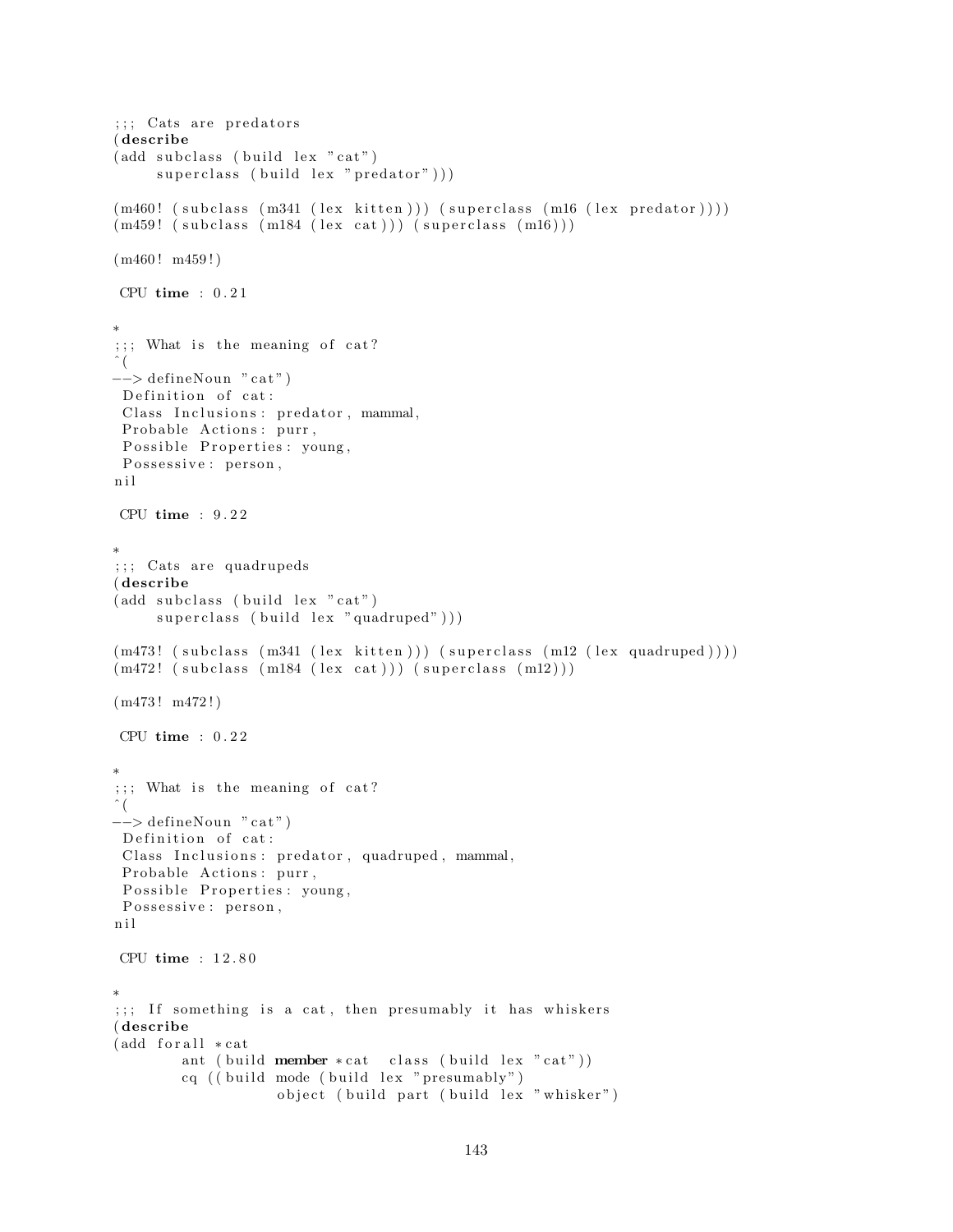```
;;; Cats are predators
(describe
(add subclass (build lex "cat")
     superclass (build lex "predator")))

(m460! (subclass (m341 (lex kitten))) (superclass (m16 (lex predator))))
(m459! (subclass (m184 (lex cat))) (superclass (m16)))

(m460! m459!)

 CPU time : 0.21

*
;;; What is the meaning of cat?
^(
--> defineNoun "cat")
 Definition of cat:
 Class Inclusions: predator, mammal,
 Probable Actions: purr,
 Possible Properties: young,
 Possessive: person,
nil

 CPU time : 9.22

*
;;; Cats are quadrupeds
(describe
(add subclass (build lex "cat")
     superclass (build lex "quadruped")))

(m473! (subclass (m341 (lex kitten))) (superclass (m12 (lex quadruped))))
(m472! (subclass (m184 (lex cat))) (superclass (m12)))

(m473! m472!)

 CPU time : 0.22

*
;;; What is the meaning of cat?
^(
--> defineNoun "cat")
 Definition of cat:
 Class Inclusions: predator, quadruped, mammal,
 Probable Actions: purr,
 Possible Properties: young,
 Possessive: person,
nil

 CPU time : 12.80

*
;;; If something is a cat, then presumably it has whiskers
(describe
(add forall *cat
        ant (build member *cat  class (build lex "cat"))
        cq ((build mode (build lex "presumably")
                   object (build part (build lex "whisker")
```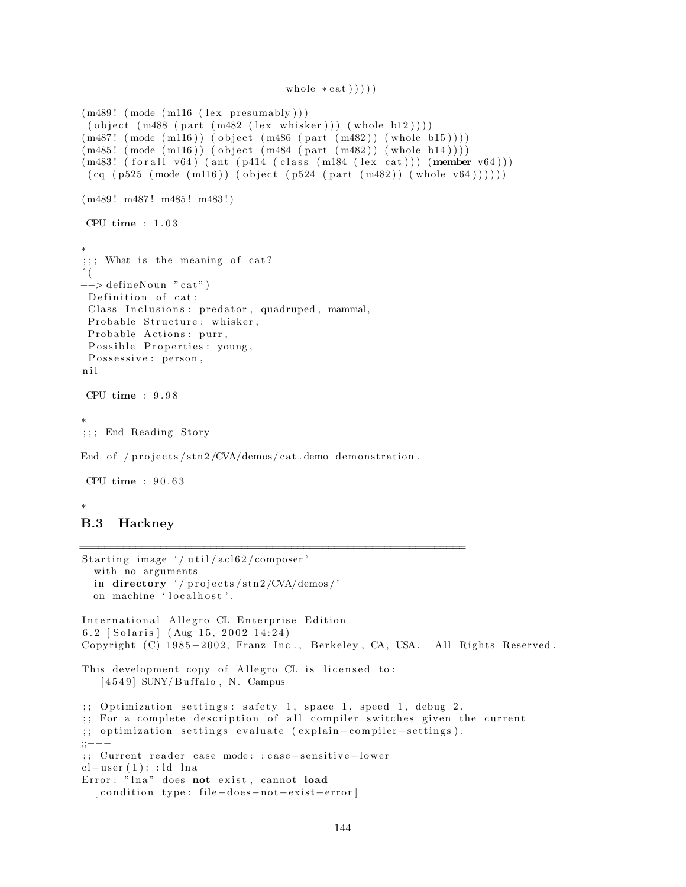```
                                    whole *cat)))))

(m489! (mode (m116 (lex presumably)))
 (object (m488 (part (m482 (lex whisker))) (whole b12))))
(m487! (mode (m116)) (object (m486 (part (m482)) (whole b15))))
(m485! (mode (m116)) (object (m484 (part (m482)) (whole b14))))
(m483! (forall v64) (ant (p414 (class (m184 (lex cat))) (member v64)))
 (cq (p525 (mode (m116)) (object (p524 (part (m482)) (whole v64))))))

(m489! m487! m485! m483!)

 CPU time : 1.03

*
;;; What is the meaning of cat?
^(
--> defineNoun "cat")
 Definition of cat:
 Class Inclusions: predator, quadruped, mammal,
 Probable Structure: whisker,
 Probable Actions: purr,
 Possible Properties: young,
 Possessive: person,
nil

 CPU time : 9.98

*
;;; End Reading Story

End of /projects/stn2/CVA/demos/cat.demo demonstration.

 CPU time : 90.63

*
```

### B.3 Hackney

```
============================================================
Starting image '/util/acl62/composer'
  with no arguments
  in directory '/projects/stn2/CVA/demos/'
  on machine 'localhost'.

International Allegro CL Enterprise Edition
6.2 [Solaris] (Aug 15, 2002 14:24)
Copyright (C) 1985-2002, Franz Inc., Berkeley, CA, USA.  All Rights Reserved.

This development copy of Allegro CL is licensed to:
   [4549] SUNY/Buffalo, N. Campus

;; Optimization settings: safety 1, space 1, speed 1, debug 2.
;; For a complete description of all compiler switches given the current
;; optimization settings evaluate (explain-compiler-settings).
;;---
;; Current reader case mode: :case-sensitive-lower
cl-user(1): :ld lna
Error: "lna" does not exist, cannot load
  [condition type: file-does-not-exist-error]
```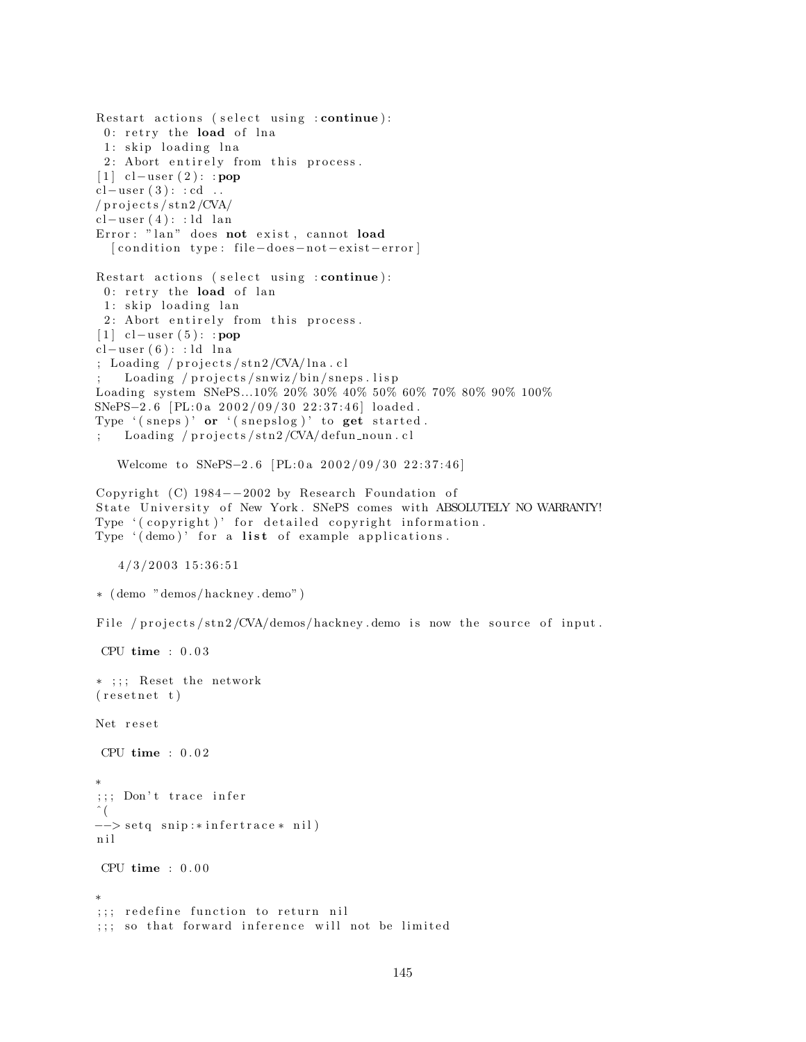```
Restart actions (select using :continue):
 0: retry the load of lna
 1: skip loading lna
 2: Abort entirely from this process.
[1] cl-user(2): :pop
cl-user(3): :cd ..
/projects/stn2/CVA/
cl-user(4): :ld lan
Error: "lan" does not exist, cannot load
  [condition type: file-does-not-exist-error]

Restart actions (select using :continue):
 0: retry the load of lan
 1: skip loading lan
 2: Abort entirely from this process.
[1] cl-user(5): :pop
cl-user(6): :ld lna
; Loading /projects/stn2/CVA/lna.cl
;   Loading /projects/snwiz/bin/sneps.lisp
Loading system SNePS...10% 20% 30% 40% 50% 60% 70% 80% 90% 100%
SNePS-2.6 [PL:0a 2002/09/30 22:37:46] loaded.
Type `(sneps)' or `(snepslog)' to get started.
;   Loading /projects/stn2/CVA/defun_noun.cl

   Welcome to SNePS-2.6 [PL:0a 2002/09/30 22:37:46]

Copyright (C) 1984--2002 by Research Foundation of
State University of New York. SNePS comes with ABSOLUTELY NO WARRANTY!
Type `(copyright)' for detailed copyright information.
Type `(demo)' for a list of example applications.

   4/3/2003 15:36:51

* (demo "demos/hackney.demo")

File /projects/stn2/CVA/demos/hackney.demo is now the source of input.

 CPU time : 0.03

* ;;; Reset the network
(resetnet t)

Net reset

 CPU time : 0.02

*
;;; Don't trace infer
^(
--> setq snip:*infertrace* nil)
nil

 CPU time : 0.00

*
;;; redefine function to return nil
;;; so that forward inference will not be limited
```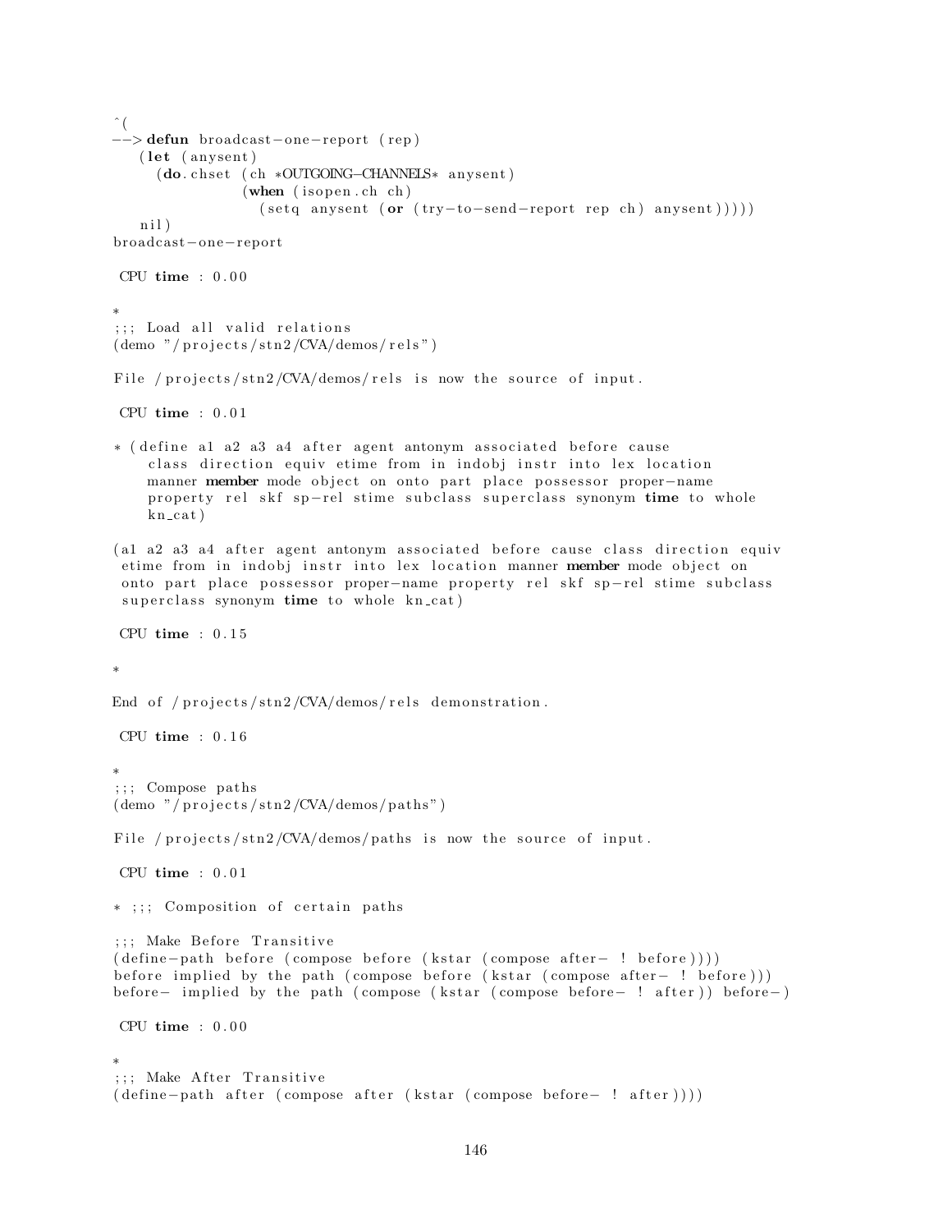```
^(
--> defun broadcast-one-report (rep)
   (let (anysent)
     (do.chset (ch *OUTGOING-CHANNELS* anysent)
               (when (isopen.ch ch)
                 (setq anysent (or (try-to-send-report rep ch) anysent)))))
   nil)
broadcast-one-report

 CPU time : 0.00

*
;;; Load all valid relations
(demo "/projects/stn2/CVA/demos/rels")

File /projects/stn2/CVA/demos/rels is now the source of input.

 CPU time : 0.01

* (define a1 a2 a3 a4 after agent antonym associated before cause
    class direction equiv etime from in indobj instr into lex location
    manner member mode object on onto part place possessor proper-name
    property rel skf sp-rel stime subclass superclass synonym time to whole
    kn_cat)

(a1 a2 a3 a4 after agent antonym associated before cause class direction equiv
 etime from in indobj instr into lex location manner member mode object on
 onto part place possessor proper-name property rel skf sp-rel stime subclass
 superclass synonym time to whole kn_cat)

 CPU time : 0.15

*

End of /projects/stn2/CVA/demos/rels demonstration.

 CPU time : 0.16

*
;;; Compose paths
(demo "/projects/stn2/CVA/demos/paths")

File /projects/stn2/CVA/demos/paths is now the source of input.

 CPU time : 0.01

* ;;; Composition of certain paths

;;; Make Before Transitive
(define-path before (compose before (kstar (compose after- ! before))))
before implied by the path (compose before (kstar (compose after- ! before)))
before- implied by the path (compose (kstar (compose before- ! after)) before-)

 CPU time : 0.00

*
;;; Make After Transitive
(define-path after (compose after (kstar (compose before- ! after))))
```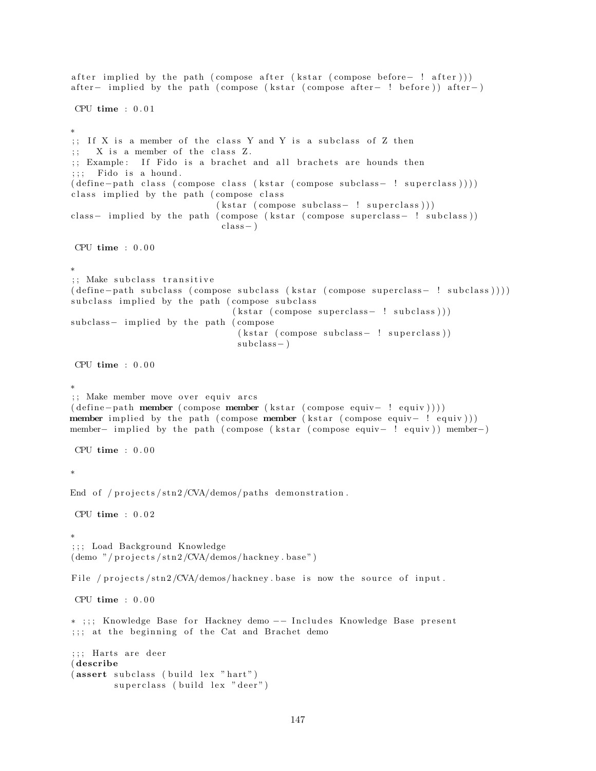```
after implied by the path (compose after (kstar (compose before- ! after)))
after- implied by the path (compose (kstar (compose after- ! before)) after-)

 CPU time : 0.01

*
;; If X is a member of the class Y and Y is a subclass of Z then
;;   X is a member of the class Z.
;; Example:  If Fido is a brachet and all brachets are hounds then
;;;  Fido is a hound.
(define-path class (compose class (kstar (compose subclass- ! superclass))))
class implied by the path (compose class
                           (kstar (compose subclass- ! superclass)))
class- implied by the path (compose (kstar (compose superclass- ! subclass))
                            class-)

 CPU time : 0.00

*
;; Make subclass transitive
(define-path subclass (compose subclass (kstar (compose superclass- ! subclass))))
subclass implied by the path (compose subclass
                              (kstar (compose superclass- ! subclass)))
subclass- implied by the path (compose
                               (kstar (compose subclass- ! superclass))
                               subclass-)

 CPU time : 0.00

*
;; Make member move over equiv arcs
(define-path member (compose member (kstar (compose equiv- ! equiv))))
member implied by the path (compose member (kstar (compose equiv- ! equiv)))
member- implied by the path (compose (kstar (compose equiv- ! equiv)) member-)

 CPU time : 0.00

*

End of /projects/stn2/CVA/demos/paths demonstration.

 CPU time : 0.02

*
;;; Load Background Knowledge
(demo "/projects/stn2/CVA/demos/hackney.base")

File /projects/stn2/CVA/demos/hackney.base is now the source of input.

 CPU time : 0.00

* ;;; Knowledge Base for Hackney demo -- Includes Knowledge Base present
;;; at the beginning of the Cat and Brachet demo

;;; Harts are deer
(describe
(assert subclass (build lex "hart")
        superclass (build lex "deer")
```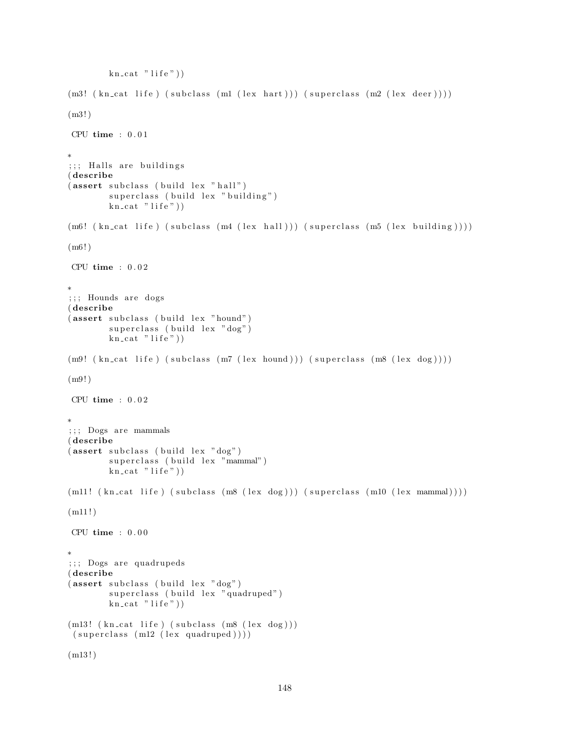```
        kn_cat "life"))

(m3! (kn_cat life) (subclass (m1 (lex hart))) (superclass (m2 (lex deer))))

(m3!)

 CPU time : 0.01

*
;;; Halls are buildings
(describe
(assert subclass (build lex "hall")
        superclass (build lex "building")
        kn_cat "life"))

(m6! (kn_cat life) (subclass (m4 (lex hall))) (superclass (m5 (lex building))))

(m6!)

 CPU time : 0.02

*
;;; Hounds are dogs
(describe
(assert subclass (build lex "hound")
        superclass (build lex "dog")
        kn_cat "life"))

(m9! (kn_cat life) (subclass (m7 (lex hound))) (superclass (m8 (lex dog))))

(m9!)

 CPU time : 0.02

*
;;; Dogs are mammals
(describe
(assert subclass (build lex "dog")
        superclass (build lex "mammal")
        kn_cat "life"))

(m11! (kn_cat life) (subclass (m8 (lex dog))) (superclass (m10 (lex mammal))))

(m11!)

 CPU time : 0.00

*
;;; Dogs are quadrupeds
(describe
(assert subclass (build lex "dog")
        superclass (build lex "quadruped")
        kn_cat "life"))

(m13! (kn_cat life) (subclass (m8 (lex dog)))
 (superclass (m12 (lex quadruped))))

(m13!)
```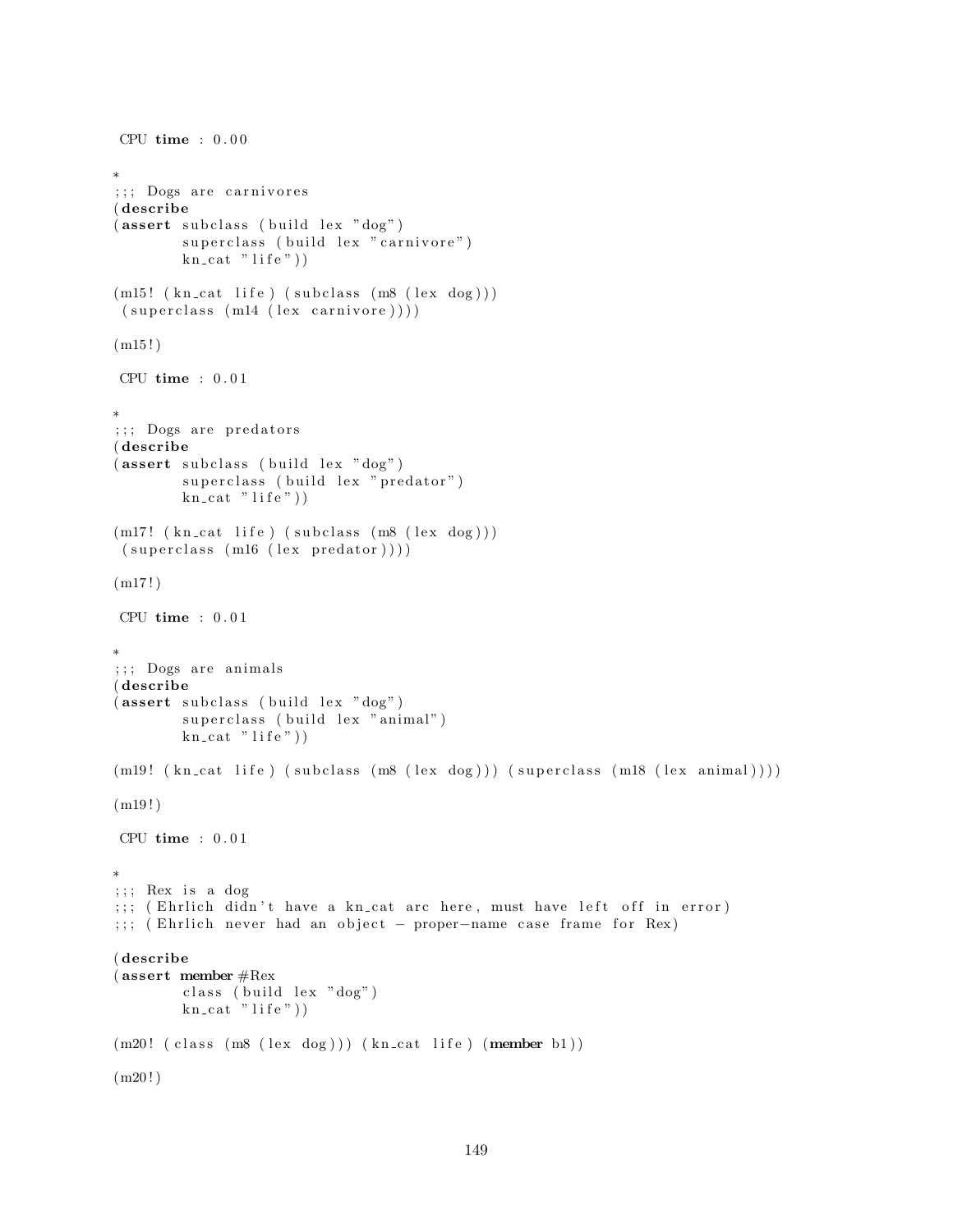```
 CPU time : 0.00

*
;;; Dogs are carnivores
(describe
(assert subclass (build lex "dog")
        superclass (build lex "carnivore")
        kn_cat "life"))

(m15! (kn_cat life) (subclass (m8 (lex dog)))
 (superclass (m14 (lex carnivore))))

(m15!)

 CPU time : 0.01

*
;;; Dogs are predators
(describe
(assert subclass (build lex "dog")
        superclass (build lex "predator")
        kn_cat "life"))

(m17! (kn_cat life) (subclass (m8 (lex dog)))
 (superclass (m16 (lex predator))))

(m17!)

 CPU time : 0.01

*
;;; Dogs are animals
(describe
(assert subclass (build lex "dog")
        superclass (build lex "animal")
        kn_cat "life"))

(m19! (kn_cat life) (subclass (m8 (lex dog))) (superclass (m18 (lex animal))))

(m19!)

 CPU time : 0.01

*
;;; Rex is a dog
;;; (Ehrlich didn't have a kn_cat arc here, must have left off in error)
;;; (Ehrlich never had an object - proper-name case frame for Rex)

(describe
(assert member #Rex
        class (build lex "dog")
        kn_cat "life"))

(m20! (class (m8 (lex dog))) (kn_cat life) (member b1))

(m20!)
```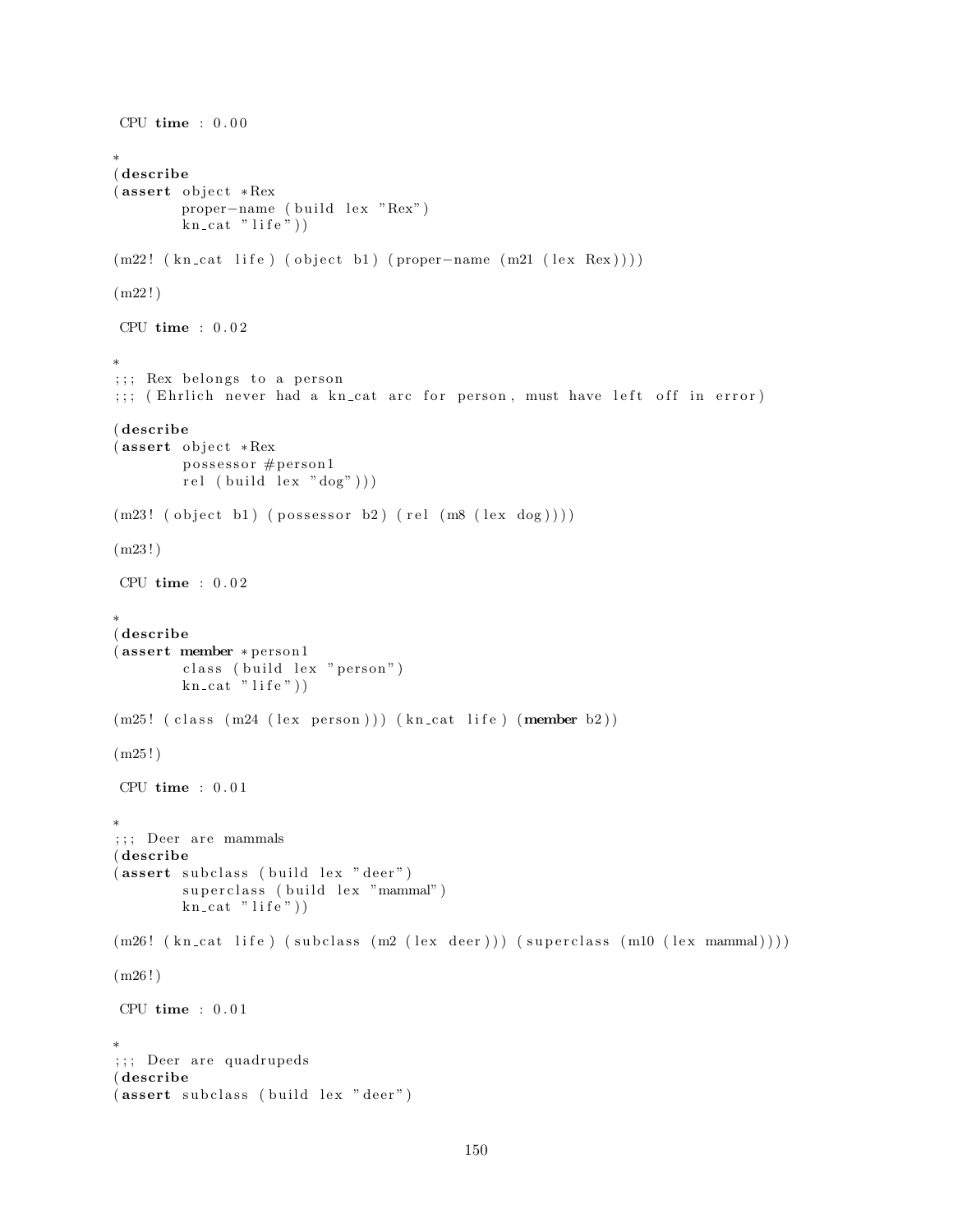```
 CPU time : 0.00

*
(describe
(assert object *Rex
        proper-name (build lex "Rex")
        kn_cat "life"))

(m22! (kn_cat life) (object b1) (proper-name (m21 (lex Rex))))

(m22!)

 CPU time : 0.02

*
;;; Rex belongs to a person
;;; (Ehrlich never had a kn_cat arc for person, must have left off in error)

(describe
(assert object *Rex
        possessor #person1
        rel (build lex "dog")))

(m23! (object b1) (possessor b2) (rel (m8 (lex dog))))

(m23!)

 CPU time : 0.02

*
(describe
(assert member *person1
        class (build lex "person")
        kn_cat "life"))

(m25! (class (m24 (lex person))) (kn_cat life) (member b2))

(m25!)

 CPU time : 0.01

*
;;; Deer are mammals
(describe
(assert subclass (build lex "deer")
        superclass (build lex "mammal")
        kn_cat "life"))

(m26! (kn_cat life) (subclass (m2 (lex deer))) (superclass (m10 (lex mammal))))

(m26!)

 CPU time : 0.01

*
;;; Deer are quadrupeds
(describe
(assert subclass (build lex "deer")
```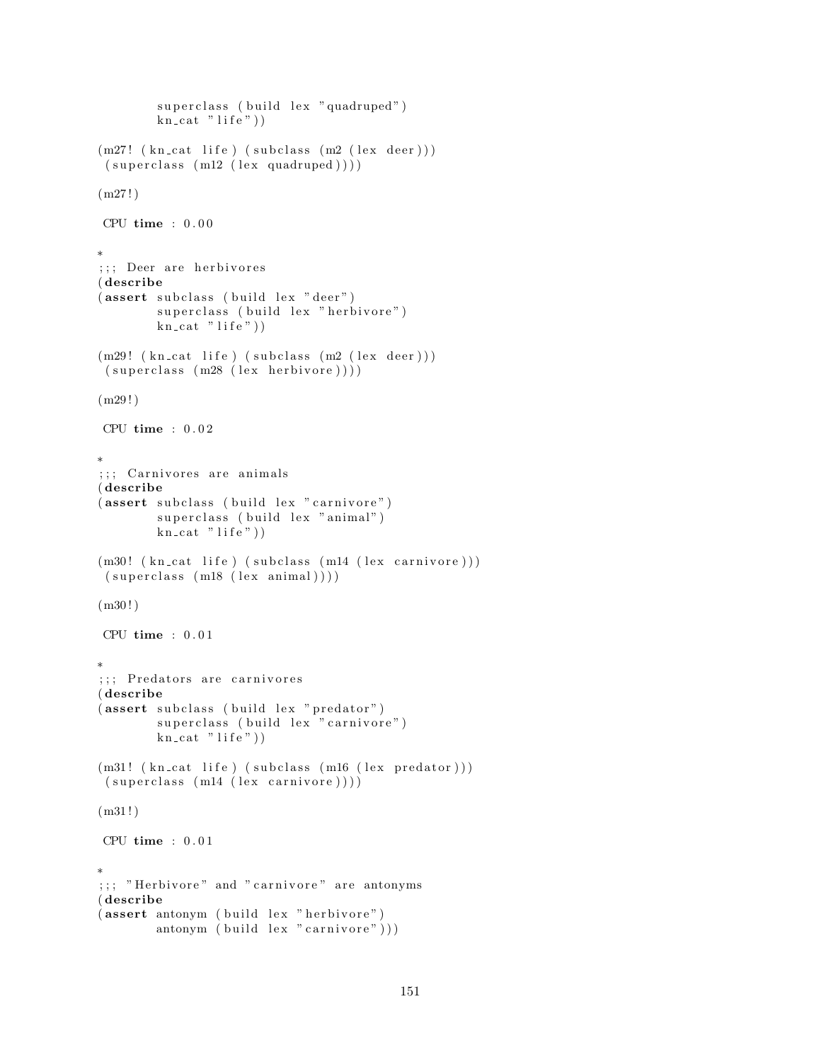```
        superclass (build lex "quadruped")
        kn_cat "life"))

(m27! (kn_cat life) (subclass (m2 (lex deer)))
 (superclass (m12 (lex quadruped))))

(m27!)

 CPU time : 0.00

*
;;; Deer are herbivores
(describe
(assert subclass (build lex "deer")
        superclass (build lex "herbivore")
        kn_cat "life"))

(m29! (kn_cat life) (subclass (m2 (lex deer)))
 (superclass (m28 (lex herbivore))))

(m29!)

 CPU time : 0.02

*
;;; Carnivores are animals
(describe
(assert subclass (build lex "carnivore")
        superclass (build lex "animal")
        kn_cat "life"))

(m30! (kn_cat life) (subclass (m14 (lex carnivore)))
 (superclass (m18 (lex animal))))

(m30!)

 CPU time : 0.01

*
;;; Predators are carnivores
(describe
(assert subclass (build lex "predator")
        superclass (build lex "carnivore")
        kn_cat "life"))

(m31! (kn_cat life) (subclass (m16 (lex predator)))
 (superclass (m14 (lex carnivore))))

(m31!)

 CPU time : 0.01

*
;;; "Herbivore" and "carnivore" are antonyms
(describe
(assert antonym (build lex "herbivore")
        antonym (build lex "carnivore")))
```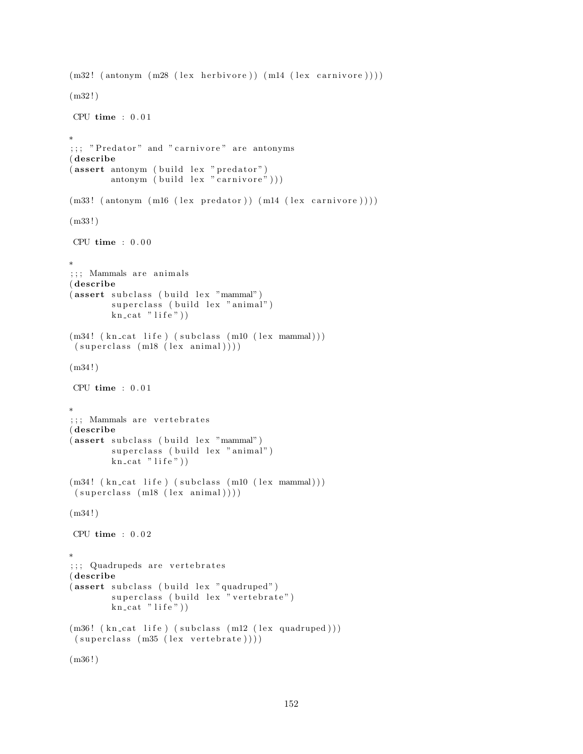```
(m32! (antonym (m28 (lex herbivore)) (m14 (lex carnivore))))

(m32!)

 CPU time : 0.01

*
;;; "Predator" and "carnivore" are antonyms
(describe
(assert antonym (build lex "predator")
        antonym (build lex "carnivore")))

(m33! (antonym (m16 (lex predator)) (m14 (lex carnivore))))

(m33!)

 CPU time : 0.00

*
;;; Mammals are animals
(describe
(assert subclass (build lex "mammal")
        superclass (build lex "animal")
        kn_cat "life"))

(m34! (kn_cat life) (subclass (m10 (lex mammal)))
 (superclass (m18 (lex animal))))

(m34!)

 CPU time : 0.01

*
;;; Mammals are vertebrates
(describe
(assert subclass (build lex "mammal")
        superclass (build lex "animal")
        kn_cat "life"))

(m34! (kn_cat life) (subclass (m10 (lex mammal)))
 (superclass (m18 (lex animal))))

(m34!)

 CPU time : 0.02

*
;;; Quadrupeds are vertebrates
(describe
(assert subclass (build lex "quadruped")
        superclass (build lex "vertebrate")
        kn_cat "life"))

(m36! (kn_cat life) (subclass (m12 (lex quadruped)))
 (superclass (m35 (lex vertebrate))))

(m36!)
```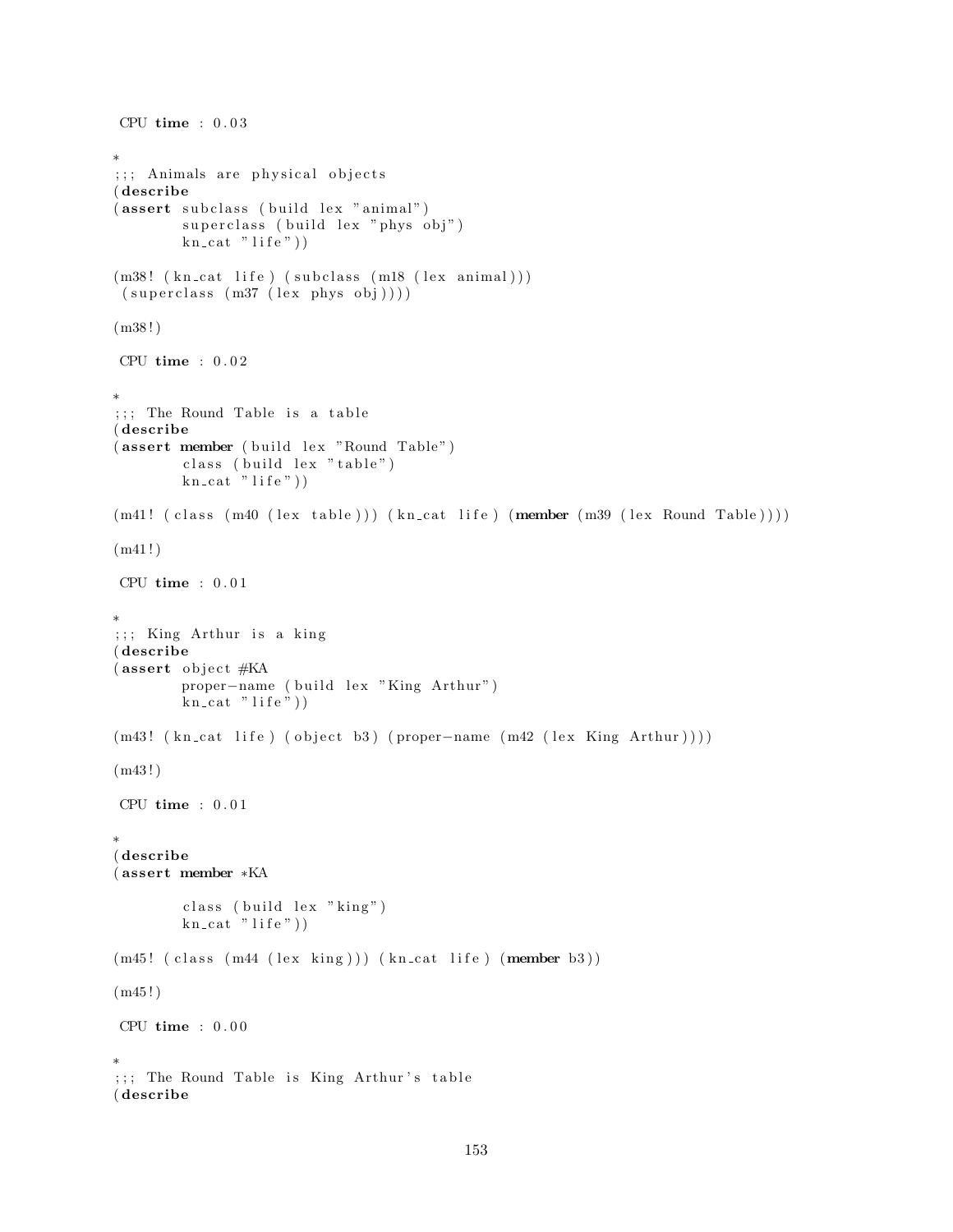```
 CPU time : 0.03

*
;;; Animals are physical objects
(describe
(assert subclass (build lex "animal")
        superclass (build lex "phys obj")
        kn_cat "life"))

(m38! (kn_cat life) (subclass (m18 (lex animal)))
 (superclass (m37 (lex phys obj))))

(m38!)

 CPU time : 0.02

*
;;; The Round Table is a table
(describe
(assert member (build lex "Round Table")
        class (build lex "table")
        kn_cat "life"))

(m41! (class (m40 (lex table))) (kn_cat life) (member (m39 (lex Round Table))))

(m41!)

 CPU time : 0.01

*
;;; King Arthur is a king
(describe
(assert object #KA
        proper-name (build lex "King Arthur")
        kn_cat "life"))

(m43! (kn_cat life) (object b3) (proper-name (m42 (lex King Arthur))))

(m43!)

 CPU time : 0.01

*
(describe
(assert member *KA

        class (build lex "king")
        kn_cat "life"))

(m45! (class (m44 (lex king))) (kn_cat life) (member b3))

(m45!)

 CPU time : 0.00

*
;;; The Round Table is King Arthur's table
(describe
```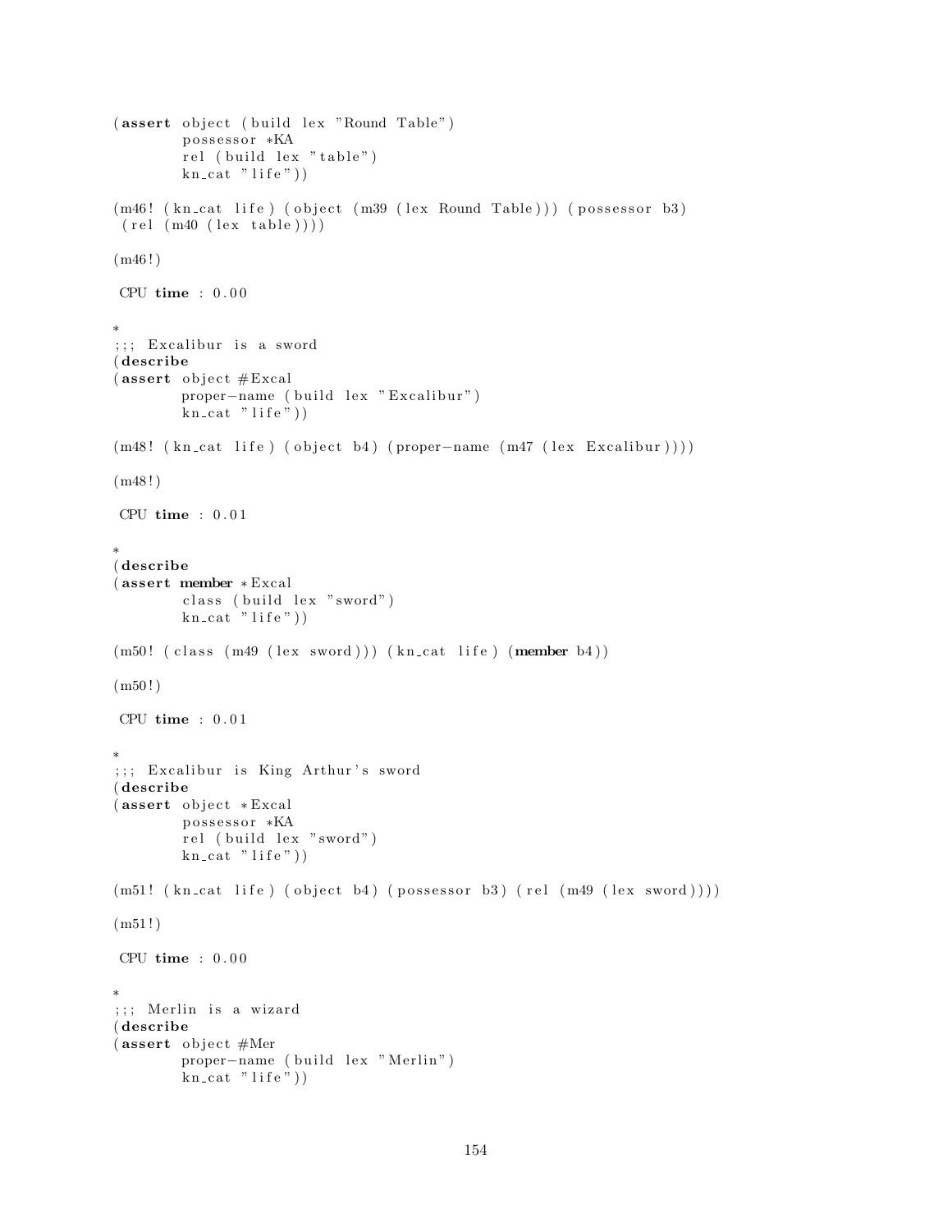```
(assert object (build lex "Round Table")
        possessor *KA
        rel (build lex "table")
        kn_cat "life"))

(m46! (kn_cat life) (object (m39 (lex Round Table))) (possessor b3)
 (rel (m40 (lex table))))

(m46!)

 CPU time : 0.00

*
;;; Excalibur is a sword
(describe
(assert object #Excal
        proper-name (build lex "Excalibur")
        kn_cat "life"))

(m48! (kn_cat life) (object b4) (proper-name (m47 (lex Excalibur))))

(m48!)

 CPU time : 0.01

*
(describe
(assert member *Excal
        class (build lex "sword")
        kn_cat "life"))

(m50! (class (m49 (lex sword))) (kn_cat life) (member b4))

(m50!)

 CPU time : 0.01

*
;;; Excalibur is King Arthur's sword
(describe
(assert object *Excal
        possessor *KA
        rel (build lex "sword")
        kn_cat "life"))

(m51! (kn_cat life) (object b4) (possessor b3) (rel (m49 (lex sword))))

(m51!)

 CPU time : 0.00

*
;;; Merlin is a wizard
(describe
(assert object #Mer
        proper-name (build lex "Merlin")
        kn_cat "life"))
```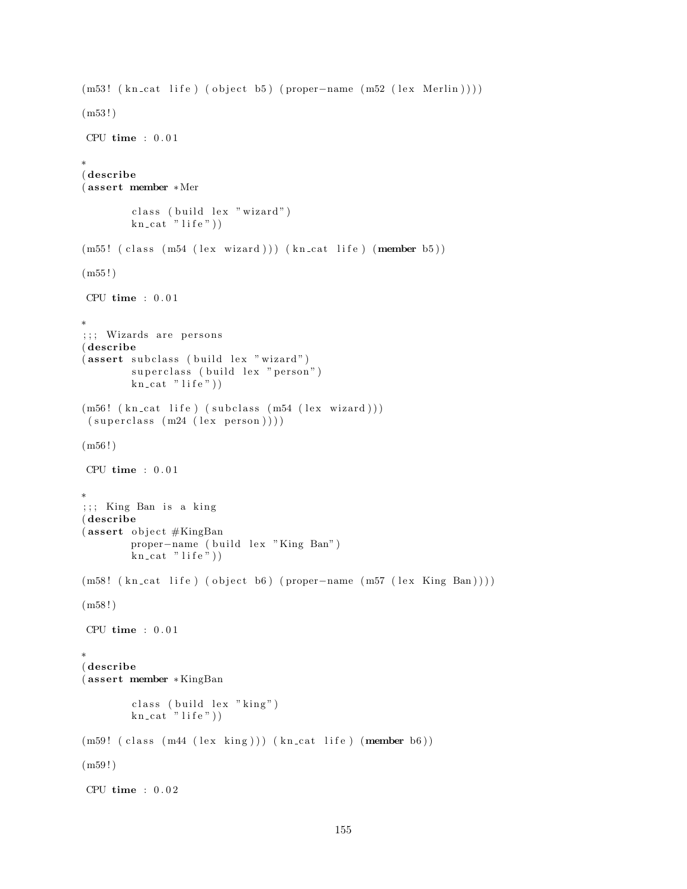```
(m53! (kn_cat life) (object b5) (proper-name (m52 (lex Merlin))))

(m53!)

 CPU time : 0.01

*
(describe
(assert member *Mer

        class (build lex "wizard")
        kn_cat "life"))

(m55! (class (m54 (lex wizard))) (kn_cat life) (member b5))

(m55!)

 CPU time : 0.01

*
;;; Wizards are persons
(describe
(assert subclass (build lex "wizard")
        superclass (build lex "person")
        kn_cat "life"))

(m56! (kn_cat life) (subclass (m54 (lex wizard)))
 (superclass (m24 (lex person))))

(m56!)

 CPU time : 0.01

*
;;; King Ban is a king
(describe
(assert object #KingBan
        proper-name (build lex "King Ban")
        kn_cat "life"))

(m58! (kn_cat life) (object b6) (proper-name (m57 (lex King Ban))))

(m58!)

 CPU time : 0.01

*
(describe
(assert member *KingBan

        class (build lex "king")
        kn_cat "life"))

(m59! (class (m44 (lex king))) (kn_cat life) (member b6))

(m59!)

 CPU time : 0.02
```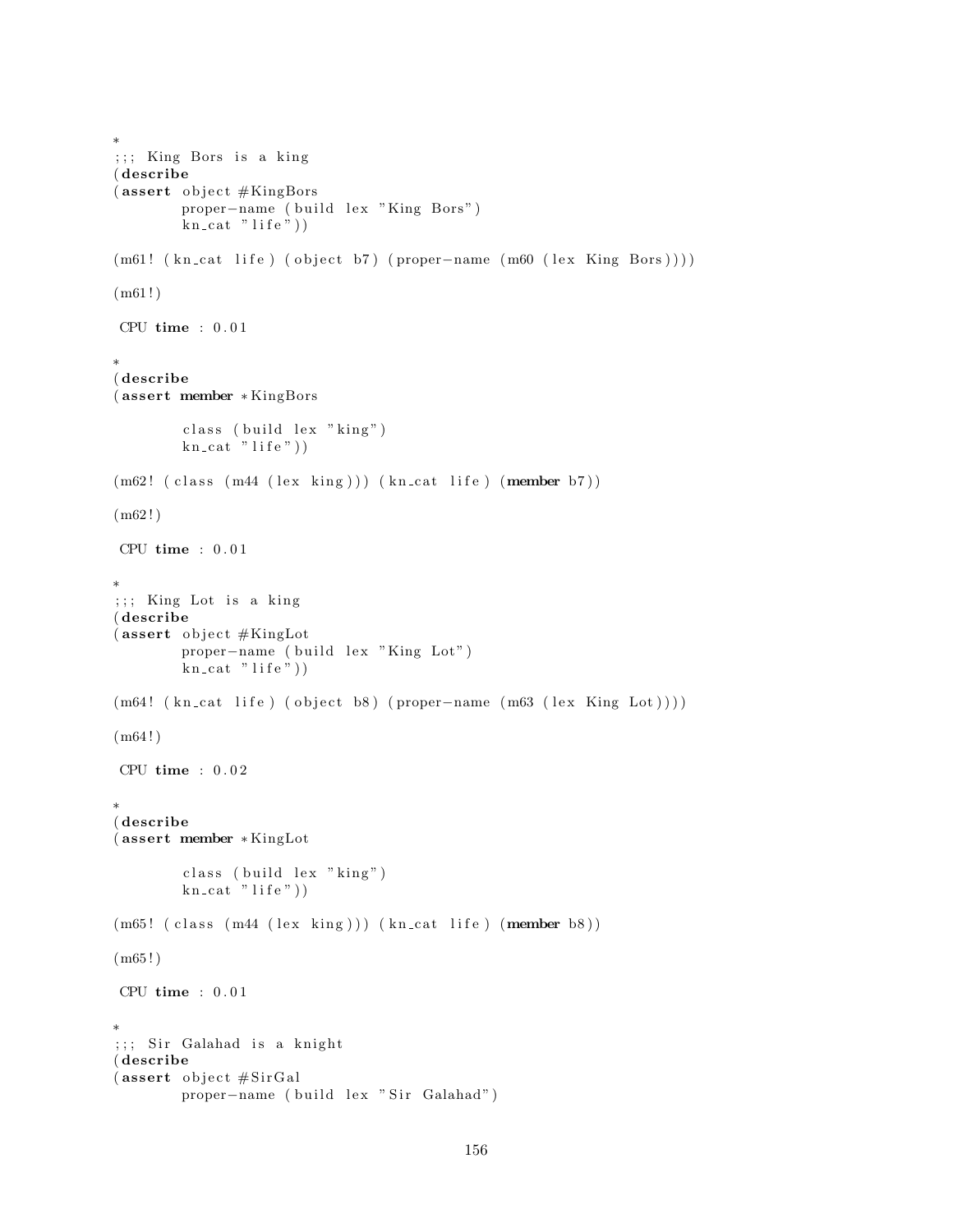```
*
;;; King Bors is a king
(describe
(assert object #KingBors
        proper-name (build lex "King Bors")
        kn_cat "life"))

(m61! (kn_cat life) (object b7) (proper-name (m60 (lex King Bors))))

(m61!)

 CPU time : 0.01

*
(describe
(assert member *KingBors

        class (build lex "king")
        kn_cat "life"))

(m62! (class (m44 (lex king))) (kn_cat life) (member b7))

(m62!)

 CPU time : 0.01

*
;;; King Lot is a king
(describe
(assert object #KingLot
        proper-name (build lex "King Lot")
        kn_cat "life"))

(m64! (kn_cat life) (object b8) (proper-name (m63 (lex King Lot))))

(m64!)

 CPU time : 0.02

*
(describe
(assert member *KingLot

        class (build lex "king")
        kn_cat "life"))

(m65! (class (m44 (lex king))) (kn_cat life) (member b8))

(m65!)

 CPU time : 0.01

*
;;; Sir Galahad is a knight
(describe
(assert object #SirGal
        proper-name (build lex "Sir Galahad")
```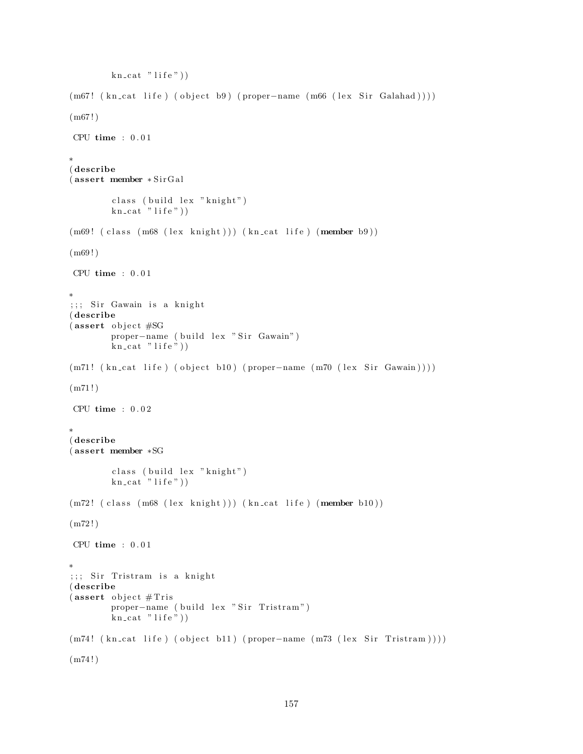```
        kn_cat "life"))

(m67! (kn_cat life) (object b9) (proper-name (m66 (lex Sir Galahad))))

(m67!)

 CPU time : 0.01

*
(describe
(assert member *SirGal

        class (build lex "knight")
        kn_cat "life"))

(m69! (class (m68 (lex knight))) (kn_cat life) (member b9))

(m69!)

 CPU time : 0.01

*
;;; Sir Gawain is a knight
(describe
(assert object #SG
        proper-name (build lex "Sir Gawain")
        kn_cat "life"))

(m71! (kn_cat life) (object b10) (proper-name (m70 (lex Sir Gawain))))

(m71!)

 CPU time : 0.02

*
(describe
(assert member *SG

        class (build lex "knight")
        kn_cat "life"))

(m72! (class (m68 (lex knight))) (kn_cat life) (member b10))

(m72!)

 CPU time : 0.01

*
;;; Sir Tristram is a knight
(describe
(assert object #Tris
        proper-name (build lex "Sir Tristram")
        kn_cat "life"))

(m74! (kn_cat life) (object b11) (proper-name (m73 (lex Sir Tristram))))

(m74!)
```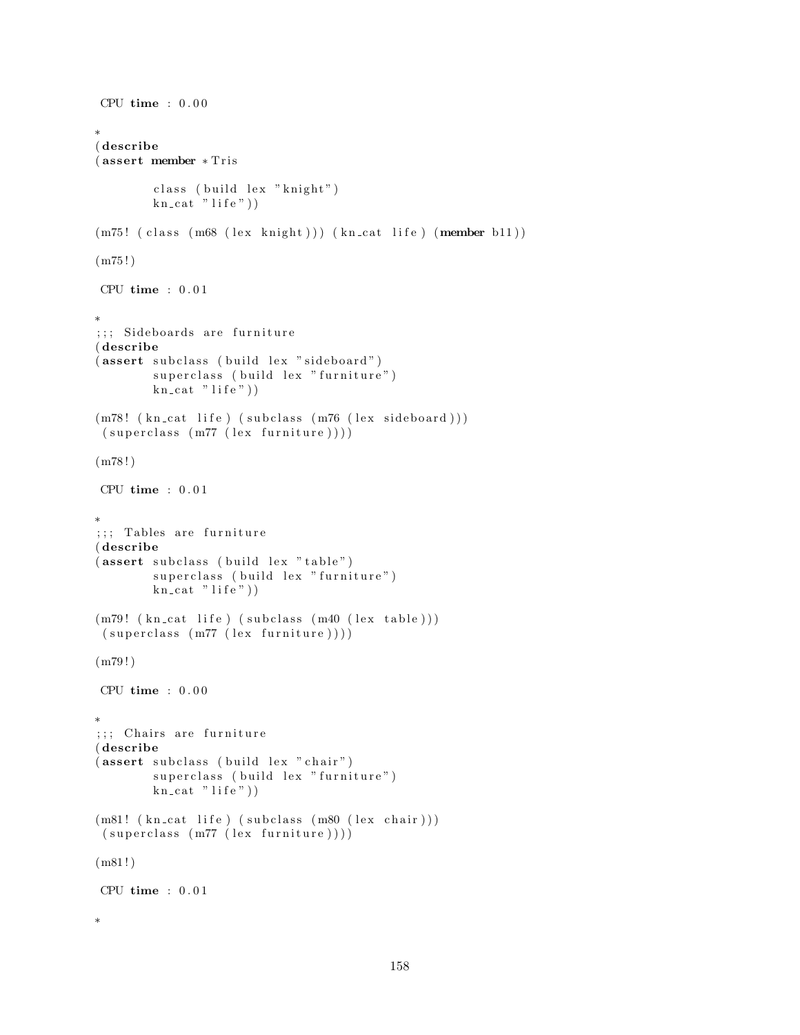```
 CPU time : 0.00

*
(describe
(assert member *Tris

        class (build lex "knight")
        kn_cat "life"))

(m75! (class (m68 (lex knight))) (kn_cat life) (member b11))

(m75!)

 CPU time : 0.01

*
;;; Sideboards are furniture
(describe
(assert subclass (build lex "sideboard")
        superclass (build lex "furniture")
        kn_cat "life"))

(m78! (kn_cat life) (subclass (m76 (lex sideboard)))
 (superclass (m77 (lex furniture))))

(m78!)

 CPU time : 0.01

*
;;; Tables are furniture
(describe
(assert subclass (build lex "table")
        superclass (build lex "furniture")
        kn_cat "life"))

(m79! (kn_cat life) (subclass (m40 (lex table)))
 (superclass (m77 (lex furniture))))

(m79!)

 CPU time : 0.00

*
;;; Chairs are furniture
(describe
(assert subclass (build lex "chair")
        superclass (build lex "furniture")
        kn_cat "life"))

(m81! (kn_cat life) (subclass (m80 (lex chair)))
 (superclass (m77 (lex furniture))))

(m81!)

 CPU time : 0.01

*
```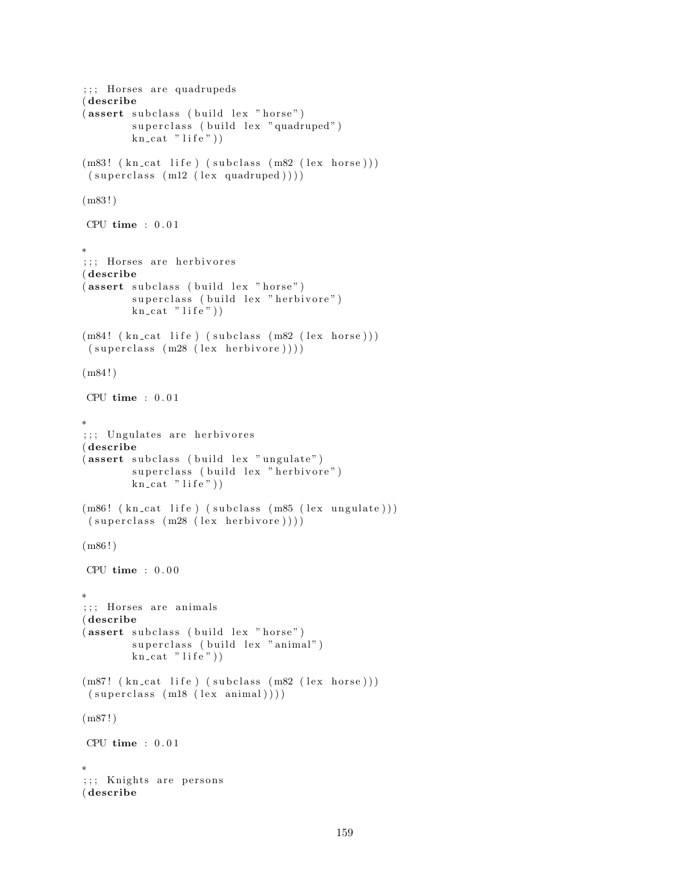```
;;; Horses are quadrupeds
(describe
(assert subclass (build lex "horse")
        superclass (build lex "quadruped")
        kn_cat "life"))

(m83! (kn_cat life) (subclass (m82 (lex horse)))
 (superclass (m12 (lex quadruped))))

(m83!)

 CPU time : 0.01

*
;;; Horses are herbivores
(describe
(assert subclass (build lex "horse")
        superclass (build lex "herbivore")
        kn_cat "life"))

(m84! (kn_cat life) (subclass (m82 (lex horse)))
 (superclass (m28 (lex herbivore))))

(m84!)

 CPU time : 0.01

*
;;; Ungulates are herbivores
(describe
(assert subclass (build lex "ungulate")
        superclass (build lex "herbivore")
        kn_cat "life"))

(m86! (kn_cat life) (subclass (m85 (lex ungulate)))
 (superclass (m28 (lex herbivore))))

(m86!)

 CPU time : 0.00

*
;;; Horses are animals
(describe
(assert subclass (build lex "horse")
        superclass (build lex "animal")
        kn_cat "life"))

(m87! (kn_cat life) (subclass (m82 (lex horse)))
 (superclass (m18 (lex animal))))

(m87!)

 CPU time : 0.01

*
;;; Knights are persons
(describe
```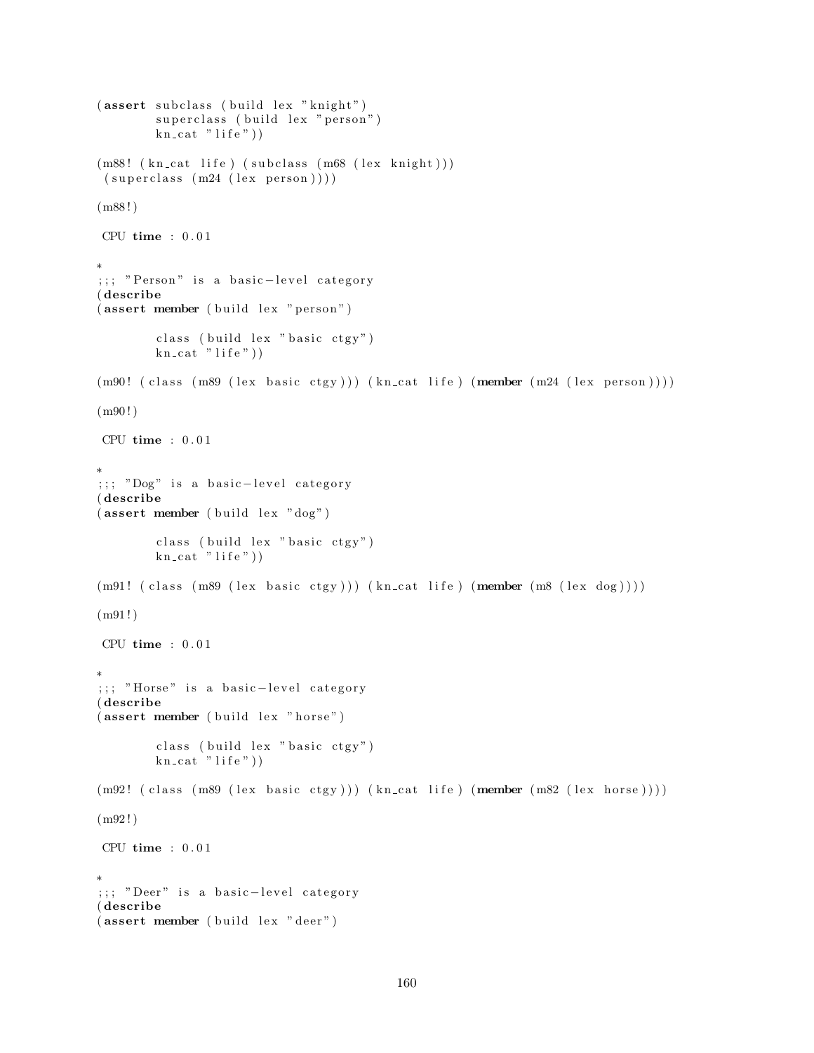```
(assert subclass (build lex "knight")
        superclass (build lex "person")
        kn_cat "life"))

(m88! (kn_cat life) (subclass (m68 (lex knight)))
 (superclass (m24 (lex person))))

(m88!)

 CPU time : 0.01

*
;;; "Person" is a basic-level category
(describe
(assert member (build lex "person")

        class (build lex "basic ctgy")
        kn_cat "life"))

(m90! (class (m89 (lex basic ctgy))) (kn_cat life) (member (m24 (lex person))))

(m90!)

 CPU time : 0.01

*
;;; "Dog" is a basic-level category
(describe
(assert member (build lex "dog")

        class (build lex "basic ctgy")
        kn_cat "life"))

(m91! (class (m89 (lex basic ctgy))) (kn_cat life) (member (m8 (lex dog))))

(m91!)

 CPU time : 0.01

*
;;; "Horse" is a basic-level category
(describe
(assert member (build lex "horse")

        class (build lex "basic ctgy")
        kn_cat "life"))

(m92! (class (m89 (lex basic ctgy))) (kn_cat life) (member (m82 (lex horse))))

(m92!)

 CPU time : 0.01

*
;;; "Deer" is a basic-level category
(describe
(assert member (build lex "deer")
```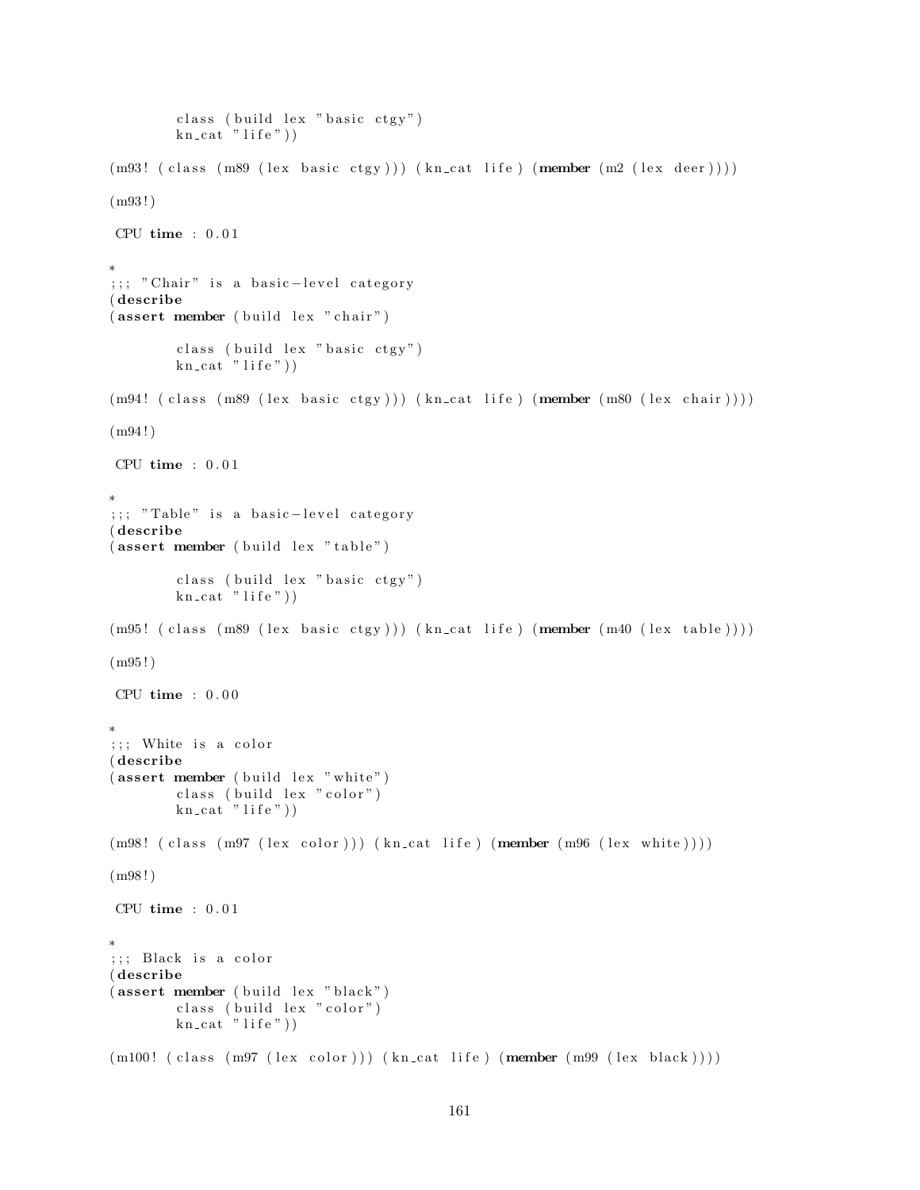```
        class (build lex "basic ctgy")
        kn_cat "life"))

(m93! (class (m89 (lex basic ctgy))) (kn_cat life) (member (m2 (lex deer))))

(m93!)

 CPU time : 0.01

*
;;; "Chair" is a basic-level category
(describe
(assert member (build lex "chair")

        class (build lex "basic ctgy")
        kn_cat "life"))

(m94! (class (m89 (lex basic ctgy))) (kn_cat life) (member (m80 (lex chair))))

(m94!)

 CPU time : 0.01

*
;;; "Table" is a basic-level category
(describe
(assert member (build lex "table")

        class (build lex "basic ctgy")
        kn_cat "life"))

(m95! (class (m89 (lex basic ctgy))) (kn_cat life) (member (m40 (lex table))))

(m95!)

 CPU time : 0.00

*
;;; White is a color
(describe
(assert member (build lex "white")
        class (build lex "color")
        kn_cat "life"))

(m98! (class (m97 (lex color))) (kn_cat life) (member (m96 (lex white))))

(m98!)

 CPU time : 0.01

*
;;; Black is a color
(describe
(assert member (build lex "black")
        class (build lex "color")
        kn_cat "life"))

(m100! (class (m97 (lex color))) (kn_cat life) (member (m99 (lex black))))
```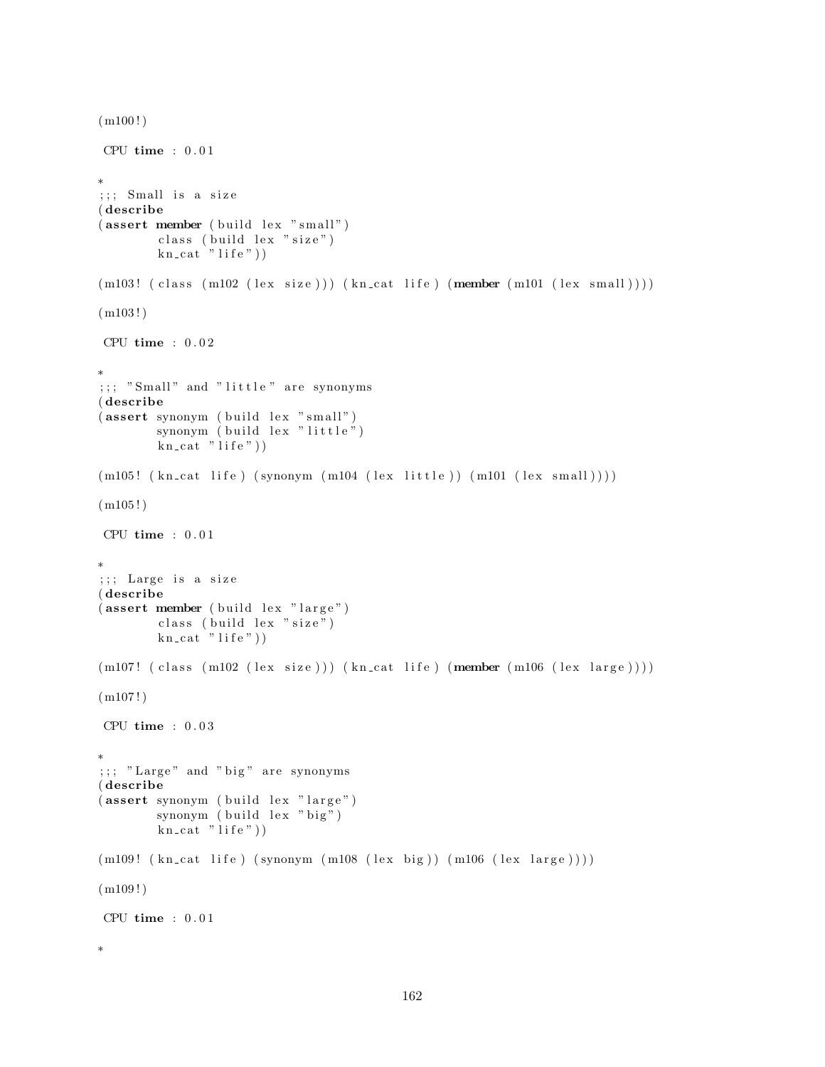```
(m100!)

 CPU time : 0.01

*
;;; Small is a size
(describe
(assert member (build lex "small")
        class (build lex "size")
        kn_cat "life"))

(m103! (class (m102 (lex size))) (kn_cat life) (member (m101 (lex small))))

(m103!)

 CPU time : 0.02

*
;;; "Small" and "little" are synonyms
(describe
(assert synonym (build lex "small")
        synonym (build lex "little")
        kn_cat "life"))

(m105! (kn_cat life) (synonym (m104 (lex little)) (m101 (lex small))))

(m105!)

 CPU time : 0.01

*
;;; Large is a size
(describe
(assert member (build lex "large")
        class (build lex "size")
        kn_cat "life"))

(m107! (class (m102 (lex size))) (kn_cat life) (member (m106 (lex large))))

(m107!)

 CPU time : 0.03

*
;;; "Large" and "big" are synonyms
(describe
(assert synonym (build lex "large")
        synonym (build lex "big")
        kn_cat "life"))

(m109! (kn_cat life) (synonym (m108 (lex big)) (m106 (lex large))))

(m109!)

 CPU time : 0.01

*
```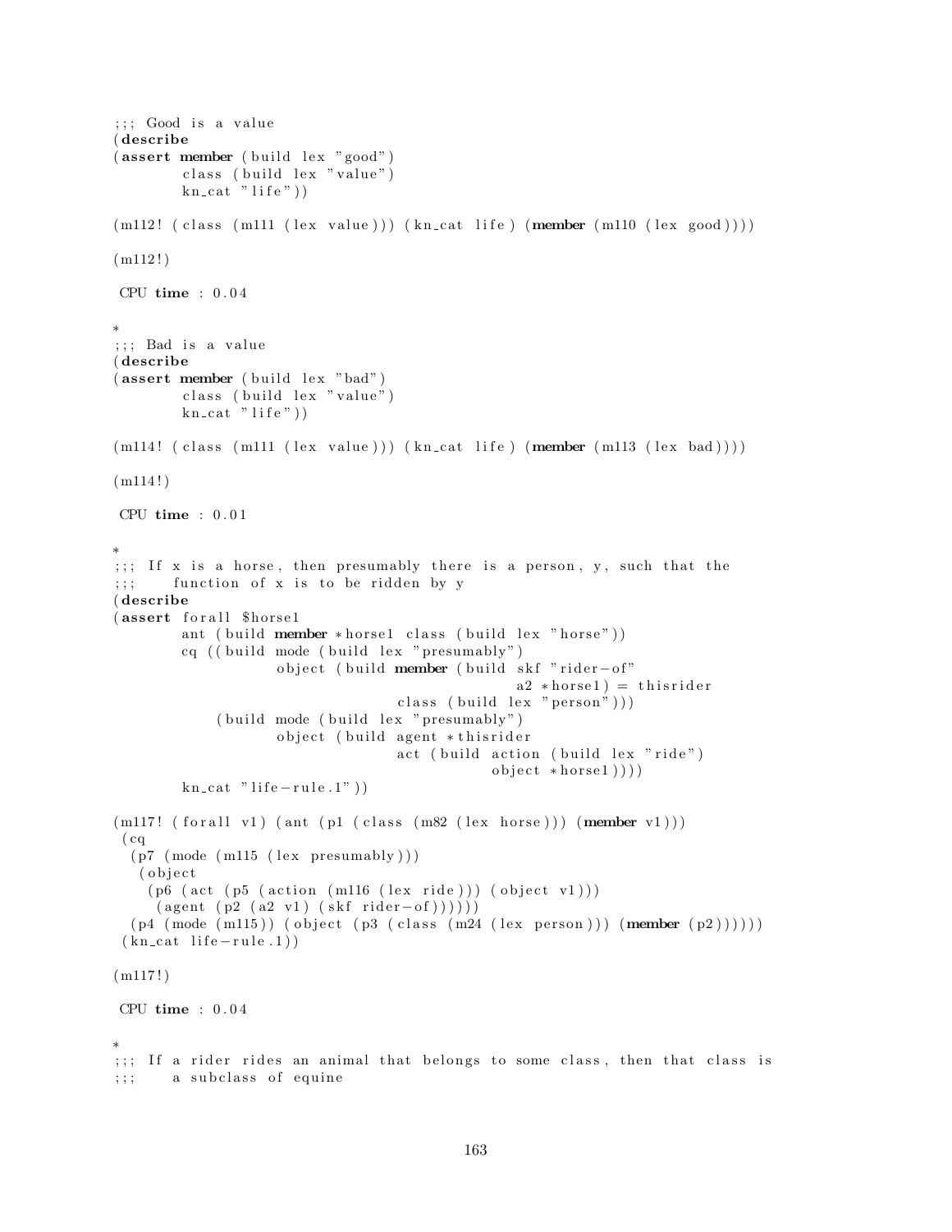```
;;; Good is a value
(describe
(assert member (build lex "good")
        class (build lex "value")
        kn_cat "life"))

(m112! (class (m111 (lex value))) (kn_cat life) (member (m110 (lex good))))

(m112!)

 CPU time : 0.04

*
;;; Bad is a value
(describe
(assert member (build lex "bad")
        class (build lex "value")
        kn_cat "life"))

(m114! (class (m111 (lex value))) (kn_cat life) (member (m113 (lex bad))))

(m114!)

 CPU time : 0.01

*
;;; If x is a horse, then presumably there is a person, y, such that the
;;;    function of x is to be ridden by y
(describe
(assert forall $horse1
        ant (build member *horse1 class (build lex "horse"))
        cq ((build mode (build lex "presumably")
                   object (build member (build skf "rider-of"
                                             a2 *horse1) = thisrider
                                class (build lex "person")))
            (build mode (build lex "presumably")
                   object (build agent *thisrider
                                act (build action (build lex "ride")
                                           object *horse1))))
        kn_cat "life-rule.1"))

(m117! (forall v1) (ant (p1 (class (m82 (lex horse))) (member v1)))
 (cq
  (p7 (mode (m115 (lex presumably)))
   (object
    (p6 (act (p5 (action (m116 (lex ride))) (object v1)))
     (agent (p2 (a2 v1) (skf rider-of))))))
  (p4 (mode (m115)) (object (p3 (class (m24 (lex person))) (member (p2))))))
 (kn_cat life-rule.1))

(m117!)

 CPU time : 0.04

*
;;; If a rider rides an animal that belongs to some class, then that class is
;;;    a subclass of equine
```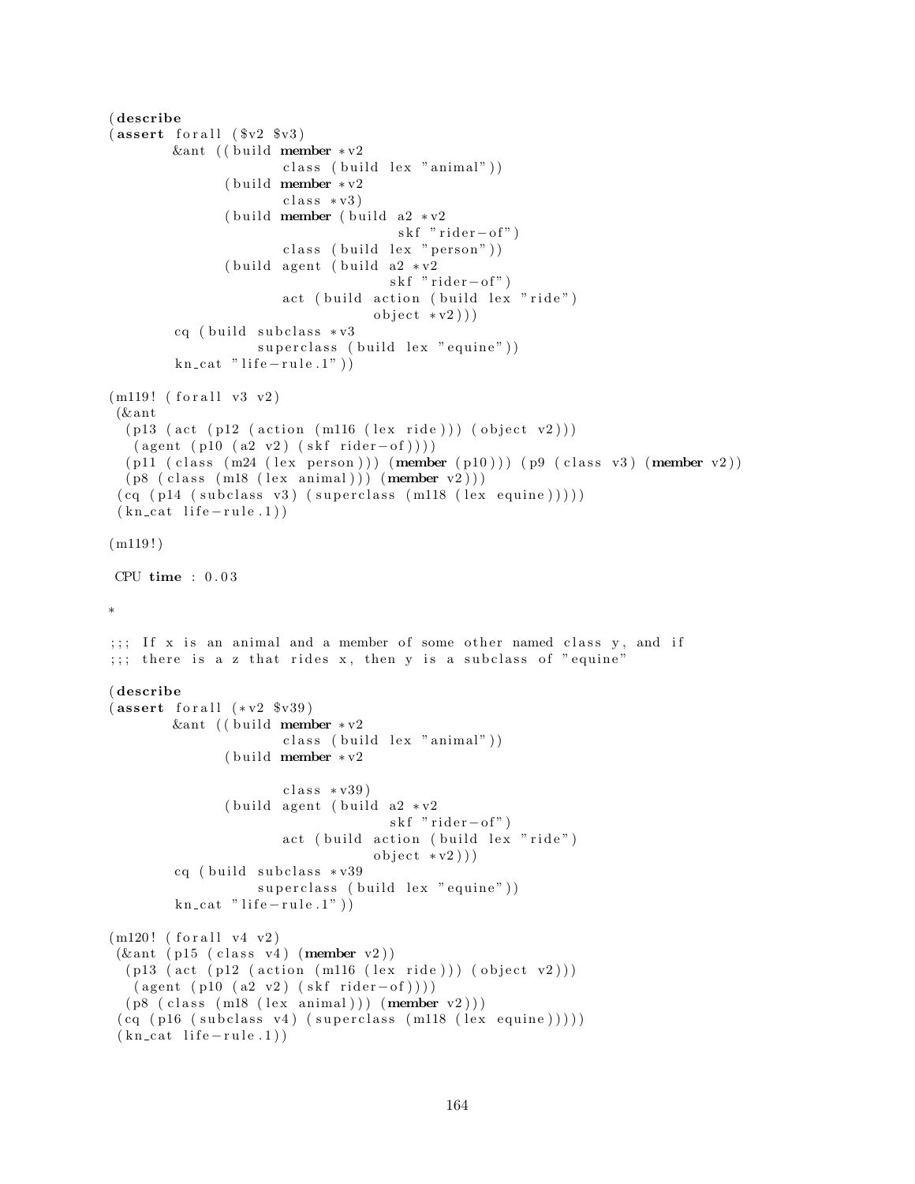```
(describe
(assert forall ($v2 $v3)
        &ant ((build member *v2
                     class (build lex "animal"))
              (build member *v2
                     class *v3)
              (build member (build a2 *v2
                                   skf "rider-of")
                     class (build lex "person"))
              (build agent (build a2 *v2
                                  skf "rider-of")
                     act (build action (build lex "ride")
                                object *v2)))
        cq (build subclass *v3
                  superclass (build lex "equine"))
        kn_cat "life-rule.1"))

(m119! (forall v3 v2)
 (&ant
  (p13 (act (p12 (action (m116 (lex ride))) (object v2)))
   (agent (p10 (a2 v2) (skf rider-of))))
  (p11 (class (m24 (lex person))) (member (p10))) (p9 (class v3) (member v2))
  (p8 (class (m18 (lex animal))) (member v2)))
 (cq (p14 (subclass v3) (superclass (m118 (lex equine)))))
 (kn_cat life-rule.1))

(m119!)

 CPU time : 0.03

*

;;; If x is an animal and a member of some other named class y, and if
;;; there is a z that rides x, then y is a subclass of "equine"

(describe
(assert forall (*v2 $v39)
        &ant ((build member *v2
                     class (build lex "animal"))
              (build member *v2

                     class *v39)
              (build agent (build a2 *v2
                                  skf "rider-of")
                     act (build action (build lex "ride")
                                object *v2)))
        cq (build subclass *v39
                  superclass (build lex "equine"))
        kn_cat "life-rule.1"))

(m120! (forall v4 v2)
 (&ant (p15 (class v4) (member v2))
  (p13 (act (p12 (action (m116 (lex ride))) (object v2)))
   (agent (p10 (a2 v2) (skf rider-of))))
  (p8 (class (m18 (lex animal))) (member v2)))
 (cq (p16 (subclass v4) (superclass (m118 (lex equine)))))
 (kn_cat life-rule.1))
```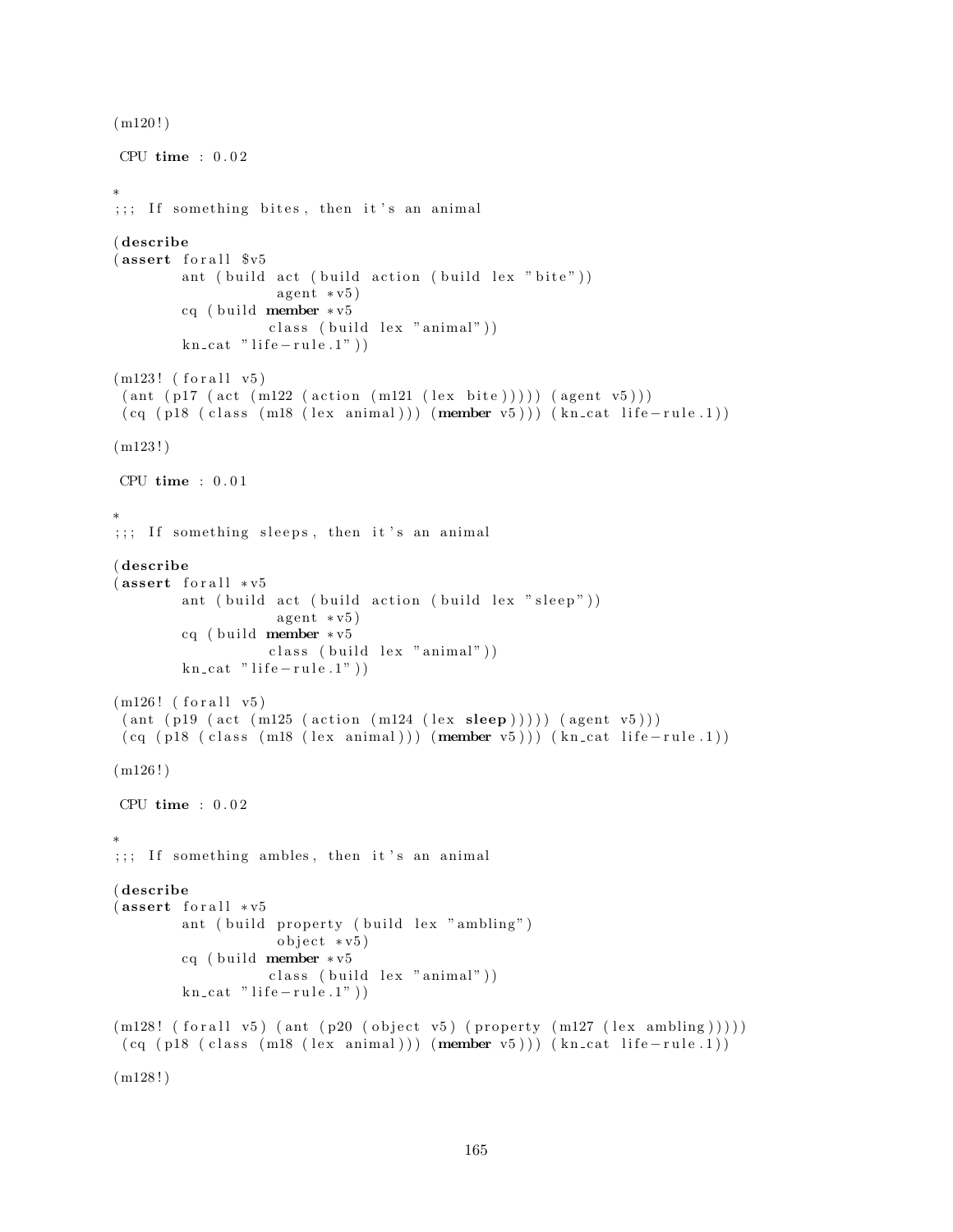```
(m120!)

 CPU time : 0.02

*
;;; If something bites, then it's an animal

(describe
(assert forall $v5
        ant (build act (build action (build lex "bite"))
                   agent *v5)
        cq (build member *v5
                  class (build lex "animal"))
        kn_cat "life-rule.1"))

(m123! (forall v5)
 (ant (p17 (act (m122 (action (m121 (lex bite))))) (agent v5)))
 (cq (p18 (class (m18 (lex animal))) (member v5))) (kn_cat life-rule.1))

(m123!)

 CPU time : 0.01

*
;;; If something sleeps, then it's an animal

(describe
(assert forall *v5
        ant (build act (build action (build lex "sleep"))
                   agent *v5)
        cq (build member *v5
                  class (build lex "animal"))
        kn_cat "life-rule.1"))

(m126! (forall v5)
 (ant (p19 (act (m125 (action (m124 (lex sleep))))) (agent v5)))
 (cq (p18 (class (m18 (lex animal))) (member v5))) (kn_cat life-rule.1))

(m126!)

 CPU time : 0.02

*
;;; If something ambles, then it's an animal

(describe
(assert forall *v5
        ant (build property (build lex "ambling")
                   object *v5)
        cq (build member *v5
                  class (build lex "animal"))
        kn_cat "life-rule.1"))

(m128! (forall v5) (ant (p20 (object v5) (property (m127 (lex ambling)))))
 (cq (p18 (class (m18 (lex animal))) (member v5))) (kn_cat life-rule.1))

(m128!)
```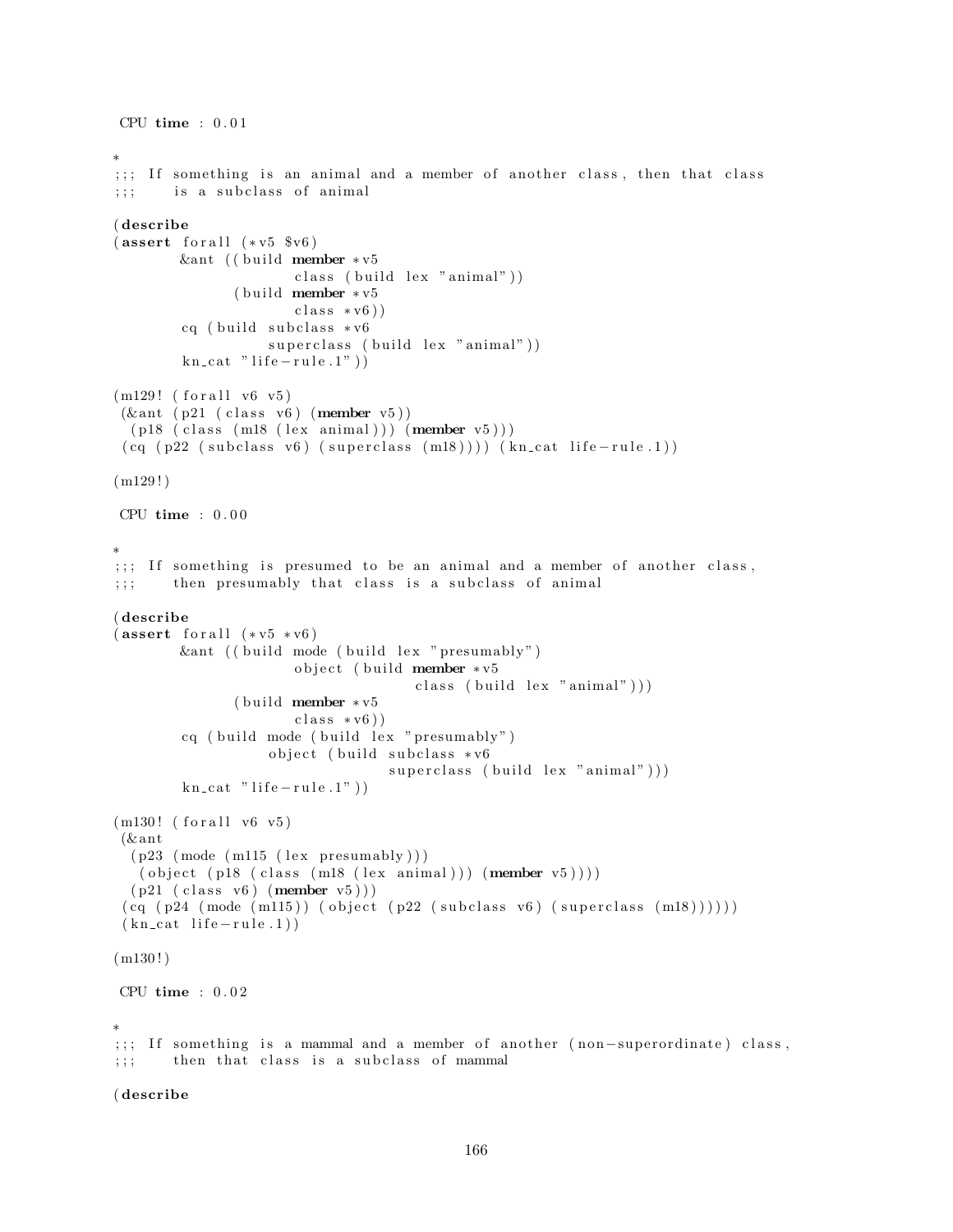```
 CPU time : 0.01

*
;;; If something is an animal and a member of another class, then that class
;;;    is a subclass of animal

(describe
(assert forall (*v5 $v6)
        &ant ((build member *v5
                     class (build lex "animal"))
              (build member *v5
                     class *v6))
        cq (build subclass *v6
                  superclass (build lex "animal"))
        kn_cat "life-rule.1"))

(m129! (forall v6 v5)
 (&ant (p21 (class v6) (member v5))
  (p18 (class (m18 (lex animal))) (member v5)))
 (cq (p22 (subclass v6) (superclass (m18)))) (kn_cat life-rule.1))

(m129!)

 CPU time : 0.00

*
;;; If something is presumed to be an animal and a member of another class,
;;;    then presumably that class is a subclass of animal

(describe
(assert forall (*v5 *v6)
        &ant ((build mode (build lex "presumably")
                     object (build member *v5
                                   class (build lex "animal")))
              (build member *v5
                     class *v6))
        cq (build mode (build lex "presumably")
                  object (build subclass *v6
                                superclass (build lex "animal")))
        kn_cat "life-rule.1"))

(m130! (forall v6 v5)
 (&ant
  (p23 (mode (m115 (lex presumably)))
   (object (p18 (class (m18 (lex animal))) (member v5))))
  (p21 (class v6) (member v5)))
 (cq (p24 (mode (m115)) (object (p22 (subclass v6) (superclass (m18))))))
 (kn_cat life-rule.1))

(m130!)

 CPU time : 0.02

*
;;; If something is a mammal and a member of another (non-superordinate) class,
;;;    then that class is a subclass of mammal

(describe
```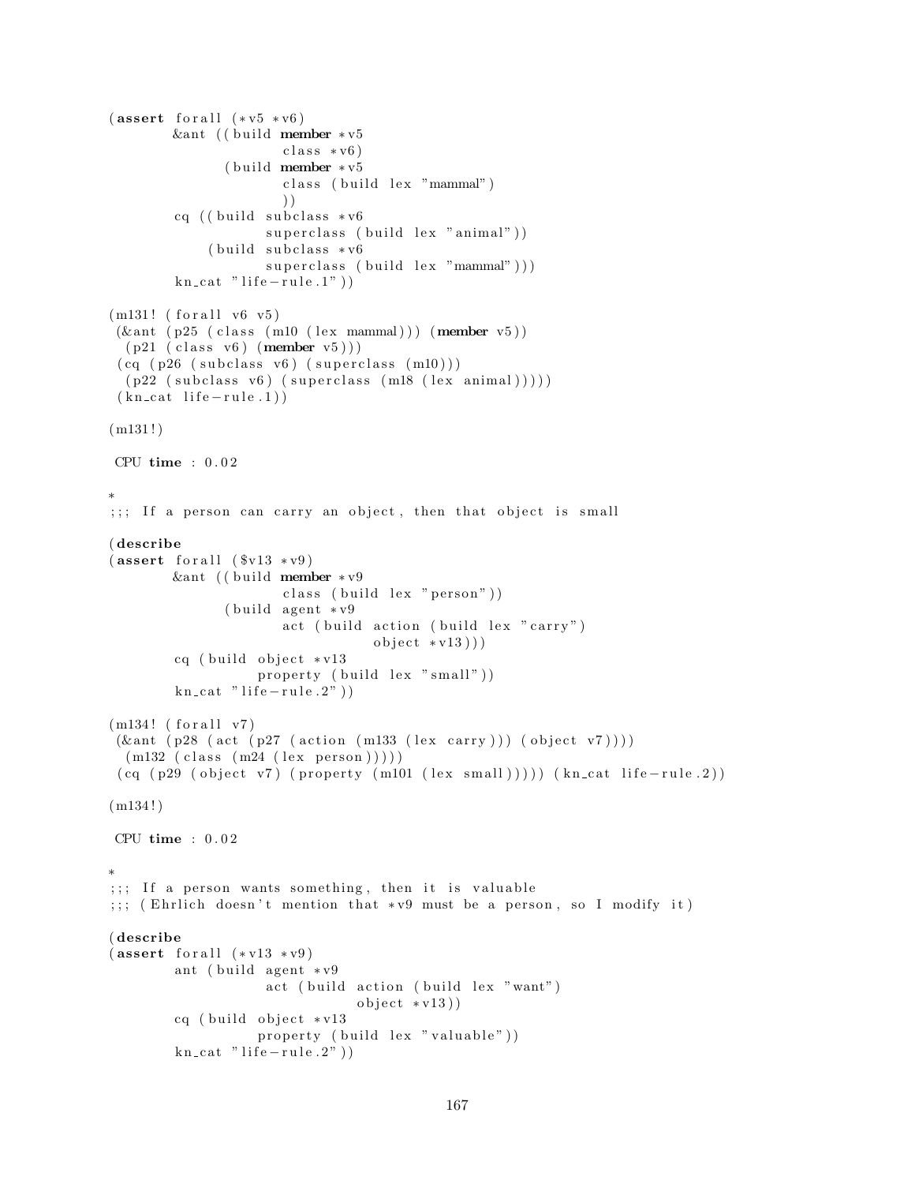```
(assert forall (*v5 *v6)
        &ant ((build member *v5
                     class *v6)
              (build member *v5
                     class (build lex "mammal")
                     ))
        cq ((build subclass *v6
                   superclass (build lex "animal"))
            (build subclass *v6
                   superclass (build lex "mammal")))
        kn_cat "life-rule.1"))

(m131! (forall v6 v5)
 (&ant (p25 (class (m10 (lex mammal))) (member v5))
  (p21 (class v6) (member v5)))
 (cq (p26 (subclass v6) (superclass (m10)))
  (p22 (subclass v6) (superclass (m18 (lex animal)))))
 (kn_cat life-rule.1))

(m131!)

 CPU time : 0.02

*
;;; If a person can carry an object, then that object is small

(describe
(assert forall ($v13 *v9)
        &ant ((build member *v9
                     class (build lex "person"))
              (build agent *v9
                     act (build action (build lex "carry")
                                object *v13)))
        cq (build object *v13
                  property (build lex "small"))
        kn_cat "life-rule.2"))

(m134! (forall v7)
 (&ant (p28 (act (p27 (action (m133 (lex carry))) (object v7))))
  (m132 (class (m24 (lex person)))))
 (cq (p29 (object v7) (property (m101 (lex small))))) (kn_cat life-rule.2))

(m134!)

 CPU time : 0.02

*
;;; If a person wants something, then it is valuable
;;; (Ehrlich doesn't mention that *v9 must be a person, so I modify it)

(describe
(assert forall (*v13 *v9)
        ant (build agent *v9
                   act (build action (build lex "want")
                              object *v13))
        cq (build object *v13
                  property (build lex "valuable"))
        kn_cat "life-rule.2"))
```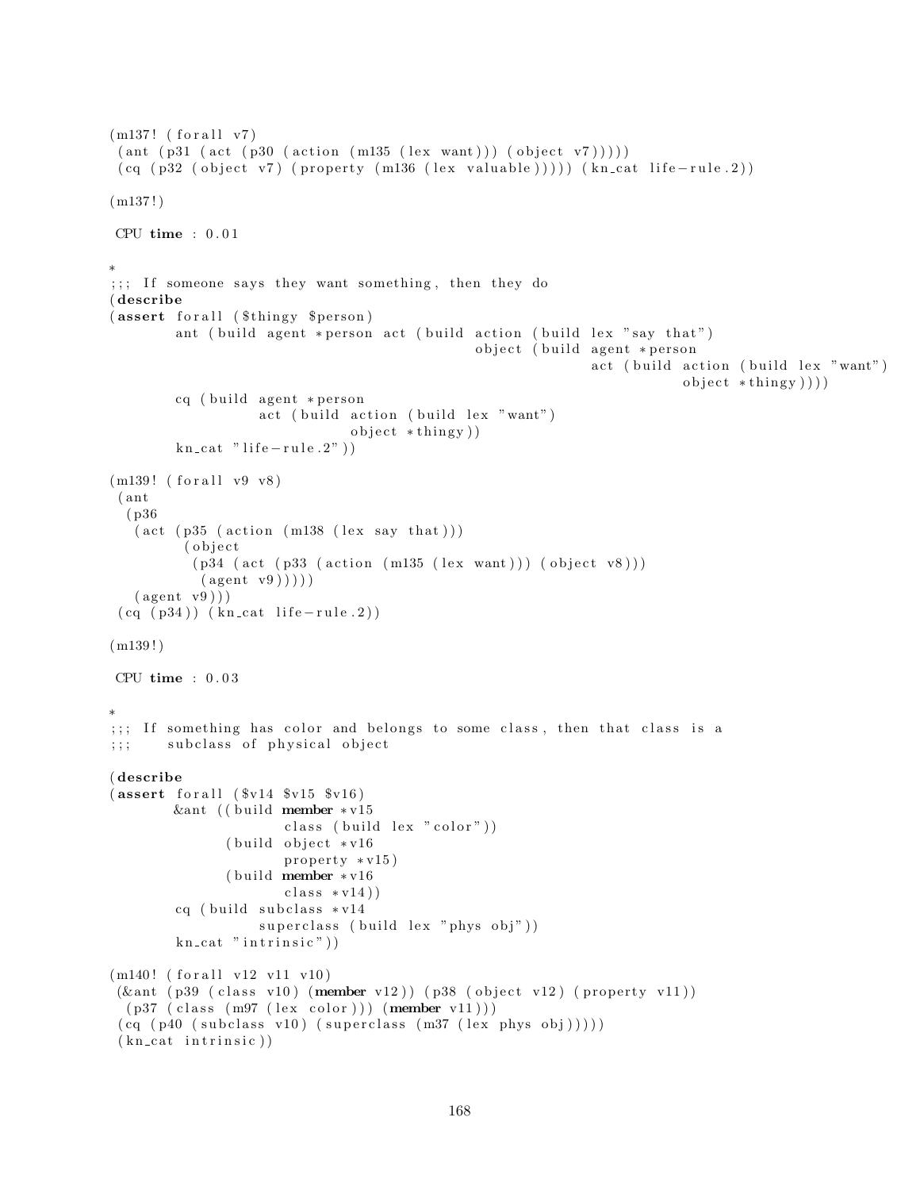```
(m137! (forall v7)
 (ant (p31 (act (p30 (action (m135 (lex want))) (object v7)))))
 (cq (p32 (object v7) (property (m136 (lex valuable))))) (kn_cat life-rule.2))

(m137!)

 CPU time : 0.01

*
;;; If someone says they want something, then they do
(describe
(assert forall ($thingy $person)
        ant (build agent *person act (build action (build lex "say that")
                                            object (build agent *person
                                                          act (build action (build lex "want")
                                                                     object *thingy))))
        cq (build agent *person
                  act (build action (build lex "want")
                             object *thingy))
        kn_cat "life-rule.2"))

(m139! (forall v9 v8)
 (ant
  (p36
   (act (p35 (action (m138 (lex say that)))
         (object
          (p34 (act (p33 (action (m135 (lex want))) (object v8)))
           (agent v9)))))
   (agent v9)))
 (cq (p34)) (kn_cat life-rule.2))

(m139!)

 CPU time : 0.03

*
;;; If something has color and belongs to some class, then that class is a
;;;     subclass of physical object

(describe
(assert forall ($v14 $v15 $v16)
       &ant ((build member *v15
                    class (build lex "color"))
             (build object *v16
                    property *v15)
             (build member *v16
                    class *v14))
        cq (build subclass *v14
                  superclass (build lex "phys obj"))
        kn_cat "intrinsic"))

(m140! (forall v12 v11 v10)
 (&ant (p39 (class v10) (member v12)) (p38 (object v12) (property v11))
  (p37 (class (m97 (lex color))) (member v11)))
 (cq (p40 (subclass v10) (superclass (m37 (lex phys obj)))))
 (kn_cat intrinsic))
```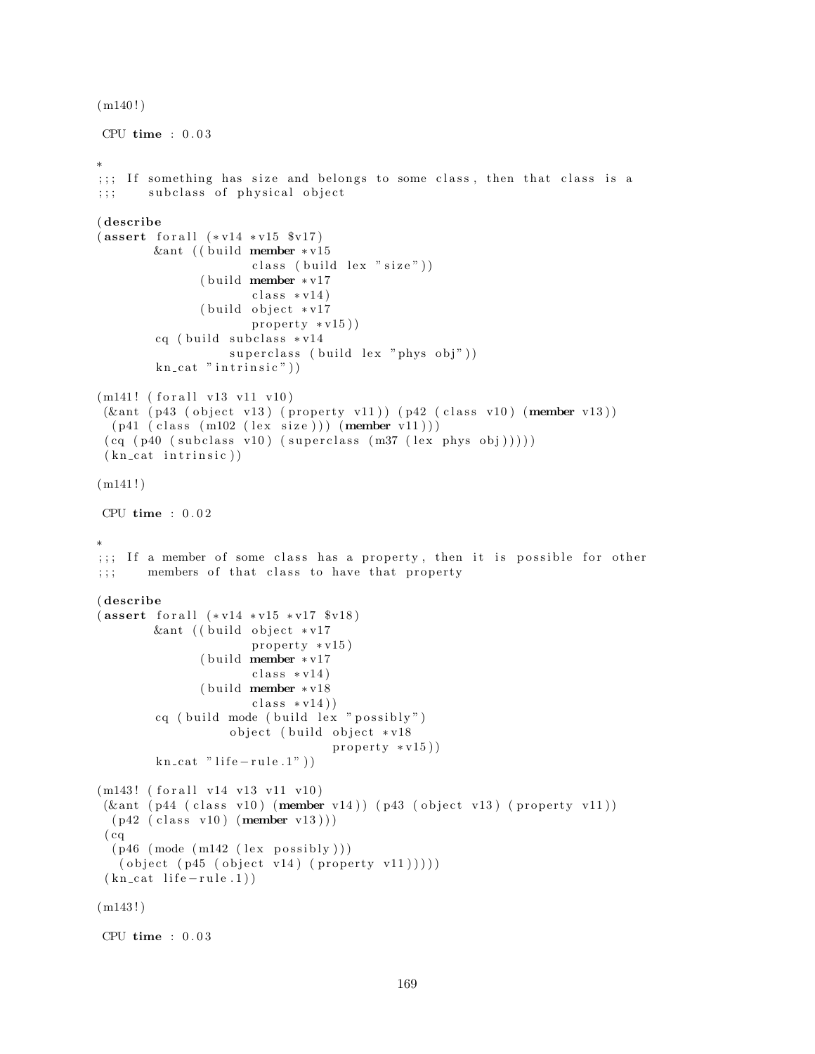```
(m140!)

 CPU time : 0.03

*
;;; If something has size and belongs to some class, then that class is a
;;;    subclass of physical object

(describe
(assert forall (*v14 *v15 $v17)
        &ant ((build member *v15
                     class (build lex "size"))
              (build member *v17
                     class *v14)
              (build object *v17
                     property *v15))
        cq (build subclass *v14
                  superclass (build lex "phys obj"))
        kn_cat "intrinsic"))

(m141! (forall v13 v11 v10)
 (&ant (p43 (object v13) (property v11)) (p42 (class v10) (member v13))
  (p41 (class (m102 (lex size))) (member v11)))
 (cq (p40 (subclass v10) (superclass (m37 (lex phys obj)))))
 (kn_cat intrinsic))

(m141!)

 CPU time : 0.02

*
;;; If a member of some class has a property, then it is possible for other
;;;    members of that class to have that property

(describe
(assert forall (*v14 *v15 *v17 $v18)
        &ant ((build object *v17
                     property *v15)
              (build member *v17
                     class *v14)
              (build member *v18
                     class *v14))
        cq (build mode (build lex "possibly")
                  object (build object *v18
                                property *v15))
        kn_cat "life-rule.1"))

(m143! (forall v14 v13 v11 v10)
 (&ant (p44 (class v10) (member v14)) (p43 (object v13) (property v11))
  (p42 (class v10) (member v13)))
 (cq
  (p46 (mode (m142 (lex possibly)))
   (object (p45 (object v14) (property v11)))))
 (kn_cat life-rule.1))

(m143!)

 CPU time : 0.03
```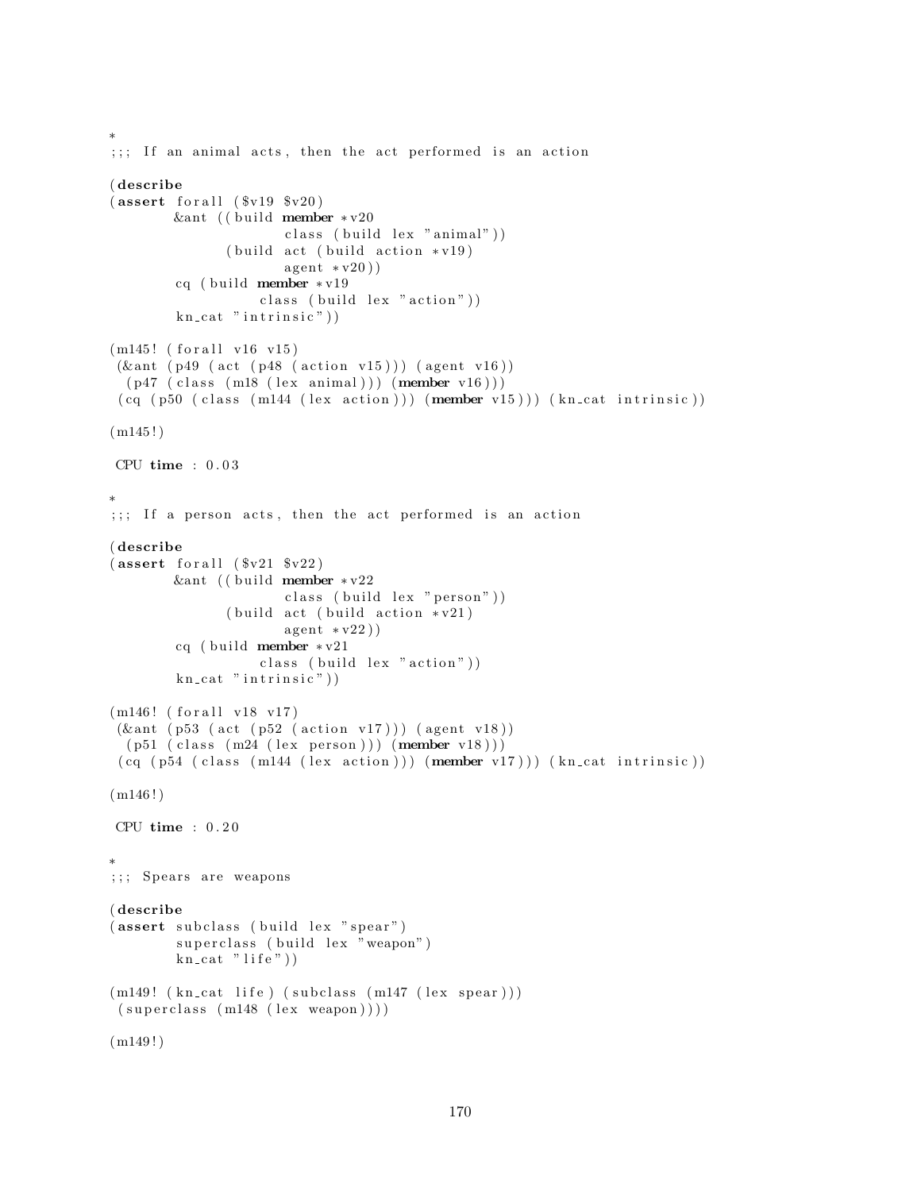```
*
;;; If an animal acts, then the act performed is an action

(describe
(assert forall ($v19 $v20)
        &ant ((build member *v20
                     class (build lex "animal"))
              (build act (build action *v19)
                     agent *v20))
        cq (build member *v19
                  class (build lex "action"))
        kn_cat "intrinsic"))

(m145! (forall v16 v15)
 (&ant (p49 (act (p48 (action v15))) (agent v16))
  (p47 (class (m18 (lex animal))) (member v16)))
 (cq (p50 (class (m144 (lex action))) (member v15))) (kn_cat intrinsic))

(m145!)

 CPU time : 0.03

*
;;; If a person acts, then the act performed is an action

(describe
(assert forall ($v21 $v22)
        &ant ((build member *v22
                     class (build lex "person"))
              (build act (build action *v21)
                     agent *v22))
        cq (build member *v21
                  class (build lex "action"))
        kn_cat "intrinsic"))

(m146! (forall v18 v17)
 (&ant (p53 (act (p52 (action v17))) (agent v18))
  (p51 (class (m24 (lex person))) (member v18)))
 (cq (p54 (class (m144 (lex action))) (member v17))) (kn_cat intrinsic))

(m146!)

 CPU time : 0.20

*
;;; Spears are weapons

(describe
(assert subclass (build lex "spear")
        superclass (build lex "weapon")
        kn_cat "life"))

(m149! (kn_cat life) (subclass (m147 (lex spear)))
 (superclass (m148 (lex weapon))))

(m149!)
```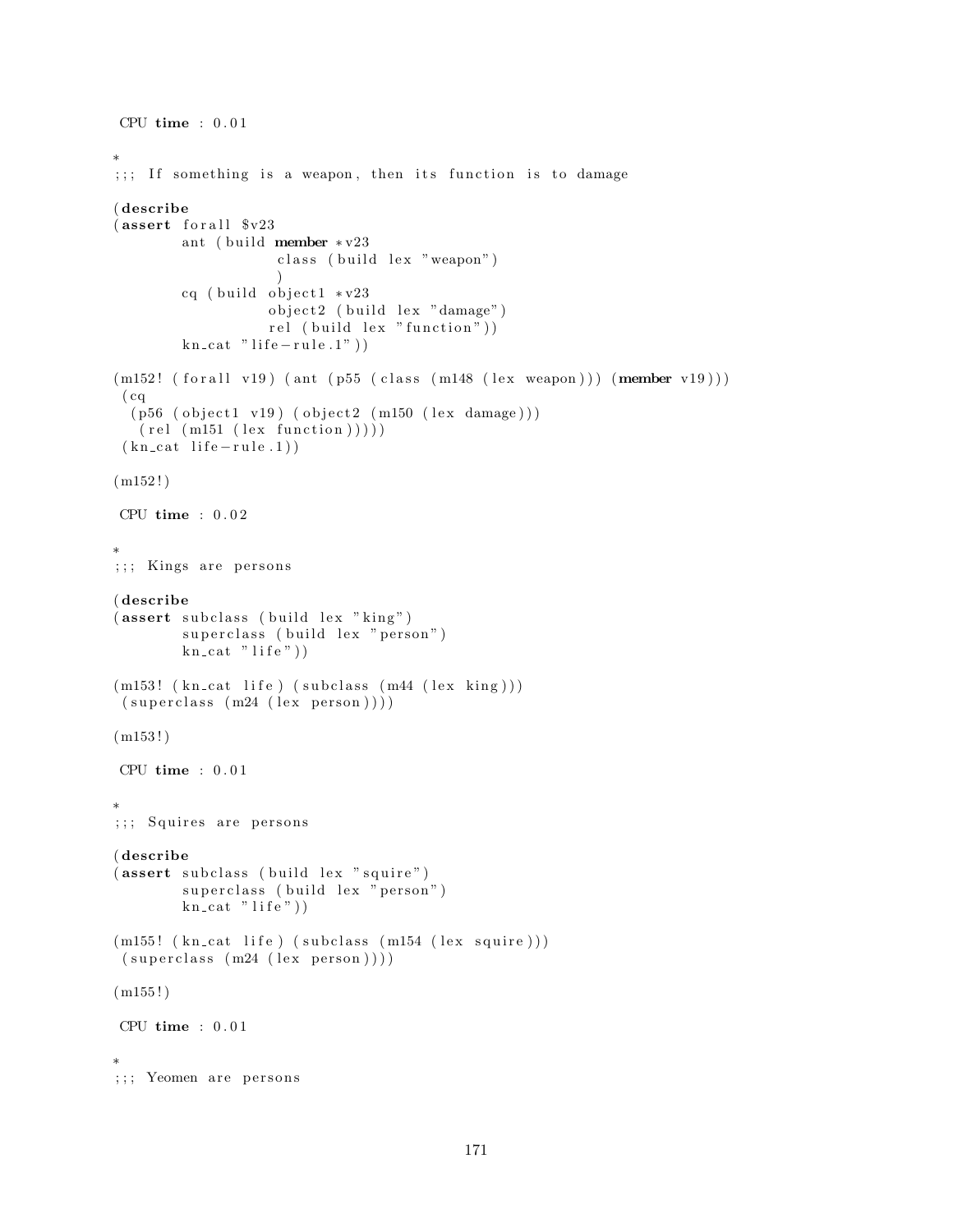```
 CPU time : 0.01

*
;;; If something is a weapon, then its function is to damage

(describe
(assert forall $v23
        ant (build member *v23
                   class (build lex "weapon")
                   )
        cq (build object1 *v23
                  object2 (build lex "damage")
                  rel (build lex "function"))
        kn_cat "life-rule.1"))

(m152! (forall v19) (ant (p55 (class (m148 (lex weapon))) (member v19)))
 (cq
  (p56 (object1 v19) (object2 (m150 (lex damage)))
   (rel (m151 (lex function)))))
 (kn_cat life-rule.1))

(m152!)

 CPU time : 0.02

*
;;; Kings are persons

(describe
(assert subclass (build lex "king")
        superclass (build lex "person")
        kn_cat "life"))

(m153! (kn_cat life) (subclass (m44 (lex king)))
 (superclass (m24 (lex person))))

(m153!)

 CPU time : 0.01

*
;;; Squires are persons

(describe
(assert subclass (build lex "squire")
        superclass (build lex "person")
        kn_cat "life"))

(m155! (kn_cat life) (subclass (m154 (lex squire)))
 (superclass (m24 (lex person))))

(m155!)

 CPU time : 0.01

*
;;; Yeomen are persons
```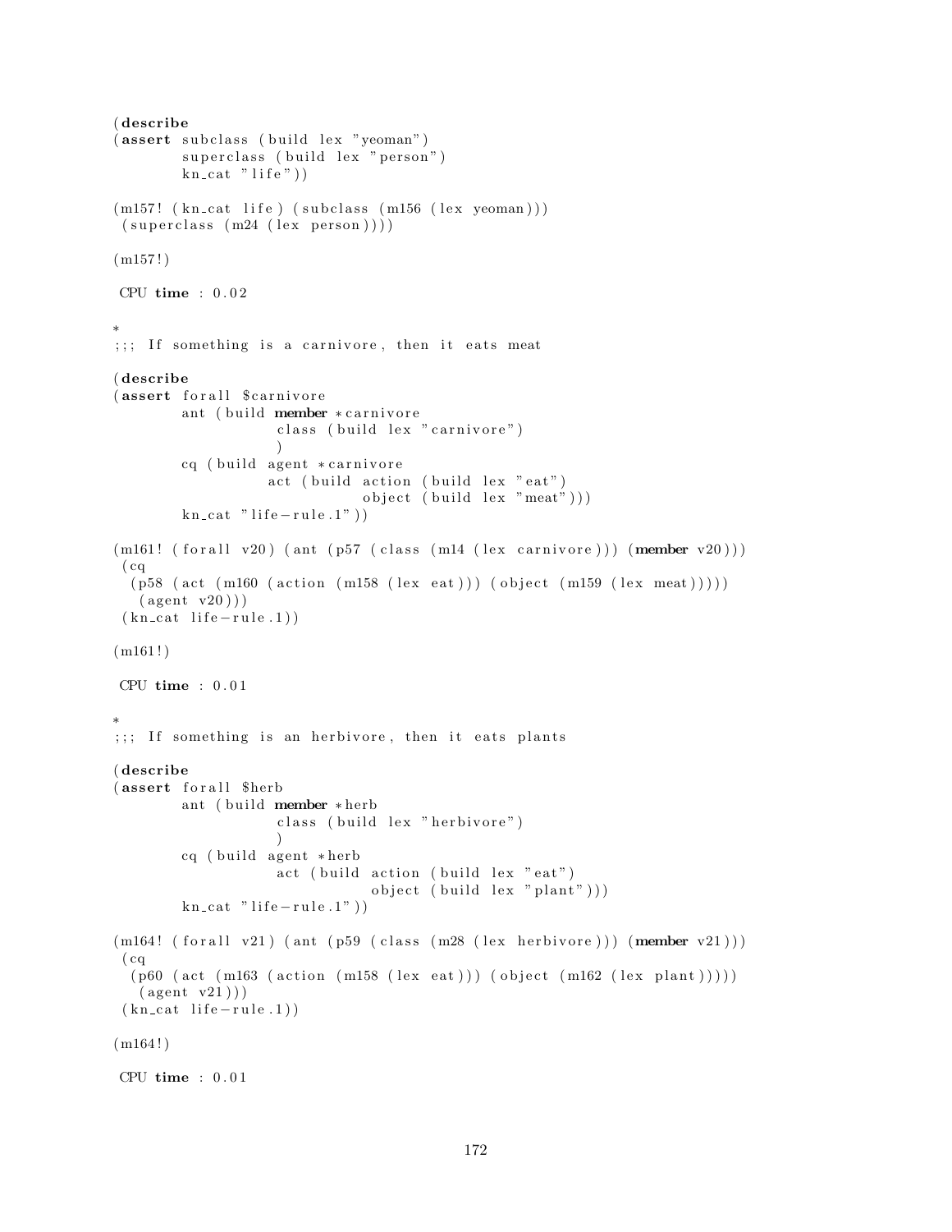```
(describe
(assert subclass (build lex "yeoman")
        superclass (build lex "person")
        kn_cat "life"))

(m157! (kn_cat life) (subclass (m156 (lex yeoman)))
 (superclass (m24 (lex person))))

(m157!)

 CPU time : 0.02

*
;;; If something is a carnivore, then it eats meat

(describe
(assert forall $carnivore
        ant (build member *carnivore
                   class (build lex "carnivore")
                   )
        cq (build agent *carnivore
                  act (build action (build lex "eat")
                             object (build lex "meat")))
        kn_cat "life-rule.1"))

(m161! (forall v20) (ant (p57 (class (m14 (lex carnivore))) (member v20)))
 (cq
  (p58 (act (m160 (action (m158 (lex eat))) (object (m159 (lex meat)))))
   (agent v20)))
 (kn_cat life-rule.1))

(m161!)

 CPU time : 0.01

*
;;; If something is an herbivore, then it eats plants

(describe
(assert forall $herb
        ant (build member *herb
                   class (build lex "herbivore")
                   )
        cq (build agent *herb
                   act (build action (build lex "eat")
                              object (build lex "plant")))
        kn_cat "life-rule.1"))

(m164! (forall v21) (ant (p59 (class (m28 (lex herbivore))) (member v21)))
 (cq
  (p60 (act (m163 (action (m158 (lex eat))) (object (m162 (lex plant)))))
   (agent v21)))
 (kn_cat life-rule.1))

(m164!)

 CPU time : 0.01
```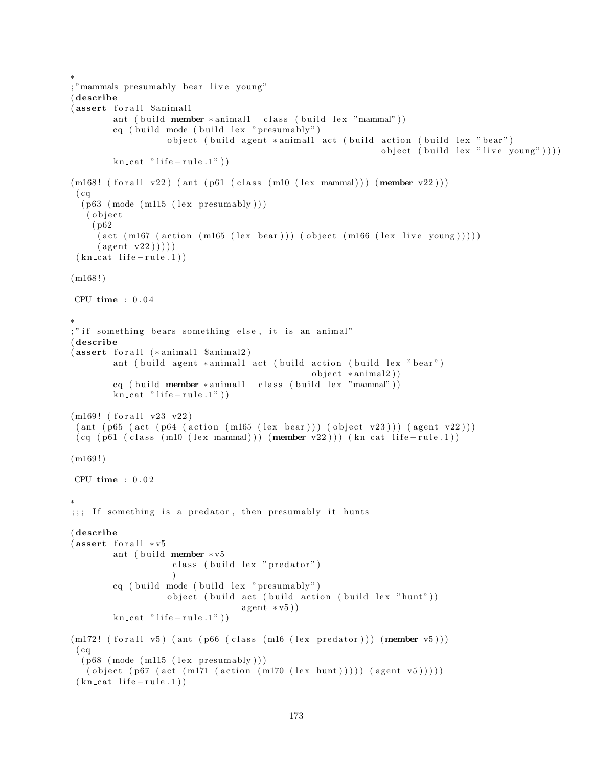```
*
;"mammals presumably bear live young"
(describe
(assert forall $animal1
        ant (build member *animal1  class (build lex "mammal"))
        cq (build mode (build lex "presumably")
                  object (build agent *animal1 act (build action (build lex "bear")
                                                          object (build lex "live young"))))
        kn_cat "life-rule.1"))

(m168! (forall v22) (ant (p61 (class (m10 (lex mammal))) (member v22)))
 (cq
  (p63 (mode (m115 (lex presumably)))
   (object
    (p62
     (act (m167 (action (m165 (lex bear))) (object (m166 (lex live young)))))
     (agent v22)))))
 (kn_cat life-rule.1))

(m168!)

 CPU time : 0.04

*
;"if something bears something else, it is an animal"
(describe
(assert forall (*animal1 $animal2)
        ant (build agent *animal1 act (build action (build lex "bear")
                                            object *animal2))
        cq (build member *animal1  class (build lex "mammal"))
        kn_cat "life-rule.1"))

(m169! (forall v23 v22)
 (ant (p65 (act (p64 (action (m165 (lex bear))) (object v23))) (agent v22)))
 (cq (p61 (class (m10 (lex mammal))) (member v22))) (kn_cat life-rule.1))

(m169!)

 CPU time : 0.02

*
;;; If something is a predator, then presumably it hunts

(describe
(assert forall *v5
        ant (build member *v5
                   class (build lex "predator")
                   )
        cq (build mode (build lex "presumably")
                  object (build act (build action (build lex "hunt"))
                                agent *v5))
        kn_cat "life-rule.1"))

(m172! (forall v5) (ant (p66 (class (m16 (lex predator))) (member v5)))
 (cq
  (p68 (mode (m115 (lex presumably)))
   (object (p67 (act (m171 (action (m170 (lex hunt))))) (agent v5)))))
 (kn_cat life-rule.1))
```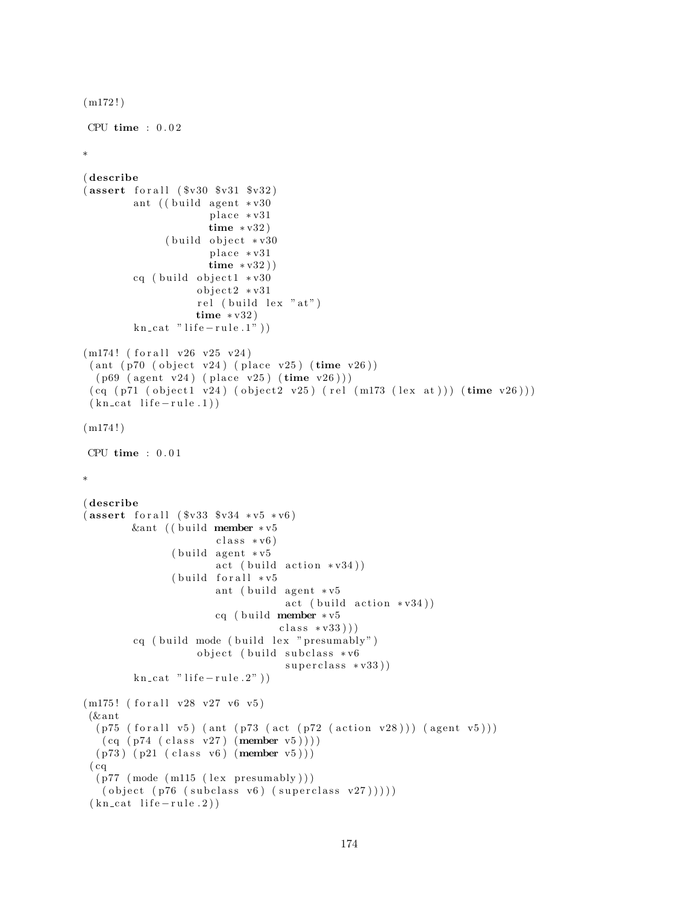```
(m172!)

 CPU time : 0.02

*

(describe
(assert forall ($v30 $v31 $v32)
        ant ((build agent *v30
                    place *v31
                    time *v32)
             (build object *v30
                    place *v31
                    time *v32))
        cq (build object1 *v30
                  object2 *v31
                  rel (build lex "at")
                  time *v32)
        kn_cat "life-rule.1"))

(m174! (forall v26 v25 v24)
 (ant (p70 (object v24) (place v25) (time v26))
  (p69 (agent v24) (place v25) (time v26)))
 (cq (p71 (object1 v24) (object2 v25) (rel (m173 (lex at))) (time v26)))
 (kn_cat life-rule.1))

(m174!)

 CPU time : 0.01

*

(describe
(assert forall ($v33 $v34 *v5 *v6)
        &ant ((build member *v5
                     class *v6)
              (build agent *v5
                     act (build action *v34))
              (build forall *v5
                     ant (build agent *v5
                                act (build action *v34))
                     cq (build member *v5
                               class *v33)))
        cq (build mode (build lex "presumably")
                  object (build subclass *v6
                                superclass *v33))
        kn_cat "life-rule.2"))

(m175! (forall v28 v27 v6 v5)
 (&ant
  (p75 (forall v5) (ant (p73 (act (p72 (action v28))) (agent v5)))
   (cq (p74 (class v27) (member v5))))
  (p73) (p21 (class v6) (member v5)))
 (cq
  (p77 (mode (m115 (lex presumably)))
   (object (p76 (subclass v6) (superclass v27)))))
 (kn_cat life-rule.2))
```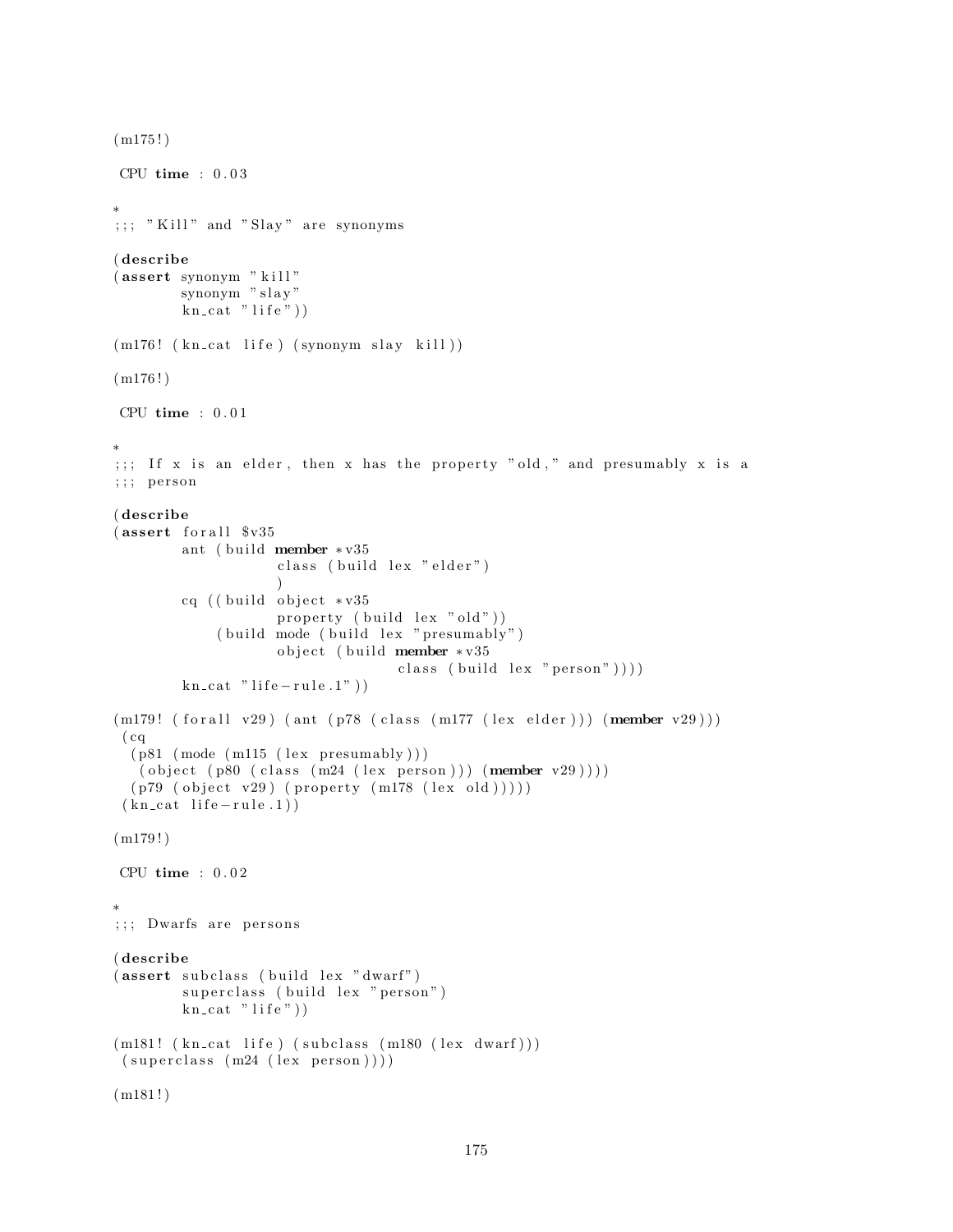```
(m175!)

 CPU time : 0.03

*
;;; "Kill" and "Slay" are synonyms

(describe
(assert synonym "kill"
        synonym "slay"
        kn_cat "life"))

(m176! (kn_cat life) (synonym slay kill))

(m176!)

 CPU time : 0.01

*
;;; If x is an elder, then x has the property "old," and presumably x is a
;;; person

(describe
(assert forall $v35
        ant (build member *v35
                   class (build lex "elder")
                   )
        cq ((build object *v35
                   property (build lex "old"))
            (build mode (build lex "presumably")
                   object (build member *v35
                                 class (build lex "person"))))
        kn_cat "life-rule.1"))

(m179! (forall v29) (ant (p78 (class (m177 (lex elder))) (member v29)))
 (cq
  (p81 (mode (m115 (lex presumably)))
   (object (p80 (class (m24 (lex person))) (member v29))))
  (p79 (object v29) (property (m178 (lex old)))))
 (kn_cat life-rule.1))

(m179!)

 CPU time : 0.02

*
;;; Dwarfs are persons

(describe
(assert subclass (build lex "dwarf")
        superclass (build lex "person")
        kn_cat "life"))

(m181! (kn_cat life) (subclass (m180 (lex dwarf)))
 (superclass (m24 (lex person))))

(m181!)
```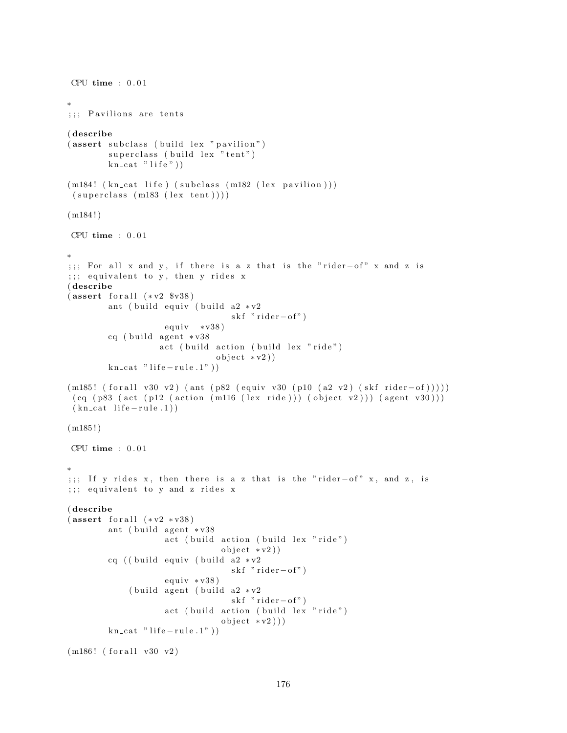```
 CPU time : 0.01

*
;;; Pavilions are tents

(describe
(assert subclass (build lex "pavilion")
        superclass (build lex "tent")
        kn_cat "life"))

(m184! (kn_cat life) (subclass (m182 (lex pavilion)))
 (superclass (m183 (lex tent))))

(m184!)

 CPU time : 0.01

*
;;; For all x and y, if there is a z that is the "rider-of" x and z is
;;; equivalent to y, then y rides x
(describe
(assert forall (*v2 $v38)
        ant (build equiv (build a2 *v2
                                skf "rider-of")
                   equiv  *v38)
        cq (build agent *v38
                  act (build action (build lex "ride")
                             object *v2))
        kn_cat "life-rule.1"))

(m185! (forall v30 v2) (ant (p82 (equiv v30 (p10 (a2 v2) (skf rider-of)))))
 (cq (p83 (act (p12 (action (m116 (lex ride))) (object v2))) (agent v30)))
 (kn_cat life-rule.1))

(m185!)

 CPU time : 0.01

*
;;; If y rides x, then there is a z that is the "rider-of" x, and z, is
;;; equivalent to y and z rides x

(describe
(assert forall (*v2 *v38)
        ant (build agent *v38
                   act (build action (build lex "ride")
                              object *v2))
        cq ((build equiv (build a2 *v2
                                skf "rider-of")
                   equiv *v38)
            (build agent (build a2 *v2
                                skf "rider-of")
                   act (build action (build lex "ride")
                              object *v2)))
        kn_cat "life-rule.1"))

(m186! (forall v30 v2)
```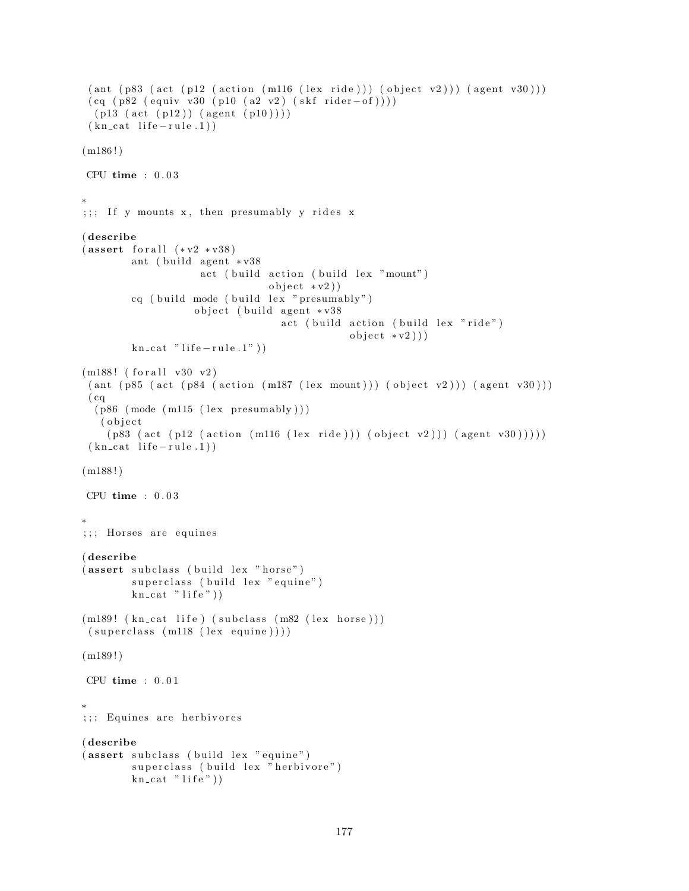```
 (ant (p83 (act (p12 (action (m116 (lex ride))) (object v2))) (agent v30)))
 (cq (p82 (equiv v30 (p10 (a2 v2) (skf rider-of))))
  (p13 (act (p12)) (agent (p10))))
 (kn_cat life-rule.1))

(m186!)

 CPU time : 0.03

*
;;; If y mounts x, then presumably y rides x

(describe
(assert forall (*v2 *v38)
        ant (build agent *v38
                   act (build action (build lex "mount")
                              object *v2))
        cq (build mode (build lex "presumably")
                  object (build agent *v38
                                act (build action (build lex "ride")
                                           object *v2)))
        kn_cat "life-rule.1"))

(m188! (forall v30 v2)
 (ant (p85 (act (p84 (action (m187 (lex mount))) (object v2))) (agent v30)))
 (cq
  (p86 (mode (m115 (lex presumably)))
   (object
    (p83 (act (p12 (action (m116 (lex ride))) (object v2))) (agent v30)))))
 (kn_cat life-rule.1))

(m188!)

 CPU time : 0.03

*
;;; Horses are equines

(describe
(assert subclass (build lex "horse")
        superclass (build lex "equine")
        kn_cat "life"))

(m189! (kn_cat life) (subclass (m82 (lex horse)))
 (superclass (m118 (lex equine))))

(m189!)

 CPU time : 0.01

*
;;; Equines are herbivores

(describe
(assert subclass (build lex "equine")
        superclass (build lex "herbivore")
        kn_cat "life"))
```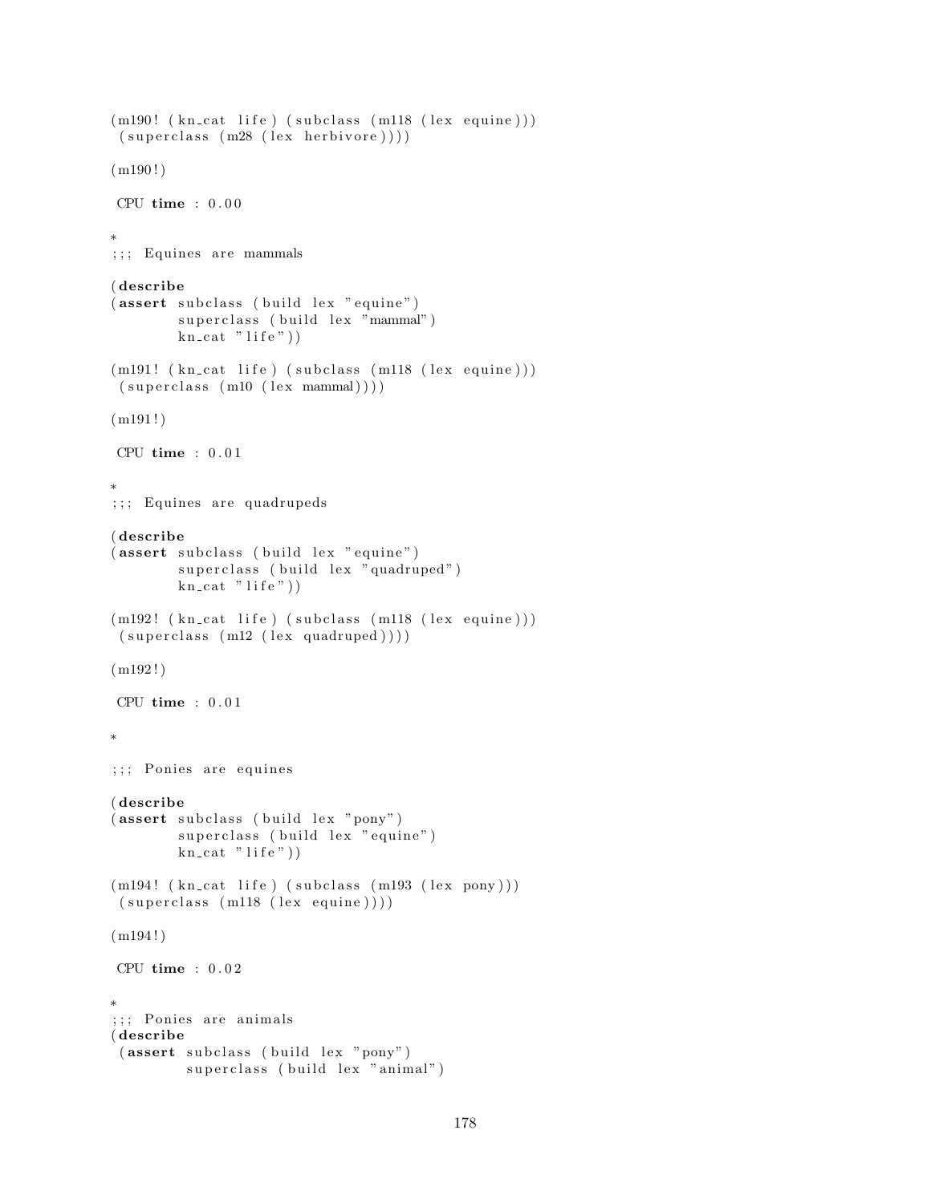```
(m190! (kn_cat life) (subclass (m118 (lex equine)))
 (superclass (m28 (lex herbivore))))

(m190!)

 CPU time : 0.00

*
;;; Equines are mammals

(describe
(assert subclass (build lex "equine")
        superclass (build lex "mammal")
        kn_cat "life"))

(m191! (kn_cat life) (subclass (m118 (lex equine)))
 (superclass (m10 (lex mammal))))

(m191!)

 CPU time : 0.01

*
;;; Equines are quadrupeds

(describe
(assert subclass (build lex "equine")
        superclass (build lex "quadruped")
        kn_cat "life"))

(m192! (kn_cat life) (subclass (m118 (lex equine)))
 (superclass (m12 (lex quadruped))))

(m192!)

 CPU time : 0.01

*

;;; Ponies are equines

(describe
(assert subclass (build lex "pony")
        superclass (build lex "equine")
        kn_cat "life"))

(m194! (kn_cat life) (subclass (m193 (lex pony)))
 (superclass (m118 (lex equine))))

(m194!)

 CPU time : 0.02

*
;;; Ponies are animals
(describe
 (assert subclass (build lex "pony")
         superclass (build lex "animal")
```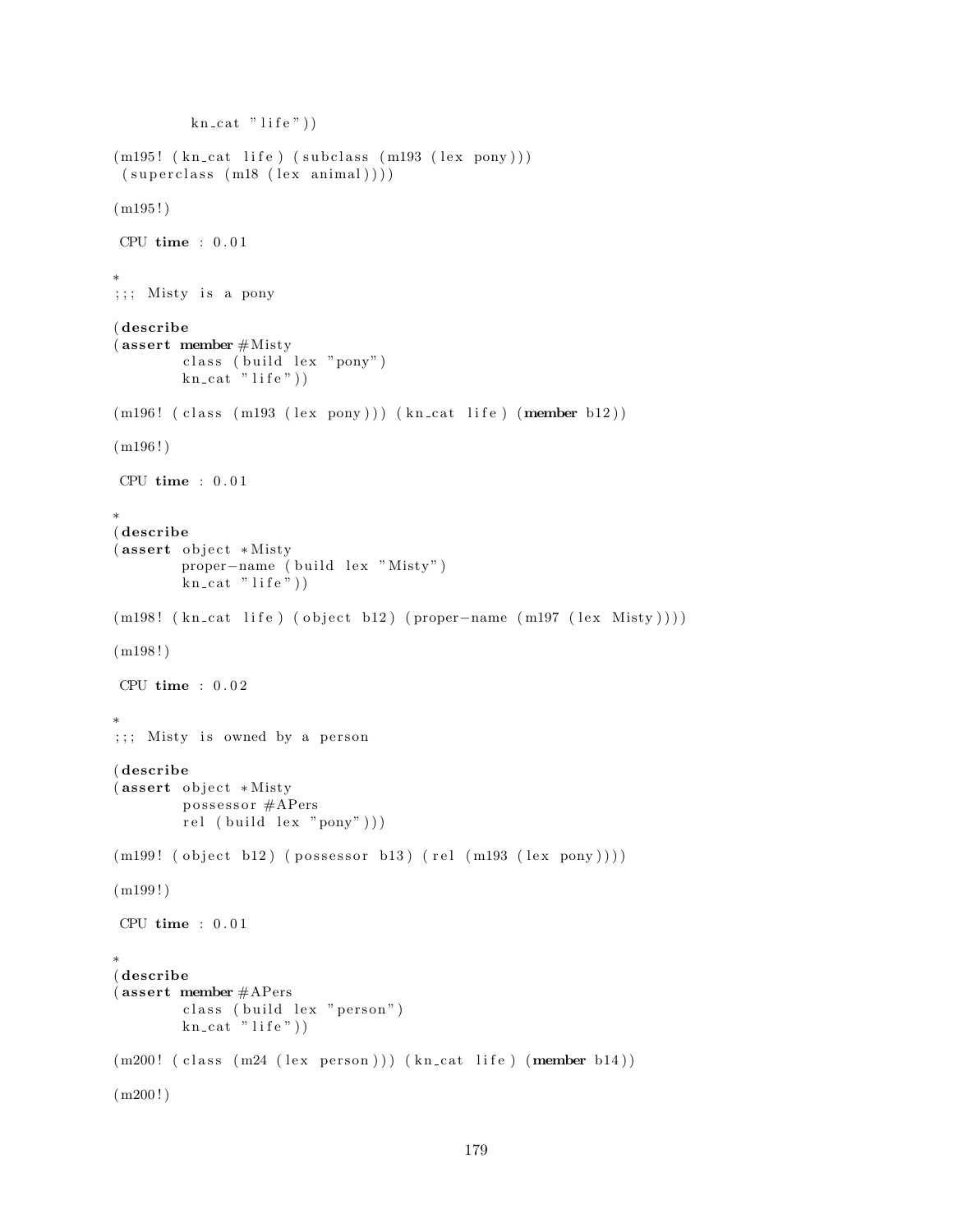```
        kn_cat "life"))

(m195! (kn_cat life) (subclass (m193 (lex pony)))
 (superclass (m18 (lex animal))))

(m195!)

 CPU time : 0.01

*
;;; Misty is a pony

(describe
(assert member #Misty
        class (build lex "pony")
        kn_cat "life"))

(m196! (class (m193 (lex pony))) (kn_cat life) (member b12))

(m196!)

 CPU time : 0.01

*
(describe
(assert object *Misty
        proper-name (build lex "Misty")
        kn_cat "life"))

(m198! (kn_cat life) (object b12) (proper-name (m197 (lex Misty))))

(m198!)

 CPU time : 0.02

*
;;; Misty is owned by a person

(describe
(assert object *Misty
        possessor #APers
        rel (build lex "pony")))

(m199! (object b12) (possessor b13) (rel (m193 (lex pony))))

(m199!)

 CPU time : 0.01

*
(describe
(assert member #APers
        class (build lex "person")
        kn_cat "life"))

(m200! (class (m24 (lex person))) (kn_cat life) (member b14))

(m200!)
```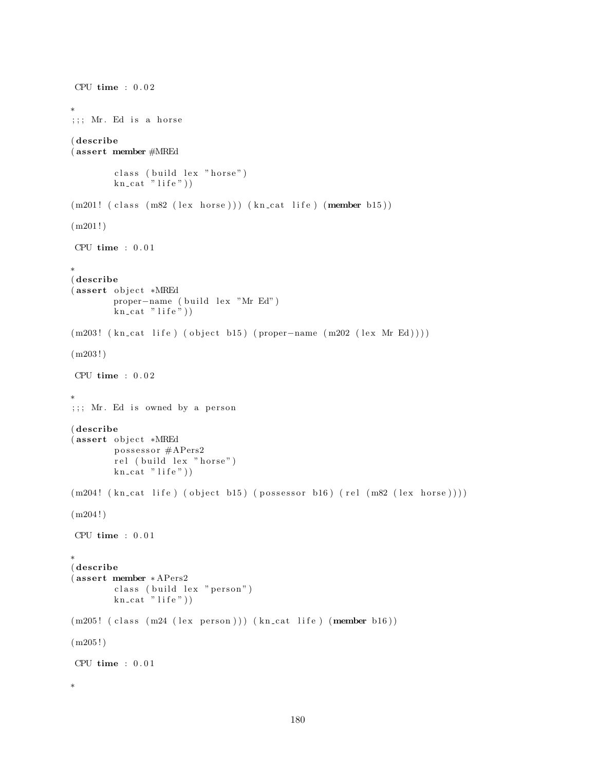```
 CPU time : 0.02

*
;;; Mr. Ed is a horse

(describe
(assert member #MREd

        class (build lex "horse")
        kn_cat "life"))

(m201! (class (m82 (lex horse))) (kn_cat life) (member b15))

(m201!)

 CPU time : 0.01

*
(describe
(assert object *MREd
        proper-name (build lex "Mr Ed")
        kn_cat "life"))

(m203! (kn_cat life) (object b15) (proper-name (m202 (lex Mr Ed))))

(m203!)

 CPU time : 0.02

*
;;; Mr. Ed is owned by a person

(describe
(assert object *MREd
        possessor #APers2
        rel (build lex "horse")
        kn_cat "life"))

(m204! (kn_cat life) (object b15) (possessor b16) (rel (m82 (lex horse))))

(m204!)

 CPU time : 0.01

*
(describe
(assert member *APers2
        class (build lex "person")
        kn_cat "life"))

(m205! (class (m24 (lex person))) (kn_cat life) (member b16))

(m205!)

 CPU time : 0.01

*
```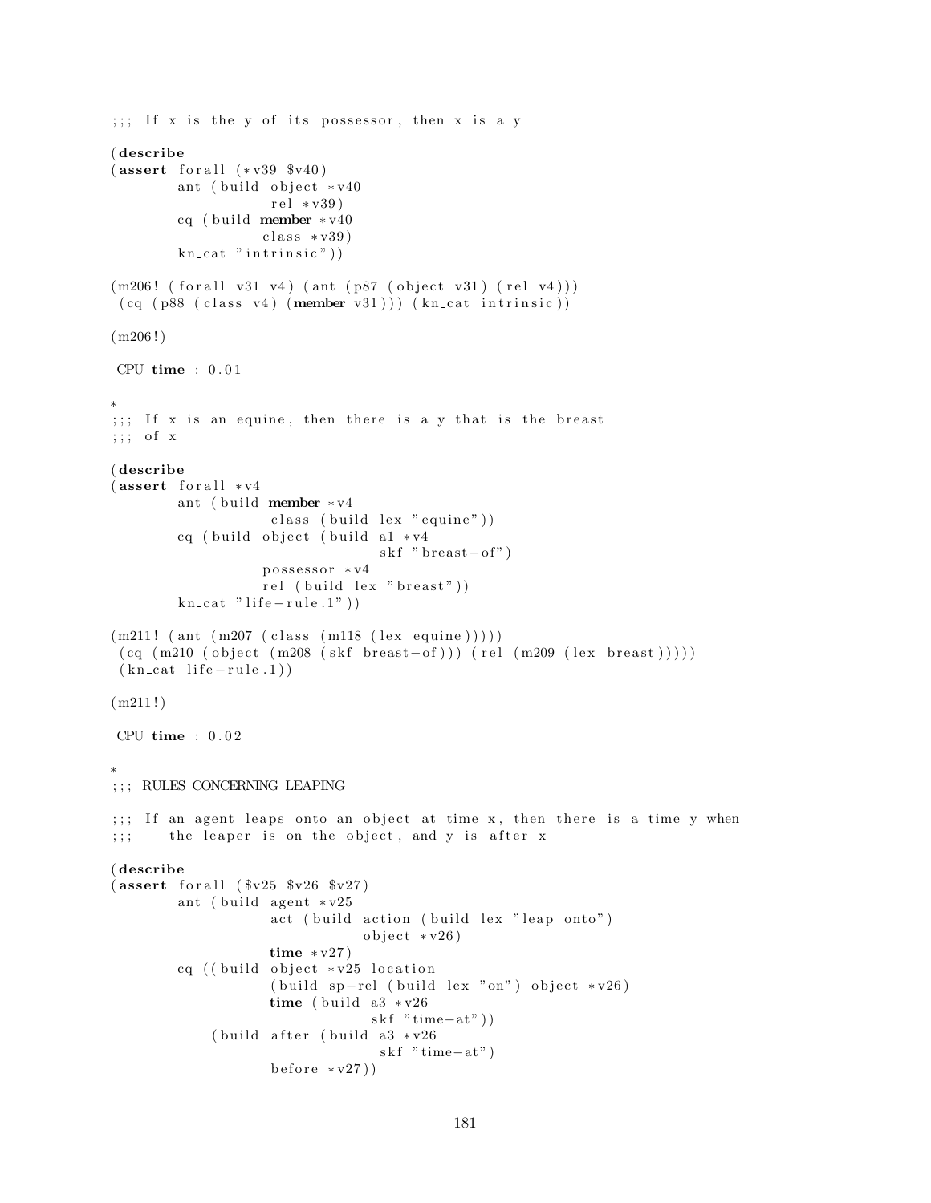```
;;; If x is the y of its possessor, then x is a y

(describe
(assert forall (*v39 $v40)
        ant (build object *v40
                   rel *v39)
        cq (build member *v40
                  class *v39)
        kn_cat "intrinsic"))

(m206! (forall v31 v4) (ant (p87 (object v31) (rel v4)))
 (cq (p88 (class v4) (member v31))) (kn_cat intrinsic))

(m206!)

 CPU time : 0.01

*
;;; If x is an equine, then there is a y that is the breast
;;; of x

(describe
(assert forall *v4
        ant (build member *v4
                   class (build lex "equine"))
        cq (build object (build a1 *v4
                                skf "breast-of")
                  possessor *v4
                  rel (build lex "breast"))
        kn_cat "life-rule.1"))

(m211! (ant (m207 (class (m118 (lex equine)))))
 (cq (m210 (object (m208 (skf breast-of))) (rel (m209 (lex breast)))))
 (kn_cat life-rule.1))

(m211!)

 CPU time : 0.02

*
;;; RULES CONCERNING LEAPING

;;; If an agent leaps onto an object at time x, then there is a time y when
;;;    the leaper is on the object, and y is after x

(describe
(assert forall ($v25 $v26 $v27)
        ant (build agent *v25
                   act (build action (build lex "leap onto")
                              object *v26)
                   time *v27)
        cq ((build object *v25 location
                   (build sp-rel (build lex "on") object *v26)
                   time (build a3 *v26
                               skf "time-at"))
            (build after (build a3 *v26
                                skf "time-at")
                   before *v27))
```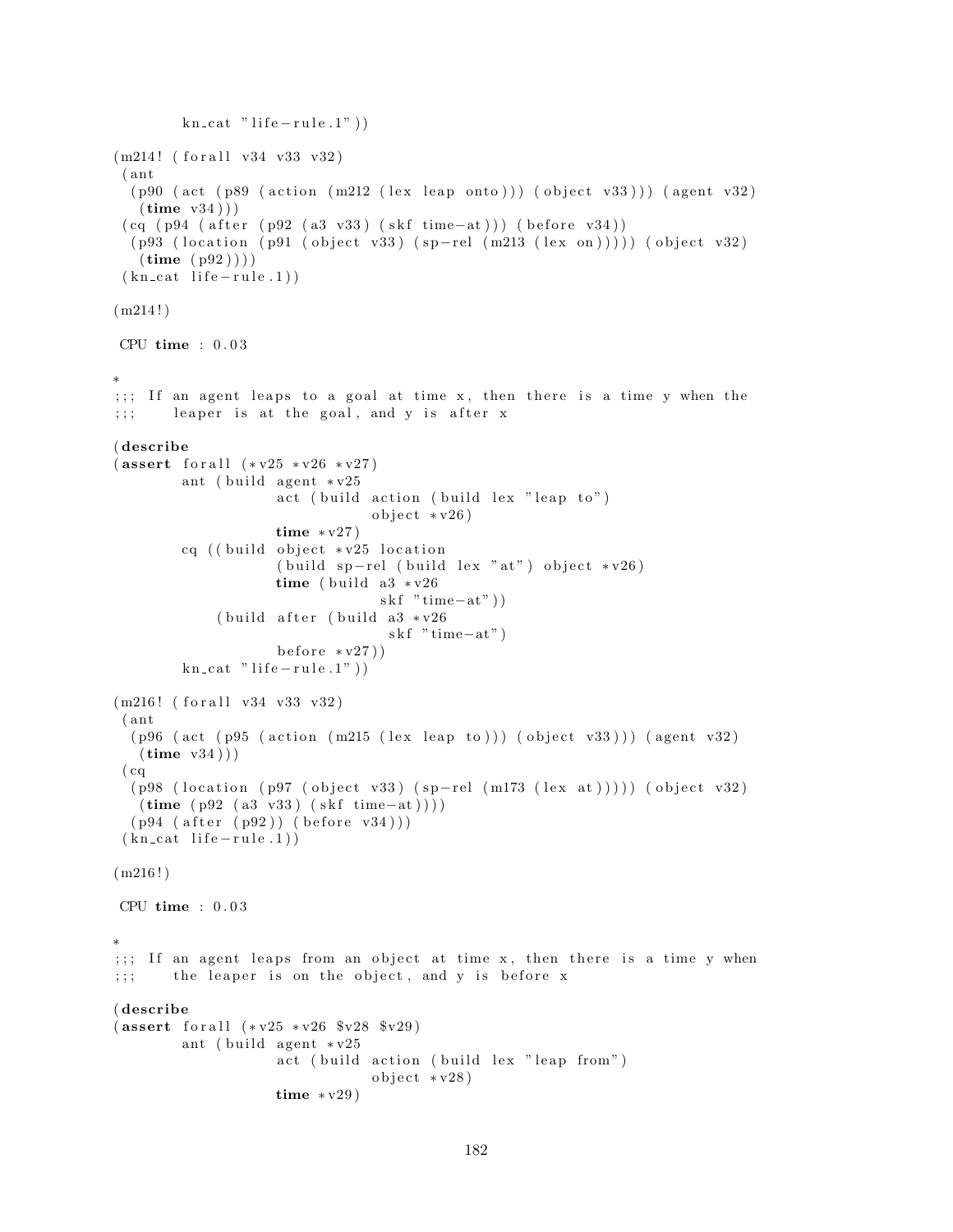```
        kn_cat "life-rule.1"))

(m214! (forall v34 v33 v32)
 (ant
  (p90 (act (p89 (action (m212 (lex leap onto))) (object v33))) (agent v32)
   (time v34)))
 (cq (p94 (after (p92 (a3 v33) (skf time-at))) (before v34))
  (p93 (location (p91 (object v33) (sp-rel (m213 (lex on))))) (object v32)
   (time (p92))))
 (kn_cat life-rule.1))

(m214!)

 CPU time : 0.03

*
;;; If an agent leaps to a goal at time x, then there is a time y when the
;;;    leaper is at the goal, and y is after x

(describe
(assert forall (*v25 *v26 *v27)
        ant (build agent *v25
                   act (build action (build lex "leap to")
                              object *v26)
                   time *v27)
        cq ((build object *v25 location
                   (build sp-rel (build lex "at") object *v26)
                   time (build a3 *v26
                               skf "time-at"))
            (build after (build a3 *v26
                                skf "time-at")
                   before *v27))
        kn_cat "life-rule.1"))

(m216! (forall v34 v33 v32)
 (ant
  (p96 (act (p95 (action (m215 (lex leap to))) (object v33))) (agent v32)
   (time v34)))
 (cq
  (p98 (location (p97 (object v33) (sp-rel (m173 (lex at))))) (object v32)
   (time (p92 (a3 v33) (skf time-at))))
  (p94 (after (p92)) (before v34)))
 (kn_cat life-rule.1))

(m216!)

 CPU time : 0.03

*
;;; If an agent leaps from an object at time x, then there is a time y when
;;;    the leaper is on the object, and y is before x

(describe
(assert forall (*v25 *v26 $v28 $v29)
        ant (build agent *v25
                   act (build action (build lex "leap from")
                              object *v28)
                   time *v29)
```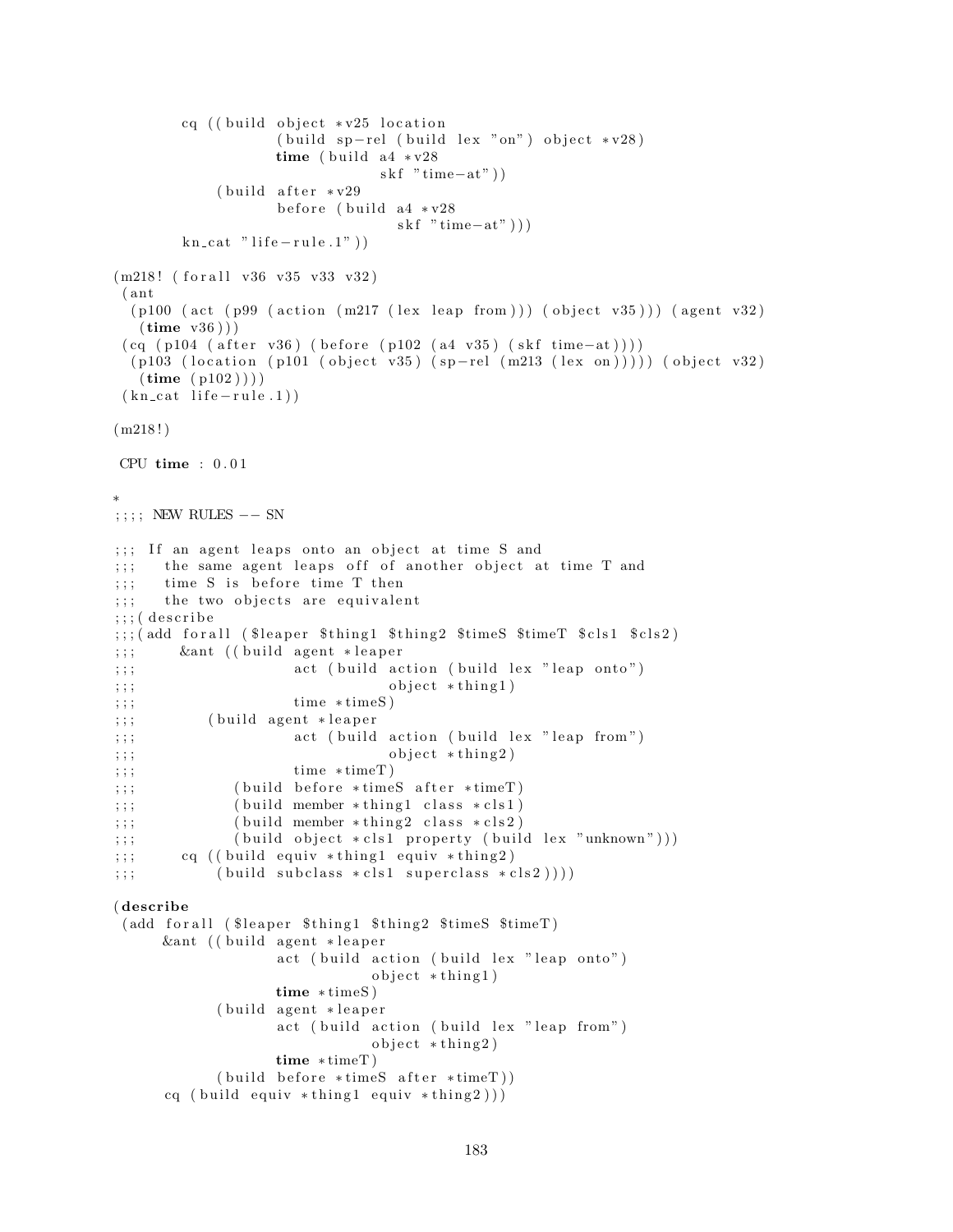```
        cq ((build object *v25 location
                   (build sp-rel (build lex "on") object *v28)
                   time (build a4 *v28
                             skf "time-at"))
            (build after *v29
                   before (build a4 *v28
                               skf "time-at")))
        kn_cat "life-rule.1"))

(m218! (forall v36 v35 v33 v32)
 (ant
  (p100 (act (p99 (action (m217 (lex leap from))) (object v35))) (agent v32)
   (time v36)))
 (cq (p104 (after v36) (before (p102 (a4 v35) (skf time-at))))
  (p103 (location (p101 (object v35) (sp-rel (m213 (lex on))))) (object v32)
   (time (p102))))
 (kn_cat life-rule.1))

(m218!)

 CPU time : 0.01

*
;;;; NEW RULES -- SN

;;; If an agent leaps onto an object at time S and
;;;   the same agent leaps off of another object at time T and
;;;   time S is before time T then
;;;   the two objects are equivalent
;;;(describe
;;;(add forall ($leaper $thing1 $thing2 $timeS $timeT $cls1 $cls2)
;;;     &ant ((build agent *leaper
;;;                  act (build action (build lex "leap onto")
;;;                             object *thing1)
;;;                  time *timeS)
;;;        (build agent *leaper
;;;                  act (build action (build lex "leap from")
;;;                             object *thing2)
;;;                  time *timeT)
;;;           (build before *timeS after *timeT)
;;;           (build member *thing1 class *cls1)
;;;           (build member *thing2 class *cls2)
;;;           (build object *cls1 property (build lex "unknown")))
;;;     cq ((build equiv *thing1 equiv *thing2)
;;;         (build subclass *cls1 superclass *cls2))))

(describe
 (add forall ($leaper $thing1 $thing2 $timeS $timeT)
      &ant ((build agent *leaper
                   act (build action (build lex "leap onto")
                              object *thing1)
                   time *timeS)
            (build agent *leaper
                   act (build action (build lex "leap from")
                              object *thing2)
                   time *timeT)
            (build before *timeS after *timeT))
      cq (build equiv *thing1 equiv *thing2)))
```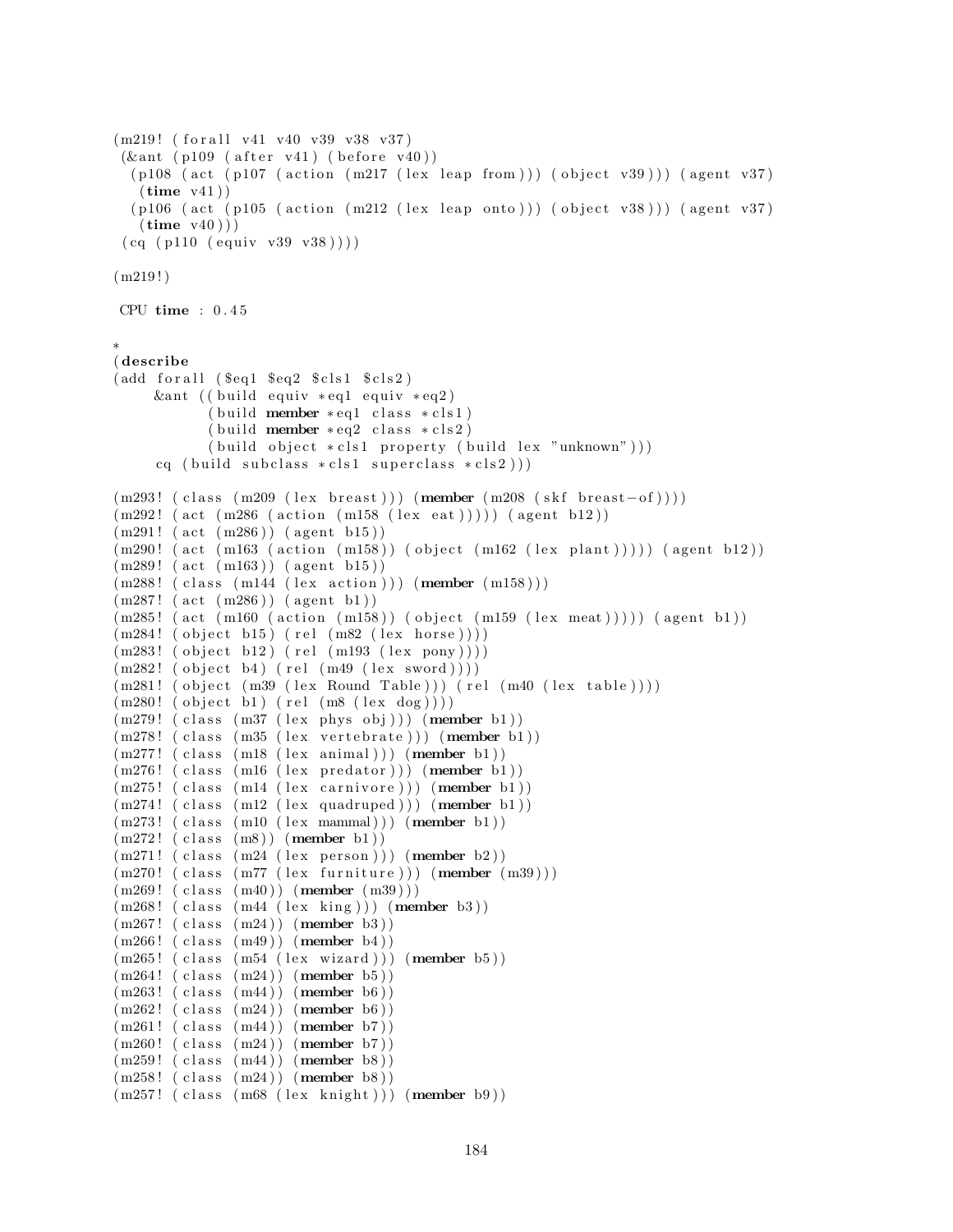```
(m219! (forall v41 v40 v39 v38 v37)
 (&ant (p109 (after v41) (before v40))
  (p108 (act (p107 (action (m217 (lex leap from))) (object v39))) (agent v37)
   (time v41))
  (p106 (act (p105 (action (m212 (lex leap onto))) (object v38))) (agent v37)
   (time v40)))
 (cq (p110 (equiv v39 v38))))

(m219!)

 CPU time : 0.45

*
(describe
(add forall ($eq1 $eq2 $cls1 $cls2)
     &ant ((build equiv *eq1 equiv *eq2)
           (build member *eq1 class *cls1)
           (build member *eq2 class *cls2)
           (build object *cls1 property (build lex "unknown")))
     cq (build subclass *cls1 superclass *cls2)))

(m293! (class (m209 (lex breast))) (member (m208 (skf breast-of))))
(m292! (act (m286 (action (m158 (lex eat))))) (agent b12))
(m291! (act (m286)) (agent b15))
(m290! (act (m163 (action (m158)) (object (m162 (lex plant))))) (agent b12))
(m289! (act (m163)) (agent b15))
(m288! (class (m144 (lex action))) (member (m158)))
(m287! (act (m286)) (agent b1))
(m285! (act (m160 (action (m158)) (object (m159 (lex meat))))) (agent b1))
(m284! (object b15) (rel (m82 (lex horse))))
(m283! (object b12) (rel (m193 (lex pony))))
(m282! (object b4) (rel (m49 (lex sword))))
(m281! (object (m39 (lex Round Table))) (rel (m40 (lex table))))
(m280! (object b1) (rel (m8 (lex dog))))
(m279! (class (m37 (lex phys obj))) (member b1))
(m278! (class (m35 (lex vertebrate))) (member b1))
(m277! (class (m18 (lex animal))) (member b1))
(m276! (class (m16 (lex predator))) (member b1))
(m275! (class (m14 (lex carnivore))) (member b1))
(m274! (class (m12 (lex quadruped))) (member b1))
(m273! (class (m10 (lex mammal))) (member b1))
(m272! (class (m8)) (member b1))
(m271! (class (m24 (lex person))) (member b2))
(m270! (class (m77 (lex furniture))) (member (m39)))
(m269! (class (m40)) (member (m39)))
(m268! (class (m44 (lex king))) (member b3))
(m267! (class (m24)) (member b3))
(m266! (class (m49)) (member b4))
(m265! (class (m54 (lex wizard))) (member b5))
(m264! (class (m24)) (member b5))
(m263! (class (m44)) (member b6))
(m262! (class (m24)) (member b6))
(m261! (class (m44)) (member b7))
(m260! (class (m24)) (member b7))
(m259! (class (m44)) (member b8))
(m258! (class (m24)) (member b8))
(m257! (class (m68 (lex knight))) (member b9))
```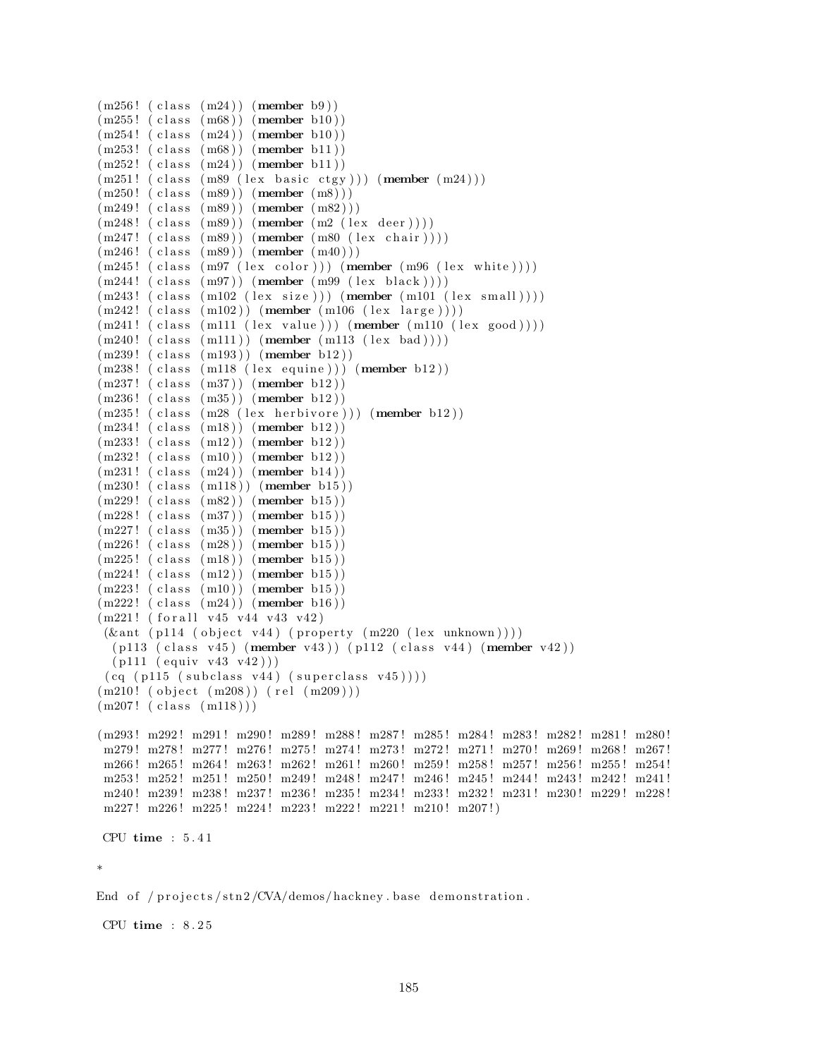```
(m256! (class (m24)) (member b9))
(m255! (class (m68)) (member b10))
(m254! (class (m24)) (member b10))
(m253! (class (m68)) (member b11))
(m252! (class (m24)) (member b11))
(m251! (class (m89 (lex basic ctgy))) (member (m24)))
(m250! (class (m89)) (member (m8)))
(m249! (class (m89)) (member (m82)))
(m248! (class (m89)) (member (m2 (lex deer))))
(m247! (class (m89)) (member (m80 (lex chair))))
(m246! (class (m89)) (member (m40)))
(m245! (class (m97 (lex color))) (member (m96 (lex white))))
(m244! (class (m97)) (member (m99 (lex black))))
(m243! (class (m102 (lex size))) (member (m101 (lex small))))
(m242! (class (m102)) (member (m106 (lex large))))
(m241! (class (m111 (lex value))) (member (m110 (lex good))))
(m240! (class (m111)) (member (m113 (lex bad))))
(m239! (class (m193)) (member b12))
(m238! (class (m118 (lex equine))) (member b12))
(m237! (class (m37)) (member b12))
(m236! (class (m35)) (member b12))
(m235! (class (m28 (lex herbivore))) (member b12))
(m234! (class (m18)) (member b12))
(m233! (class (m12)) (member b12))
(m232! (class (m10)) (member b12))
(m231! (class (m24)) (member b14))
(m230! (class (m118)) (member b15))
(m229! (class (m82)) (member b15))
(m228! (class (m37)) (member b15))
(m227! (class (m35)) (member b15))
(m226! (class (m28)) (member b15))
(m225! (class (m18)) (member b15))
(m224! (class (m12)) (member b15))
(m223! (class (m10)) (member b15))
(m222! (class (m24)) (member b16))
(m221! (forall v45 v44 v43 v42)
 (&ant (p114 (object v44) (property (m220 (lex unknown))))
  (p113 (class v45) (member v43)) (p112 (class v44) (member v42))
  (p111 (equiv v43 v42)))
 (cq (p115 (subclass v44) (superclass v45))))
(m210! (object (m208)) (rel (m209)))
(m207! (class (m118)))

(m293! m292! m291! m290! m289! m288! m287! m285! m284! m283! m282! m281! m280!
 m279! m278! m277! m276! m275! m274! m273! m272! m271! m270! m269! m268! m267!
 m266! m265! m264! m263! m262! m261! m260! m259! m258! m257! m256! m255! m254!
 m253! m252! m251! m250! m249! m248! m247! m246! m245! m244! m243! m242! m241!
 m240! m239! m238! m237! m236! m235! m234! m233! m232! m231! m230! m229! m228!
 m227! m226! m225! m224! m223! m222! m221! m210! m207!)

 CPU time : 5.41

*

End of /projects/stn2/CVA/demos/hackney.base demonstration.

 CPU time : 8.25
```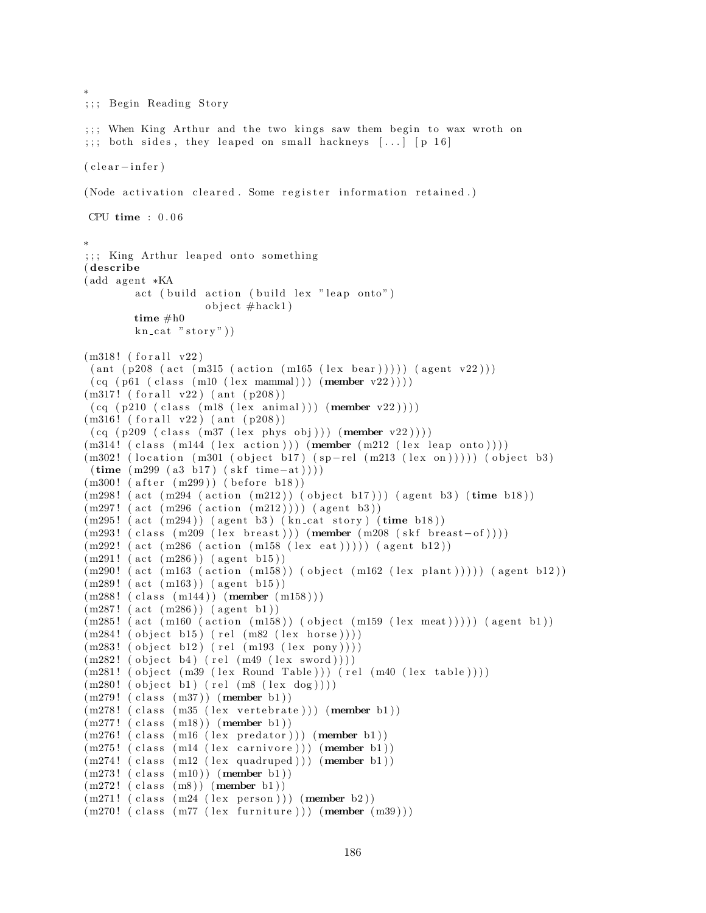```
*
;;; Begin Reading Story

;;; When King Arthur and the two kings saw them begin to wax wroth on
;;; both sides, they leaped on small hackneys [...] [p 16]

(clear-infer)

(Node activation cleared. Some register information retained.)

 CPU time : 0.06

*
;;; King Arthur leaped onto something
(describe
(add agent *KA
        act (build action (build lex "leap onto")
                   object #hack1)
        time #h0
        kn_cat "story"))

(m318! (forall v22)
 (ant (p208 (act (m315 (action (m165 (lex bear))))) (agent v22)))
 (cq (p61 (class (m10 (lex mammal))) (member v22))))
(m317! (forall v22) (ant (p208))
 (cq (p210 (class (m18 (lex animal))) (member v22))))
(m316! (forall v22) (ant (p208))
 (cq (p209 (class (m37 (lex phys obj))) (member v22))))
(m314! (class (m144 (lex action))) (member (m212 (lex leap onto))))
(m302! (location (m301 (object b17) (sp-rel (m213 (lex on))))) (object b3)
 (time (m299 (a3 b17) (skf time-at))))
(m300! (after (m299)) (before b18))
(m298! (act (m294 (action (m212)) (object b17))) (agent b3) (time b18))
(m297! (act (m296 (action (m212)))) (agent b3))
(m295! (act (m294)) (agent b3) (kn_cat story) (time b18))
(m293! (class (m209 (lex breast))) (member (m208 (skf breast-of))))
(m292! (act (m286 (action (m158 (lex eat))))) (agent b12))
(m291! (act (m286)) (agent b15))
(m290! (act (m163 (action (m158)) (object (m162 (lex plant))))) (agent b12))
(m289! (act (m163)) (agent b15))
(m288! (class (m144)) (member (m158)))
(m287! (act (m286)) (agent b1))
(m285! (act (m160 (action (m158)) (object (m159 (lex meat))))) (agent b1))
(m284! (object b15) (rel (m82 (lex horse))))
(m283! (object b12) (rel (m193 (lex pony))))
(m282! (object b4) (rel (m49 (lex sword))))
(m281! (object (m39 (lex Round Table))) (rel (m40 (lex table))))
(m280! (object b1) (rel (m8 (lex dog))))
(m279! (class (m37)) (member b1))
(m278! (class (m35 (lex vertebrate))) (member b1))
(m277! (class (m18)) (member b1))
(m276! (class (m16 (lex predator))) (member b1))
(m275! (class (m14 (lex carnivore))) (member b1))
(m274! (class (m12 (lex quadruped))) (member b1))
(m273! (class (m10)) (member b1))
(m272! (class (m8)) (member b1))
(m271! (class (m24 (lex person))) (member b2))
(m270! (class (m77 (lex furniture))) (member (m39)))
```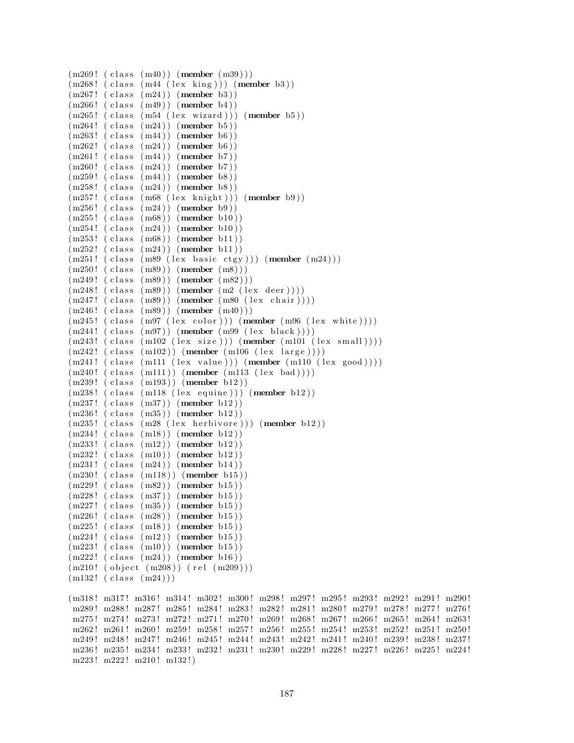```
(m269! (class (m40)) (member (m39)))
(m268! (class (m44 (lex king))) (member b3))
(m267! (class (m24)) (member b3))
(m266! (class (m49)) (member b4))
(m265! (class (m54 (lex wizard))) (member b5))
(m264! (class (m24)) (member b5))
(m263! (class (m44)) (member b6))
(m262! (class (m24)) (member b6))
(m261! (class (m44)) (member b7))
(m260! (class (m24)) (member b7))
(m259! (class (m44)) (member b8))
(m258! (class (m24)) (member b8))
(m257! (class (m68 (lex knight))) (member b9))
(m256! (class (m24)) (member b9))
(m255! (class (m68)) (member b10))
(m254! (class (m24)) (member b10))
(m253! (class (m68)) (member b11))
(m252! (class (m24)) (member b11))
(m251! (class (m89 (lex basic ctgy))) (member (m24)))
(m250! (class (m89)) (member (m8)))
(m249! (class (m89)) (member (m82)))
(m248! (class (m89)) (member (m2 (lex deer))))
(m247! (class (m89)) (member (m80 (lex chair))))
(m246! (class (m89)) (member (m40)))
(m245! (class (m97 (lex color))) (member (m96 (lex white))))
(m244! (class (m97)) (member (m99 (lex black))))
(m243! (class (m102 (lex size))) (member (m101 (lex small))))
(m242! (class (m102)) (member (m106 (lex large))))
(m241! (class (m111 (lex value))) (member (m110 (lex good))))
(m240! (class (m111)) (member (m113 (lex bad))))
(m239! (class (m193)) (member b12))
(m238! (class (m118 (lex equine))) (member b12))
(m237! (class (m37)) (member b12))
(m236! (class (m35)) (member b12))
(m235! (class (m28 (lex herbivore))) (member b12))
(m234! (class (m18)) (member b12))
(m233! (class (m12)) (member b12))
(m232! (class (m10)) (member b12))
(m231! (class (m24)) (member b14))
(m230! (class (m118)) (member b15))
(m229! (class (m82)) (member b15))
(m228! (class (m37)) (member b15))
(m227! (class (m35)) (member b15))
(m226! (class (m28)) (member b15))
(m225! (class (m18)) (member b15))
(m224! (class (m12)) (member b15))
(m223! (class (m10)) (member b15))
(m222! (class (m24)) (member b16))
(m210! (object (m208)) (rel (m209)))
(m132! (class (m24)))

(m318! m317! m316! m314! m302! m300! m298! m297! m295! m293! m292! m291! m290!
 m289! m288! m287! m285! m284! m283! m282! m281! m280! m279! m278! m277! m276!
 m275! m274! m273! m272! m271! m270! m269! m268! m267! m266! m265! m264! m263!
 m262! m261! m260! m259! m258! m257! m256! m255! m254! m253! m252! m251! m250!
 m249! m248! m247! m246! m245! m244! m243! m242! m241! m240! m239! m238! m237!
 m236! m235! m234! m233! m232! m231! m230! m229! m228! m227! m226! m225! m224!
 m223! m222! m210! m132!)
```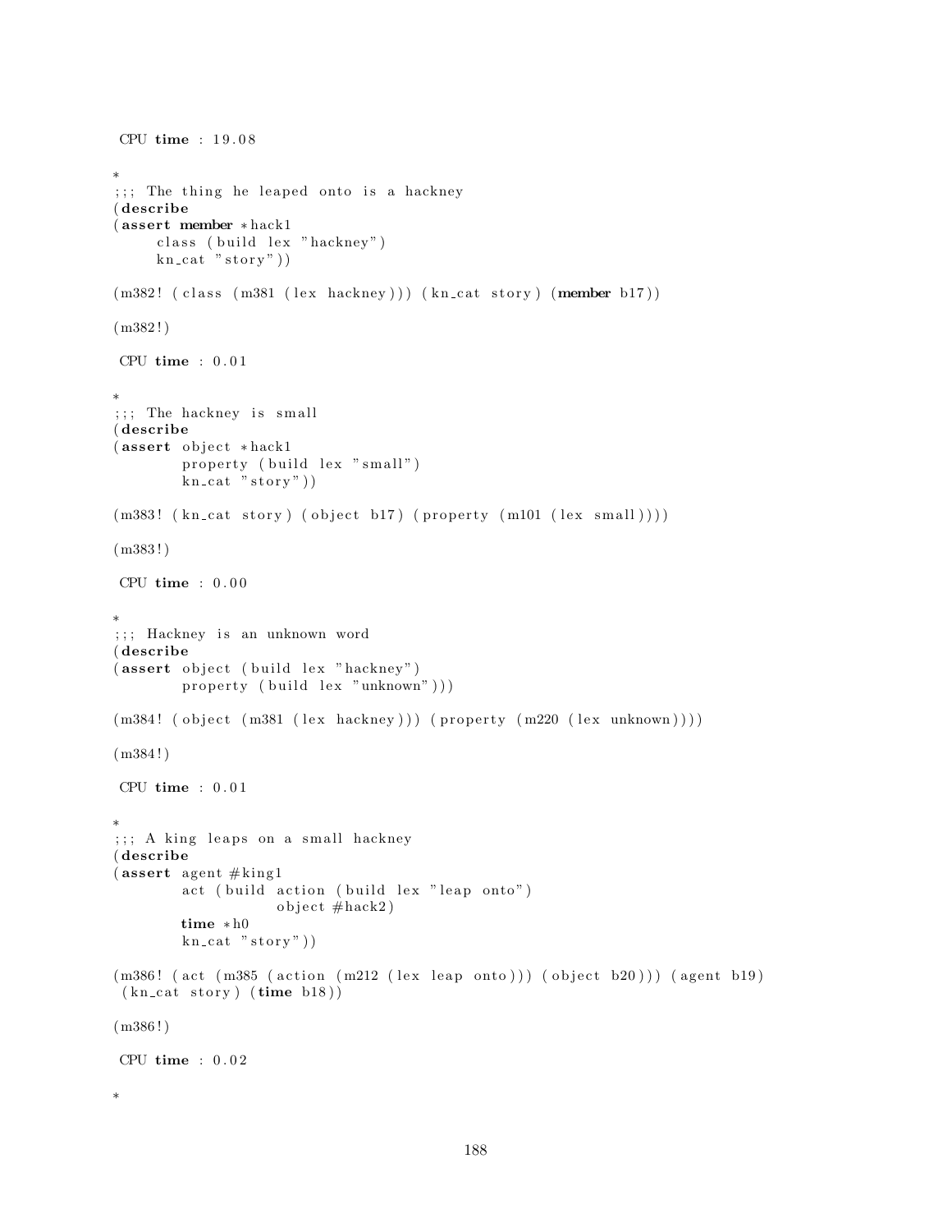```
 CPU time : 19.08

*
;;; The thing he leaped onto is a hackney
(describe
(assert member *hack1
     class (build lex "hackney")
     kn_cat "story"))

(m382! (class (m381 (lex hackney))) (kn_cat story) (member b17))

(m382!)

 CPU time : 0.01

*
;;; The hackney is small
(describe
(assert object *hack1
        property (build lex "small")
        kn_cat "story"))

(m383! (kn_cat story) (object b17) (property (m101 (lex small))))

(m383!)

 CPU time : 0.00

*
;;; Hackney is an unknown word
(describe
(assert object (build lex "hackney")
        property (build lex "unknown")))

(m384! (object (m381 (lex hackney))) (property (m220 (lex unknown))))

(m384!)

 CPU time : 0.01

*
;;; A king leaps on a small hackney
(describe
(assert agent #king1
        act (build action (build lex "leap onto")
                   object #hack2)
        time *h0
        kn_cat "story"))

(m386! (act (m385 (action (m212 (lex leap onto))) (object b20))) (agent b19)
 (kn_cat story) (time b18))

(m386!)

 CPU time : 0.02

*
```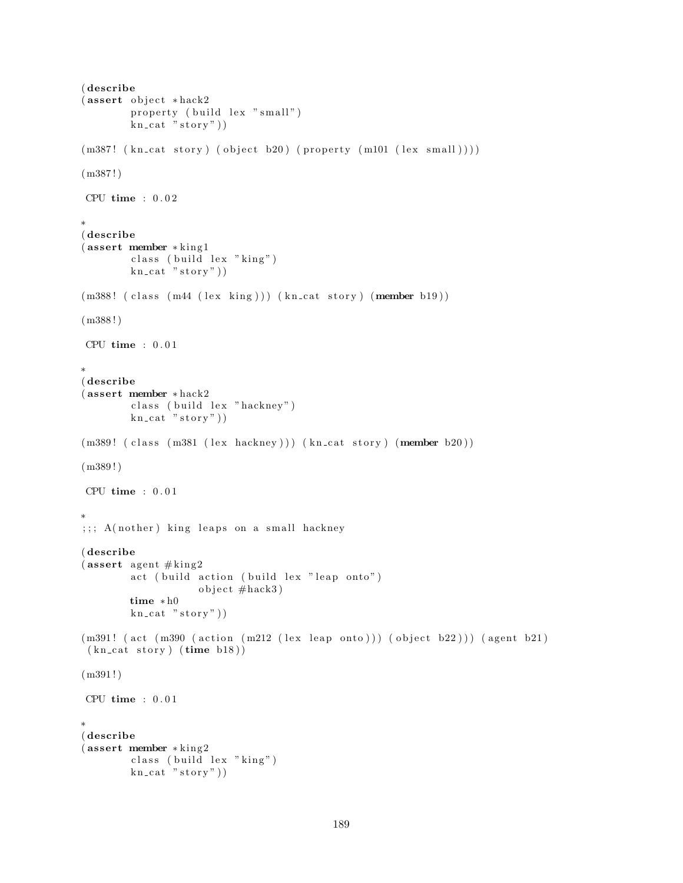```
(describe
(assert object *hack2
        property (build lex "small")
        kn_cat "story"))

(m387! (kn_cat story) (object b20) (property (m101 (lex small))))

(m387!)

 CPU time : 0.02

*
(describe
(assert member *king1
        class (build lex "king")
        kn_cat "story"))

(m388! (class (m44 (lex king))) (kn_cat story) (member b19))

(m388!)

 CPU time : 0.01

*
(describe
(assert member *hack2
        class (build lex "hackney")
        kn_cat "story"))

(m389! (class (m381 (lex hackney))) (kn_cat story) (member b20))

(m389!)

 CPU time : 0.01

*
;;; A(nother) king leaps on a small hackney

(describe
(assert agent #king2
        act (build action (build lex "leap onto")
                   object #hack3)
        time *h0
        kn_cat "story"))

(m391! (act (m390 (action (m212 (lex leap onto))) (object b22))) (agent b21)
 (kn_cat story) (time b18))

(m391!)

 CPU time : 0.01

*
(describe
(assert member *king2
        class (build lex "king")
        kn_cat "story"))
```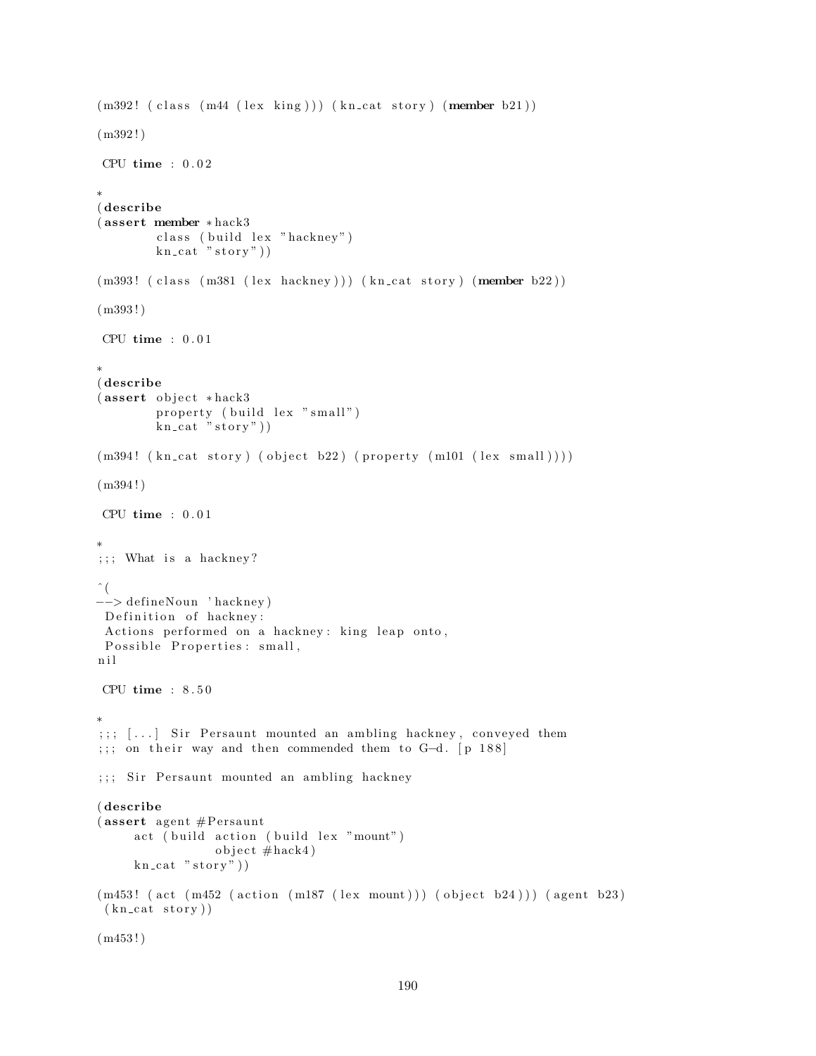```
(m392! (class (m44 (lex king))) (kn_cat story) (member b21))

(m392!)

 CPU time : 0.02

*
(describe
(assert member *hack3
        class (build lex "hackney")
        kn_cat "story"))

(m393! (class (m381 (lex hackney))) (kn_cat story) (member b22))

(m393!)

 CPU time : 0.01

*
(describe
(assert object *hack3
        property (build lex "small")
        kn_cat "story"))

(m394! (kn_cat story) (object b22) (property (m101 (lex small))))

(m394!)

 CPU time : 0.01

*
;;; What is a hackney?

^(
--> defineNoun 'hackney)
 Definition of hackney:
 Actions performed on a hackney: king leap onto,
 Possible Properties: small,
nil

 CPU time : 8.50

*
;;; [...] Sir Persaunt mounted an ambling hackney, conveyed them
;;; on their way and then commended them to G-d. [p 188]

;;; Sir Persaunt mounted an ambling hackney

(describe
(assert agent #Persaunt
     act (build action (build lex "mount")
               object #hack4)
     kn_cat "story"))

(m453! (act (m452 (action (m187 (lex mount))) (object b24))) (agent b23)
 (kn_cat story))

(m453!)
```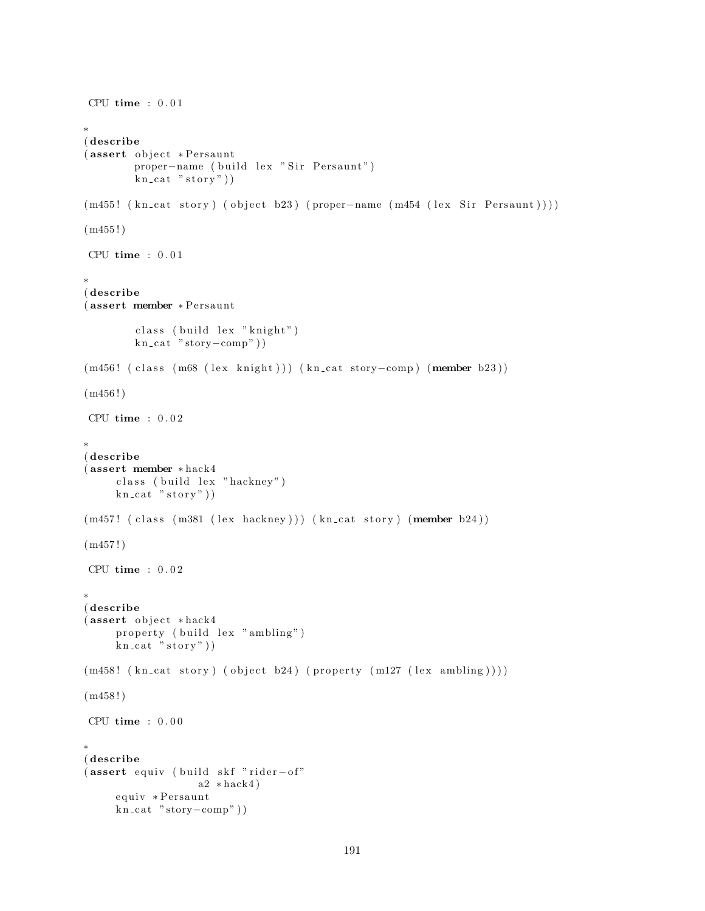```
 CPU time : 0.01

*
(describe
(assert object *Persaunt
        proper-name (build lex "Sir Persaunt")
        kn_cat "story"))

(m455! (kn_cat story) (object b23) (proper-name (m454 (lex Sir Persaunt))))

(m455!)

 CPU time : 0.01

*
(describe
(assert member *Persaunt

        class (build lex "knight")
        kn_cat "story-comp"))

(m456! (class (m68 (lex knight))) (kn_cat story-comp) (member b23))

(m456!)

 CPU time : 0.02

*
(describe
(assert member *hack4
     class (build lex "hackney")
     kn_cat "story"))

(m457! (class (m381 (lex hackney))) (kn_cat story) (member b24))

(m457!)

 CPU time : 0.02

*
(describe
(assert object *hack4
     property (build lex "ambling")
     kn_cat "story"))

(m458! (kn_cat story) (object b24) (property (m127 (lex ambling))))

(m458!)

 CPU time : 0.00

*
(describe
(assert equiv (build skf "rider-of"
                 a2 *hack4)
     equiv *Persaunt
     kn_cat "story-comp"))
```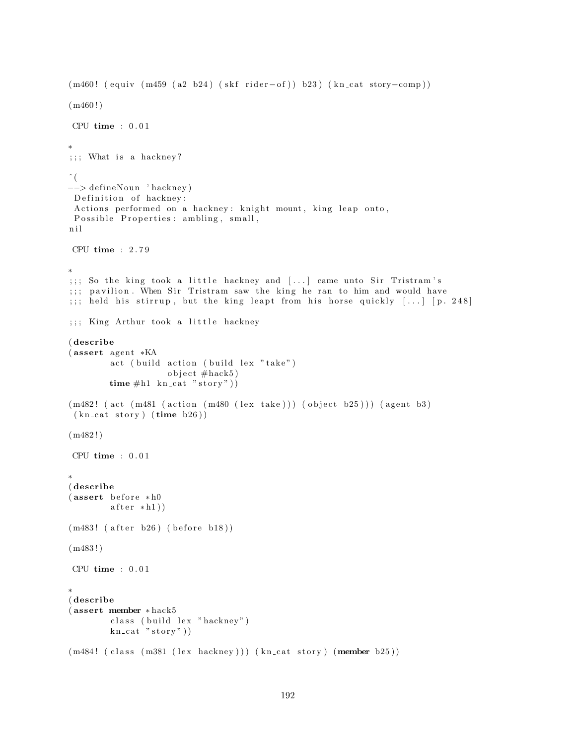```
(m460! (equiv (m459 (a2 b24) (skf rider-of)) b23) (kn_cat story-comp))

(m460!)

 CPU time : 0.01

*
;;; What is a hackney?

^(
--> defineNoun 'hackney)
 Definition of hackney:
 Actions performed on a hackney: knight mount, king leap onto,
 Possible Properties: ambling, small,
nil

 CPU time : 2.79

*
;;; So the king took a little hackney and [...] came unto Sir Tristram's
;;; pavilion. When Sir Tristram saw the king he ran to him and would have
;;; held his stirrup, but the king leapt from his horse quickly [...] [p. 248]

;;; King Arthur took a little hackney

(describe
(assert agent *KA
        act (build action (build lex "take")
                   object #hack5)
        time #h1 kn_cat "story"))

(m482! (act (m481 (action (m480 (lex take))) (object b25))) (agent b3)
 (kn_cat story) (time b26))

(m482!)

 CPU time : 0.01

*
(describe
(assert before *h0
        after *h1))

(m483! (after b26) (before b18))

(m483!)

 CPU time : 0.01

*
(describe
(assert member *hack5
        class (build lex "hackney")
        kn_cat "story"))

(m484! (class (m381 (lex hackney))) (kn_cat story) (member b25))
```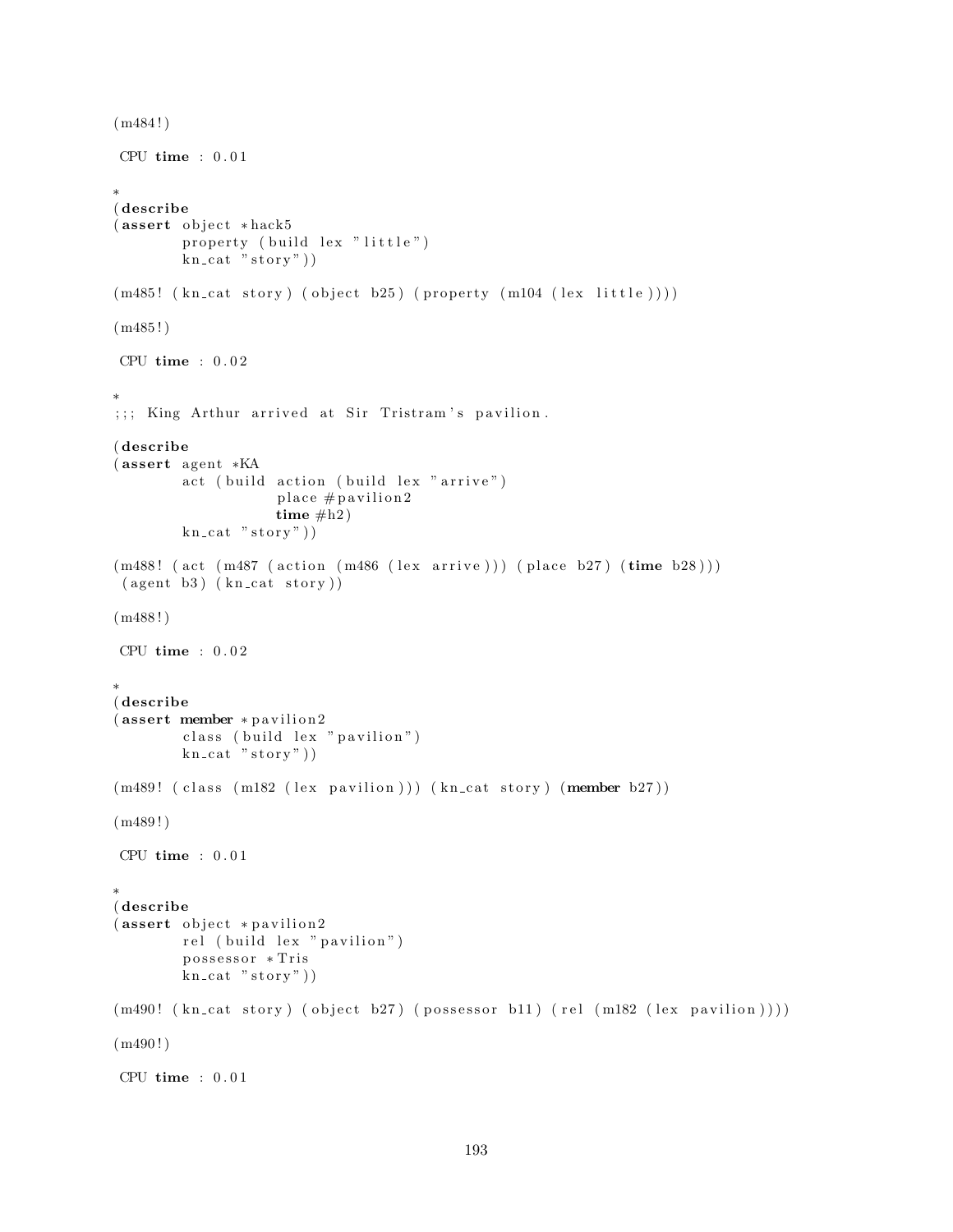```
(m484!)

 CPU time : 0.01

*
(describe
(assert object *hack5
        property (build lex "little")
        kn_cat "story"))

(m485! (kn_cat story) (object b25) (property (m104 (lex little))))

(m485!)

 CPU time : 0.02

*
;;; King Arthur arrived at Sir Tristram's pavilion.

(describe
(assert agent *KA
        act (build action (build lex "arrive")
                   place #pavilion2
                   time #h2)
        kn_cat "story"))

(m488! (act (m487 (action (m486 (lex arrive))) (place b27) (time b28)))
 (agent b3) (kn_cat story))

(m488!)

 CPU time : 0.02

*
(describe
(assert member *pavilion2
        class (build lex "pavilion")
        kn_cat "story"))

(m489! (class (m182 (lex pavilion))) (kn_cat story) (member b27))

(m489!)

 CPU time : 0.01

*
(describe
(assert object *pavilion2
        rel (build lex "pavilion")
        possessor *Tris
        kn_cat "story"))

(m490! (kn_cat story) (object b27) (possessor b11) (rel (m182 (lex pavilion))))

(m490!)

 CPU time : 0.01
```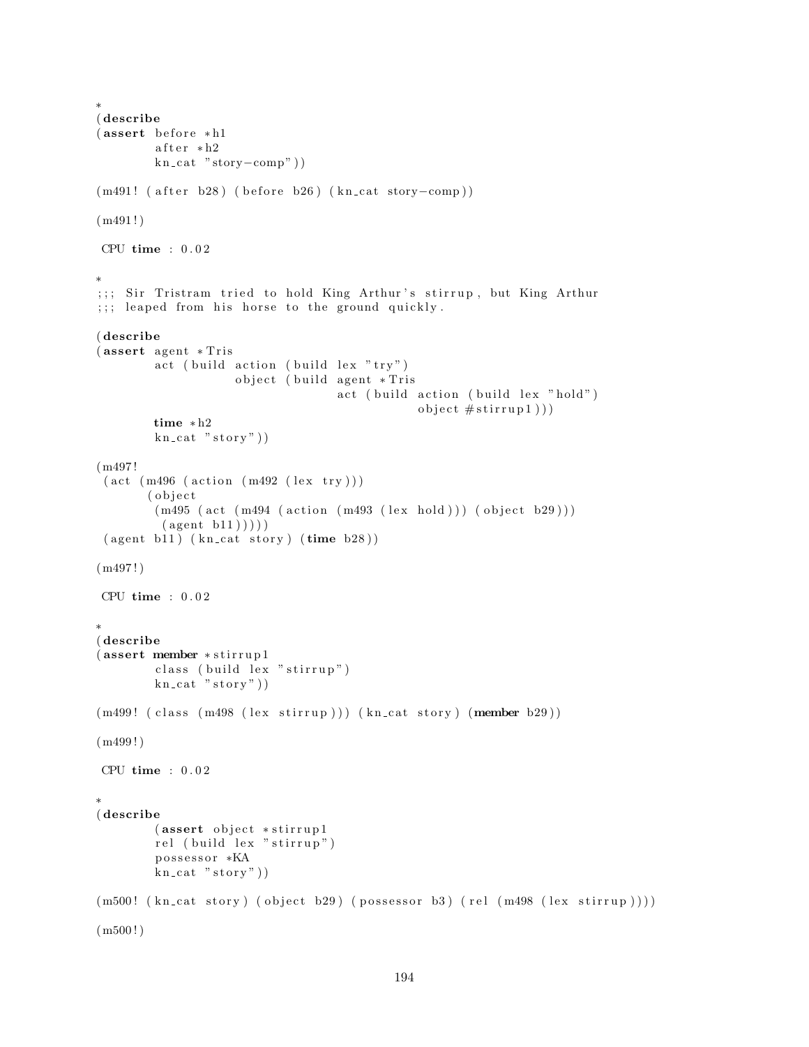```
*
(describe
(assert before *h1
        after *h2
        kn_cat "story-comp"))

(m491! (after b28) (before b26) (kn_cat story-comp))

(m491!)

 CPU time : 0.02

*
;;; Sir Tristram tried to hold King Arthur's stirrup, but King Arthur
;;; leaped from his horse to the ground quickly.

(describe
(assert agent *Tris
        act (build action (build lex "try")
                   object (build agent *Tris
                                 act (build action (build lex "hold")
                                            object #stirrup1)))
        time *h2
        kn_cat "story"))

(m497!
 (act (m496 (action (m492 (lex try)))
       (object
        (m495 (act (m494 (action (m493 (lex hold))) (object b29)))
         (agent b11)))))
 (agent b11) (kn_cat story) (time b28))

(m497!)

 CPU time : 0.02

*
(describe
(assert member *stirrup1
        class (build lex "stirrup")
        kn_cat "story"))

(m499! (class (m498 (lex stirrup))) (kn_cat story) (member b29))

(m499!)

 CPU time : 0.02

*
(describe
        (assert object *stirrup1
        rel (build lex "stirrup")
        possessor *KA
        kn_cat "story"))

(m500! (kn_cat story) (object b29) (possessor b3) (rel (m498 (lex stirrup))))

(m500!)
```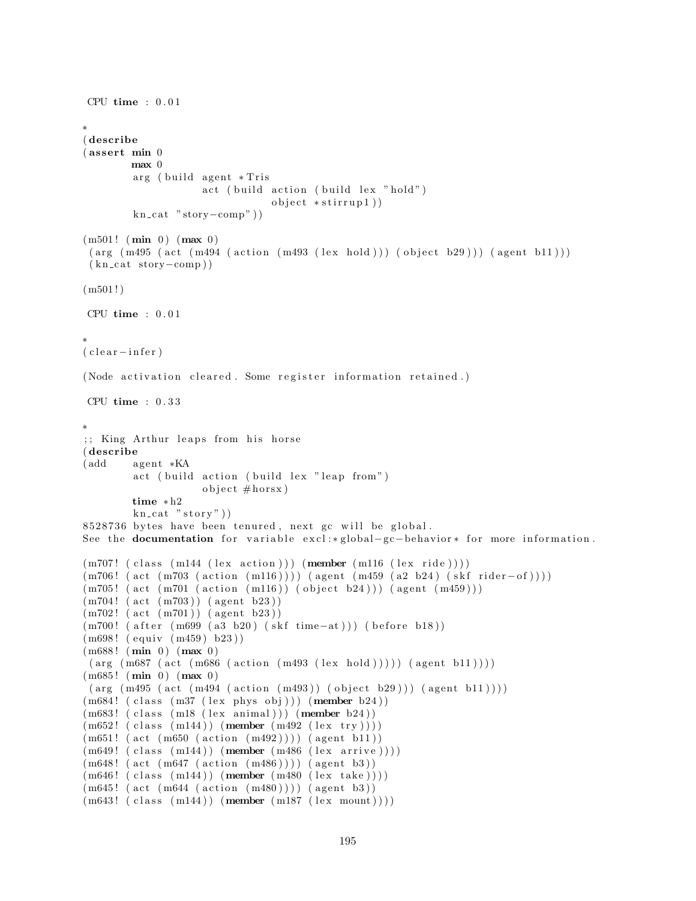```
 CPU time : 0.01

*
(describe
(assert min 0
        max 0
        arg (build agent *Tris
                   act (build action (build lex "hold")
                              object *stirrup1))
        kn_cat "story-comp"))

(m501! (min 0) (max 0)
 (arg (m495 (act (m494 (action (m493 (lex hold))) (object b29))) (agent b11)))
 (kn_cat story-comp))

(m501!)

 CPU time : 0.01

*
(clear-infer)

(Node activation cleared. Some register information retained.)

 CPU time : 0.33

*
;; King Arthur leaps from his horse
(describe
(add    agent *KA
        act (build action (build lex "leap from")
                   object #horsx)
        time *h2
        kn_cat "story"))
8528736 bytes have been tenured, next gc will be global.
See the documentation for variable excl:*global-gc-behavior* for more information.

(m707! (class (m144 (lex action))) (member (m116 (lex ride))))
(m706! (act (m703 (action (m116)))) (agent (m459 (a2 b24) (skf rider-of))))
(m705! (act (m701 (action (m116)) (object b24))) (agent (m459)))
(m704! (act (m703)) (agent b23))
(m702! (act (m701)) (agent b23))
(m700! (after (m699 (a3 b20) (skf time-at))) (before b18))
(m698! (equiv (m459) b23))
(m688! (min 0) (max 0)
 (arg (m687 (act (m686 (action (m493 (lex hold))))) (agent b11))))
(m685! (min 0) (max 0)
 (arg (m495 (act (m494 (action (m493)) (object b29))) (agent b11))))
(m684! (class (m37 (lex phys obj))) (member b24))
(m683! (class (m18 (lex animal))) (member b24))
(m652! (class (m144)) (member (m492 (lex try))))
(m651! (act (m650 (action (m492)))) (agent b11))
(m649! (class (m144)) (member (m486 (lex arrive))))
(m648! (act (m647 (action (m486)))) (agent b3))
(m646! (class (m144)) (member (m480 (lex take))))
(m645! (act (m644 (action (m480)))) (agent b3))
(m643! (class (m144)) (member (m187 (lex mount))))
```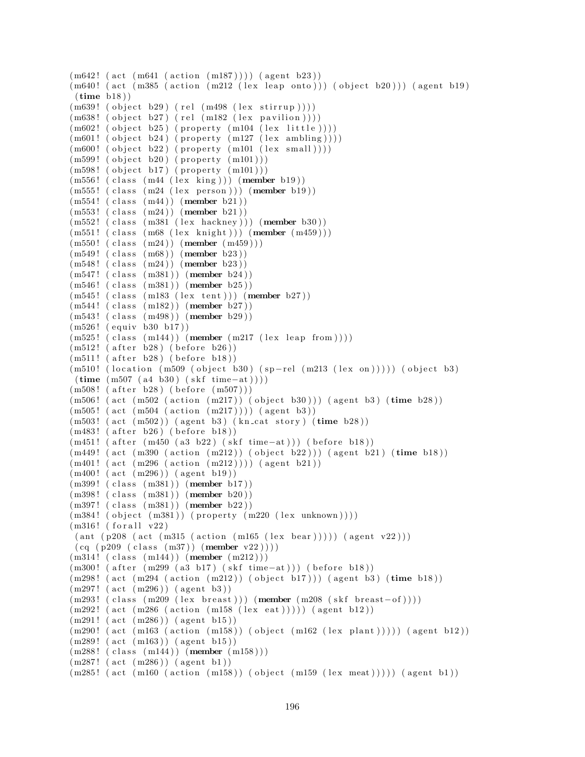```
(m642! (act (m641 (action (m187)))) (agent b23))
(m640! (act (m385 (action (m212 (lex leap onto))) (object b20))) (agent b19)
 (time b18))
(m639! (object b29) (rel (m498 (lex stirrup))))
(m638! (object b27) (rel (m182 (lex pavilion))))
(m602! (object b25) (property (m104 (lex little))))
(m601! (object b24) (property (m127 (lex ambling))))
(m600! (object b22) (property (m101 (lex small))))
(m599! (object b20) (property (m101)))
(m598! (object b17) (property (m101)))
(m556! (class (m44 (lex king))) (member b19))
(m555! (class (m24 (lex person))) (member b19))
(m554! (class (m44)) (member b21))
(m553! (class (m24)) (member b21))
(m552! (class (m381 (lex hackney))) (member b30))
(m551! (class (m68 (lex knight))) (member (m459)))
(m550! (class (m24)) (member (m459)))
(m549! (class (m68)) (member b23))
(m548! (class (m24)) (member b23))
(m547! (class (m381)) (member b24))
(m546! (class (m381)) (member b25))
(m545! (class (m183 (lex tent))) (member b27))
(m544! (class (m182)) (member b27))
(m543! (class (m498)) (member b29))
(m526! (equiv b30 b17))
(m525! (class (m144)) (member (m217 (lex leap from))))
(m512! (after b28) (before b26))
(m511! (after b28) (before b18))
(m510! (location (m509 (object b30) (sp-rel (m213 (lex on))))) (object b3)
 (time (m507 (a4 b30) (skf time-at))))
(m508! (after b28) (before (m507)))
(m506! (act (m502 (action (m217)) (object b30))) (agent b3) (time b28))
(m505! (act (m504 (action (m217)))) (agent b3))
(m503! (act (m502)) (agent b3) (kn_cat story) (time b28))
(m483! (after b26) (before b18))
(m451! (after (m450 (a3 b22) (skf time-at))) (before b18))
(m449! (act (m390 (action (m212)) (object b22))) (agent b21) (time b18))
(m401! (act (m296 (action (m212)))) (agent b21))
(m400! (act (m296)) (agent b19))
(m399! (class (m381)) (member b17))
(m398! (class (m381)) (member b20))
(m397! (class (m381)) (member b22))
(m384! (object (m381)) (property (m220 (lex unknown))))
(m316! (forall v22)
 (ant (p208 (act (m315 (action (m165 (lex bear))))) (agent v22)))
 (cq (p209 (class (m37)) (member v22))))
(m314! (class (m144)) (member (m212)))
(m300! (after (m299 (a3 b17) (skf time-at))) (before b18))
(m298! (act (m294 (action (m212)) (object b17))) (agent b3) (time b18))
(m297! (act (m296)) (agent b3))
(m293! (class (m209 (lex breast))) (member (m208 (skf breast-of))))
(m292! (act (m286 (action (m158 (lex eat))))) (agent b12))
(m291! (act (m286)) (agent b15))
(m290! (act (m163 (action (m158)) (object (m162 (lex plant))))) (agent b12))
(m289! (act (m163)) (agent b15))
(m288! (class (m144)) (member (m158)))
(m287! (act (m286)) (agent b1))
(m285! (act (m160 (action (m158)) (object (m159 (lex meat))))) (agent b1))
```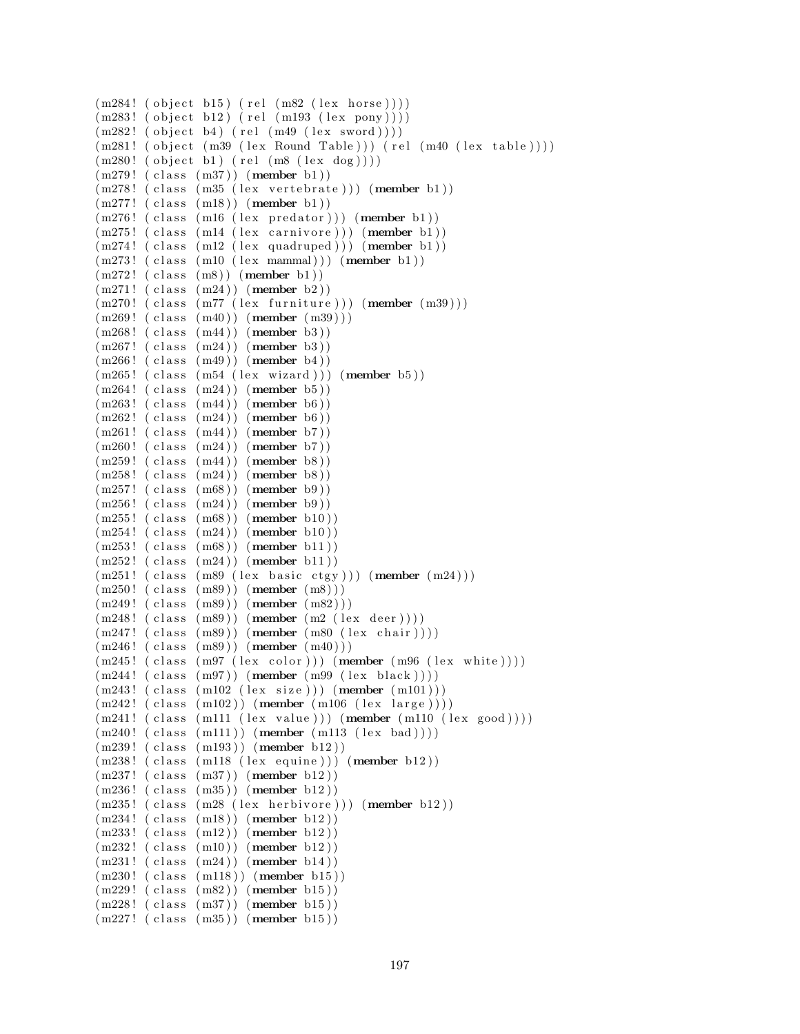```
(m284! (object b15) (rel (m82 (lex horse))))
(m283! (object b12) (rel (m193 (lex pony))))
(m282! (object b4) (rel (m49 (lex sword))))
(m281! (object (m39 (lex Round Table))) (rel (m40 (lex table))))
(m280! (object b1) (rel (m8 (lex dog))))
(m279! (class (m37)) (member b1))
(m278! (class (m35 (lex vertebrate))) (member b1))
(m277! (class (m18)) (member b1))
(m276! (class (m16 (lex predator))) (member b1))
(m275! (class (m14 (lex carnivore))) (member b1))
(m274! (class (m12 (lex quadruped))) (member b1))
(m273! (class (m10 (lex mammal))) (member b1))
(m272! (class (m8)) (member b1))
(m271! (class (m24)) (member b2))
(m270! (class (m77 (lex furniture))) (member (m39)))
(m269! (class (m40)) (member (m39)))
(m268! (class (m44)) (member b3))
(m267! (class (m24)) (member b3))
(m266! (class (m49)) (member b4))
(m265! (class (m54 (lex wizard))) (member b5))
(m264! (class (m24)) (member b5))
(m263! (class (m44)) (member b6))
(m262! (class (m24)) (member b6))
(m261! (class (m44)) (member b7))
(m260! (class (m24)) (member b7))
(m259! (class (m44)) (member b8))
(m258! (class (m24)) (member b8))
(m257! (class (m68)) (member b9))
(m256! (class (m24)) (member b9))
(m255! (class (m68)) (member b10))
(m254! (class (m24)) (member b10))
(m253! (class (m68)) (member b11))
(m252! (class (m24)) (member b11))
(m251! (class (m89 (lex basic ctgy))) (member (m24)))
(m250! (class (m89)) (member (m8)))
(m249! (class (m89)) (member (m82)))
(m248! (class (m89)) (member (m2 (lex deer))))
(m247! (class (m89)) (member (m80 (lex chair))))
(m246! (class (m89)) (member (m40)))
(m245! (class (m97 (lex color))) (member (m96 (lex white))))
(m244! (class (m97)) (member (m99 (lex black))))
(m243! (class (m102 (lex size))) (member (m101)))
(m242! (class (m102)) (member (m106 (lex large))))
(m241! (class (m111 (lex value))) (member (m110 (lex good))))
(m240! (class (m111)) (member (m113 (lex bad))))
(m239! (class (m193)) (member b12))
(m238! (class (m118 (lex equine))) (member b12))
(m237! (class (m37)) (member b12))
(m236! (class (m35)) (member b12))
(m235! (class (m28 (lex herbivore))) (member b12))
(m234! (class (m18)) (member b12))
(m233! (class (m12)) (member b12))
(m232! (class (m10)) (member b12))
(m231! (class (m24)) (member b14))
(m230! (class (m118)) (member b15))
(m229! (class (m82)) (member b15))
(m228! (class (m37)) (member b15))
(m227! (class (m35)) (member b15))
```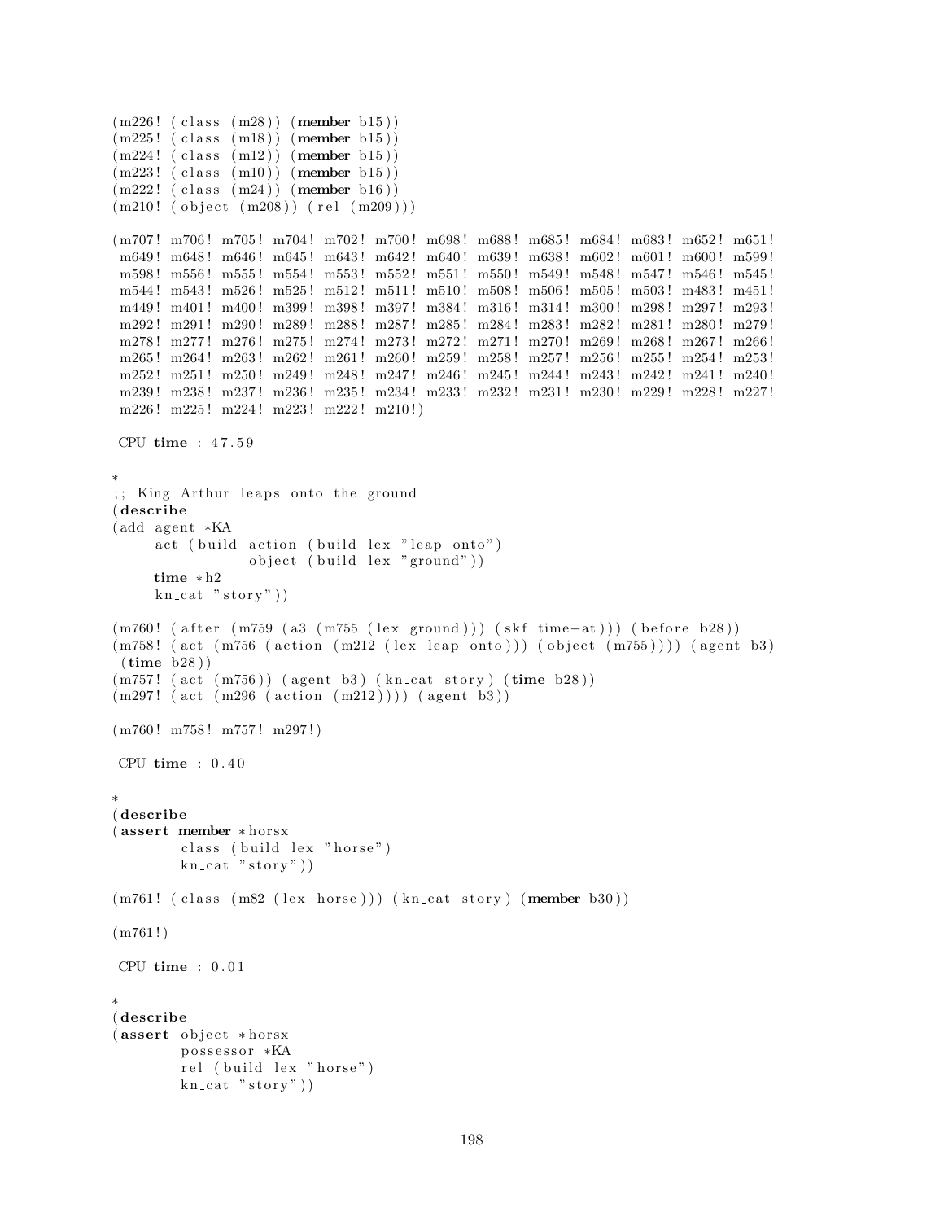```
(m226! (class (m28)) (member b15))
(m225! (class (m18)) (member b15))
(m224! (class (m12)) (member b15))
(m223! (class (m10)) (member b15))
(m222! (class (m24)) (member b16))
(m210! (object (m208)) (rel (m209)))

(m707! m706! m705! m704! m702! m700! m698! m688! m685! m684! m683! m652! m651!
 m649! m648! m646! m645! m643! m642! m640! m639! m638! m602! m601! m600! m599!
 m598! m556! m555! m554! m553! m552! m551! m550! m549! m548! m547! m546! m545!
 m544! m543! m526! m525! m512! m511! m510! m508! m506! m505! m503! m483! m451!
 m449! m401! m400! m399! m398! m397! m384! m316! m314! m300! m298! m297! m293!
 m292! m291! m290! m289! m288! m287! m285! m284! m283! m282! m281! m280! m279!
 m278! m277! m276! m275! m274! m273! m272! m271! m270! m269! m268! m267! m266!
 m265! m264! m263! m262! m261! m260! m259! m258! m257! m256! m255! m254! m253!
 m252! m251! m250! m249! m248! m247! m246! m245! m244! m243! m242! m241! m240!
 m239! m238! m237! m236! m235! m234! m233! m232! m231! m230! m229! m228! m227!
 m226! m225! m224! m223! m222! m210!)

 CPU time : 47.59

*
;; King Arthur leaps onto the ground
(describe
(add agent *KA
     act (build action (build lex "leap onto")
                object (build lex "ground"))
     time *h2
     kn_cat "story"))

(m760! (after (m759 (a3 (m755 (lex ground))) (skf time-at))) (before b28))
(m758! (act (m756 (action (m212 (lex leap onto))) (object (m755)))) (agent b3)
 (time b28))
(m757! (act (m756)) (agent b3) (kn_cat story) (time b28))
(m297! (act (m296 (action (m212)))) (agent b3))

(m760! m758! m757! m297!)

 CPU time : 0.40

*
(describe
(assert member *horsx
        class (build lex "horse")
        kn_cat "story"))

(m761! (class (m82 (lex horse))) (kn_cat story) (member b30))

(m761!)

 CPU time : 0.01

*
(describe
(assert object *horsx
        possessor *KA
        rel (build lex "horse")
        kn_cat "story"))
```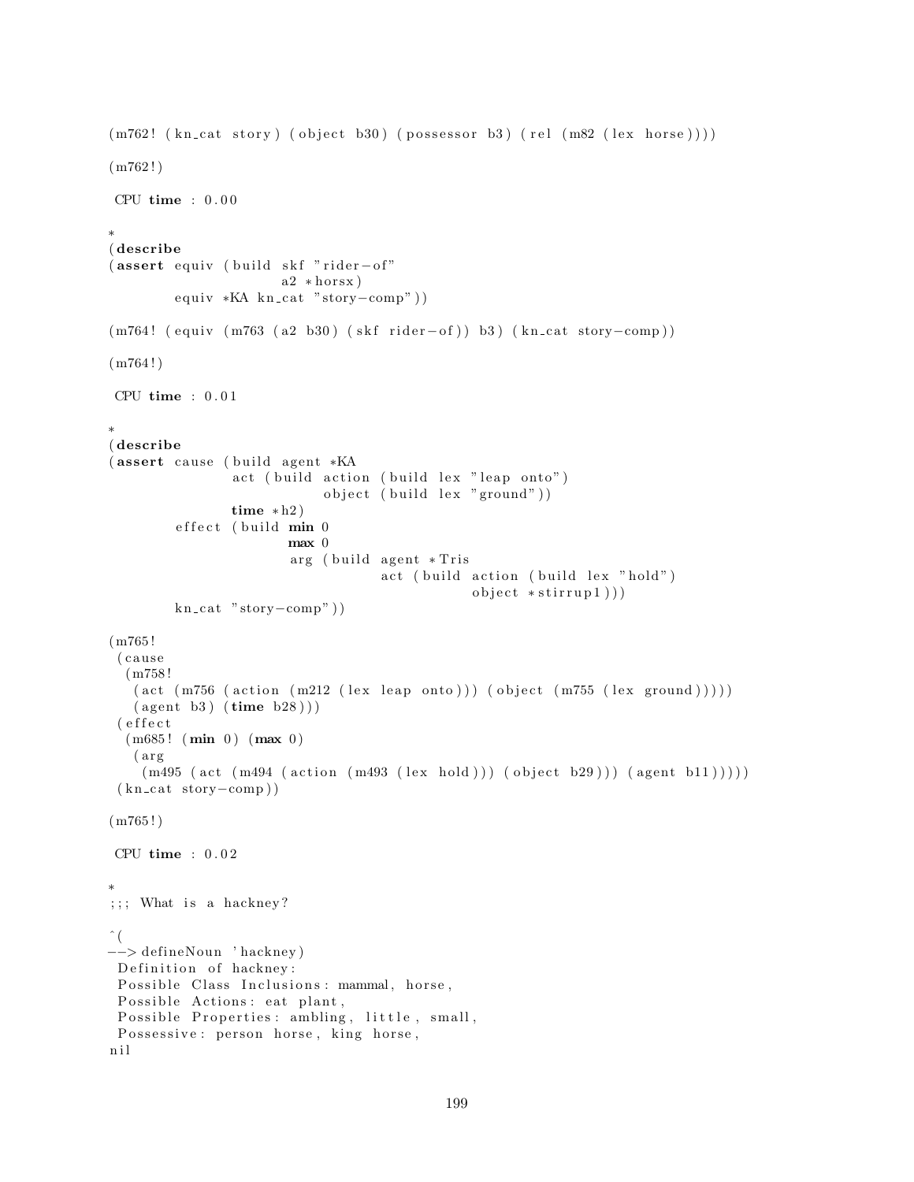```
(m762! (kn_cat story) (object b30) (possessor b3) (rel (m82 (lex horse))))

(m762!)

 CPU time : 0.00

*
(describe
(assert equiv (build skf "rider-of"
                     a2 *horsx)
        equiv *KA kn_cat "story-comp"))

(m764! (equiv (m763 (a2 b30) (skf rider-of)) b3) (kn_cat story-comp))

(m764!)

 CPU time : 0.01

*
(describe
(assert cause (build agent *KA
               act (build action (build lex "leap onto")
                          object (build lex "ground"))
               time *h2)
        effect (build min 0
                      max 0
                      arg (build agent *Tris
                                 act (build action (build lex "hold")
                                            object *stirrup1)))
        kn_cat "story-comp"))

(m765!
 (cause
  (m758!
   (act (m756 (action (m212 (lex leap onto))) (object (m755 (lex ground)))))
   (agent b3) (time b28)))
 (effect
  (m685! (min 0) (max 0)
   (arg
    (m495 (act (m494 (action (m493 (lex hold))) (object b29))) (agent b11)))))
 (kn_cat story-comp))

(m765!)

 CPU time : 0.02

*
;;; What is a hackney?

^(
--> defineNoun 'hackney)
 Definition of hackney:
 Possible Class Inclusions: mammal, horse,
 Possible Actions: eat plant,
 Possible Properties: ambling, little, small,
 Possessive: person horse, king horse,
nil
```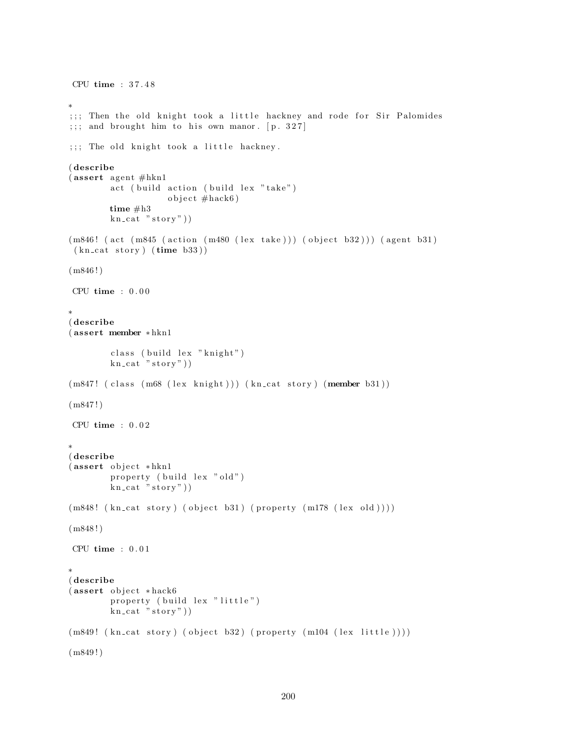```
 CPU time : 37.48

*
;;; Then the old knight took a little hackney and rode for Sir Palomides
;;; and brought him to his own manor. [p. 327]

;;; The old knight took a little hackney.

(describe
(assert agent #hkn1
        act (build action (build lex "take")
                   object #hack6)
        time #h3
        kn_cat "story"))

(m846! (act (m845 (action (m480 (lex take))) (object b32))) (agent b31)
 (kn_cat story) (time b33))

(m846!)

 CPU time : 0.00

*
(describe
(assert member *hkn1

        class (build lex "knight")
        kn_cat "story"))

(m847! (class (m68 (lex knight))) (kn_cat story) (member b31))

(m847!)

 CPU time : 0.02

*
(describe
(assert object *hkn1
        property (build lex "old")
        kn_cat "story"))

(m848! (kn_cat story) (object b31) (property (m178 (lex old))))

(m848!)

 CPU time : 0.01

*
(describe
(assert object *hack6
        property (build lex "little")
        kn_cat "story"))

(m849! (kn_cat story) (object b32) (property (m104 (lex little))))

(m849!)
```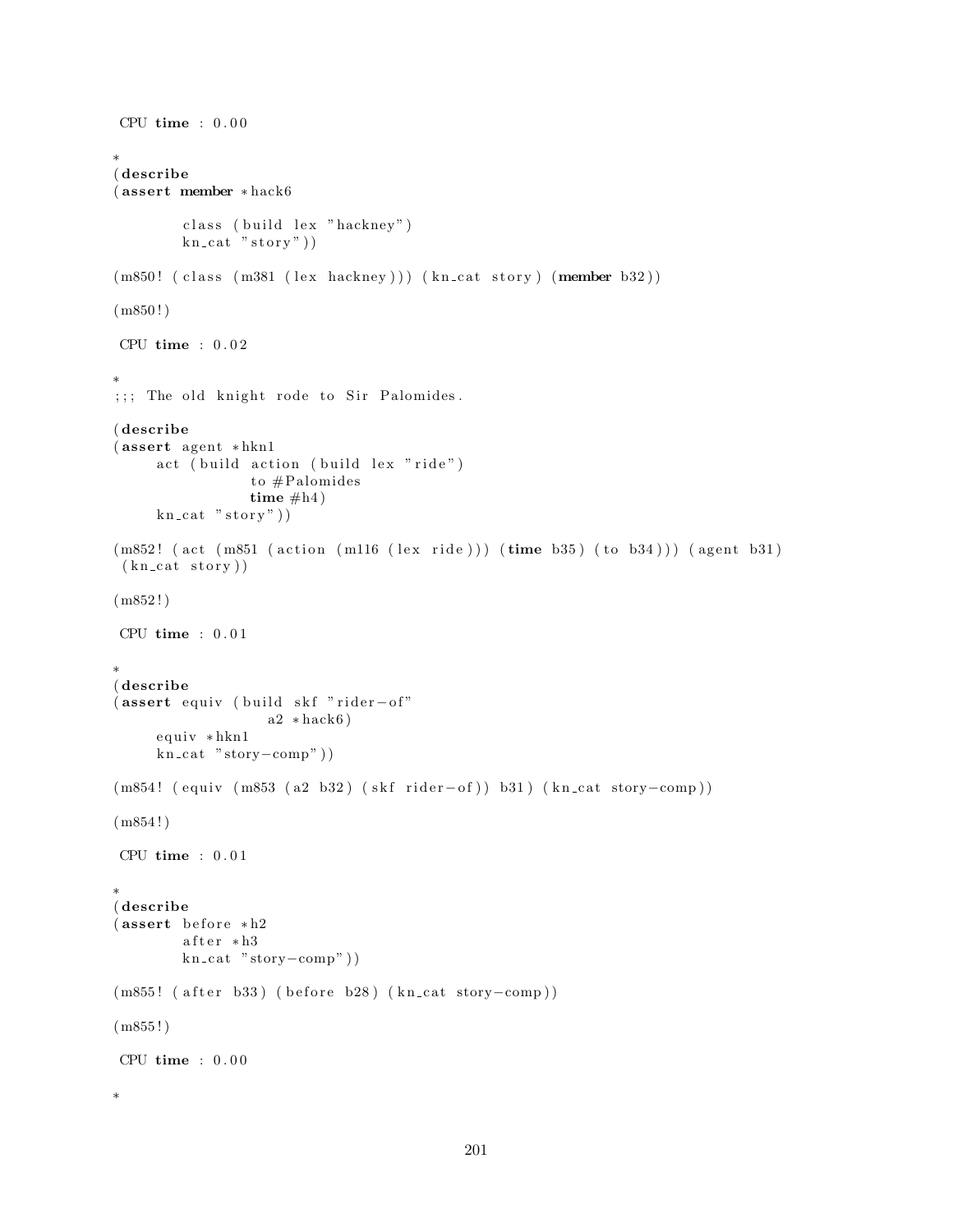```
 CPU time : 0.00

*
(describe
(assert member *hack6

        class (build lex "hackney")
        kn_cat "story"))

(m850! (class (m381 (lex hackney))) (kn_cat story) (member b32))

(m850!)

 CPU time : 0.02

*
;;; The old knight rode to Sir Palomides.

(describe
(assert agent *hkn1
     act (build action (build lex "ride")
                to #Palomides
                time #h4)
     kn_cat "story"))

(m852! (act (m851 (action (m116 (lex ride))) (time b35) (to b34))) (agent b31)
 (kn_cat story))

(m852!)

 CPU time : 0.01

*
(describe
(assert equiv (build skf "rider-of"
                  a2 *hack6)
     equiv *hkn1
     kn_cat "story-comp"))

(m854! (equiv (m853 (a2 b32) (skf rider-of)) b31) (kn_cat story-comp))

(m854!)

 CPU time : 0.01

*
(describe
(assert before *h2
        after *h3
        kn_cat "story-comp"))

(m855! (after b33) (before b28) (kn_cat story-comp))

(m855!)

 CPU time : 0.00

*
```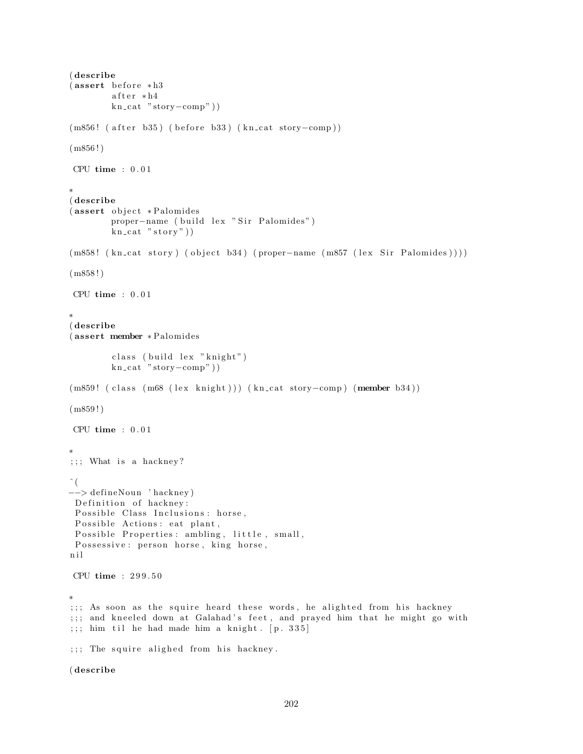```
(describe
(assert before *h3
        after *h4
        kn_cat "story-comp"))

(m856! (after b35) (before b33) (kn_cat story-comp))

(m856!)

 CPU time : 0.01

*
(describe
(assert object *Palomides
        proper-name (build lex "Sir Palomides")
        kn_cat "story"))

(m858! (kn_cat story) (object b34) (proper-name (m857 (lex Sir Palomides))))

(m858!)

 CPU time : 0.01

*
(describe
(assert member *Palomides

        class (build lex "knight")
        kn_cat "story-comp"))

(m859! (class (m68 (lex knight))) (kn_cat story-comp) (member b34))

(m859!)

 CPU time : 0.01

*
;;; What is a hackney?

^(
--> defineNoun 'hackney)
 Definition of hackney:
 Possible Class Inclusions: horse,
 Possible Actions: eat plant,
 Possible Properties: ambling, little, small,
 Possessive: person horse, king horse,
nil

 CPU time : 299.50

*
;;; As soon as the squire heard these words, he alighted from his hackney
;;; and kneeled down at Galahad's feet, and prayed him that he might go with
;;; him til he had made him a knight. [p. 335]

;;; The squire alighed from his hackney.

(describe
```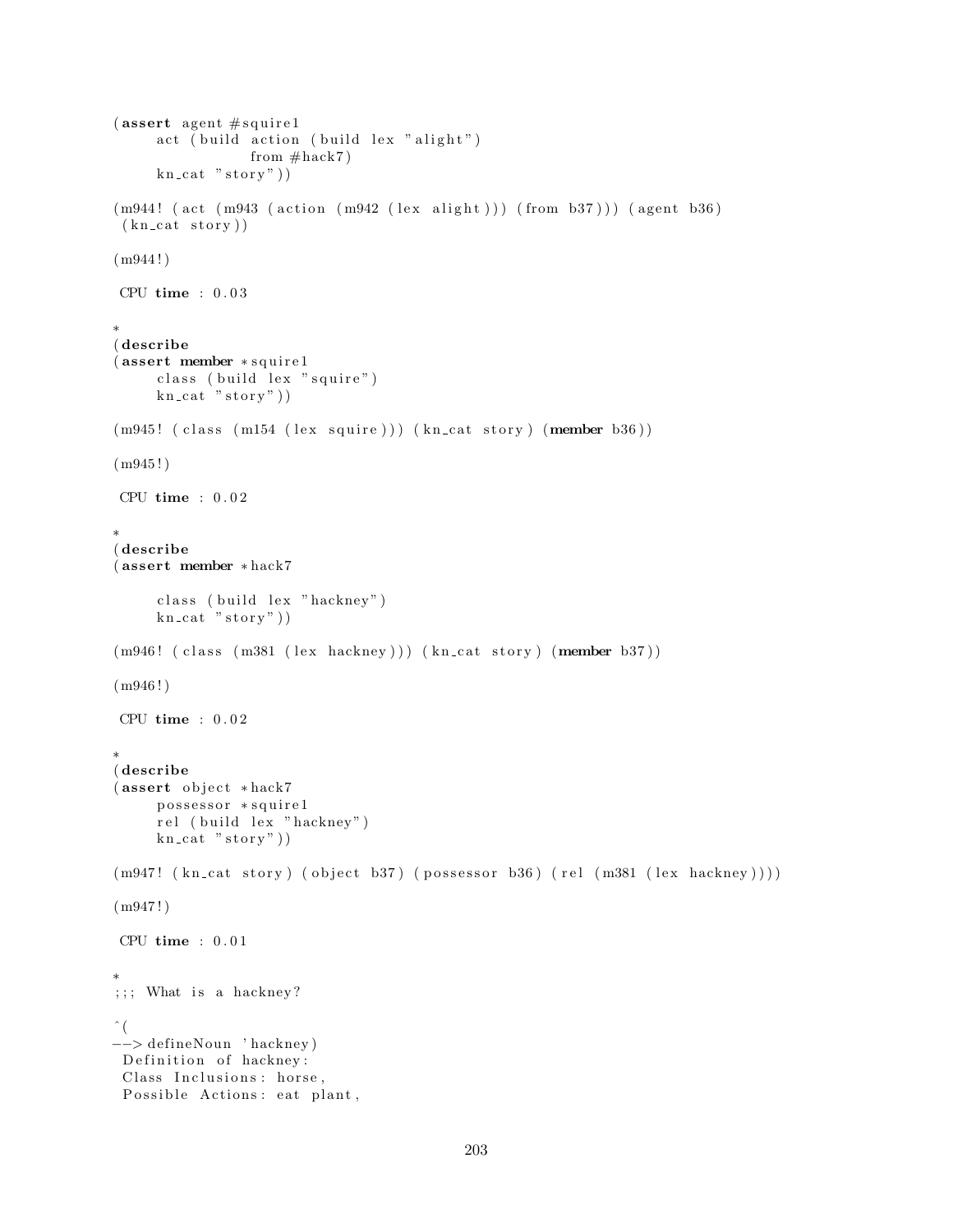```
(assert agent #squire1
     act (build action (build lex "alight")
                from #hack7)
     kn_cat "story"))

(m944! (act (m943 (action (m942 (lex alight))) (from b37))) (agent b36)
 (kn_cat story))

(m944!)

 CPU time : 0.03

*
(describe
(assert member *squire1
     class (build lex "squire")
     kn_cat "story"))

(m945! (class (m154 (lex squire))) (kn_cat story) (member b36))

(m945!)

 CPU time : 0.02

*
(describe
(assert member *hack7

     class (build lex "hackney")
     kn_cat "story"))

(m946! (class (m381 (lex hackney))) (kn_cat story) (member b37))

(m946!)

 CPU time : 0.02

*
(describe
(assert object *hack7
     possessor *squire1
     rel (build lex "hackney")
     kn_cat "story"))

(m947! (kn_cat story) (object b37) (possessor b36) (rel (m381 (lex hackney))))

(m947!)

 CPU time : 0.01

*
;;; What is a hackney?

^(
--> defineNoun 'hackney)
 Definition of hackney:
 Class Inclusions: horse,
 Possible Actions: eat plant,
```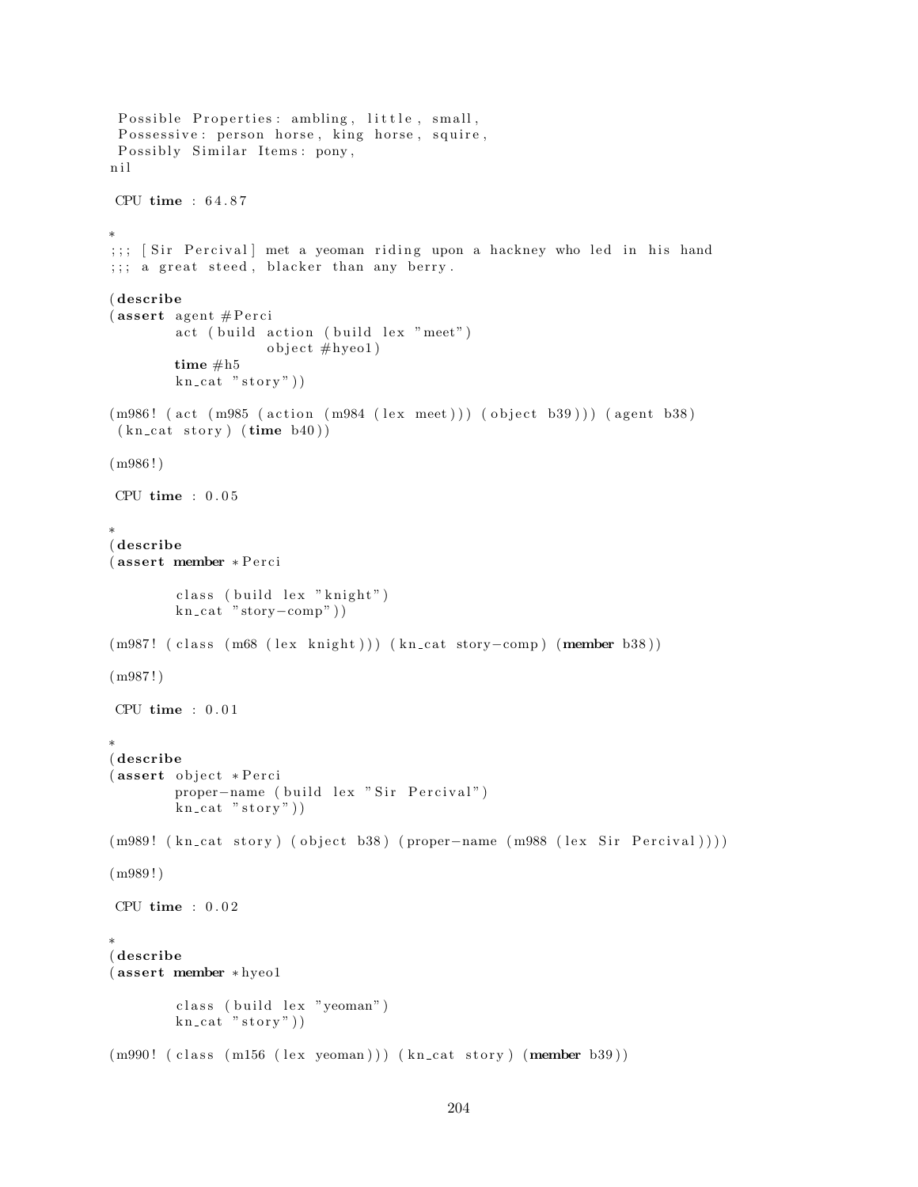```
 Possible Properties: ambling, little, small,
 Possessive: person horse, king horse, squire,
 Possibly Similar Items: pony,
nil

 CPU time : 64.87

*
;;; [Sir Percival] met a yeoman riding upon a hackney who led in his hand
;;; a great steed, blacker than any berry.

(describe
(assert agent #Perci
        act (build action (build lex "meet")
                   object #hyeo1)
        time #h5
        kn_cat "story"))

(m986! (act (m985 (action (m984 (lex meet))) (object b39))) (agent b38)
 (kn_cat story) (time b40))

(m986!)

 CPU time : 0.05

*
(describe
(assert member *Perci

        class (build lex "knight")
        kn_cat "story-comp"))

(m987! (class (m68 (lex knight))) (kn_cat story-comp) (member b38))

(m987!)

 CPU time : 0.01

*
(describe
(assert object *Perci
        proper-name (build lex "Sir Percival")
        kn_cat "story"))

(m989! (kn_cat story) (object b38) (proper-name (m988 (lex Sir Percival))))

(m989!)

 CPU time : 0.02

*
(describe
(assert member *hyeo1

        class (build lex "yeoman")
        kn_cat "story"))

(m990! (class (m156 (lex yeoman))) (kn_cat story) (member b39))
```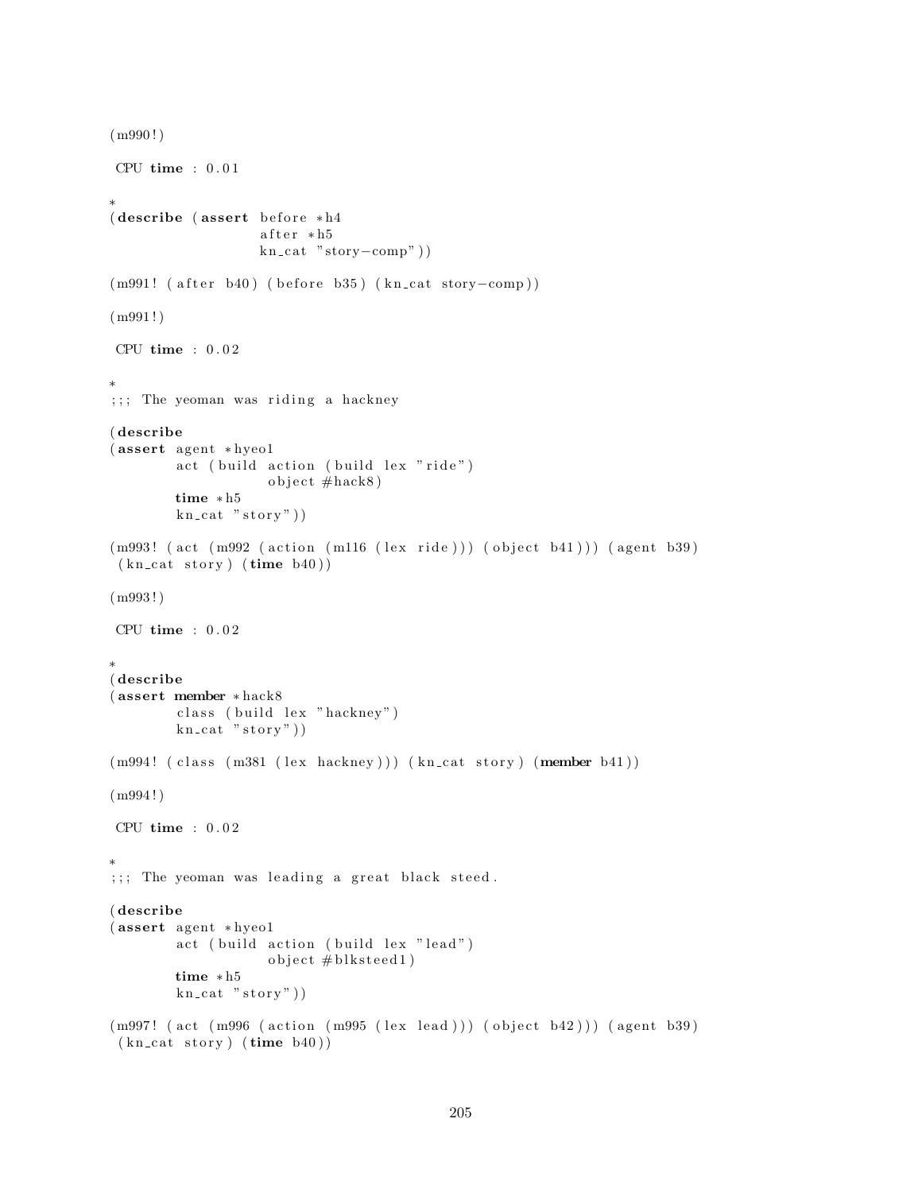```
(m990!)

 CPU time : 0.01

*
(describe (assert before *h4
                  after *h5
                  kn_cat "story-comp"))

(m991! (after b40) (before b35) (kn_cat story-comp))

(m991!)

 CPU time : 0.02

*
;;; The yeoman was riding a hackney

(describe
(assert agent *hyeo1
        act (build action (build lex "ride")
                   object #hack8)
        time *h5
        kn_cat "story"))

(m993! (act (m992 (action (m116 (lex ride))) (object b41))) (agent b39)
 (kn_cat story) (time b40))

(m993!)

 CPU time : 0.02

*
(describe
(assert member *hack8
        class (build lex "hackney")
        kn_cat "story"))

(m994! (class (m381 (lex hackney))) (kn_cat story) (member b41))

(m994!)

 CPU time : 0.02

*
;;; The yeoman was leading a great black steed.

(describe
(assert agent *hyeo1
        act (build action (build lex "lead")
                   object #blksteed1)
        time *h5
        kn_cat "story"))

(m997! (act (m996 (action (m995 (lex lead))) (object b42))) (agent b39)
 (kn_cat story) (time b40))
```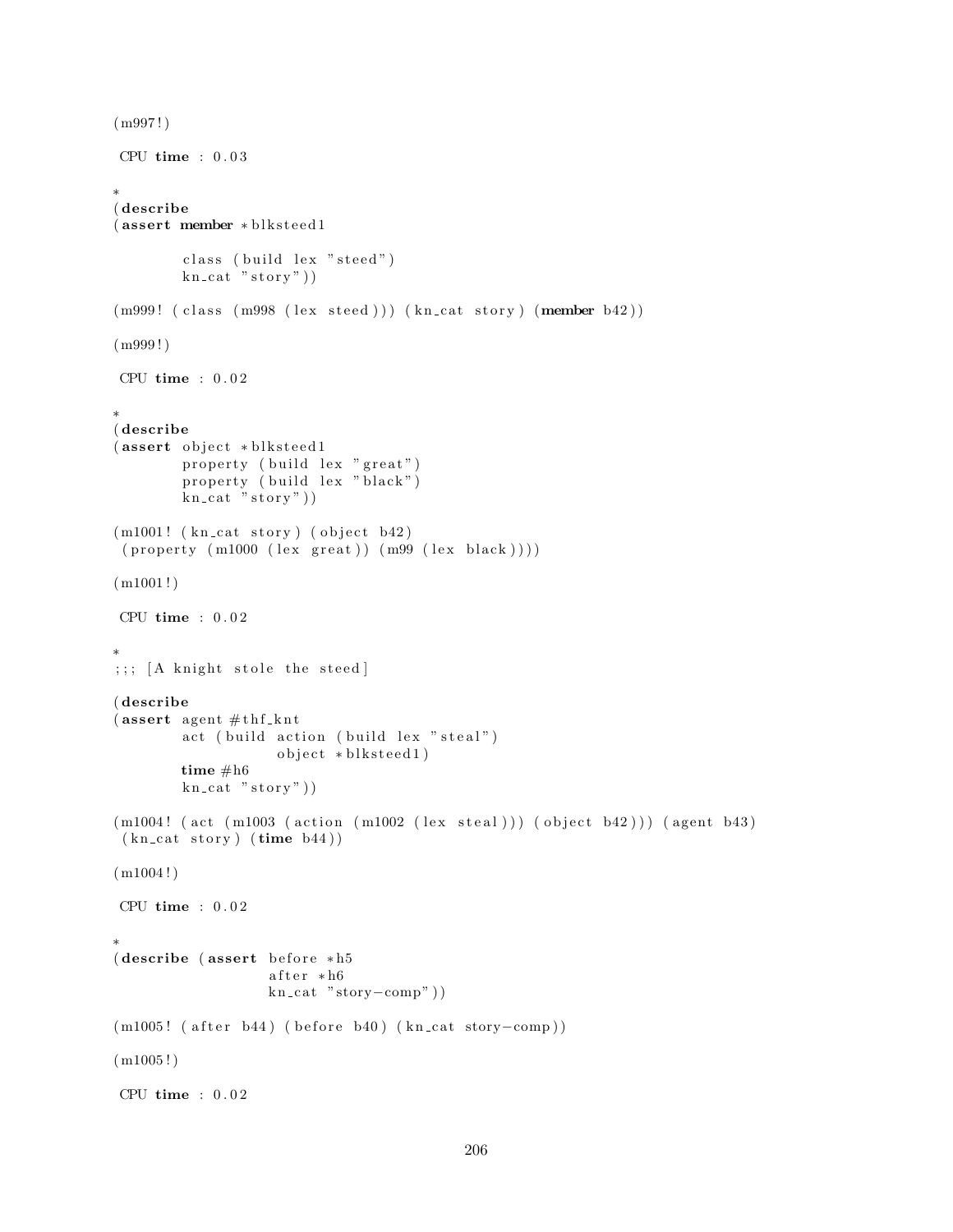```
(m997!)

 CPU time : 0.03

*
(describe
(assert member *blksteed1

        class (build lex "steed")
        kn_cat "story"))

(m999! (class (m998 (lex steed))) (kn_cat story) (member b42))

(m999!)

 CPU time : 0.02

*
(describe
(assert object *blksteed1
        property (build lex "great")
        property (build lex "black")
        kn_cat "story"))

(m1001! (kn_cat story) (object b42)
 (property (m1000 (lex great)) (m99 (lex black))))

(m1001!)

 CPU time : 0.02

*
;;; [A knight stole the steed]

(describe
(assert agent #thf_knt
        act (build action (build lex "steal")
                   object *blksteed1)
        time #h6
        kn_cat "story"))

(m1004! (act (m1003 (action (m1002 (lex steal))) (object b42))) (agent b43)
 (kn_cat story) (time b44))

(m1004!)

 CPU time : 0.02

*
(describe (assert before *h5
                  after *h6
                  kn_cat "story-comp"))

(m1005! (after b44) (before b40) (kn_cat story-comp))

(m1005!)

 CPU time : 0.02
```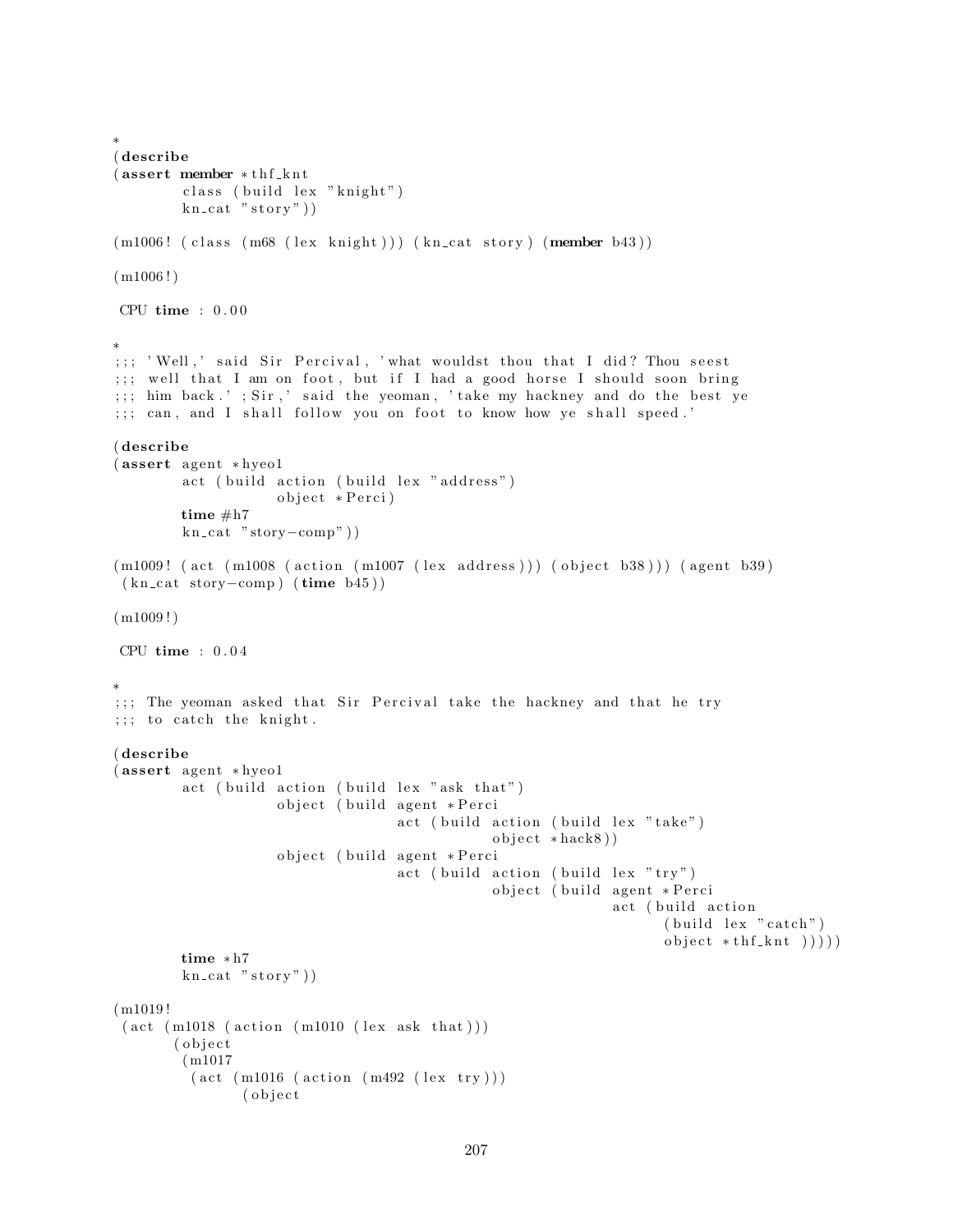```
*
(describe
(assert member *thf_knt
        class (build lex "knight")
        kn_cat "story"))

(m1006! (class (m68 (lex knight))) (kn_cat story) (member b43))

(m1006!)

 CPU time : 0.00

*
;;; 'Well,' said Sir Percival, 'what wouldst thou that I did? Thou seest
;;; well that I am on foot, but if I had a good horse I should soon bring
;;; him back.' ;Sir,' said the yeoman, 'take my hackney and do the best ye
;;; can, and I shall follow you on foot to know how ye shall speed.'

(describe
(assert agent *hyeo1
        act (build action (build lex "address")
                   object *Perci)
        time #h7
        kn_cat "story-comp"))

(m1009! (act (m1008 (action (m1007 (lex address))) (object b38))) (agent b39)
 (kn_cat story-comp) (time b45))

(m1009!)

 CPU time : 0.04

*
;;; The yeoman asked that Sir Percival take the hackney and that he try
;;; to catch the knight.

(describe
(assert agent *hyeo1
        act (build action (build lex "ask that")
                   object (build agent *Perci
                                 act (build action (build lex "take")
                                            object *hack8))
                   object (build agent *Perci
                                 act (build action (build lex "try")
                                            object (build agent *Perci
                                                          act (build action
                                                                 (build lex "catch")
                                                                 object *thf_knt )))))
        time *h7
        kn_cat "story"))

(m1019!
 (act (m1018 (action (m1010 (lex ask that)))
       (object
        (m1017
         (act (m1016 (action (m492 (lex try)))
               (object
```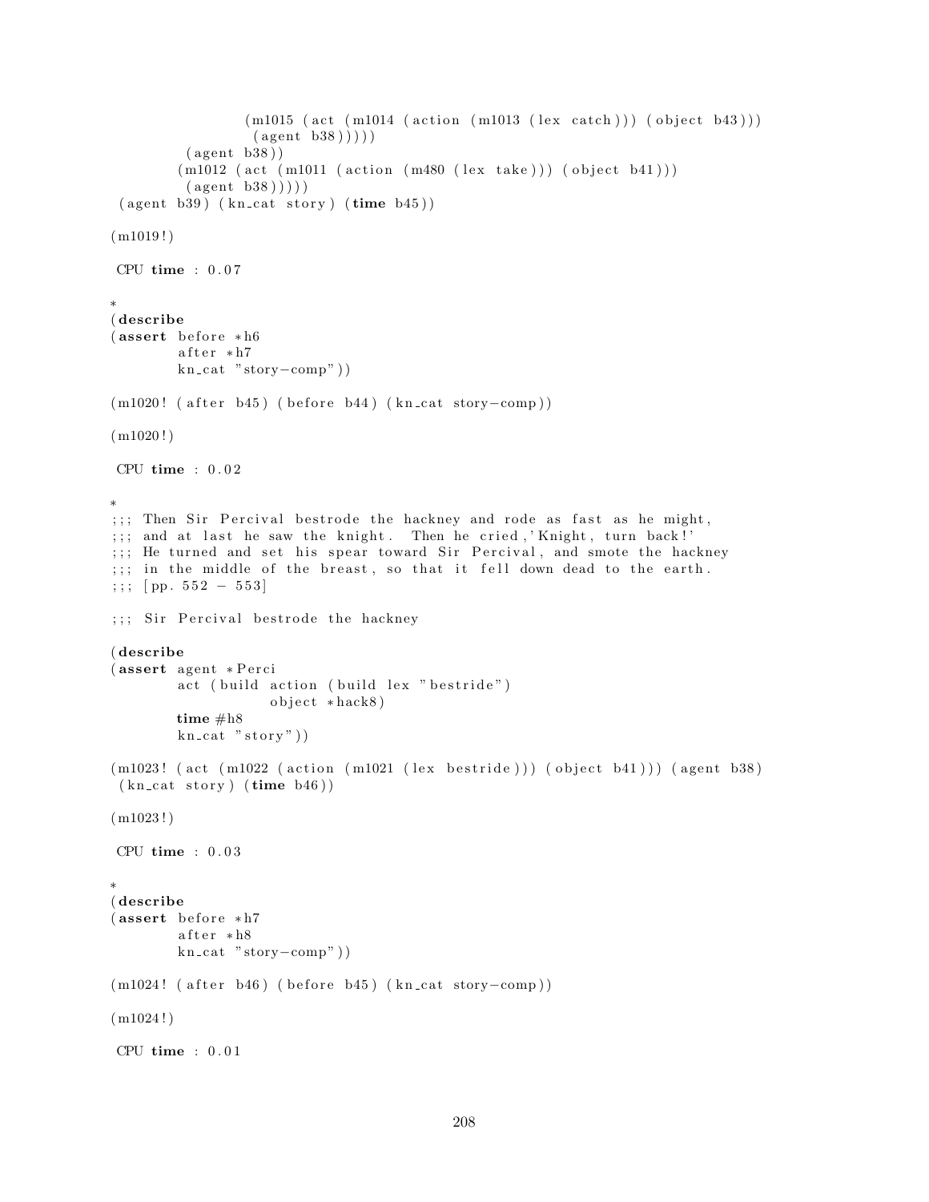```
                (m1015 (act (m1014 (action (m1013 (lex catch))) (object b43)))
                 (agent b38)))))
         (agent b38))
        (m1012 (act (m1011 (action (m480 (lex take))) (object b41)))
         (agent b38)))))
 (agent b39) (kn_cat story) (time b45))

(m1019!)

 CPU time : 0.07

*
(describe
(assert before *h6
        after *h7
        kn_cat "story-comp"))

(m1020! (after b45) (before b44) (kn_cat story-comp))

(m1020!)

 CPU time : 0.02

*
;;; Then Sir Percival bestrode the hackney and rode as fast as he might,
;;; and at last he saw the knight.  Then he cried,'Knight, turn back!'
;;; He turned and set his spear toward Sir Percival, and smote the hackney
;;; in the middle of the breast, so that it fell down dead to the earth.
;;; [pp. 552 - 553]

;;; Sir Percival bestrode the hackney

(describe
(assert agent *Perci
        act (build action (build lex "bestride")
                   object *hack8)
        time #h8
        kn_cat "story"))

(m1023! (act (m1022 (action (m1021 (lex bestride))) (object b41))) (agent b38)
 (kn_cat story) (time b46))

(m1023!)

 CPU time : 0.03

*
(describe
(assert before *h7
        after *h8
        kn_cat "story-comp"))

(m1024! (after b46) (before b45) (kn_cat story-comp))

(m1024!)

 CPU time : 0.01
```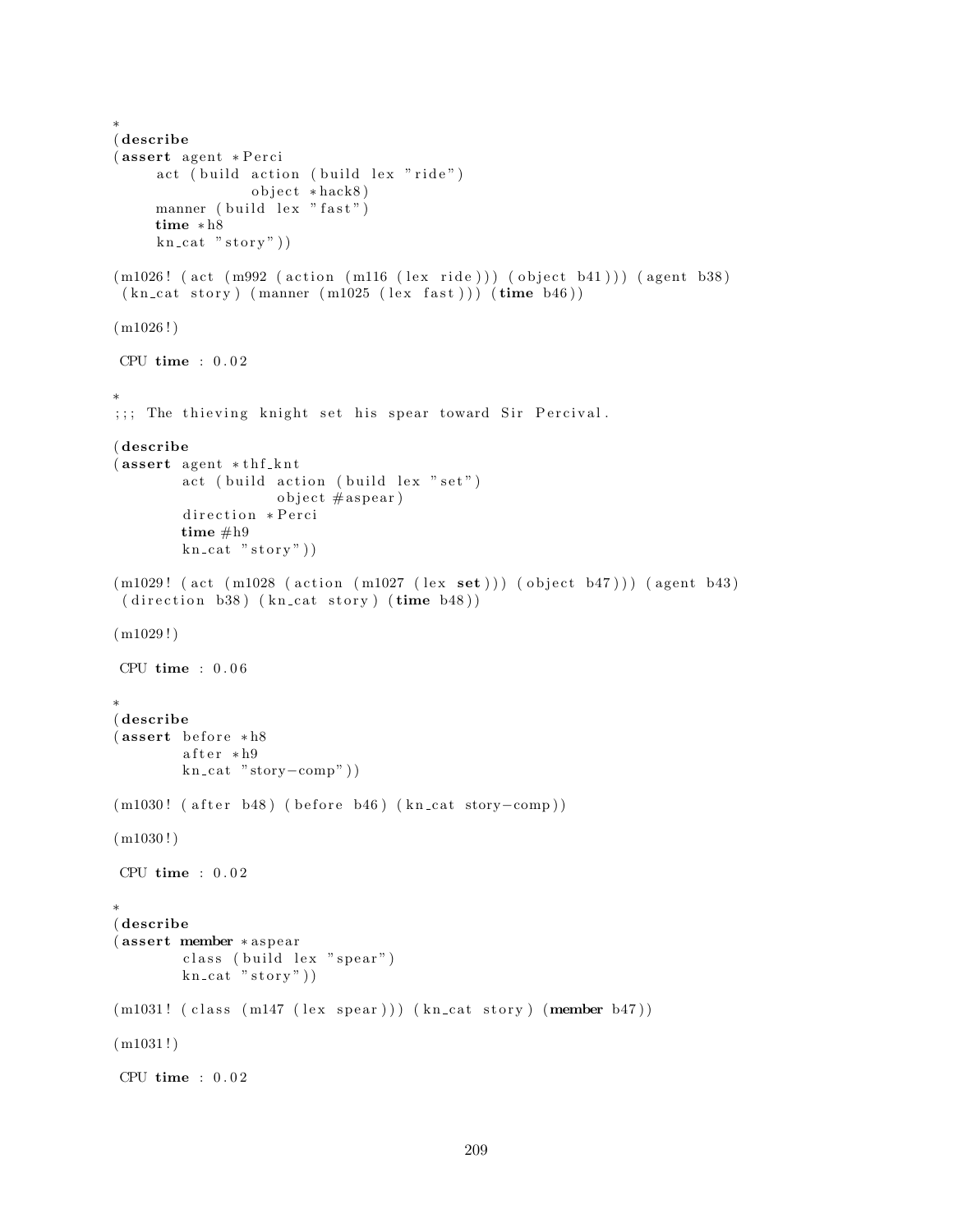```
*
(describe
(assert agent *Perci
     act (build action (build lex "ride")
                object *hack8)
     manner (build lex "fast")
     time *h8
     kn_cat "story"))

(m1026! (act (m992 (action (m116 (lex ride))) (object b41))) (agent b38)
 (kn_cat story) (manner (m1025 (lex fast))) (time b46))

(m1026!)

 CPU time : 0.02

*
;;; The thieving knight set his spear toward Sir Percival.

(describe
(assert agent *thf_knt
        act (build action (build lex "set")
                   object #aspear)
        direction *Perci
        time #h9
        kn_cat "story"))

(m1029! (act (m1028 (action (m1027 (lex set))) (object b47))) (agent b43)
 (direction b38) (kn_cat story) (time b48))

(m1029!)

 CPU time : 0.06

*
(describe
(assert before *h8
        after *h9
        kn_cat "story-comp"))

(m1030! (after b48) (before b46) (kn_cat story-comp))

(m1030!)

 CPU time : 0.02

*
(describe
(assert member *aspear
        class (build lex "spear")
        kn_cat "story"))

(m1031! (class (m147 (lex spear))) (kn_cat story) (member b47))

(m1031!)

 CPU time : 0.02
```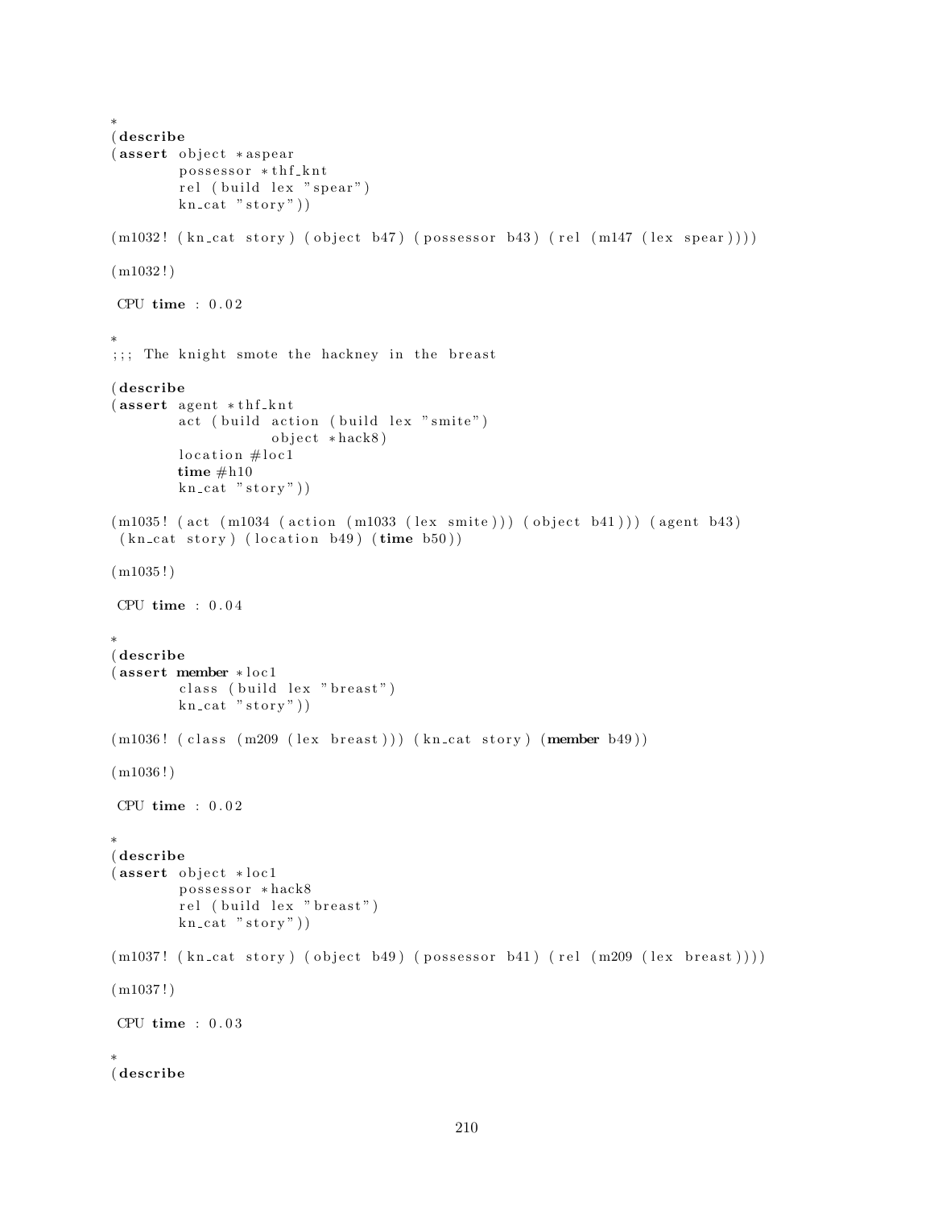```
*
(describe
(assert object *aspear
        possessor *thf_knt
        rel (build lex "spear")
        kn_cat "story"))

(m1032! (kn_cat story) (object b47) (possessor b43) (rel (m147 (lex spear))))

(m1032!)

 CPU time : 0.02

*
;;; The knight smote the hackney in the breast

(describe
(assert agent *thf_knt
        act (build action (build lex "smite")
                   object *hack8)
        location #loc1
        time #h10
        kn_cat "story"))

(m1035! (act (m1034 (action (m1033 (lex smite))) (object b41))) (agent b43)
 (kn_cat story) (location b49) (time b50))

(m1035!)

 CPU time : 0.04

*
(describe
(assert member *loc1
        class (build lex "breast")
        kn_cat "story"))

(m1036! (class (m209 (lex breast))) (kn_cat story) (member b49))

(m1036!)

 CPU time : 0.02

*
(describe
(assert object *loc1
        possessor *hack8
        rel (build lex "breast")
        kn_cat "story"))

(m1037! (kn_cat story) (object b49) (possessor b41) (rel (m209 (lex breast))))

(m1037!)

 CPU time : 0.03

*
(describe
```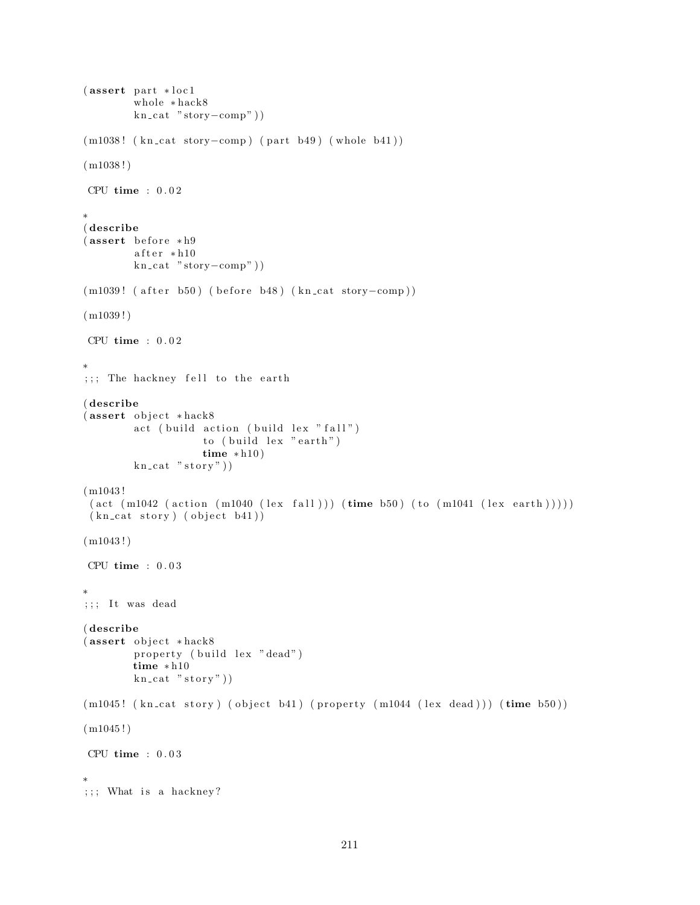```
(assert part *loc1
        whole *hack8
        kn_cat "story-comp"))

(m1038! (kn_cat story-comp) (part b49) (whole b41))

(m1038!)

 CPU time : 0.02

*
(describe
(assert before *h9
        after *h10
        kn_cat "story-comp"))

(m1039! (after b50) (before b48) (kn_cat story-comp))

(m1039!)

 CPU time : 0.02

*
;;; The hackney fell to the earth

(describe
(assert object *hack8
        act (build action (build lex "fall")
                   to (build lex "earth")
                   time *h10)
        kn_cat "story"))

(m1043!
 (act (m1042 (action (m1040 (lex fall))) (time b50) (to (m1041 (lex earth)))))
 (kn_cat story) (object b41))

(m1043!)

 CPU time : 0.03

*
;;; It was dead

(describe
(assert object *hack8
        property (build lex "dead")
        time *h10
        kn_cat "story"))

(m1045! (kn_cat story) (object b41) (property (m1044 (lex dead))) (time b50))

(m1045!)

 CPU time : 0.03

*
;;; What is a hackney?
```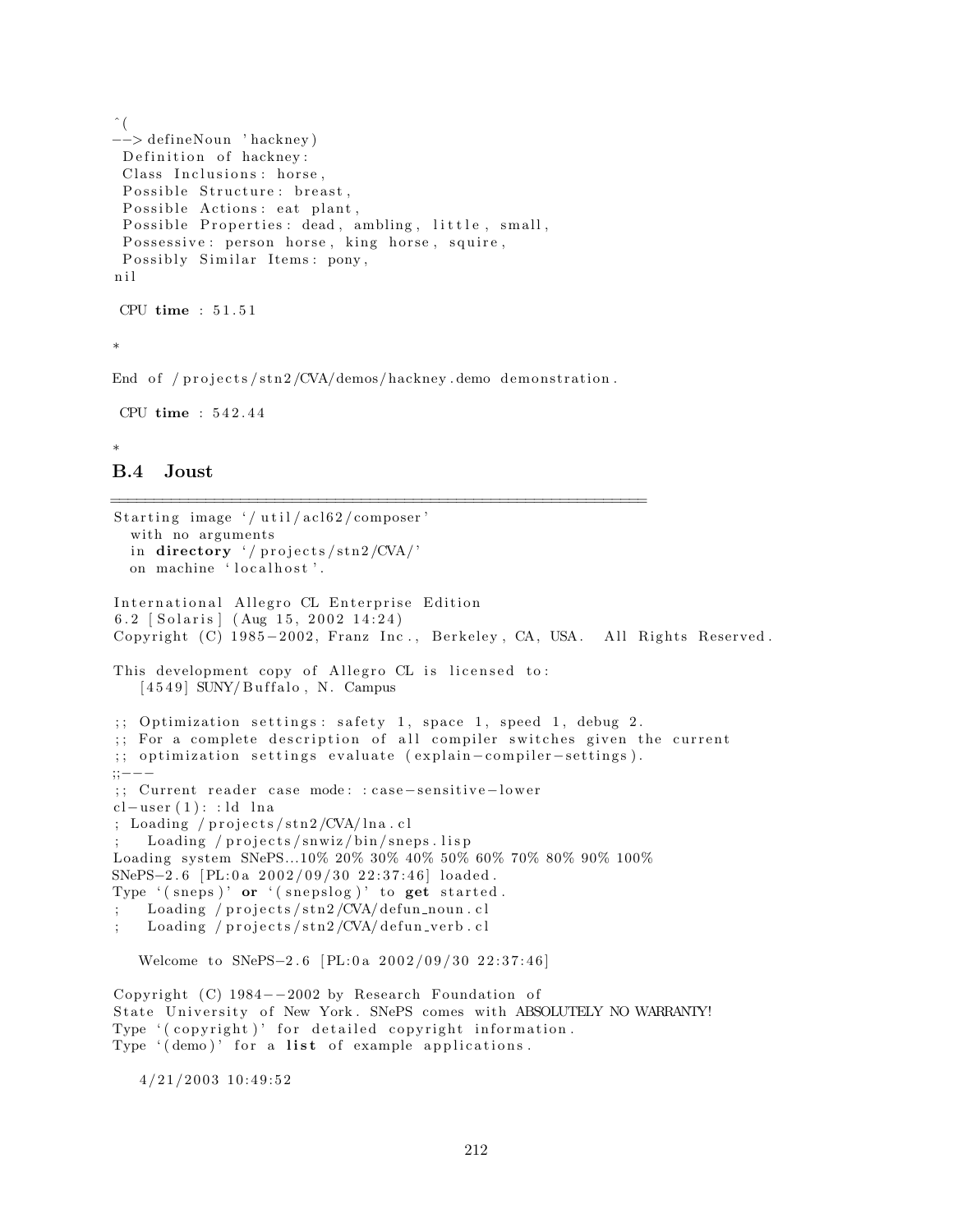```
^(
--> defineNoun 'hackney)
 Definition of hackney:
 Class Inclusions: horse,
 Possible Structure: breast,
 Possible Actions: eat plant,
 Possible Properties: dead, ambling, little, small,
 Possessive: person horse, king horse, squire,
 Possibly Similar Items: pony,
nil

 CPU time : 51.51

*

End of /projects/stn2/CVA/demos/hackney.demo demonstration.

 CPU time : 542.44

*
```

### B.4 Joust

```
==============================================================================
Starting image '/util/acl62/composer'
  with no arguments
  in directory '/projects/stn2/CVA/'
  on machine 'localhost'.

International Allegro CL Enterprise Edition
6.2 [Solaris] (Aug 15, 2002 14:24)
Copyright (C) 1985-2002, Franz Inc., Berkeley, CA, USA.  All Rights Reserved.

This development copy of Allegro CL is licensed to:
   [4549] SUNY/Buffalo, N. Campus

;; Optimization settings: safety 1, space 1, speed 1, debug 2.
;; For a complete description of all compiler switches given the current
;; optimization settings evaluate (explain-compiler-settings).
;;---
;; Current reader case mode: :case-sensitive-lower
cl-user(1): :ld lna
; Loading /projects/stn2/CVA/lna.cl
;   Loading /projects/snwiz/bin/sneps.lisp
Loading system SNePS...10% 20% 30% 40% 50% 60% 70% 80% 90% 100%
SNePS-2.6 [PL:0a 2002/09/30 22:37:46] loaded.
Type '(sneps)' or '(snepslog)' to get started.
;   Loading /projects/stn2/CVA/defun_noun.cl
;   Loading /projects/stn2/CVA/defun_verb.cl

   Welcome to SNePS-2.6 [PL:0a 2002/09/30 22:37:46]

Copyright (C) 1984--2002 by Research Foundation of
State University of New York. SNePS comes with ABSOLUTELY NO WARRANTY!
Type '(copyright)' for detailed copyright information.
Type '(demo)' for a list of example applications.

   4/21/2003 10:49:52
```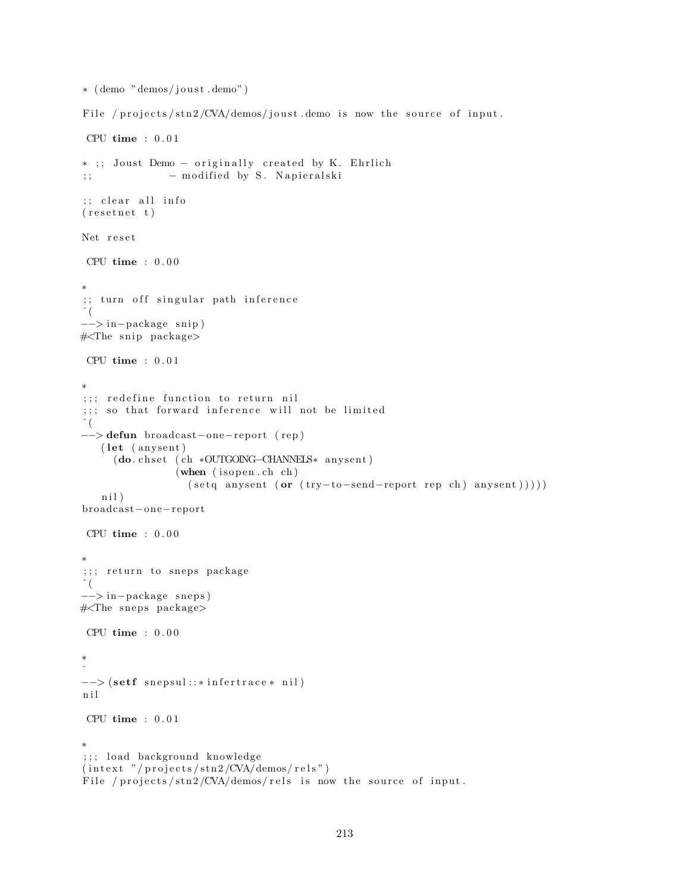```
* (demo "demos/joust.demo")

File /projects/stn2/CVA/demos/joust.demo is now the source of input.

 CPU time : 0.01

* ;; Joust Demo - originally created by K. Ehrlich
;;              - modified by S. Napieralski

;; clear all info
(resetnet t)

Net reset

 CPU time : 0.00

*
;; turn off singular path inference
^(
--> in-package snip)
#<The snip package>

 CPU time : 0.01

*
;;; redefine function to return nil
;;; so that forward inference will not be limited
^(
--> defun broadcast-one-report (rep)
   (let (anysent)
     (do.chset (ch *OUTGOING-CHANNELS* anysent)
               (when (isopen.ch ch)
                 (setq anysent (or (try-to-send-report rep ch) anysent)))))
   nil)
broadcast-one-report

 CPU time : 0.00

*
;;; return to sneps package
^(
--> in-package sneps)
#<The sneps package>

 CPU time : 0.00

*
^
--> (setf snepsul::*infertrace* nil)
nil

 CPU time : 0.01

*
;;; load background knowledge
(intext "/projects/stn2/CVA/demos/rels")
File /projects/stn2/CVA/demos/rels is now the source of input.
```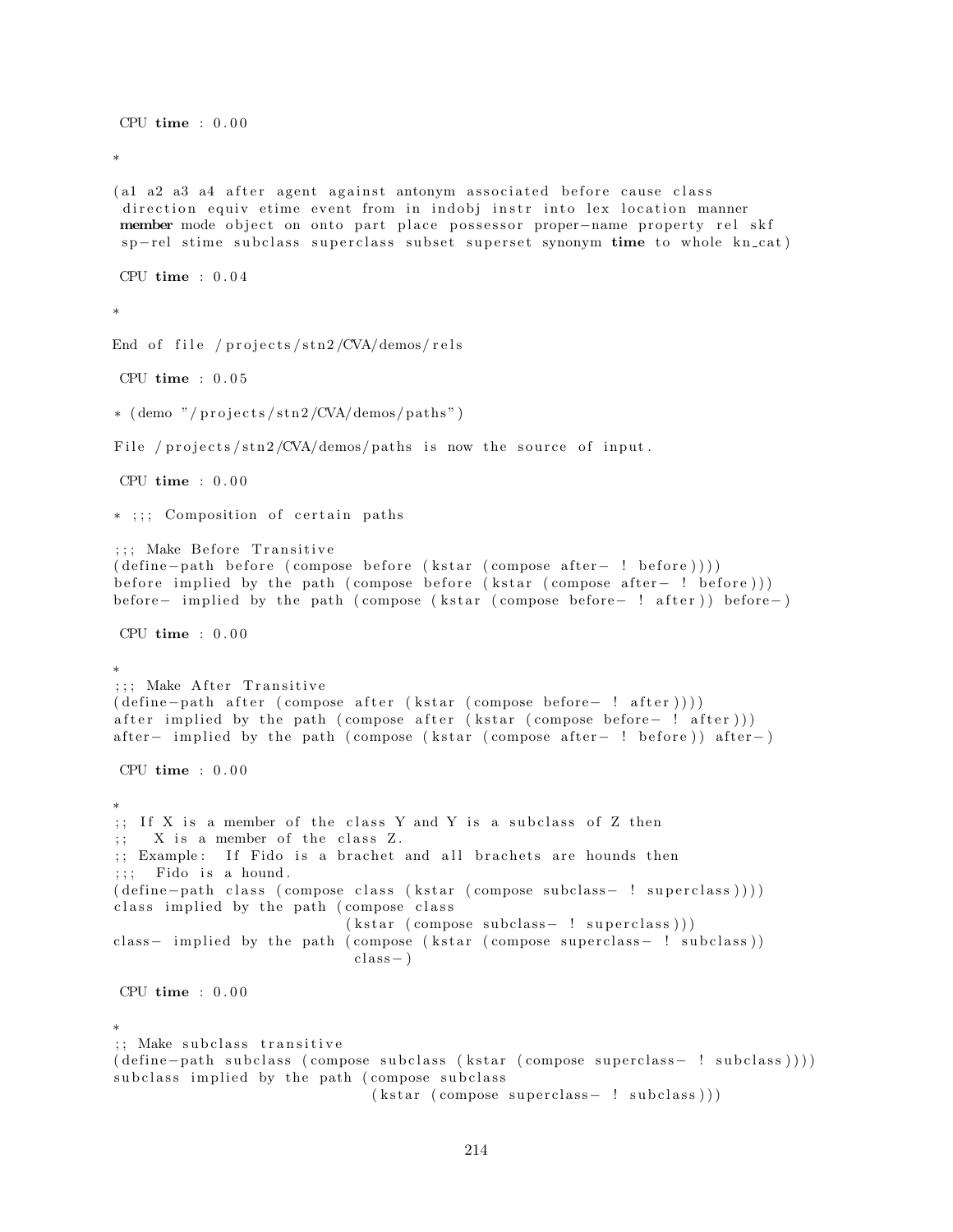```
 CPU time : 0.00

*

(a1 a2 a3 a4 after agent against antonym associated before cause class
 direction equiv etime event from in indobj instr into lex location manner
 member mode object on onto part place possessor proper-name property rel skf
 sp-rel stime subclass superclass subset superset synonym time to whole kn_cat)

 CPU time : 0.04

*

End of file /projects/stn2/CVA/demos/rels

 CPU time : 0.05

* (demo "/projects/stn2/CVA/demos/paths")

File /projects/stn2/CVA/demos/paths is now the source of input.

 CPU time : 0.00

* ;;; Composition of certain paths

;;; Make Before Transitive
(define-path before (compose before (kstar (compose after- ! before))))
before implied by the path (compose before (kstar (compose after- ! before)))
before- implied by the path (compose (kstar (compose before- ! after)) before-)

 CPU time : 0.00

*
;;; Make After Transitive
(define-path after (compose after (kstar (compose before- ! after))))
after implied by the path (compose after (kstar (compose before- ! after)))
after- implied by the path (compose (kstar (compose after- ! before)) after-)

 CPU time : 0.00

*
;; If X is a member of the class Y and Y is a subclass of Z then
;;   X is a member of the class Z.
;; Example:  If Fido is a brachet and all brachets are hounds then
;;;  Fido is a hound.
(define-path class (compose class (kstar (compose subclass- ! superclass))))
class implied by the path (compose class
                           (kstar (compose subclass- ! superclass)))
class- implied by the path (compose (kstar (compose superclass- ! subclass))
                            class-)

 CPU time : 0.00

*
;; Make subclass transitive
(define-path subclass (compose subclass (kstar (compose superclass- ! subclass))))
subclass implied by the path (compose subclass
                              (kstar (compose superclass- ! subclass)))
```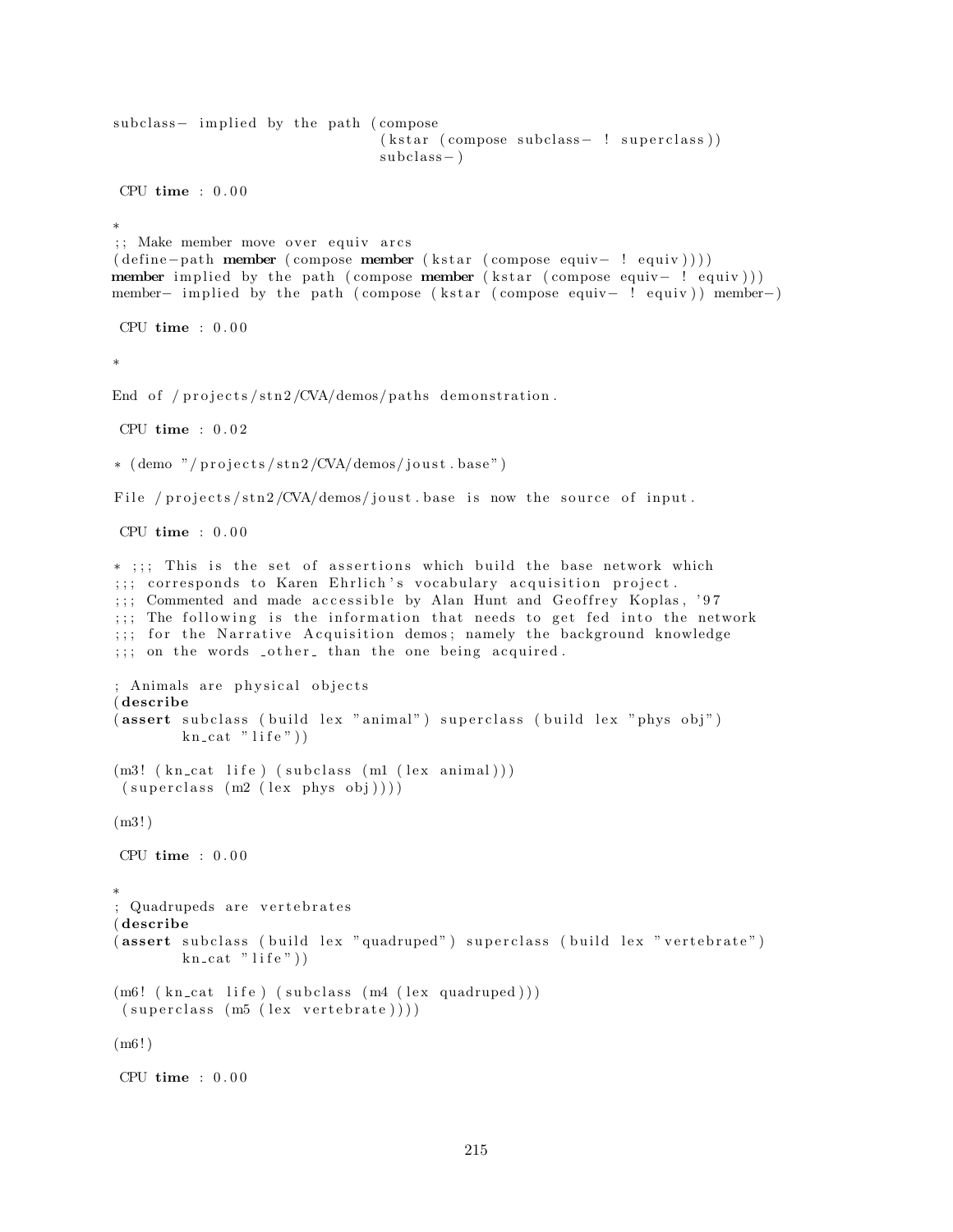```
subclass- implied by the path (compose
                              (kstar (compose subclass- ! superclass))
                              subclass-)

 CPU time : 0.00

*
;; Make member move over equiv arcs
(define-path member (compose member (kstar (compose equiv- ! equiv))))
member implied by the path (compose member (kstar (compose equiv- ! equiv)))
member- implied by the path (compose (kstar (compose equiv- ! equiv)) member-)

 CPU time : 0.00

*

End of /projects/stn2/CVA/demos/paths demonstration.

 CPU time : 0.02

* (demo "/projects/stn2/CVA/demos/joust.base")

File /projects/stn2/CVA/demos/joust.base is now the source of input.

 CPU time : 0.00

* ;;; This is the set of assertions which build the base network which
;;; corresponds to Karen Ehrlich's vocabulary acquisition project.
;;; Commented and made accessible by Alan Hunt and Geoffrey Koplas, '97
;;; The following is the information that needs to get fed into the network
;;; for the Narrative Acquisition demos; namely the background knowledge
;;; on the words _other_ than the one being acquired.

; Animals are physical objects
(describe
(assert subclass (build lex "animal") superclass (build lex "phys obj")
        kn_cat "life"))

(m3! (kn_cat life) (subclass (m1 (lex animal)))
 (superclass (m2 (lex phys obj))))

(m3!)

 CPU time : 0.00

*
; Quadrupeds are vertebrates
(describe
(assert subclass (build lex "quadruped") superclass (build lex "vertebrate")
        kn_cat "life"))

(m6! (kn_cat life) (subclass (m4 (lex quadruped)))
 (superclass (m5 (lex vertebrate))))

(m6!)

 CPU time : 0.00
```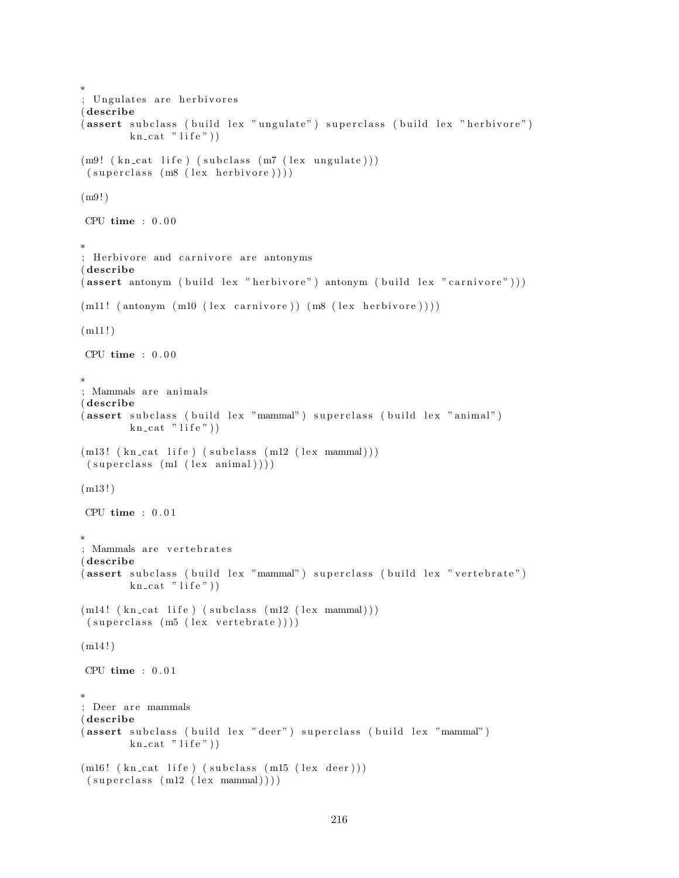```
*
; Ungulates are herbivores
(describe
(assert subclass (build lex "ungulate") superclass (build lex "herbivore")
        kn_cat "life"))

(m9! (kn_cat life) (subclass (m7 (lex ungulate)))
 (superclass (m8 (lex herbivore))))

(m9!)

 CPU time : 0.00

*
; Herbivore and carnivore are antonyms
(describe
(assert antonym (build lex "herbivore") antonym (build lex "carnivore")))

(m11! (antonym (m10 (lex carnivore)) (m8 (lex herbivore))))

(m11!)

 CPU time : 0.00

*
; Mammals are animals
(describe
(assert subclass (build lex "mammal") superclass (build lex "animal")
        kn_cat "life"))

(m13! (kn_cat life) (subclass (m12 (lex mammal)))
 (superclass (m1 (lex animal))))

(m13!)

 CPU time : 0.01

*
; Mammals are vertebrates
(describe
(assert subclass (build lex "mammal") superclass (build lex "vertebrate")
        kn_cat "life"))

(m14! (kn_cat life) (subclass (m12 (lex mammal)))
 (superclass (m5 (lex vertebrate))))

(m14!)

 CPU time : 0.01

*
; Deer are mammals
(describe
(assert subclass (build lex "deer") superclass (build lex "mammal")
        kn_cat "life"))

(m16! (kn_cat life) (subclass (m15 (lex deer)))
 (superclass (m12 (lex mammal))))
```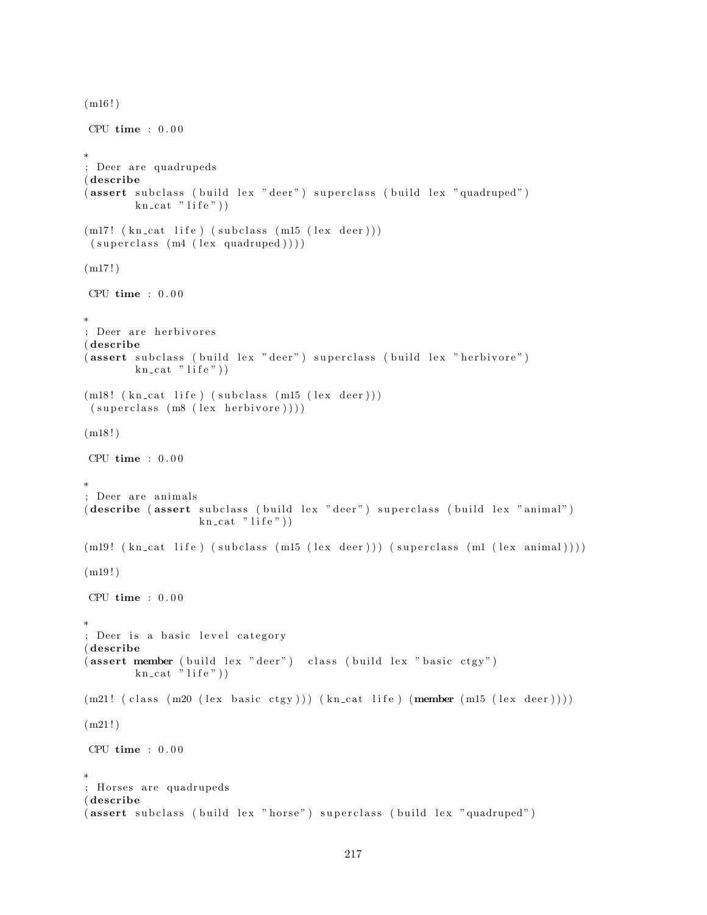```
(m16!)

 CPU time : 0.00

*
; Deer are quadrupeds
(describe
(assert subclass (build lex "deer") superclass (build lex "quadruped")
        kn_cat "life"))

(m17! (kn_cat life) (subclass (m15 (lex deer)))
 (superclass (m4 (lex quadruped))))

(m17!)

 CPU time : 0.00

*
; Deer are herbivores
(describe
(assert subclass (build lex "deer") superclass (build lex "herbivore")
        kn_cat "life"))

(m18! (kn_cat life) (subclass (m15 (lex deer)))
 (superclass (m8 (lex herbivore))))

(m18!)

 CPU time : 0.00

*
; Deer are animals
(describe (assert subclass (build lex "deer") superclass (build lex "animal")
                  kn_cat "life"))

(m19! (kn_cat life) (subclass (m15 (lex deer))) (superclass (m1 (lex animal))))

(m19!)

 CPU time : 0.00

*
; Deer is a basic level category
(describe
(assert member (build lex "deer")  class (build lex "basic ctgy")
        kn_cat "life"))

(m21! (class (m20 (lex basic ctgy))) (kn_cat life) (member (m15 (lex deer))))

(m21!)

 CPU time : 0.00

*
; Horses are quadrupeds
(describe
(assert subclass (build lex "horse") superclass (build lex "quadruped")
```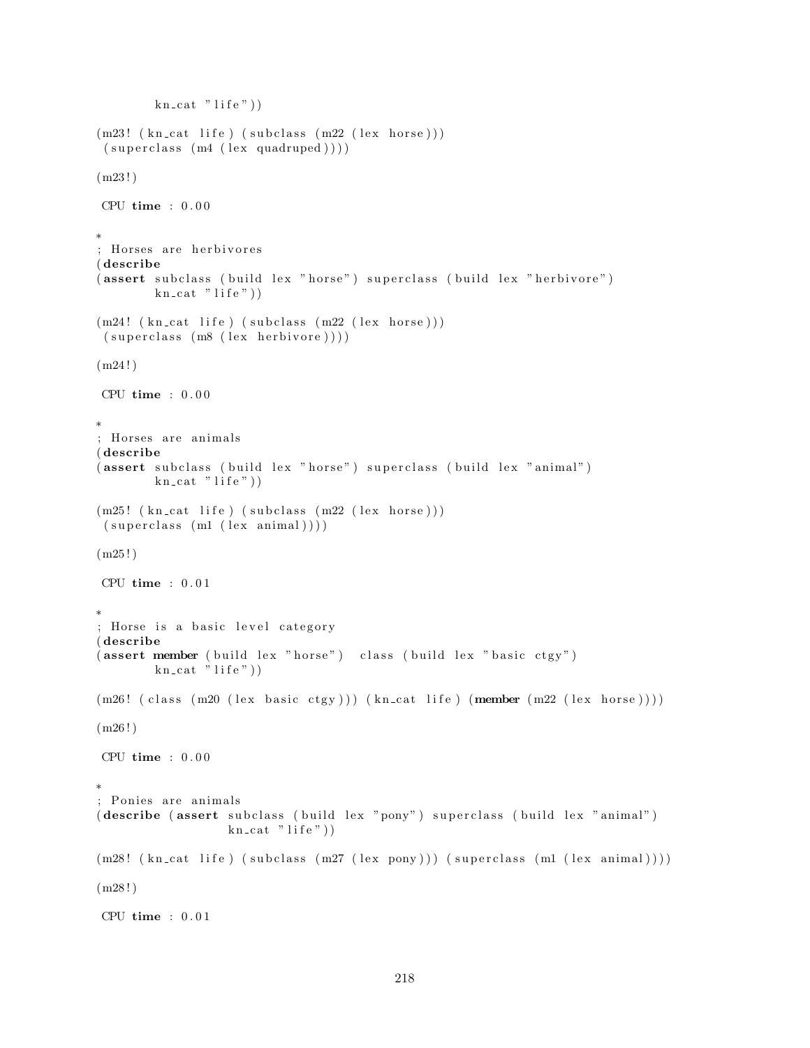```
        kn_cat "life"))

(m23! (kn_cat life) (subclass (m22 (lex horse)))
 (superclass (m4 (lex quadruped))))

(m23!)

 CPU time : 0.00

*
; Horses are herbivores
(describe
(assert subclass (build lex "horse") superclass (build lex "herbivore")
        kn_cat "life"))

(m24! (kn_cat life) (subclass (m22 (lex horse)))
 (superclass (m8 (lex herbivore))))

(m24!)

 CPU time : 0.00

*
; Horses are animals
(describe
(assert subclass (build lex "horse") superclass (build lex "animal")
        kn_cat "life"))

(m25! (kn_cat life) (subclass (m22 (lex horse)))
 (superclass (m1 (lex animal))))

(m25!)

 CPU time : 0.01

*
; Horse is a basic level category
(describe
(assert member (build lex "horse")  class (build lex "basic ctgy")
        kn_cat "life"))

(m26! (class (m20 (lex basic ctgy))) (kn_cat life) (member (m22 (lex horse))))

(m26!)

 CPU time : 0.00

*
; Ponies are animals
(describe (assert subclass (build lex "pony") superclass (build lex "animal")
                  kn_cat "life"))

(m28! (kn_cat life) (subclass (m27 (lex pony))) (superclass (m1 (lex animal))))

(m28!)

 CPU time : 0.01
```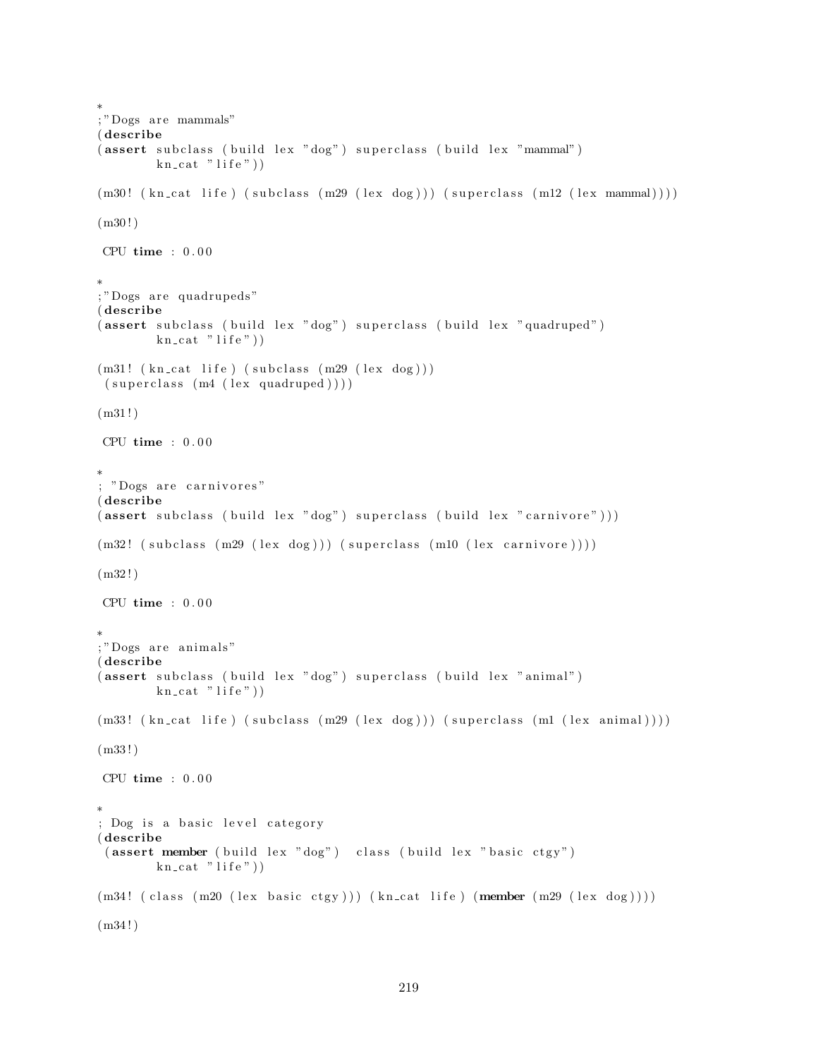```
*
;"Dogs are mammals"
(describe
(assert subclass (build lex "dog") superclass (build lex "mammal")
        kn_cat "life"))

(m30! (kn_cat life) (subclass (m29 (lex dog))) (superclass (m12 (lex mammal))))

(m30!)

 CPU time : 0.00

*
;"Dogs are quadrupeds"
(describe
(assert subclass (build lex "dog") superclass (build lex "quadruped")
        kn_cat "life"))

(m31! (kn_cat life) (subclass (m29 (lex dog)))
 (superclass (m4 (lex quadruped))))

(m31!)

 CPU time : 0.00

*
; "Dogs are carnivores"
(describe
(assert subclass (build lex "dog") superclass (build lex "carnivore")))

(m32! (subclass (m29 (lex dog))) (superclass (m10 (lex carnivore))))

(m32!)

 CPU time : 0.00

*
;"Dogs are animals"
(describe
(assert subclass (build lex "dog") superclass (build lex "animal")
        kn_cat "life"))

(m33! (kn_cat life) (subclass (m29 (lex dog))) (superclass (m1 (lex animal))))

(m33!)

 CPU time : 0.00

*
; Dog is a basic level category
(describe
 (assert member (build lex "dog")  class (build lex "basic ctgy")
        kn_cat "life"))

(m34! (class (m20 (lex basic ctgy))) (kn_cat life) (member (m29 (lex dog))))

(m34!)
```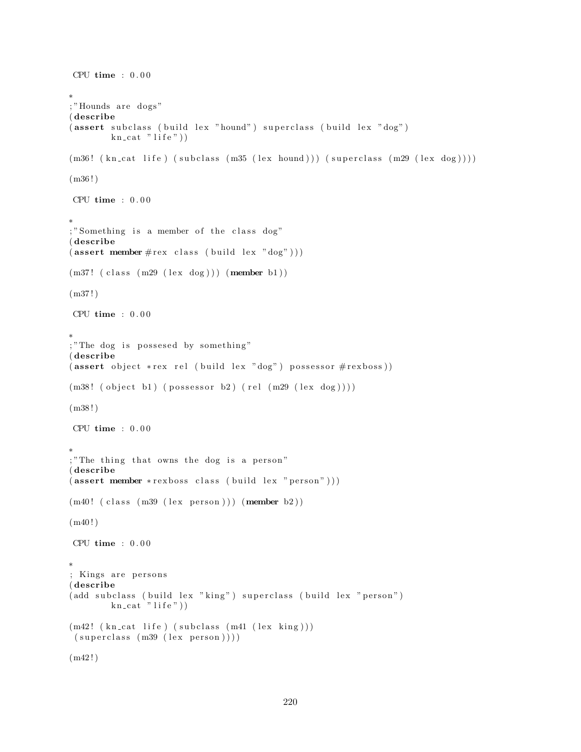```
 CPU time : 0.00

*
;"Hounds are dogs"
(describe
(assert subclass (build lex "hound") superclass (build lex "dog")
        kn_cat "life"))

(m36! (kn_cat life) (subclass (m35 (lex hound))) (superclass (m29 (lex dog))))

(m36!)

 CPU time : 0.00

*
;"Something is a member of the class dog"
(describe
(assert member #rex class (build lex "dog")))

(m37! (class (m29 (lex dog))) (member b1))

(m37!)

 CPU time : 0.00

*
;"The dog is possesed by something"
(describe
(assert object *rex rel (build lex "dog") possessor #rexboss))

(m38! (object b1) (possessor b2) (rel (m29 (lex dog))))

(m38!)

 CPU time : 0.00

*
;"The thing that owns the dog is a person"
(describe
(assert member *rexboss class (build lex "person")))

(m40! (class (m39 (lex person))) (member b2))

(m40!)

 CPU time : 0.00

*
; Kings are persons
(describe
(add subclass (build lex "king") superclass (build lex "person")
        kn_cat "life"))

(m42! (kn_cat life) (subclass (m41 (lex king)))
 (superclass (m39 (lex person))))

(m42!)
```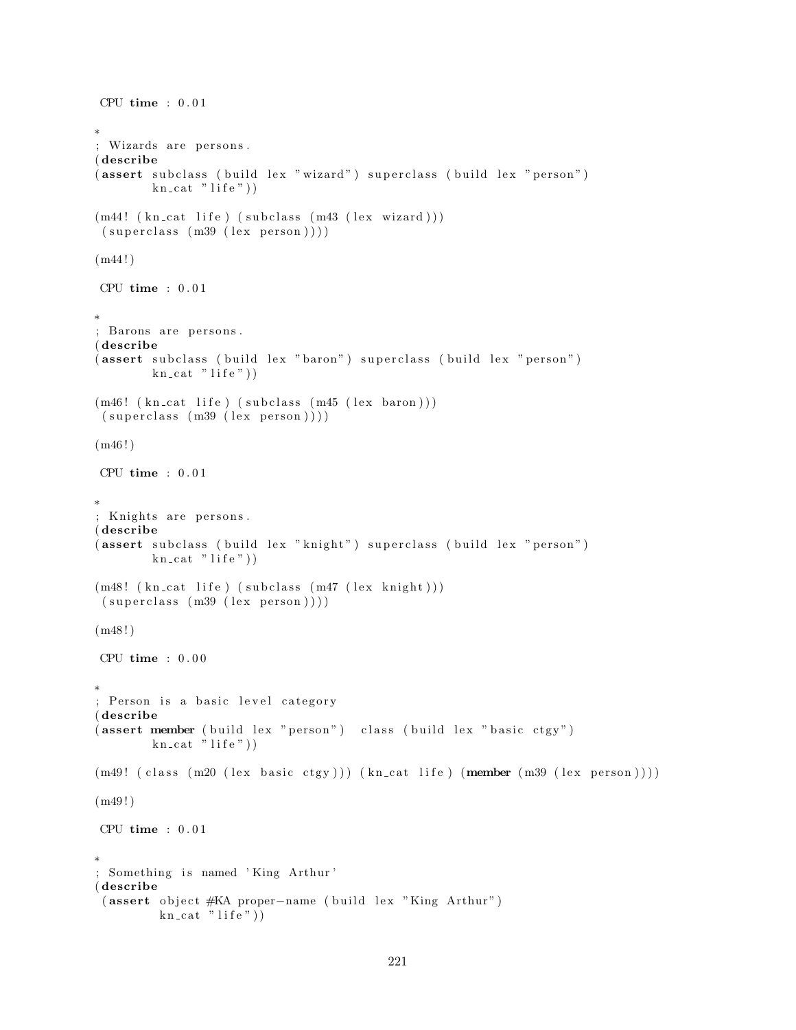```
 CPU time : 0.01

*
; Wizards are persons.
(describe
(assert subclass (build lex "wizard") superclass (build lex "person")
        kn_cat "life"))

(m44! (kn_cat life) (subclass (m43 (lex wizard)))
 (superclass (m39 (lex person))))

(m44!)

 CPU time : 0.01

*
; Barons are persons.
(describe
(assert subclass (build lex "baron") superclass (build lex "person")
        kn_cat "life"))

(m46! (kn_cat life) (subclass (m45 (lex baron)))
 (superclass (m39 (lex person))))

(m46!)

 CPU time : 0.01

*
; Knights are persons.
(describe
(assert subclass (build lex "knight") superclass (build lex "person")
        kn_cat "life"))

(m48! (kn_cat life) (subclass (m47 (lex knight)))
 (superclass (m39 (lex person))))

(m48!)

 CPU time : 0.00

*
; Person is a basic level category
(describe
(assert member (build lex "person")  class (build lex "basic ctgy")
        kn_cat "life"))

(m49! (class (m20 (lex basic ctgy))) (kn_cat life) (member (m39 (lex person))))

(m49!)

 CPU time : 0.01

*
; Something is named 'King Arthur'
(describe
 (assert object #KA proper-name (build lex "King Arthur")
         kn_cat "life"))
```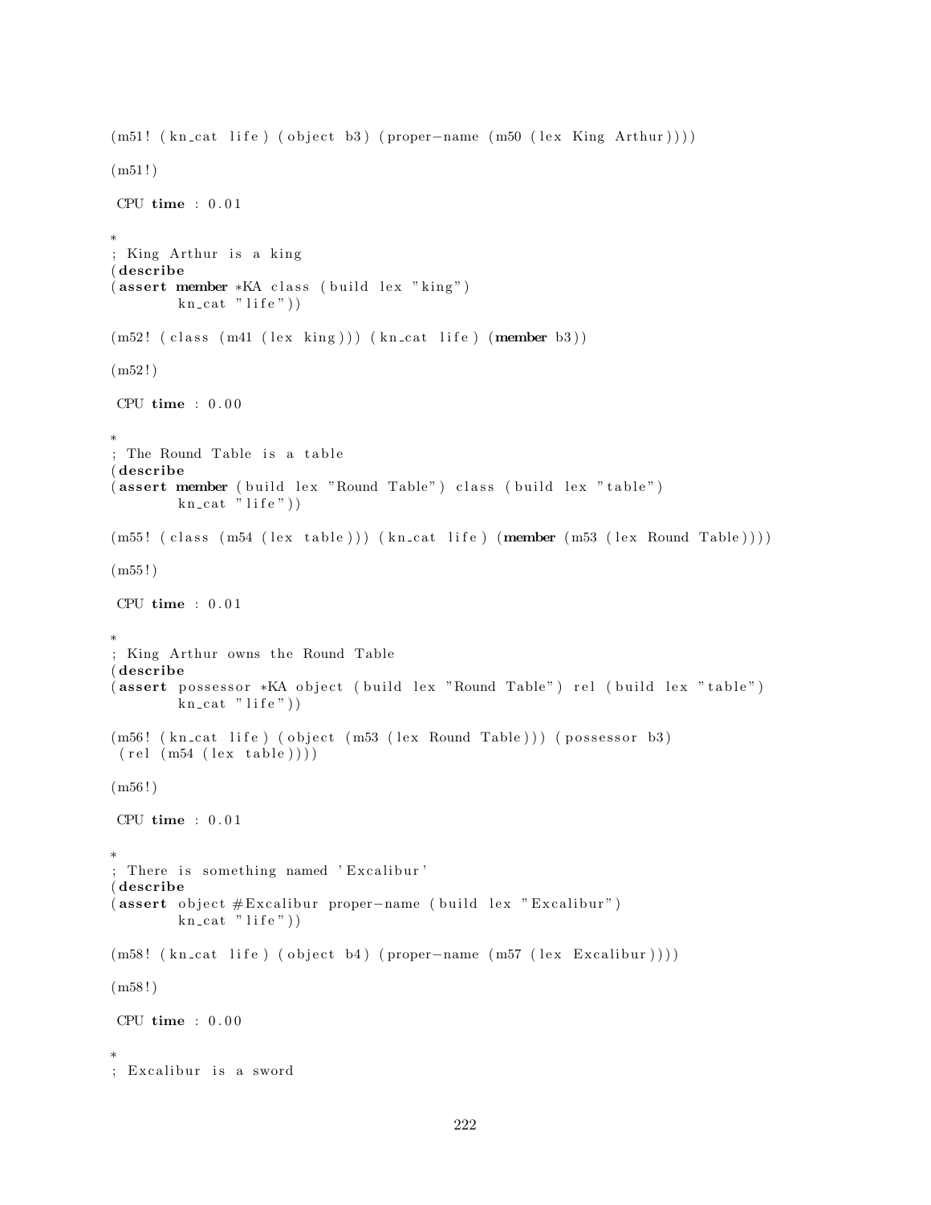```
(m51! (kn_cat life) (object b3) (proper-name (m50 (lex King Arthur))))

(m51!)

 CPU time : 0.01

*
; King Arthur is a king
(describe
(assert member *KA class (build lex "king")
        kn_cat "life"))

(m52! (class (m41 (lex king))) (kn_cat life) (member b3))

(m52!)

 CPU time : 0.00

*
; The Round Table is a table
(describe
(assert member (build lex "Round Table") class (build lex "table")
        kn_cat "life"))

(m55! (class (m54 (lex table))) (kn_cat life) (member (m53 (lex Round Table))))

(m55!)

 CPU time : 0.01

*
; King Arthur owns the Round Table
(describe
(assert possessor *KA object (build lex "Round Table") rel (build lex "table")
        kn_cat "life"))

(m56! (kn_cat life) (object (m53 (lex Round Table))) (possessor b3)
 (rel (m54 (lex table))))

(m56!)

 CPU time : 0.01

*
; There is something named 'Excalibur'
(describe
(assert object #Excalibur proper-name (build lex "Excalibur")
        kn_cat "life"))

(m58! (kn_cat life) (object b4) (proper-name (m57 (lex Excalibur))))

(m58!)

 CPU time : 0.00

*
; Excalibur is a sword
```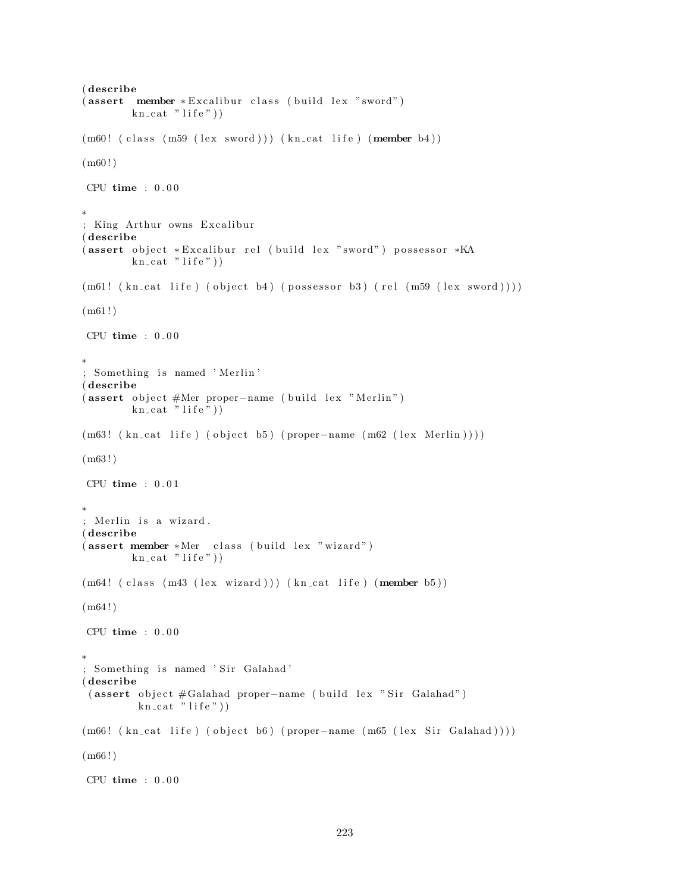```
(describe
(assert  member *Excalibur class (build lex "sword")
        kn_cat "life"))

(m60! (class (m59 (lex sword))) (kn_cat life) (member b4))

(m60!)

 CPU time : 0.00

*
; King Arthur owns Excalibur
(describe
(assert object *Excalibur rel (build lex "sword") possessor *KA
        kn_cat "life"))

(m61! (kn_cat life) (object b4) (possessor b3) (rel (m59 (lex sword))))

(m61!)

 CPU time : 0.00

*
; Something is named 'Merlin'
(describe
(assert object #Mer proper-name (build lex "Merlin")
        kn_cat "life"))

(m63! (kn_cat life) (object b5) (proper-name (m62 (lex Merlin))))

(m63!)

 CPU time : 0.01

*
; Merlin is a wizard.
(describe
(assert member *Mer  class (build lex "wizard")
        kn_cat "life"))

(m64! (class (m43 (lex wizard))) (kn_cat life) (member b5))

(m64!)

 CPU time : 0.00

*
; Something is named 'Sir Galahad'
(describe
 (assert object #Galahad proper-name (build lex "Sir Galahad")
         kn_cat "life"))

(m66! (kn_cat life) (object b6) (proper-name (m65 (lex Sir Galahad))))

(m66!)

 CPU time : 0.00
```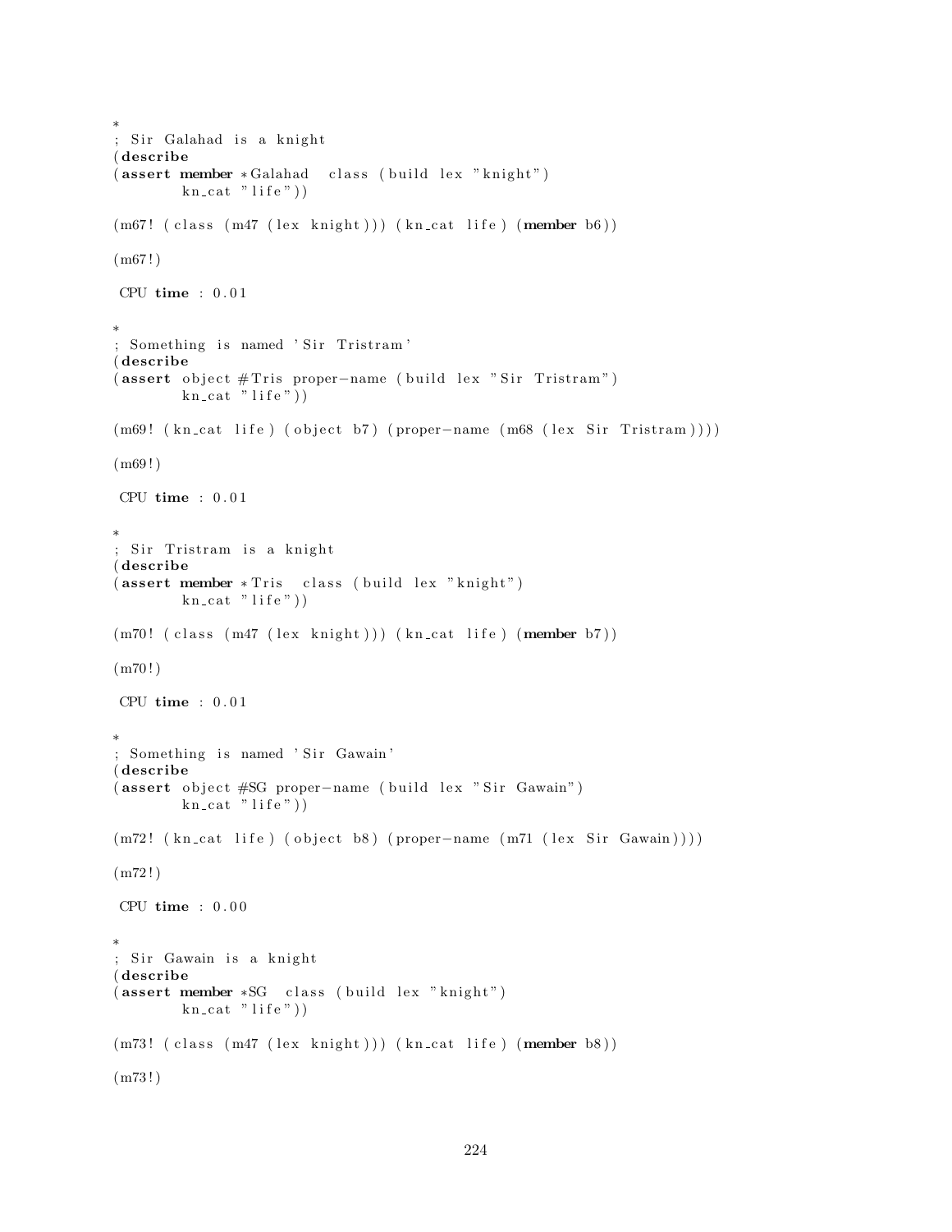```
*
; Sir Galahad is a knight
(describe
(assert member *Galahad  class (build lex "knight")
        kn_cat "life"))

(m67! (class (m47 (lex knight))) (kn_cat life) (member b6))

(m67!)

 CPU time : 0.01

*
; Something is named 'Sir Tristram'
(describe
(assert object #Tris proper-name (build lex "Sir Tristram")
        kn_cat "life"))

(m69! (kn_cat life) (object b7) (proper-name (m68 (lex Sir Tristram))))

(m69!)

 CPU time : 0.01

*
; Sir Tristram is a knight
(describe
(assert member *Tris  class (build lex "knight")
        kn_cat "life"))

(m70! (class (m47 (lex knight))) (kn_cat life) (member b7))

(m70!)

 CPU time : 0.01

*
; Something is named 'Sir Gawain'
(describe
(assert object #SG proper-name (build lex "Sir Gawain")
        kn_cat "life"))

(m72! (kn_cat life) (object b8) (proper-name (m71 (lex Sir Gawain))))

(m72!)

 CPU time : 0.00

*
; Sir Gawain is a knight
(describe
(assert member *SG  class (build lex "knight")
        kn_cat "life"))

(m73! (class (m47 (lex knight))) (kn_cat life) (member b8))

(m73!)
```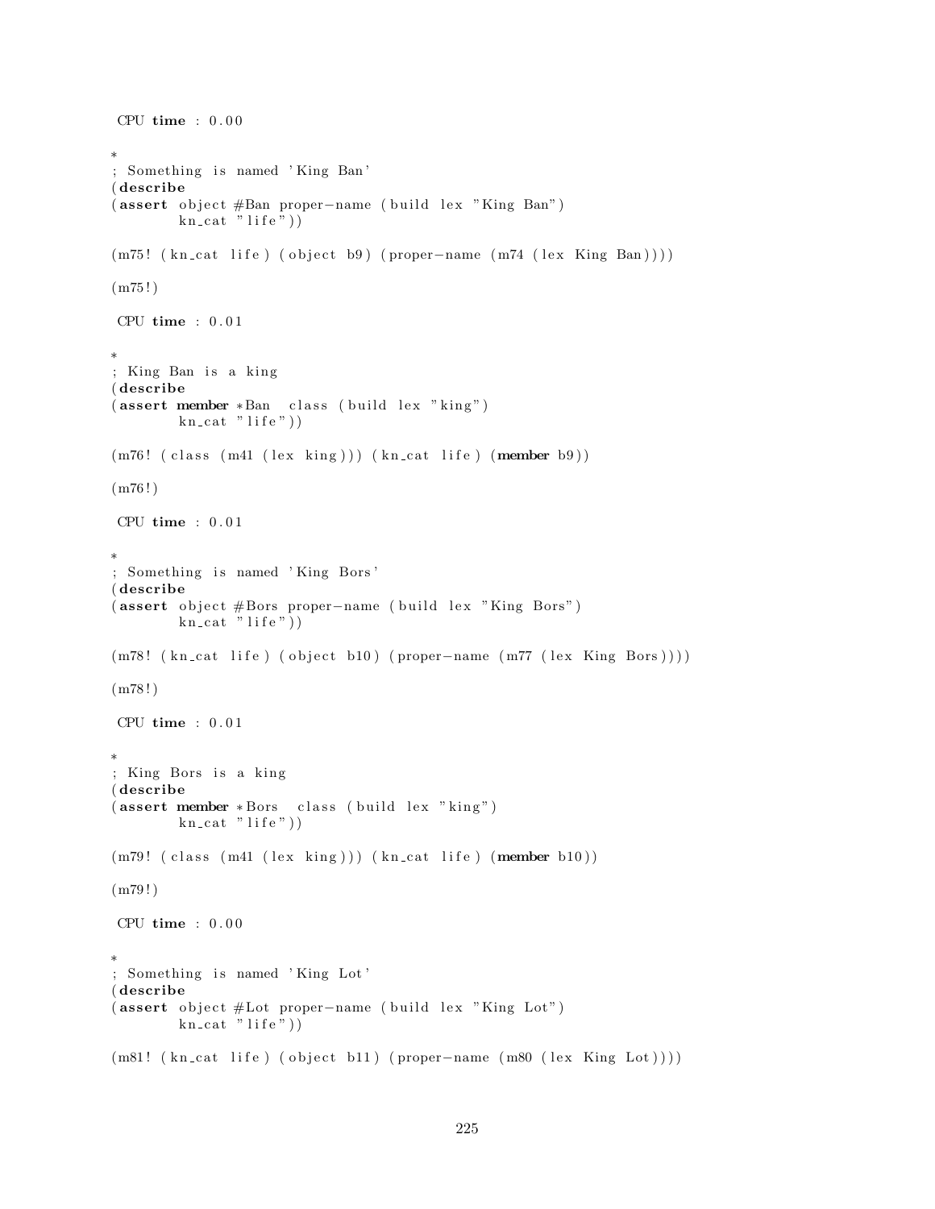```
 CPU time : 0.00

*
; Something is named 'King Ban'
(describe
(assert object #Ban proper-name (build lex "King Ban")
        kn_cat "life"))

(m75! (kn_cat life) (object b9) (proper-name (m74 (lex King Ban))))

(m75!)

 CPU time : 0.01

*
; King Ban is a king
(describe
(assert member *Ban  class (build lex "king")
        kn_cat "life"))

(m76! (class (m41 (lex king))) (kn_cat life) (member b9))

(m76!)

 CPU time : 0.01

*
; Something is named 'King Bors'
(describe
(assert object #Bors proper-name (build lex "King Bors")
        kn_cat "life"))

(m78! (kn_cat life) (object b10) (proper-name (m77 (lex King Bors))))

(m78!)

 CPU time : 0.01

*
; King Bors is a king
(describe
(assert member *Bors  class (build lex "king")
        kn_cat "life"))

(m79! (class (m41 (lex king))) (kn_cat life) (member b10))

(m79!)

 CPU time : 0.00

*
; Something is named 'King Lot'
(describe
(assert object #Lot proper-name (build lex "King Lot")
        kn_cat "life"))

(m81! (kn_cat life) (object b11) (proper-name (m80 (lex King Lot))))
```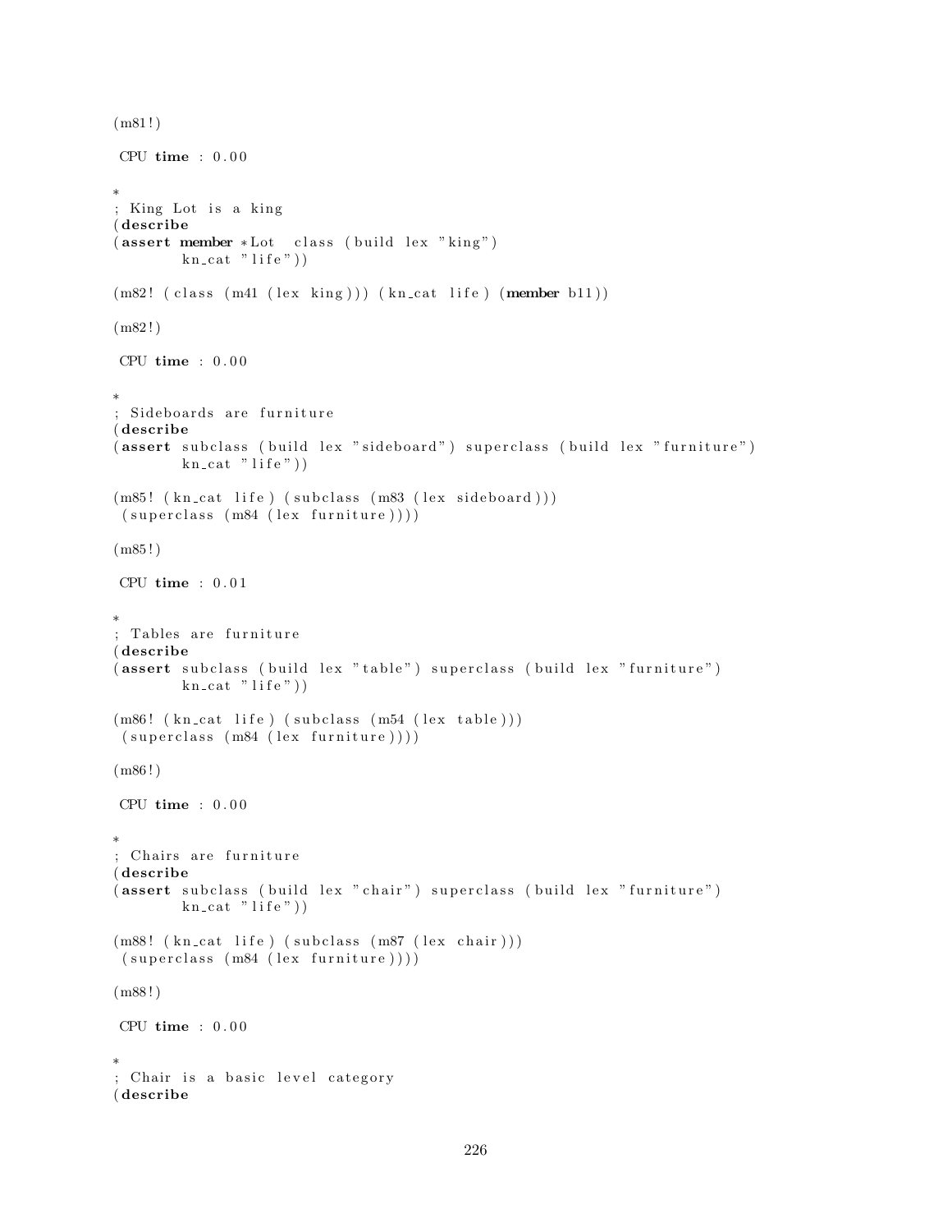```
(m81!)

 CPU time : 0.00

*
; King Lot is a king
(describe
(assert member *Lot  class (build lex "king")
        kn_cat "life"))

(m82! (class (m41 (lex king))) (kn_cat life) (member b11))

(m82!)

 CPU time : 0.00

*
; Sideboards are furniture
(describe
(assert subclass (build lex "sideboard") superclass (build lex "furniture")
        kn_cat "life"))

(m85! (kn_cat life) (subclass (m83 (lex sideboard)))
 (superclass (m84 (lex furniture))))

(m85!)

 CPU time : 0.01

*
; Tables are furniture
(describe
(assert subclass (build lex "table") superclass (build lex "furniture")
        kn_cat "life"))

(m86! (kn_cat life) (subclass (m54 (lex table)))
 (superclass (m84 (lex furniture))))

(m86!)

 CPU time : 0.00

*
; Chairs are furniture
(describe
(assert subclass (build lex "chair") superclass (build lex "furniture")
        kn_cat "life"))

(m88! (kn_cat life) (subclass (m87 (lex chair)))
 (superclass (m84 (lex furniture))))

(m88!)

 CPU time : 0.00

*
; Chair is a basic level category
(describe
```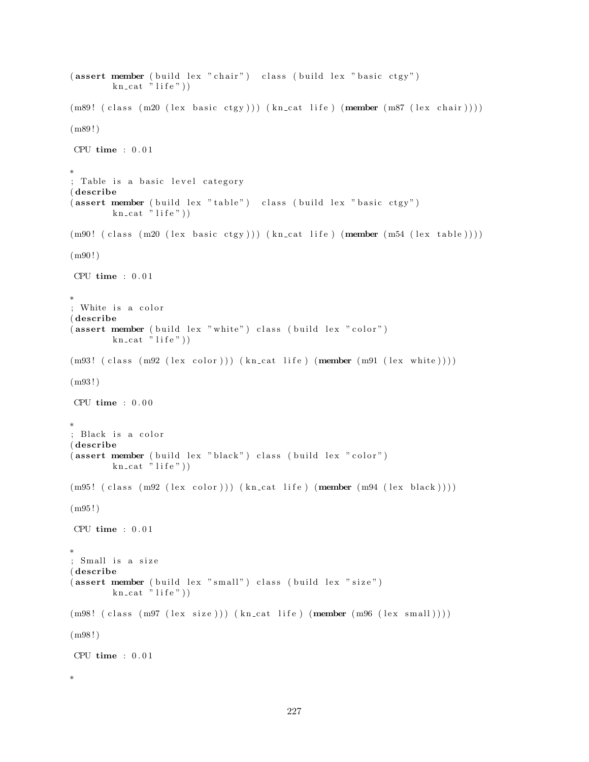```
(assert member (build lex "chair")  class (build lex "basic ctgy")
        kn_cat "life"))

(m89! (class (m20 (lex basic ctgy))) (kn_cat life) (member (m87 (lex chair))))

(m89!)

 CPU time : 0.01

*
; Table is a basic level category
(describe
(assert member (build lex "table")  class (build lex "basic ctgy")
        kn_cat "life"))

(m90! (class (m20 (lex basic ctgy))) (kn_cat life) (member (m54 (lex table))))

(m90!)

 CPU time : 0.01

*
; White is a color
(describe
(assert member (build lex "white") class (build lex "color")
        kn_cat "life"))

(m93! (class (m92 (lex color))) (kn_cat life) (member (m91 (lex white))))

(m93!)

 CPU time : 0.00

*
; Black is a color
(describe
(assert member (build lex "black") class (build lex "color")
        kn_cat "life"))

(m95! (class (m92 (lex color))) (kn_cat life) (member (m94 (lex black))))

(m95!)

 CPU time : 0.01

*
; Small is a size
(describe
(assert member (build lex "small") class (build lex "size")
        kn_cat "life"))

(m98! (class (m97 (lex size))) (kn_cat life) (member (m96 (lex small))))

(m98!)

 CPU time : 0.01

*
```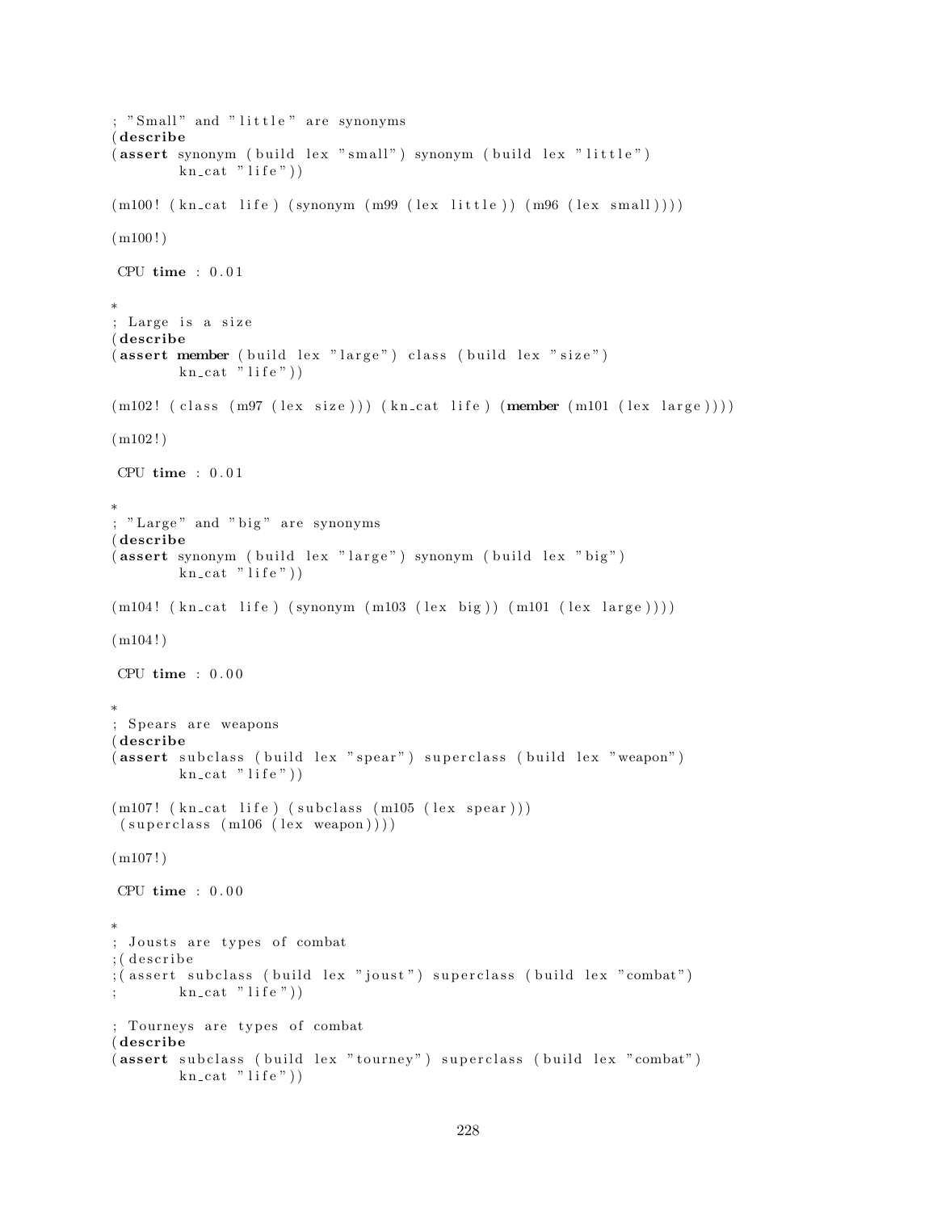```
; "Small" and "little" are synonyms
(describe
(assert synonym (build lex "small") synonym (build lex "little")
        kn_cat "life"))

(m100! (kn_cat life) (synonym (m99 (lex little)) (m96 (lex small))))

(m100!)

 CPU time : 0.01

*
; Large is a size
(describe
(assert member (build lex "large") class (build lex "size")
        kn_cat "life"))

(m102! (class (m97 (lex size))) (kn_cat life) (member (m101 (lex large))))

(m102!)

 CPU time : 0.01

*
; "Large" and "big" are synonyms
(describe
(assert synonym (build lex "large") synonym (build lex "big")
        kn_cat "life"))

(m104! (kn_cat life) (synonym (m103 (lex big)) (m101 (lex large))))

(m104!)

 CPU time : 0.00

*
; Spears are weapons
(describe
(assert subclass (build lex "spear") superclass (build lex "weapon")
        kn_cat "life"))

(m107! (kn_cat life) (subclass (m105 (lex spear)))
 (superclass (m106 (lex weapon))))

(m107!)

 CPU time : 0.00

*
; Jousts are types of combat
;(describe
;(assert subclass (build lex "joust") superclass (build lex "combat")
;       kn_cat "life"))

; Tourneys are types of combat
(describe
(assert subclass (build lex "tourney") superclass (build lex "combat")
        kn_cat "life"))
```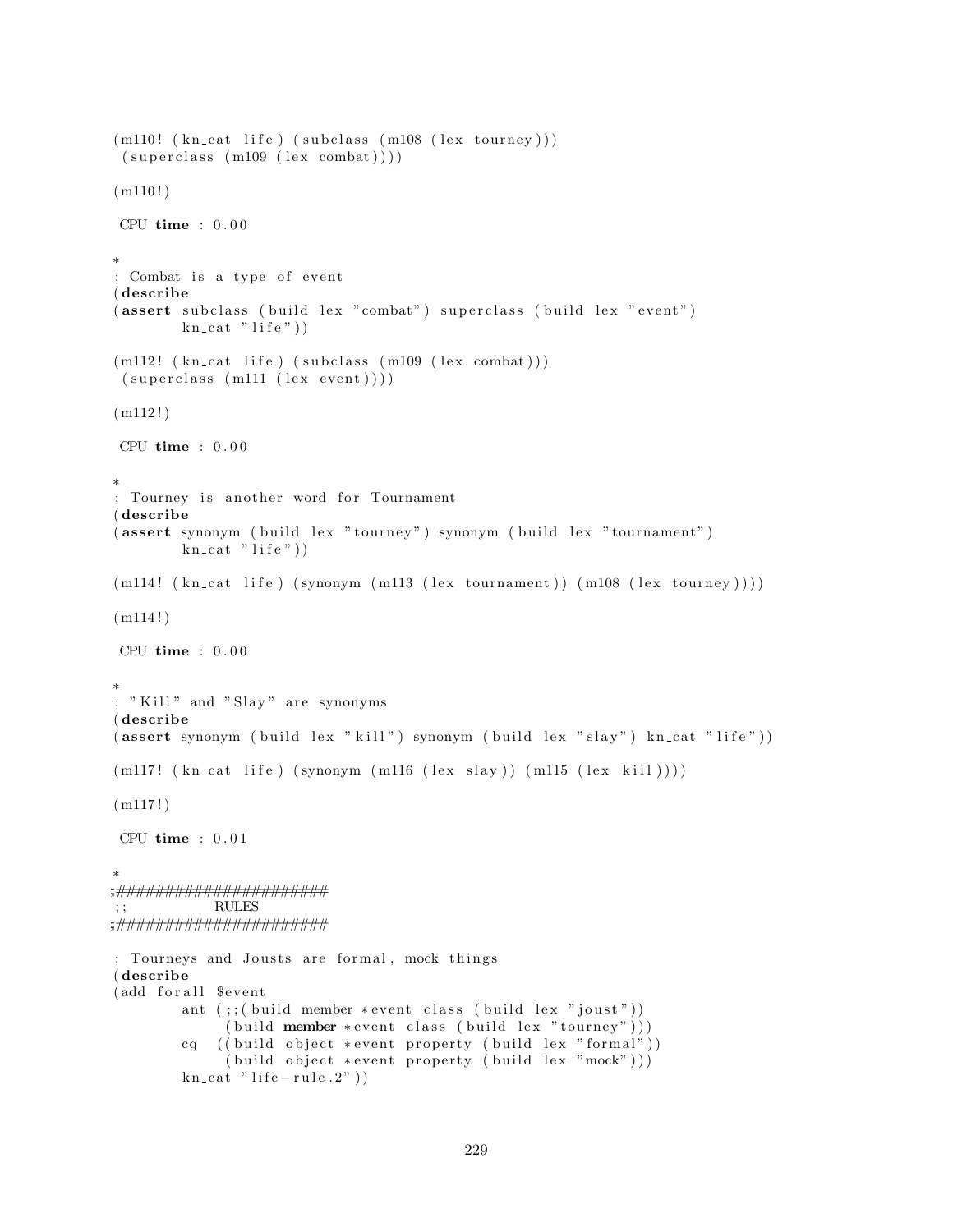```
(m110! (kn_cat life) (subclass (m108 (lex tourney)))
 (superclass (m109 (lex combat))))

(m110!)

 CPU time : 0.00

*
; Combat is a type of event
(describe
(assert subclass (build lex "combat") superclass (build lex "event")
        kn_cat "life"))

(m112! (kn_cat life) (subclass (m109 (lex combat)))
 (superclass (m111 (lex event))))

(m112!)

 CPU time : 0.00

*
; Tourney is another word for Tournament
(describe
(assert synonym (build lex "tourney") synonym (build lex "tournament")
        kn_cat "life"))

(m114! (kn_cat life) (synonym (m113 (lex tournament)) (m108 (lex tourney))))

(m114!)

 CPU time : 0.00

*
; "Kill" and "Slay" are synonyms
(describe
(assert synonym (build lex "kill") synonym (build lex "slay") kn_cat "life"))

(m117! (kn_cat life) (synonym (m116 (lex slay)) (m115 (lex kill))))

(m117!)

 CPU time : 0.01

*
;;#####################
;;          RULES
;;#####################

; Tourneys and Jousts are formal, mock things
(describe
(add forall $event
        ant (;;(build member *event class (build lex "joust"))
             (build member *event class (build lex "tourney")))
        cq  ((build object *event property (build lex "formal"))
             (build object *event property (build lex "mock")))
        kn_cat "life-rule.2"))
```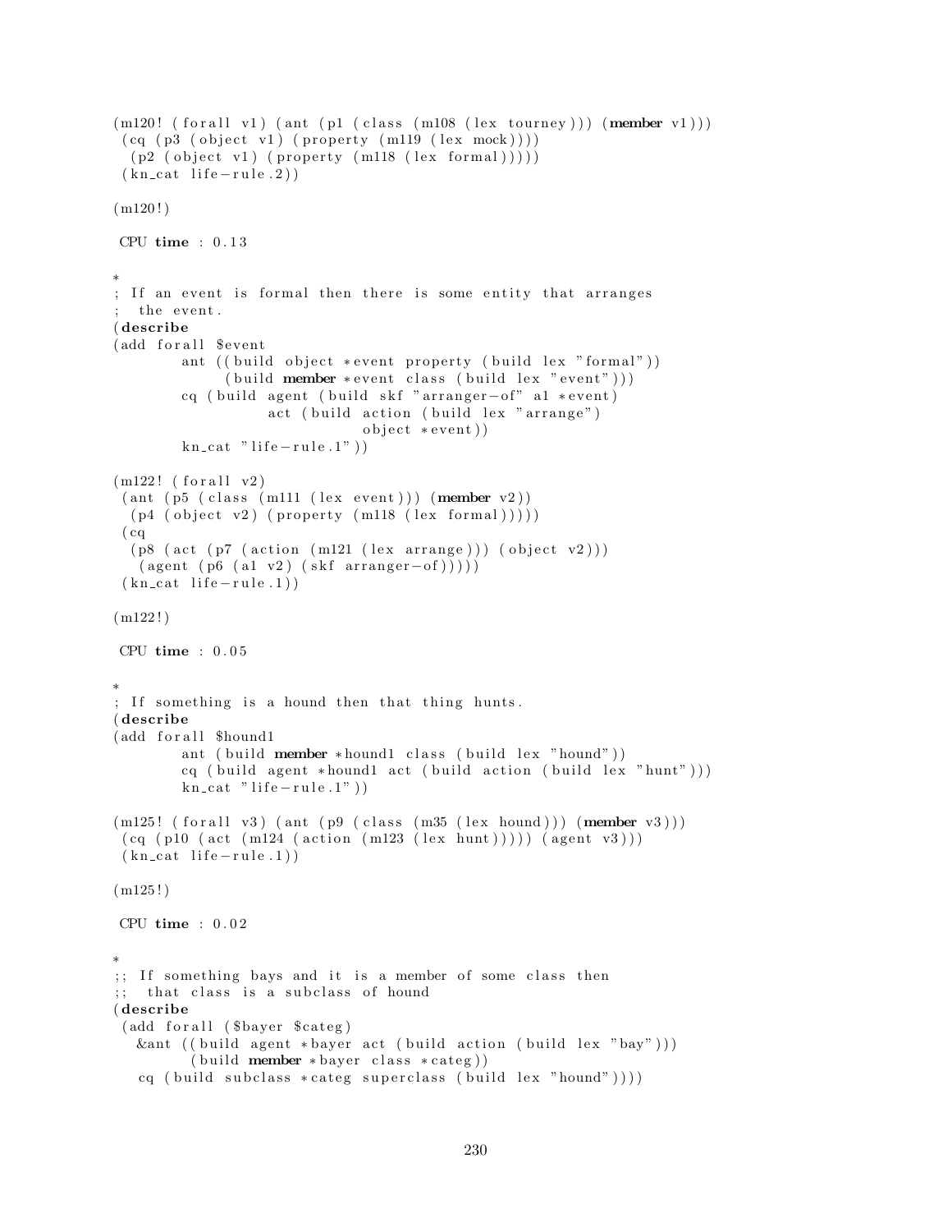```
(m120! (forall v1) (ant (p1 (class (m108 (lex tourney))) (member v1)))
 (cq (p3 (object v1) (property (m119 (lex mock))))
  (p2 (object v1) (property (m118 (lex formal)))))
 (kn_cat life-rule.2))

(m120!)

 CPU time : 0.13

*
; If an event is formal then there is some entity that arranges
;  the event.
(describe
(add forall $event
        ant ((build object *event property (build lex "formal"))
             (build member *event class (build lex "event")))
        cq (build agent (build skf "arranger-of" a1 *event)
                  act (build action (build lex "arrange")
                              object *event))
        kn_cat "life-rule.1"))

(m122! (forall v2)
 (ant (p5 (class (m111 (lex event))) (member v2))
  (p4 (object v2) (property (m118 (lex formal)))))
 (cq
  (p8 (act (p7 (action (m121 (lex arrange))) (object v2)))
   (agent (p6 (a1 v2) (skf arranger-of)))))
 (kn_cat life-rule.1))

(m122!)

 CPU time : 0.05

*
; If something is a hound then that thing hunts.
(describe
(add forall $hound1
        ant (build member *hound1 class (build lex "hound"))
        cq (build agent *hound1 act (build action (build lex "hunt")))
        kn_cat "life-rule.1"))

(m125! (forall v3) (ant (p9 (class (m35 (lex hound))) (member v3)))
 (cq (p10 (act (m124 (action (m123 (lex hunt))))) (agent v3)))
 (kn_cat life-rule.1))

(m125!)

 CPU time : 0.02

*
;; If something bays and it is a member of some class then
;;  that class is a subclass of hound
(describe
 (add forall ($bayer $categ)
   &ant ((build agent *bayer act (build action (build lex "bay")))
         (build member *bayer class *categ))
   cq (build subclass *categ superclass (build lex "hound"))))
```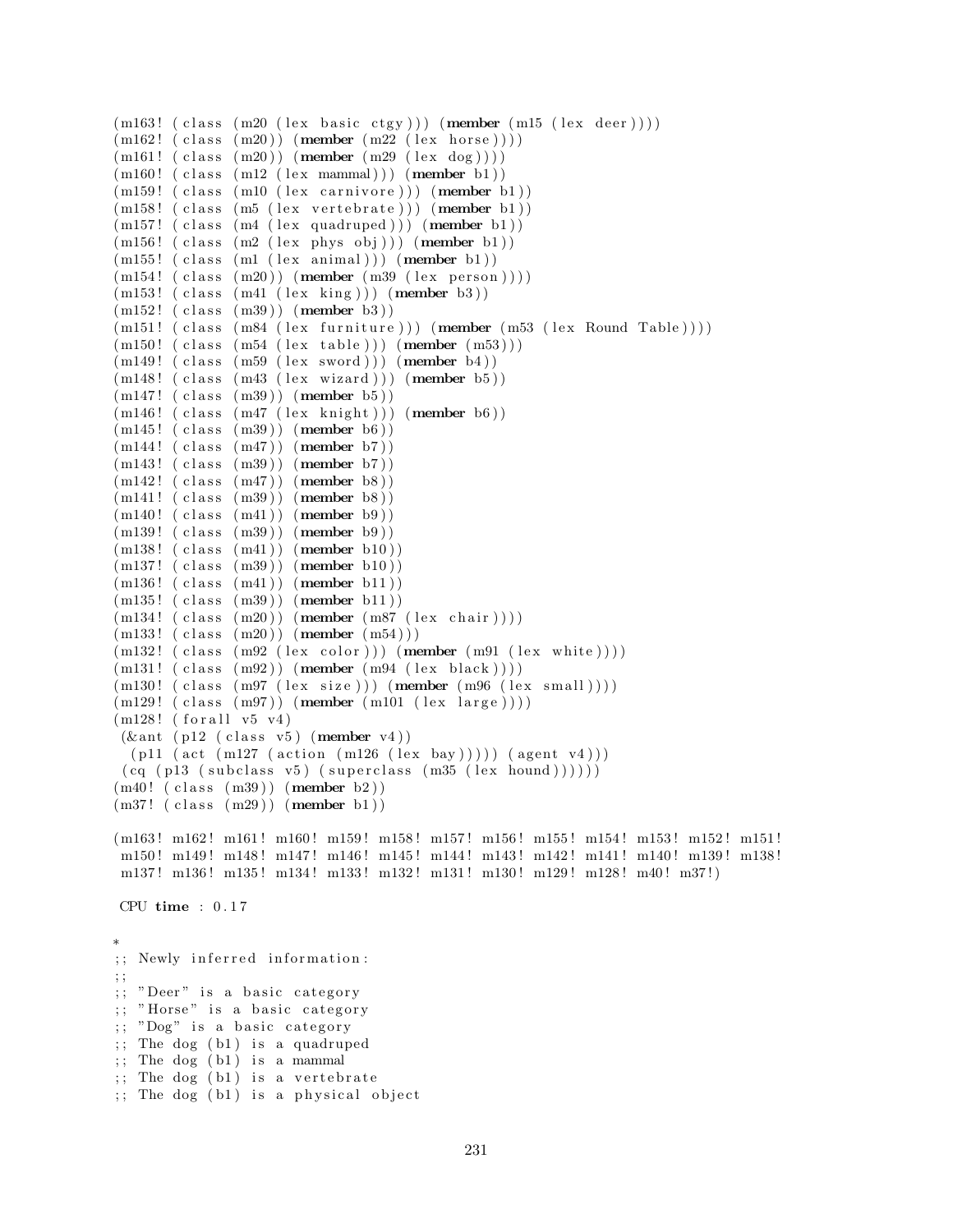```
(m163! (class (m20 (lex basic ctgy))) (member (m15 (lex deer))))
(m162! (class (m20)) (member (m22 (lex horse))))
(m161! (class (m20)) (member (m29 (lex dog))))
(m160! (class (m12 (lex mammal))) (member b1))
(m159! (class (m10 (lex carnivore))) (member b1))
(m158! (class (m5 (lex vertebrate))) (member b1))
(m157! (class (m4 (lex quadruped))) (member b1))
(m156! (class (m2 (lex phys obj))) (member b1))
(m155! (class (m1 (lex animal))) (member b1))
(m154! (class (m20)) (member (m39 (lex person))))
(m153! (class (m41 (lex king))) (member b3))
(m152! (class (m39)) (member b3))
(m151! (class (m84 (lex furniture))) (member (m53 (lex Round Table))))
(m150! (class (m54 (lex table))) (member (m53)))
(m149! (class (m59 (lex sword))) (member b4))
(m148! (class (m43 (lex wizard))) (member b5))
(m147! (class (m39)) (member b5))
(m146! (class (m47 (lex knight))) (member b6))
(m145! (class (m39)) (member b6))
(m144! (class (m47)) (member b7))
(m143! (class (m39)) (member b7))
(m142! (class (m47)) (member b8))
(m141! (class (m39)) (member b8))
(m140! (class (m41)) (member b9))
(m139! (class (m39)) (member b9))
(m138! (class (m41)) (member b10))
(m137! (class (m39)) (member b10))
(m136! (class (m41)) (member b11))
(m135! (class (m39)) (member b11))
(m134! (class (m20)) (member (m87 (lex chair))))
(m133! (class (m20)) (member (m54)))
(m132! (class (m92 (lex color))) (member (m91 (lex white))))
(m131! (class (m92)) (member (m94 (lex black))))
(m130! (class (m97 (lex size))) (member (m96 (lex small))))
(m129! (class (m97)) (member (m101 (lex large))))
(m128! (forall v5 v4)
 (&ant (p12 (class v5) (member v4))
  (p11 (act (m127 (action (m126 (lex bay))))) (agent v4)))
 (cq (p13 (subclass v5) (superclass (m35 (lex hound))))))
(m40! (class (m39)) (member b2))
(m37! (class (m29)) (member b1))

(m163! m162! m161! m160! m159! m158! m157! m156! m155! m154! m153! m152! m151!
 m150! m149! m148! m147! m146! m145! m144! m143! m142! m141! m140! m139! m138!
 m137! m136! m135! m134! m133! m132! m131! m130! m129! m128! m40! m37!)

 CPU time : 0.17

*
;; Newly inferred information:
;;
;; "Deer" is a basic category
;; "Horse" is a basic category
;; "Dog" is a basic category
;; The dog (b1) is a quadruped
;; The dog (b1) is a mammal
;; The dog (b1) is a vertebrate
;; The dog (b1) is a physical object
```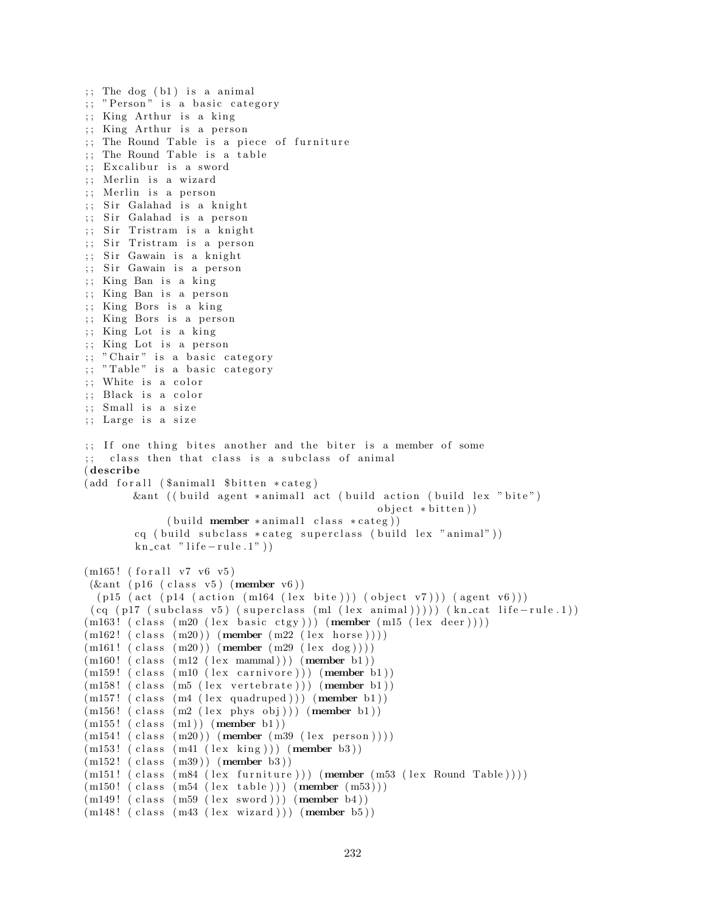```
;; The dog (b1) is a animal
;; "Person" is a basic category
;; King Arthur is a king
;; King Arthur is a person
;; The Round Table is a piece of furniture
;; The Round Table is a table
;; Excalibur is a sword
;; Merlin is a wizard
;; Merlin is a person
;; Sir Galahad is a knight
;; Sir Galahad is a person
;; Sir Tristram is a knight
;; Sir Tristram is a person
;; Sir Gawain is a knight
;; Sir Gawain is a person
;; King Ban is a king
;; King Ban is a person
;; King Bors is a king
;; King Bors is a person
;; King Lot is a king
;; King Lot is a person
;; "Chair" is a basic category
;; "Table" is a basic category
;; White is a color
;; Black is a color
;; Small is a size
;; Large is a size

;; If one thing bites another and the biter is a member of some
;;  class then that class is a subclass of animal
(describe
(add forall ($animal1 $bitten *categ)
        &ant ((build agent *animal1 act (build action (build lex "bite")
                                              object *bitten))
             (build member *animal1 class *categ))
        cq (build subclass *categ superclass (build lex "animal"))
        kn_cat "life-rule.1"))

(m165! (forall v7 v6 v5)
 (&ant (p16 (class v5) (member v6))
  (p15 (act (p14 (action (m164 (lex bite))) (object v7))) (agent v6)))
 (cq (p17 (subclass v5) (superclass (m1 (lex animal))))) (kn_cat life-rule.1))
(m163! (class (m20 (lex basic ctgy))) (member (m15 (lex deer))))
(m162! (class (m20)) (member (m22 (lex horse))))
(m161! (class (m20)) (member (m29 (lex dog))))
(m160! (class (m12 (lex mammal))) (member b1))
(m159! (class (m10 (lex carnivore))) (member b1))
(m158! (class (m5 (lex vertebrate))) (member b1))
(m157! (class (m4 (lex quadruped))) (member b1))
(m156! (class (m2 (lex phys obj))) (member b1))
(m155! (class (m1)) (member b1))
(m154! (class (m20)) (member (m39 (lex person))))
(m153! (class (m41 (lex king))) (member b3))
(m152! (class (m39)) (member b3))
(m151! (class (m84 (lex furniture))) (member (m53 (lex Round Table))))
(m150! (class (m54 (lex table))) (member (m53)))
(m149! (class (m59 (lex sword))) (member b4))
(m148! (class (m43 (lex wizard))) (member b5))
```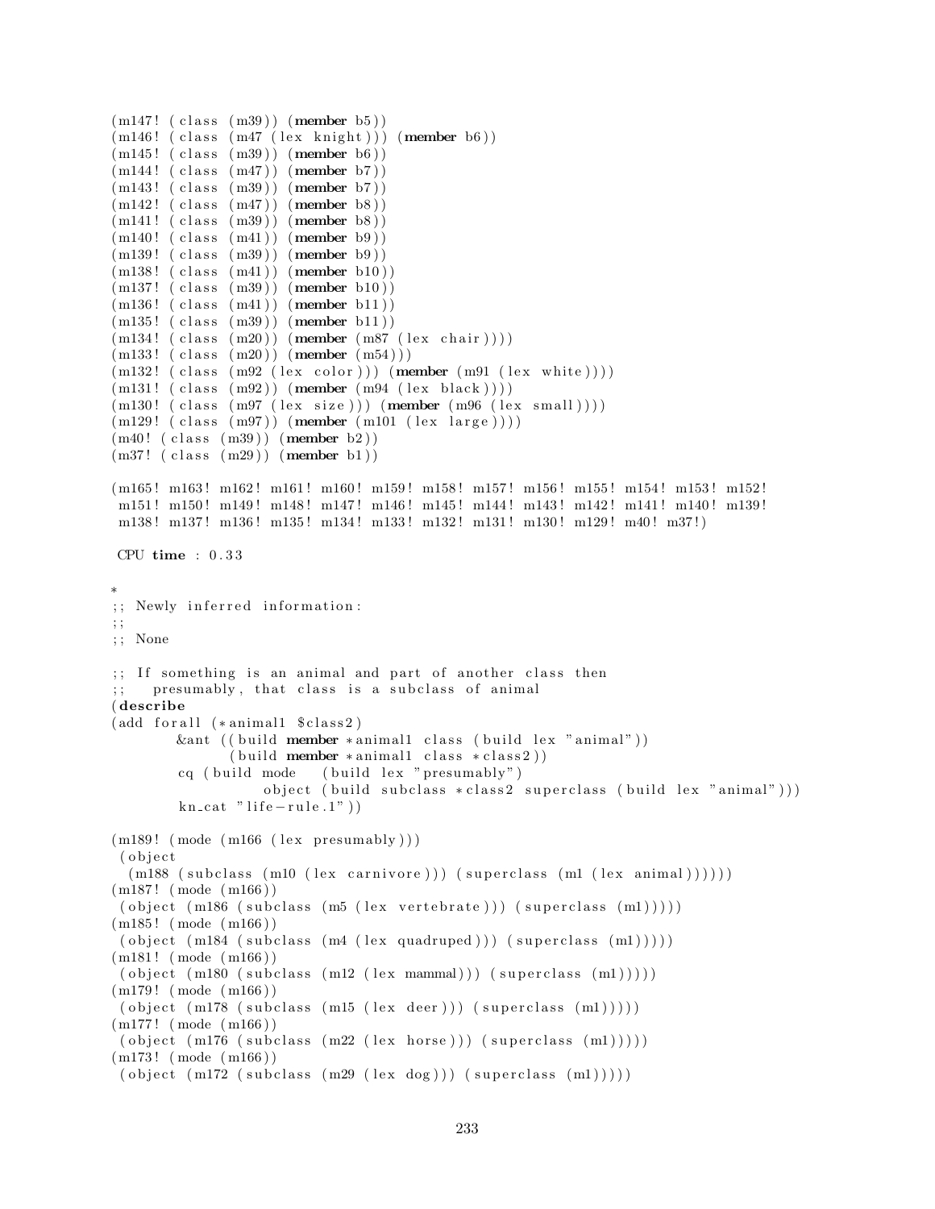```
(m147! (class (m39)) (member b5))
(m146! (class (m47 (lex knight))) (member b6))
(m145! (class (m39)) (member b6))
(m144! (class (m47)) (member b7))
(m143! (class (m39)) (member b7))
(m142! (class (m47)) (member b8))
(m141! (class (m39)) (member b8))
(m140! (class (m41)) (member b9))
(m139! (class (m39)) (member b9))
(m138! (class (m41)) (member b10))
(m137! (class (m39)) (member b10))
(m136! (class (m41)) (member b11))
(m135! (class (m39)) (member b11))
(m134! (class (m20)) (member (m87 (lex chair))))
(m133! (class (m20)) (member (m54)))
(m132! (class (m92 (lex color))) (member (m91 (lex white))))
(m131! (class (m92)) (member (m94 (lex black))))
(m130! (class (m97 (lex size))) (member (m96 (lex small))))
(m129! (class (m97)) (member (m101 (lex large))))
(m40! (class (m39)) (member b2))
(m37! (class (m29)) (member b1))

(m165! m163! m162! m161! m160! m159! m158! m157! m156! m155! m154! m153! m152!
 m151! m150! m149! m148! m147! m146! m145! m144! m143! m142! m141! m140! m139!
 m138! m137! m136! m135! m134! m133! m132! m131! m130! m129! m40! m37!)

 CPU time : 0.33

*
;; Newly inferred information:
;;
;; None

;; If something is an animal and part of another class then
;;   presumably, that class is a subclass of animal
(describe
(add forall (*animal1 $class2)
        &ant ((build member *animal1 class (build lex "animal"))
              (build member *animal1 class *class2))
        cq (build mode   (build lex "presumably")
                  object (build subclass *class2 superclass (build lex "animal")))
        kn_cat "life-rule.1"))

(m189! (mode (m166 (lex presumably)))
 (object
  (m188 (subclass (m10 (lex carnivore))) (superclass (m1 (lex animal))))))
(m187! (mode (m166))
 (object (m186 (subclass (m5 (lex vertebrate))) (superclass (m1)))))
(m185! (mode (m166))
 (object (m184 (subclass (m4 (lex quadruped))) (superclass (m1)))))
(m181! (mode (m166))
 (object (m180 (subclass (m12 (lex mammal))) (superclass (m1)))))
(m179! (mode (m166))
 (object (m178 (subclass (m15 (lex deer))) (superclass (m1)))))
(m177! (mode (m166))
 (object (m176 (subclass (m22 (lex horse))) (superclass (m1)))))
(m173! (mode (m166))
 (object (m172 (subclass (m29 (lex dog))) (superclass (m1)))))
```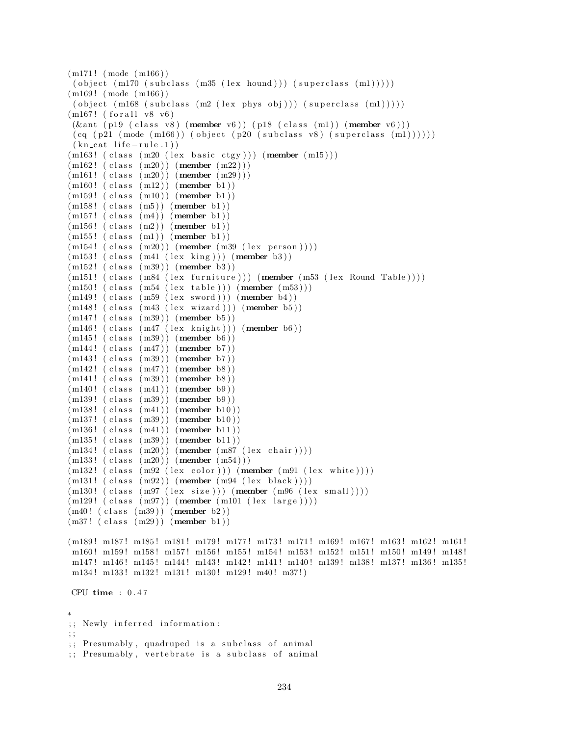```
(m171! (mode (m166))
 (object (m170 (subclass (m35 (lex hound))) (superclass (m1)))))
(m169! (mode (m166))
 (object (m168 (subclass (m2 (lex phys obj))) (superclass (m1)))))
(m167! (forall v8 v6)
 (&ant (p19 (class v8) (member v6)) (p18 (class (m1)) (member v6)))
 (cq (p21 (mode (m166)) (object (p20 (subclass v8) (superclass (m1))))))
 (kn_cat life-rule.1))
(m163! (class (m20 (lex basic ctgy))) (member (m15)))
(m162! (class (m20)) (member (m22)))
(m161! (class (m20)) (member (m29)))
(m160! (class (m12)) (member b1))
(m159! (class (m10)) (member b1))
(m158! (class (m5)) (member b1))
(m157! (class (m4)) (member b1))
(m156! (class (m2)) (member b1))
(m155! (class (m1)) (member b1))
(m154! (class (m20)) (member (m39 (lex person))))
(m153! (class (m41 (lex king))) (member b3))
(m152! (class (m39)) (member b3))
(m151! (class (m84 (lex furniture))) (member (m53 (lex Round Table))))
(m150! (class (m54 (lex table))) (member (m53)))
(m149! (class (m59 (lex sword))) (member b4))
(m148! (class (m43 (lex wizard))) (member b5))
(m147! (class (m39)) (member b5))
(m146! (class (m47 (lex knight))) (member b6))
(m145! (class (m39)) (member b6))
(m144! (class (m47)) (member b7))
(m143! (class (m39)) (member b7))
(m142! (class (m47)) (member b8))
(m141! (class (m39)) (member b8))
(m140! (class (m41)) (member b9))
(m139! (class (m39)) (member b9))
(m138! (class (m41)) (member b10))
(m137! (class (m39)) (member b10))
(m136! (class (m41)) (member b11))
(m135! (class (m39)) (member b11))
(m134! (class (m20)) (member (m87 (lex chair))))
(m133! (class (m20)) (member (m54)))
(m132! (class (m92 (lex color))) (member (m91 (lex white))))
(m131! (class (m92)) (member (m94 (lex black))))
(m130! (class (m97 (lex size))) (member (m96 (lex small))))
(m129! (class (m97)) (member (m101 (lex large))))
(m40! (class (m39)) (member b2))
(m37! (class (m29)) (member b1))

(m189! m187! m185! m181! m179! m177! m173! m171! m169! m167! m163! m162! m161!
 m160! m159! m158! m157! m156! m155! m154! m153! m152! m151! m150! m149! m148!
 m147! m146! m145! m144! m143! m142! m141! m140! m139! m138! m137! m136! m135!
 m134! m133! m132! m131! m130! m129! m40! m37!)

 CPU time : 0.47

*
;; Newly inferred information:
;;
;; Presumably, quadruped is a subclass of animal
;; Presumably, vertebrate is a subclass of animal
```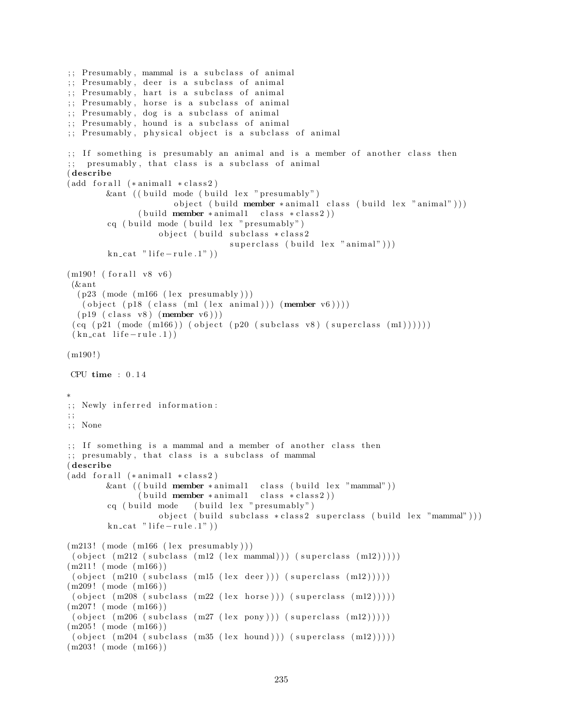```
;; Presumably, mammal is a subclass of animal
;; Presumably, deer is a subclass of animal
;; Presumably, hart is a subclass of animal
;; Presumably, horse is a subclass of animal
;; Presumably, dog is a subclass of animal
;; Presumably, hound is a subclass of animal
;; Presumably, physical object is a subclass of animal

;; If something is presumably an animal and is a member of another class then
;;  presumably, that class is a subclass of animal
(describe
(add forall (*animal1 *class2)
        &ant ((build mode (build lex "presumably")
                     object (build member *animal1 class (build lex "animal")))
              (build member *animal1  class *class2))
        cq (build mode (build lex "presumably")
                  object (build subclass *class2
                                superclass (build lex "animal")))
        kn_cat "life-rule.1"))

(m190! (forall v8 v6)
 (&ant
  (p23 (mode (m166 (lex presumably)))
   (object (p18 (class (m1 (lex animal))) (member v6))))
  (p19 (class v8) (member v6)))
 (cq (p21 (mode (m166)) (object (p20 (subclass v8) (superclass (m1))))))
 (kn_cat life-rule.1))

(m190!)

 CPU time : 0.14

*
;; Newly inferred information:
;;
;; None

;; If something is a mammal and a member of another class then
;; presumably, that class is a subclass of mammal
(describe
(add forall (*animal1 *class2)
        &ant ((build member *animal1  class (build lex "mammal"))
              (build member *animal1  class *class2))
        cq (build mode   (build lex "presumably")
                  object (build subclass *class2 superclass (build lex "mammal")))
        kn_cat "life-rule.1"))

(m213! (mode (m166 (lex presumably)))
 (object (m212 (subclass (m12 (lex mammal))) (superclass (m12)))))
(m211! (mode (m166))
 (object (m210 (subclass (m15 (lex deer))) (superclass (m12)))))
(m209! (mode (m166))
 (object (m208 (subclass (m22 (lex horse))) (superclass (m12)))))
(m207! (mode (m166))
 (object (m206 (subclass (m27 (lex pony))) (superclass (m12)))))
(m205! (mode (m166))
 (object (m204 (subclass (m35 (lex hound))) (superclass (m12)))))
(m203! (mode (m166))
```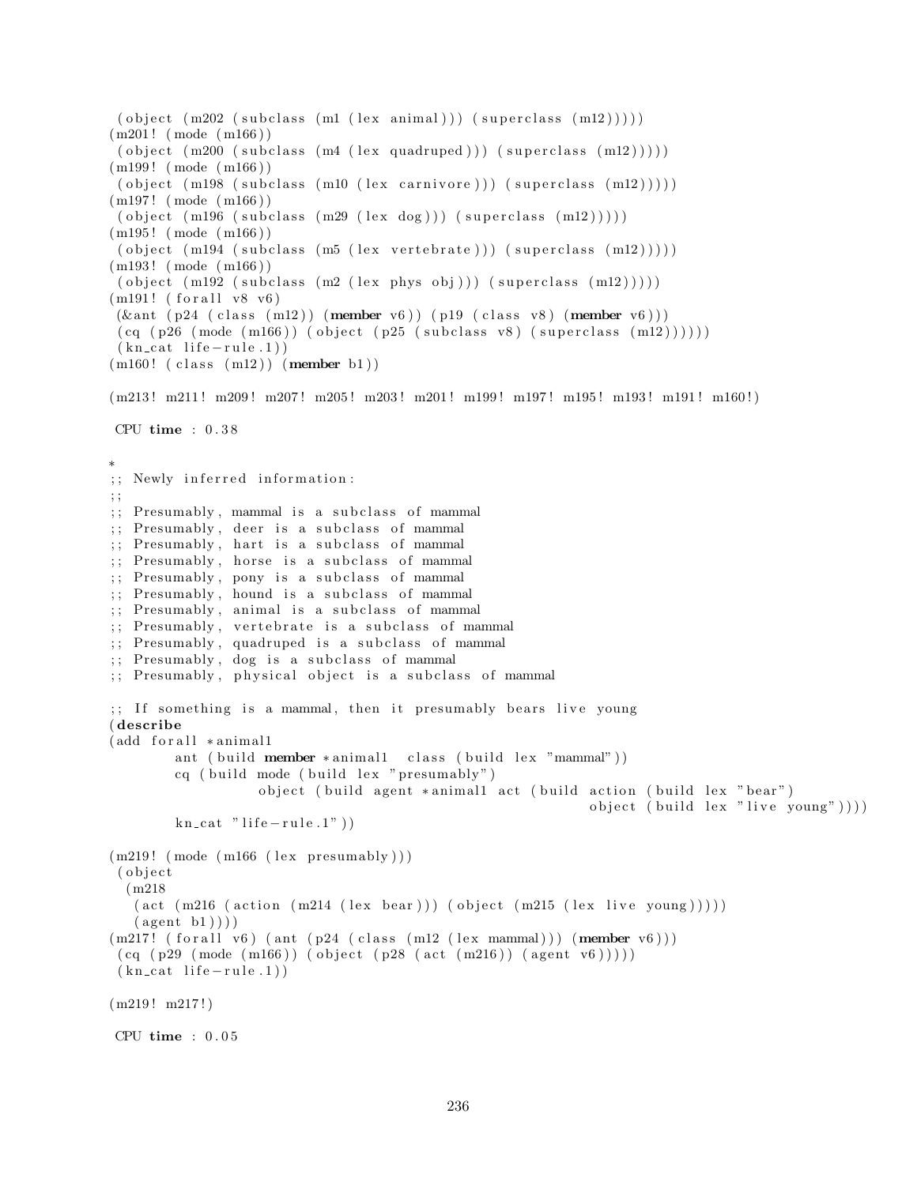```
 (object (m202 (subclass (m1 (lex animal))) (superclass (m12)))))
(m201! (mode (m166))
 (object (m200 (subclass (m4 (lex quadruped))) (superclass (m12)))))
(m199! (mode (m166))
 (object (m198 (subclass (m10 (lex carnivore))) (superclass (m12)))))
(m197! (mode (m166))
 (object (m196 (subclass (m29 (lex dog))) (superclass (m12)))))
(m195! (mode (m166))
 (object (m194 (subclass (m5 (lex vertebrate))) (superclass (m12)))))
(m193! (mode (m166))
 (object (m192 (subclass (m2 (lex phys obj))) (superclass (m12)))))
(m191! (forall v8 v6)
 (&ant (p24 (class (m12)) (member v6)) (p19 (class v8) (member v6)))
 (cq (p26 (mode (m166)) (object (p25 (subclass v8) (superclass (m12))))))
 (kn_cat life-rule.1))
(m160! (class (m12)) (member b1))

(m213! m211! m209! m207! m205! m203! m201! m199! m197! m195! m193! m191! m160!)

 CPU time : 0.38

*
;; Newly inferred information:
;;
;; Presumably, mammal is a subclass of mammal
;; Presumably, deer is a subclass of mammal
;; Presumably, hart is a subclass of mammal
;; Presumably, horse is a subclass of mammal
;; Presumably, pony is a subclass of mammal
;; Presumably, hound is a subclass of mammal
;; Presumably, animal is a subclass of mammal
;; Presumably, vertebrate is a subclass of mammal
;; Presumably, quadruped is a subclass of mammal
;; Presumably, dog is a subclass of mammal
;; Presumably, physical object is a subclass of mammal

;; If something is a mammal, then it presumably bears live young
(describe
(add forall *animal1
        ant (build member *animal1  class (build lex "mammal"))
        cq (build mode (build lex "presumably")
                  object (build agent *animal1 act (build action (build lex "bear")
                                                          object (build lex "live young"))))
        kn_cat "life-rule.1"))

(m219! (mode (m166 (lex presumably)))
 (object
  (m218
   (act (m216 (action (m214 (lex bear))) (object (m215 (lex live young)))))
   (agent b1))))
(m217! (forall v6) (ant (p24 (class (m12 (lex mammal))) (member v6)))
 (cq (p29 (mode (m166)) (object (p28 (act (m216)) (agent v6)))))
 (kn_cat life-rule.1))

(m219! m217!)

 CPU time : 0.05
```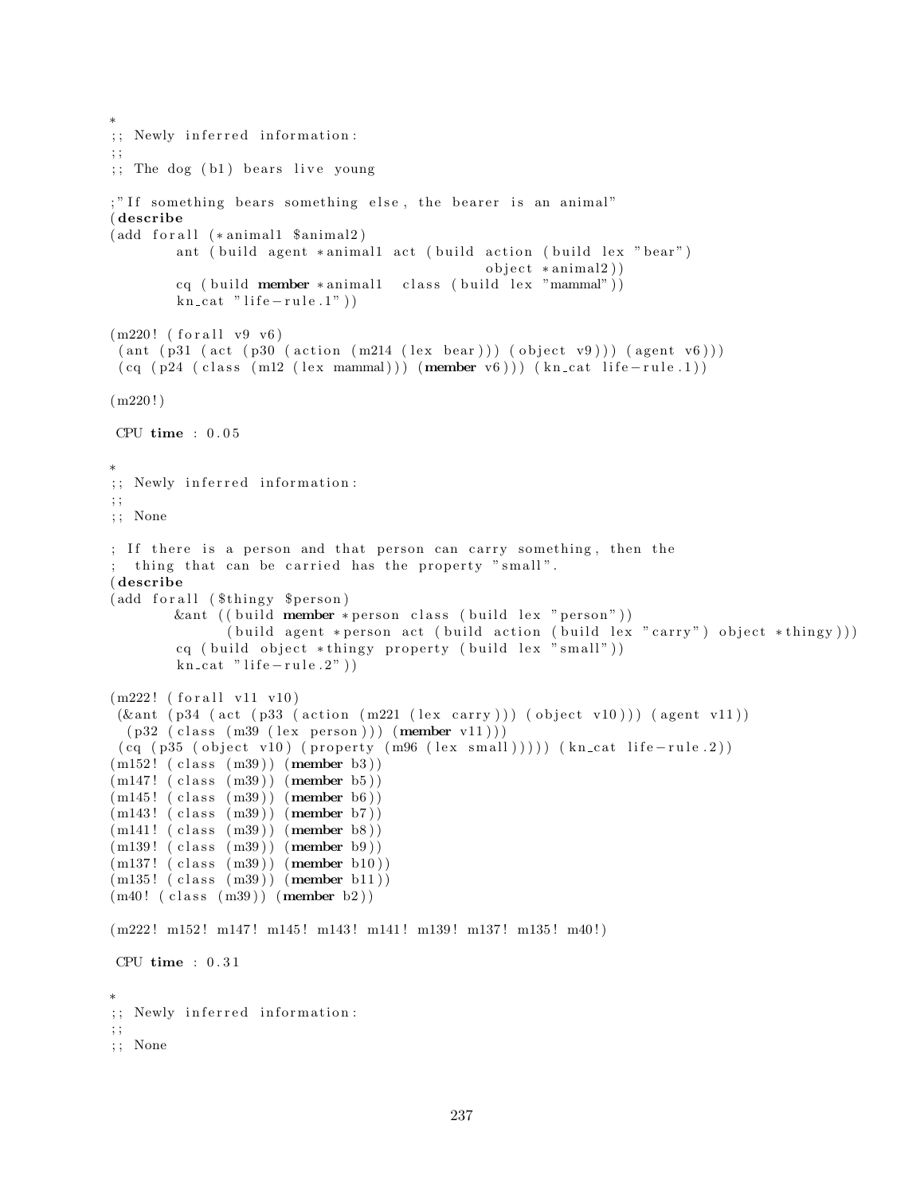```
*
;; Newly inferred information:
;;
;; The dog (b1) bears live young

;"If something bears something else, the bearer is an animal"
(describe
(add forall (*animal1 $animal2)
        ant (build agent *animal1 act (build action (build lex "bear")
                                             object *animal2))
        cq (build member *animal1  class (build lex "mammal"))
        kn_cat "life-rule.1"))

(m220! (forall v9 v6)
 (ant (p31 (act (p30 (action (m214 (lex bear))) (object v9))) (agent v6)))
 (cq (p24 (class (m12 (lex mammal))) (member v6))) (kn_cat life-rule.1))

(m220!)

 CPU time : 0.05

*
;; Newly inferred information:
;;
;; None

; If there is a person and that person can carry something, then the
;  thing that can be carried has the property "small".
(describe
(add forall ($thingy $person)
        &ant ((build member *person class (build lex "person"))
              (build agent *person act (build action (build lex "carry") object *thingy)))
        cq (build object *thingy property (build lex "small"))
        kn_cat "life-rule.2"))

(m222! (forall v11 v10)
 (&ant (p34 (act (p33 (action (m221 (lex carry))) (object v10))) (agent v11))
  (p32 (class (m39 (lex person))) (member v11)))
 (cq (p35 (object v10) (property (m96 (lex small))))) (kn_cat life-rule.2))
(m152! (class (m39)) (member b3))
(m147! (class (m39)) (member b5))
(m145! (class (m39)) (member b6))
(m143! (class (m39)) (member b7))
(m141! (class (m39)) (member b8))
(m139! (class (m39)) (member b9))
(m137! (class (m39)) (member b10))
(m135! (class (m39)) (member b11))
(m40! (class (m39)) (member b2))

(m222! m152! m147! m145! m143! m141! m139! m137! m135! m40!)

 CPU time : 0.31

*
;; Newly inferred information:
;;
;; None
```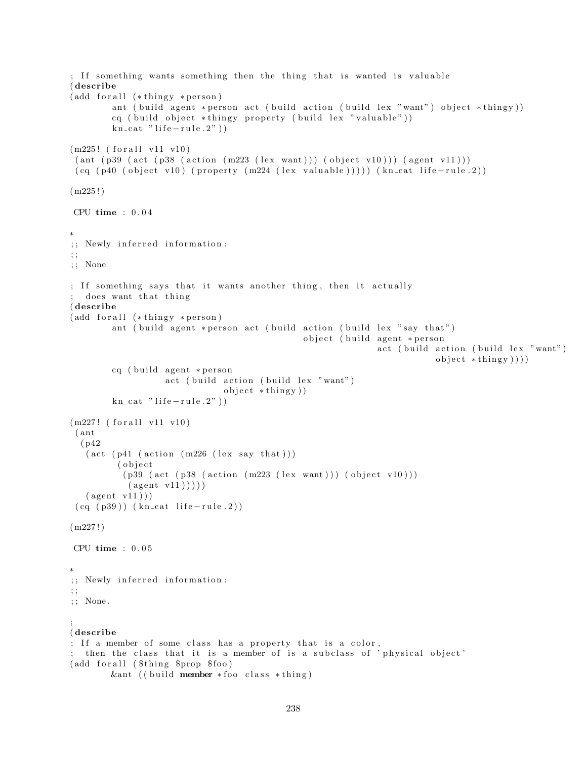```
; If something wants something then the thing that is wanted is valuable
(describe
(add forall (*thingy *person)
        ant (build agent *person act (build action (build lex "want") object *thingy))
        cq (build object *thingy property (build lex "valuable"))
        kn_cat "life-rule.2"))

(m225! (forall v11 v10)
 (ant (p39 (act (p38 (action (m223 (lex want))) (object v10))) (agent v11)))
 (cq (p40 (object v10) (property (m224 (lex valuable))))) (kn_cat life-rule.2))

(m225!)

 CPU time : 0.04

*
;; Newly inferred information:
;;
;; None

; If something says that it wants another thing, then it actually
;  does want that thing
(describe
(add forall (*thingy *person)
        ant (build agent *person act (build action (build lex "say that")
                                            object (build agent *person
                                                          act (build action (build lex "want")
                                                                     object *thingy))))
        cq (build agent *person
                  act (build action (build lex "want")
                             object *thingy))
        kn_cat "life-rule.2"))

(m227! (forall v11 v10)
 (ant
  (p42
   (act (p41 (action (m226 (lex say that)))
         (object
          (p39 (act (p38 (action (m223 (lex want))) (object v10)))
           (agent v11)))))
   (agent v11)))
 (cq (p39)) (kn_cat life-rule.2))

(m227!)

 CPU time : 0.05

*
;; Newly inferred information:
;;
;; None.

;
(describe
; If a member of some class has a property that is a color,
;  then the class that it is a member of is a subclass of 'physical object'
(add forall ($thing $prop $foo)
        &ant ((build member *foo class *thing)
```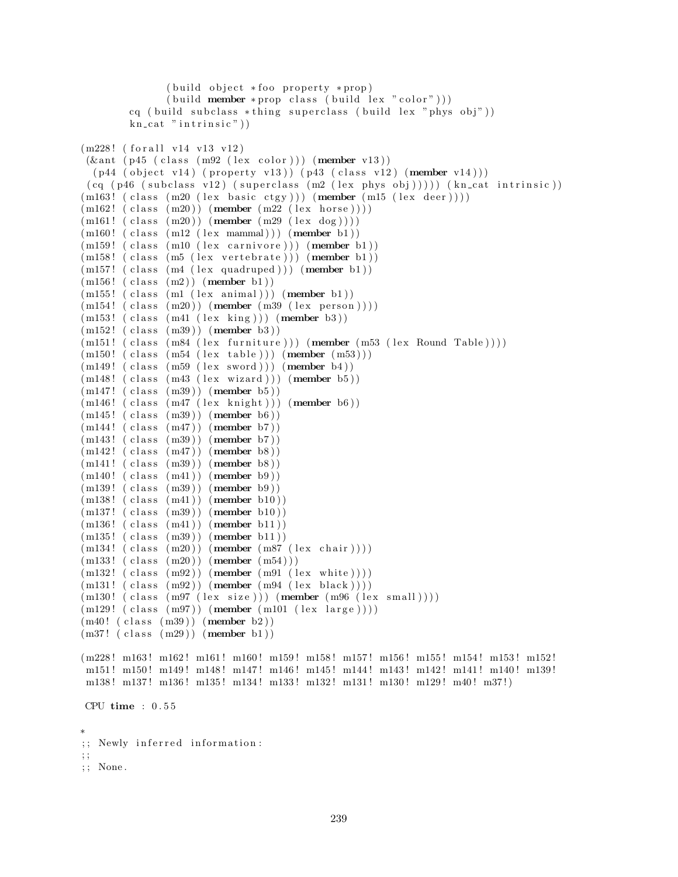```
              (build object *foo property *prop)
              (build member *prop class (build lex "color")))
        cq (build subclass *thing superclass (build lex "phys obj"))
        kn_cat "intrinsic"))

(m228! (forall v14 v13 v12)
 (&ant (p45 (class (m92 (lex color))) (member v13))
  (p44 (object v14) (property v13)) (p43 (class v12) (member v14)))
 (cq (p46 (subclass v12) (superclass (m2 (lex phys obj))))) (kn_cat intrinsic))
(m163! (class (m20 (lex basic ctgy))) (member (m15 (lex deer))))
(m162! (class (m20)) (member (m22 (lex horse))))
(m161! (class (m20)) (member (m29 (lex dog))))
(m160! (class (m12 (lex mammal))) (member b1))
(m159! (class (m10 (lex carnivore))) (member b1))
(m158! (class (m5 (lex vertebrate))) (member b1))
(m157! (class (m4 (lex quadruped))) (member b1))
(m156! (class (m2)) (member b1))
(m155! (class (m1 (lex animal))) (member b1))
(m154! (class (m20)) (member (m39 (lex person))))
(m153! (class (m41 (lex king))) (member b3))
(m152! (class (m39)) (member b3))
(m151! (class (m84 (lex furniture))) (member (m53 (lex Round Table))))
(m150! (class (m54 (lex table))) (member (m53)))
(m149! (class (m59 (lex sword))) (member b4))
(m148! (class (m43 (lex wizard))) (member b5))
(m147! (class (m39)) (member b5))
(m146! (class (m47 (lex knight))) (member b6))
(m145! (class (m39)) (member b6))
(m144! (class (m47)) (member b7))
(m143! (class (m39)) (member b7))
(m142! (class (m47)) (member b8))
(m141! (class (m39)) (member b8))
(m140! (class (m41)) (member b9))
(m139! (class (m39)) (member b9))
(m138! (class (m41)) (member b10))
(m137! (class (m39)) (member b10))
(m136! (class (m41)) (member b11))
(m135! (class (m39)) (member b11))
(m134! (class (m20)) (member (m87 (lex chair))))
(m133! (class (m20)) (member (m54)))
(m132! (class (m92)) (member (m91 (lex white))))
(m131! (class (m92)) (member (m94 (lex black))))
(m130! (class (m97 (lex size))) (member (m96 (lex small))))
(m129! (class (m97)) (member (m101 (lex large))))
(m40! (class (m39)) (member b2))
(m37! (class (m29)) (member b1))

(m228! m163! m162! m161! m160! m159! m158! m157! m156! m155! m154! m153! m152!
 m151! m150! m149! m148! m147! m146! m145! m144! m143! m142! m141! m140! m139!
 m138! m137! m136! m135! m134! m133! m132! m131! m130! m129! m40! m37!)

 CPU time : 0.55

*
;; Newly inferred information:
;;
;; None.
```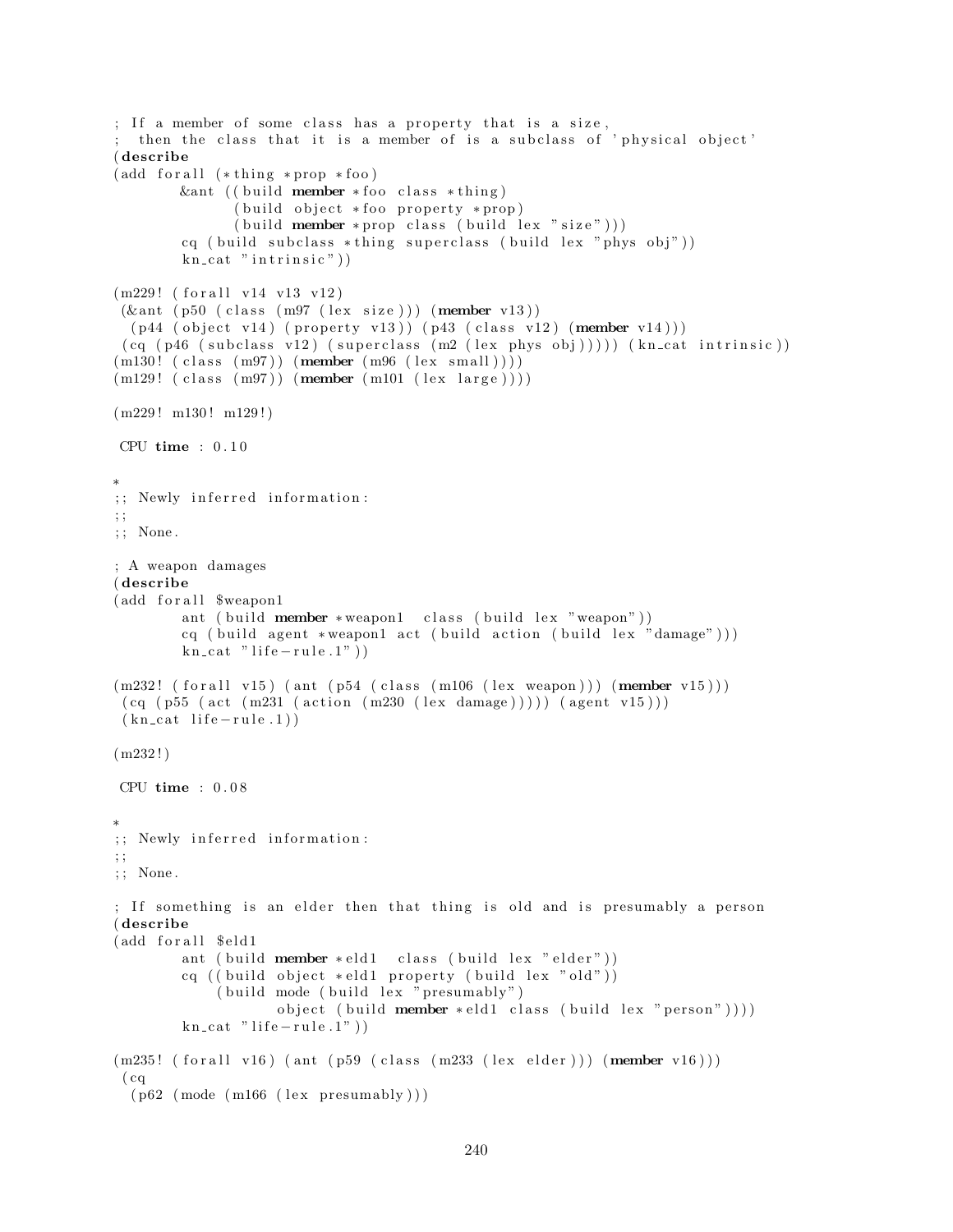```
; If a member of some class has a property that is a size,
;  then the class that it is a member of is a subclass of 'physical object'
(describe
(add forall (*thing *prop *foo)
        &ant ((build member *foo class *thing)
              (build object *foo property *prop)
              (build member *prop class (build lex "size")))
        cq (build subclass *thing superclass (build lex "phys obj"))
        kn_cat "intrinsic"))

(m229! (forall v14 v13 v12)
 (&ant (p50 (class (m97 (lex size))) (member v13))
  (p44 (object v14) (property v13)) (p43 (class v12) (member v14)))
 (cq (p46 (subclass v12) (superclass (m2 (lex phys obj))))) (kn_cat intrinsic))
(m130! (class (m97)) (member (m96 (lex small))))
(m129! (class (m97)) (member (m101 (lex large))))

(m229! m130! m129!)

 CPU time : 0.10

*
;; Newly inferred information:
;;
;; None.

; A weapon damages
(describe
(add forall $weapon1
        ant (build member *weapon1  class (build lex "weapon"))
        cq (build agent *weapon1 act (build action (build lex "damage")))
        kn_cat "life-rule.1"))

(m232! (forall v15) (ant (p54 (class (m106 (lex weapon))) (member v15)))
 (cq (p55 (act (m231 (action (m230 (lex damage))))) (agent v15)))
 (kn_cat life-rule.1))

(m232!)

 CPU time : 0.08

*
;; Newly inferred information:
;;
;; None.

; If something is an elder then that thing is old and is presumably a person
(describe
(add forall $eld1
        ant (build member *eld1  class (build lex "elder"))
        cq ((build object *eld1 property (build lex "old"))
            (build mode (build lex "presumably")
                   object (build member *eld1 class (build lex "person"))))
        kn_cat "life-rule.1"))

(m235! (forall v16) (ant (p59 (class (m233 (lex elder))) (member v16)))
 (cq
  (p62 (mode (m166 (lex presumably)))
```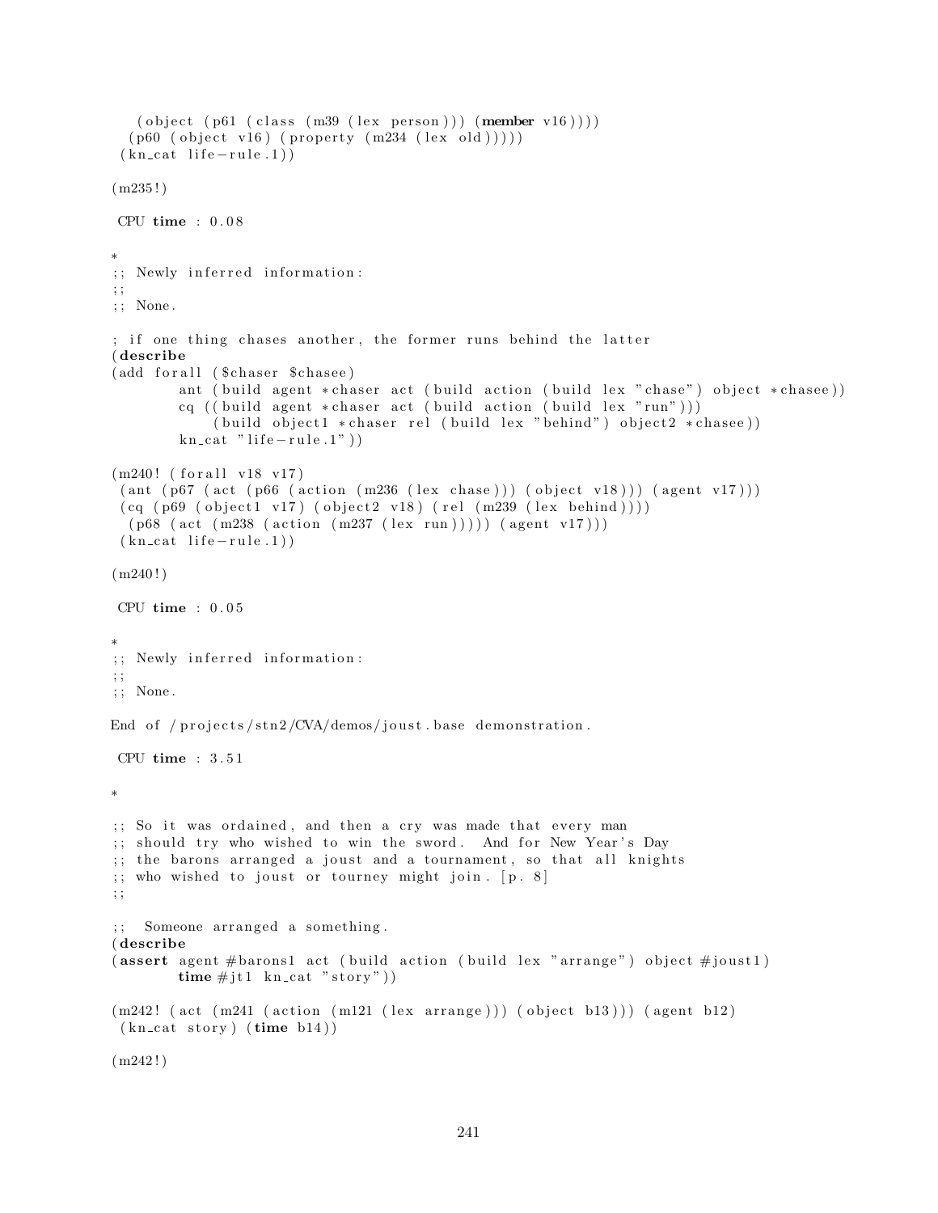```
   (object (p61 (class (m39 (lex person))) (member v16))))
  (p60 (object v16) (property (m234 (lex old)))))
 (kn_cat life-rule.1))

(m235!)

 CPU time : 0.08

*
;; Newly inferred information:
;;
;; None.

; if one thing chases another, the former runs behind the latter
(describe
(add forall ($chaser $chasee)
        ant (build agent *chaser act (build action (build lex "chase") object *chasee))
        cq ((build agent *chaser act (build action (build lex "run")))
            (build object1 *chaser rel (build lex "behind") object2 *chasee))
        kn_cat "life-rule.1"))

(m240! (forall v18 v17)
 (ant (p67 (act (p66 (action (m236 (lex chase))) (object v18))) (agent v17)))
 (cq (p69 (object1 v17) (object2 v18) (rel (m239 (lex behind))))
  (p68 (act (m238 (action (m237 (lex run))))) (agent v17)))
 (kn_cat life-rule.1))

(m240!)

 CPU time : 0.05

*
;; Newly inferred information:
;;
;; None.

End of /projects/stn2/CVA/demos/joust.base demonstration.

 CPU time : 3.51

*

;; So it was ordained, and then a cry was made that every man
;; should try who wished to win the sword.  And for New Year's Day
;; the barons arranged a joust and a tournament, so that all knights
;; who wished to joust or tourney might join. [p. 8]
;;

;;  Someone arranged a something.
(describe
(assert agent #barons1 act (build action (build lex "arrange") object #joust1)
        time #jt1 kn_cat "story"))

(m242! (act (m241 (action (m121 (lex arrange))) (object b13))) (agent b12)
 (kn_cat story) (time b14))

(m242!)
```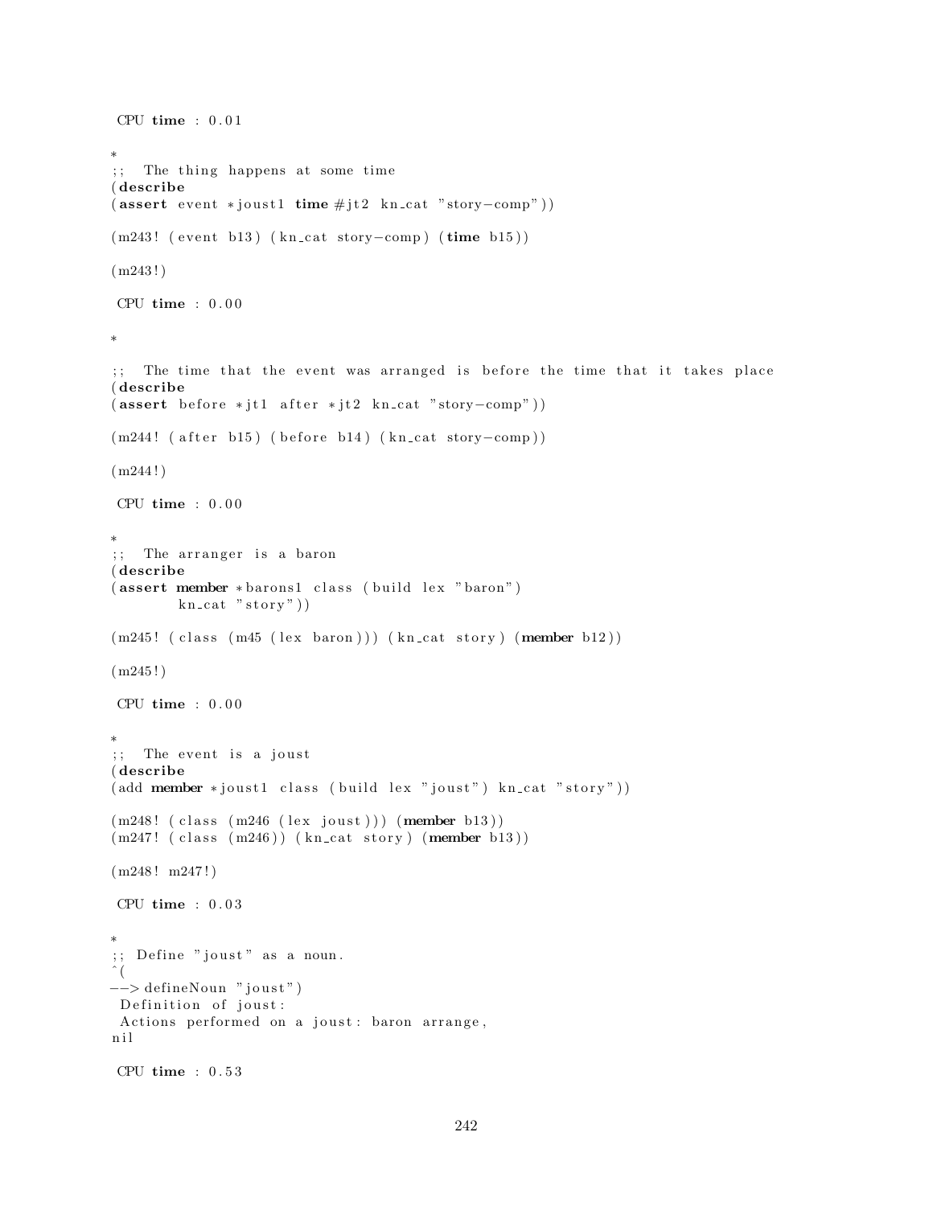```
 CPU time : 0.01

*
;;  The thing happens at some time
(describe
(assert event *joust1 time #jt2 kn_cat "story-comp"))

(m243! (event b13) (kn_cat story-comp) (time b15))

(m243!)

 CPU time : 0.00

*

;;  The time that the event was arranged is before the time that it takes place
(describe
(assert before *jt1 after *jt2 kn_cat "story-comp"))

(m244! (after b15) (before b14) (kn_cat story-comp))

(m244!)

 CPU time : 0.00

*
;;  The arranger is a baron
(describe
(assert member *barons1 class (build lex "baron")
        kn_cat "story"))

(m245! (class (m45 (lex baron))) (kn_cat story) (member b12))

(m245!)

 CPU time : 0.00

*
;;  The event is a joust
(describe
(add member *joust1 class (build lex "joust") kn_cat "story"))

(m248! (class (m246 (lex joust))) (member b13))
(m247! (class (m246)) (kn_cat story) (member b13))

(m248! m247!)

 CPU time : 0.03

*
;; Define "joust" as a noun.
^(
--> defineNoun "joust")
 Definition of joust:
 Actions performed on a joust: baron arrange,
nil

 CPU time : 0.53
```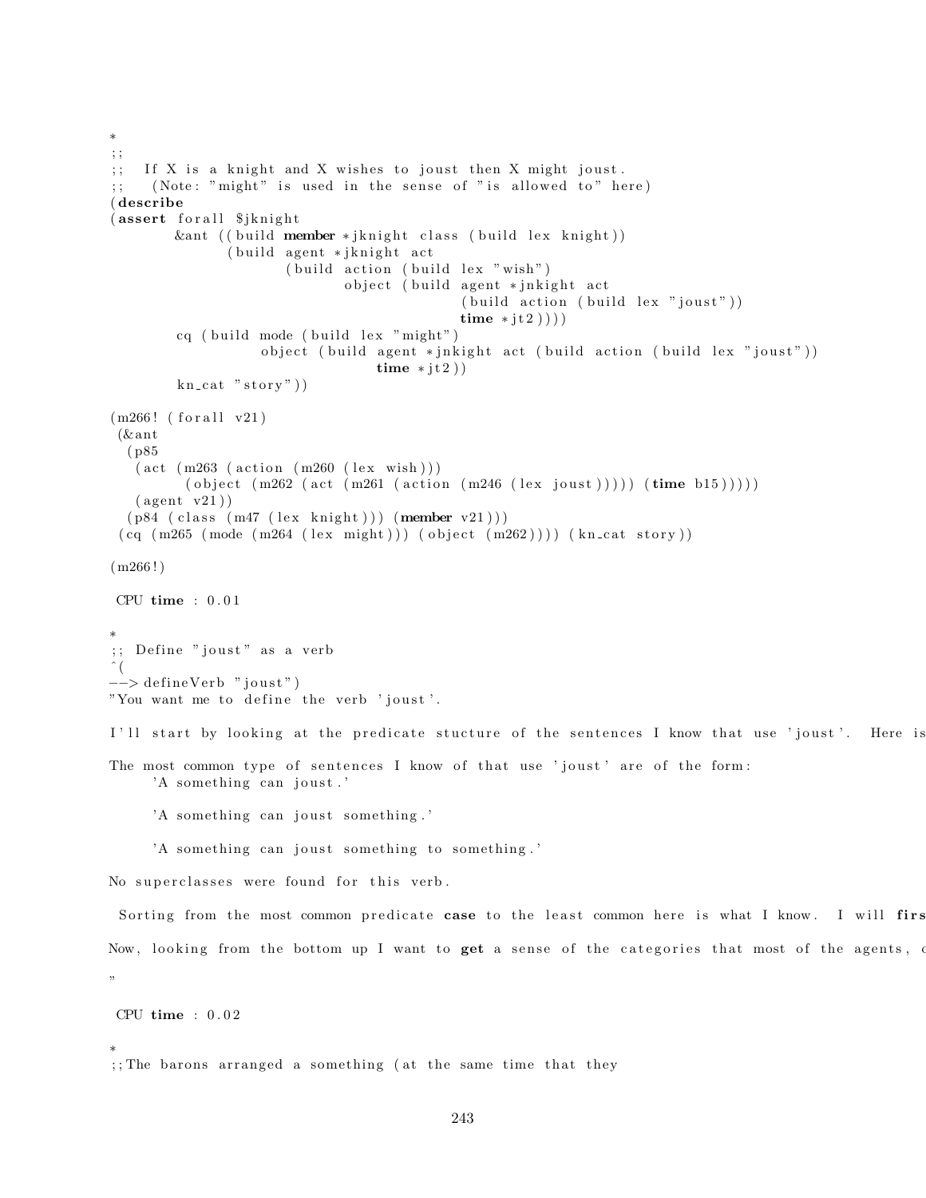```
*
;;
;;  If X is a knight and X wishes to joust then X might joust.
;;   (Note: "might" is used in the sense of "is allowed to" here)
(describe
(assert forall $jknight
        &ant ((build member *jknight class (build lex knight))
              (build agent *jknight act
                     (build action (build lex "wish")
                            object (build agent *jnkight act
                                          (build action (build lex "joust"))
                                          time *jt2))))
        cq (build mode (build lex "might")
                  object (build agent *jnkight act (build action (build lex "joust"))
                                time *jt2))
        kn_cat "story"))

(m266! (forall v21)
 (&ant
  (p85
   (act (m263 (action (m260 (lex wish)))
         (object (m262 (act (m261 (action (m246 (lex joust))))) (time b15)))))
   (agent v21))
  (p84 (class (m47 (lex knight))) (member v21)))
 (cq (m265 (mode (m264 (lex might))) (object (m262)))) (kn_cat story))

(m266!)

 CPU time : 0.01

*
;; Define "joust" as a verb
^(
--> defineVerb "joust")
"You want me to define the verb 'joust'.

I'll start by looking at the predicate stucture of the sentences I know that use 'joust'.  Here is

The most common type of sentences I know of that use 'joust' are of the form:
     'A something can joust.'

     'A something can joust something.'

     'A something can joust something to something.'

No superclasses were found for this verb.

 Sorting from the most common predicate case to the least common here is what I know.  I will firs

Now, looking from the bottom up I want to get a sense of the categories that most of the agents, o

"

 CPU time : 0.02

*
;;The barons arranged a something (at the same time that they
```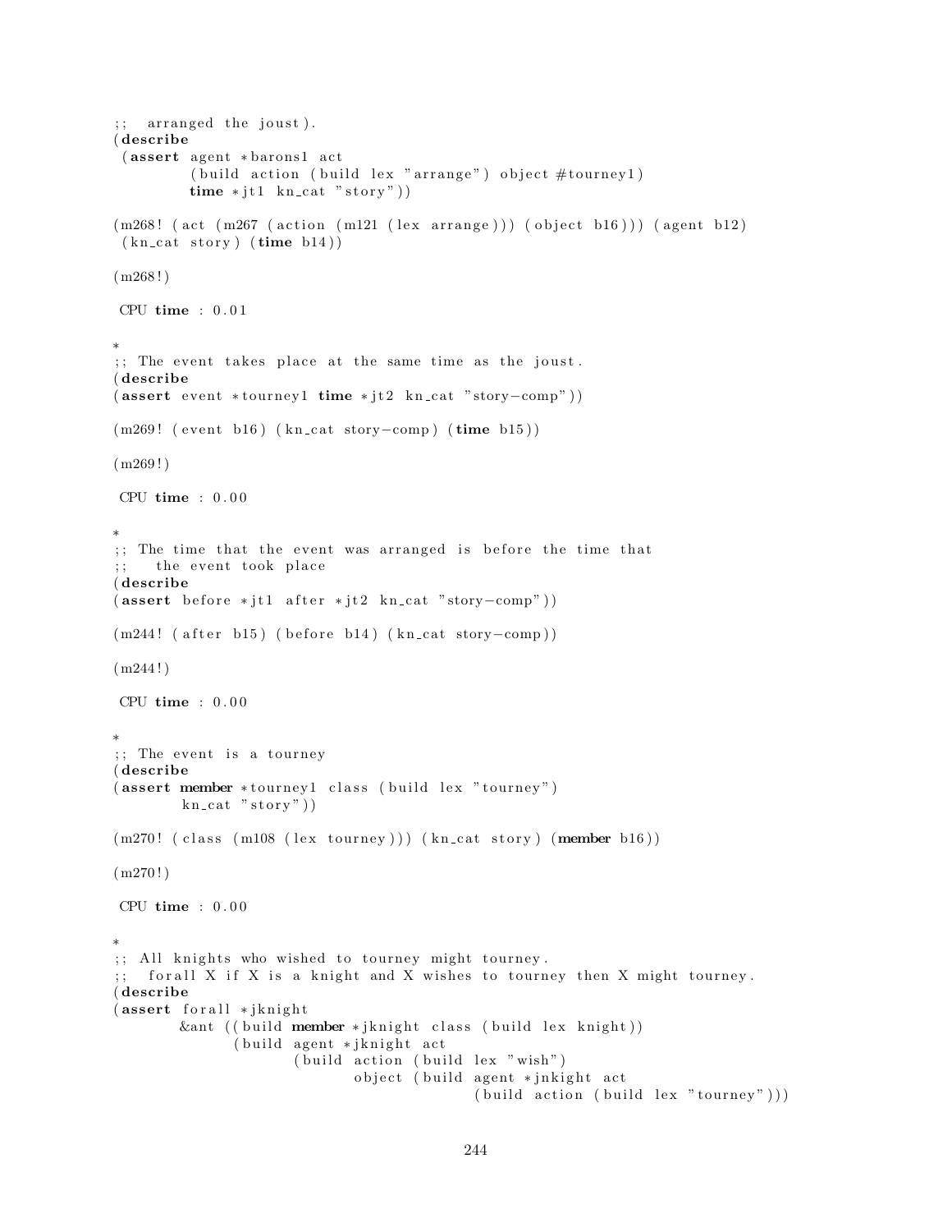```
;;  arranged the joust).
(describe
 (assert agent *barons1 act
         (build action (build lex "arrange") object #tourney1)
         time *jt1 kn_cat "story"))

(m268! (act (m267 (action (m121 (lex arrange))) (object b16))) (agent b12)
 (kn_cat story) (time b14))

(m268!)

 CPU time : 0.01

*
;; The event takes place at the same time as the joust.
(describe
(assert event *tourney1 time *jt2 kn_cat "story-comp"))

(m269! (event b16) (kn_cat story-comp) (time b15))

(m269!)

 CPU time : 0.00

*
;; The time that the event was arranged is before the time that
;;   the event took place
(describe
(assert before *jt1 after *jt2 kn_cat "story-comp"))

(m244! (after b15) (before b14) (kn_cat story-comp))

(m244!)

 CPU time : 0.00

*
;; The event is a tourney
(describe
(assert member *tourney1 class (build lex "tourney")
        kn_cat "story"))

(m270! (class (m108 (lex tourney))) (kn_cat story) (member b16))

(m270!)

 CPU time : 0.00

*
;; All knights who wished to tourney might tourney.
;;  forall X if X is a knight and X wishes to tourney then X might tourney.
(describe
(assert forall *jknight
        &ant ((build member *jknight class (build lex knight))
              (build agent *jknight act
                     (build action (build lex "wish")
                            object (build agent *jnkight act
                                          (build action (build lex "tourney")))
```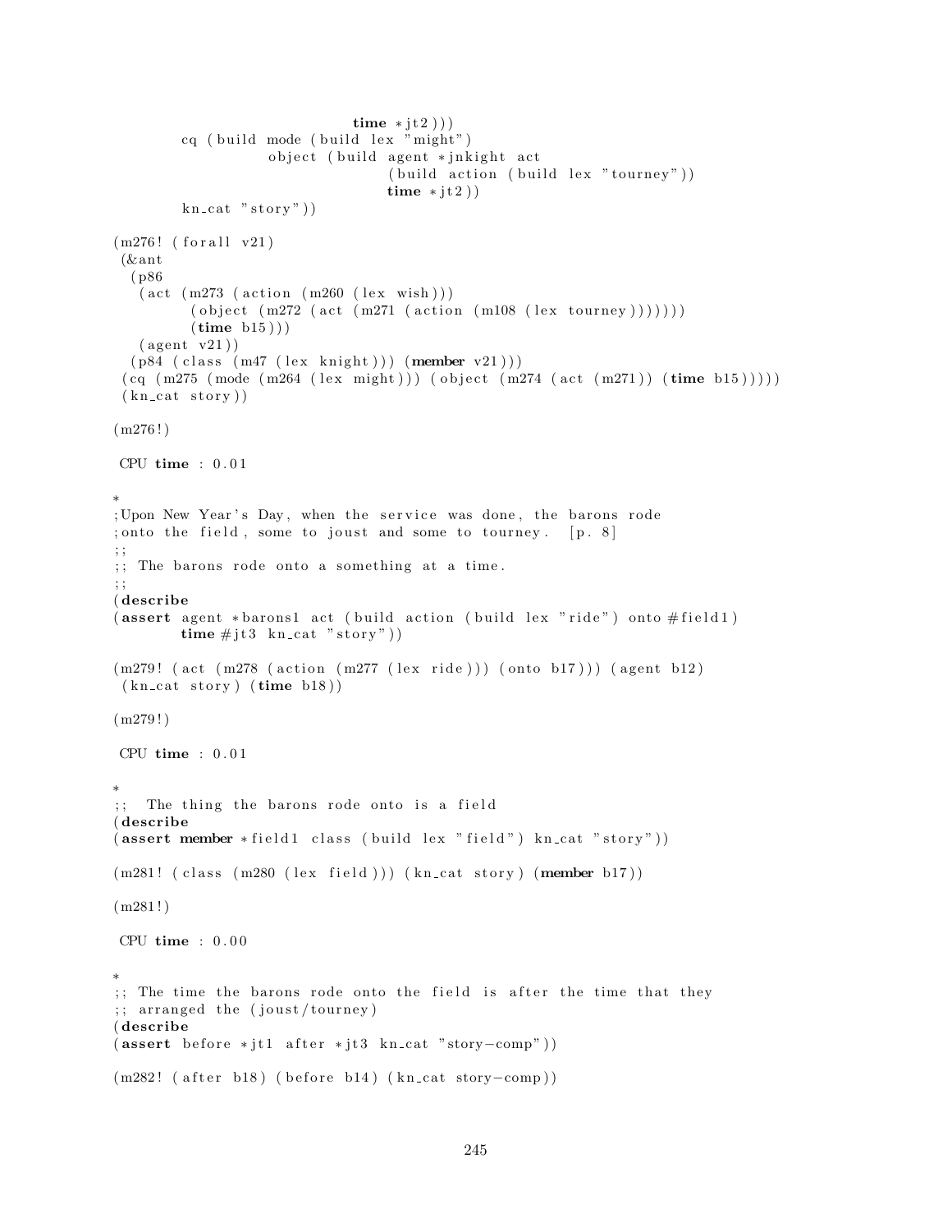```
                              time *jt2)))
        cq (build mode (build lex "might")
                  object (build agent *jnkight act
                              (build action (build lex "tourney"))
                              time *jt2))
        kn_cat "story"))

(m276! (forall v21)
 (&ant
  (p86
   (act (m273 (action (m260 (lex wish)))
         (object (m272 (act (m271 (action (m108 (lex tourney)))))))
         (time b15)))
   (agent v21))
  (p84 (class (m47 (lex knight))) (member v21)))
 (cq (m275 (mode (m264 (lex might))) (object (m274 (act (m271)) (time b15)))))
 (kn_cat story))

(m276!)

 CPU time : 0.01

*
;Upon New Year's Day, when the service was done, the barons rode
;onto the field, some to joust and some to tourney.  [p. 8]
;;
;; The barons rode onto a something at a time.
;;
(describe
(assert agent *barons1 act (build action (build lex "ride") onto #field1)
        time #jt3 kn_cat "story"))

(m279! (act (m278 (action (m277 (lex ride))) (onto b17))) (agent b12)
 (kn_cat story) (time b18))

(m279!)

 CPU time : 0.01

*
;;  The thing the barons rode onto is a field
(describe
(assert member *field1 class (build lex "field") kn_cat "story"))

(m281! (class (m280 (lex field))) (kn_cat story) (member b17))

(m281!)

 CPU time : 0.00

*
;; The time the barons rode onto the field is after the time that they
;; arranged the (joust/tourney)
(describe
(assert before *jt1 after *jt3 kn_cat "story-comp"))

(m282! (after b18) (before b14) (kn_cat story-comp))
```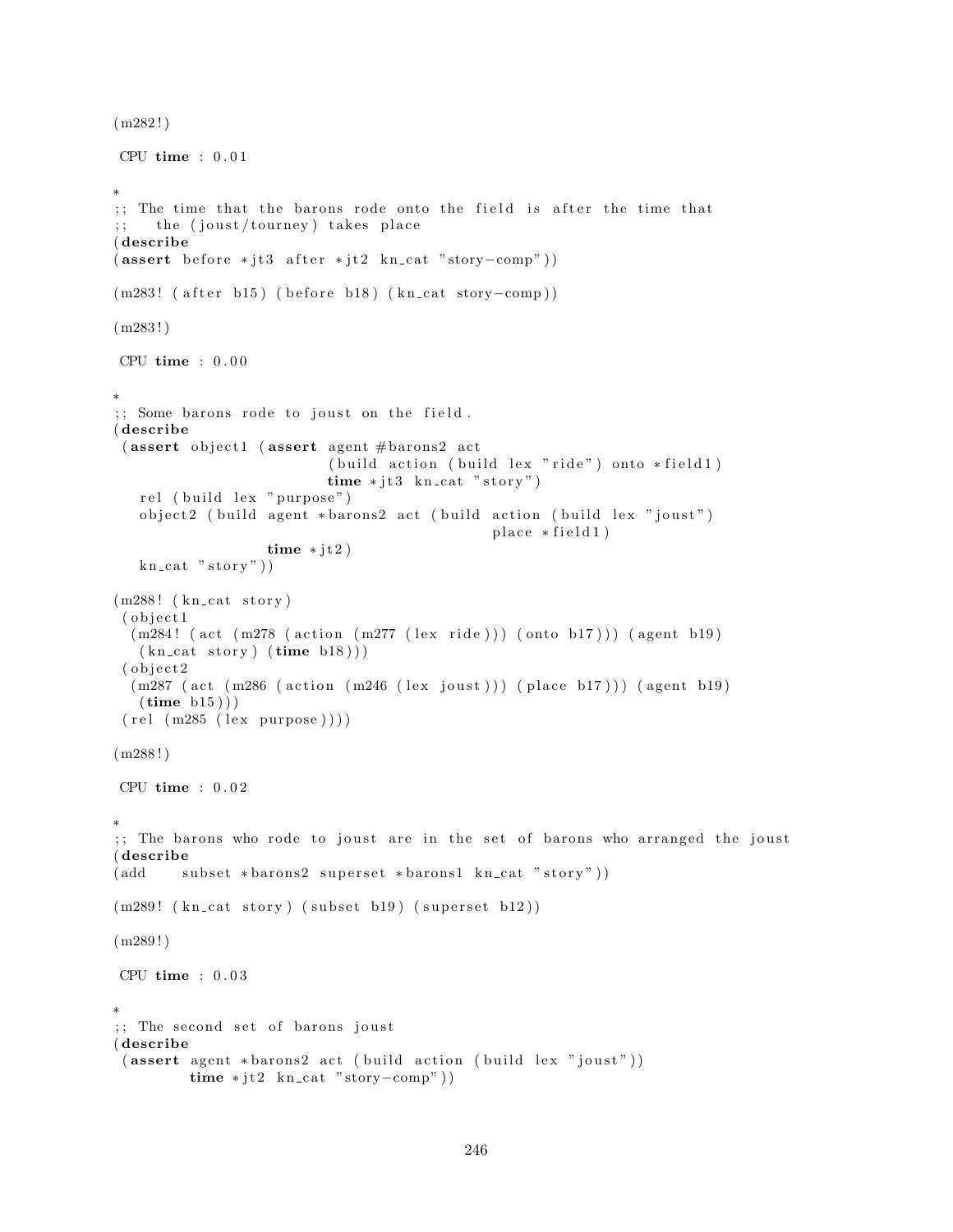```
(m282!)

 CPU time : 0.01

*
;; The time that the barons rode onto the field is after the time that
;;   the (joust/tourney) takes place
(describe
(assert before *jt3 after *jt2 kn_cat "story-comp"))

(m283! (after b15) (before b18) (kn_cat story-comp))

(m283!)

 CPU time : 0.00

*
;; Some barons rode to joust on the field.
(describe
 (assert object1 (assert agent #barons2 act
                        (build action (build lex "ride") onto *field1)
                        time *jt3 kn_cat "story")
   rel (build lex "purpose")
   object2 (build agent *barons2 act (build action (build lex "joust")
                                          place *field1)
                  time *jt2)
   kn_cat "story"))

(m288! (kn_cat story)
 (object1
  (m284! (act (m278 (action (m277 (lex ride))) (onto b17))) (agent b19)
   (kn_cat story) (time b18)))
 (object2
  (m287 (act (m286 (action (m246 (lex joust))) (place b17))) (agent b19)
   (time b15)))
 (rel (m285 (lex purpose))))

(m288!)

 CPU time : 0.02

*
;; The barons who rode to joust are in the set of barons who arranged the joust
(describe
(add    subset *barons2 superset *barons1 kn_cat "story"))

(m289! (kn_cat story) (subset b19) (superset b12))

(m289!)

 CPU time : 0.03

*
;; The second set of barons joust
(describe
 (assert agent *barons2 act (build action (build lex "joust"))
        time *jt2 kn_cat "story-comp"))
```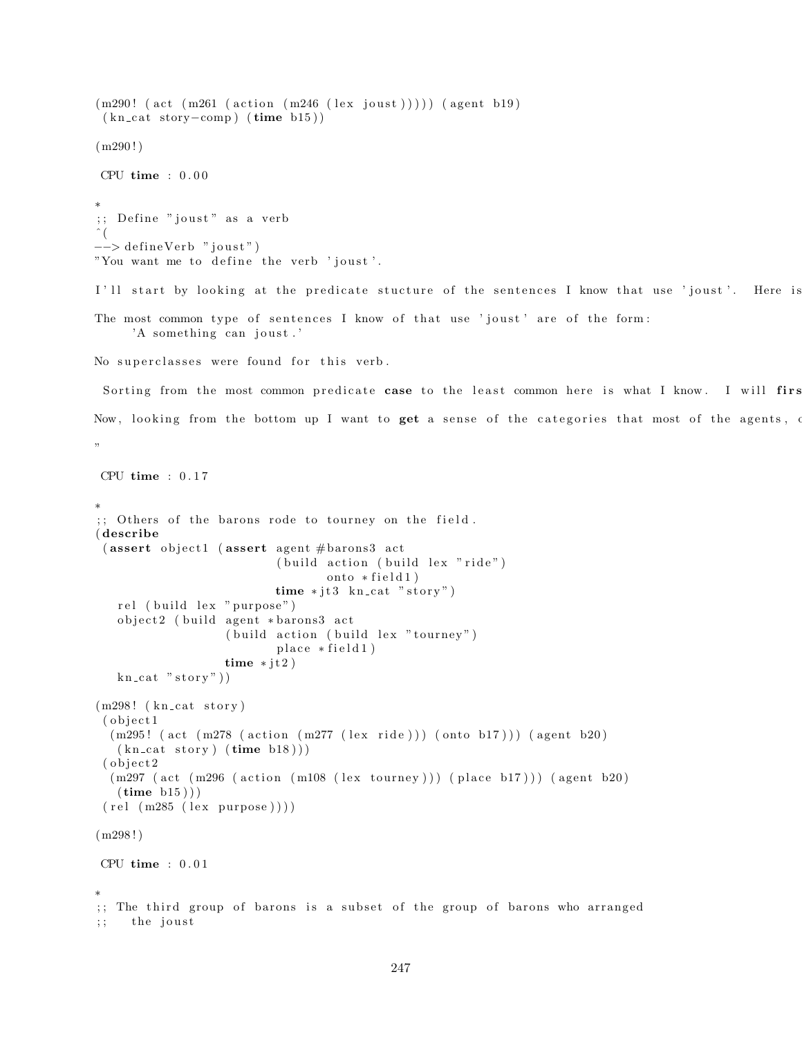```
(m290! (act (m261 (action (m246 (lex joust))))) (agent b19)
 (kn_cat story-comp) (time b15))

(m290!)

 CPU time : 0.00

*
;; Define "joust" as a verb
^(
--> defineVerb "joust")
"You want me to define the verb 'joust'.

I'll start by looking at the predicate stucture of the sentences I know that use 'joust'.  Here is

The most common type of sentences I know of that use 'joust' are of the form:
     'A something can joust.'

No superclasses were found for this verb.

 Sorting from the most common predicate case to the least common here is what I know.  I will firs

Now, looking from the bottom up I want to get a sense of the categories that most of the agents, c

"

 CPU time : 0.17

*
;; Others of the barons rode to tourney on the field.
(describe
 (assert object1 (assert agent #barons3 act
                         (build action (build lex "ride")
                                onto *field1)
                         time *jt3 kn_cat "story")
   rel (build lex "purpose")
   object2 (build agent *barons3 act
                  (build action (build lex "tourney")
                         place *field1)
                  time *jt2)
   kn_cat "story"))

(m298! (kn_cat story)
 (object1
  (m295! (act (m278 (action (m277 (lex ride))) (onto b17))) (agent b20)
   (kn_cat story) (time b18)))
 (object2
  (m297 (act (m296 (action (m108 (lex tourney))) (place b17))) (agent b20)
   (time b15)))
 (rel (m285 (lex purpose))))

(m298!)

 CPU time : 0.01

*
;; The third group of barons is a subset of the group of barons who arranged
;;   the joust
```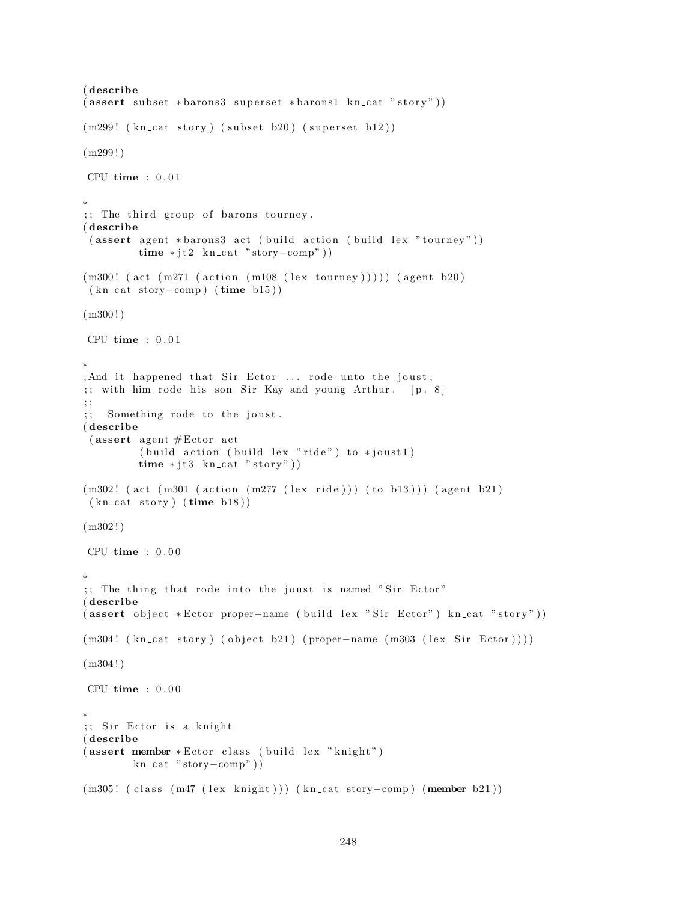```
(describe
(assert subset *barons3 superset *barons1 kn_cat "story"))

(m299! (kn_cat story) (subset b20) (superset b12))

(m299!)

 CPU time : 0.01

*
;; The third group of barons tourney.
(describe
 (assert agent *barons3 act (build action (build lex "tourney"))
         time *jt2 kn_cat "story-comp"))

(m300! (act (m271 (action (m108 (lex tourney))))) (agent b20)
 (kn_cat story-comp) (time b15))

(m300!)

 CPU time : 0.01

*
;And it happened that Sir Ector ... rode unto the joust;
;; with him rode his son Sir Kay and young Arthur.  [p. 8]
;;
;;  Something rode to the joust.
(describe
 (assert agent #Ector act
         (build action (build lex "ride") to *joust1)
         time *jt3 kn_cat "story"))

(m302! (act (m301 (action (m277 (lex ride))) (to b13))) (agent b21)
 (kn_cat story) (time b18))

(m302!)

 CPU time : 0.00

*
;; The thing that rode into the joust is named "Sir Ector"
(describe
(assert object *Ector proper-name (build lex "Sir Ector") kn_cat "story"))

(m304! (kn_cat story) (object b21) (proper-name (m303 (lex Sir Ector))))

(m304!)

 CPU time : 0.00

*
;; Sir Ector is a knight
(describe
(assert member *Ector class (build lex "knight")
        kn_cat "story-comp"))

(m305! (class (m47 (lex knight))) (kn_cat story-comp) (member b21))
```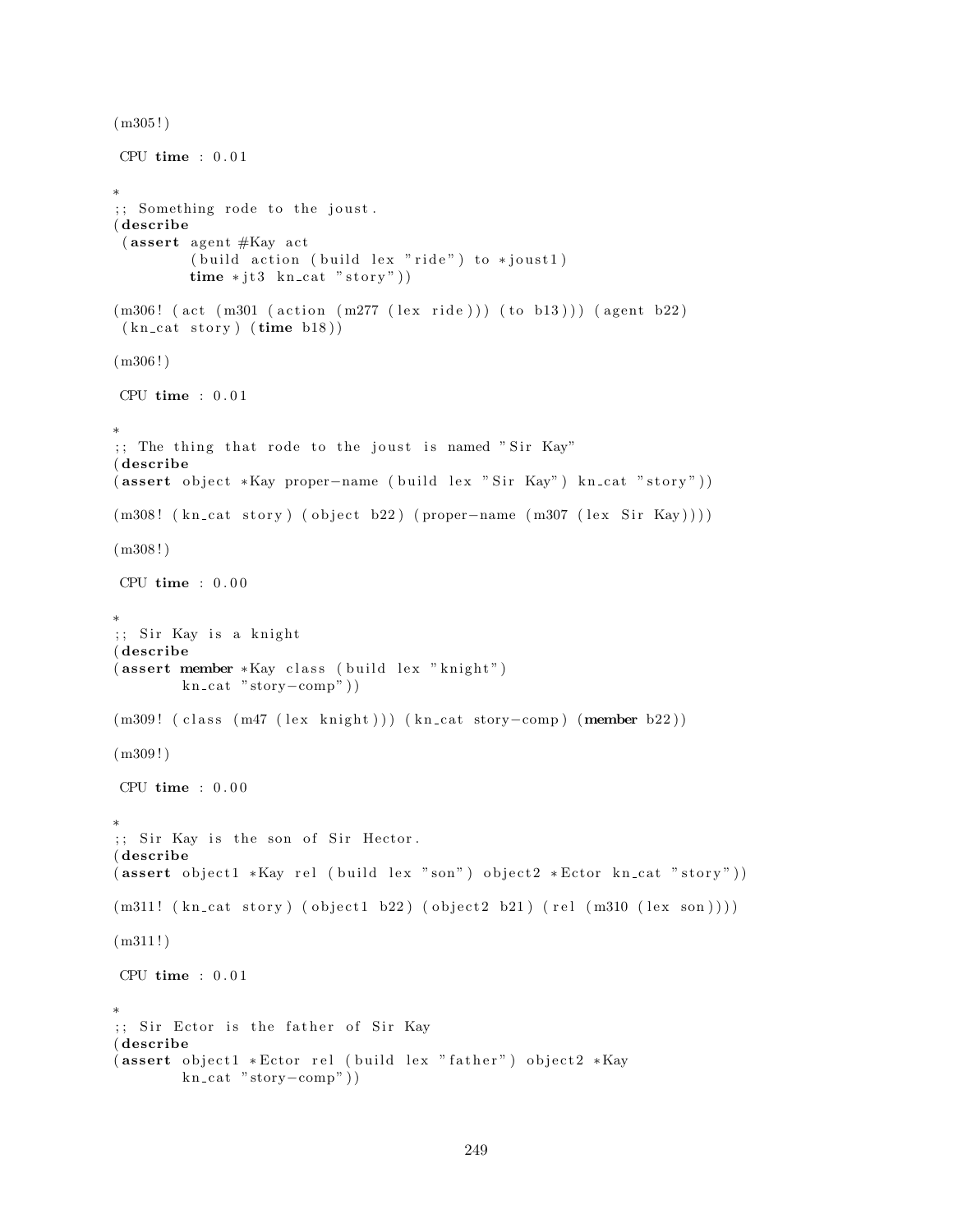```
(m305!)

 CPU time : 0.01

*
;; Something rode to the joust.
(describe
 (assert agent #Kay act
         (build action (build lex "ride") to *joust1)
         time *jt3 kn_cat "story"))

(m306! (act (m301 (action (m277 (lex ride))) (to b13))) (agent b22)
 (kn_cat story) (time b18))

(m306!)

 CPU time : 0.01

*
;; The thing that rode to the joust is named "Sir Kay"
(describe
(assert object *Kay proper-name (build lex "Sir Kay") kn_cat "story"))

(m308! (kn_cat story) (object b22) (proper-name (m307 (lex Sir Kay))))

(m308!)

 CPU time : 0.00

*
;; Sir Kay is a knight
(describe
(assert member *Kay class (build lex "knight")
        kn_cat "story-comp"))

(m309! (class (m47 (lex knight))) (kn_cat story-comp) (member b22))

(m309!)

 CPU time : 0.00

*
;; Sir Kay is the son of Sir Hector.
(describe
(assert object1 *Kay rel (build lex "son") object2 *Ector kn_cat "story"))

(m311! (kn_cat story) (object1 b22) (object2 b21) (rel (m310 (lex son))))

(m311!)

 CPU time : 0.01

*
;; Sir Ector is the father of Sir Kay
(describe
(assert object1 *Ector rel (build lex "father") object2 *Kay
        kn_cat "story-comp"))
```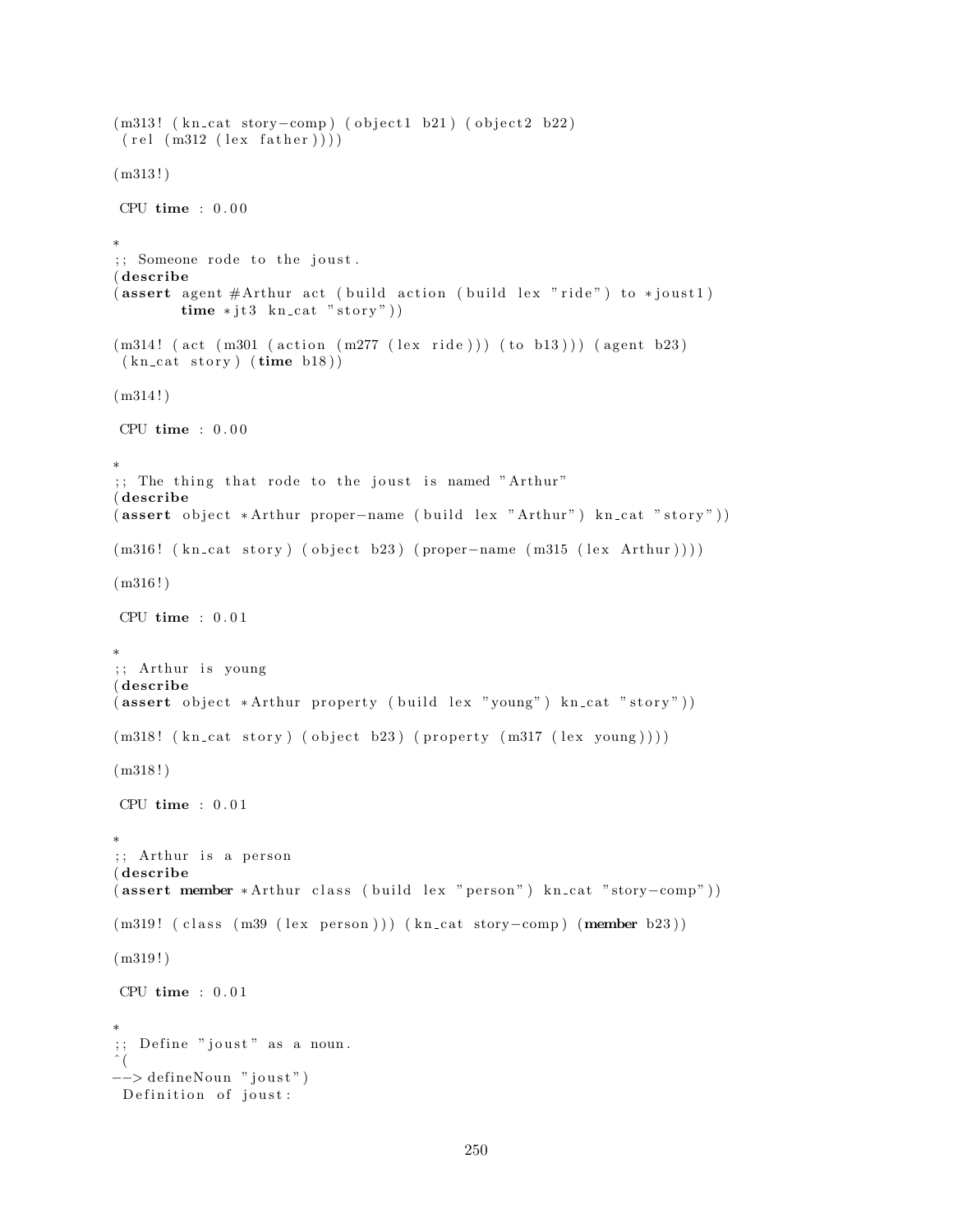```
(m313! (kn_cat story-comp) (object1 b21) (object2 b22)
 (rel (m312 (lex father))))

(m313!)

 CPU time : 0.00

*
;; Someone rode to the joust.
(describe
(assert agent #Arthur act (build action (build lex "ride") to *joust1)
        time *jt3 kn_cat "story"))

(m314! (act (m301 (action (m277 (lex ride))) (to b13))) (agent b23)
 (kn_cat story) (time b18))

(m314!)

 CPU time : 0.00

*
;; The thing that rode to the joust is named "Arthur"
(describe
(assert object *Arthur proper-name (build lex "Arthur") kn_cat "story"))

(m316! (kn_cat story) (object b23) (proper-name (m315 (lex Arthur))))

(m316!)

 CPU time : 0.01

*
;; Arthur is young
(describe
(assert object *Arthur property (build lex "young") kn_cat "story"))

(m318! (kn_cat story) (object b23) (property (m317 (lex young))))

(m318!)

 CPU time : 0.01

*
;; Arthur is a person
(describe
(assert member *Arthur class (build lex "person") kn_cat "story-comp"))

(m319! (class (m39 (lex person))) (kn_cat story-comp) (member b23))

(m319!)

 CPU time : 0.01

*
;; Define "joust" as a noun.
^(
--> defineNoun "joust")
 Definition of joust:
```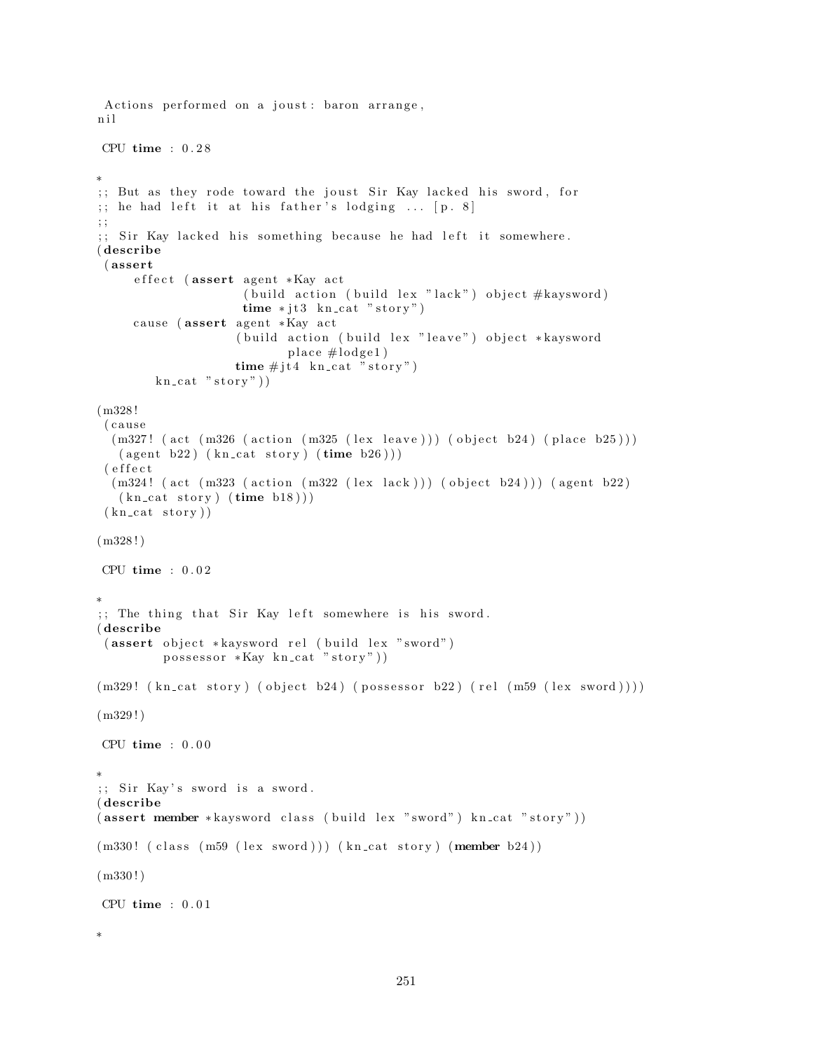```
 Actions performed on a joust: baron arrange,
nil

 CPU time : 0.28

*
;; But as they rode toward the joust Sir Kay lacked his sword, for
;; he had left it at his father's lodging ... [p. 8]
;;
;; Sir Kay lacked his something because he had left it somewhere.
(describe
 (assert
     effect (assert agent *Kay act
                   (build action (build lex "lack") object #kaysword)
                   time *jt3 kn_cat "story")
     cause (assert agent *Kay act
                  (build action (build lex "leave") object *kaysword
                         place #lodge1)
                  time #jt4 kn_cat "story")
        kn_cat "story"))

(m328!
 (cause
  (m327! (act (m326 (action (m325 (lex leave))) (object b24) (place b25)))
   (agent b22) (kn_cat story) (time b26)))
 (effect
  (m324! (act (m323 (action (m322 (lex lack))) (object b24))) (agent b22)
   (kn_cat story) (time b18)))
 (kn_cat story))

(m328!)

 CPU time : 0.02

*
;; The thing that Sir Kay left somewhere is his sword.
(describe
 (assert object *kaysword rel (build lex "sword")
         possessor *Kay kn_cat "story"))

(m329! (kn_cat story) (object b24) (possessor b22) (rel (m59 (lex sword))))

(m329!)

 CPU time : 0.00

*
;; Sir Kay's sword is a sword.
(describe
(assert member *kaysword class (build lex "sword") kn_cat "story"))

(m330! (class (m59 (lex sword))) (kn_cat story) (member b24))

(m330!)

 CPU time : 0.01

*
```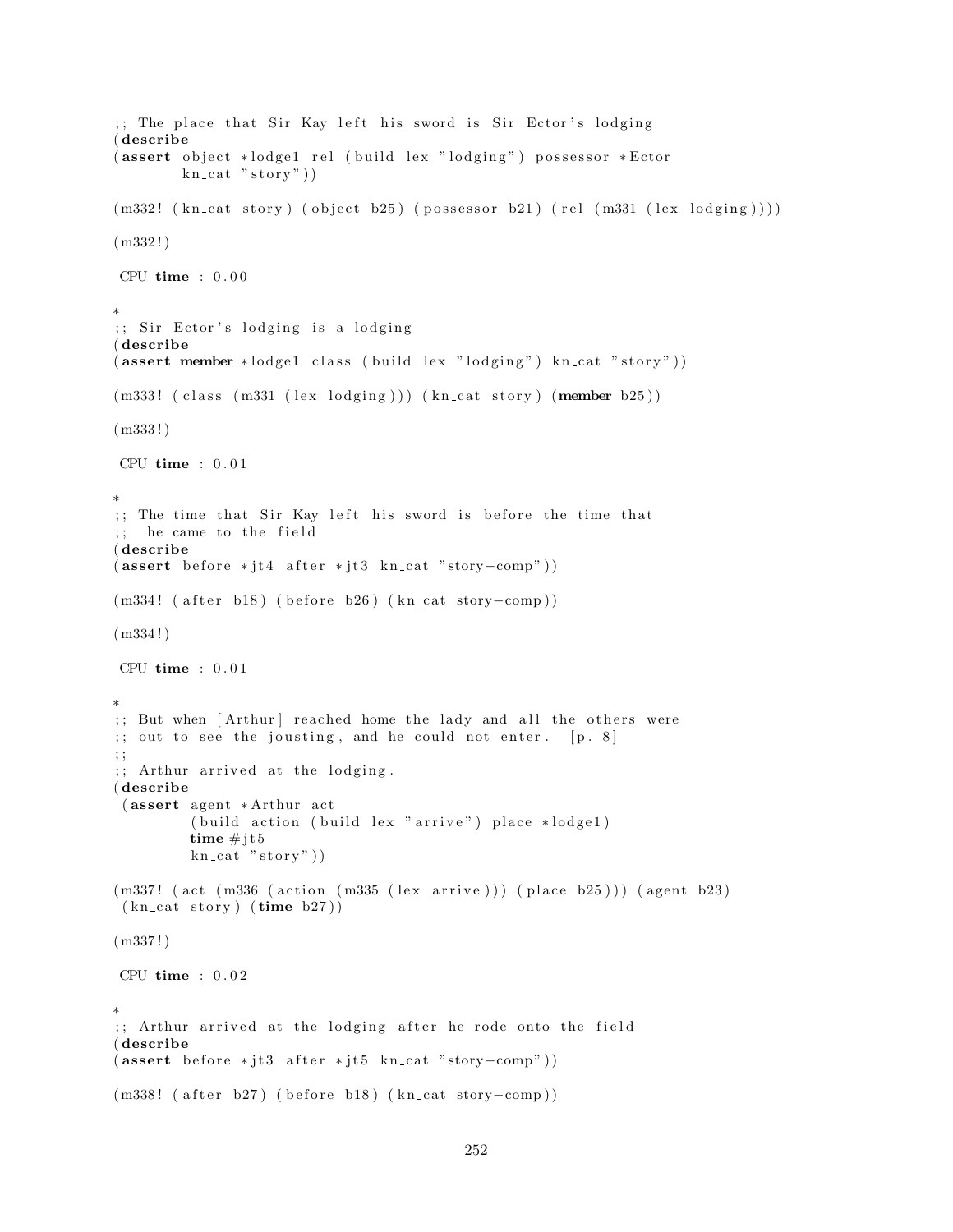```
;; The place that Sir Kay left his sword is Sir Ector's lodging
(describe
(assert object *lodge1 rel (build lex "lodging") possessor *Ector
        kn_cat "story"))

(m332! (kn_cat story) (object b25) (possessor b21) (rel (m331 (lex lodging))))

(m332!)

 CPU time : 0.00

*
;; Sir Ector's lodging is a lodging
(describe
(assert member *lodge1 class (build lex "lodging") kn_cat "story"))

(m333! (class (m331 (lex lodging))) (kn_cat story) (member b25))

(m333!)

 CPU time : 0.01

*
;; The time that Sir Kay left his sword is before the time that
;;  he came to the field
(describe
(assert before *jt4 after *jt3 kn_cat "story-comp"))

(m334! (after b18) (before b26) (kn_cat story-comp))

(m334!)

 CPU time : 0.01

*
;; But when [Arthur] reached home the lady and all the others were
;; out to see the jousting, and he could not enter.  [p. 8]
;;
;; Arthur arrived at the lodging.
(describe
 (assert agent *Arthur act
         (build action (build lex "arrive") place *lodge1)
         time #jt5
         kn_cat "story"))

(m337! (act (m336 (action (m335 (lex arrive))) (place b25))) (agent b23)
 (kn_cat story) (time b27))

(m337!)

 CPU time : 0.02

*
;; Arthur arrived at the lodging after he rode onto the field
(describe
(assert before *jt3 after *jt5 kn_cat "story-comp"))

(m338! (after b27) (before b18) (kn_cat story-comp))
```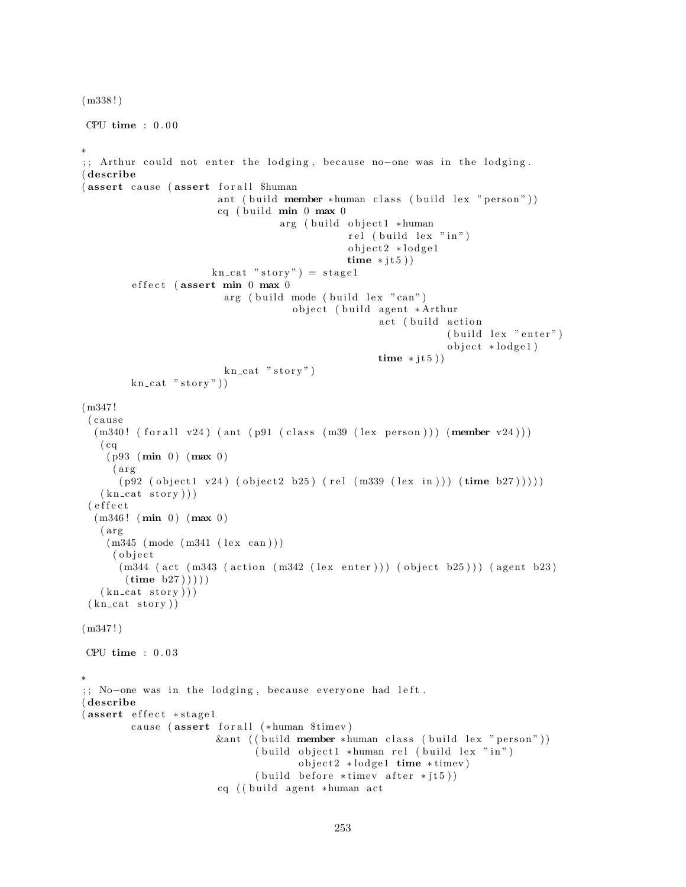```
(m338!)

 CPU time : 0.00

*
;; Arthur could not enter the lodging, because no-one was in the lodging.
(describe
(assert cause (assert forall $human
                      ant (build member *human class (build lex "person"))
                      cq (build min 0 max 0
                                arg (build object1 *human
                                           rel (build lex "in")
                                           object2 *lodge1
                                           time *jt5))
                     kn_cat "story") = stage1
        effect (assert min 0 max 0
                       arg (build mode (build lex "can")
                                  object (build agent *Arthur
                                                act (build action
                                                           (build lex "enter")
                                                           object *lodge1)
                                                time *jt5))
                       kn_cat "story")
        kn_cat "story"))

(m347!
 (cause
  (m340! (forall v24) (ant (p91 (class (m39 (lex person))) (member v24)))
   (cq
    (p93 (min 0) (max 0)
     (arg
      (p92 (object1 v24) (object2 b25) (rel (m339 (lex in))) (time b27)))))
   (kn_cat story)))
 (effect
  (m346! (min 0) (max 0)
   (arg
    (m345 (mode (m341 (lex can)))
     (object
      (m344 (act (m343 (action (m342 (lex enter))) (object b25))) (agent b23)
       (time b27)))))
   (kn_cat story)))
 (kn_cat story))

(m347!)

 CPU time : 0.03

*
;; No-one was in the lodging, because everyone had left.
(describe
(assert effect *stage1
        cause (assert forall (*human $timev)
                      &ant ((build member *human class (build lex "person"))
                            (build object1 *human rel (build lex "in")
                                   object2 *lodge1 time *timev)
                            (build before *timev after *jt5))
                      cq ((build agent *human act
```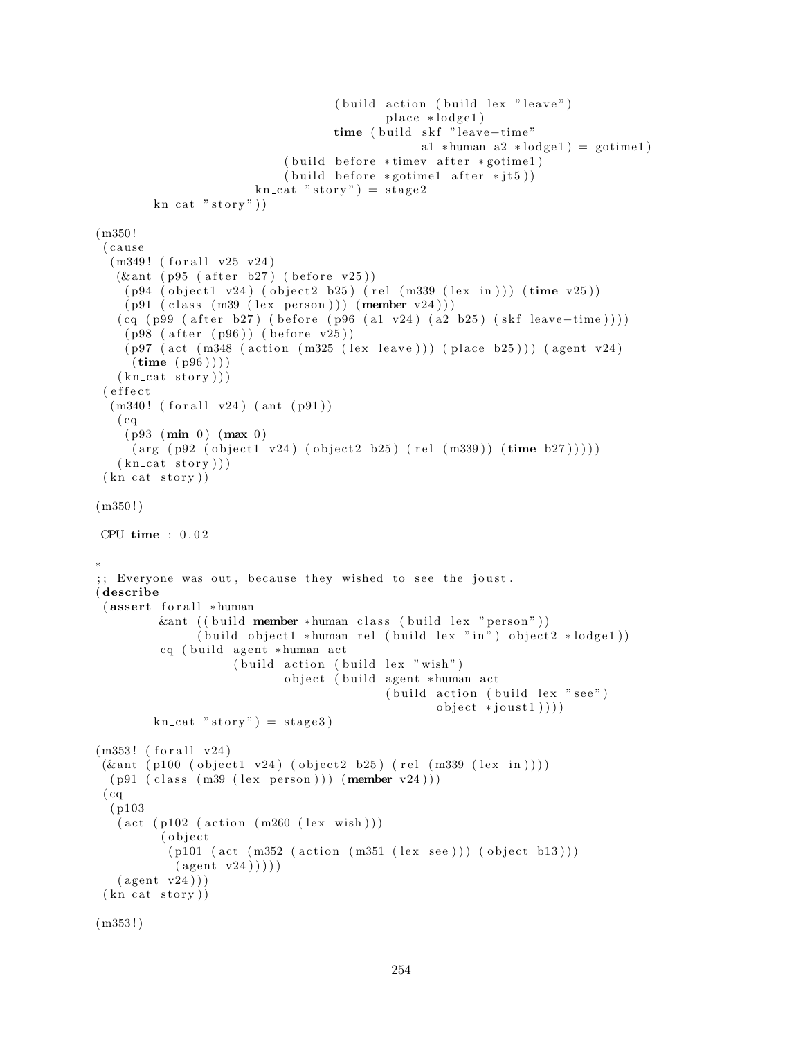```
                                (build action (build lex "leave")
                                       place *lodge1)
                                time (build skf "leave-time"
                                            a1 *human a2 *lodge1) = gotime1)
                         (build before *timev after *gotime1)
                         (build before *gotime1 after *jt5))
                    kn_cat "story") = stage2
        kn_cat "story"))

(m350!
 (cause
  (m349! (forall v25 v24)
   (&ant (p95 (after b27) (before v25))
    (p94 (object1 v24) (object2 b25) (rel (m339 (lex in))) (time v25))
    (p91 (class (m39 (lex person))) (member v24)))
   (cq (p99 (after b27) (before (p96 (a1 v24) (a2 b25) (skf leave-time))))
    (p98 (after (p96)) (before v25))
    (p97 (act (m348 (action (m325 (lex leave))) (place b25))) (agent v24)
     (time (p96))))
   (kn_cat story)))
 (effect
  (m340! (forall v24) (ant (p91))
   (cq
    (p93 (min 0) (max 0)
     (arg (p92 (object1 v24) (object2 b25) (rel (m339)) (time b27)))))
   (kn_cat story)))
 (kn_cat story))

(m350!)

 CPU time : 0.02

*
;; Everyone was out, because they wished to see the joust.
(describe
 (assert forall *human
         &ant ((build member *human class (build lex "person"))
               (build object1 *human rel (build lex "in") object2 *lodge1))
         cq (build agent *human act
                   (build action (build lex "wish")
                          object (build agent *human act
                                        (build action (build lex "see")
                                               object *joust1))))
        kn_cat "story") = stage3)

(m353! (forall v24)
 (&ant (p100 (object1 v24) (object2 b25) (rel (m339 (lex in))))
  (p91 (class (m39 (lex person))) (member v24)))
 (cq
  (p103
   (act (p102 (action (m260 (lex wish)))
         (object
          (p101 (act (m352 (action (m351 (lex see))) (object b13)))
           (agent v24)))))
   (agent v24)))
 (kn_cat story))

(m353!)
```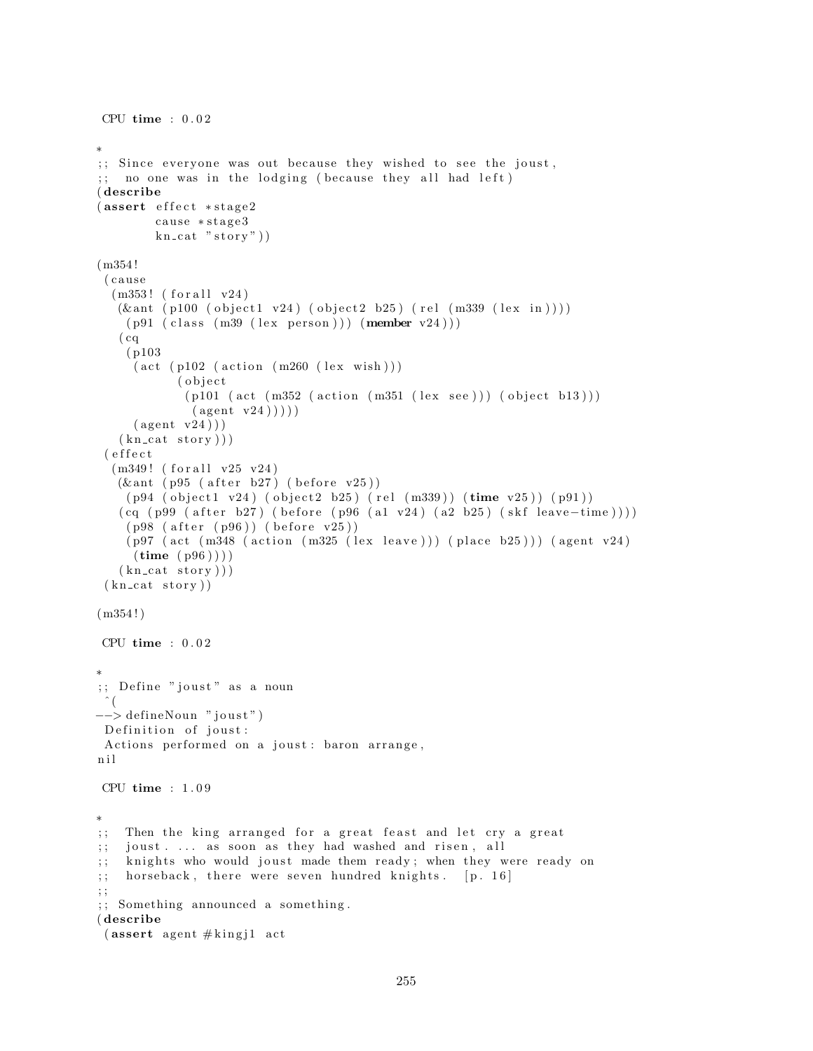```
 CPU time : 0.02

*
;; Since everyone was out because they wished to see the joust,
;;  no one was in the lodging (because they all had left)
(describe
(assert effect *stage2
        cause *stage3
        kn_cat "story"))

(m354!
 (cause
  (m353! (forall v24)
   (&ant (p100 (object1 v24) (object2 b25) (rel (m339 (lex in))))
    (p91 (class (m39 (lex person))) (member v24)))
   (cq
    (p103
     (act (p102 (action (m260 (lex wish)))
           (object
            (p101 (act (m352 (action (m351 (lex see))) (object b13)))
             (agent v24)))))
     (agent v24)))
   (kn_cat story)))
 (effect
  (m349! (forall v25 v24)
   (&ant (p95 (after b27) (before v25))
    (p94 (object1 v24) (object2 b25) (rel (m339)) (time v25)) (p91))
   (cq (p99 (after b27) (before (p96 (a1 v24) (a2 b25) (skf leave-time))))
    (p98 (after (p96)) (before v25))
    (p97 (act (m348 (action (m325 (lex leave))) (place b25))) (agent v24)
     (time (p96))))
   (kn_cat story)))
 (kn_cat story))

(m354!)

 CPU time : 0.02

*
;; Define "joust" as a noun
 ^(
--> defineNoun "joust")
 Definition of joust:
 Actions performed on a joust: baron arrange,
nil

 CPU time : 1.09

*
;;  Then the king arranged for a great feast and let cry a great
;;  joust. ... as soon as they had washed and risen, all
;;  knights who would joust made them ready; when they were ready on
;;  horseback, there were seven hundred knights.  [p. 16]
;;
;; Something announced a something.
(describe
 (assert agent #kingj1 act
```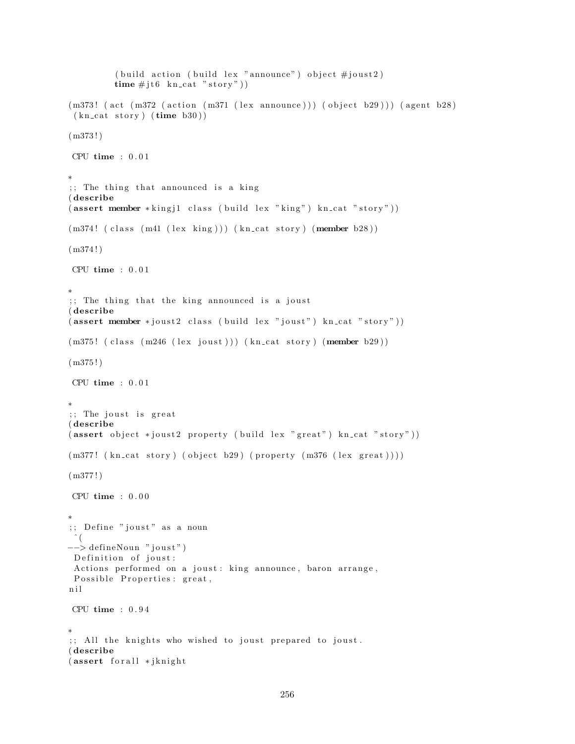```
        (build action (build lex "announce") object #joust2)
        time #jt6 kn_cat "story"))

(m373! (act (m372 (action (m371 (lex announce))) (object b29))) (agent b28)
 (kn_cat story) (time b30))

(m373!)

 CPU time : 0.01

*
;; The thing that announced is a king
(describe
(assert member *kingj1 class (build lex "king") kn_cat "story"))

(m374! (class (m41 (lex king))) (kn_cat story) (member b28))

(m374!)

 CPU time : 0.01

*
;; The thing that the king announced is a joust
(describe
(assert member *joust2 class (build lex "joust") kn_cat "story"))

(m375! (class (m246 (lex joust))) (kn_cat story) (member b29))

(m375!)

 CPU time : 0.01

*
;; The joust is great
(describe
(assert object *joust2 property (build lex "great") kn_cat "story"))

(m377! (kn_cat story) (object b29) (property (m376 (lex great))))

(m377!)

 CPU time : 0.00

*
;; Define "joust" as a noun
 ^(
--> defineNoun "joust")
 Definition of joust:
 Actions performed on a joust: king announce, baron arrange,
 Possible Properties: great,
nil

 CPU time : 0.94

*
;; All the knights who wished to joust prepared to joust.
(describe
(assert forall *jknight
```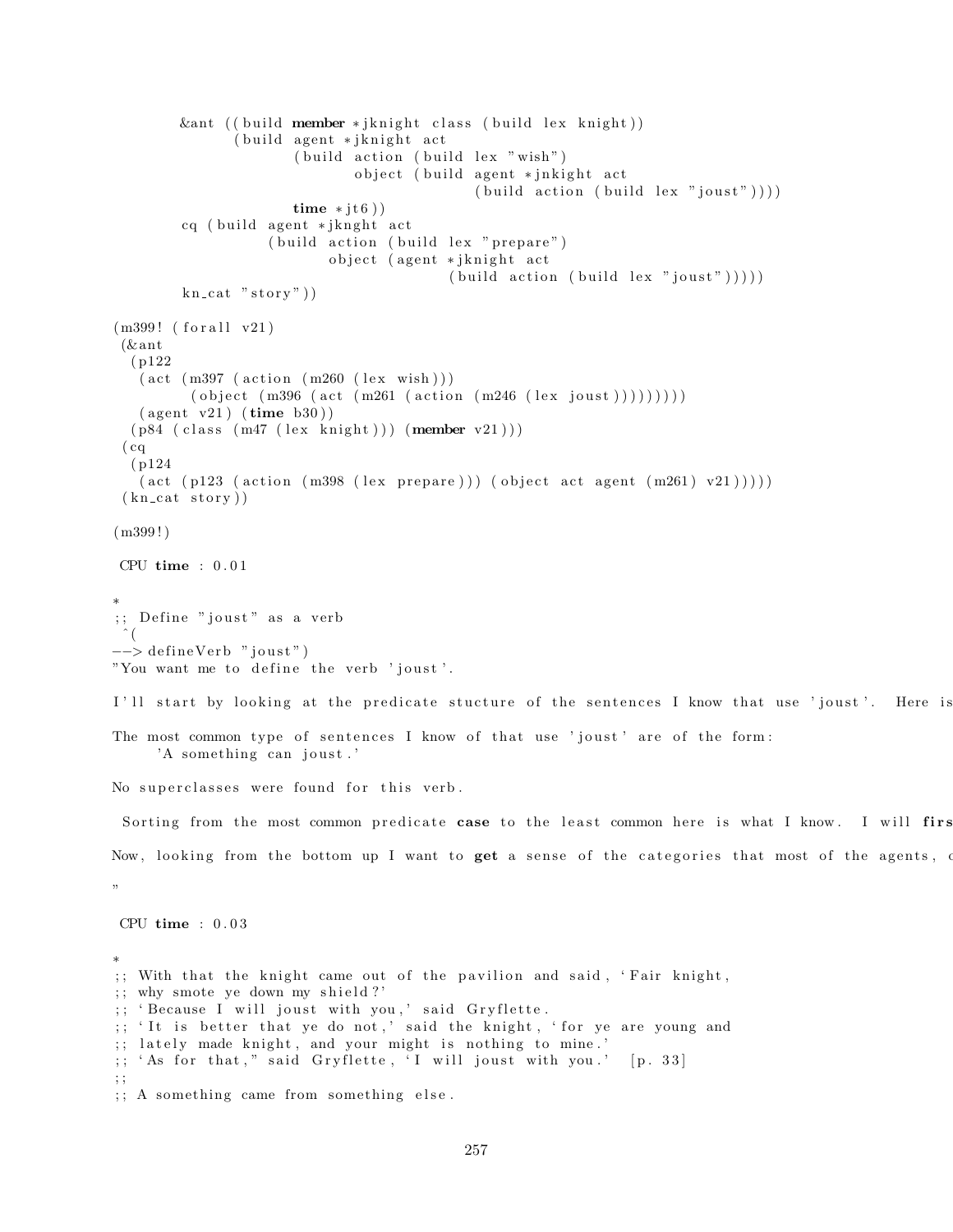```
        &ant ((build member *jknight class (build lex knight))
              (build agent *jknight act
                     (build action (build lex "wish")
                            object (build agent *jnkight act
                                          (build action (build lex "joust"))))
                     time *jt6))
        cq (build agent *jknght act
                  (build action (build lex "prepare")
                         object (agent *jknight act
                                       (build action (build lex "joust")))))
        kn_cat "story"))

(m399! (forall v21)
 (&ant
  (p122
   (act (m397 (action (m260 (lex wish)))
        (object (m396 (act (m261 (action (m246 (lex joust)))))))))
   (agent v21) (time b30))
  (p84 (class (m47 (lex knight))) (member v21)))
 (cq
  (p124
   (act (p123 (action (m398 (lex prepare))) (object act agent (m261) v21)))))
 (kn_cat story))

(m399!)

 CPU time : 0.01

*
;; Define "joust" as a verb
 ^(
--> defineVerb "joust")
"You want me to define the verb 'joust'.

I'll start by looking at the predicate stucture of the sentences I know that use 'joust'.  Here is

The most common type of sentences I know of that use 'joust' are of the form:
     'A something can joust.'

No superclasses were found for this verb.

 Sorting from the most common predicate case to the least common here is what I know.  I will firs

Now, looking from the bottom up I want to get a sense of the categories that most of the agents, c

"

 CPU time : 0.03

*
;; With that the knight came out of the pavilion and said, 'Fair knight,
;; why smote ye down my shield?'
;; 'Because I will joust with you,' said Gryflette.
;; 'It is better that ye do not,' said the knight, 'for ye are young and
;; lately made knight, and your might is nothing to mine.'
;; 'As for that," said Gryflette, 'I will joust with you.'  [p. 33]
;;
;; A something came from something else.
```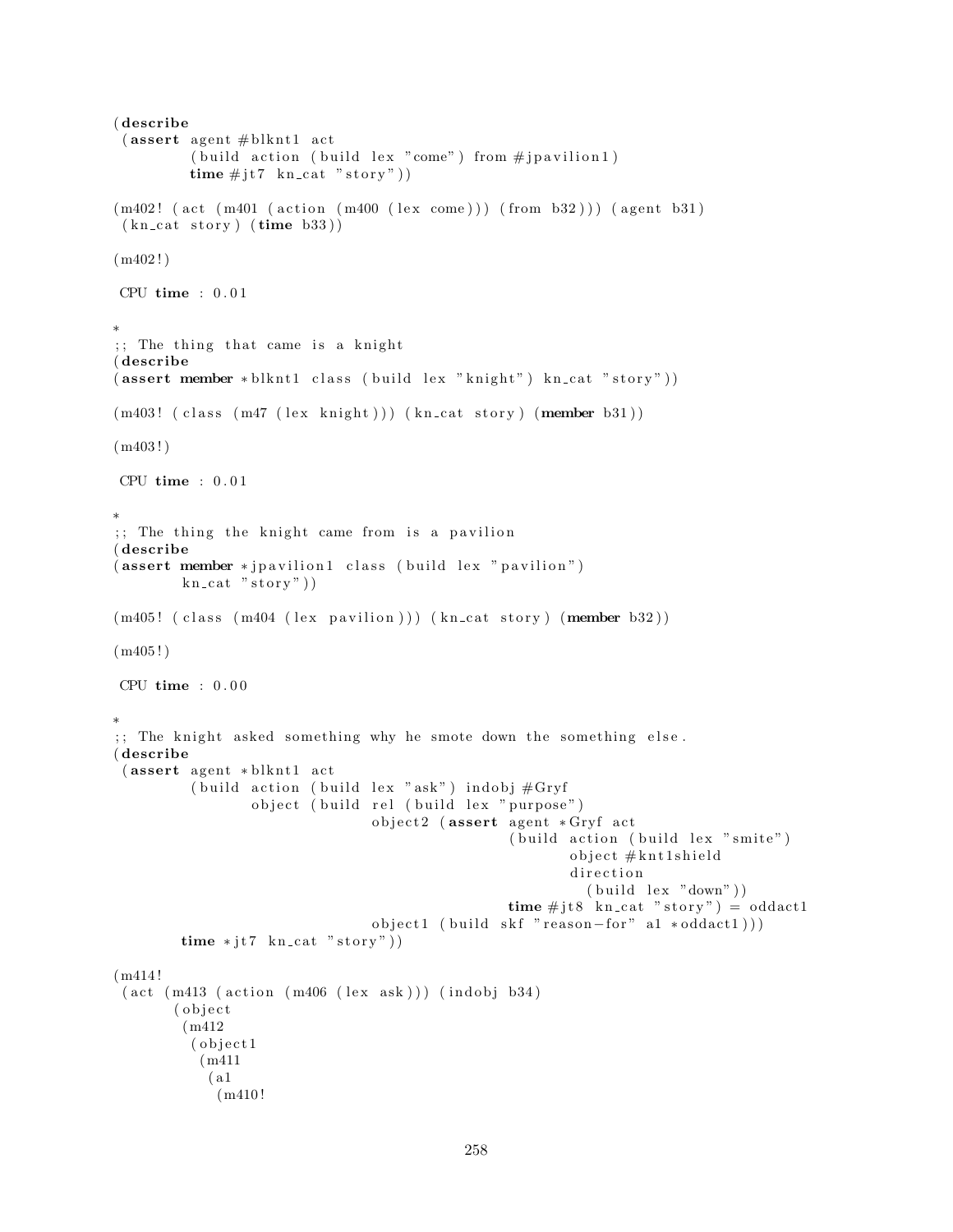```
(describe
 (assert agent #blknt1 act
         (build action (build lex "come") from #jpavilion1)
         time #jt7 kn_cat "story"))

(m402! (act (m401 (action (m400 (lex come))) (from b32))) (agent b31)
 (kn_cat story) (time b33))

(m402!)

 CPU time : 0.01

*
;; The thing that came is a knight
(describe
(assert member *blknt1 class (build lex "knight") kn_cat "story"))

(m403! (class (m47 (lex knight))) (kn_cat story) (member b31))

(m403!)

 CPU time : 0.01

*
;; The thing the knight came from is a pavilion
(describe
(assert member *jpavilion1 class (build lex "pavilion")
        kn_cat "story"))

(m405! (class (m404 (lex pavilion))) (kn_cat story) (member b32))

(m405!)

 CPU time : 0.00

*
;; The knight asked something why he smote down the something else.
(describe
 (assert agent *blknt1 act
         (build action (build lex "ask") indobj #Gryf
                object (build rel (build lex "purpose")
                              object2 (assert agent *Gryf act
                                              (build action (build lex "smite")
                                                     object #knt1shield
                                                     direction
                                                       (build lex "down"))
                                              time #jt8 kn_cat "story") = oddact1
                              object1 (build skf "reason-for" a1 *oddact1)))
        time *jt7 kn_cat "story"))

(m414!
 (act (m413 (action (m406 (lex ask))) (indobj b34)
       (object
        (m412
         (object1
          (m411
           (a1
            (m410!
```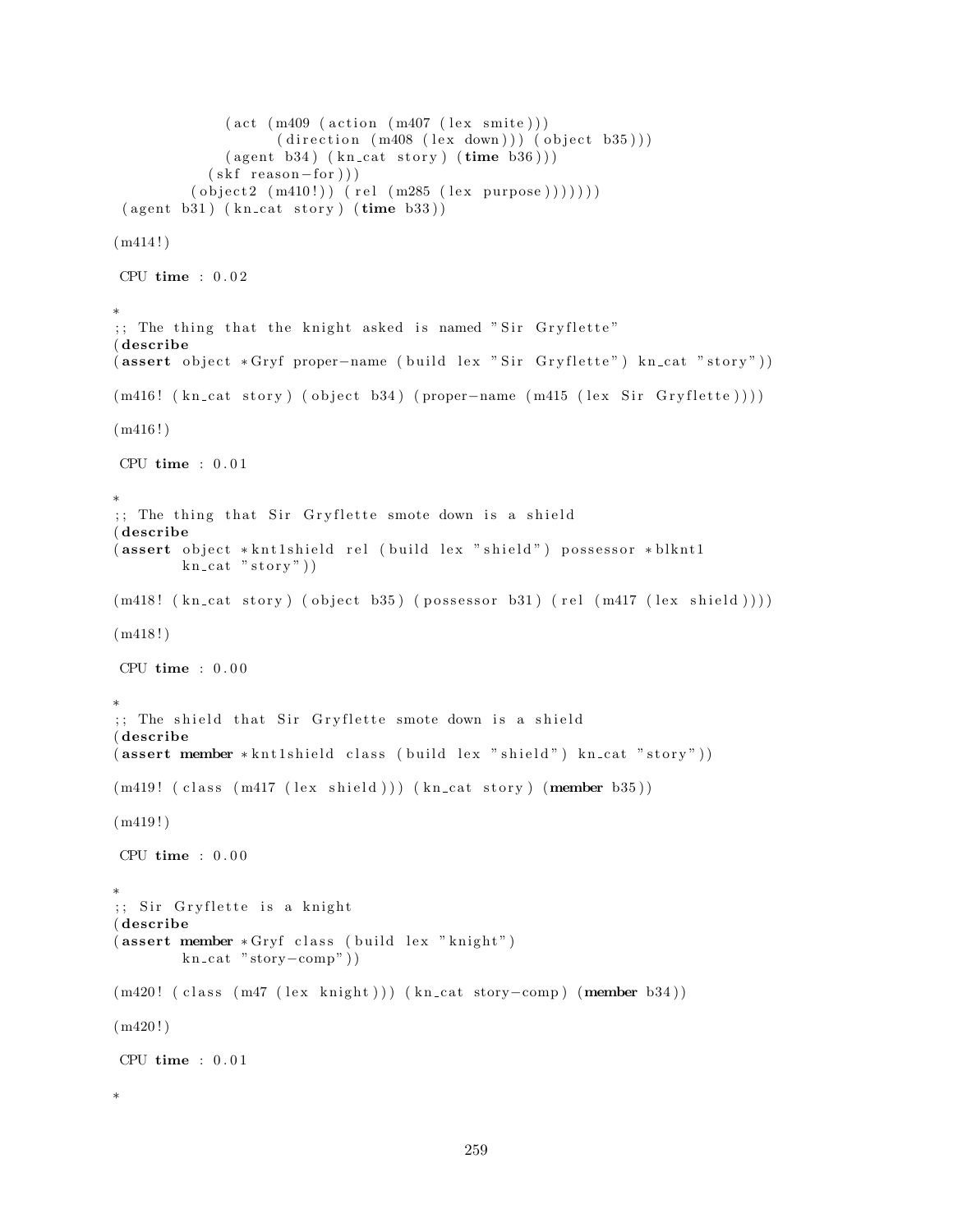```
            (act (m409 (action (m407 (lex smite)))
                      (direction (m408 (lex down))) (object b35)))
            (agent b34) (kn_cat story) (time b36)))
          (skf reason-for)))
        (object2 (m410!)) (rel (m285 (lex purpose)))))))
 (agent b31) (kn_cat story) (time b33))

(m414!)

 CPU time : 0.02

*
;; The thing that the knight asked is named "Sir Gryflette"
(describe
(assert object *Gryf proper-name (build lex "Sir Gryflette") kn_cat "story"))

(m416! (kn_cat story) (object b34) (proper-name (m415 (lex Sir Gryflette))))

(m416!)

 CPU time : 0.01

*
;; The thing that Sir Gryflette smote down is a shield
(describe
(assert object *knt1shield rel (build lex "shield") possessor *blknt1
        kn_cat "story"))

(m418! (kn_cat story) (object b35) (possessor b31) (rel (m417 (lex shield))))

(m418!)

 CPU time : 0.00

*
;; The shield that Sir Gryflette smote down is a shield
(describe
(assert member *knt1shield class (build lex "shield") kn_cat "story"))

(m419! (class (m417 (lex shield))) (kn_cat story) (member b35))

(m419!)

 CPU time : 0.00

*
;; Sir Gryflette is a knight
(describe
(assert member *Gryf class (build lex "knight")
        kn_cat "story-comp"))

(m420! (class (m47 (lex knight))) (kn_cat story-comp) (member b34))

(m420!)

 CPU time : 0.01

*
```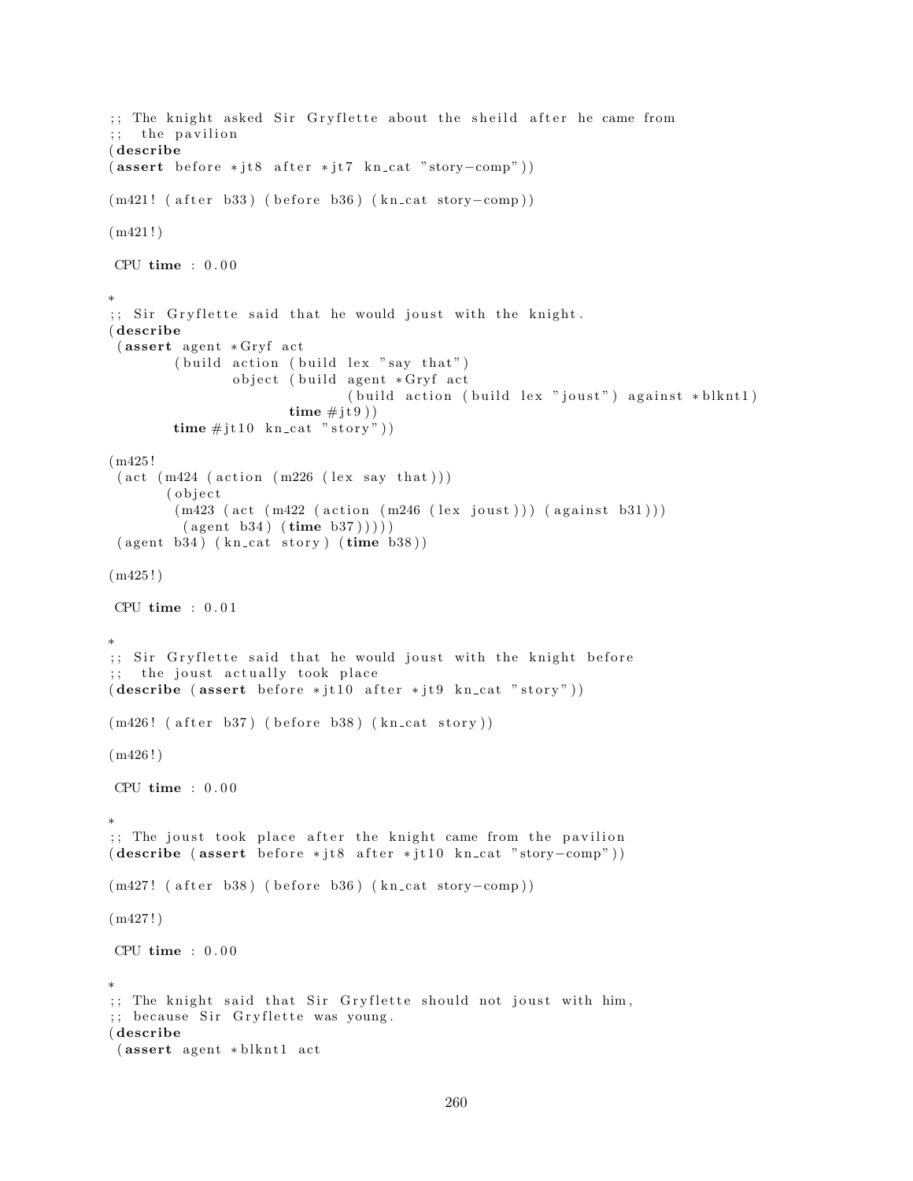```
;; The knight asked Sir Gryflette about the sheild after he came from
;;  the pavilion
(describe
(assert before *jt8 after *jt7 kn_cat "story-comp"))

(m421! (after b33) (before b36) (kn_cat story-comp))

(m421!)

 CPU time : 0.00

*
;; Sir Gryflette said that he would joust with the knight.
(describe
 (assert agent *Gryf act
        (build action (build lex "say that")
               object (build agent *Gryf act
                             (build action (build lex "joust") against *blknt1)
                        time #jt9))
        time #jt10 kn_cat "story"))

(m425!
 (act (m424 (action (m226 (lex say that)))
       (object
        (m423 (act (m422 (action (m246 (lex joust))) (against b31)))
         (agent b34) (time b37)))))
 (agent b34) (kn_cat story) (time b38))

(m425!)

 CPU time : 0.01

*
;; Sir Gryflette said that he would joust with the knight before
;;  the joust actually took place
(describe (assert before *jt10 after *jt9 kn_cat "story"))

(m426! (after b37) (before b38) (kn_cat story))

(m426!)

 CPU time : 0.00

*
;; The joust took place after the knight came from the pavilion
(describe (assert before *jt8 after *jt10 kn_cat "story-comp"))

(m427! (after b38) (before b36) (kn_cat story-comp))

(m427!)

 CPU time : 0.00

*
;; The knight said that Sir Gryflette should not joust with him,
;; because Sir Gryflette was young.
(describe
 (assert agent *blknt1 act
```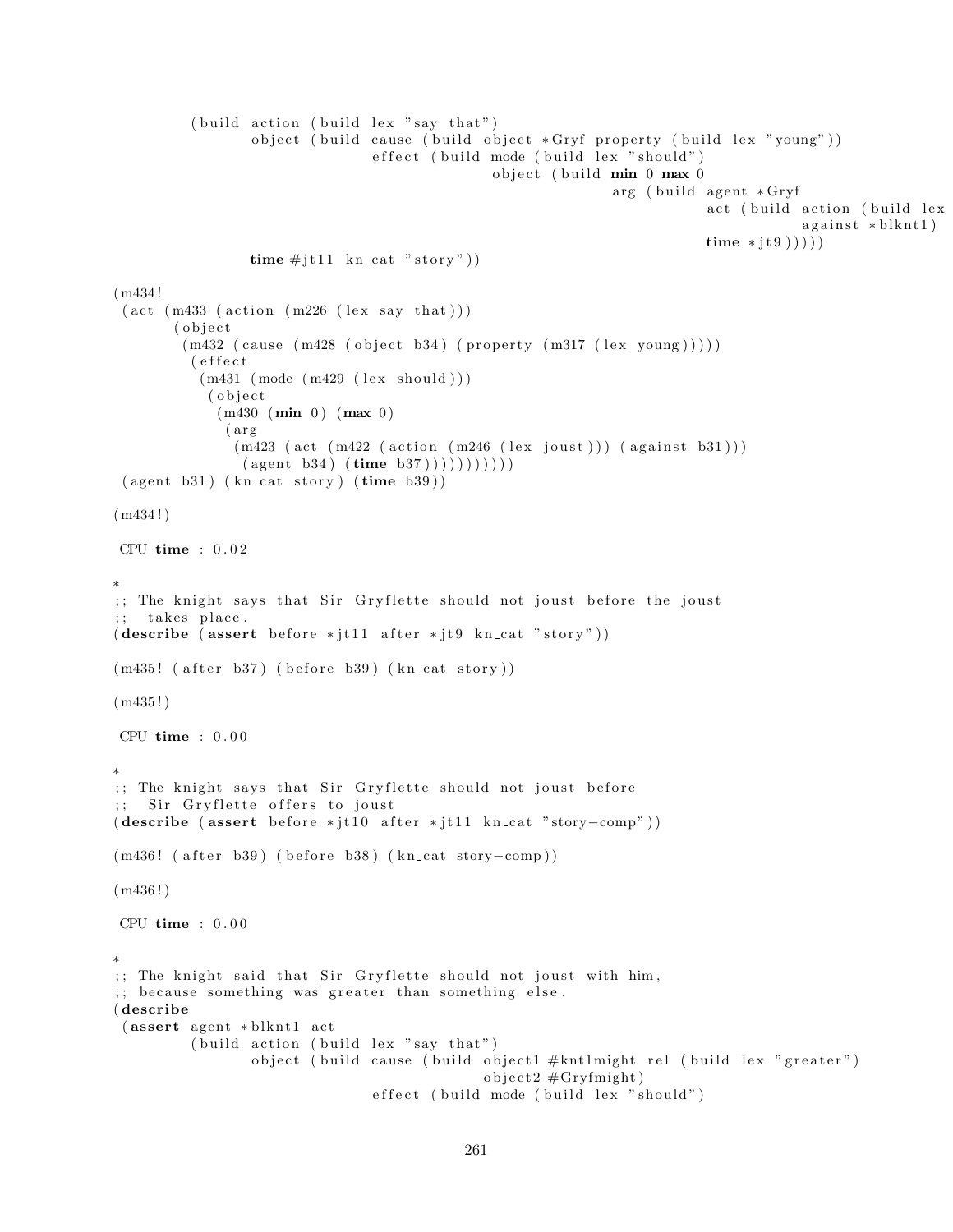```
        (build action (build lex "say that")
               object (build cause (build object *Gryf property (build lex "young"))
                             effect (build mode (build lex "should")
                                           object (build min 0 max 0
                                                         arg (build agent *Gryf
                                                                    act (build action (build lex
                                                                              against *blknt1)
                                                                    time *jt9)))))
               time #jt11 kn_cat "story"))

(m434!
 (act (m433 (action (m226 (lex say that)))
      (object
       (m432 (cause (m428 (object b34) (property (m317 (lex young)))))
        (effect
         (m431 (mode (m429 (lex should)))
          (object
           (m430 (min 0) (max 0)
            (arg
             (m423 (act (m422 (action (m246 (lex joust))) (against b31)))
              (agent b34) (time b37))))))))))
 (agent b31) (kn_cat story) (time b39))

(m434!)

 CPU time : 0.02

*
;; The knight says that Sir Gryflette should not joust before the joust
;;  takes place.
(describe (assert before *jt11 after *jt9 kn_cat "story"))

(m435! (after b37) (before b39) (kn_cat story))

(m435!)

 CPU time : 0.00

*
;; The knight says that Sir Gryflette should not joust before
;;  Sir Gryflette offers to joust
(describe (assert before *jt10 after *jt11 kn_cat "story-comp"))

(m436! (after b39) (before b38) (kn_cat story-comp))

(m436!)

 CPU time : 0.00

*
;; The knight said that Sir Gryflette should not joust with him,
;; because something was greater than something else.
(describe
 (assert agent *blknt1 act
        (build action (build lex "say that")
               object (build cause (build object1 #knt1might rel (build lex "greater")
                                          object2 #Gryfmight)
                             effect (build mode (build lex "should")
```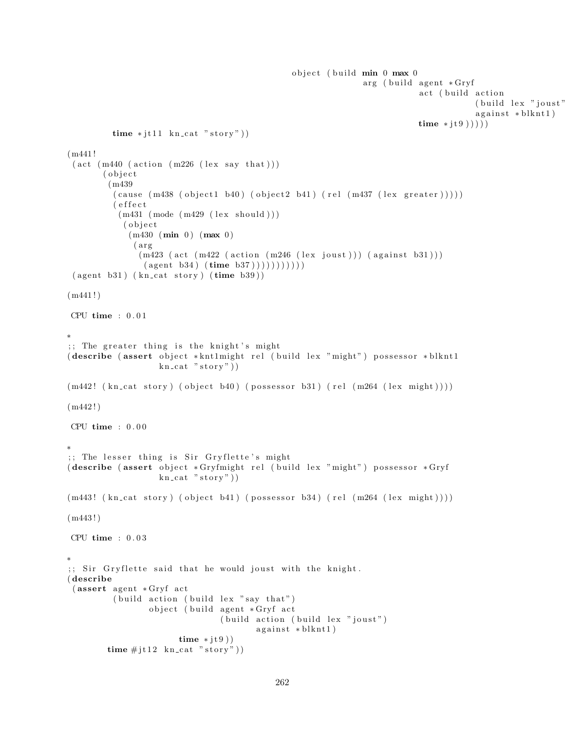```
                                                  object (build min 0 max 0
                                                          arg (build agent *Gryf
                                                                  act (build action
                                                                          (build lex "joust"
                                                                          against *blknt1)
                                                                  time *jt9)))))
        time *jt11 kn_cat "story"))

(m441!
 (act (m440 (action (m226 (lex say that)))
       (object
        (m439
         (cause (m438 (object1 b40) (object2 b41) (rel (m437 (lex greater)))))
         (effect
          (m431 (mode (m429 (lex should)))
           (object
            (m430 (min 0) (max 0)
             (arg
              (m423 (act (m422 (action (m246 (lex joust))) (against b31)))
               (agent b34) (time b37)))))))))))
 (agent b31) (kn_cat story) (time b39))

(m441!)

 CPU time : 0.01

*
;; The greater thing is the knight's might
(describe (assert object *knt1might rel (build lex "might") possessor *blknt1
                  kn_cat "story"))

(m442! (kn_cat story) (object b40) (possessor b31) (rel (m264 (lex might))))

(m442!)

 CPU time : 0.00

*
;; The lesser thing is Sir Gryflette's might
(describe (assert object *Gryfmight rel (build lex "might") possessor *Gryf
                  kn_cat "story"))

(m443! (kn_cat story) (object b41) (possessor b34) (rel (m264 (lex might))))

(m443!)

 CPU time : 0.03

*
;; Sir Gryflette said that he would joust with the knight.
(describe
 (assert agent *Gryf act
         (build action (build lex "say that")
                object (build agent *Gryf act
                              (build action (build lex "joust")
                                     against *blknt1)
                         time *jt9))
        time #jt12 kn_cat "story"))
```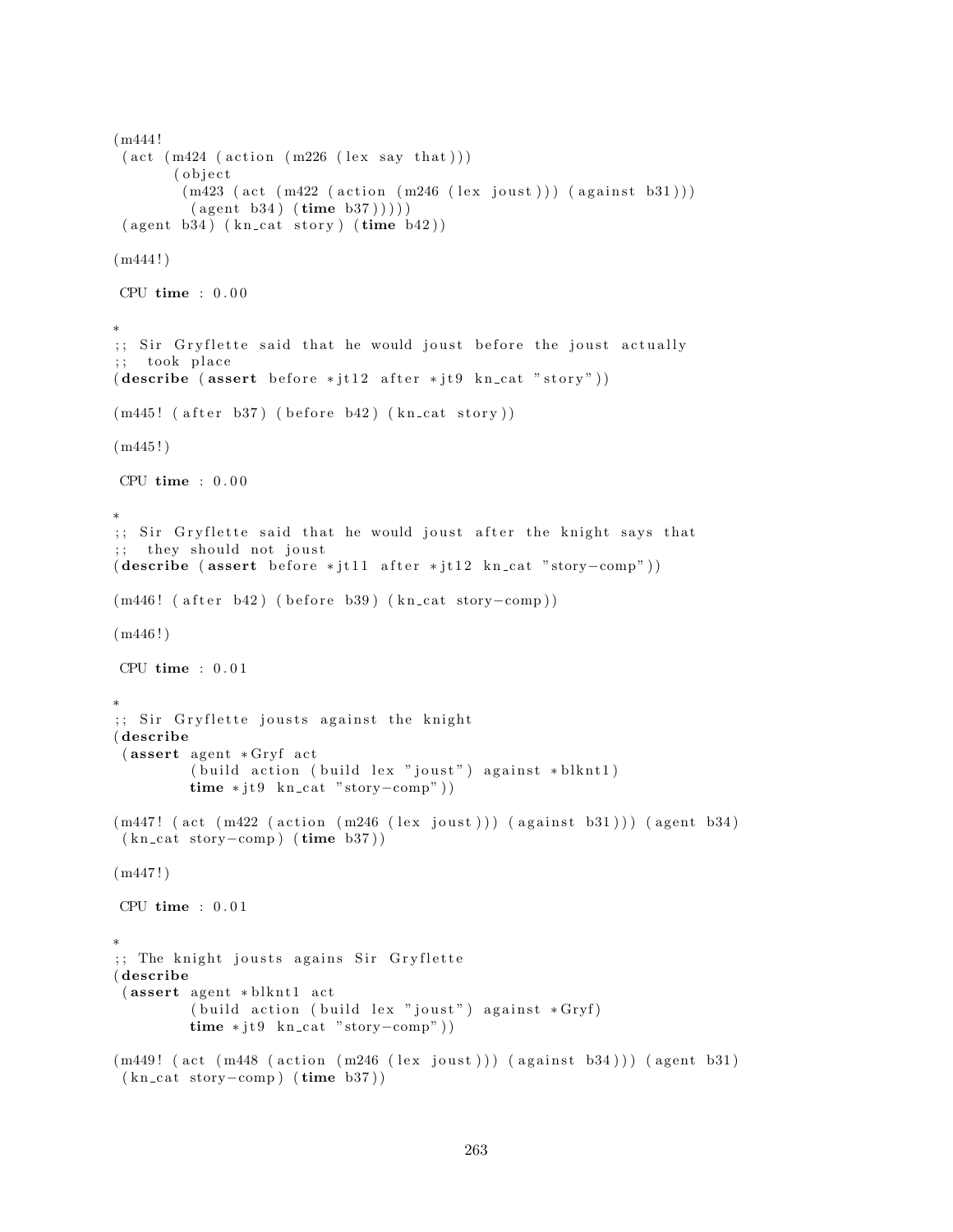```
(m444!
 (act (m424 (action (m226 (lex say that)))
       (object
        (m423 (act (m422 (action (m246 (lex joust))) (against b31)))
         (agent b34) (time b37)))))
 (agent b34) (kn_cat story) (time b42))

(m444!)

 CPU time : 0.00

*
;; Sir Gryflette said that he would joust before the joust actually
;;  took place
(describe (assert before *jt12 after *jt9 kn_cat "story"))

(m445! (after b37) (before b42) (kn_cat story))

(m445!)

 CPU time : 0.00

*
;; Sir Gryflette said that he would joust after the knight says that
;;  they should not joust
(describe (assert before *jt11 after *jt12 kn_cat "story-comp"))

(m446! (after b42) (before b39) (kn_cat story-comp))

(m446!)

 CPU time : 0.01

*
;; Sir Gryflette jousts against the knight
(describe
 (assert agent *Gryf act
         (build action (build lex "joust") against *blknt1)
         time *jt9 kn_cat "story-comp"))

(m447! (act (m422 (action (m246 (lex joust))) (against b31))) (agent b34)
 (kn_cat story-comp) (time b37))

(m447!)

 CPU time : 0.01

*
;; The knight jousts agains Sir Gryflette
(describe
 (assert agent *blknt1 act
         (build action (build lex "joust") against *Gryf)
         time *jt9 kn_cat "story-comp"))

(m449! (act (m448 (action (m246 (lex joust))) (against b34))) (agent b31)
 (kn_cat story-comp) (time b37))
```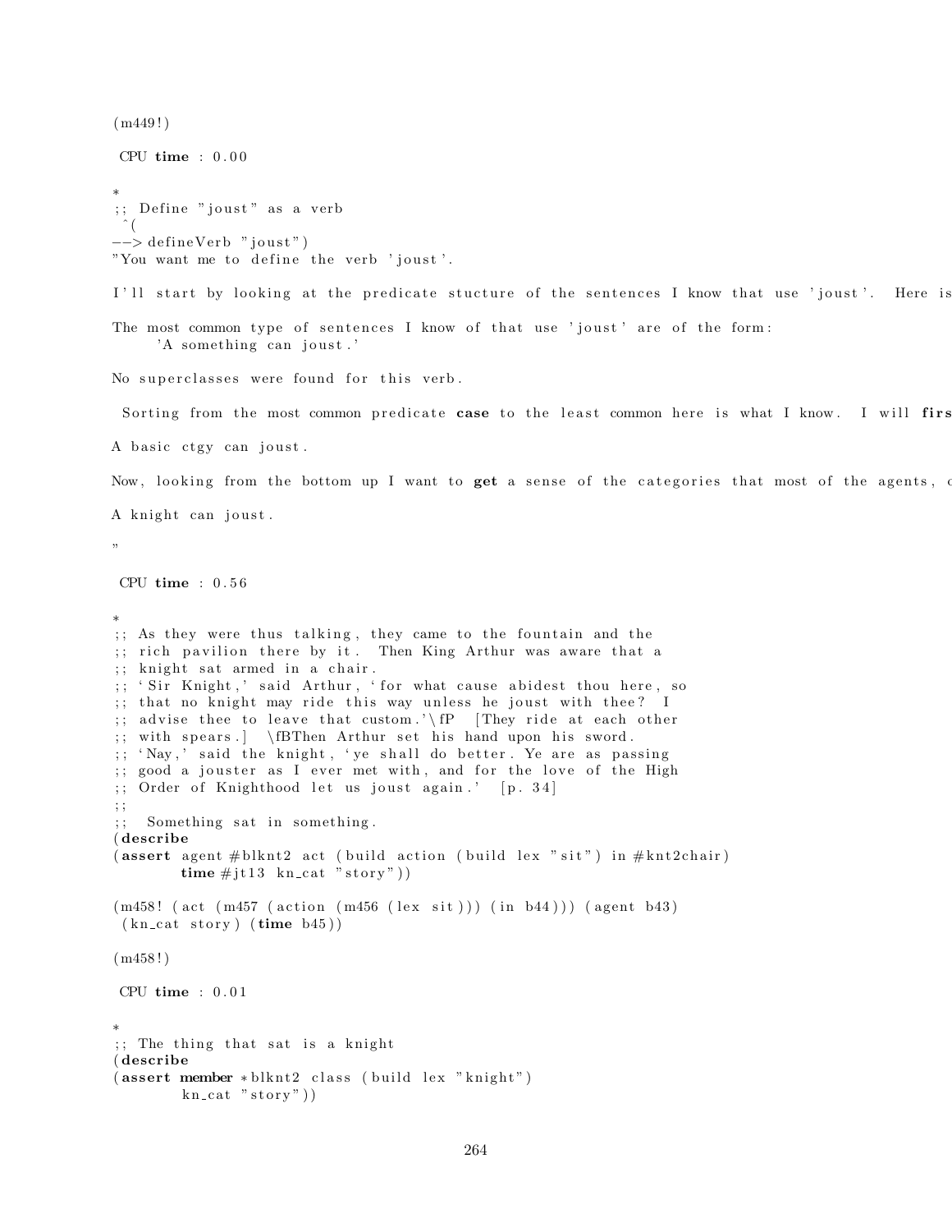```
(m449!)

 CPU time : 0.00

*
;; Define "joust" as a verb
 ^(
--> defineVerb "joust")
"You want me to define the verb 'joust'.

I'll start by looking at the predicate stucture of the sentences I know that use 'joust'.  Here is

The most common type of sentences I know of that use 'joust' are of the form:
     'A something can joust.'

No superclasses were found for this verb.

 Sorting from the most common predicate case to the least common here is what I know.  I will firs

A basic ctgy can joust.

Now, looking from the bottom up I want to get a sense of the categories that most of the agents, c

A knight can joust.

"

 CPU time : 0.56

*
;; As they were thus talking, they came to the fountain and the
;; rich pavilion there by it.  Then King Arthur was aware that a
;; knight sat armed in a chair.
;; 'Sir Knight,' said Arthur, 'for what cause abidest thou here, so
;; that no knight may ride this way unless he joust with thee?  I
;; advise thee to leave that custom.'\fP  [They ride at each other
;; with spears.]  \fBThen Arthur set his hand upon his sword.
;; 'Nay,' said the knight, 'ye shall do better. Ye are as passing
;; good a jouster as I ever met with, and for the love of the High
;; Order of Knighthood let us joust again.'  [p. 34]
;;
;;  Something sat in something.
(describe
(assert agent #blknt2 act (build action (build lex "sit") in #knt2chair)
        time #jt13 kn_cat "story"))

(m458! (act (m457 (action (m456 (lex sit))) (in b44))) (agent b43)
 (kn_cat story) (time b45))

(m458!)

 CPU time : 0.01

*
;; The thing that sat is a knight
(describe
(assert member *blknt2 class (build lex "knight")
        kn_cat "story"))
```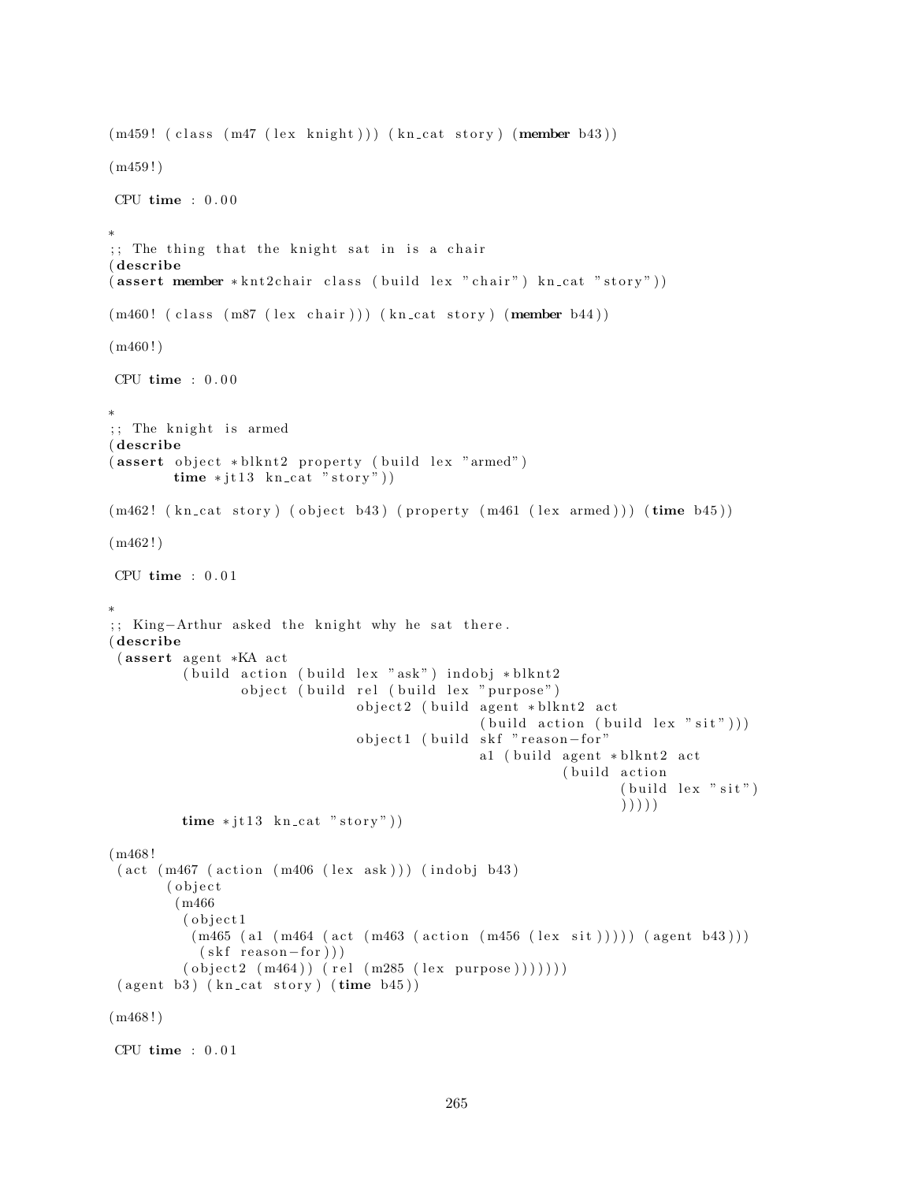```
(m459! (class (m47 (lex knight))) (kn_cat story) (member b43))

(m459!)

 CPU time : 0.00

*
;; The thing that the knight sat in is a chair
(describe
(assert member *knt2chair class (build lex "chair") kn_cat "story"))

(m460! (class (m87 (lex chair))) (kn_cat story) (member b44))

(m460!)

 CPU time : 0.00

*
;; The knight is armed
(describe
(assert object *blknt2 property (build lex "armed")
        time *jt13 kn_cat "story"))

(m462! (kn_cat story) (object b43) (property (m461 (lex armed))) (time b45))

(m462!)

 CPU time : 0.01

*
;; King-Arthur asked the knight why he sat there.
(describe
 (assert agent *KA act
         (build action (build lex "ask") indobj *blknt2
                object (build rel (build lex "purpose")
                              object2 (build agent *blknt2 act
                                             (build action (build lex "sit")))
                              object1 (build skf "reason-for"
                                             a1 (build agent *blknt2 act
                                                       (build action
                                                              (build lex "sit")
                                                              )))))
         time *jt13 kn_cat "story"))

(m468!
 (act (m467 (action (m406 (lex ask))) (indobj b43)
       (object
        (m466
         (object1
          (m465 (a1 (m464 (act (m463 (action (m456 (lex sit))))) (agent b43)))
           (skf reason-for)))
         (object2 (m464)) (rel (m285 (lex purpose)))))))
 (agent b3) (kn_cat story) (time b45))

(m468!)

 CPU time : 0.01
```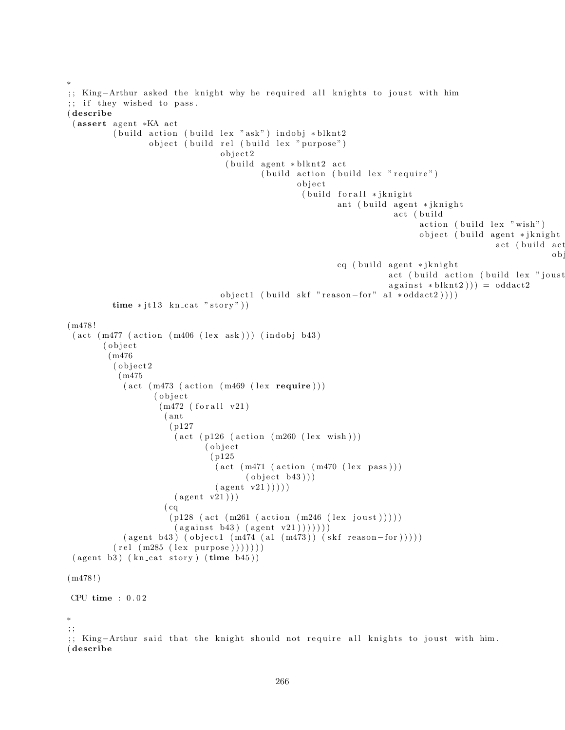```
*
;; King-Arthur asked the knight why he required all knights to joust with him
;; if they wished to pass.
(describe
 (assert agent *KA act
         (build action (build lex "ask") indobj *blknt2
                object (build rel (build lex "purpose")
                              object2
                               (build agent *blknt2 act
                                      (build action (build lex "require")
                                             object
                                              (build forall *jknight
                                                     ant (build agent *jknight
                                                                act (build
                                                                     action (build lex "wish")
                                                                     object (build agent *jknight
                                                                                   act (build act
                                                                                              obj
                                                     cq (build agent *jknight
                                                               act (build action (build lex "joust
                                                               against *blknt2))) = oddact2
                              object1 (build skf "reason-for" a1 *oddact2))))
         time *jt13 kn_cat "story"))

(m478!
 (act (m477 (action (m406 (lex ask))) (indobj b43)
       (object
        (m476
         (object2
          (m475
           (act (m473 (action (m469 (lex require)))
                 (object
                  (m472 (forall v21)
                   (ant
                    (p127
                     (act (p126 (action (m260 (lex wish)))
                           (object
                            (p125
                             (act (m471 (action (m470 (lex pass)))
                                   (object b43)))
                             (agent v21)))))
                     (agent v21)))
                   (cq
                    (p128 (act (m261 (action (m246 (lex joust)))))
                     (against b43) (agent v21)))))))
           (agent b43) (object1 (m474 (a1 (m473)) (skf reason-for)))))
         (rel (m285 (lex purpose)))))))
 (agent b3) (kn_cat story) (time b45))

(m478!)

 CPU time : 0.02

*
;;
;; King-Arthur said that the knight should not require all knights to joust with him.
(describe
```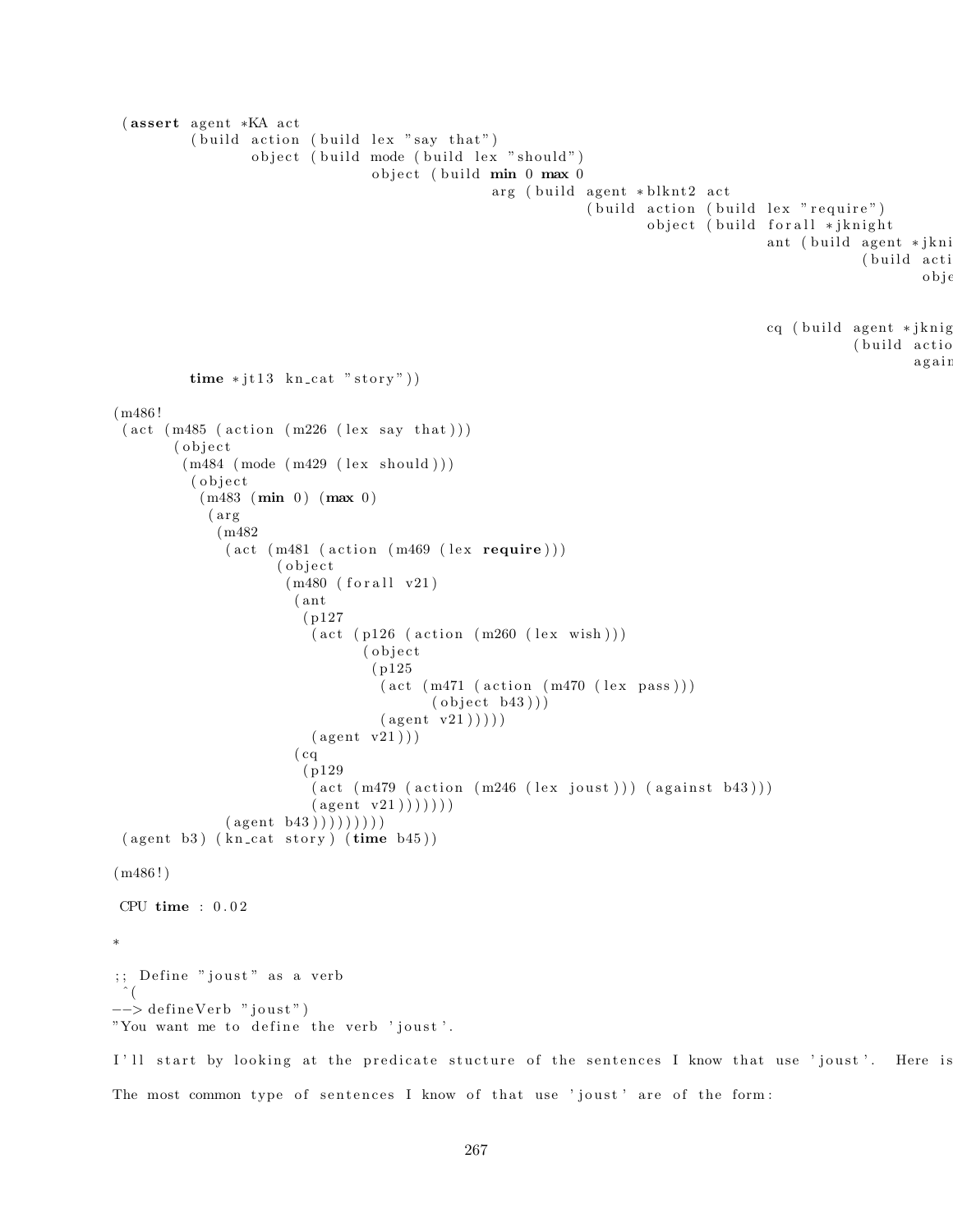```
 (assert agent *KA act
         (build action (build lex "say that")
                object (build mode (build lex "should")
                              object (build min 0 max 0
                                            arg (build agent *blknt2 act
                                                       (build action (build lex "require")
                                                              object (build forall *jknight
                                                                            ant (build agent *jkni
                                                                                       (build acti
                                                                                              obje


                                                                            cq (build agent *jknig
                                                                                      (build actio
                                                                                             again
         time *jt13 kn_cat "story"))

(m486!
 (act (m485 (action (m226 (lex say that)))
       (object
        (m484 (mode (m429 (lex should)))
         (object
          (m483 (min 0) (max 0)
           (arg
            (m482
             (act (m481 (action (m469 (lex require)))
                   (object
                    (m480 (forall v21)
                     (ant
                      (p127
                       (act (p126 (action (m260 (lex wish)))
                             (object
                              (p125
                               (act (m471 (action (m470 (lex pass)))
                                     (object b43)))
                               (agent v21)))))
                       (agent v21)))
                     (cq
                      (p129
                       (act (m479 (action (m246 (lex joust))) (against b43)))
                       (agent v21)))))))
             (agent b43)))))))))
 (agent b3) (kn_cat story) (time b45))

(m486!)

 CPU time : 0.02

*

;; Define "joust" as a verb
 ^(
--> defineVerb "joust")
"You want me to define the verb 'joust'.

I'll start by looking at the predicate stucture of the sentences I know that use 'joust'.  Here is

The most common type of sentences I know of that use 'joust' are of the form:
```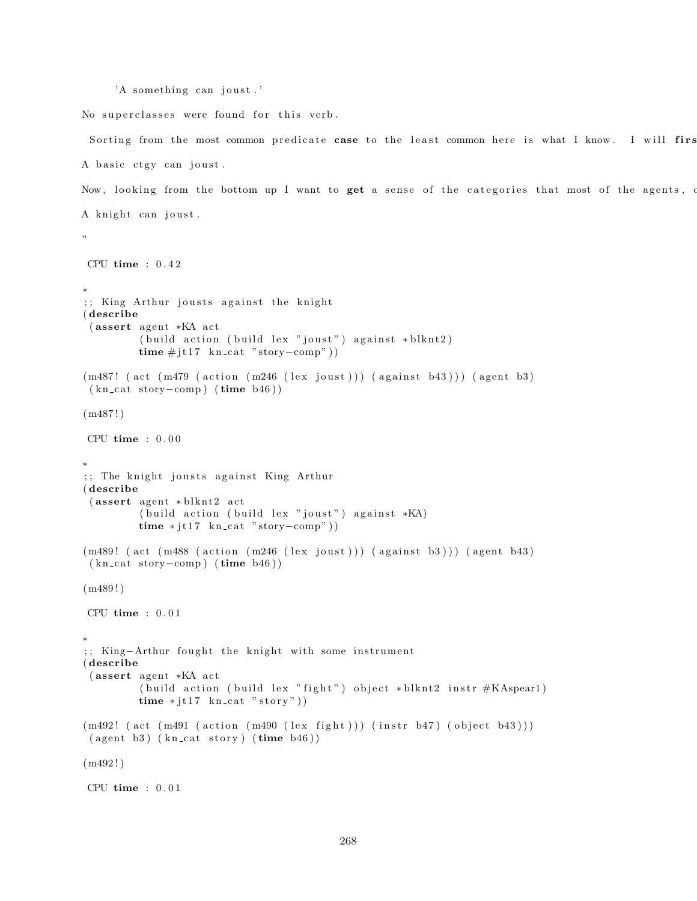```
     'A something can joust.'

No superclasses were found for this verb.

 Sorting from the most common predicate case to the least common here is what I know.  I will firs

A basic ctgy can joust.

Now, looking from the bottom up I want to get a sense of the categories that most of the agents, c

A knight can joust.

"

 CPU time : 0.42

*
;; King Arthur jousts against the knight
(describe
 (assert agent *KA act
         (build action (build lex "joust") against *blknt2)
         time #jt17 kn_cat "story-comp"))

(m487! (act (m479 (action (m246 (lex joust))) (against b43))) (agent b3)
 (kn_cat story-comp) (time b46))

(m487!)

 CPU time : 0.00

*
;; The knight jousts against King Arthur
(describe
 (assert agent *blknt2 act
         (build action (build lex "joust") against *KA)
         time *jt17 kn_cat "story-comp"))

(m489! (act (m488 (action (m246 (lex joust))) (against b3))) (agent b43)
 (kn_cat story-comp) (time b46))

(m489!)

 CPU time : 0.01

*
;; King-Arthur fought the knight with some instrument
(describe
 (assert agent *KA act
         (build action (build lex "fight") object *blknt2 instr #KAspear1)
         time *jt17 kn_cat "story"))

(m492! (act (m491 (action (m490 (lex fight))) (instr b47) (object b43)))
 (agent b3) (kn_cat story) (time b46))

(m492!)

 CPU time : 0.01
```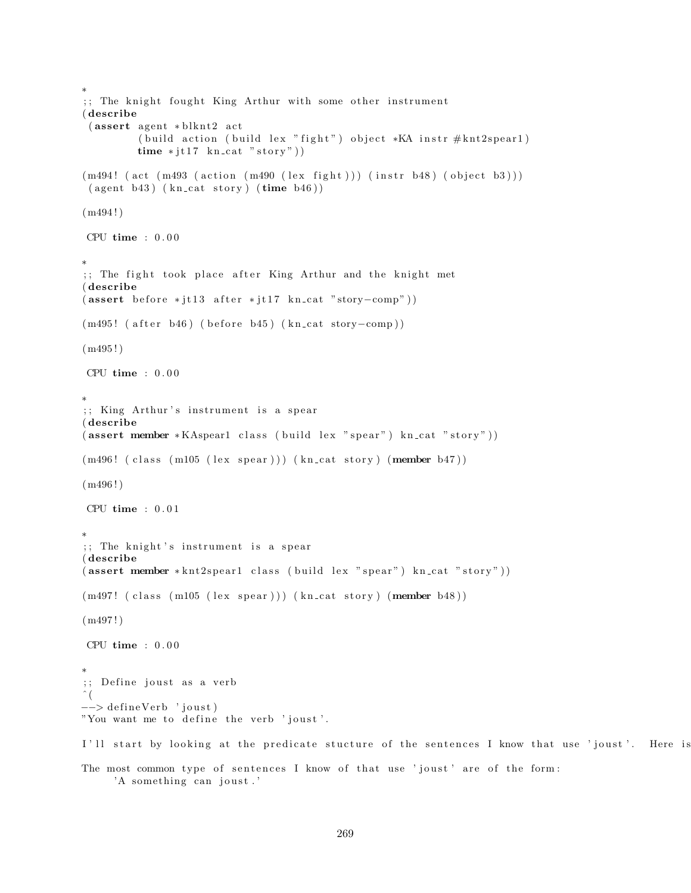```
*
;; The knight fought King Arthur with some other instrument
(describe
 (assert agent *blknt2 act
         (build action (build lex "fight") object *KA instr #knt2spear1)
         time *jt17 kn_cat "story"))

(m494! (act (m493 (action (m490 (lex fight))) (instr b48) (object b3)))
 (agent b43) (kn_cat story) (time b46))

(m494!)

 CPU time : 0.00

*
;; The fight took place after King Arthur and the knight met
(describe
(assert before *jt13 after *jt17 kn_cat "story-comp"))

(m495! (after b46) (before b45) (kn_cat story-comp))

(m495!)

 CPU time : 0.00

*
;; King Arthur's instrument is a spear
(describe
(assert member *KAspear1 class (build lex "spear") kn_cat "story"))

(m496! (class (m105 (lex spear))) (kn_cat story) (member b47))

(m496!)

 CPU time : 0.01

*
;; The knight's instrument is a spear
(describe
(assert member *knt2spear1 class (build lex "spear") kn_cat "story"))

(m497! (class (m105 (lex spear))) (kn_cat story) (member b48))

(m497!)

 CPU time : 0.00

*
;; Define joust as a verb
^(
--> defineVerb 'joust)
"You want me to define the verb 'joust'.

I'll start by looking at the predicate stucture of the sentences I know that use 'joust'.  Here is

The most common type of sentences I know of that use 'joust' are of the form:
     'A something can joust.'
```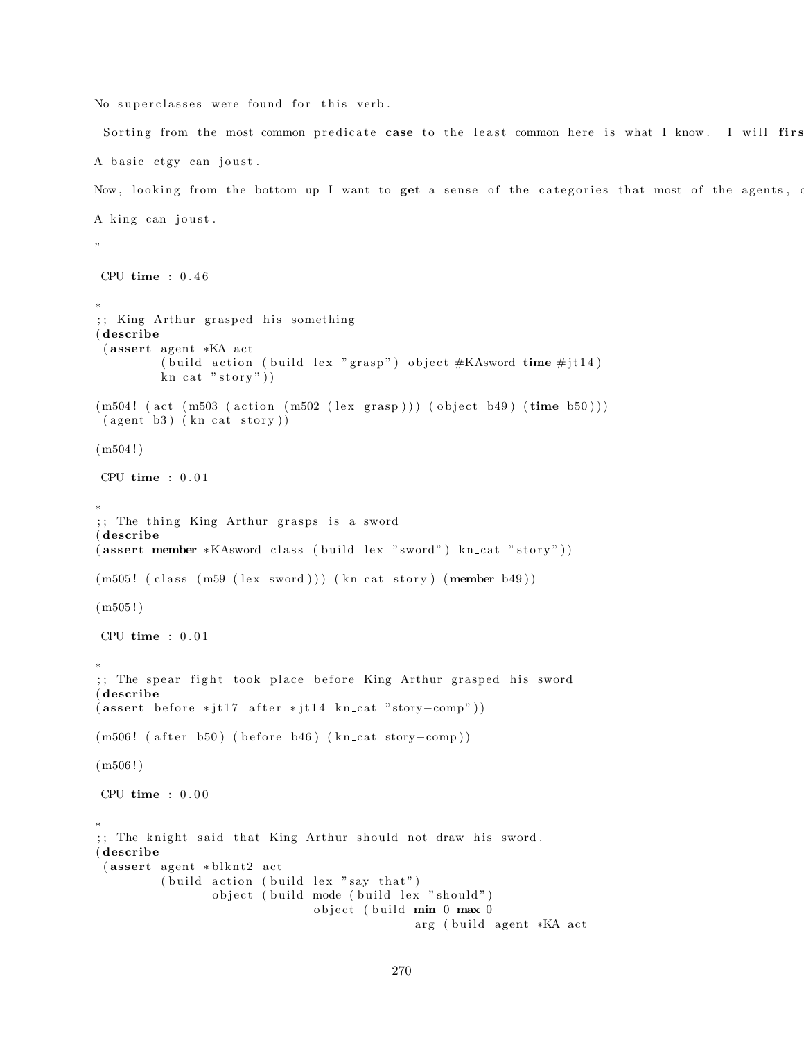```
No superclasses were found for this verb.

 Sorting from the most common predicate case to the least common here is what I know.  I will firs

A basic ctgy can joust.

Now, looking from the bottom up I want to get a sense of the categories that most of the agents, c

A king can joust.

"

 CPU time : 0.46

*
;; King Arthur grasped his something
(describe
 (assert agent *KA act
         (build action (build lex "grasp") object #KAsword time #jt14)
         kn_cat "story"))

(m504! (act (m503 (action (m502 (lex grasp))) (object b49) (time b50)))
 (agent b3) (kn_cat story))

(m504!)

 CPU time : 0.01

*
;; The thing King Arthur grasps is a sword
(describe
(assert member *KAsword class (build lex "sword") kn_cat "story"))

(m505! (class (m59 (lex sword))) (kn_cat story) (member b49))

(m505!)

 CPU time : 0.01

*
;; The spear fight took place before King Arthur grasped his sword
(describe
(assert before *jt17 after *jt14 kn_cat "story-comp"))

(m506! (after b50) (before b46) (kn_cat story-comp))

(m506!)

 CPU time : 0.00

*
;; The knight said that King Arthur should not draw his sword.
(describe
 (assert agent *blknt2 act
         (build action (build lex "say that")
                object (build mode (build lex "should")
                              object (build min 0 max 0
                                            arg (build agent *KA act
```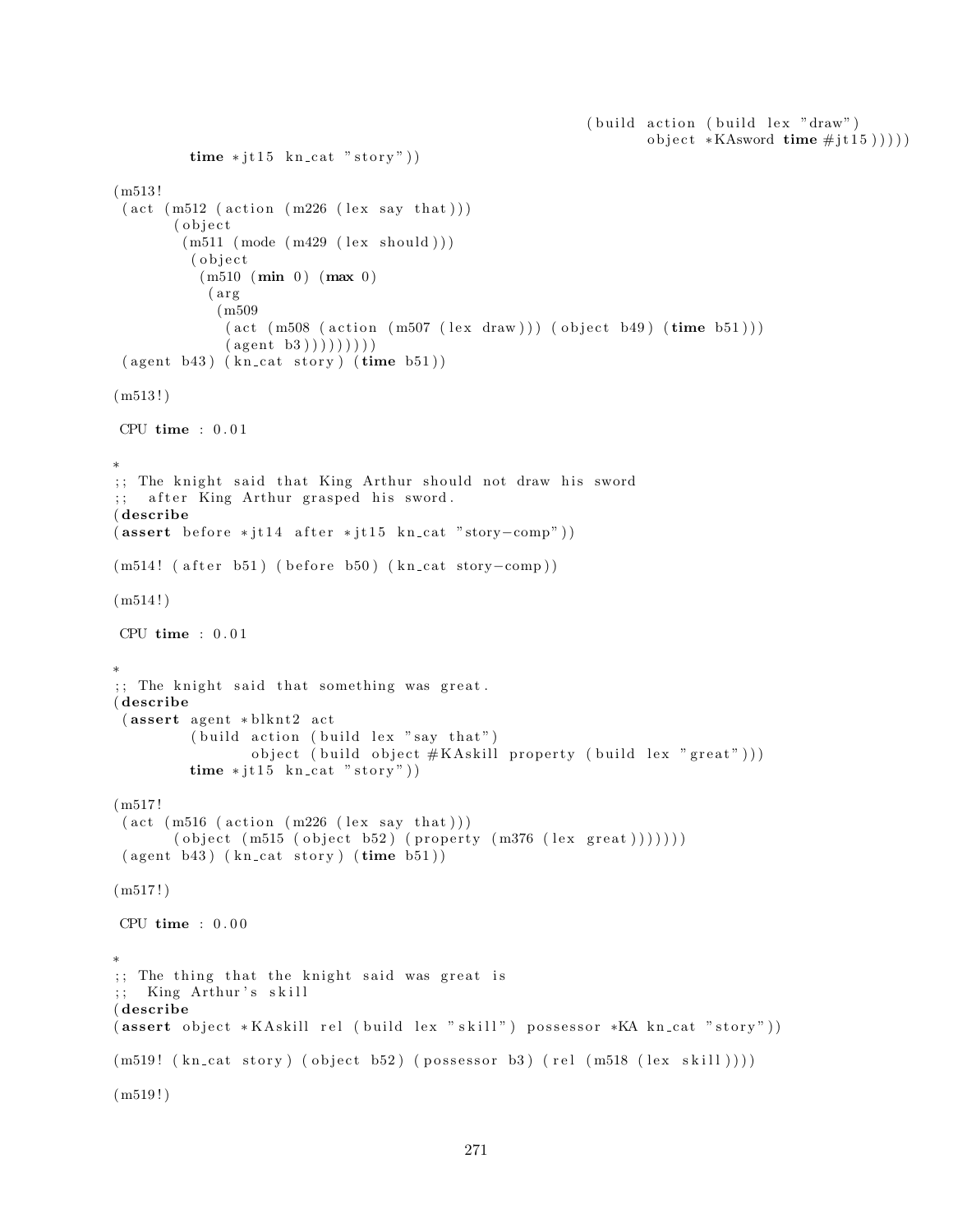```
                                                            (build action (build lex "draw")
                                                                   object *KAsword time #jt15)))))
         time *jt15 kn_cat "story"))

(m513!
 (act (m512 (action (m226 (lex say that)))
       (object
        (m511 (mode (m429 (lex should)))
         (object
          (m510 (min 0) (max 0)
           (arg
            (m509
             (act (m508 (action (m507 (lex draw))) (object b49) (time b51)))
             (agent b3)))))))))
 (agent b43) (kn_cat story) (time b51))

(m513!)

 CPU time : 0.01

*
;; The knight said that King Arthur should not draw his sword
;;  after King Arthur grasped his sword.
(describe
(assert before *jt14 after *jt15 kn_cat "story-comp"))

(m514! (after b51) (before b50) (kn_cat story-comp))

(m514!)

 CPU time : 0.01

*
;; The knight said that something was great.
(describe
 (assert agent *blknt2 act
         (build action (build lex "say that")
                object (build object #KAskill property (build lex "great")))
         time *jt15 kn_cat "story"))

(m517!
 (act (m516 (action (m226 (lex say that)))
       (object (m515 (object b52) (property (m376 (lex great)))))))
 (agent b43) (kn_cat story) (time b51))

(m517!)

 CPU time : 0.00

*
;; The thing that the knight said was great is
;;  King Arthur's skill
(describe
(assert object *KAskill rel (build lex "skill") possessor *KA kn_cat "story"))

(m519! (kn_cat story) (object b52) (possessor b3) (rel (m518 (lex skill))))

(m519!)
```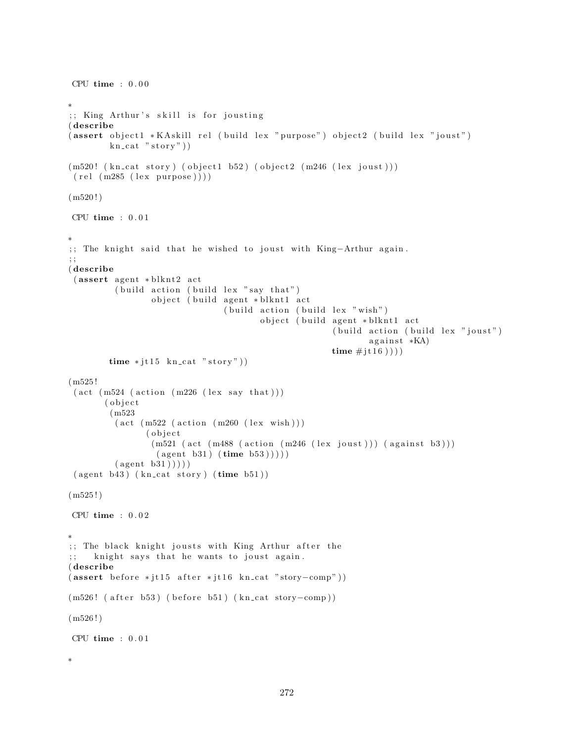```
 CPU time : 0.00

*
;; King Arthur's skill is for jousting
(describe
(assert object1 *KAskill rel (build lex "purpose") object2 (build lex "joust")
        kn_cat "story"))

(m520! (kn_cat story) (object1 b52) (object2 (m246 (lex joust)))
 (rel (m285 (lex purpose))))

(m520!)

 CPU time : 0.01

*
;; The knight said that he wished to joust with King-Arthur again.
;;
(describe
 (assert agent *blknt2 act
         (build action (build lex "say that")
                object (build agent *blknt1 act
                              (build action (build lex "wish")
                                     object (build agent *blknt1 act
                                                   (build action (build lex "joust")
                                                          against *KA)
                                                   time #jt16))))
        time *jt15 kn_cat "story"))

(m525!
 (act (m524 (action (m226 (lex say that)))
       (object
        (m523
         (act (m522 (action (m260 (lex wish)))
               (object
                (m521 (act (m488 (action (m246 (lex joust))) (against b3)))
                 (agent b31) (time b53)))))
         (agent b31)))))
 (agent b43) (kn_cat story) (time b51))

(m525!)

 CPU time : 0.02

*
;; The black knight jousts with King Arthur after the
;;   knight says that he wants to joust again.
(describe
(assert before *jt15 after *jt16 kn_cat "story-comp"))

(m526! (after b53) (before b51) (kn_cat story-comp))

(m526!)

 CPU time : 0.01

*
```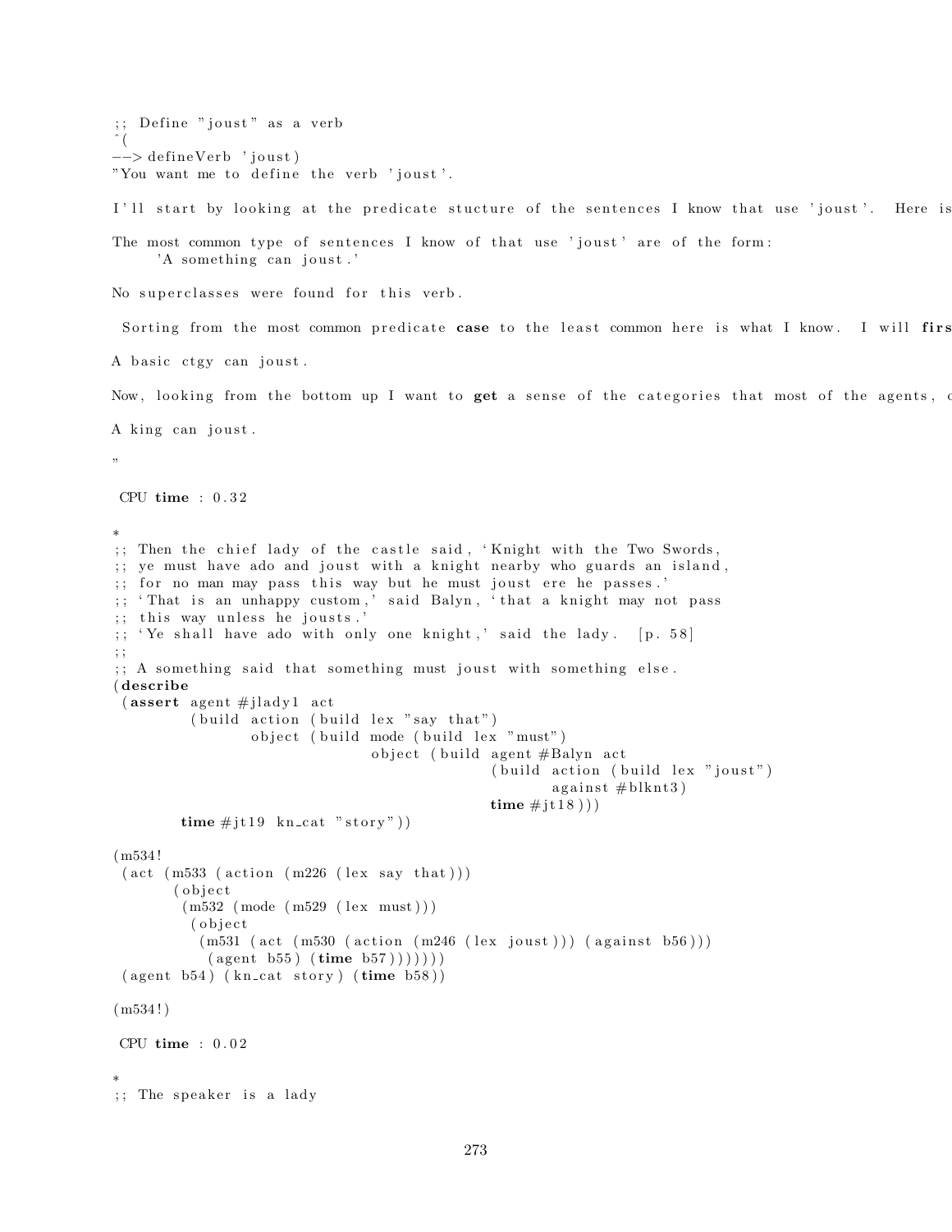```
;; Define "joust" as a verb
^(
--> defineVerb 'joust)
"You want me to define the verb 'joust'.

I'll start by looking at the predicate stucture of the sentences I know that use 'joust'.  Here is

The most common type of sentences I know of that use 'joust' are of the form:
     'A something can joust.'

No superclasses were found for this verb.

 Sorting from the most common predicate case to the least common here is what I know.  I will firs

A basic ctgy can joust.

Now, looking from the bottom up I want to get a sense of the categories that most of the agents, c

A king can joust.

"

 CPU time : 0.32

*
;; Then the chief lady of the castle said, 'Knight with the Two Swords,
;; ye must have ado and joust with a knight nearby who guards an island,
;; for no man may pass this way but he must joust ere he passes.'
;; 'That is an unhappy custom,' said Balyn, 'that a knight may not pass
;; this way unless he jousts.'
;; 'Ye shall have ado with only one knight,' said the lady.  [p. 58]
;;
;; A something said that something must joust with something else.
(describe
 (assert agent #jlady1 act
         (build action (build lex "say that")
                object (build mode (build lex "must")
                              object (build agent #Balyn act
                                            (build action (build lex "joust")
                                                   against #blknt3)
                                            time #jt18)))
        time #jt19 kn_cat "story"))

(m534!
 (act (m533 (action (m226 (lex say that)))
       (object
        (m532 (mode (m529 (lex must)))
         (object
          (m531 (act (m530 (action (m246 (lex joust))) (against b56)))
           (agent b55) (time b57)))))))
 (agent b54) (kn_cat story) (time b58))

(m534!)

 CPU time : 0.02

*
;; The speaker is a lady
```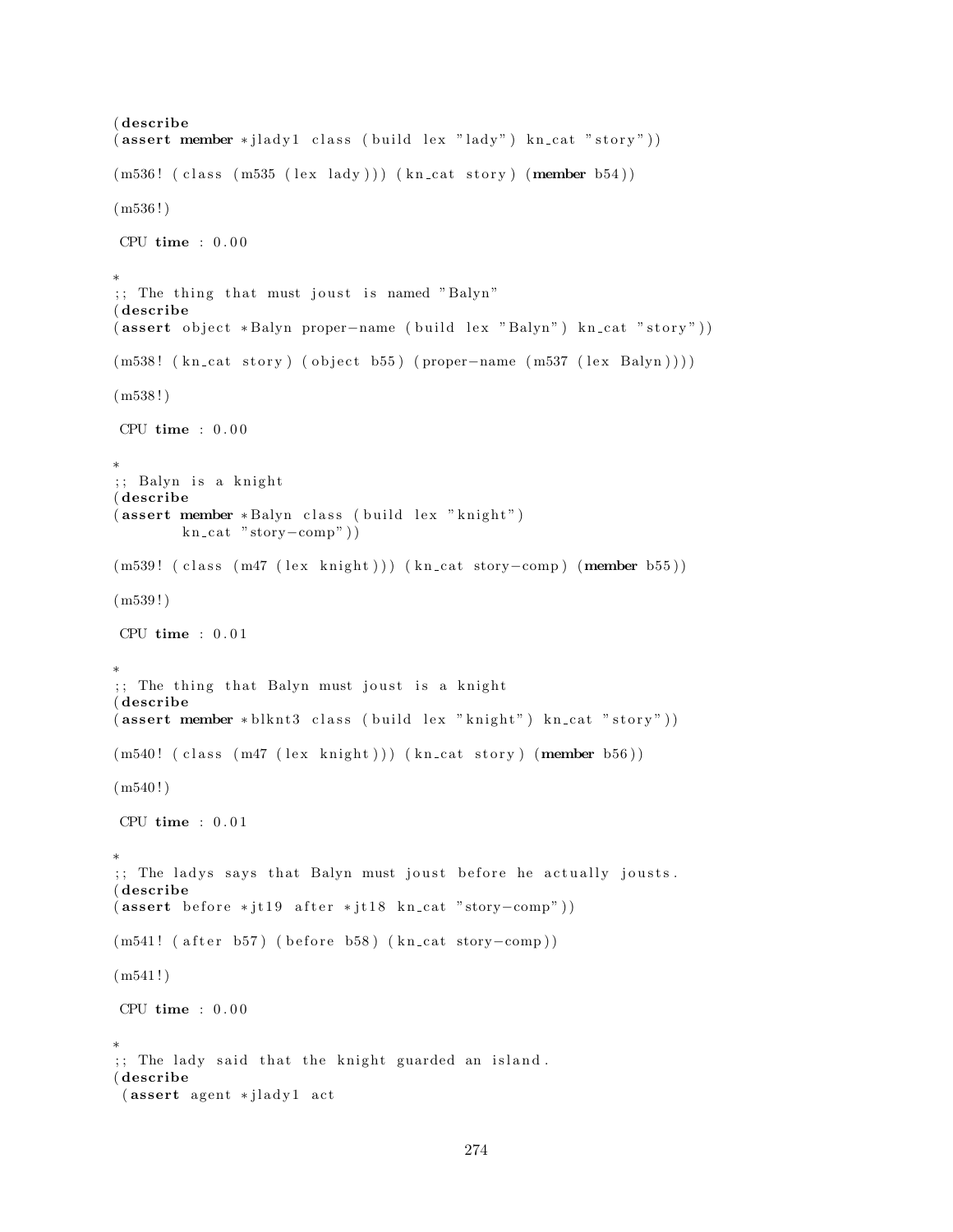```
(describe
(assert member *jlady1 class (build lex "lady") kn_cat "story"))

(m536! (class (m535 (lex lady))) (kn_cat story) (member b54))

(m536!)

 CPU time : 0.00

*
;; The thing that must joust is named "Balyn"
(describe
(assert object *Balyn proper-name (build lex "Balyn") kn_cat "story"))

(m538! (kn_cat story) (object b55) (proper-name (m537 (lex Balyn))))

(m538!)

 CPU time : 0.00

*
;; Balyn is a knight
(describe
(assert member *Balyn class (build lex "knight")
        kn_cat "story-comp"))

(m539! (class (m47 (lex knight))) (kn_cat story-comp) (member b55))

(m539!)

 CPU time : 0.01

*
;; The thing that Balyn must joust is a knight
(describe
(assert member *blknt3 class (build lex "knight") kn_cat "story"))

(m540! (class (m47 (lex knight))) (kn_cat story) (member b56))

(m540!)

 CPU time : 0.01

*
;; The ladys says that Balyn must joust before he actually jousts.
(describe
(assert before *jt19 after *jt18 kn_cat "story-comp"))

(m541! (after b57) (before b58) (kn_cat story-comp))

(m541!)

 CPU time : 0.00

*
;; The lady said that the knight guarded an island.
(describe
 (assert agent *jlady1 act
```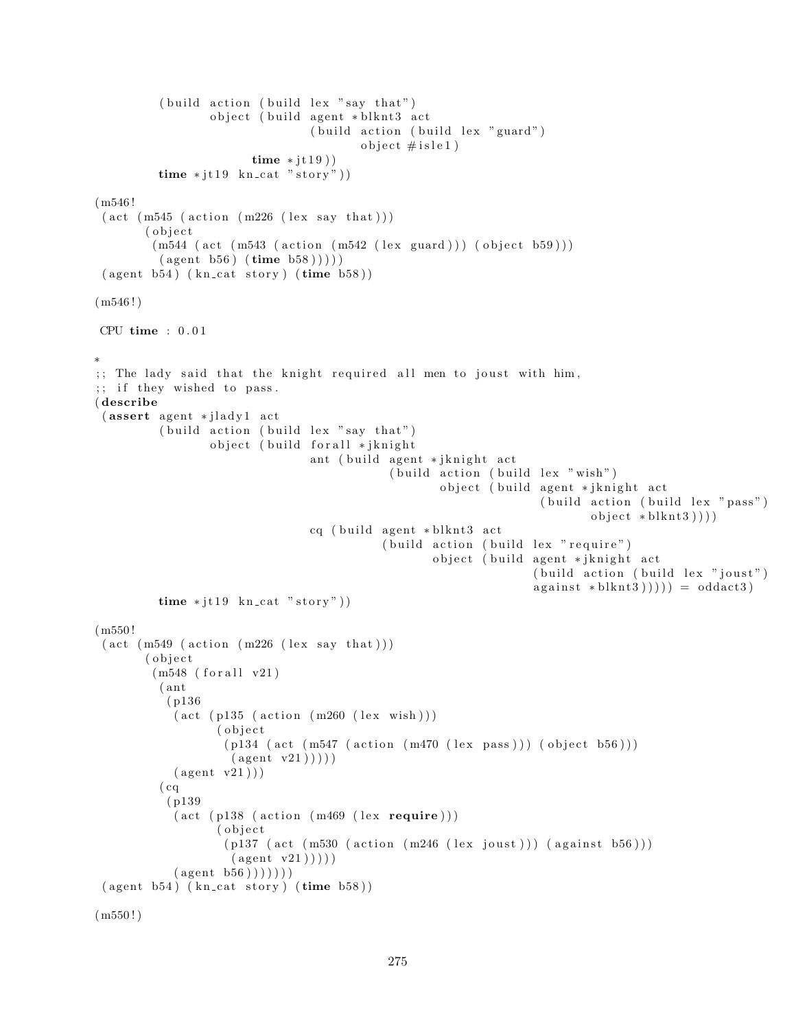```
         (build action (build lex "say that")
                object (build agent *blknt3 act
                              (build action (build lex "guard")
                                     object #isle1)
                       time *jt19))
         time *jt19 kn_cat "story"))

(m546!
 (act (m545 (action (m226 (lex say that)))
       (object
        (m544 (act (m543 (action (m542 (lex guard))) (object b59)))
         (agent b56) (time b58)))))
 (agent b54) (kn_cat story) (time b58))

(m546!)

 CPU time : 0.01

*
;; The lady said that the knight required all men to joust with him,
;; if they wished to pass.
(describe
 (assert agent *jlady1 act
         (build action (build lex "say that")
                object (build forall *jknight
                              ant (build agent *jknight act
                                         (build action (build lex "wish")
                                                object (build agent *jknight act
                                                              (build action (build lex "pass")
                                                                     object *blknt3))))
                              cq (build agent *blknt3 act
                                        (build action (build lex "require")
                                               object (build agent *jknight act
                                                             (build action (build lex "joust")
                                                             against *blknt3))))) = oddact3)
         time *jt19 kn_cat "story"))

(m550!
 (act (m549 (action (m226 (lex say that)))
       (object
        (m548 (forall v21)
         (ant
          (p136
           (act (p135 (action (m260 (lex wish)))
                 (object
                  (p134 (act (m547 (action (m470 (lex pass))) (object b56)))
                   (agent v21)))))
           (agent v21)))
         (cq
          (p139
           (act (p138 (action (m469 (lex require)))
                 (object
                  (p137 (act (m530 (action (m246 (lex joust))) (against b56)))
                   (agent v21)))))
           (agent b56)))))))
 (agent b54) (kn_cat story) (time b58))

(m550!)
```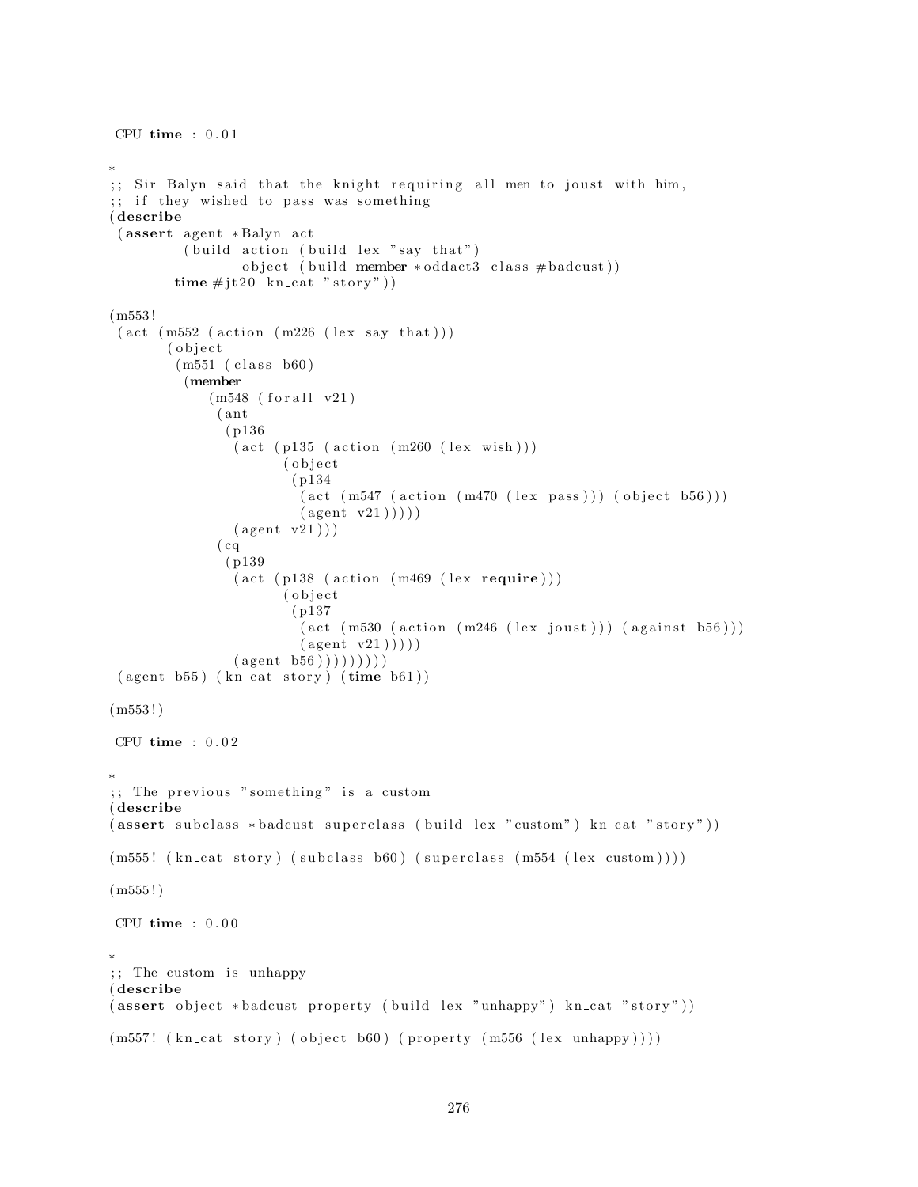```
 CPU time : 0.01

*
;; Sir Balyn said that the knight requiring all men to joust with him,
;; if they wished to pass was something
(describe
 (assert agent *Balyn act
         (build action (build lex "say that")
                object (build member *oddact3 class #badcust))
        time #jt20 kn_cat "story"))

(m553!
 (act (m552 (action (m226 (lex say that)))
       (object
        (m551 (class b60)
         (member
            (m548 (forall v21)
             (ant
              (p136
               (act (p135 (action (m260 (lex wish)))
                     (object
                      (p134
                       (act (m547 (action (m470 (lex pass))) (object b56)))
                       (agent v21)))))
               (agent v21)))
             (cq
              (p139
               (act (p138 (action (m469 (lex require)))
                     (object
                      (p137
                       (act (m530 (action (m246 (lex joust))) (against b56)))
                       (agent v21)))))
               (agent b56)))))))))
 (agent b55) (kn_cat story) (time b61))

(m553!)

 CPU time : 0.02

*
;; The previous "something" is a custom
(describe
(assert subclass *badcust superclass (build lex "custom") kn_cat "story"))

(m555! (kn_cat story) (subclass b60) (superclass (m554 (lex custom))))

(m555!)

 CPU time : 0.00

*
;; The custom is unhappy
(describe
(assert object *badcust property (build lex "unhappy") kn_cat "story"))

(m557! (kn_cat story) (object b60) (property (m556 (lex unhappy))))
```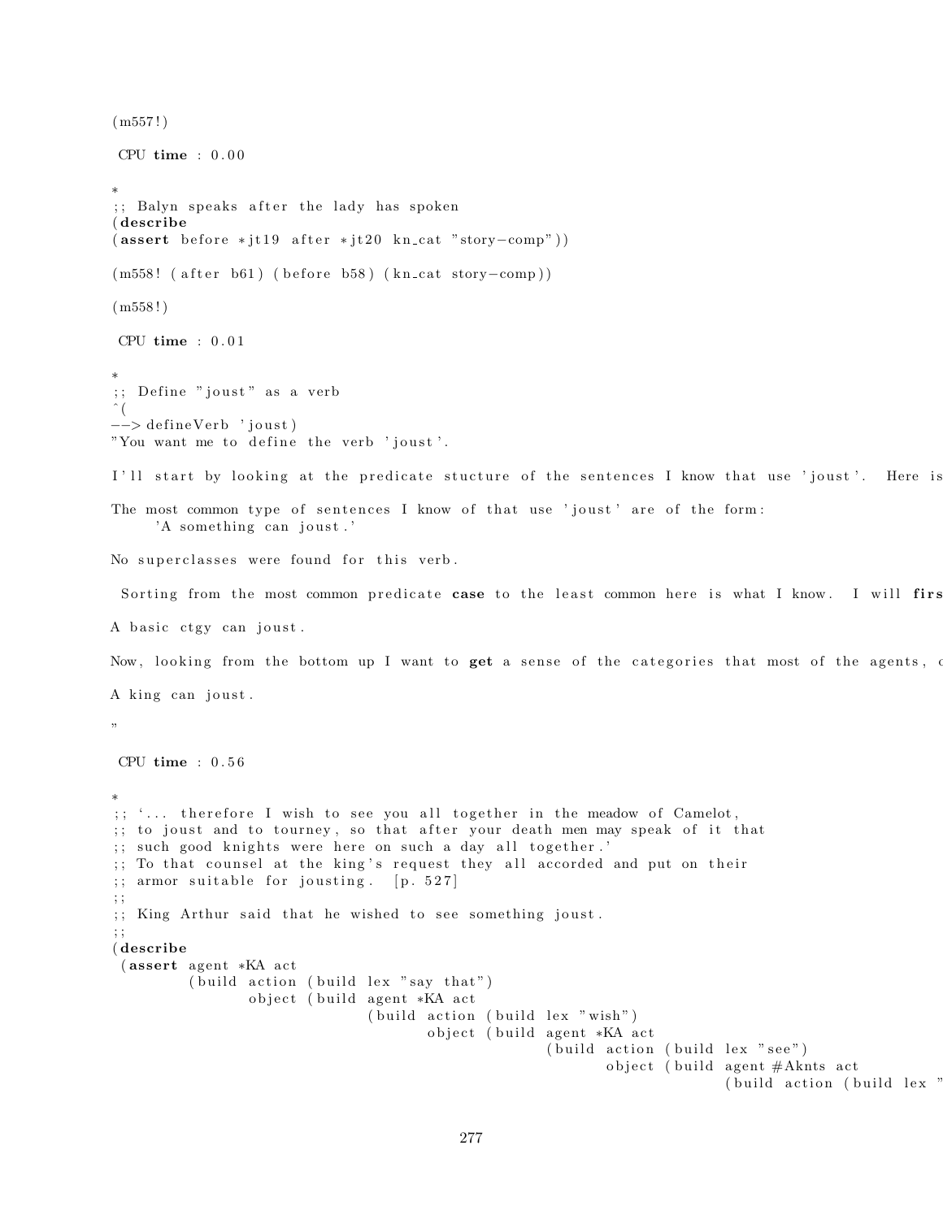```
(m557!)

 CPU time : 0.00

*
;; Balyn speaks after the lady has spoken
(describe
(assert before *jt19 after *jt20 kn_cat "story-comp"))

(m558! (after b61) (before b58) (kn_cat story-comp))

(m558!)

 CPU time : 0.01

*
;; Define "joust" as a verb
^(
--> defineVerb 'joust)
"You want me to define the verb 'joust'.

I'll start by looking at the predicate stucture of the sentences I know that use 'joust'.  Here is

The most common type of sentences I know of that use 'joust' are of the form:
     'A something can joust.'

No superclasses were found for this verb.

 Sorting from the most common predicate case to the least common here is what I know.  I will firs

A basic ctgy can joust.

Now, looking from the bottom up I want to get a sense of the categories that most of the agents, c

A king can joust.

"

 CPU time : 0.56

*
;; `... therefore I wish to see you all together in the meadow of Camelot,
;; to joust and to tourney, so that after your death men may speak of it that
;; such good knights were here on such a day all together.'
;; To that counsel at the king's request they all accorded and put on their
;; armor suitable for jousting.  [p. 527]
;;
;; King Arthur said that he wished to see something joust.
;;
(describe
 (assert agent *KA act
         (build action (build lex "say that")
                object (build agent *KA act
                              (build action (build lex "wish")
                                     object (build agent *KA act
                                                   (build action (build lex "see")
                                                          object (build agent #Aknts act
                                                                        (build action (build lex "
```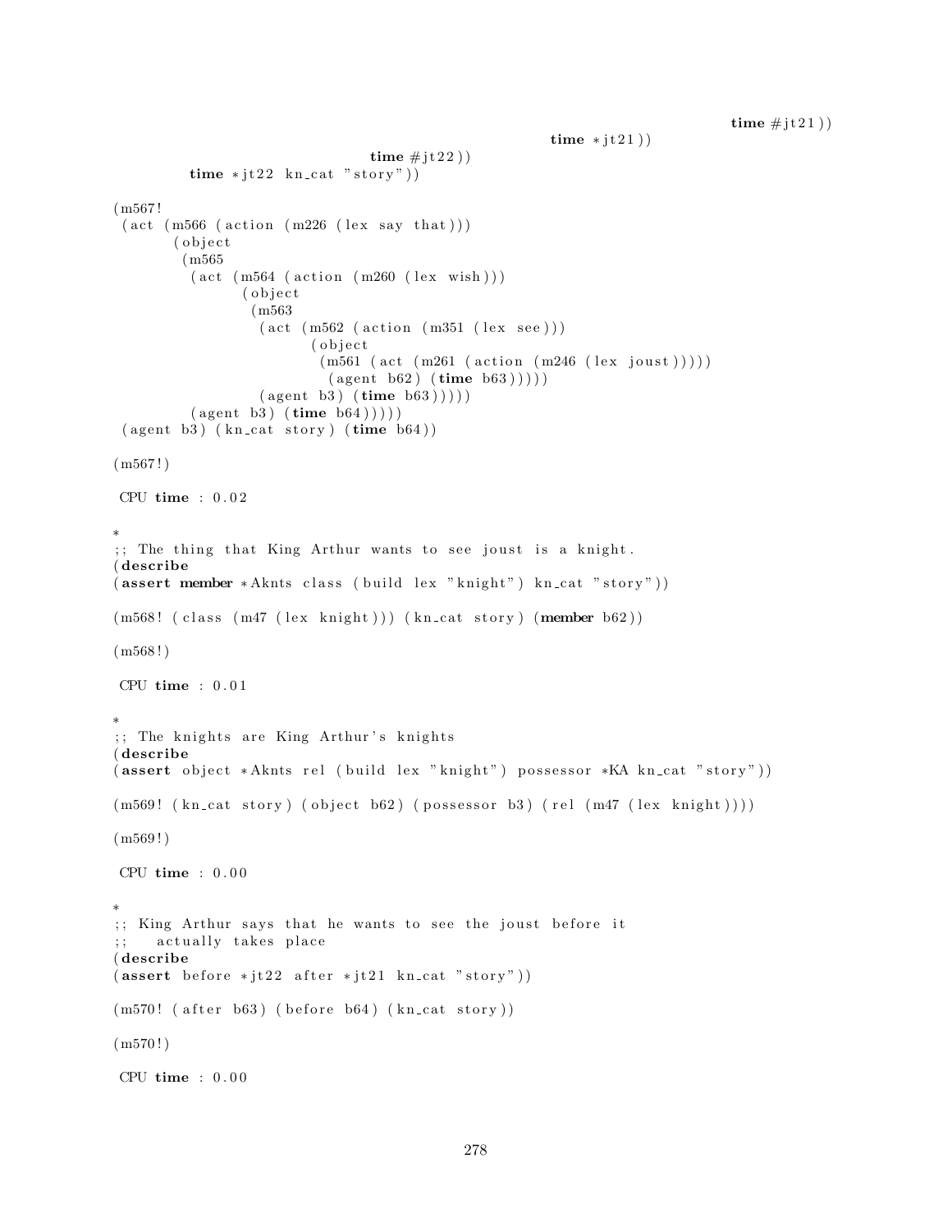```
                                                                                        time #jt21))
                                                                    time *jt21))
                                            time #jt22))
          time *jt22 kn_cat "story"))

(m567!
 (act (m566 (action (m226 (lex say that)))
       (object
        (m565
         (act (m564 (action (m260 (lex wish)))
               (object
                (m563
                 (act (m562 (action (m351 (lex see)))
                       (object
                        (m561 (act (m261 (action (m246 (lex joust)))))
                         (agent b62) (time b63)))))
                 (agent b3) (time b63)))))
         (agent b3) (time b64)))))
 (agent b3) (kn_cat story) (time b64))

(m567!)

 CPU time : 0.02

*
;; The thing that King Arthur wants to see joust is a knight.
(describe
(assert member *Aknts class (build lex "knight") kn_cat "story"))

(m568! (class (m47 (lex knight))) (kn_cat story) (member b62))

(m568!)

 CPU time : 0.01

*
;; The knights are King Arthur's knights
(describe
(assert object *Aknts rel (build lex "knight") possessor *KA kn_cat "story"))

(m569! (kn_cat story) (object b62) (possessor b3) (rel (m47 (lex knight))))

(m569!)

 CPU time : 0.00

*
;; King Arthur says that he wants to see the joust before it
;;   actually takes place
(describe
(assert before *jt22 after *jt21 kn_cat "story"))

(m570! (after b63) (before b64) (kn_cat story))

(m570!)

 CPU time : 0.00
```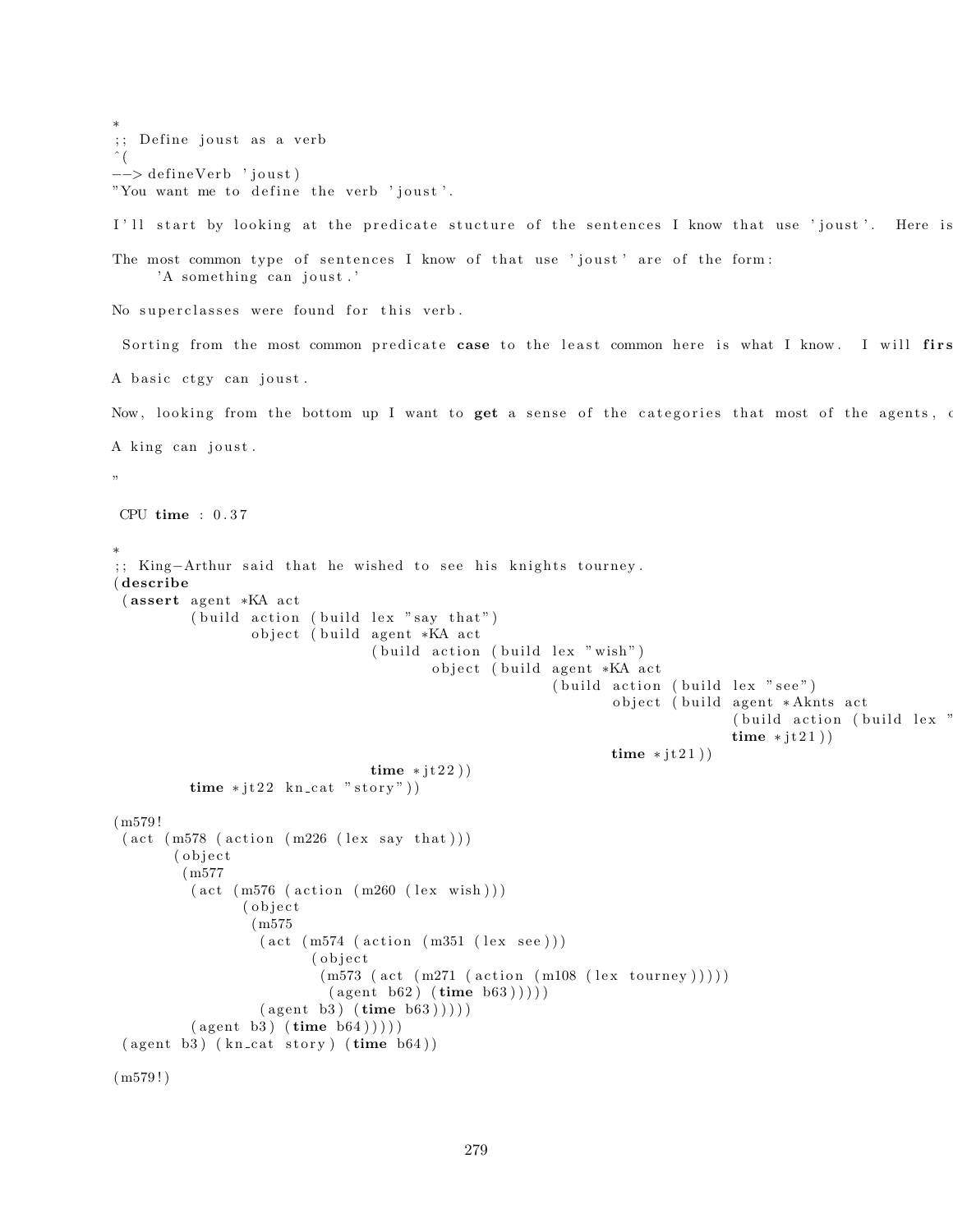```
*
;; Define joust as a verb
^(
--> defineVerb 'joust)
"You want me to define the verb 'joust'.

I'll start by looking at the predicate stucture of the sentences I know that use 'joust'.  Here is

The most common type of sentences I know of that use 'joust' are of the form:
     'A something can joust.'

No superclasses were found for this verb.

 Sorting from the most common predicate case to the least common here is what I know.  I will firs

A basic ctgy can joust.

Now, looking from the bottom up I want to get a sense of the categories that most of the agents, c

A king can joust.

"

 CPU time : 0.37

*
;; King-Arthur said that he wished to see his knights tourney.
(describe
 (assert agent *KA act
         (build action (build lex "say that")
                object (build agent *KA act
                              (build action (build lex "wish")
                                     object (build agent *KA act
                                                   (build action (build lex "see")
                                                          object (build agent *Aknts act
                                                                        (build action (build lex "
                                                                        time *jt21))
                                                          time *jt21))
                              time *jt22))
         time *jt22 kn_cat "story"))

(m579!
 (act (m578 (action (m226 (lex say that)))
       (object
        (m577
         (act (m576 (action (m260 (lex wish)))
               (object
                (m575
                 (act (m574 (action (m351 (lex see)))
                       (object
                        (m573 (act (m271 (action (m108 (lex tourney)))))
                         (agent b62) (time b63)))))
                 (agent b3) (time b63)))))
         (agent b3) (time b64)))))
 (agent b3) (kn_cat story) (time b64))

(m579!)
```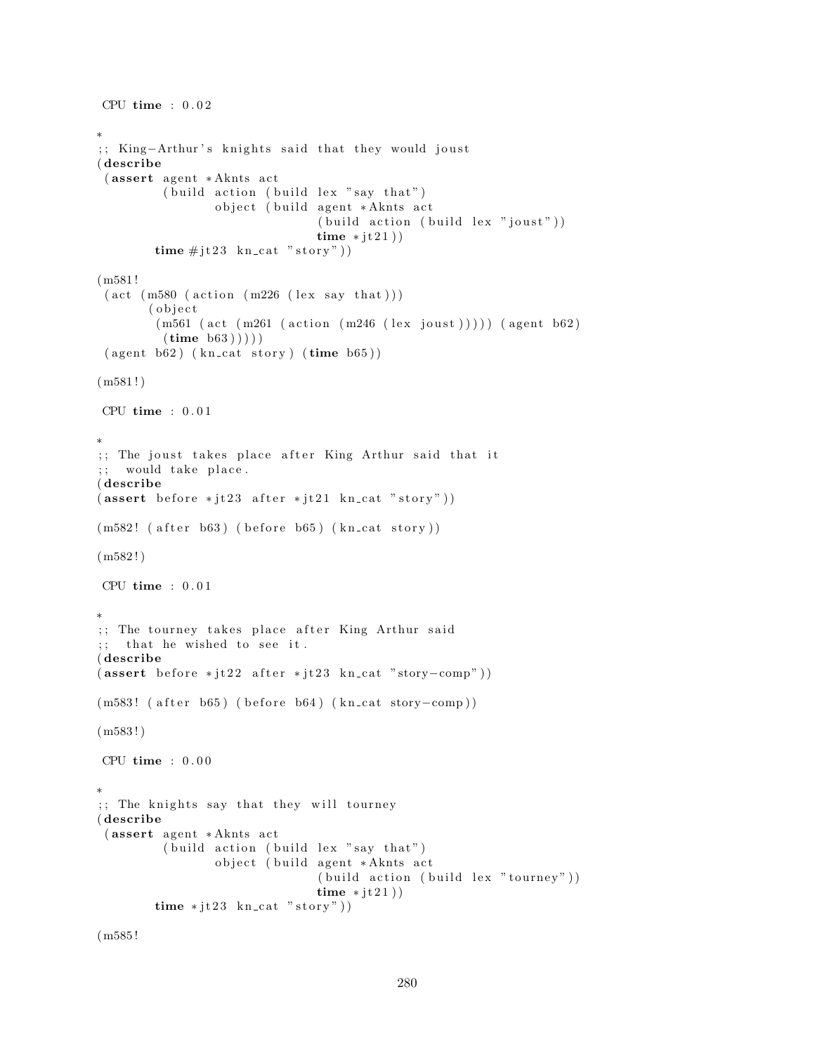```
 CPU time : 0.02

*
;; King-Arthur's knights said that they would joust
(describe
 (assert agent *Aknts act
         (build action (build lex "say that")
                object (build agent *Aknts act
                              (build action (build lex "joust"))
                              time *jt21))
        time #jt23 kn_cat "story"))

(m581!
 (act (m580 (action (m226 (lex say that)))
       (object
        (m561 (act (m261 (action (m246 (lex joust))))) (agent b62)
         (time b63)))))
 (agent b62) (kn_cat story) (time b65))

(m581!)

 CPU time : 0.01

*
;; The joust takes place after King Arthur said that it
;;  would take place.
(describe
(assert before *jt23 after *jt21 kn_cat "story"))

(m582! (after b63) (before b65) (kn_cat story))

(m582!)

 CPU time : 0.01

*
;; The tourney takes place after King Arthur said
;;  that he wished to see it.
(describe
(assert before *jt22 after *jt23 kn_cat "story-comp"))

(m583! (after b65) (before b64) (kn_cat story-comp))

(m583!)

 CPU time : 0.00

*
;; The knights say that they will tourney
(describe
 (assert agent *Aknts act
         (build action (build lex "say that")
                object (build agent *Aknts act
                              (build action (build lex "tourney"))
                              time *jt21))
        time *jt23 kn_cat "story"))

(m585!
```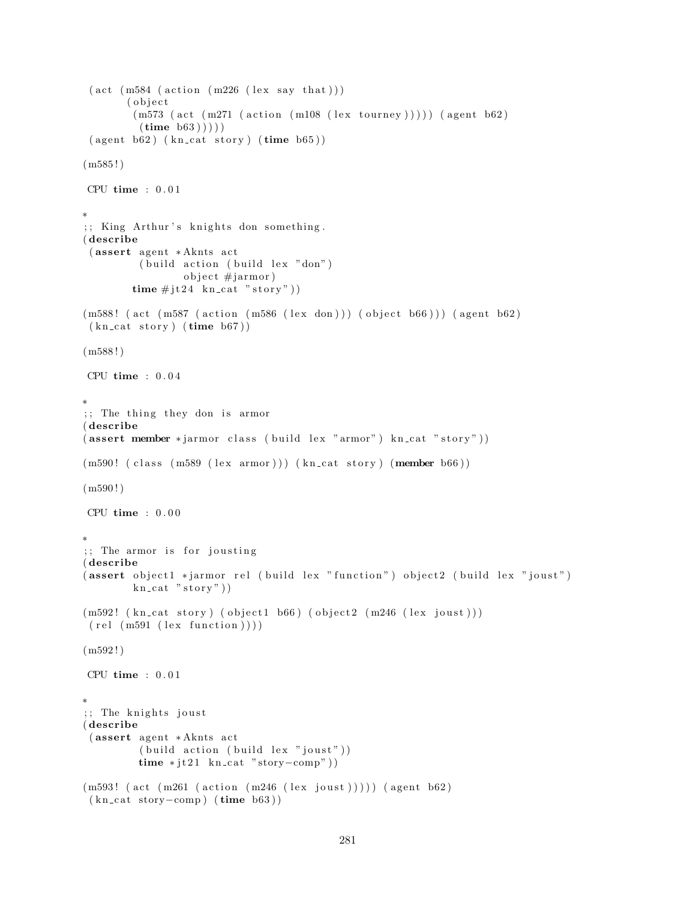```
 (act (m584 (action (m226 (lex say that)))
       (object
        (m573 (act (m271 (action (m108 (lex tourney))))) (agent b62)
         (time b63)))))
 (agent b62) (kn_cat story) (time b65))

(m585!)

 CPU time : 0.01

*
;; King Arthur's knights don something.
(describe
 (assert agent *Aknts act
         (build action (build lex "don")
                object #jarmor)
        time #jt24 kn_cat "story"))

(m588! (act (m587 (action (m586 (lex don))) (object b66))) (agent b62)
 (kn_cat story) (time b67))

(m588!)

 CPU time : 0.04

*
;; The thing they don is armor
(describe
(assert member *jarmor class (build lex "armor") kn_cat "story"))

(m590! (class (m589 (lex armor))) (kn_cat story) (member b66))

(m590!)

 CPU time : 0.00

*
;; The armor is for jousting
(describe
(assert object1 *jarmor rel (build lex "function") object2 (build lex "joust")
        kn_cat "story"))

(m592! (kn_cat story) (object1 b66) (object2 (m246 (lex joust)))
 (rel (m591 (lex function))))

(m592!)

 CPU time : 0.01

*
;; The knights joust
(describe
 (assert agent *Aknts act
         (build action (build lex "joust"))
         time *jt21 kn_cat "story-comp"))

(m593! (act (m261 (action (m246 (lex joust))))) (agent b62)
 (kn_cat story-comp) (time b63))
```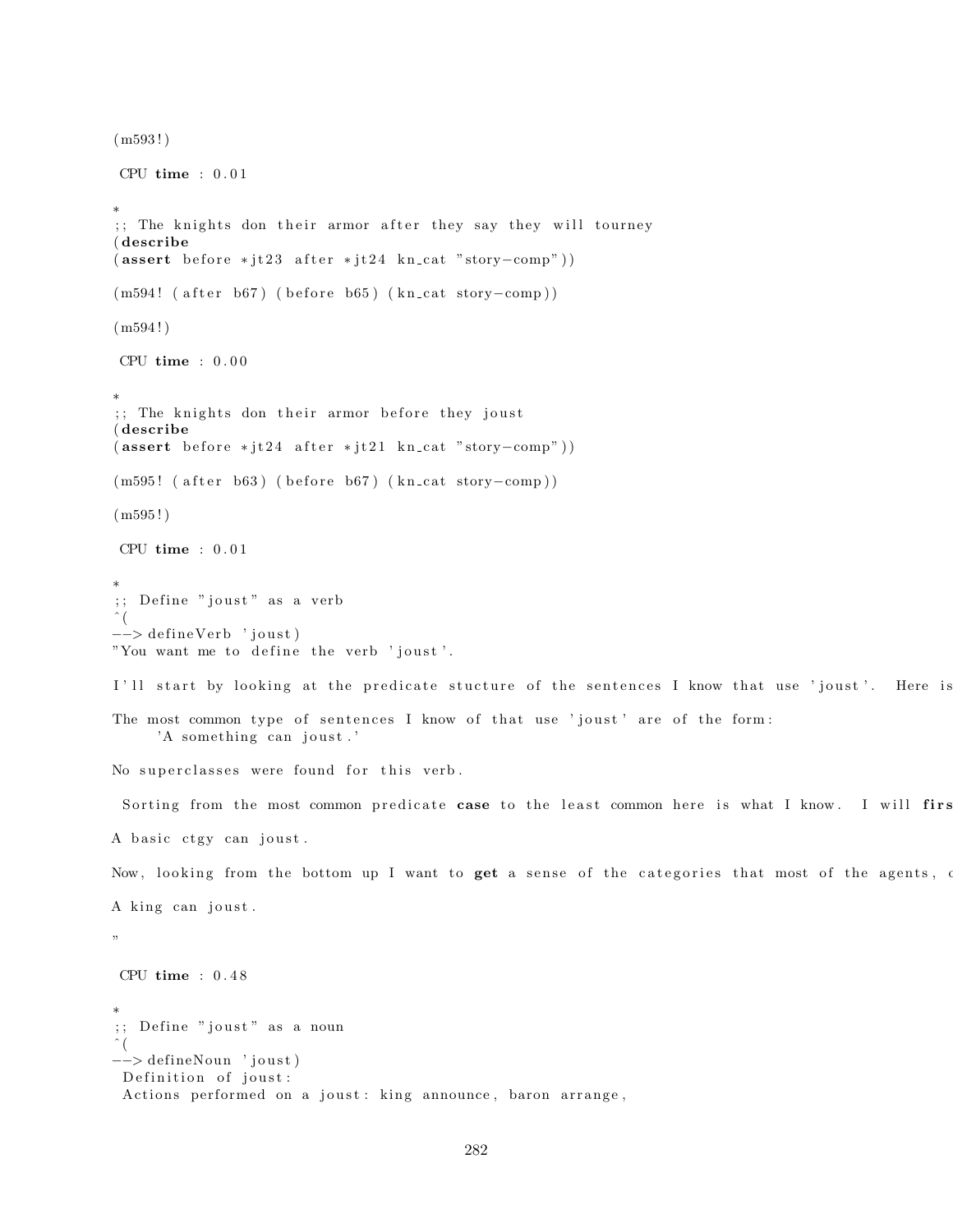```
(m593!)

 CPU time : 0.01

*
;; The knights don their armor after they say they will tourney
(describe
(assert before *jt23 after *jt24 kn_cat "story-comp"))

(m594! (after b67) (before b65) (kn_cat story-comp))

(m594!)

 CPU time : 0.00

*
;; The knights don their armor before they joust
(describe
(assert before *jt24 after *jt21 kn_cat "story-comp"))

(m595! (after b63) (before b67) (kn_cat story-comp))

(m595!)

 CPU time : 0.01

*
;; Define "joust" as a verb
^(
--> defineVerb 'joust)
"You want me to define the verb 'joust'.

I'll start by looking at the predicate stucture of the sentences I know that use 'joust'.  Here is

The most common type of sentences I know of that use 'joust' are of the form:
     'A something can joust.'

No superclasses were found for this verb.

 Sorting from the most common predicate case to the least common here is what I know.  I will firs

A basic ctgy can joust.

Now, looking from the bottom up I want to get a sense of the categories that most of the agents, o

A king can joust.

"

 CPU time : 0.48

*
;; Define "joust" as a noun
^(
--> defineNoun 'joust)
 Definition of joust:
 Actions performed on a joust: king announce, baron arrange,
```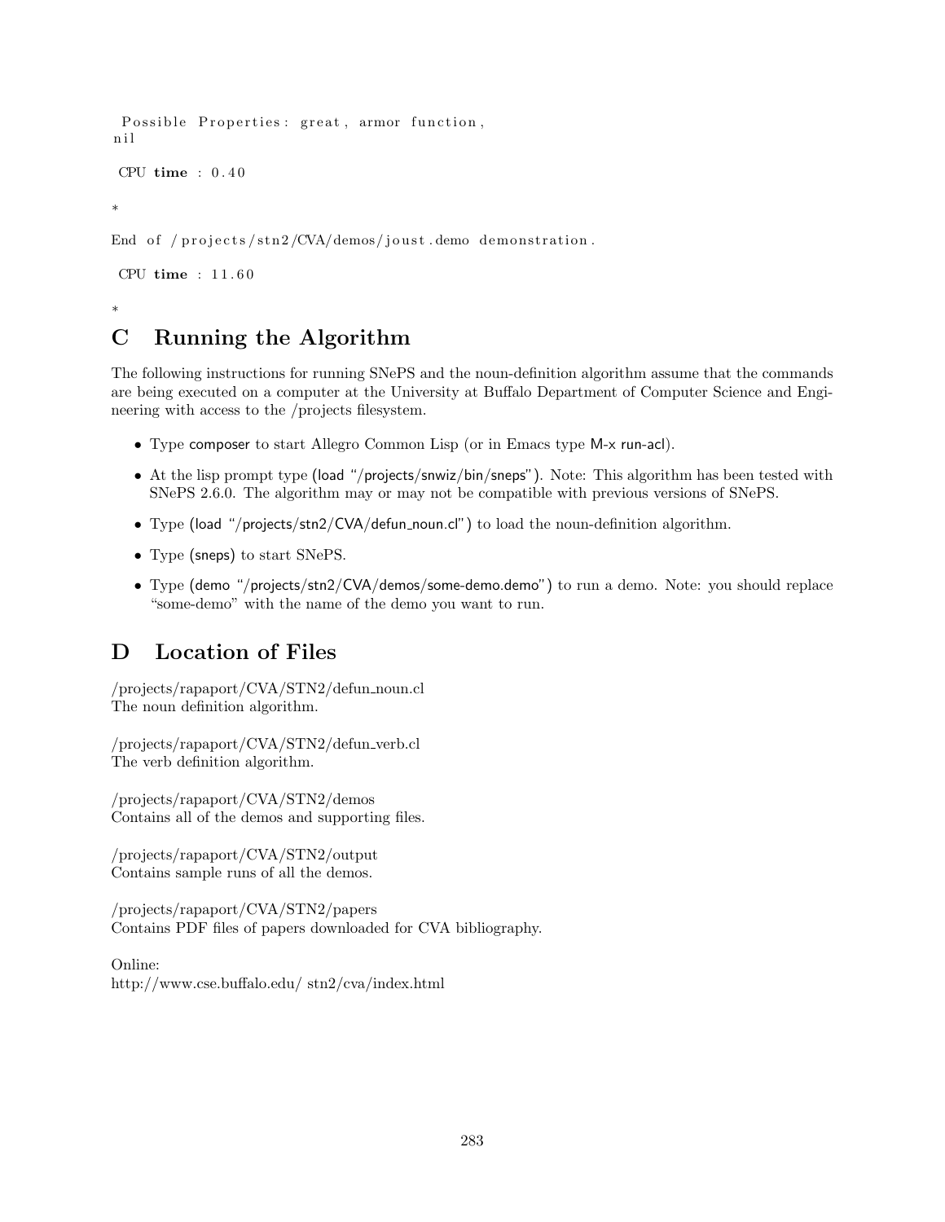```
 Possible Properties: great, armor function,
nil

 CPU time : 0.40

*

End of /projects/stn2/CVA/demos/joust.demo demonstration.

 CPU time : 11.60

*
```

## C Running the Algorithm

The following instructions for running SNePS and the noun-definition algorithm assume that the commands are being executed on a computer at the University at Buffalo Department of Computer Science and Engineering with access to the /projects filesystem.

- Type composer to start Allegro Common Lisp (or in Emacs type M-x run-acl).
- At the lisp prompt type (load "/projects/snwiz/bin/sneps"). Note: This algorithm has been tested with SNePS 2.6.0. The algorithm may or may not be compatible with previous versions of SNePS.
- Type (load "/projects/stn2/CVA/defun_noun.cl") to load the noun-definition algorithm.
- Type (sneps) to start SNePS.
- Type (demo "/projects/stn2/CVA/demos/some-demo.demo") to run a demo. Note: you should replace "some-demo" with the name of the demo you want to run.

## D Location of Files

/projects/rapaport/CVA/STN2/defun_noun.cl
The noun definition algorithm.

/projects/rapaport/CVA/STN2/defun_verb.cl
The verb definition algorithm.

/projects/rapaport/CVA/STN2/demos
Contains all of the demos and supporting files.

/projects/rapaport/CVA/STN2/output
Contains sample runs of all the demos.

/projects/rapaport/CVA/STN2/papers
Contains PDF files of papers downloaded for CVA bibliography.

Online:
http://www.cse.buffalo.edu/ stn2/cva/index.html